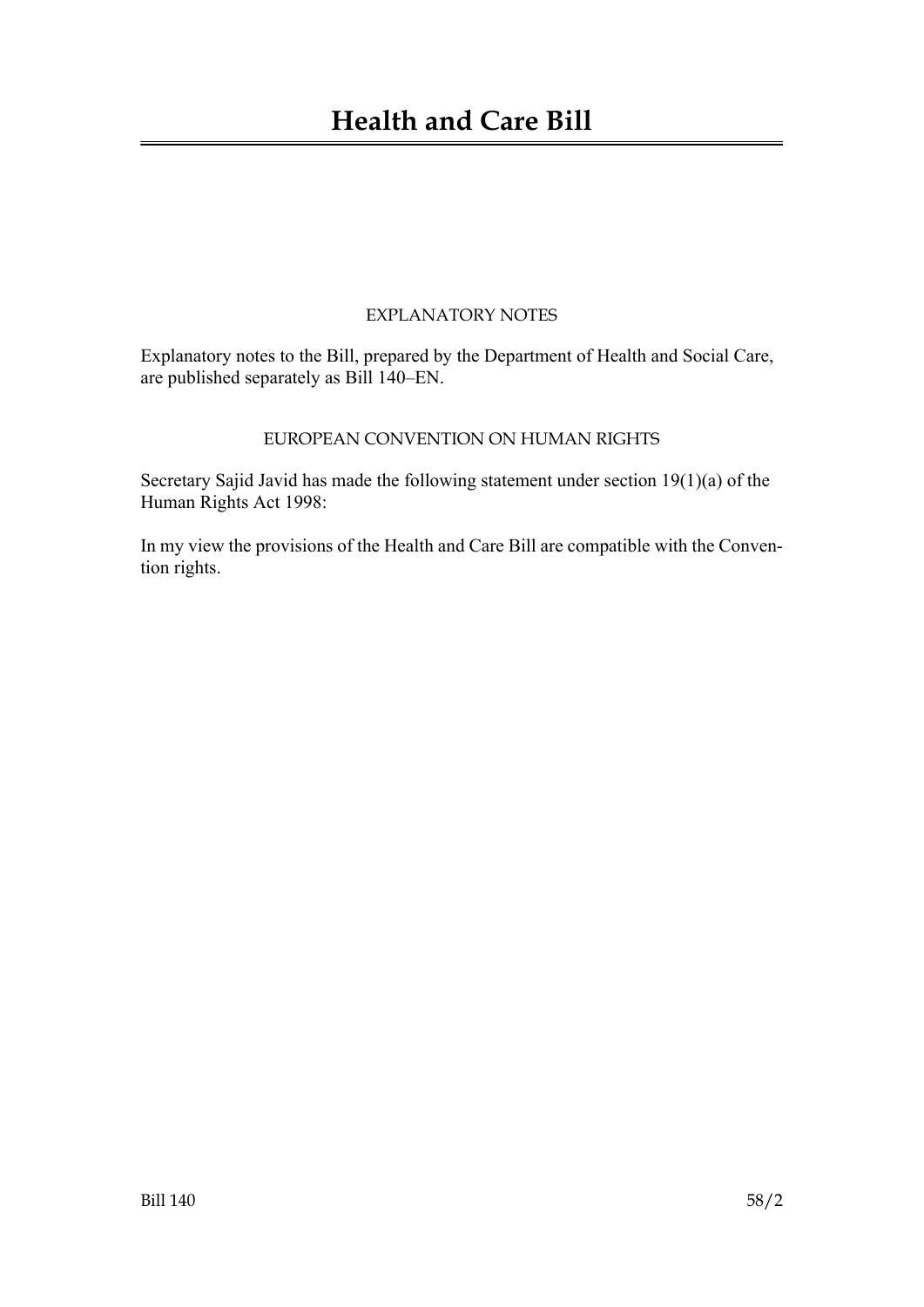# Health and Care Bill

EXPLANATORY NOTES

Explanatory notes to the Bill, prepared by the Department of Health and Social Care, are published separately as Bill 140–EN.

EUROPEAN CONVENTION ON HUMAN RIGHTS

Secretary Sajid Javid has made the following statement under section 19(1)(a) of the Human Rights Act 1998:

In my view the provisions of the Health and Care Bill are compatible with the Convention rights.

Bill 140 58/2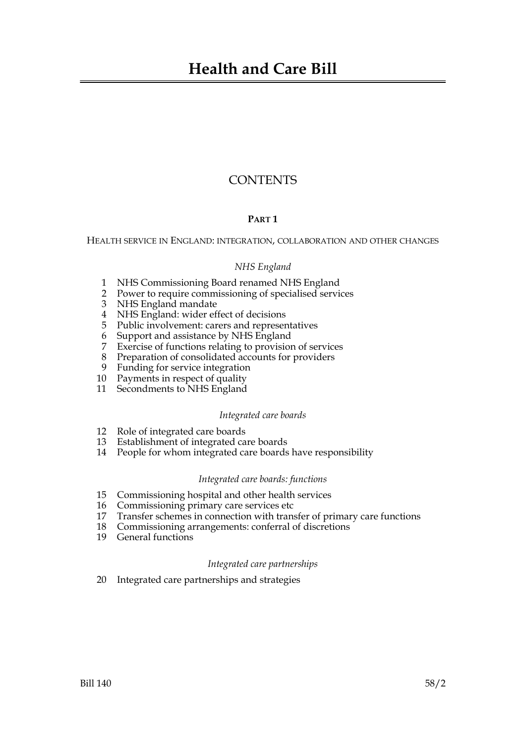# Health and Care Bill

## CONTENTS

### PART 1

HEALTH SERVICE IN ENGLAND: INTEGRATION, COLLABORATION AND OTHER CHANGES

*NHS England*

1 NHS Commissioning Board renamed NHS England
2 Power to require commissioning of specialised services
3 NHS England mandate
4 NHS England: wider effect of decisions
5 Public involvement: carers and representatives
6 Support and assistance by NHS England
7 Exercise of functions relating to provision of services
8 Preparation of consolidated accounts for providers
9 Funding for service integration
10 Payments in respect of quality
11 Secondments to NHS England

*Integrated care boards*

12 Role of integrated care boards
13 Establishment of integrated care boards
14 People for whom integrated care boards have responsibility

*Integrated care boards: functions*

15 Commissioning hospital and other health services
16 Commissioning primary care services etc
17 Transfer schemes in connection with transfer of primary care functions
18 Commissioning arrangements: conferral of discretions
19 General functions

*Integrated care partnerships*

20 Integrated care partnerships and strategies

Bill 140 58/2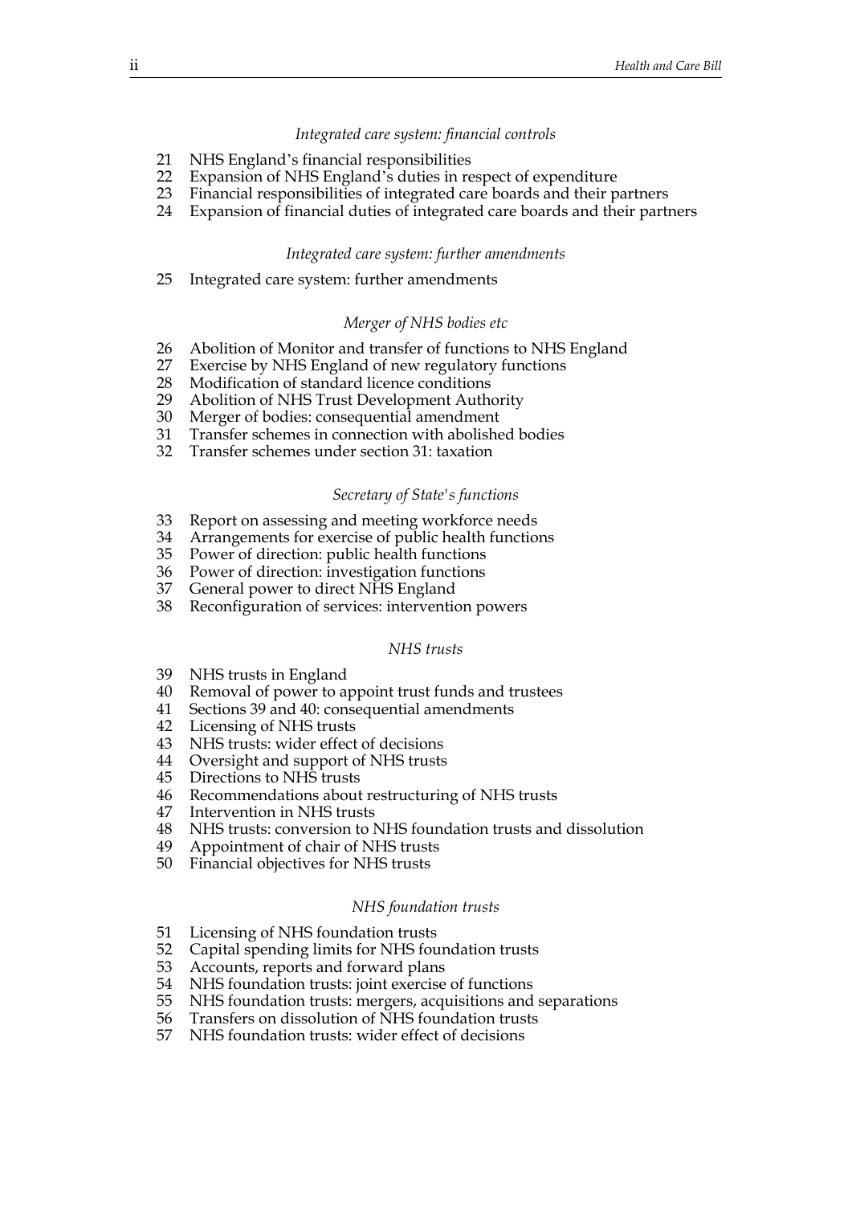*Integrated care system: financial controls*

21 NHS England's financial responsibilities
22 Expansion of NHS England's duties in respect of expenditure
23 Financial responsibilities of integrated care boards and their partners
24 Expansion of financial duties of integrated care boards and their partners

*Integrated care system: further amendments*

25 Integrated care system: further amendments

*Merger of NHS bodies etc*

26 Abolition of Monitor and transfer of functions to NHS England
27 Exercise by NHS England of new regulatory functions
28 Modification of standard licence conditions
29 Abolition of NHS Trust Development Authority
30 Merger of bodies: consequential amendment
31 Transfer schemes in connection with abolished bodies
32 Transfer schemes under section 31: taxation

*Secretary of State's functions*

33 Report on assessing and meeting workforce needs
34 Arrangements for exercise of public health functions
35 Power of direction: public health functions
36 Power of direction: investigation functions
37 General power to direct NHS England
38 Reconfiguration of services: intervention powers

*NHS trusts*

39 NHS trusts in England
40 Removal of power to appoint trust funds and trustees
41 Sections 39 and 40: consequential amendments
42 Licensing of NHS trusts
43 NHS trusts: wider effect of decisions
44 Oversight and support of NHS trusts
45 Directions to NHS trusts
46 Recommendations about restructuring of NHS trusts
47 Intervention in NHS trusts
48 NHS trusts: conversion to NHS foundation trusts and dissolution
49 Appointment of chair of NHS trusts
50 Financial objectives for NHS trusts

*NHS foundation trusts*

51 Licensing of NHS foundation trusts
52 Capital spending limits for NHS foundation trusts
53 Accounts, reports and forward plans
54 NHS foundation trusts: joint exercise of functions
55 NHS foundation trusts: mergers, acquisitions and separations
56 Transfers on dissolution of NHS foundation trusts
57 NHS foundation trusts: wider effect of decisions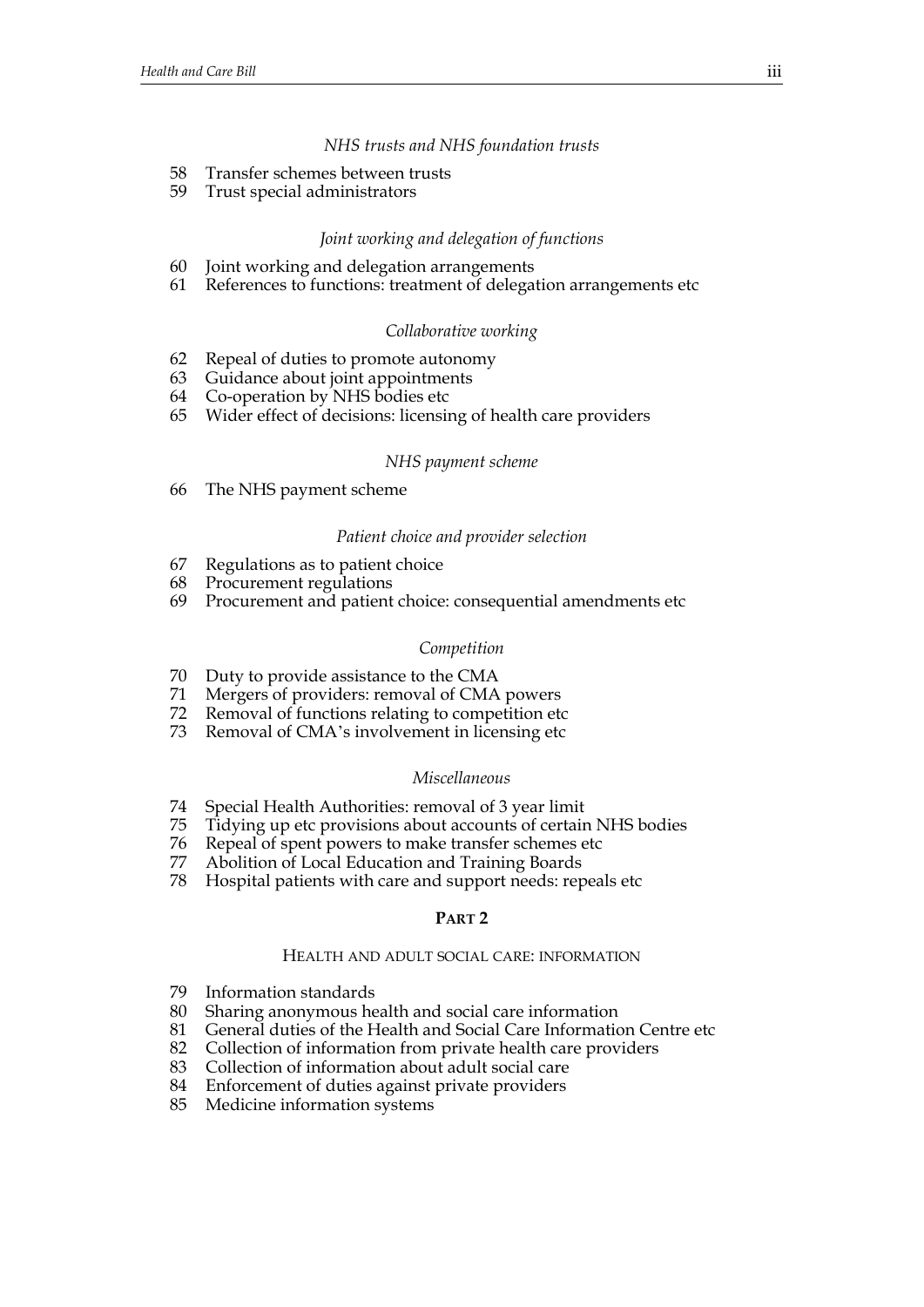*NHS trusts and NHS foundation trusts*

58 Transfer schemes between trusts
59 Trust special administrators

*Joint working and delegation of functions*

60 Joint working and delegation arrangements
61 References to functions: treatment of delegation arrangements etc

*Collaborative working*

62 Repeal of duties to promote autonomy
63 Guidance about joint appointments
64 Co-operation by NHS bodies etc
65 Wider effect of decisions: licensing of health care providers

*NHS payment scheme*

66 The NHS payment scheme

*Patient choice and provider selection*

67 Regulations as to patient choice
68 Procurement regulations
69 Procurement and patient choice: consequential amendments etc

*Competition*

70 Duty to provide assistance to the CMA
71 Mergers of providers: removal of CMA powers
72 Removal of functions relating to competition etc
73 Removal of CMA's involvement in licensing etc

*Miscellaneous*

74 Special Health Authorities: removal of 3 year limit
75 Tidying up etc provisions about accounts of certain NHS bodies
76 Repeal of spent powers to make transfer schemes etc
77 Abolition of Local Education and Training Boards
78 Hospital patients with care and support needs: repeals etc

**PART 2**

HEALTH AND ADULT SOCIAL CARE: INFORMATION

79 Information standards
80 Sharing anonymous health and social care information
81 General duties of the Health and Social Care Information Centre etc
82 Collection of information from private health care providers
83 Collection of information about adult social care
84 Enforcement of duties against private providers
85 Medicine information systems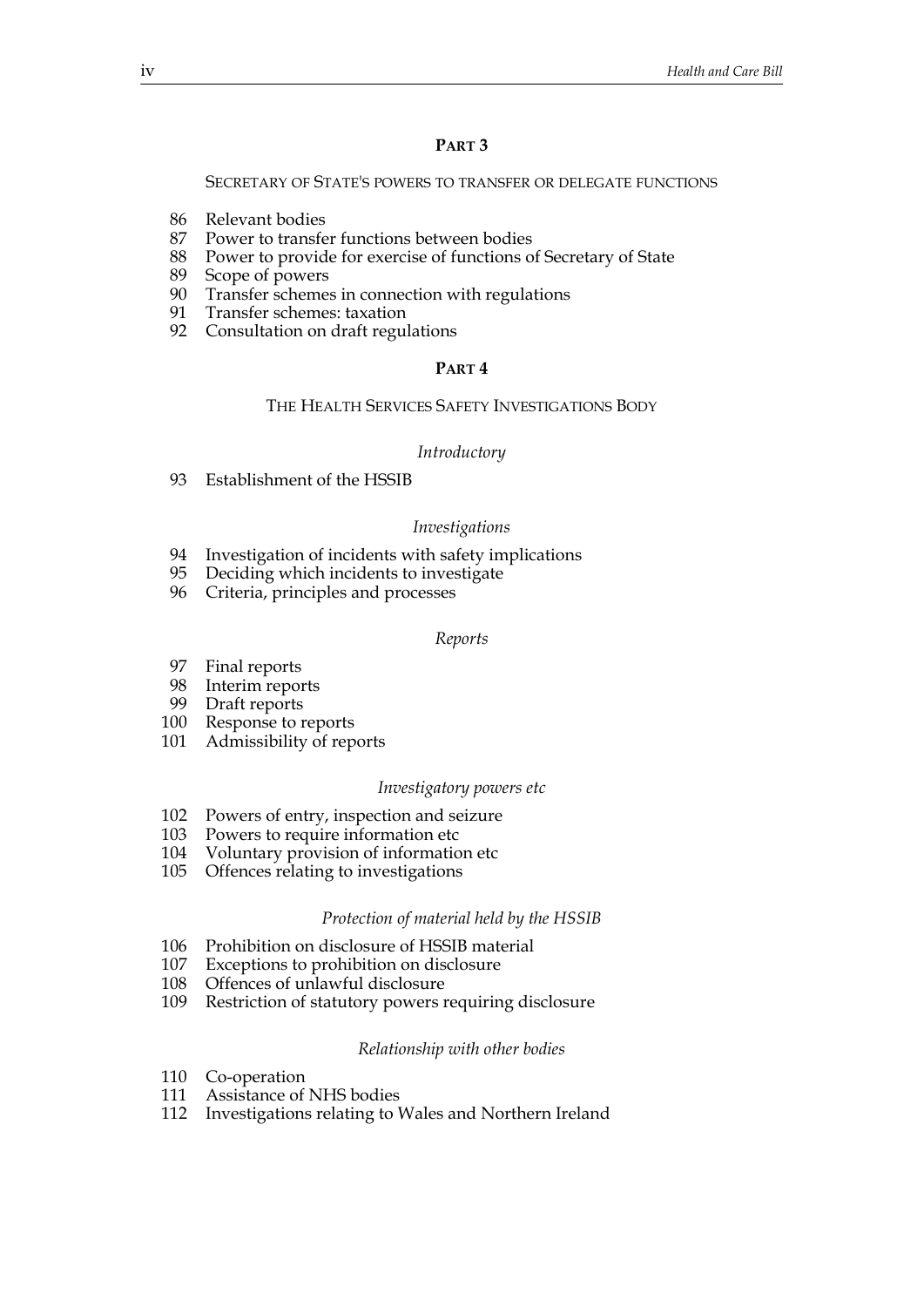## PART 3

SECRETARY OF STATE'S POWERS TO TRANSFER OR DELEGATE FUNCTIONS

86 Relevant bodies
87 Power to transfer functions between bodies
88 Power to provide for exercise of functions of Secretary of State
89 Scope of powers
90 Transfer schemes in connection with regulations
91 Transfer schemes: taxation
92 Consultation on draft regulations

## PART 4

THE HEALTH SERVICES SAFETY INVESTIGATIONS BODY

*Introductory*

93 Establishment of the HSSIB

*Investigations*

94 Investigation of incidents with safety implications
95 Deciding which incidents to investigate
96 Criteria, principles and processes

*Reports*

97 Final reports
98 Interim reports
99 Draft reports
100 Response to reports
101 Admissibility of reports

*Investigatory powers etc*

102 Powers of entry, inspection and seizure
103 Powers to require information etc
104 Voluntary provision of information etc
105 Offences relating to investigations

*Protection of material held by the HSSIB*

106 Prohibition on disclosure of HSSIB material
107 Exceptions to prohibition on disclosure
108 Offences of unlawful disclosure
109 Restriction of statutory powers requiring disclosure

*Relationship with other bodies*

110 Co-operation
111 Assistance of NHS bodies
112 Investigations relating to Wales and Northern Ireland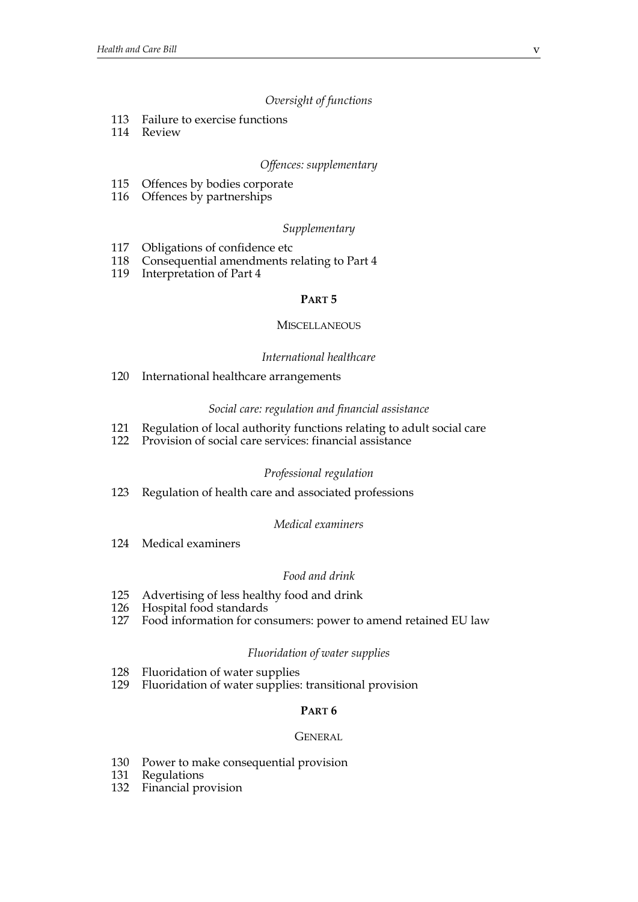*Oversight of functions*

113 Failure to exercise functions
114 Review

*Offences: supplementary*

115 Offences by bodies corporate
116 Offences by partnerships

*Supplementary*

117 Obligations of confidence etc
118 Consequential amendments relating to Part 4
119 Interpretation of Part 4

## PART 5

### MISCELLANEOUS

*International healthcare*

120 International healthcare arrangements

*Social care: regulation and financial assistance*

121 Regulation of local authority functions relating to adult social care
122 Provision of social care services: financial assistance

*Professional regulation*

123 Regulation of health care and associated professions

*Medical examiners*

124 Medical examiners

*Food and drink*

125 Advertising of less healthy food and drink
126 Hospital food standards
127 Food information for consumers: power to amend retained EU law

*Fluoridation of water supplies*

128 Fluoridation of water supplies
129 Fluoridation of water supplies: transitional provision

## PART 6

### GENERAL

130 Power to make consequential provision
131 Regulations
132 Financial provision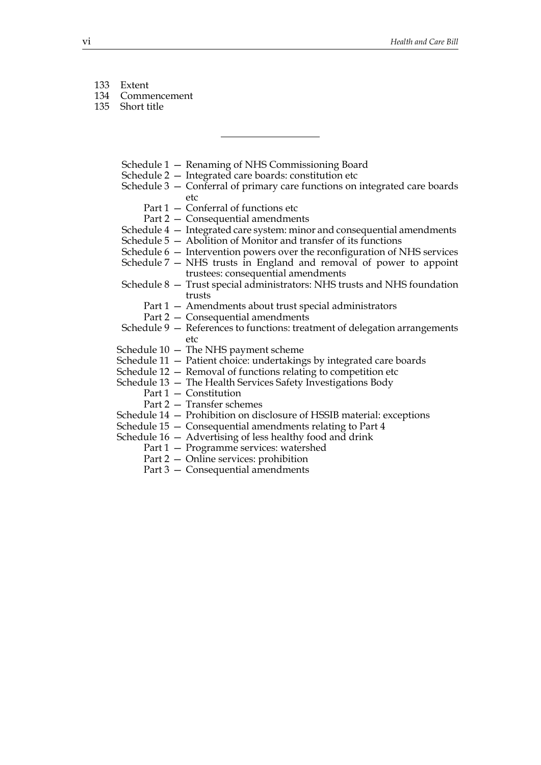133 Extent
134 Commencement
135 Short title

---

Schedule 1 — Renaming of NHS Commissioning Board
Schedule 2 — Integrated care boards: constitution etc
Schedule 3 — Conferral of primary care functions on integrated care boards etc
  Part 1 — Conferral of functions etc
  Part 2 — Consequential amendments
Schedule 4 — Integrated care system: minor and consequential amendments
Schedule 5 — Abolition of Monitor and transfer of its functions
Schedule 6 — Intervention powers over the reconfiguration of NHS services
Schedule 7 — NHS trusts in England and removal of power to appoint trustees: consequential amendments
Schedule 8 — Trust special administrators: NHS trusts and NHS foundation trusts
  Part 1 — Amendments about trust special administrators
  Part 2 — Consequential amendments
Schedule 9 — References to functions: treatment of delegation arrangements etc
Schedule 10 — The NHS payment scheme
Schedule 11 — Patient choice: undertakings by integrated care boards
Schedule 12 — Removal of functions relating to competition etc
Schedule 13 — The Health Services Safety Investigations Body
  Part 1 — Constitution
  Part 2 — Transfer schemes
Schedule 14 — Prohibition on disclosure of HSSIB material: exceptions
Schedule 15 — Consequential amendments relating to Part 4
Schedule 16 — Advertising of less healthy food and drink
  Part 1 — Programme services: watershed
  Part 2 — Online services: prohibition
  Part 3 — Consequential amendments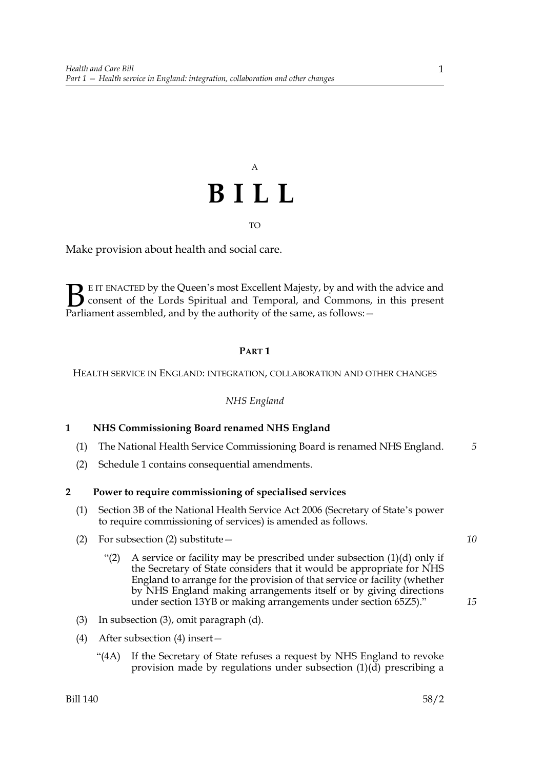A

# BILL

TO

Make provision about health and social care.

BE IT ENACTED by the Queen's most Excellent Majesty, by and with the advice and consent of the Lords Spiritual and Temporal, and Commons, in this present Parliament assembled, and by the authority of the same, as follows:—

## PART 1

### HEALTH SERVICE IN ENGLAND: INTEGRATION, COLLABORATION AND OTHER CHANGES

*NHS England*

**1 NHS Commissioning Board renamed NHS England**

(1) The National Health Service Commissioning Board is renamed NHS England.

(2) Schedule 1 contains consequential amendments.

**2 Power to require commissioning of specialised services**

(1) Section 3B of the National Health Service Act 2006 (Secretary of State's power to require commissioning of services) is amended as follows.

(2) For subsection (2) substitute—

"(2) A service or facility may be prescribed under subsection (1)(d) only if the Secretary of State considers that it would be appropriate for NHS England to arrange for the provision of that service or facility (whether by NHS England making arrangements itself or by giving directions under section 13YB or making arrangements under section 65Z5)."

(3) In subsection (3), omit paragraph (d).

(4) After subsection (4) insert—

"(4A) If the Secretary of State refuses a request by NHS England to revoke provision made by regulations under subsection (1)(d) prescribing a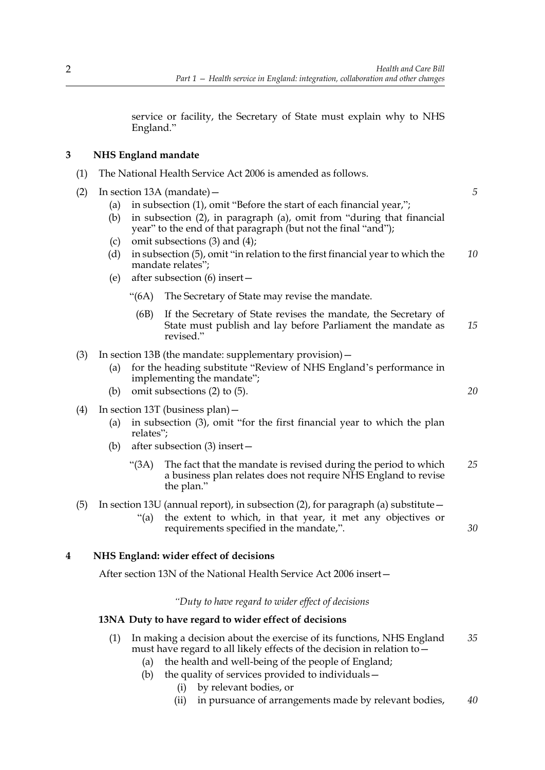service or facility, the Secretary of State must explain why to NHS England."

## 3 NHS England mandate

(1) The National Health Service Act 2006 is amended as follows.

(2) In section 13A (mandate)—

(a) in subsection (1), omit "Before the start of each financial year,";

(b) in subsection (2), in paragraph (a), omit from "during that financial year" to the end of that paragraph (but not the final "and");

(c) omit subsections (3) and (4);

(d) in subsection (5), omit "in relation to the first financial year to which the mandate relates";

(e) after subsection (6) insert—

"(6A) The Secretary of State may revise the mandate.

(6B) If the Secretary of State revises the mandate, the Secretary of State must publish and lay before Parliament the mandate as revised."

(3) In section 13B (the mandate: supplementary provision)—

(a) for the heading substitute "Review of NHS England's performance in implementing the mandate";

(b) omit subsections (2) to (5).

(4) In section 13T (business plan)—

(a) in subsection (3), omit "for the first financial year to which the plan relates";

(b) after subsection (3) insert—

"(3A) The fact that the mandate is revised during the period to which a business plan relates does not require NHS England to revise the plan."

(5) In section 13U (annual report), in subsection (2), for paragraph (a) substitute—

"(a) the extent to which, in that year, it met any objectives or requirements specified in the mandate,".

## 4 NHS England: wider effect of decisions

After section 13N of the National Health Service Act 2006 insert—

*"Duty to have regard to wider effect of decisions*

**13NA Duty to have regard to wider effect of decisions**

(1) In making a decision about the exercise of its functions, NHS England must have regard to all likely effects of the decision in relation to—

(a) the health and well-being of the people of England;

(b) the quality of services provided to individuals—

(i) by relevant bodies, or

(ii) in pursuance of arrangements made by relevant bodies,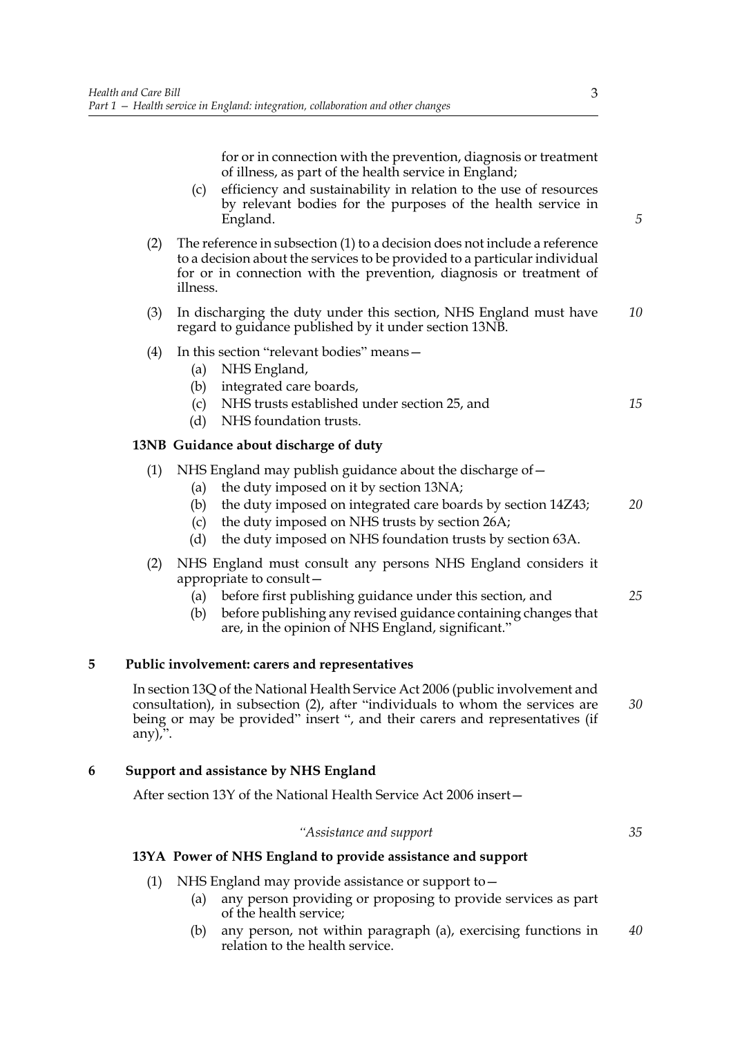for or in connection with the prevention, diagnosis or treatment of illness, as part of the health service in England;

(c) efficiency and sustainability in relation to the use of resources by relevant bodies for the purposes of the health service in England.

(2) The reference in subsection (1) to a decision does not include a reference to a decision about the services to be provided to a particular individual for or in connection with the prevention, diagnosis or treatment of illness.

(3) In discharging the duty under this section, NHS England must have regard to guidance published by it under section 13NB.

(4) In this section "relevant bodies" means—

(a) NHS England,

(b) integrated care boards,

(c) NHS trusts established under section 25, and

(d) NHS foundation trusts.

### 13NB Guidance about discharge of duty

(1) NHS England may publish guidance about the discharge of—

(a) the duty imposed on it by section 13NA;

(b) the duty imposed on integrated care boards by section 14Z43;

(c) the duty imposed on NHS trusts by section 26A;

(d) the duty imposed on NHS foundation trusts by section 63A.

(2) NHS England must consult any persons NHS England considers it appropriate to consult—

(a) before first publishing guidance under this section, and

(b) before publishing any revised guidance containing changes that are, in the opinion of NHS England, significant."

## 5 Public involvement: carers and representatives

In section 13Q of the National Health Service Act 2006 (public involvement and consultation), in subsection (2), after "individuals to whom the services are being or may be provided" insert ", and their carers and representatives (if any),".

## 6 Support and assistance by NHS England

After section 13Y of the National Health Service Act 2006 insert—

*"Assistance and support*

### 13YA Power of NHS England to provide assistance and support

(1) NHS England may provide assistance or support to—

(a) any person providing or proposing to provide services as part of the health service;

(b) any person, not within paragraph (a), exercising functions in relation to the health service.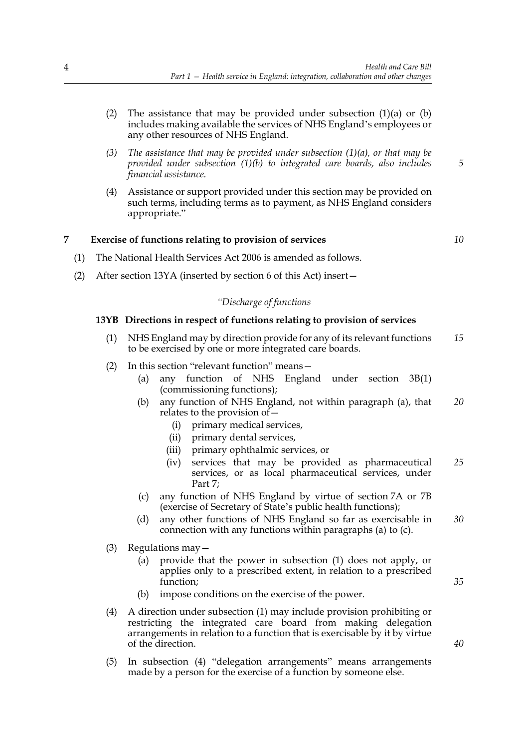(2) The assistance that may be provided under subsection (1)(a) or (b) includes making available the services of NHS England's employees or any other resources of NHS England.

*(3) The assistance that may be provided under subsection (1)(a), or that may be provided under subsection (1)(b) to integrated care boards, also includes financial assistance.*

(4) Assistance or support provided under this section may be provided on such terms, including terms as to payment, as NHS England considers appropriate."

## 7 Exercise of functions relating to provision of services

(1) The National Health Services Act 2006 is amended as follows.

(2) After section 13YA (inserted by section 6 of this Act) insert—

*"Discharge of functions*

### 13YB Directions in respect of functions relating to provision of services

(1) NHS England may by direction provide for any of its relevant functions to be exercised by one or more integrated care boards.

(2) In this section "relevant function" means—

(a) any function of NHS England under section 3B(1) (commissioning functions);

(b) any function of NHS England, not within paragraph (a), that relates to the provision of—

(i) primary medical services,

(ii) primary dental services,

(iii) primary ophthalmic services, or

(iv) services that may be provided as pharmaceutical services, or as local pharmaceutical services, under Part 7;

(c) any function of NHS England by virtue of section 7A or 7B (exercise of Secretary of State's public health functions);

(d) any other functions of NHS England so far as exercisable in connection with any functions within paragraphs (a) to (c).

(3) Regulations may—

(a) provide that the power in subsection (1) does not apply, or applies only to a prescribed extent, in relation to a prescribed function;

(b) impose conditions on the exercise of the power.

(4) A direction under subsection (1) may include provision prohibiting or restricting the integrated care board from making delegation arrangements in relation to a function that is exercisable by it by virtue of the direction.

(5) In subsection (4) "delegation arrangements" means arrangements made by a person for the exercise of a function by someone else.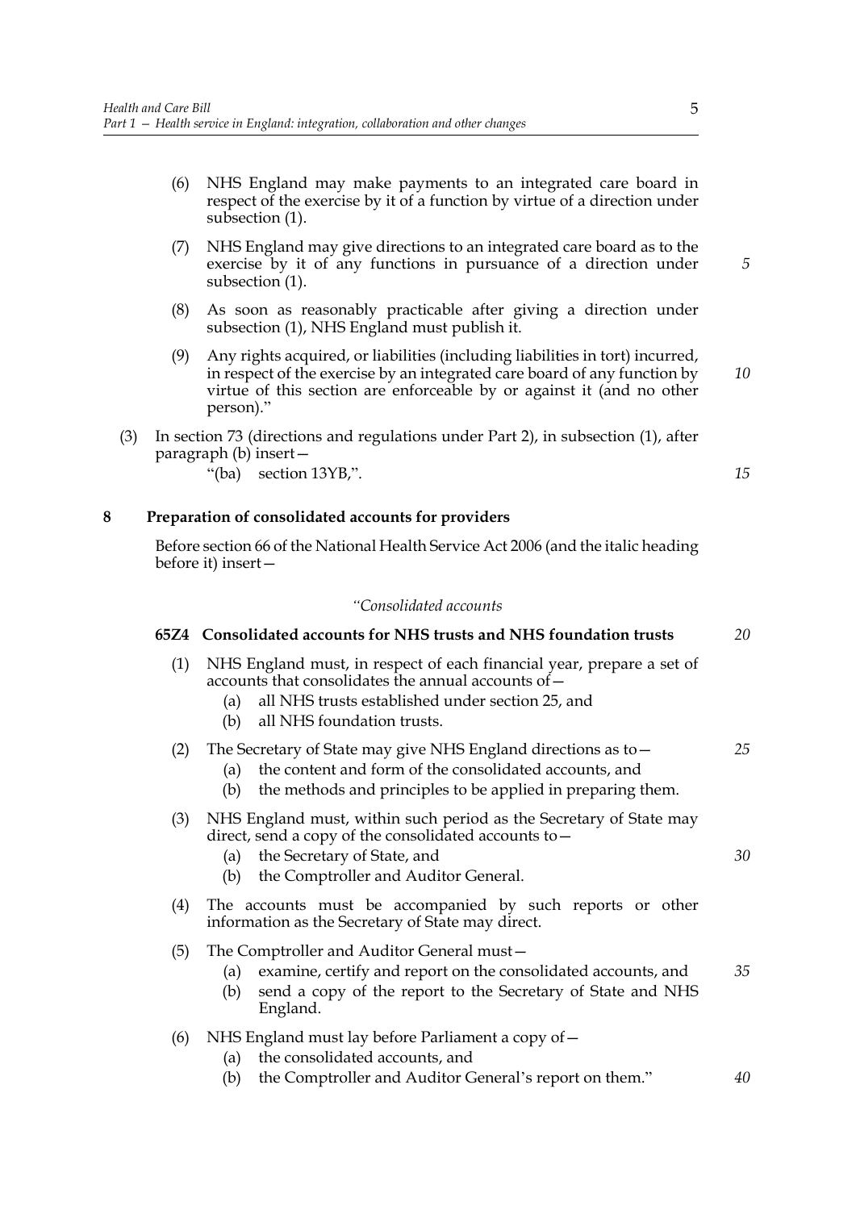(6) NHS England may make payments to an integrated care board in respect of the exercise by it of a function by virtue of a direction under subsection (1).

(7) NHS England may give directions to an integrated care board as to the exercise by it of any functions in pursuance of a direction under subsection (1).

(8) As soon as reasonably practicable after giving a direction under subsection (1), NHS England must publish it.

(9) Any rights acquired, or liabilities (including liabilities in tort) incurred, in respect of the exercise by an integrated care board of any function by virtue of this section are enforceable by or against it (and no other person)."

(3) In section 73 (directions and regulations under Part 2), in subsection (1), after paragraph (b) insert—

"(ba) section 13YB,".

## 8 Preparation of consolidated accounts for providers

Before section 66 of the National Health Service Act 2006 (and the italic heading before it) insert—

*"Consolidated accounts*

### 65Z4 Consolidated accounts for NHS trusts and NHS foundation trusts

(1) NHS England must, in respect of each financial year, prepare a set of accounts that consolidates the annual accounts of—

(a) all NHS trusts established under section 25, and

(b) all NHS foundation trusts.

(2) The Secretary of State may give NHS England directions as to—

(a) the content and form of the consolidated accounts, and

(b) the methods and principles to be applied in preparing them.

(3) NHS England must, within such period as the Secretary of State may direct, send a copy of the consolidated accounts to—

(a) the Secretary of State, and

(b) the Comptroller and Auditor General.

(4) The accounts must be accompanied by such reports or other information as the Secretary of State may direct.

(5) The Comptroller and Auditor General must—

(a) examine, certify and report on the consolidated accounts, and

(b) send a copy of the report to the Secretary of State and NHS England.

(6) NHS England must lay before Parliament a copy of—

(a) the consolidated accounts, and

(b) the Comptroller and Auditor General's report on them."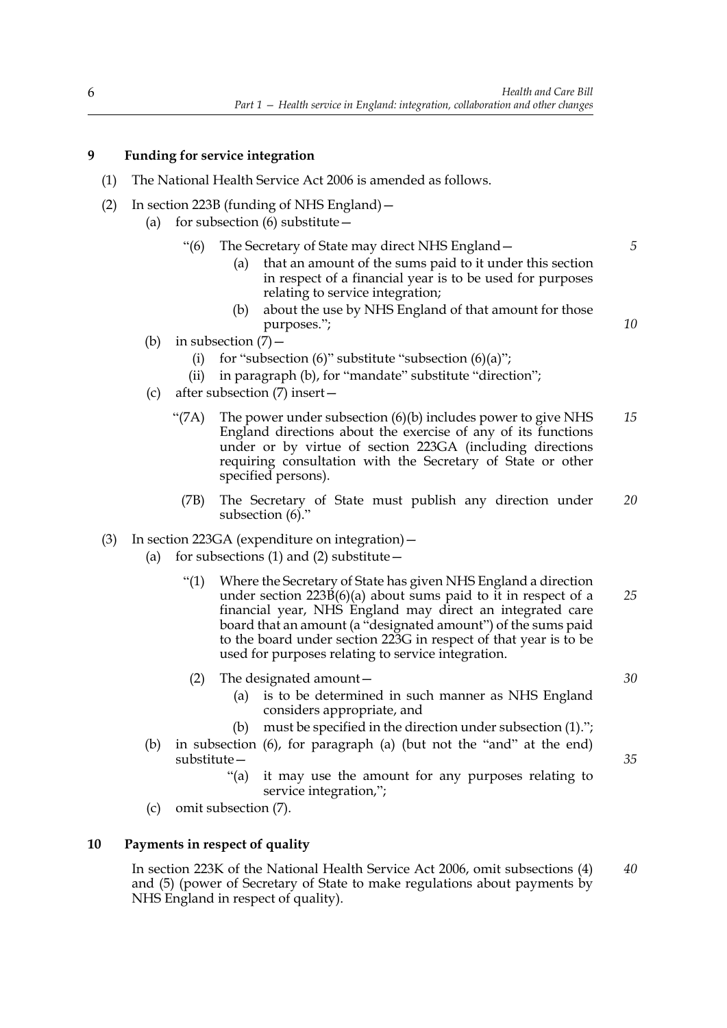## 9 Funding for service integration

(1) The National Health Service Act 2006 is amended as follows.

(2) In section 223B (funding of NHS England)—

(a) for subsection (6) substitute—

> "(6) The Secretary of State may direct NHS England—
>
> (a) that an amount of the sums paid to it under this section in respect of a financial year is to be used for purposes relating to service integration;
>
> (b) about the use by NHS England of that amount for those purposes.";

(b) in subsection (7)—

(i) for "subsection (6)" substitute "subsection (6)(a)";

(ii) in paragraph (b), for "mandate" substitute "direction";

(c) after subsection (7) insert—

> "(7A) The power under subsection (6)(b) includes power to give NHS England directions about the exercise of any of its functions under or by virtue of section 223GA (including directions requiring consultation with the Secretary of State or other specified persons).
>
> (7B) The Secretary of State must publish any direction under subsection (6)."

(3) In section 223GA (expenditure on integration)—

(a) for subsections (1) and (2) substitute—

> "(1) Where the Secretary of State has given NHS England a direction under section 223B(6)(a) about sums paid to it in respect of a financial year, NHS England may direct an integrated care board that an amount (a "designated amount") of the sums paid to the board under section 223G in respect of that year is to be used for purposes relating to service integration.
>
> (2) The designated amount—
>
> (a) is to be determined in such manner as NHS England considers appropriate, and
>
> (b) must be specified in the direction under subsection (1).";

(b) in subsection (6), for paragraph (a) (but not the "and" at the end) substitute—

> "(a) it may use the amount for any purposes relating to service integration,";

(c) omit subsection (7).

## 10 Payments in respect of quality

In section 223K of the National Health Service Act 2006, omit subsections (4) and (5) (power of Secretary of State to make regulations about payments by NHS England in respect of quality).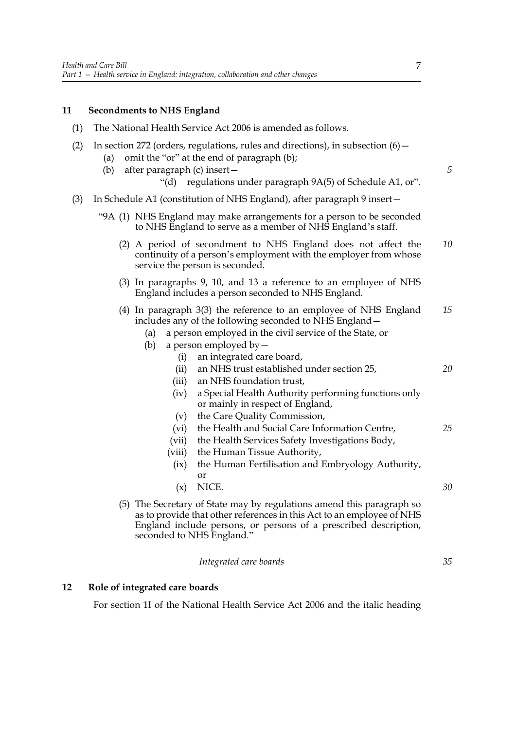**11 Secondments to NHS England**

(1) The National Health Service Act 2006 is amended as follows.

(2) In section 272 (orders, regulations, rules and directions), in subsection (6)—

(a) omit the "or" at the end of paragraph (b);

(b) after paragraph (c) insert—

"(d) regulations under paragraph 9A(5) of Schedule A1, or".

(3) In Schedule A1 (constitution of NHS England), after paragraph 9 insert—

"9A (1) NHS England may make arrangements for a person to be seconded to NHS England to serve as a member of NHS England's staff.

(2) A period of secondment to NHS England does not affect the continuity of a person's employment with the employer from whose service the person is seconded.

(3) In paragraphs 9, 10, and 13 a reference to an employee of NHS England includes a person seconded to NHS England.

(4) In paragraph 3(3) the reference to an employee of NHS England includes any of the following seconded to NHS England—

(a) a person employed in the civil service of the State, or

(b) a person employed by—

(i) an integrated care board,

(ii) an NHS trust established under section 25,

(iii) an NHS foundation trust,

(iv) a Special Health Authority performing functions only or mainly in respect of England,

(v) the Care Quality Commission,

(vi) the Health and Social Care Information Centre,

(vii) the Health Services Safety Investigations Body,

(viii) the Human Tissue Authority,

(ix) the Human Fertilisation and Embryology Authority, or

(x) NICE.

(5) The Secretary of State may by regulations amend this paragraph so as to provide that other references in this Act to an employee of NHS England include persons, or persons of a prescribed description, seconded to NHS England."

*Integrated care boards*

**12 Role of integrated care boards**

For section 1I of the National Health Service Act 2006 and the italic heading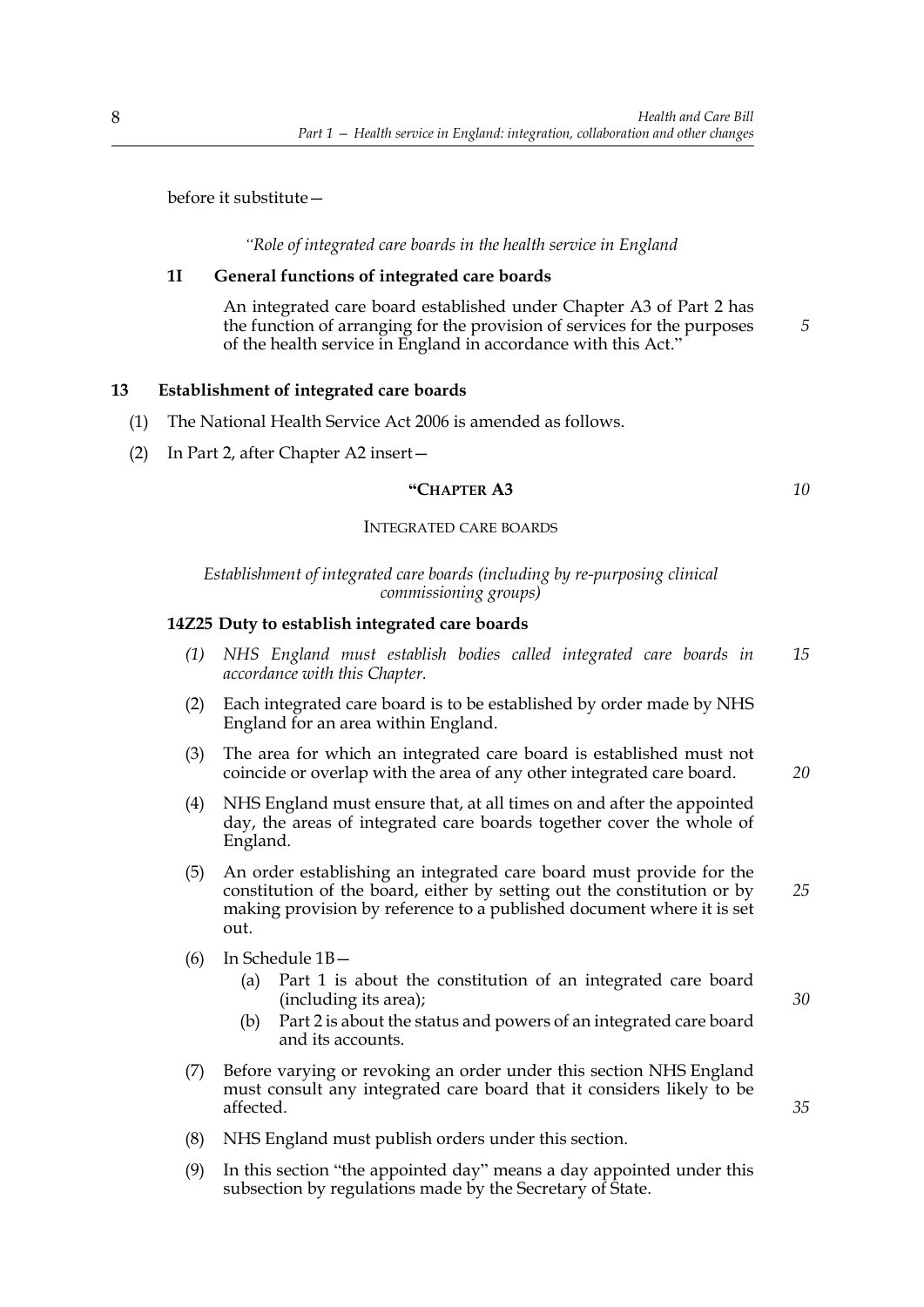before it substitute—

*"Role of integrated care boards in the health service in England*

**1I General functions of integrated care boards**

An integrated care board established under Chapter A3 of Part 2 has the function of arranging for the provision of services for the purposes of the health service in England in accordance with this Act."

**13 Establishment of integrated care boards**

(1) The National Health Service Act 2006 is amended as follows.

(2) In Part 2, after Chapter A2 insert—

**"CHAPTER A3**

INTEGRATED CARE BOARDS

*Establishment of integrated care boards (including by re-purposing clinical commissioning groups)*

**14Z25 Duty to establish integrated care boards**

*(1) NHS England must establish bodies called integrated care boards in accordance with this Chapter.*

(2) Each integrated care board is to be established by order made by NHS England for an area within England.

(3) The area for which an integrated care board is established must not coincide or overlap with the area of any other integrated care board.

(4) NHS England must ensure that, at all times on and after the appointed day, the areas of integrated care boards together cover the whole of England.

(5) An order establishing an integrated care board must provide for the constitution of the board, either by setting out the constitution or by making provision by reference to a published document where it is set out.

(6) In Schedule 1B—
   (a) Part 1 is about the constitution of an integrated care board (including its area);
   (b) Part 2 is about the status and powers of an integrated care board and its accounts.

(7) Before varying or revoking an order under this section NHS England must consult any integrated care board that it considers likely to be affected.

(8) NHS England must publish orders under this section.

(9) In this section "the appointed day" means a day appointed under this subsection by regulations made by the Secretary of State.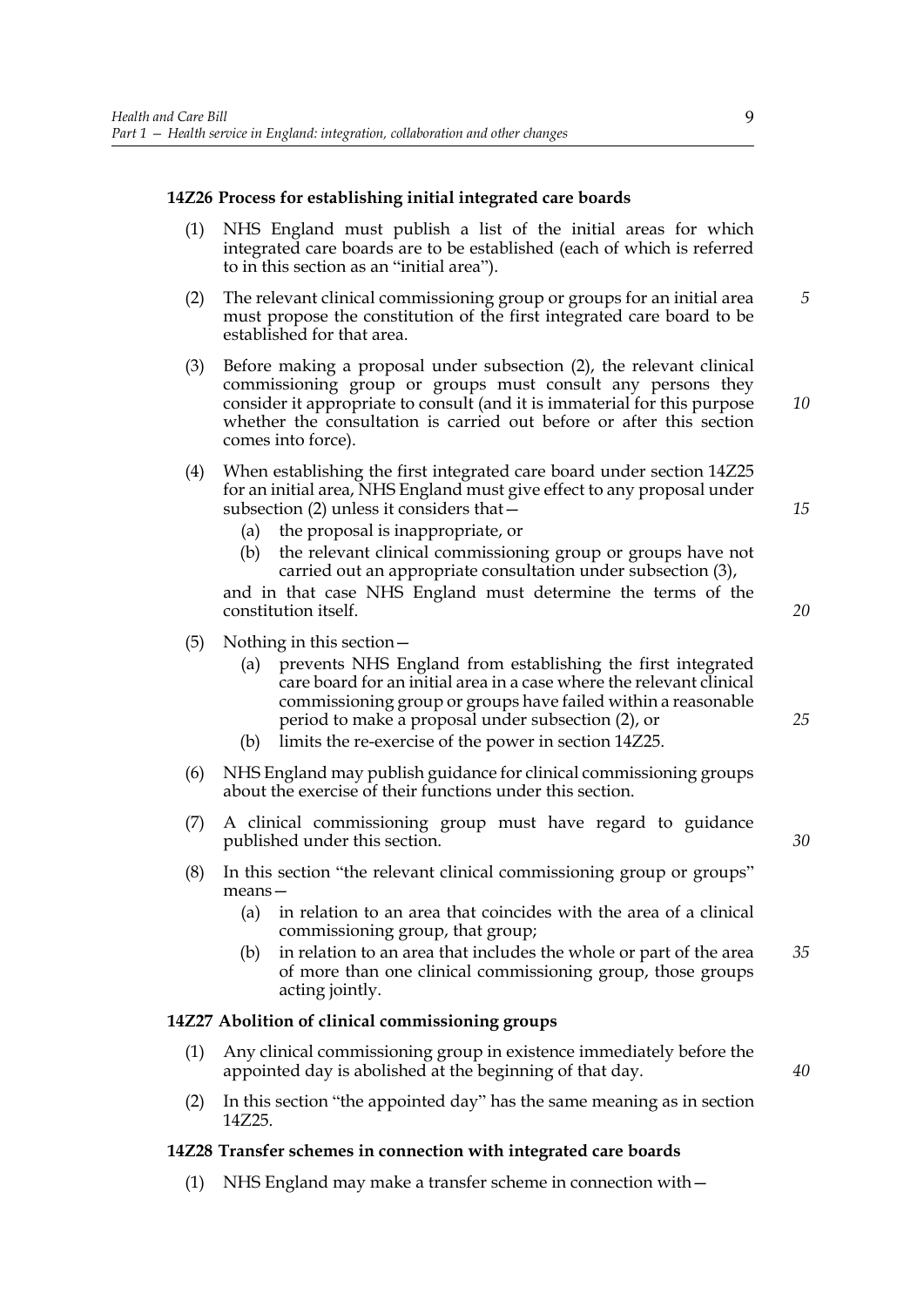### 14Z26 Process for establishing initial integrated care boards

(1) NHS England must publish a list of the initial areas for which integrated care boards are to be established (each of which is referred to in this section as an "initial area").

(2) The relevant clinical commissioning group or groups for an initial area must propose the constitution of the first integrated care board to be established for that area.

(3) Before making a proposal under subsection (2), the relevant clinical commissioning group or groups must consult any persons they consider it appropriate to consult (and it is immaterial for this purpose whether the consultation is carried out before or after this section comes into force).

(4) When establishing the first integrated care board under section 14Z25 for an initial area, NHS England must give effect to any proposal under subsection (2) unless it considers that—

- (a) the proposal is inappropriate, or
- (b) the relevant clinical commissioning group or groups have not carried out an appropriate consultation under subsection (3),

and in that case NHS England must determine the terms of the constitution itself.

(5) Nothing in this section—

- (a) prevents NHS England from establishing the first integrated care board for an initial area in a case where the relevant clinical commissioning group or groups have failed within a reasonable period to make a proposal under subsection (2), or
- (b) limits the re-exercise of the power in section 14Z25.

(6) NHS England may publish guidance for clinical commissioning groups about the exercise of their functions under this section.

(7) A clinical commissioning group must have regard to guidance published under this section.

(8) In this section "the relevant clinical commissioning group or groups" means—

- (a) in relation to an area that coincides with the area of a clinical commissioning group, that group;
- (b) in relation to an area that includes the whole or part of the area of more than one clinical commissioning group, those groups acting jointly.

### 14Z27 Abolition of clinical commissioning groups

(1) Any clinical commissioning group in existence immediately before the appointed day is abolished at the beginning of that day.

(2) In this section "the appointed day" has the same meaning as in section 14Z25.

### 14Z28 Transfer schemes in connection with integrated care boards

(1) NHS England may make a transfer scheme in connection with—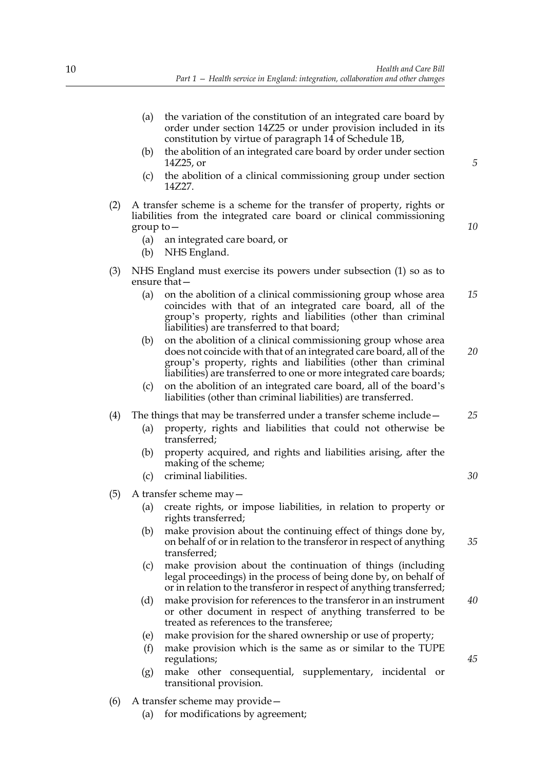(a) the variation of the constitution of an integrated care board by order under section 14Z25 or under provision included in its constitution by virtue of paragraph 14 of Schedule 1B,

(b) the abolition of an integrated care board by order under section 14Z25, or

(c) the abolition of a clinical commissioning group under section 14Z27.

(2) A transfer scheme is a scheme for the transfer of property, rights or liabilities from the integrated care board or clinical commissioning group to—

(a) an integrated care board, or

(b) NHS England.

(3) NHS England must exercise its powers under subsection (1) so as to ensure that—

(a) on the abolition of a clinical commissioning group whose area coincides with that of an integrated care board, all of the group's property, rights and liabilities (other than criminal liabilities) are transferred to that board;

(b) on the abolition of a clinical commissioning group whose area does not coincide with that of an integrated care board, all of the group's property, rights and liabilities (other than criminal liabilities) are transferred to one or more integrated care boards;

(c) on the abolition of an integrated care board, all of the board's liabilities (other than criminal liabilities) are transferred.

(4) The things that may be transferred under a transfer scheme include—

(a) property, rights and liabilities that could not otherwise be transferred;

(b) property acquired, and rights and liabilities arising, after the making of the scheme;

(c) criminal liabilities.

(5) A transfer scheme may—

(a) create rights, or impose liabilities, in relation to property or rights transferred;

(b) make provision about the continuing effect of things done by, on behalf of or in relation to the transferor in respect of anything transferred;

(c) make provision about the continuation of things (including legal proceedings) in the process of being done by, on behalf of or in relation to the transferor in respect of anything transferred;

(d) make provision for references to the transferor in an instrument or other document in respect of anything transferred to be treated as references to the transferee;

(e) make provision for the shared ownership or use of property;

(f) make provision which is the same as or similar to the TUPE regulations;

(g) make other consequential, supplementary, incidental or transitional provision.

(6) A transfer scheme may provide—

(a) for modifications by agreement;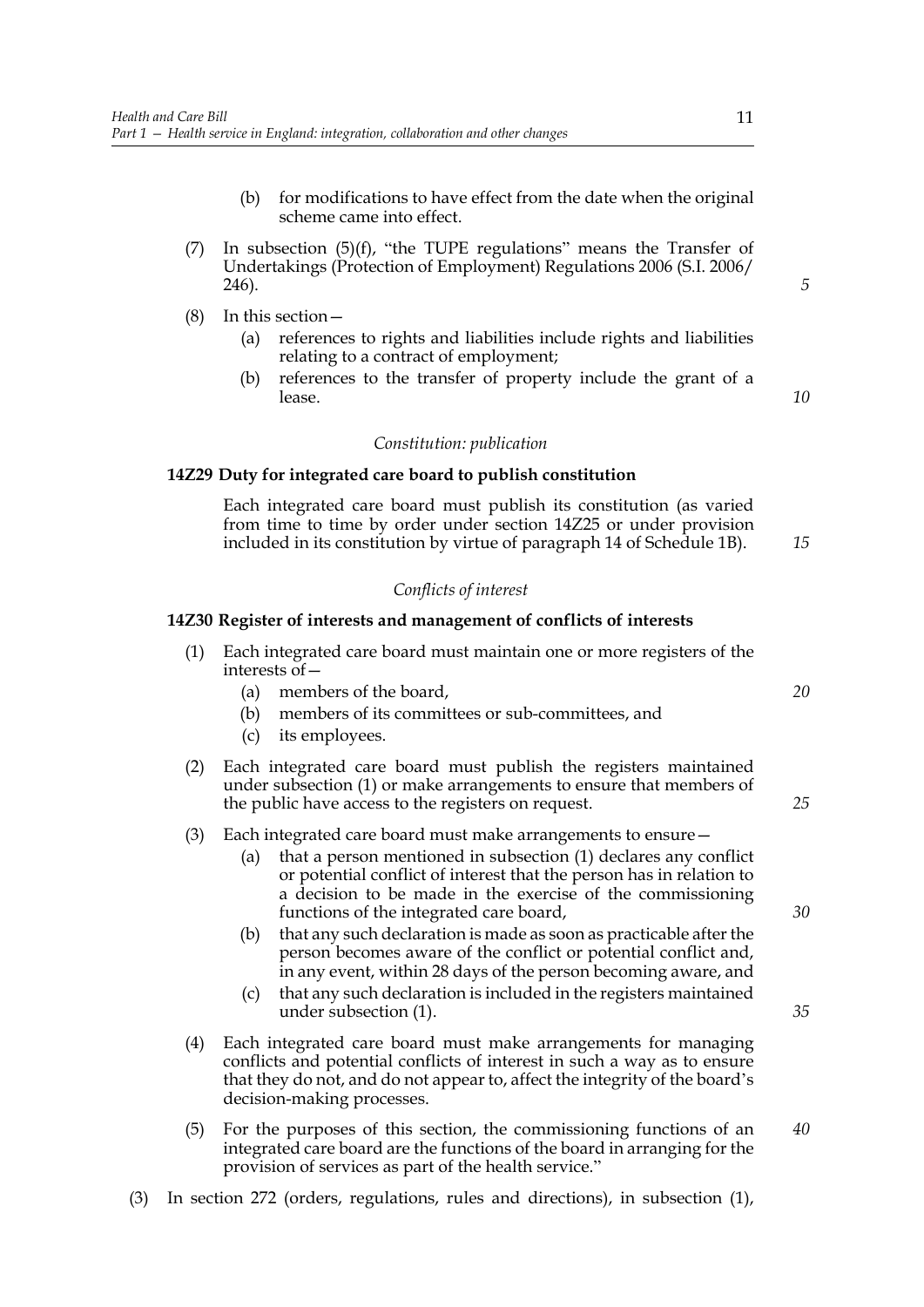(b) for modifications to have effect from the date when the original scheme came into effect.

(7) In subsection (5)(f), "the TUPE regulations" means the Transfer of Undertakings (Protection of Employment) Regulations 2006 (S.I. 2006/246).

(8) In this section—

(a) references to rights and liabilities include rights and liabilities relating to a contract of employment;

(b) references to the transfer of property include the grant of a lease.

*Constitution: publication*

**14Z29 Duty for integrated care board to publish constitution**

Each integrated care board must publish its constitution (as varied from time to time by order under section 14Z25 or under provision included in its constitution by virtue of paragraph 14 of Schedule 1B).

*Conflicts of interest*

**14Z30 Register of interests and management of conflicts of interests**

(1) Each integrated care board must maintain one or more registers of the interests of—

(a) members of the board,

(b) members of its committees or sub-committees, and

(c) its employees.

(2) Each integrated care board must publish the registers maintained under subsection (1) or make arrangements to ensure that members of the public have access to the registers on request.

(3) Each integrated care board must make arrangements to ensure—

(a) that a person mentioned in subsection (1) declares any conflict or potential conflict of interest that the person has in relation to a decision to be made in the exercise of the commissioning functions of the integrated care board,

(b) that any such declaration is made as soon as practicable after the person becomes aware of the conflict or potential conflict and, in any event, within 28 days of the person becoming aware, and

(c) that any such declaration is included in the registers maintained under subsection (1).

(4) Each integrated care board must make arrangements for managing conflicts and potential conflicts of interest in such a way as to ensure that they do not, and do not appear to, affect the integrity of the board's decision-making processes.

(5) For the purposes of this section, the commissioning functions of an integrated care board are the functions of the board in arranging for the provision of services as part of the health service."

(3) In section 272 (orders, regulations, rules and directions), in subsection (1),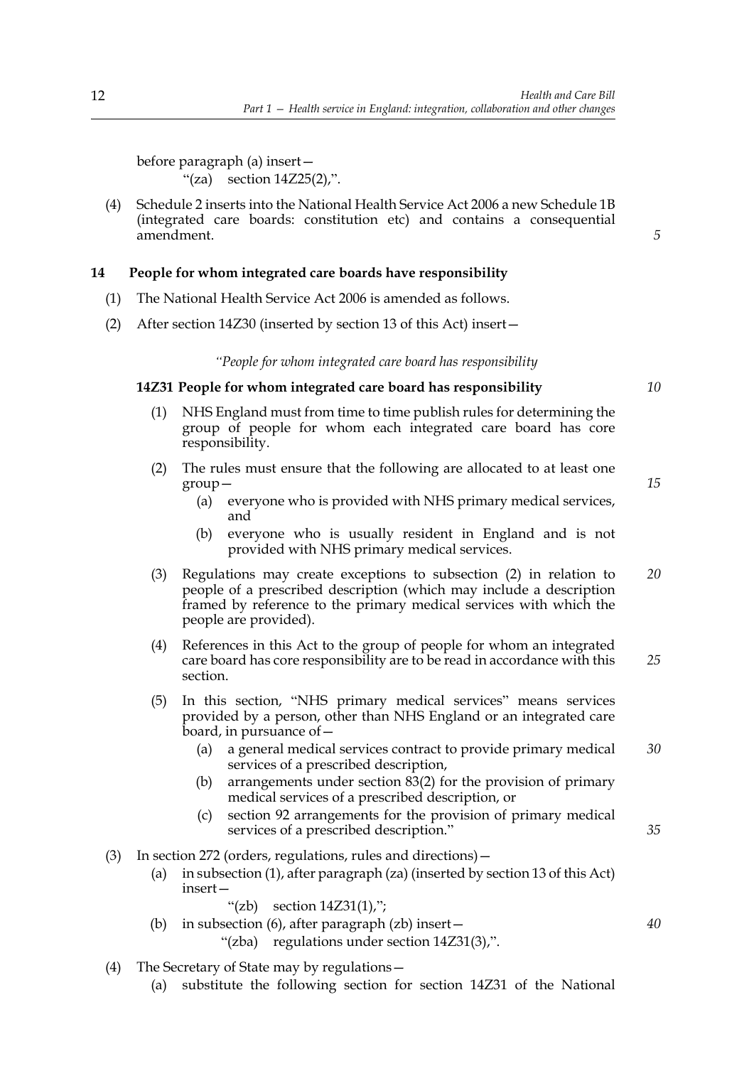before paragraph (a) insert—

"(za) section 14Z25(2),".

(4) Schedule 2 inserts into the National Health Service Act 2006 a new Schedule 1B (integrated care boards: constitution etc) and contains a consequential amendment.

## 14 People for whom integrated care boards have responsibility

(1) The National Health Service Act 2006 is amended as follows.

(2) After section 14Z30 (inserted by section 13 of this Act) insert—

*"People for whom integrated care board has responsibility*

### 14Z31 People for whom integrated care board has responsibility

(1) NHS England must from time to time publish rules for determining the group of people for whom each integrated care board has core responsibility.

(2) The rules must ensure that the following are allocated to at least one group—

(a) everyone who is provided with NHS primary medical services, and

(b) everyone who is usually resident in England and is not provided with NHS primary medical services.

(3) Regulations may create exceptions to subsection (2) in relation to people of a prescribed description (which may include a description framed by reference to the primary medical services with which the people are provided).

(4) References in this Act to the group of people for whom an integrated care board has core responsibility are to be read in accordance with this section.

(5) In this section, "NHS primary medical services" means services provided by a person, other than NHS England or an integrated care board, in pursuance of—

(a) a general medical services contract to provide primary medical services of a prescribed description,

(b) arrangements under section 83(2) for the provision of primary medical services of a prescribed description, or

(c) section 92 arrangements for the provision of primary medical services of a prescribed description."

(3) In section 272 (orders, regulations, rules and directions)—

(a) in subsection (1), after paragraph (za) (inserted by section 13 of this Act) insert—

"(zb) section 14Z31(1),";

(b) in subsection (6), after paragraph (zb) insert—

"(zba) regulations under section 14Z31(3),".

(4) The Secretary of State may by regulations—

(a) substitute the following section for section 14Z31 of the National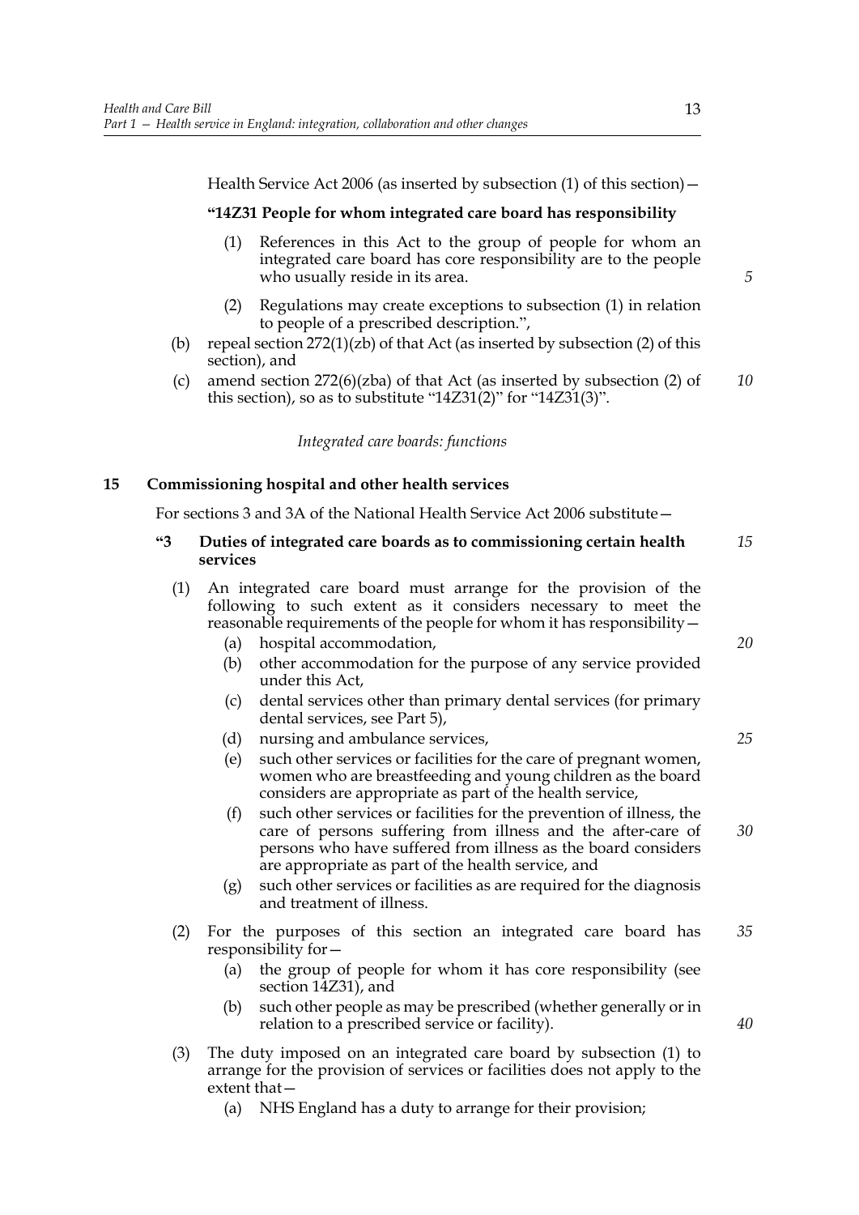Health Service Act 2006 (as inserted by subsection (1) of this section)—

**"14Z31 People for whom integrated care board has responsibility**

(1) References in this Act to the group of people for whom an integrated care board has core responsibility are to the people who usually reside in its area.

(2) Regulations may create exceptions to subsection (1) in relation to people of a prescribed description.",

(b) repeal section 272(1)(zb) of that Act (as inserted by subsection (2) of this section), and

(c) amend section 272(6)(zba) of that Act (as inserted by subsection (2) of this section), so as to substitute "14Z31(2)" for "14Z31(3)".

*Integrated care boards: functions*

## 15 Commissioning hospital and other health services

For sections 3 and 3A of the National Health Service Act 2006 substitute—

**"3 Duties of integrated care boards as to commissioning certain health services**

(1) An integrated care board must arrange for the provision of the following to such extent as it considers necessary to meet the reasonable requirements of the people for whom it has responsibility—

(a) hospital accommodation,

(b) other accommodation for the purpose of any service provided under this Act,

(c) dental services other than primary dental services (for primary dental services, see Part 5),

(d) nursing and ambulance services,

(e) such other services or facilities for the care of pregnant women, women who are breastfeeding and young children as the board considers are appropriate as part of the health service,

(f) such other services or facilities for the prevention of illness, the care of persons suffering from illness and the after-care of persons who have suffered from illness as the board considers are appropriate as part of the health service, and

(g) such other services or facilities as are required for the diagnosis and treatment of illness.

(2) For the purposes of this section an integrated care board has responsibility for—

(a) the group of people for whom it has core responsibility (see section 14Z31), and

(b) such other people as may be prescribed (whether generally or in relation to a prescribed service or facility).

(3) The duty imposed on an integrated care board by subsection (1) to arrange for the provision of services or facilities does not apply to the extent that—

(a) NHS England has a duty to arrange for their provision;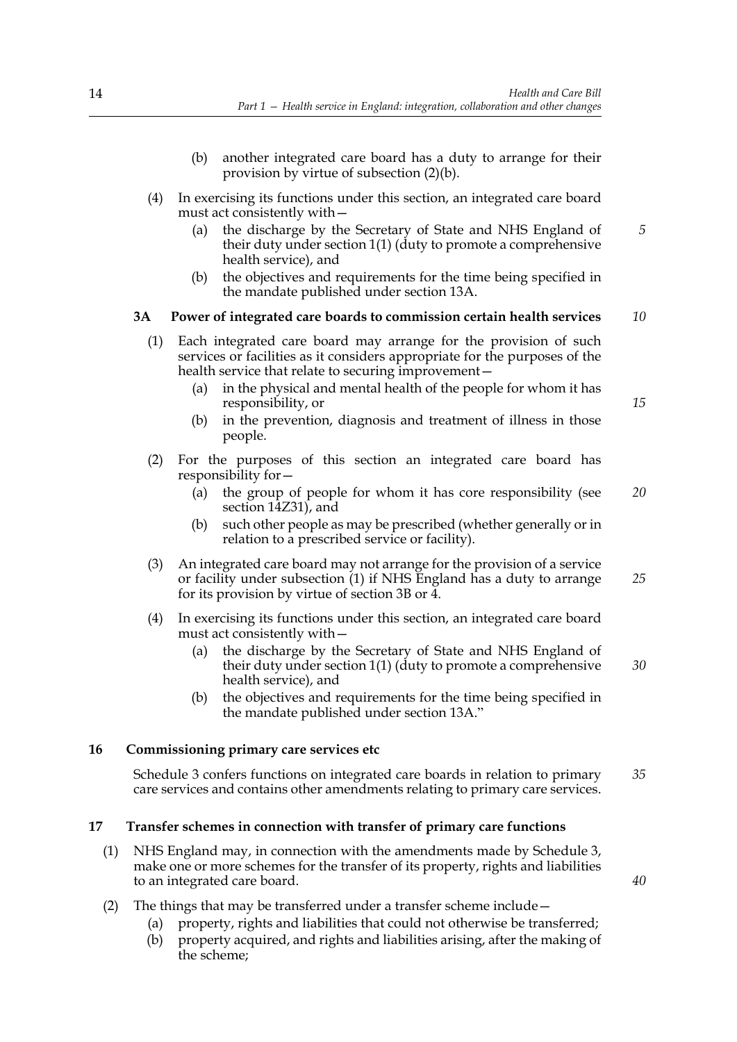(b) another integrated care board has a duty to arrange for their provision by virtue of subsection (2)(b).

(4) In exercising its functions under this section, an integrated care board must act consistently with—

(a) the discharge by the Secretary of State and NHS England of their duty under section 1(1) (duty to promote a comprehensive health service), and

(b) the objectives and requirements for the time being specified in the mandate published under section 13A.

**3A Power of integrated care boards to commission certain health services**

(1) Each integrated care board may arrange for the provision of such services or facilities as it considers appropriate for the purposes of the health service that relate to securing improvement—

(a) in the physical and mental health of the people for whom it has responsibility, or

(b) in the prevention, diagnosis and treatment of illness in those people.

(2) For the purposes of this section an integrated care board has responsibility for—

(a) the group of people for whom it has core responsibility (see section 14Z31), and

(b) such other people as may be prescribed (whether generally or in relation to a prescribed service or facility).

(3) An integrated care board may not arrange for the provision of a service or facility under subsection (1) if NHS England has a duty to arrange for its provision by virtue of section 3B or 4.

(4) In exercising its functions under this section, an integrated care board must act consistently with—

(a) the discharge by the Secretary of State and NHS England of their duty under section 1(1) (duty to promote a comprehensive health service), and

(b) the objectives and requirements for the time being specified in the mandate published under section 13A."

## 16 Commissioning primary care services etc

Schedule 3 confers functions on integrated care boards in relation to primary care services and contains other amendments relating to primary care services.

## 17 Transfer schemes in connection with transfer of primary care functions

(1) NHS England may, in connection with the amendments made by Schedule 3, make one or more schemes for the transfer of its property, rights and liabilities to an integrated care board.

(2) The things that may be transferred under a transfer scheme include—

(a) property, rights and liabilities that could not otherwise be transferred;

(b) property acquired, and rights and liabilities arising, after the making of the scheme;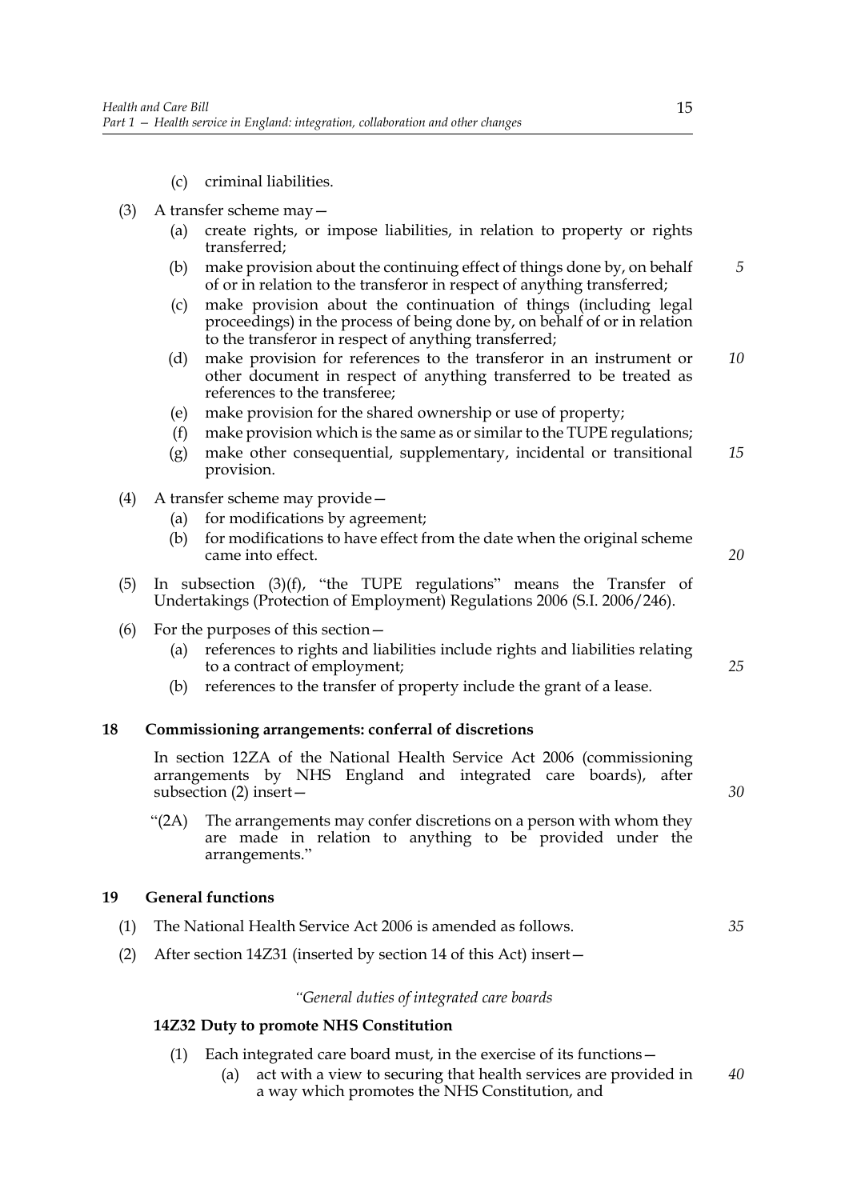(c) criminal liabilities.

(3) A transfer scheme may—

(a) create rights, or impose liabilities, in relation to property or rights transferred;

(b) make provision about the continuing effect of things done by, on behalf of or in relation to the transferor in respect of anything transferred;

(c) make provision about the continuation of things (including legal proceedings) in the process of being done by, on behalf of or in relation to the transferor in respect of anything transferred;

(d) make provision for references to the transferor in an instrument or other document in respect of anything transferred to be treated as references to the transferee;

(e) make provision for the shared ownership or use of property;

(f) make provision which is the same as or similar to the TUPE regulations;

(g) make other consequential, supplementary, incidental or transitional provision.

(4) A transfer scheme may provide—

(a) for modifications by agreement;

(b) for modifications to have effect from the date when the original scheme came into effect.

(5) In subsection (3)(f), "the TUPE regulations" means the Transfer of Undertakings (Protection of Employment) Regulations 2006 (S.I. 2006/246).

(6) For the purposes of this section—

(a) references to rights and liabilities include rights and liabilities relating to a contract of employment;

(b) references to the transfer of property include the grant of a lease.

## 18 Commissioning arrangements: conferral of discretions

In section 12ZA of the National Health Service Act 2006 (commissioning arrangements by NHS England and integrated care boards), after subsection (2) insert—

"(2A) The arrangements may confer discretions on a person with whom they are made in relation to anything to be provided under the arrangements."

## 19 General functions

(1) The National Health Service Act 2006 is amended as follows.

(2) After section 14Z31 (inserted by section 14 of this Act) insert—

*"General duties of integrated care boards*

**14Z32 Duty to promote NHS Constitution**

(1) Each integrated care board must, in the exercise of its functions—

(a) act with a view to securing that health services are provided in a way which promotes the NHS Constitution, and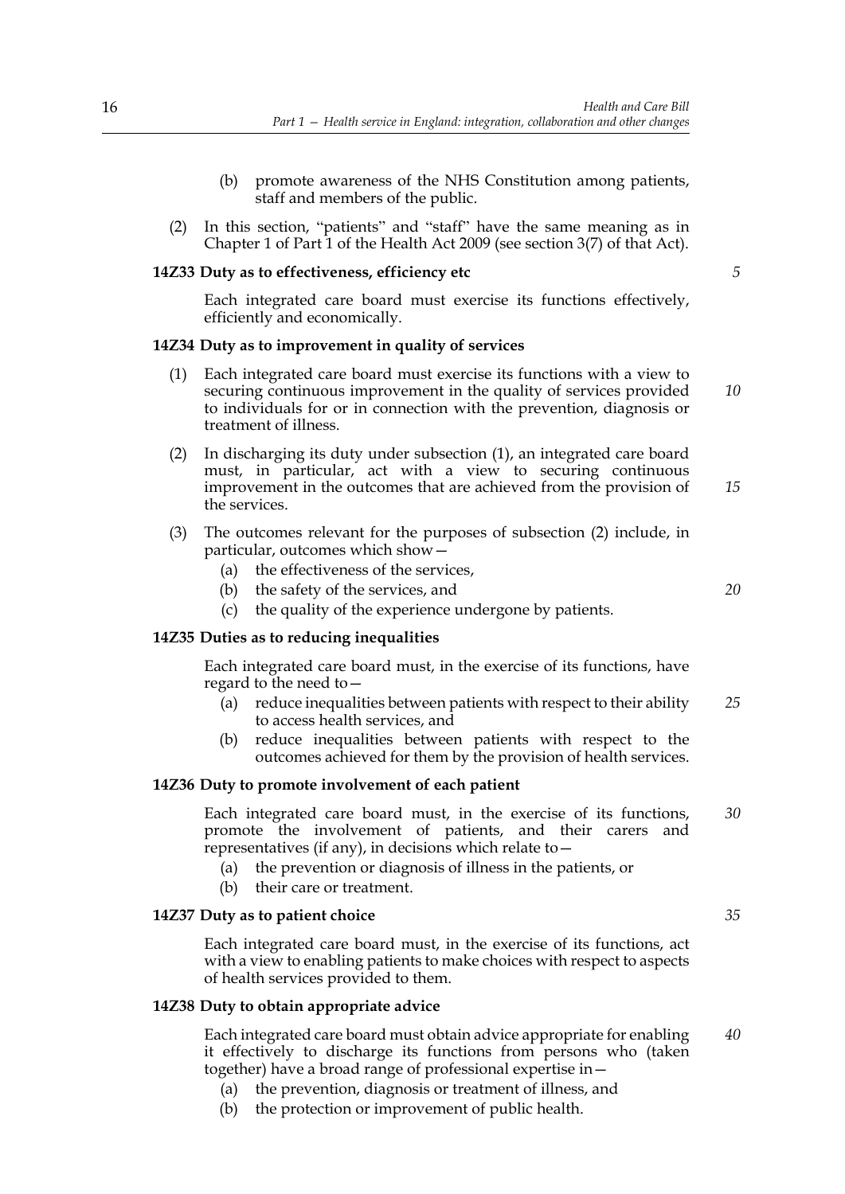(b) promote awareness of the NHS Constitution among patients, staff and members of the public.

(2) In this section, "patients" and "staff" have the same meaning as in Chapter 1 of Part 1 of the Health Act 2009 (see section 3(7) of that Act).

**14Z33 Duty as to effectiveness, efficiency etc**

Each integrated care board must exercise its functions effectively, efficiently and economically.

**14Z34 Duty as to improvement in quality of services**

(1) Each integrated care board must exercise its functions with a view to securing continuous improvement in the quality of services provided to individuals for or in connection with the prevention, diagnosis or treatment of illness.

(2) In discharging its duty under subsection (1), an integrated care board must, in particular, act with a view to securing continuous improvement in the outcomes that are achieved from the provision of the services.

(3) The outcomes relevant for the purposes of subsection (2) include, in particular, outcomes which show—

(a) the effectiveness of the services,

(b) the safety of the services, and

(c) the quality of the experience undergone by patients.

**14Z35 Duties as to reducing inequalities**

Each integrated care board must, in the exercise of its functions, have regard to the need to—

(a) reduce inequalities between patients with respect to their ability to access health services, and

(b) reduce inequalities between patients with respect to the outcomes achieved for them by the provision of health services.

**14Z36 Duty to promote involvement of each patient**

Each integrated care board must, in the exercise of its functions, promote the involvement of patients, and their carers and representatives (if any), in decisions which relate to—

(a) the prevention or diagnosis of illness in the patients, or

(b) their care or treatment.

**14Z37 Duty as to patient choice**

Each integrated care board must, in the exercise of its functions, act with a view to enabling patients to make choices with respect to aspects of health services provided to them.

**14Z38 Duty to obtain appropriate advice**

Each integrated care board must obtain advice appropriate for enabling it effectively to discharge its functions from persons who (taken together) have a broad range of professional expertise in—

(a) the prevention, diagnosis or treatment of illness, and

(b) the protection or improvement of public health.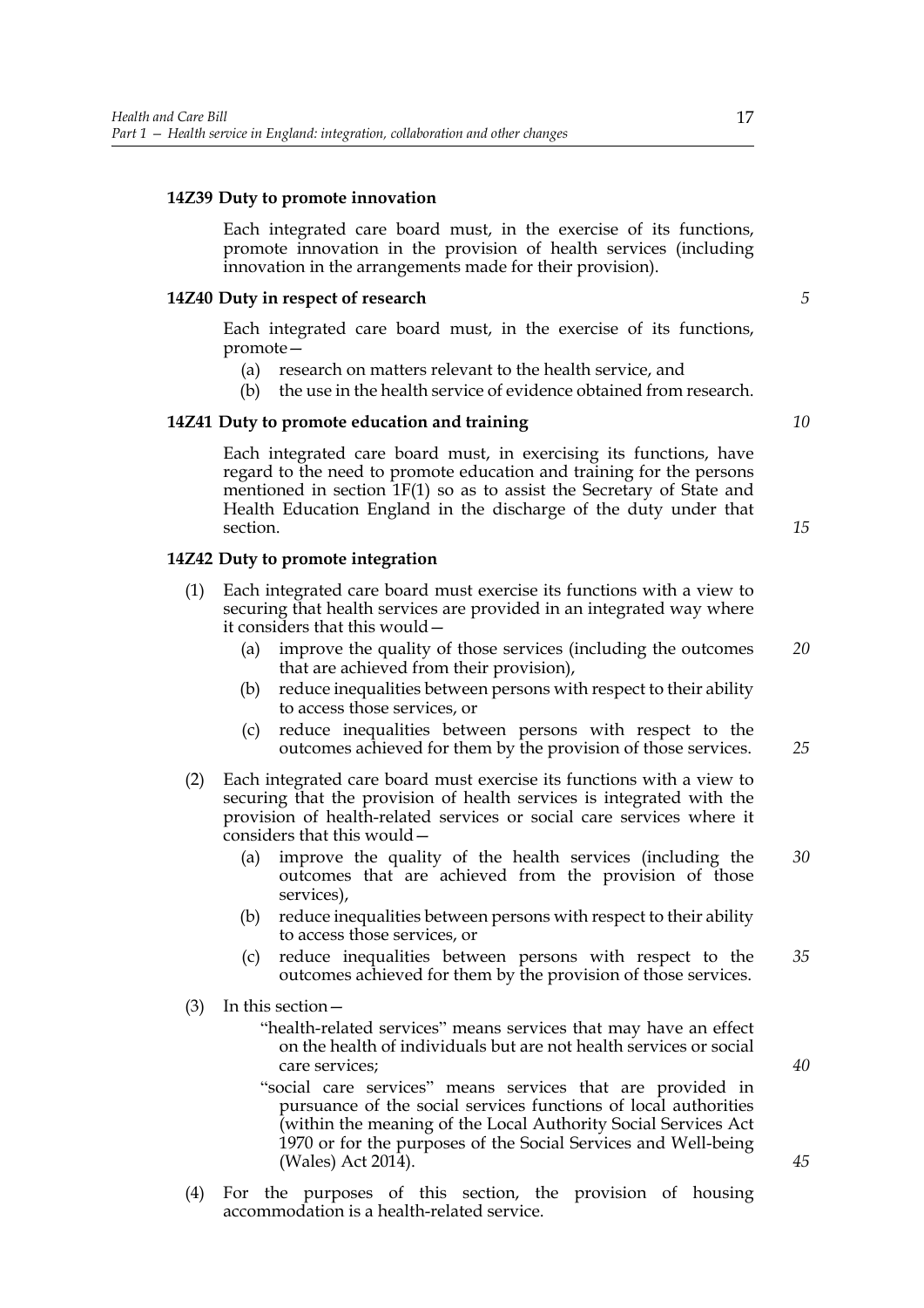**14Z39 Duty to promote innovation**

Each integrated care board must, in the exercise of its functions, promote innovation in the provision of health services (including innovation in the arrangements made for their provision).

**14Z40 Duty in respect of research**

Each integrated care board must, in the exercise of its functions, promote—

(a) research on matters relevant to the health service, and

(b) the use in the health service of evidence obtained from research.

**14Z41 Duty to promote education and training**

Each integrated care board must, in exercising its functions, have regard to the need to promote education and training for the persons mentioned in section 1F(1) so as to assist the Secretary of State and Health Education England in the discharge of the duty under that section.

**14Z42 Duty to promote integration**

(1) Each integrated care board must exercise its functions with a view to securing that health services are provided in an integrated way where it considers that this would—

(a) improve the quality of those services (including the outcomes that are achieved from their provision),

(b) reduce inequalities between persons with respect to their ability to access those services, or

(c) reduce inequalities between persons with respect to the outcomes achieved for them by the provision of those services.

(2) Each integrated care board must exercise its functions with a view to securing that the provision of health services is integrated with the provision of health-related services or social care services where it considers that this would—

(a) improve the quality of the health services (including the outcomes that are achieved from the provision of those services),

(b) reduce inequalities between persons with respect to their ability to access those services, or

(c) reduce inequalities between persons with respect to the outcomes achieved for them by the provision of those services.

(3) In this section—

"health-related services" means services that may have an effect on the health of individuals but are not health services or social care services;

"social care services" means services that are provided in pursuance of the social services functions of local authorities (within the meaning of the Local Authority Social Services Act 1970 or for the purposes of the Social Services and Well-being (Wales) Act 2014).

(4) For the purposes of this section, the provision of housing accommodation is a health-related service.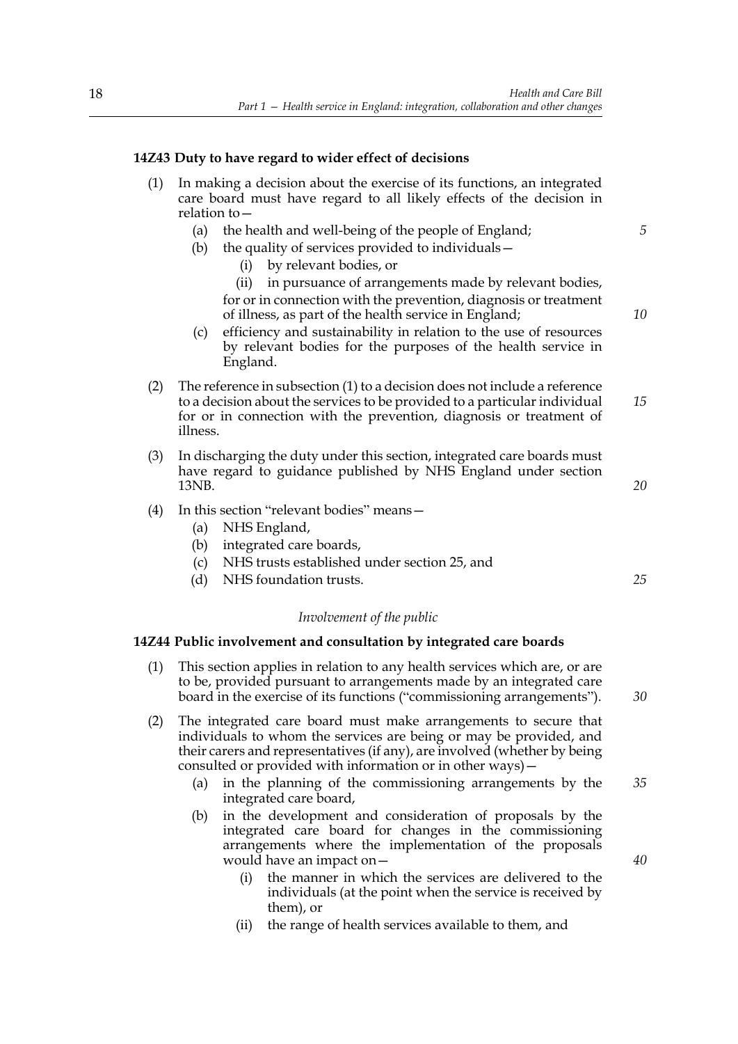### 14Z43 Duty to have regard to wider effect of decisions

(1) In making a decision about the exercise of its functions, an integrated care board must have regard to all likely effects of the decision in relation to—

- (a) the health and well-being of the people of England;
- (b) the quality of services provided to individuals—
  - (i) by relevant bodies, or
  - (ii) in pursuance of arrangements made by relevant bodies,

  for or in connection with the prevention, diagnosis or treatment of illness, as part of the health service in England;
- (c) efficiency and sustainability in relation to the use of resources by relevant bodies for the purposes of the health service in England.

(2) The reference in subsection (1) to a decision does not include a reference to a decision about the services to be provided to a particular individual for or in connection with the prevention, diagnosis or treatment of illness.

(3) In discharging the duty under this section, integrated care boards must have regard to guidance published by NHS England under section 13NB.

(4) In this section "relevant bodies" means—

- (a) NHS England,
- (b) integrated care boards,
- (c) NHS trusts established under section 25, and
- (d) NHS foundation trusts.

*Involvement of the public*

### 14Z44 Public involvement and consultation by integrated care boards

(1) This section applies in relation to any health services which are, or are to be, provided pursuant to arrangements made by an integrated care board in the exercise of its functions ("commissioning arrangements").

(2) The integrated care board must make arrangements to secure that individuals to whom the services are being or may be provided, and their carers and representatives (if any), are involved (whether by being consulted or provided with information or in other ways)—

- (a) in the planning of the commissioning arrangements by the integrated care board,
- (b) in the development and consideration of proposals by the integrated care board for changes in the commissioning arrangements where the implementation of the proposals would have an impact on—
  - (i) the manner in which the services are delivered to the individuals (at the point when the service is received by them), or
  - (ii) the range of health services available to them, and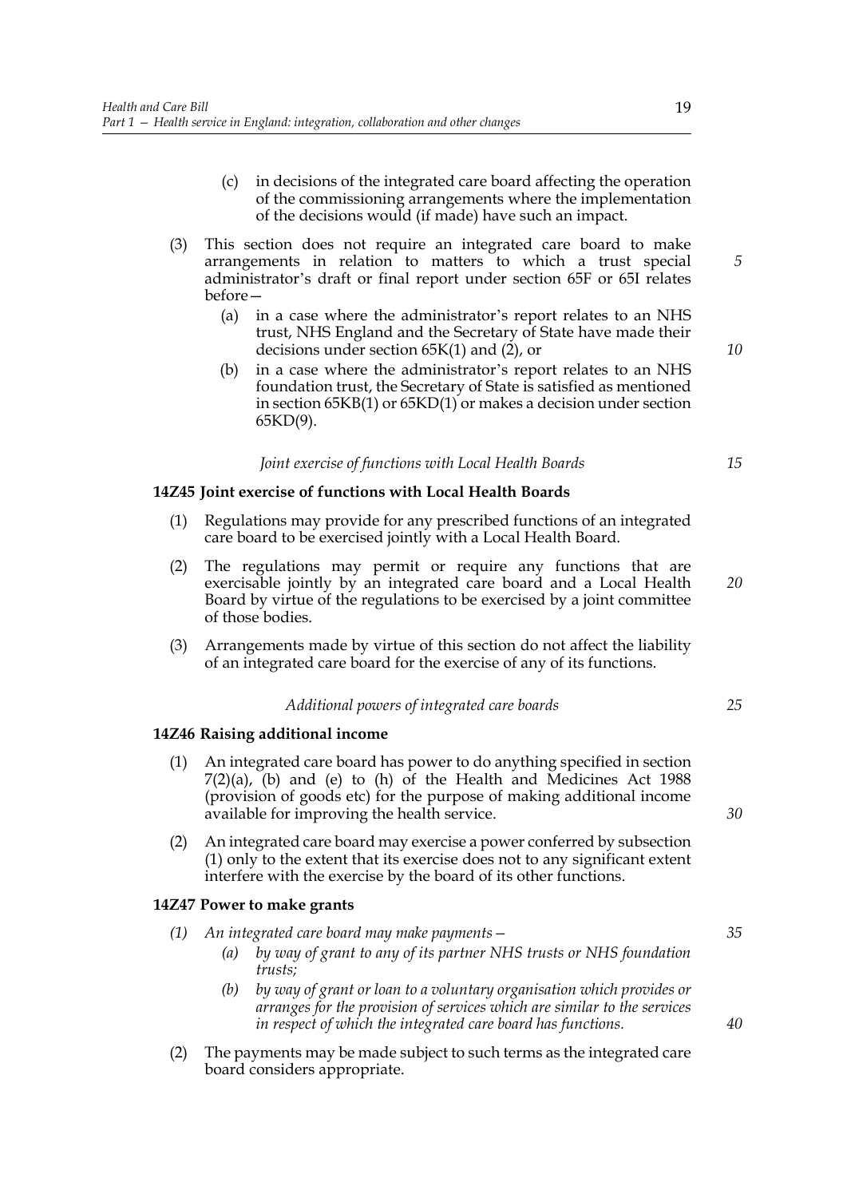(c) in decisions of the integrated care board affecting the operation of the commissioning arrangements where the implementation of the decisions would (if made) have such an impact.

(3) This section does not require an integrated care board to make arrangements in relation to matters to which a trust special administrator's draft or final report under section 65F or 65I relates before—

(a) in a case where the administrator's report relates to an NHS trust, NHS England and the Secretary of State have made their decisions under section 65K(1) and (2), or

(b) in a case where the administrator's report relates to an NHS foundation trust, the Secretary of State is satisfied as mentioned in section 65KB(1) or 65KD(1) or makes a decision under section 65KD(9).

*Joint exercise of functions with Local Health Boards*

**14Z45 Joint exercise of functions with Local Health Boards**

(1) Regulations may provide for any prescribed functions of an integrated care board to be exercised jointly with a Local Health Board.

(2) The regulations may permit or require any functions that are exercisable jointly by an integrated care board and a Local Health Board by virtue of the regulations to be exercised by a joint committee of those bodies.

(3) Arrangements made by virtue of this section do not affect the liability of an integrated care board for the exercise of any of its functions.

*Additional powers of integrated care boards*

**14Z46 Raising additional income**

(1) An integrated care board has power to do anything specified in section 7(2)(a), (b) and (e) to (h) of the Health and Medicines Act 1988 (provision of goods etc) for the purpose of making additional income available for improving the health service.

(2) An integrated care board may exercise a power conferred by subsection (1) only to the extent that its exercise does not to any significant extent interfere with the exercise by the board of its other functions.

**14Z47 Power to make grants**

*(1) An integrated care board may make payments—*

*(a) by way of grant to any of its partner NHS trusts or NHS foundation trusts;*

*(b) by way of grant or loan to a voluntary organisation which provides or arranges for the provision of services which are similar to the services in respect of which the integrated care board has functions.*

(2) The payments may be made subject to such terms as the integrated care board considers appropriate.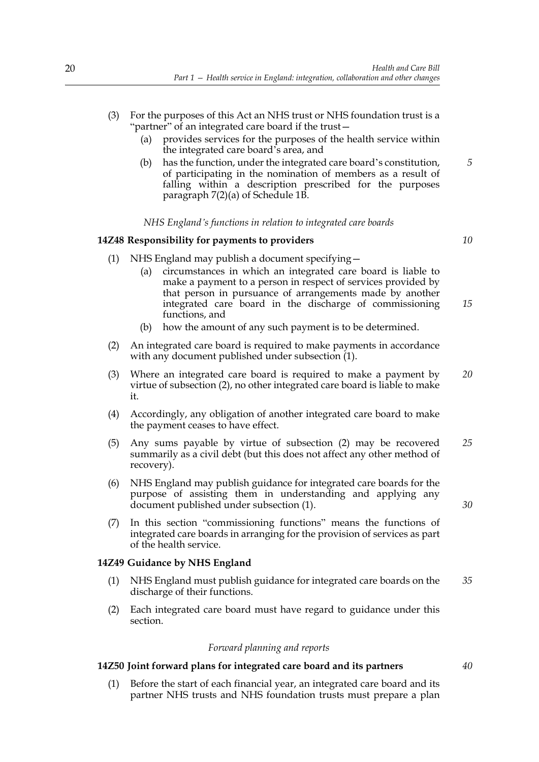(3) For the purposes of this Act an NHS trust or NHS foundation trust is a "partner" of an integrated care board if the trust—

   (a) provides services for the purposes of the health service within the integrated care board's area, and

   (b) has the function, under the integrated care board's constitution, of participating in the nomination of members as a result of falling within a description prescribed for the purposes paragraph 7(2)(a) of Schedule 1B.

*NHS England's functions in relation to integrated care boards*

**14Z48 Responsibility for payments to providers**

(1) NHS England may publish a document specifying—

   (a) circumstances in which an integrated care board is liable to make a payment to a person in respect of services provided by that person in pursuance of arrangements made by another integrated care board in the discharge of commissioning functions, and

   (b) how the amount of any such payment is to be determined.

(2) An integrated care board is required to make payments in accordance with any document published under subsection (1).

(3) Where an integrated care board is required to make a payment by virtue of subsection (2), no other integrated care board is liable to make it.

(4) Accordingly, any obligation of another integrated care board to make the payment ceases to have effect.

(5) Any sums payable by virtue of subsection (2) may be recovered summarily as a civil debt (but this does not affect any other method of recovery).

(6) NHS England may publish guidance for integrated care boards for the purpose of assisting them in understanding and applying any document published under subsection (1).

(7) In this section "commissioning functions" means the functions of integrated care boards in arranging for the provision of services as part of the health service.

**14Z49 Guidance by NHS England**

(1) NHS England must publish guidance for integrated care boards on the discharge of their functions.

(2) Each integrated care board must have regard to guidance under this section.

*Forward planning and reports*

**14Z50 Joint forward plans for integrated care board and its partners**

(1) Before the start of each financial year, an integrated care board and its partner NHS trusts and NHS foundation trusts must prepare a plan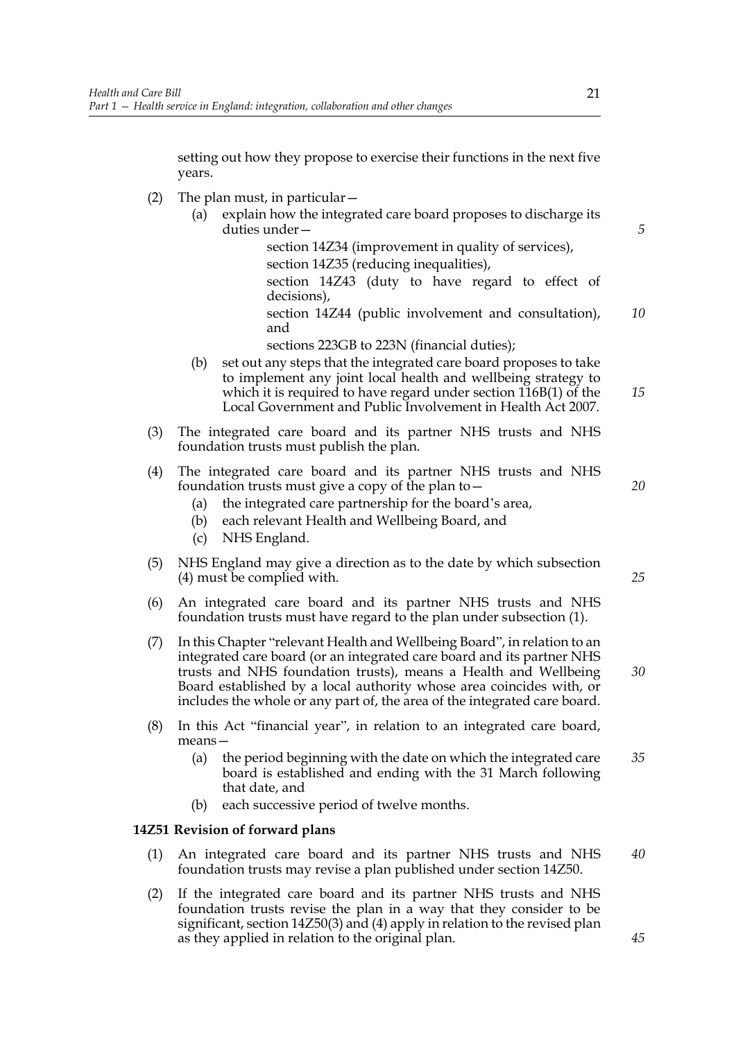setting out how they propose to exercise their functions in the next five years.

(2) The plan must, in particular—

(a) explain how the integrated care board proposes to discharge its duties under—

section 14Z34 (improvement in quality of services),

section 14Z35 (reducing inequalities),

section 14Z43 (duty to have regard to effect of decisions),

section 14Z44 (public involvement and consultation), and

sections 223GB to 223N (financial duties);

(b) set out any steps that the integrated care board proposes to take to implement any joint local health and wellbeing strategy to which it is required to have regard under section 116B(1) of the Local Government and Public Involvement in Health Act 2007.

(3) The integrated care board and its partner NHS trusts and NHS foundation trusts must publish the plan.

(4) The integrated care board and its partner NHS trusts and NHS foundation trusts must give a copy of the plan to—

(a) the integrated care partnership for the board's area,

(b) each relevant Health and Wellbeing Board, and

(c) NHS England.

(5) NHS England may give a direction as to the date by which subsection (4) must be complied with.

(6) An integrated care board and its partner NHS trusts and NHS foundation trusts must have regard to the plan under subsection (1).

(7) In this Chapter "relevant Health and Wellbeing Board", in relation to an integrated care board (or an integrated care board and its partner NHS trusts and NHS foundation trusts), means a Health and Wellbeing Board established by a local authority whose area coincides with, or includes the whole or any part of, the area of the integrated care board.

(8) In this Act "financial year", in relation to an integrated care board, means—

(a) the period beginning with the date on which the integrated care board is established and ending with the 31 March following that date, and

(b) each successive period of twelve months.

**14Z51 Revision of forward plans**

(1) An integrated care board and its partner NHS trusts and NHS foundation trusts may revise a plan published under section 14Z50.

(2) If the integrated care board and its partner NHS trusts and NHS foundation trusts revise the plan in a way that they consider to be significant, section 14Z50(3) and (4) apply in relation to the revised plan as they applied in relation to the original plan.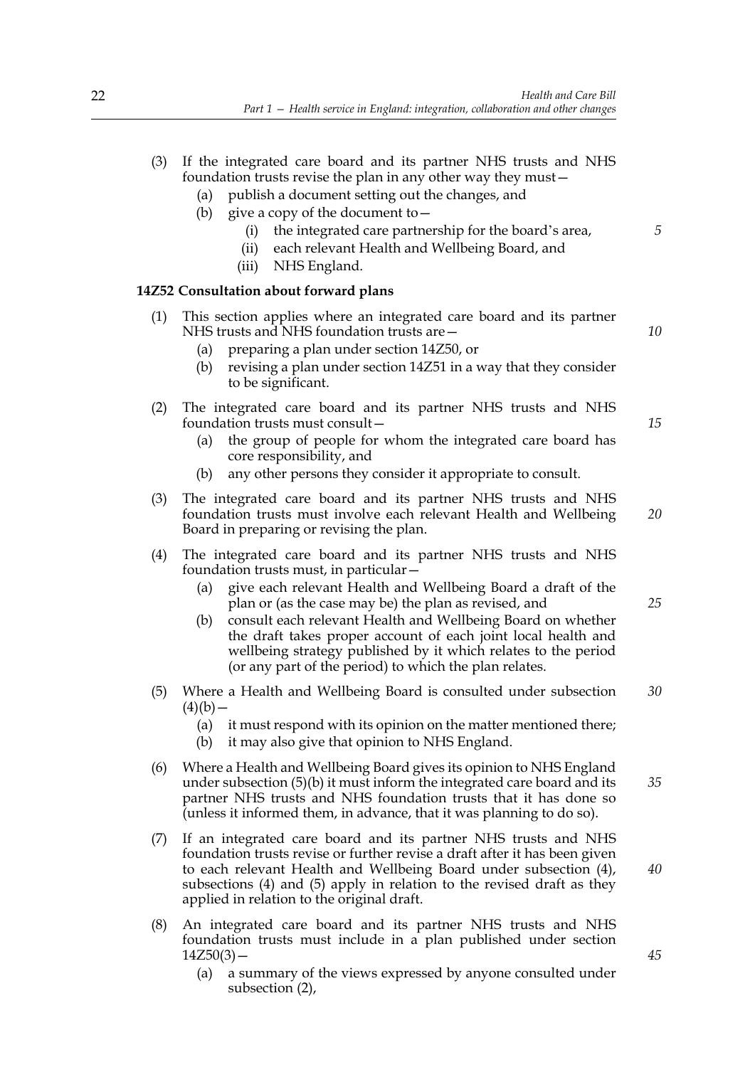(3) If the integrated care board and its partner NHS trusts and NHS foundation trusts revise the plan in any other way they must—

   (a) publish a document setting out the changes, and

   (b) give a copy of the document to—

      (i) the integrated care partnership for the board's area,

      (ii) each relevant Health and Wellbeing Board, and

      (iii) NHS England.

**14Z52 Consultation about forward plans**

(1) This section applies where an integrated care board and its partner NHS trusts and NHS foundation trusts are—

   (a) preparing a plan under section 14Z50, or

   (b) revising a plan under section 14Z51 in a way that they consider to be significant.

(2) The integrated care board and its partner NHS trusts and NHS foundation trusts must consult—

   (a) the group of people for whom the integrated care board has core responsibility, and

   (b) any other persons they consider it appropriate to consult.

(3) The integrated care board and its partner NHS trusts and NHS foundation trusts must involve each relevant Health and Wellbeing Board in preparing or revising the plan.

(4) The integrated care board and its partner NHS trusts and NHS foundation trusts must, in particular—

   (a) give each relevant Health and Wellbeing Board a draft of the plan or (as the case may be) the plan as revised, and

   (b) consult each relevant Health and Wellbeing Board on whether the draft takes proper account of each joint local health and wellbeing strategy published by it which relates to the period (or any part of the period) to which the plan relates.

(5) Where a Health and Wellbeing Board is consulted under subsection (4)(b)—

   (a) it must respond with its opinion on the matter mentioned there;

   (b) it may also give that opinion to NHS England.

(6) Where a Health and Wellbeing Board gives its opinion to NHS England under subsection (5)(b) it must inform the integrated care board and its partner NHS trusts and NHS foundation trusts that it has done so (unless it informed them, in advance, that it was planning to do so).

(7) If an integrated care board and its partner NHS trusts and NHS foundation trusts revise or further revise a draft after it has been given to each relevant Health and Wellbeing Board under subsection (4), subsections (4) and (5) apply in relation to the revised draft as they applied in relation to the original draft.

(8) An integrated care board and its partner NHS trusts and NHS foundation trusts must include in a plan published under section 14Z50(3)—

   (a) a summary of the views expressed by anyone consulted under subsection (2),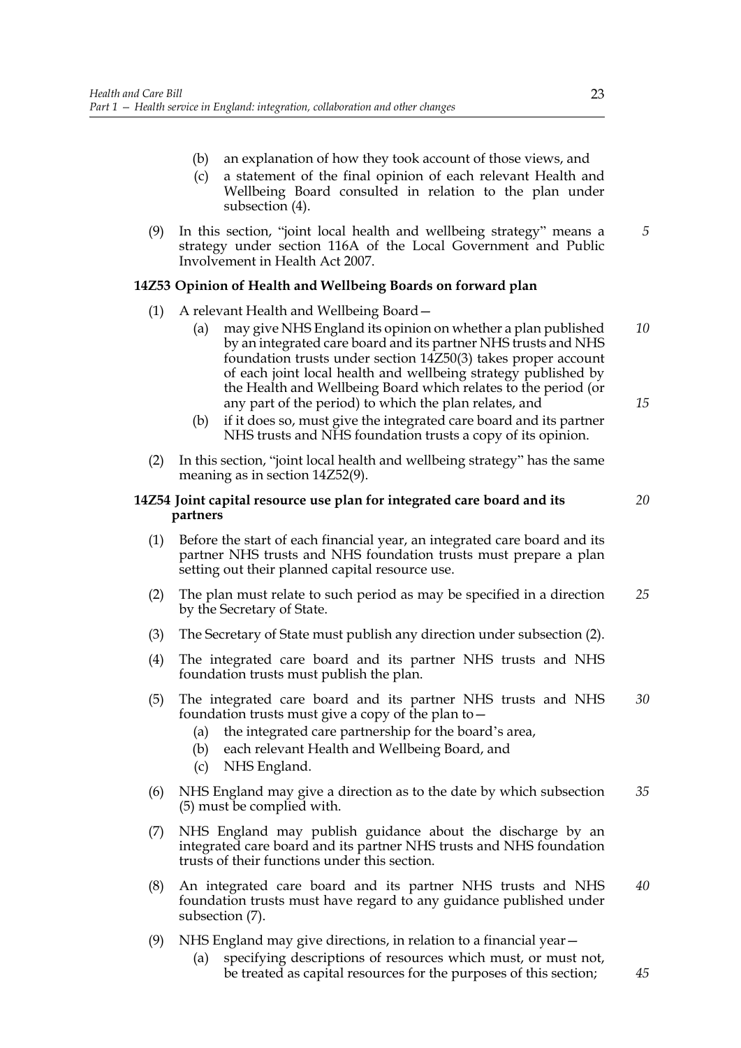(b) an explanation of how they took account of those views, and

(c) a statement of the final opinion of each relevant Health and Wellbeing Board consulted in relation to the plan under subsection (4).

(9) In this section, "joint local health and wellbeing strategy" means a strategy under section 116A of the Local Government and Public Involvement in Health Act 2007.

### 14Z53 Opinion of Health and Wellbeing Boards on forward plan

(1) A relevant Health and Wellbeing Board—

(a) may give NHS England its opinion on whether a plan published by an integrated care board and its partner NHS trusts and NHS foundation trusts under section 14Z50(3) takes proper account of each joint local health and wellbeing strategy published by the Health and Wellbeing Board which relates to the period (or any part of the period) to which the plan relates, and

(b) if it does so, must give the integrated care board and its partner NHS trusts and NHS foundation trusts a copy of its opinion.

(2) In this section, "joint local health and wellbeing strategy" has the same meaning as in section 14Z52(9).

### 14Z54 Joint capital resource use plan for integrated care board and its partners

(1) Before the start of each financial year, an integrated care board and its partner NHS trusts and NHS foundation trusts must prepare a plan setting out their planned capital resource use.

(2) The plan must relate to such period as may be specified in a direction by the Secretary of State.

(3) The Secretary of State must publish any direction under subsection (2).

(4) The integrated care board and its partner NHS trusts and NHS foundation trusts must publish the plan.

(5) The integrated care board and its partner NHS trusts and NHS foundation trusts must give a copy of the plan to—

(a) the integrated care partnership for the board's area,

(b) each relevant Health and Wellbeing Board, and

(c) NHS England.

(6) NHS England may give a direction as to the date by which subsection (5) must be complied with.

(7) NHS England may publish guidance about the discharge by an integrated care board and its partner NHS trusts and NHS foundation trusts of their functions under this section.

(8) An integrated care board and its partner NHS trusts and NHS foundation trusts must have regard to any guidance published under subsection (7).

(9) NHS England may give directions, in relation to a financial year—

(a) specifying descriptions of resources which must, or must not, be treated as capital resources for the purposes of this section;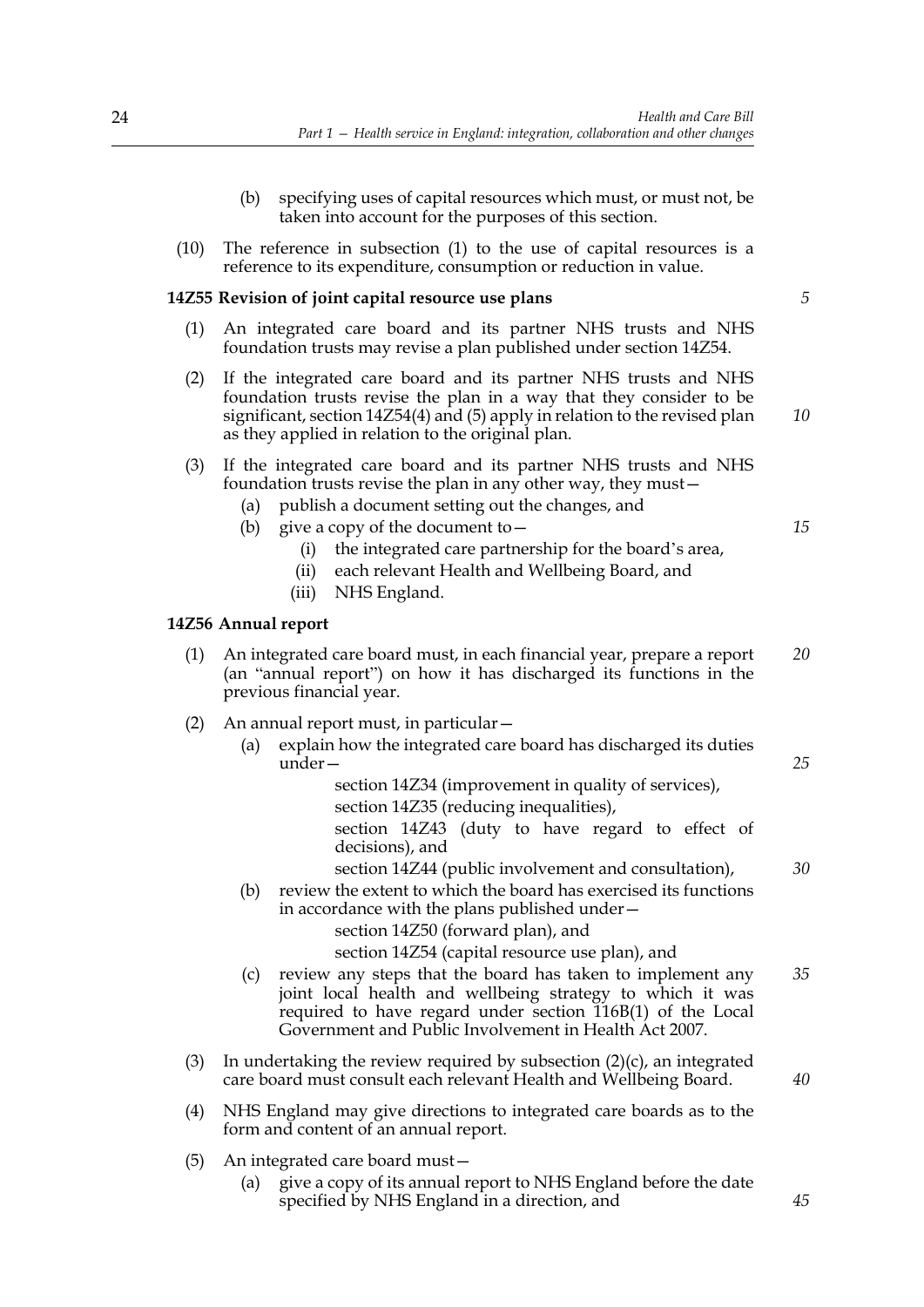(b) specifying uses of capital resources which must, or must not, be taken into account for the purposes of this section.

(10) The reference in subsection (1) to the use of capital resources is a reference to its expenditure, consumption or reduction in value.

**14Z55 Revision of joint capital resource use plans**

(1) An integrated care board and its partner NHS trusts and NHS foundation trusts may revise a plan published under section 14Z54.

(2) If the integrated care board and its partner NHS trusts and NHS foundation trusts revise the plan in a way that they consider to be significant, section 14Z54(4) and (5) apply in relation to the revised plan as they applied in relation to the original plan.

(3) If the integrated care board and its partner NHS trusts and NHS foundation trusts revise the plan in any other way, they must—

(a) publish a document setting out the changes, and

(b) give a copy of the document to—

(i) the integrated care partnership for the board's area,

(ii) each relevant Health and Wellbeing Board, and

(iii) NHS England.

**14Z56 Annual report**

(1) An integrated care board must, in each financial year, prepare a report (an "annual report") on how it has discharged its functions in the previous financial year.

(2) An annual report must, in particular—

(a) explain how the integrated care board has discharged its duties under—

section 14Z34 (improvement in quality of services),

section 14Z35 (reducing inequalities),

section 14Z43 (duty to have regard to effect of decisions), and

section 14Z44 (public involvement and consultation),

(b) review the extent to which the board has exercised its functions in accordance with the plans published under—

section 14Z50 (forward plan), and

section 14Z54 (capital resource use plan), and

(c) review any steps that the board has taken to implement any joint local health and wellbeing strategy to which it was required to have regard under section 116B(1) of the Local Government and Public Involvement in Health Act 2007.

(3) In undertaking the review required by subsection (2)(c), an integrated care board must consult each relevant Health and Wellbeing Board.

(4) NHS England may give directions to integrated care boards as to the form and content of an annual report.

(5) An integrated care board must—

(a) give a copy of its annual report to NHS England before the date specified by NHS England in a direction, and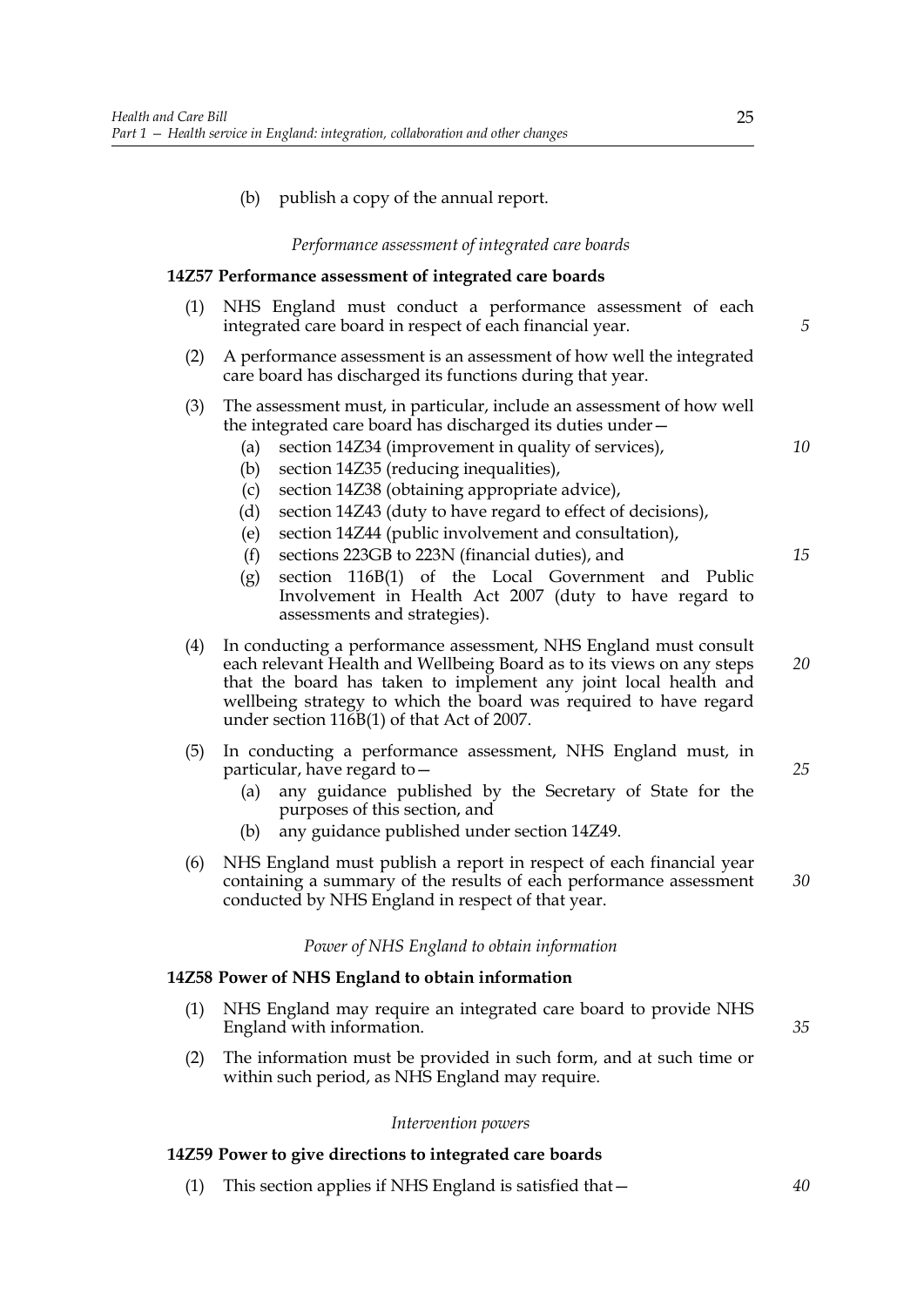(b) publish a copy of the annual report.

*Performance assessment of integrated care boards*

**14Z57 Performance assessment of integrated care boards**

(1) NHS England must conduct a performance assessment of each integrated care board in respect of each financial year.

(2) A performance assessment is an assessment of how well the integrated care board has discharged its functions during that year.

(3) The assessment must, in particular, include an assessment of how well the integrated care board has discharged its duties under—

- (a) section 14Z34 (improvement in quality of services),
- (b) section 14Z35 (reducing inequalities),
- (c) section 14Z38 (obtaining appropriate advice),
- (d) section 14Z43 (duty to have regard to effect of decisions),
- (e) section 14Z44 (public involvement and consultation),
- (f) sections 223GB to 223N (financial duties), and
- (g) section 116B(1) of the Local Government and Public Involvement in Health Act 2007 (duty to have regard to assessments and strategies).

(4) In conducting a performance assessment, NHS England must consult each relevant Health and Wellbeing Board as to its views on any steps that the board has taken to implement any joint local health and wellbeing strategy to which the board was required to have regard under section 116B(1) of that Act of 2007.

(5) In conducting a performance assessment, NHS England must, in particular, have regard to—

- (a) any guidance published by the Secretary of State for the purposes of this section, and
- (b) any guidance published under section 14Z49.

(6) NHS England must publish a report in respect of each financial year containing a summary of the results of each performance assessment conducted by NHS England in respect of that year.

*Power of NHS England to obtain information*

**14Z58 Power of NHS England to obtain information**

(1) NHS England may require an integrated care board to provide NHS England with information.

(2) The information must be provided in such form, and at such time or within such period, as NHS England may require.

*Intervention powers*

**14Z59 Power to give directions to integrated care boards**

(1) This section applies if NHS England is satisfied that—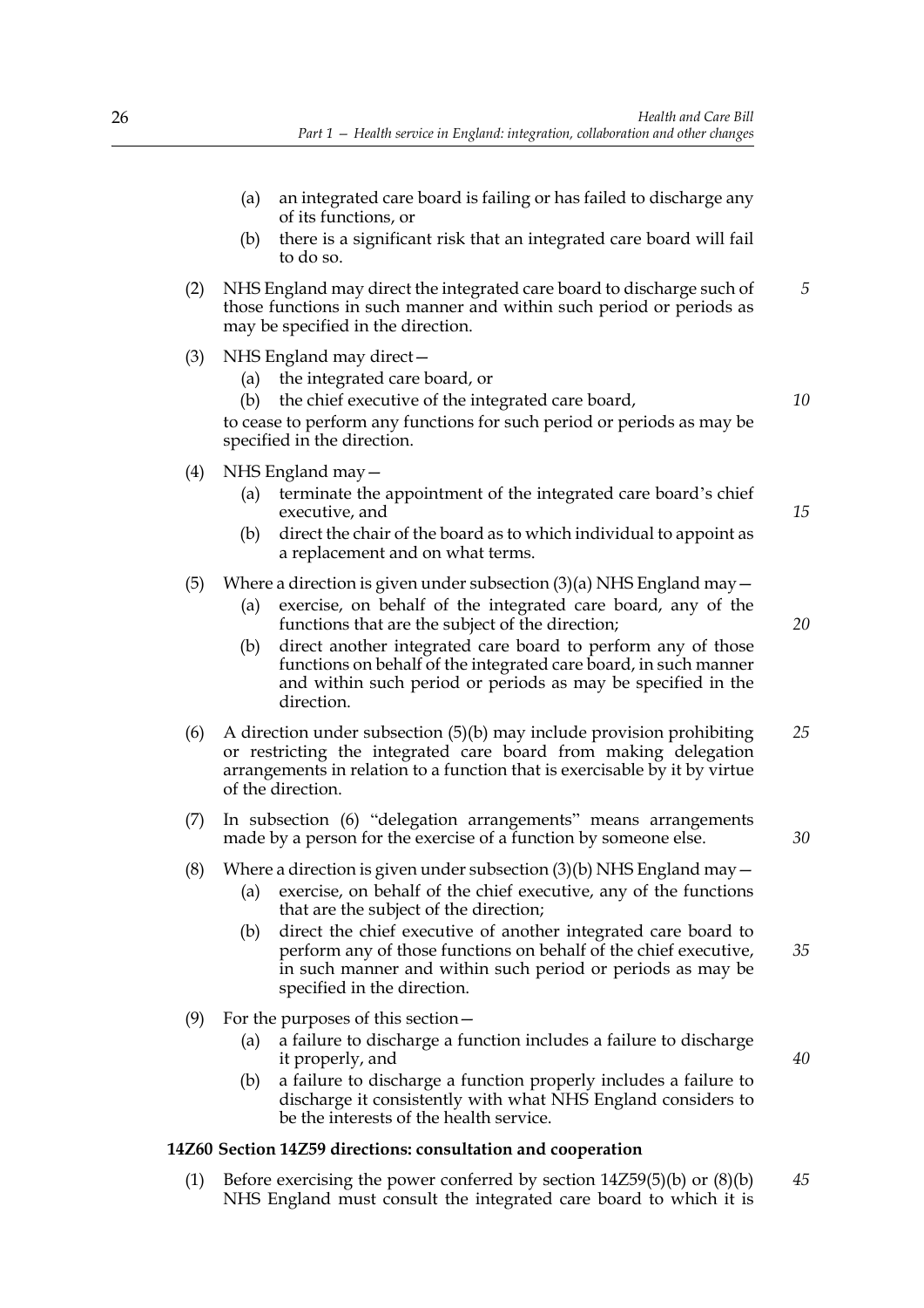(a) an integrated care board is failing or has failed to discharge any of its functions, or

(b) there is a significant risk that an integrated care board will fail to do so.

(2) NHS England may direct the integrated care board to discharge such of those functions in such manner and within such period or periods as may be specified in the direction.

(3) NHS England may direct—

(a) the integrated care board, or

(b) the chief executive of the integrated care board,

to cease to perform any functions for such period or periods as may be specified in the direction.

(4) NHS England may—

(a) terminate the appointment of the integrated care board's chief executive, and

(b) direct the chair of the board as to which individual to appoint as a replacement and on what terms.

(5) Where a direction is given under subsection (3)(a) NHS England may—

(a) exercise, on behalf of the integrated care board, any of the functions that are the subject of the direction;

(b) direct another integrated care board to perform any of those functions on behalf of the integrated care board, in such manner and within such period or periods as may be specified in the direction.

(6) A direction under subsection (5)(b) may include provision prohibiting or restricting the integrated care board from making delegation arrangements in relation to a function that is exercisable by it by virtue of the direction.

(7) In subsection (6) "delegation arrangements" means arrangements made by a person for the exercise of a function by someone else.

(8) Where a direction is given under subsection (3)(b) NHS England may—

(a) exercise, on behalf of the chief executive, any of the functions that are the subject of the direction;

(b) direct the chief executive of another integrated care board to perform any of those functions on behalf of the chief executive, in such manner and within such period or periods as may be specified in the direction.

(9) For the purposes of this section—

(a) a failure to discharge a function includes a failure to discharge it properly, and

(b) a failure to discharge a function properly includes a failure to discharge it consistently with what NHS England considers to be the interests of the health service.

**14Z60 Section 14Z59 directions: consultation and cooperation**

(1) Before exercising the power conferred by section 14Z59(5)(b) or (8)(b) NHS England must consult the integrated care board to which it is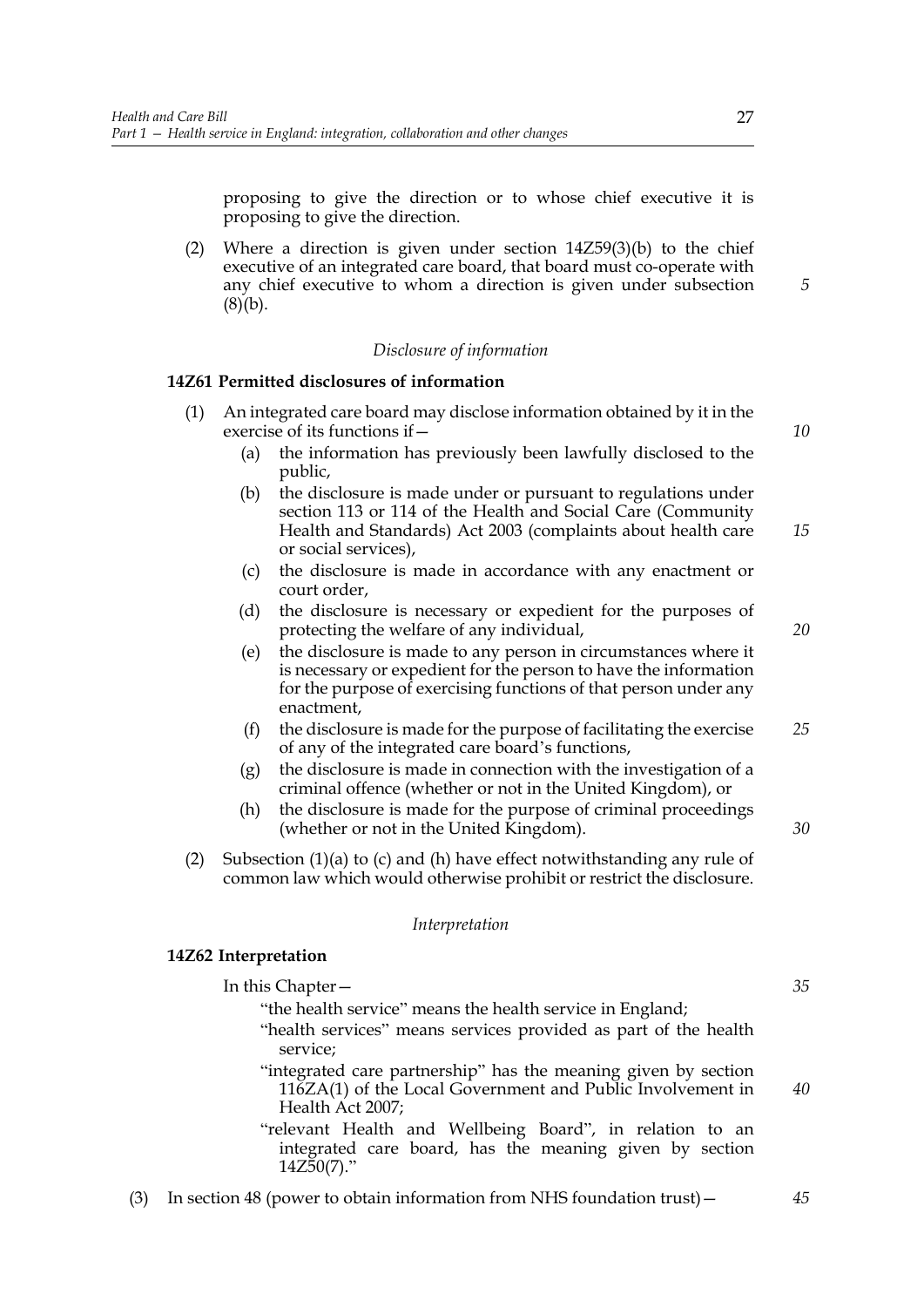proposing to give the direction or to whose chief executive it is proposing to give the direction.

(2) Where a direction is given under section 14Z59(3)(b) to the chief executive of an integrated care board, that board must co-operate with any chief executive to whom a direction is given under subsection (8)(b).

*Disclosure of information*

**14Z61 Permitted disclosures of information**

(1) An integrated care board may disclose information obtained by it in the exercise of its functions if—

(a) the information has previously been lawfully disclosed to the public,

(b) the disclosure is made under or pursuant to regulations under section 113 or 114 of the Health and Social Care (Community Health and Standards) Act 2003 (complaints about health care or social services),

(c) the disclosure is made in accordance with any enactment or court order,

(d) the disclosure is necessary or expedient for the purposes of protecting the welfare of any individual,

(e) the disclosure is made to any person in circumstances where it is necessary or expedient for the person to have the information for the purpose of exercising functions of that person under any enactment,

(f) the disclosure is made for the purpose of facilitating the exercise of any of the integrated care board's functions,

(g) the disclosure is made in connection with the investigation of a criminal offence (whether or not in the United Kingdom), or

(h) the disclosure is made for the purpose of criminal proceedings (whether or not in the United Kingdom).

(2) Subsection (1)(a) to (c) and (h) have effect notwithstanding any rule of common law which would otherwise prohibit or restrict the disclosure.

*Interpretation*

**14Z62 Interpretation**

In this Chapter—

"the health service" means the health service in England;

"health services" means services provided as part of the health service;

"integrated care partnership" has the meaning given by section 116ZA(1) of the Local Government and Public Involvement in Health Act 2007;

"relevant Health and Wellbeing Board", in relation to an integrated care board, has the meaning given by section 14Z50(7)."

(3) In section 48 (power to obtain information from NHS foundation trust)—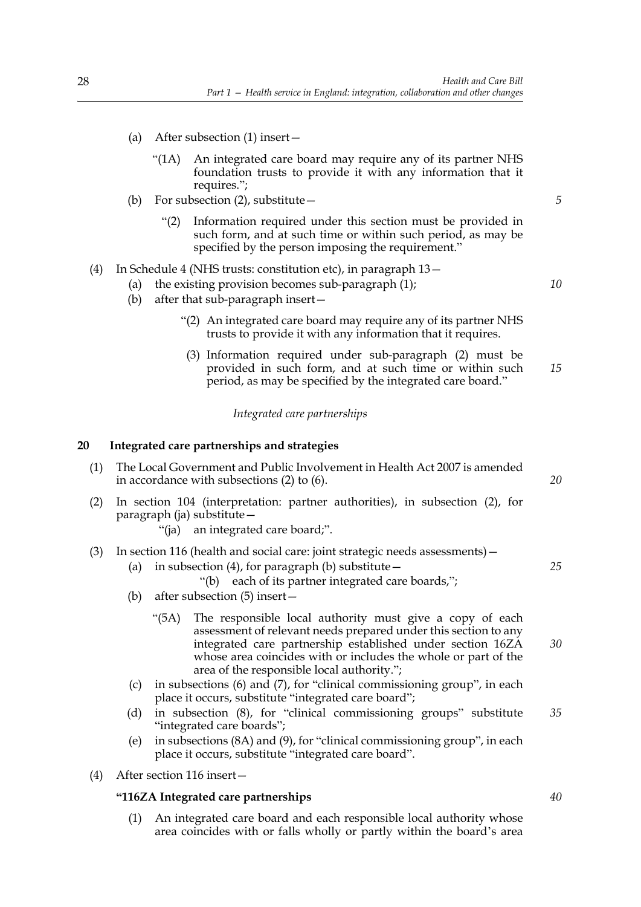(a) After subsection (1) insert—

"(1A) An integrated care board may require any of its partner NHS foundation trusts to provide it with any information that it requires.";

(b) For subsection (2), substitute—

"(2) Information required under this section must be provided in such form, and at such time or within such period, as may be specified by the person imposing the requirement."

(4) In Schedule 4 (NHS trusts: constitution etc), in paragraph 13—

(a) the existing provision becomes sub-paragraph (1);

(b) after that sub-paragraph insert—

"(2) An integrated care board may require any of its partner NHS trusts to provide it with any information that it requires.

(3) Information required under sub-paragraph (2) must be provided in such form, and at such time or within such period, as may be specified by the integrated care board."

*Integrated care partnerships*

## 20 Integrated care partnerships and strategies

(1) The Local Government and Public Involvement in Health Act 2007 is amended in accordance with subsections (2) to (6).

(2) In section 104 (interpretation: partner authorities), in subsection (2), for paragraph (ja) substitute—

"(ja) an integrated care board;".

(3) In section 116 (health and social care: joint strategic needs assessments)—

(a) in subsection (4), for paragraph (b) substitute—

"(b) each of its partner integrated care boards,";

(b) after subsection (5) insert—

"(5A) The responsible local authority must give a copy of each assessment of relevant needs prepared under this section to any integrated care partnership established under section 16ZA whose area coincides with or includes the whole or part of the area of the responsible local authority.";

(c) in subsections (6) and (7), for "clinical commissioning group", in each place it occurs, substitute "integrated care board";

(d) in subsection (8), for "clinical commissioning groups" substitute "integrated care boards";

(e) in subsections (8A) and (9), for "clinical commissioning group", in each place it occurs, substitute "integrated care board".

(4) After section 116 insert—

**"116ZA Integrated care partnerships**

(1) An integrated care board and each responsible local authority whose area coincides with or falls wholly or partly within the board's area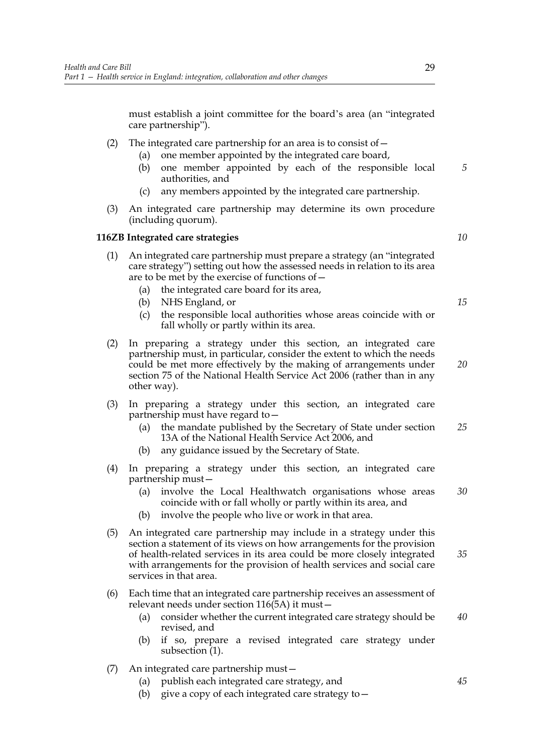must establish a joint committee for the board's area (an "integrated care partnership").

(2) The integrated care partnership for an area is to consist of—

(a) one member appointed by the integrated care board,

(b) one member appointed by each of the responsible local authorities, and

(c) any members appointed by the integrated care partnership.

(3) An integrated care partnership may determine its own procedure (including quorum).

**116ZB Integrated care strategies**

(1) An integrated care partnership must prepare a strategy (an "integrated care strategy") setting out how the assessed needs in relation to its area are to be met by the exercise of functions of—

(a) the integrated care board for its area,

(b) NHS England, or

(c) the responsible local authorities whose areas coincide with or fall wholly or partly within its area.

(2) In preparing a strategy under this section, an integrated care partnership must, in particular, consider the extent to which the needs could be met more effectively by the making of arrangements under section 75 of the National Health Service Act 2006 (rather than in any other way).

(3) In preparing a strategy under this section, an integrated care partnership must have regard to—

(a) the mandate published by the Secretary of State under section 13A of the National Health Service Act 2006, and

(b) any guidance issued by the Secretary of State.

(4) In preparing a strategy under this section, an integrated care partnership must—

(a) involve the Local Healthwatch organisations whose areas coincide with or fall wholly or partly within its area, and

(b) involve the people who live or work in that area.

(5) An integrated care partnership may include in a strategy under this section a statement of its views on how arrangements for the provision of health-related services in its area could be more closely integrated with arrangements for the provision of health services and social care services in that area.

(6) Each time that an integrated care partnership receives an assessment of relevant needs under section 116(5A) it must—

(a) consider whether the current integrated care strategy should be revised, and

(b) if so, prepare a revised integrated care strategy under subsection (1).

(7) An integrated care partnership must—

(a) publish each integrated care strategy, and

(b) give a copy of each integrated care strategy to—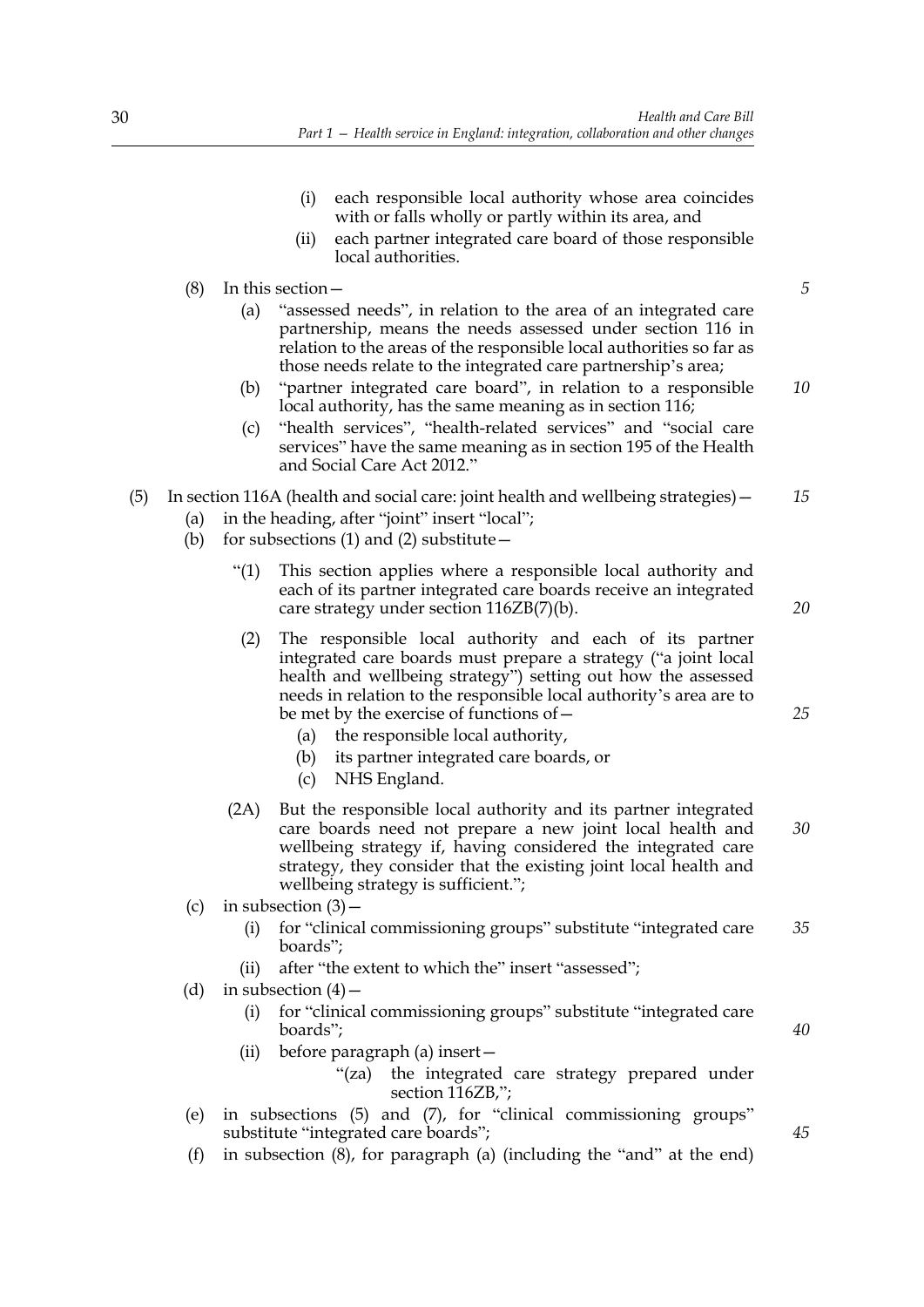(i) each responsible local authority whose area coincides with or falls wholly or partly within its area, and

(ii) each partner integrated care board of those responsible local authorities.

(8) In this section—

(a) "assessed needs", in relation to the area of an integrated care partnership, means the needs assessed under section 116 in relation to the areas of the responsible local authorities so far as those needs relate to the integrated care partnership's area;

(b) "partner integrated care board", in relation to a responsible local authority, has the same meaning as in section 116;

(c) "health services", "health-related services" and "social care services" have the same meaning as in section 195 of the Health and Social Care Act 2012."

(5) In section 116A (health and social care: joint health and wellbeing strategies)—

(a) in the heading, after "joint" insert "local";

(b) for subsections (1) and (2) substitute—

"(1) This section applies where a responsible local authority and each of its partner integrated care boards receive an integrated care strategy under section 116ZB(7)(b).

(2) The responsible local authority and each of its partner integrated care boards must prepare a strategy ("a joint local health and wellbeing strategy") setting out how the assessed needs in relation to the responsible local authority's area are to be met by the exercise of functions of—

(a) the responsible local authority,

(b) its partner integrated care boards, or

(c) NHS England.

(2A) But the responsible local authority and its partner integrated care boards need not prepare a new joint local health and wellbeing strategy if, having considered the integrated care strategy, they consider that the existing joint local health and wellbeing strategy is sufficient.";

(c) in subsection (3)—

(i) for "clinical commissioning groups" substitute "integrated care boards";

(ii) after "the extent to which the" insert "assessed";

(d) in subsection (4)—

(i) for "clinical commissioning groups" substitute "integrated care boards";

(ii) before paragraph (a) insert—

"(za) the integrated care strategy prepared under section 116ZB,";

(e) in subsections (5) and (7), for "clinical commissioning groups" substitute "integrated care boards";

(f) in subsection (8), for paragraph (a) (including the "and" at the end)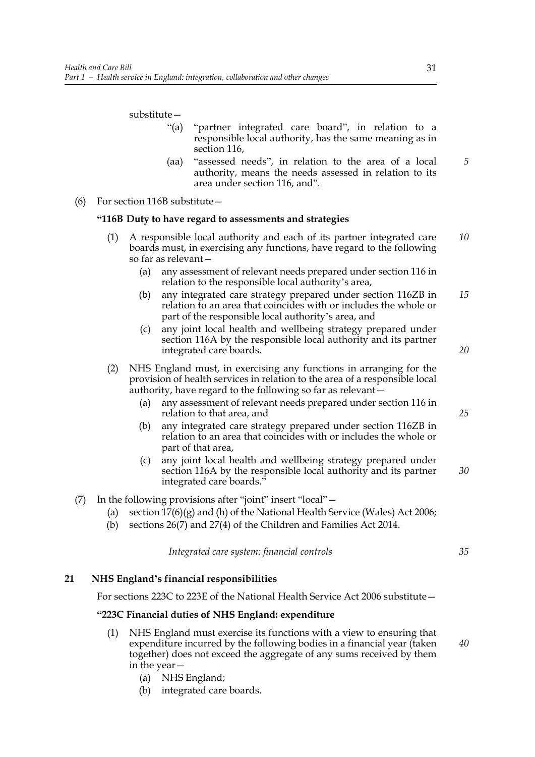substitute—

> "(a) "partner integrated care board", in relation to a responsible local authority, has the same meaning as in section 116,
>
> (aa) "assessed needs", in relation to the area of a local authority, means the needs assessed in relation to its area under section 116, and".

(6) For section 116B substitute—

> **"116B Duty to have regard to assessments and strategies**
>
> (1) A responsible local authority and each of its partner integrated care boards must, in exercising any functions, have regard to the following so far as relevant—
>
> (a) any assessment of relevant needs prepared under section 116 in relation to the responsible local authority's area,
>
> (b) any integrated care strategy prepared under section 116ZB in relation to an area that coincides with or includes the whole or part of the responsible local authority's area, and
>
> (c) any joint local health and wellbeing strategy prepared under section 116A by the responsible local authority and its partner integrated care boards.
>
> (2) NHS England must, in exercising any functions in arranging for the provision of health services in relation to the area of a responsible local authority, have regard to the following so far as relevant—
>
> (a) any assessment of relevant needs prepared under section 116 in relation to that area, and
>
> (b) any integrated care strategy prepared under section 116ZB in relation to an area that coincides with or includes the whole or part of that area,
>
> (c) any joint local health and wellbeing strategy prepared under section 116A by the responsible local authority and its partner integrated care boards."

(7) In the following provisions after "joint" insert "local"—

(a) section 17(6)(g) and (h) of the National Health Service (Wales) Act 2006;

(b) sections 26(7) and 27(4) of the Children and Families Act 2014.

*Integrated care system: financial controls*

**21 NHS England's financial responsibilities**

For sections 223C to 223E of the National Health Service Act 2006 substitute—

> **"223C Financial duties of NHS England: expenditure**
>
> (1) NHS England must exercise its functions with a view to ensuring that expenditure incurred by the following bodies in a financial year (taken together) does not exceed the aggregate of any sums received by them in the year—
>
> (a) NHS England;
>
> (b) integrated care boards.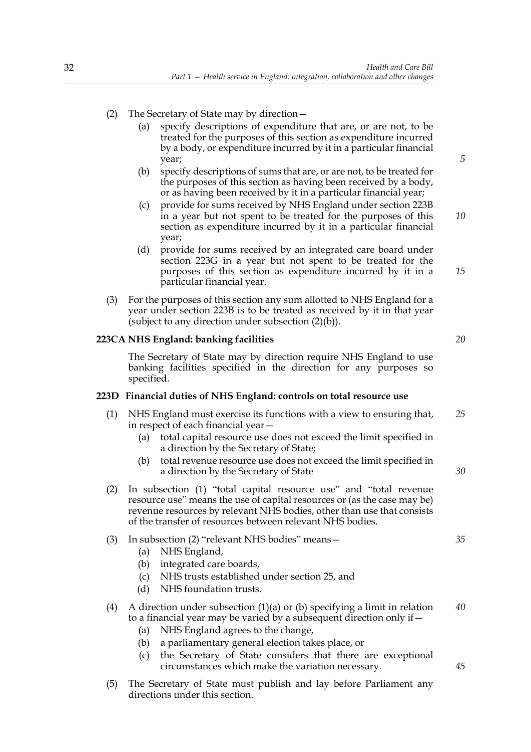(2) The Secretary of State may by direction—

  (a) specify descriptions of expenditure that are, or are not, to be treated for the purposes of this section as expenditure incurred by a body, or expenditure incurred by it in a particular financial year;

  (b) specify descriptions of sums that are, or are not, to be treated for the purposes of this section as having been received by a body, or as having been received by it in a particular financial year;

  (c) provide for sums received by NHS England under section 223B in a year but not spent to be treated for the purposes of this section as expenditure incurred by it in a particular financial year;

  (d) provide for sums received by an integrated care board under section 223G in a year but not spent to be treated for the purposes of this section as expenditure incurred by it in a particular financial year.

(3) For the purposes of this section any sum allotted to NHS England for a year under section 223B is to be treated as received by it in that year (subject to any direction under subsection (2)(b)).

**223CA NHS England: banking facilities**

The Secretary of State may by direction require NHS England to use banking facilities specified in the direction for any purposes so specified.

**223D Financial duties of NHS England: controls on total resource use**

(1) NHS England must exercise its functions with a view to ensuring that, in respect of each financial year—

  (a) total capital resource use does not exceed the limit specified in a direction by the Secretary of State;

  (b) total revenue resource use does not exceed the limit specified in a direction by the Secretary of State

(2) In subsection (1) "total capital resource use" and "total revenue resource use" means the use of capital resources or (as the case may be) revenue resources by relevant NHS bodies, other than use that consists of the transfer of resources between relevant NHS bodies.

(3) In subsection (2) "relevant NHS bodies" means—

  (a) NHS England,

  (b) integrated care boards,

  (c) NHS trusts established under section 25, and

  (d) NHS foundation trusts.

(4) A direction under subsection (1)(a) or (b) specifying a limit in relation to a financial year may be varied by a subsequent direction only if—

  (a) NHS England agrees to the change,

  (b) a parliamentary general election takes place, or

  (c) the Secretary of State considers that there are exceptional circumstances which make the variation necessary.

(5) The Secretary of State must publish and lay before Parliament any directions under this section.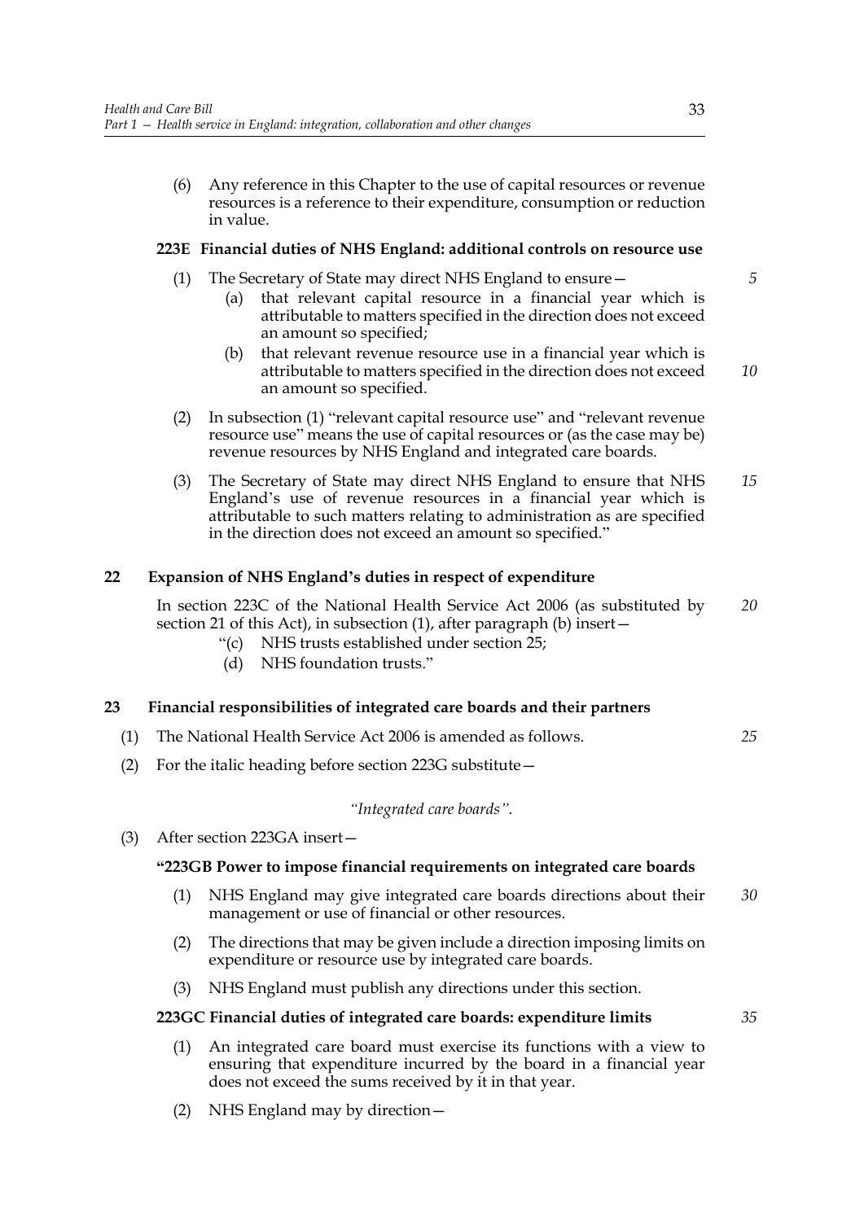(6) Any reference in this Chapter to the use of capital resources or revenue resources is a reference to their expenditure, consumption or reduction in value.

**223E Financial duties of NHS England: additional controls on resource use**

(1) The Secretary of State may direct NHS England to ensure—

(a) that relevant capital resource in a financial year which is attributable to matters specified in the direction does not exceed an amount so specified;

(b) that relevant revenue resource use in a financial year which is attributable to matters specified in the direction does not exceed an amount so specified.

(2) In subsection (1) "relevant capital resource use" and "relevant revenue resource use" means the use of capital resources or (as the case may be) revenue resources by NHS England and integrated care boards.

(3) The Secretary of State may direct NHS England to ensure that NHS England's use of revenue resources in a financial year which is attributable to such matters relating to administration as are specified in the direction does not exceed an amount so specified."

## 22 Expansion of NHS England's duties in respect of expenditure

In section 223C of the National Health Service Act 2006 (as substituted by section 21 of this Act), in subsection (1), after paragraph (b) insert—

"(c) NHS trusts established under section 25;

(d) NHS foundation trusts."

## 23 Financial responsibilities of integrated care boards and their partners

(1) The National Health Service Act 2006 is amended as follows.

(2) For the italic heading before section 223G substitute—

*"Integrated care boards".*

(3) After section 223GA insert—

**"223GB Power to impose financial requirements on integrated care boards**

(1) NHS England may give integrated care boards directions about their management or use of financial or other resources.

(2) The directions that may be given include a direction imposing limits on expenditure or resource use by integrated care boards.

(3) NHS England must publish any directions under this section.

**223GC Financial duties of integrated care boards: expenditure limits**

(1) An integrated care board must exercise its functions with a view to ensuring that expenditure incurred by the board in a financial year does not exceed the sums received by it in that year.

(2) NHS England may by direction—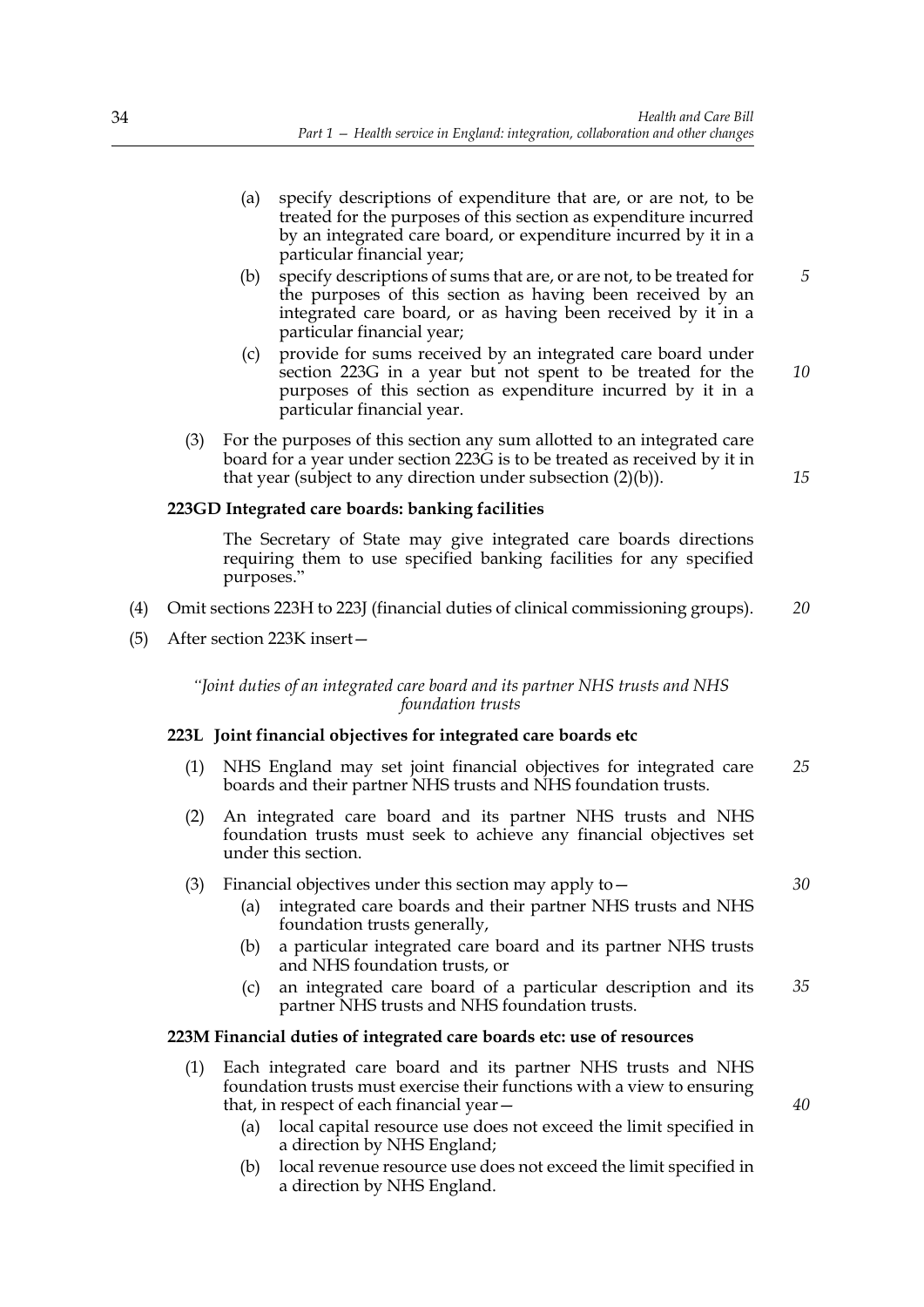(a) specify descriptions of expenditure that are, or are not, to be treated for the purposes of this section as expenditure incurred by an integrated care board, or expenditure incurred by it in a particular financial year;

(b) specify descriptions of sums that are, or are not, to be treated for the purposes of this section as having been received by an integrated care board, or as having been received by it in a particular financial year;

(c) provide for sums received by an integrated care board under section 223G in a year but not spent to be treated for the purposes of this section as expenditure incurred by it in a particular financial year.

(3) For the purposes of this section any sum allotted to an integrated care board for a year under section 223G is to be treated as received by it in that year (subject to any direction under subsection (2)(b)).

**223GD Integrated care boards: banking facilities**

The Secretary of State may give integrated care boards directions requiring them to use specified banking facilities for any specified purposes."

(4) Omit sections 223H to 223J (financial duties of clinical commissioning groups).

(5) After section 223K insert—

*"Joint duties of an integrated care board and its partner NHS trusts and NHS foundation trusts*

**223L Joint financial objectives for integrated care boards etc**

(1) NHS England may set joint financial objectives for integrated care boards and their partner NHS trusts and NHS foundation trusts.

(2) An integrated care board and its partner NHS trusts and NHS foundation trusts must seek to achieve any financial objectives set under this section.

(3) Financial objectives under this section may apply to—

(a) integrated care boards and their partner NHS trusts and NHS foundation trusts generally,

(b) a particular integrated care board and its partner NHS trusts and NHS foundation trusts, or

(c) an integrated care board of a particular description and its partner NHS trusts and NHS foundation trusts.

**223M Financial duties of integrated care boards etc: use of resources**

(1) Each integrated care board and its partner NHS trusts and NHS foundation trusts must exercise their functions with a view to ensuring that, in respect of each financial year—

(a) local capital resource use does not exceed the limit specified in a direction by NHS England;

(b) local revenue resource use does not exceed the limit specified in a direction by NHS England.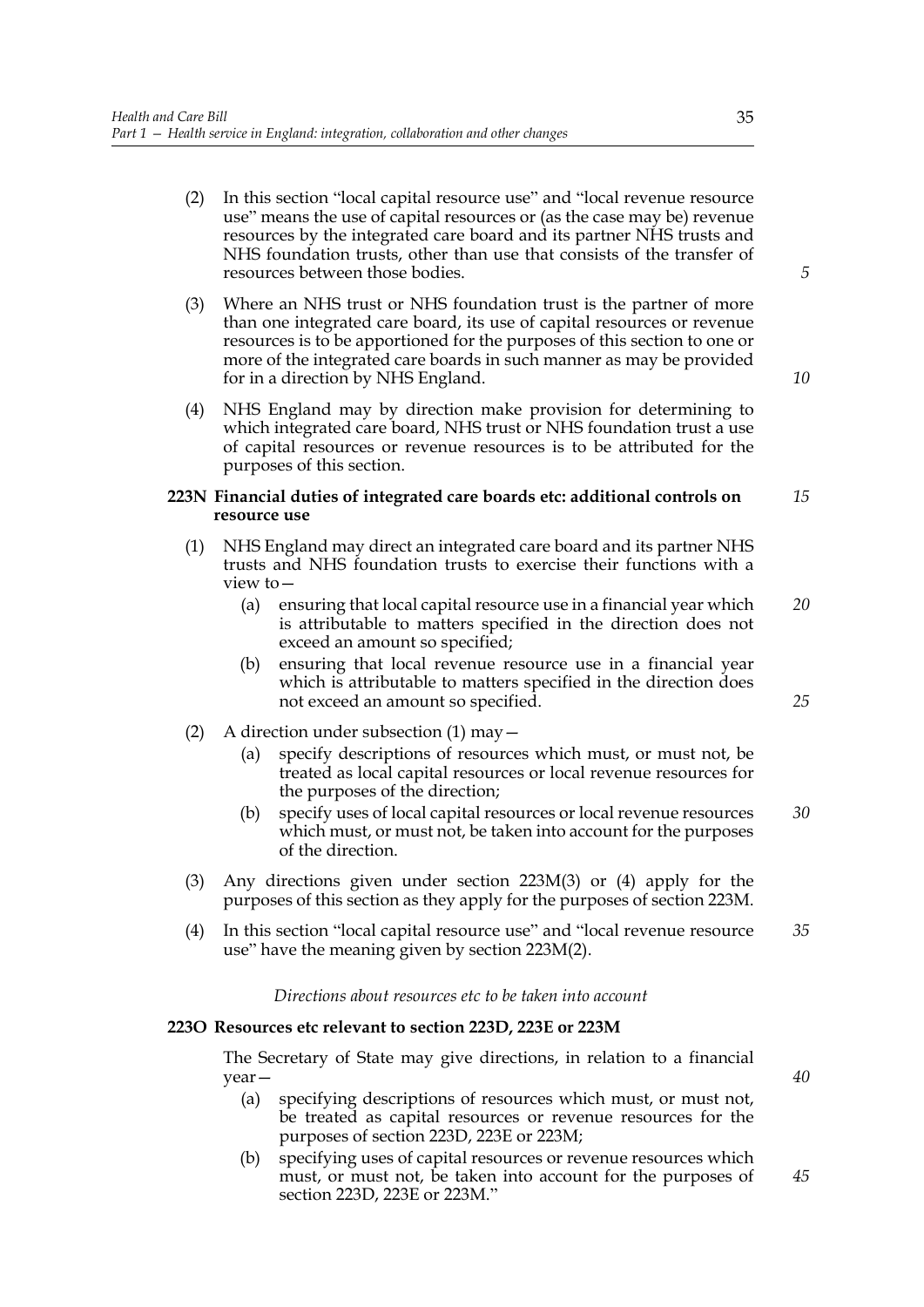(2) In this section "local capital resource use" and "local revenue resource use" means the use of capital resources or (as the case may be) revenue resources by the integrated care board and its partner NHS trusts and NHS foundation trusts, other than use that consists of the transfer of resources between those bodies.

(3) Where an NHS trust or NHS foundation trust is the partner of more than one integrated care board, its use of capital resources or revenue resources is to be apportioned for the purposes of this section to one or more of the integrated care boards in such manner as may be provided for in a direction by NHS England.

(4) NHS England may by direction make provision for determining to which integrated care board, NHS trust or NHS foundation trust a use of capital resources or revenue resources is to be attributed for the purposes of this section.

**223N Financial duties of integrated care boards etc: additional controls on resource use**

(1) NHS England may direct an integrated care board and its partner NHS trusts and NHS foundation trusts to exercise their functions with a view to—

(a) ensuring that local capital resource use in a financial year which is attributable to matters specified in the direction does not exceed an amount so specified;

(b) ensuring that local revenue resource use in a financial year which is attributable to matters specified in the direction does not exceed an amount so specified.

(2) A direction under subsection (1) may—

(a) specify descriptions of resources which must, or must not, be treated as local capital resources or local revenue resources for the purposes of the direction;

(b) specify uses of local capital resources or local revenue resources which must, or must not, be taken into account for the purposes of the direction.

(3) Any directions given under section 223M(3) or (4) apply for the purposes of this section as they apply for the purposes of section 223M.

(4) In this section "local capital resource use" and "local revenue resource use" have the meaning given by section 223M(2).

*Directions about resources etc to be taken into account*

**223O Resources etc relevant to section 223D, 223E or 223M**

The Secretary of State may give directions, in relation to a financial year—

(a) specifying descriptions of resources which must, or must not, be treated as capital resources or revenue resources for the purposes of section 223D, 223E or 223M;

(b) specifying uses of capital resources or revenue resources which must, or must not, be taken into account for the purposes of section 223D, 223E or 223M."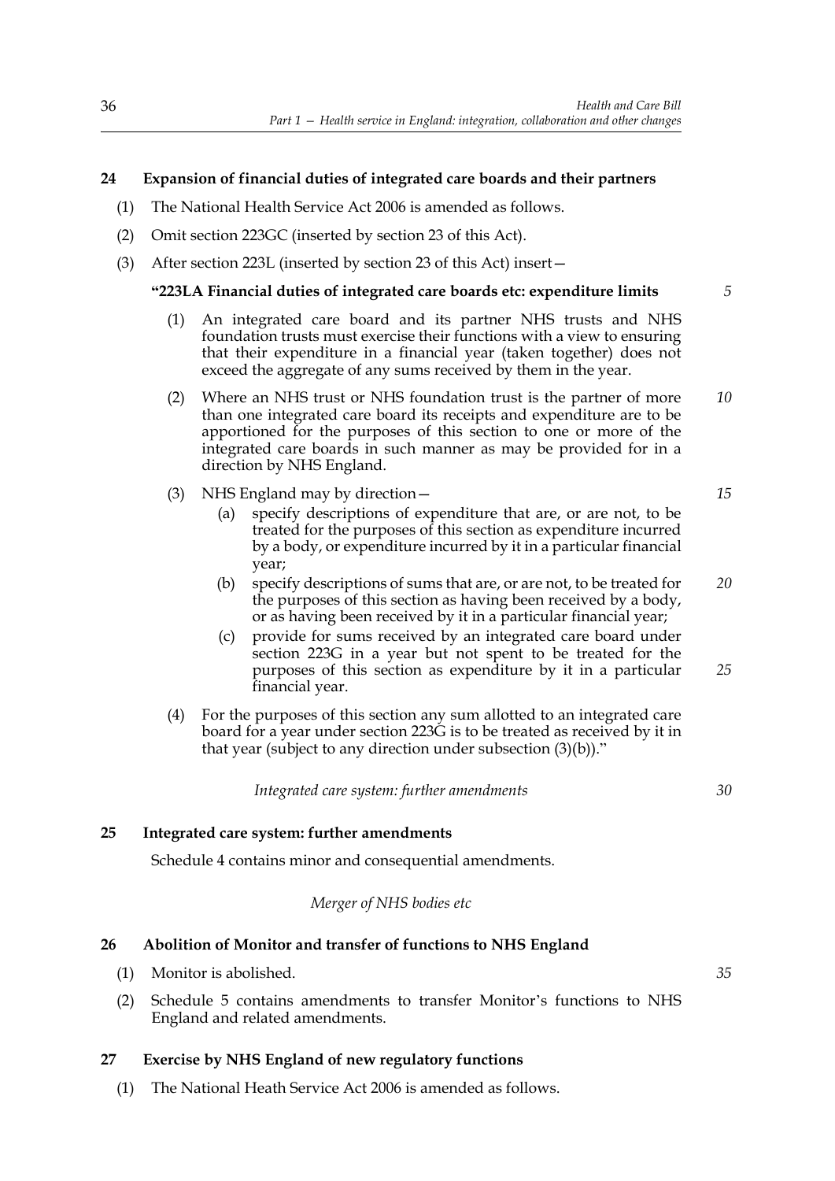## 24 Expansion of financial duties of integrated care boards and their partners

(1) The National Health Service Act 2006 is amended as follows.

(2) Omit section 223GC (inserted by section 23 of this Act).

(3) After section 223L (inserted by section 23 of this Act) insert—

### "223LA Financial duties of integrated care boards etc: expenditure limits

(1) An integrated care board and its partner NHS trusts and NHS foundation trusts must exercise their functions with a view to ensuring that their expenditure in a financial year (taken together) does not exceed the aggregate of any sums received by them in the year.

(2) Where an NHS trust or NHS foundation trust is the partner of more than one integrated care board its receipts and expenditure are to be apportioned for the purposes of this section to one or more of the integrated care boards in such manner as may be provided for in a direction by NHS England.

(3) NHS England may by direction—

(a) specify descriptions of expenditure that are, or are not, to be treated for the purposes of this section as expenditure incurred by a body, or expenditure incurred by it in a particular financial year;

(b) specify descriptions of sums that are, or are not, to be treated for the purposes of this section as having been received by a body, or as having been received by it in a particular financial year;

(c) provide for sums received by an integrated care board under section 223G in a year but not spent to be treated for the purposes of this section as expenditure by it in a particular financial year.

(4) For the purposes of this section any sum allotted to an integrated care board for a year under section 223G is to be treated as received by it in that year (subject to any direction under subsection (3)(b))."

*Integrated care system: further amendments*

## 25 Integrated care system: further amendments

Schedule 4 contains minor and consequential amendments.

*Merger of NHS bodies etc*

## 26 Abolition of Monitor and transfer of functions to NHS England

(1) Monitor is abolished.

(2) Schedule 5 contains amendments to transfer Monitor's functions to NHS England and related amendments.

## 27 Exercise by NHS England of new regulatory functions

(1) The National Heath Service Act 2006 is amended as follows.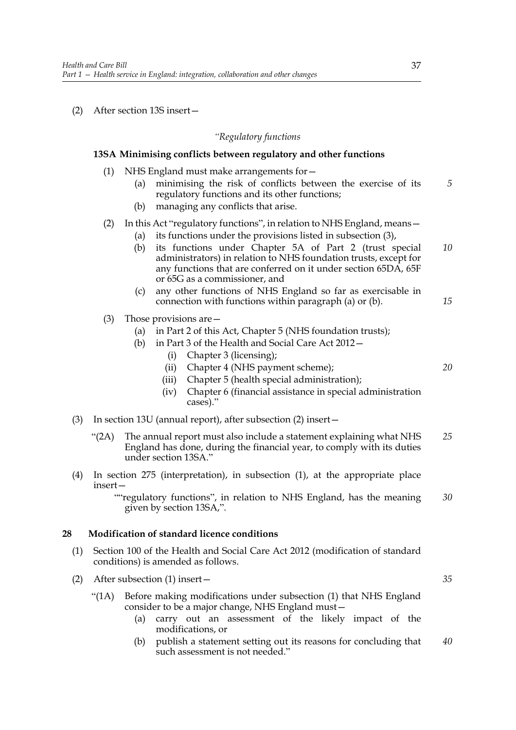(2) After section 13S insert—

*"Regulatory functions*

**13SA Minimising conflicts between regulatory and other functions**

(1) NHS England must make arrangements for—

(a) minimising the risk of conflicts between the exercise of its regulatory functions and its other functions;

(b) managing any conflicts that arise.

(2) In this Act "regulatory functions", in relation to NHS England, means—

(a) its functions under the provisions listed in subsection (3),

(b) its functions under Chapter 5A of Part 2 (trust special administrators) in relation to NHS foundation trusts, except for any functions that are conferred on it under section 65DA, 65F or 65G as a commissioner, and

(c) any other functions of NHS England so far as exercisable in connection with functions within paragraph (a) or (b).

(3) Those provisions are—

(a) in Part 2 of this Act, Chapter 5 (NHS foundation trusts);

(b) in Part 3 of the Health and Social Care Act 2012—

(i) Chapter 3 (licensing);

(ii) Chapter 4 (NHS payment scheme);

(iii) Chapter 5 (health special administration);

(iv) Chapter 6 (financial assistance in special administration cases)."

(3) In section 13U (annual report), after subsection (2) insert—

"(2A) The annual report must also include a statement explaining what NHS England has done, during the financial year, to comply with its duties under section 13SA."

(4) In section 275 (interpretation), in subsection (1), at the appropriate place insert—

""regulatory functions", in relation to NHS England, has the meaning given by section 13SA,".

**28 Modification of standard licence conditions**

(1) Section 100 of the Health and Social Care Act 2012 (modification of standard conditions) is amended as follows.

(2) After subsection (1) insert—

"(1A) Before making modifications under subsection (1) that NHS England consider to be a major change, NHS England must—

(a) carry out an assessment of the likely impact of the modifications, or

(b) publish a statement setting out its reasons for concluding that such assessment is not needed."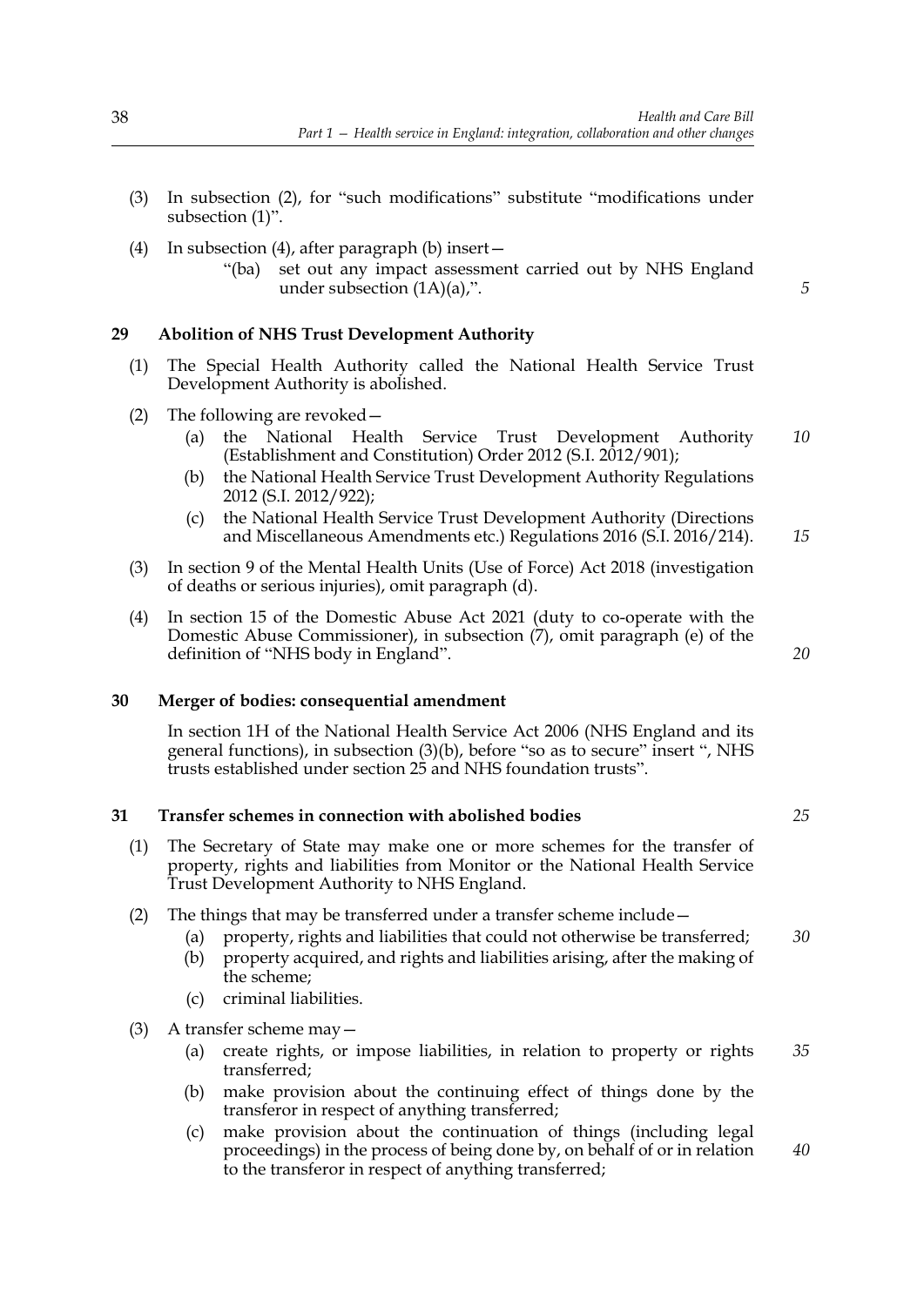(3) In subsection (2), for "such modifications" substitute "modifications under subsection (1)".

(4) In subsection (4), after paragraph (b) insert—

"(ba) set out any impact assessment carried out by NHS England under subsection (1A)(a),".

### 29 Abolition of NHS Trust Development Authority

(1) The Special Health Authority called the National Health Service Trust Development Authority is abolished.

(2) The following are revoked—

(a) the National Health Service Trust Development Authority (Establishment and Constitution) Order 2012 (S.I. 2012/901);

(b) the National Health Service Trust Development Authority Regulations 2012 (S.I. 2012/922);

(c) the National Health Service Trust Development Authority (Directions and Miscellaneous Amendments etc.) Regulations 2016 (S.I. 2016/214).

(3) In section 9 of the Mental Health Units (Use of Force) Act 2018 (investigation of deaths or serious injuries), omit paragraph (d).

(4) In section 15 of the Domestic Abuse Act 2021 (duty to co-operate with the Domestic Abuse Commissioner), in subsection (7), omit paragraph (e) of the definition of "NHS body in England".

### 30 Merger of bodies: consequential amendment

In section 1H of the National Health Service Act 2006 (NHS England and its general functions), in subsection (3)(b), before "so as to secure" insert ", NHS trusts established under section 25 and NHS foundation trusts".

### 31 Transfer schemes in connection with abolished bodies

(1) The Secretary of State may make one or more schemes for the transfer of property, rights and liabilities from Monitor or the National Health Service Trust Development Authority to NHS England.

(2) The things that may be transferred under a transfer scheme include—

(a) property, rights and liabilities that could not otherwise be transferred;

(b) property acquired, and rights and liabilities arising, after the making of the scheme;

(c) criminal liabilities.

(3) A transfer scheme may—

(a) create rights, or impose liabilities, in relation to property or rights transferred;

(b) make provision about the continuing effect of things done by the transferor in respect of anything transferred;

(c) make provision about the continuation of things (including legal proceedings) in the process of being done by, on behalf of or in relation to the transferor in respect of anything transferred;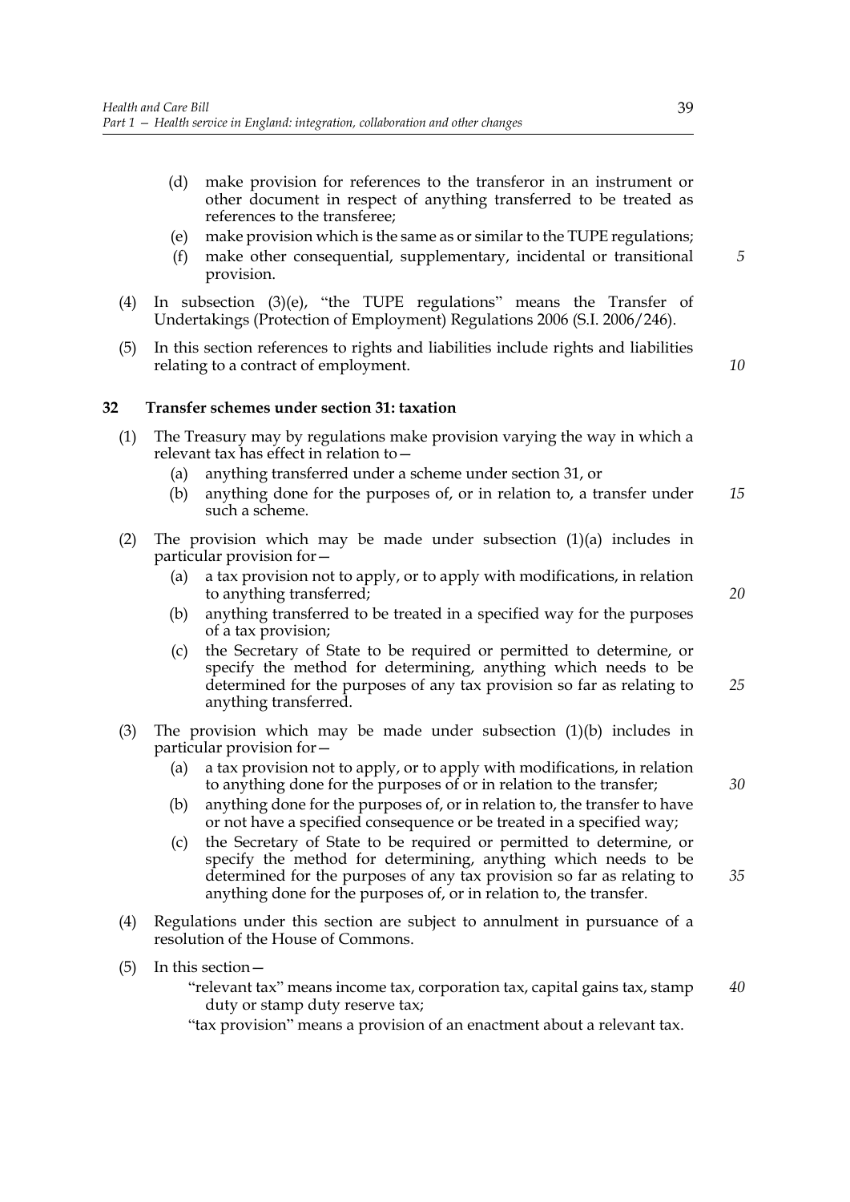(d) make provision for references to the transferor in an instrument or other document in respect of anything transferred to be treated as references to the transferee;

(e) make provision which is the same as or similar to the TUPE regulations;

(f) make other consequential, supplementary, incidental or transitional provision.

(4) In subsection (3)(e), "the TUPE regulations" means the Transfer of Undertakings (Protection of Employment) Regulations 2006 (S.I. 2006/246).

(5) In this section references to rights and liabilities include rights and liabilities relating to a contract of employment.

## 32 Transfer schemes under section 31: taxation

(1) The Treasury may by regulations make provision varying the way in which a relevant tax has effect in relation to—

(a) anything transferred under a scheme under section 31, or

(b) anything done for the purposes of, or in relation to, a transfer under such a scheme.

(2) The provision which may be made under subsection (1)(a) includes in particular provision for—

(a) a tax provision not to apply, or to apply with modifications, in relation to anything transferred;

(b) anything transferred to be treated in a specified way for the purposes of a tax provision;

(c) the Secretary of State to be required or permitted to determine, or specify the method for determining, anything which needs to be determined for the purposes of any tax provision so far as relating to anything transferred.

(3) The provision which may be made under subsection (1)(b) includes in particular provision for—

(a) a tax provision not to apply, or to apply with modifications, in relation to anything done for the purposes of or in relation to the transfer;

(b) anything done for the purposes of, or in relation to, the transfer to have or not have a specified consequence or be treated in a specified way;

(c) the Secretary of State to be required or permitted to determine, or specify the method for determining, anything which needs to be determined for the purposes of any tax provision so far as relating to anything done for the purposes of, or in relation to, the transfer.

(4) Regulations under this section are subject to annulment in pursuance of a resolution of the House of Commons.

(5) In this section—

"relevant tax" means income tax, corporation tax, capital gains tax, stamp duty or stamp duty reserve tax;

"tax provision" means a provision of an enactment about a relevant tax.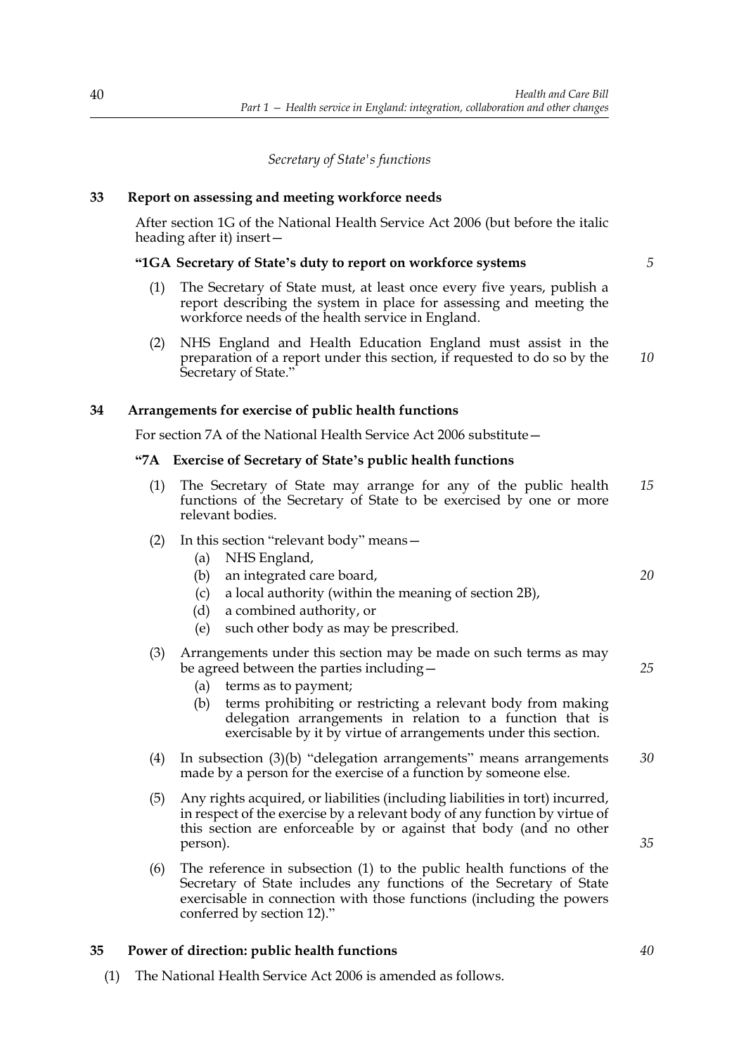*Secretary of State's functions*

## 33 Report on assessing and meeting workforce needs

After section 1G of the National Health Service Act 2006 (but before the italic heading after it) insert—

**"1GA Secretary of State's duty to report on workforce systems**

(1) The Secretary of State must, at least once every five years, publish a report describing the system in place for assessing and meeting the workforce needs of the health service in England.

(2) NHS England and Health Education England must assist in the preparation of a report under this section, if requested to do so by the Secretary of State."

## 34 Arrangements for exercise of public health functions

For section 7A of the National Health Service Act 2006 substitute—

**"7A Exercise of Secretary of State's public health functions**

(1) The Secretary of State may arrange for any of the public health functions of the Secretary of State to be exercised by one or more relevant bodies.

(2) In this section "relevant body" means—

(a) NHS England,

(b) an integrated care board,

(c) a local authority (within the meaning of section 2B),

(d) a combined authority, or

(e) such other body as may be prescribed.

(3) Arrangements under this section may be made on such terms as may be agreed between the parties including—

(a) terms as to payment;

(b) terms prohibiting or restricting a relevant body from making delegation arrangements in relation to a function that is exercisable by it by virtue of arrangements under this section.

(4) In subsection (3)(b) "delegation arrangements" means arrangements made by a person for the exercise of a function by someone else.

(5) Any rights acquired, or liabilities (including liabilities in tort) incurred, in respect of the exercise by a relevant body of any function by virtue of this section are enforceable by or against that body (and no other person).

(6) The reference in subsection (1) to the public health functions of the Secretary of State includes any functions of the Secretary of State exercisable in connection with those functions (including the powers conferred by section 12)."

## 35 Power of direction: public health functions

(1) The National Health Service Act 2006 is amended as follows.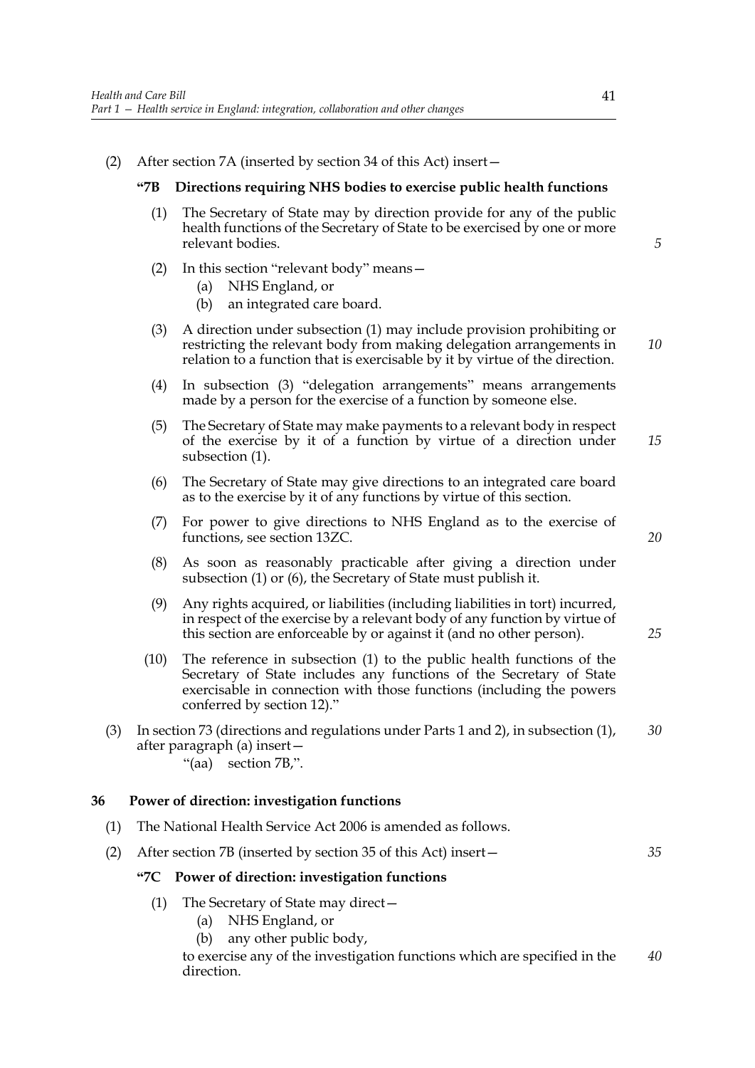(2) After section 7A (inserted by section 34 of this Act) insert—

**"7B Directions requiring NHS bodies to exercise public health functions**

(1) The Secretary of State may by direction provide for any of the public health functions of the Secretary of State to be exercised by one or more relevant bodies.

(2) In this section "relevant body" means—

(a) NHS England, or

(b) an integrated care board.

(3) A direction under subsection (1) may include provision prohibiting or restricting the relevant body from making delegation arrangements in relation to a function that is exercisable by it by virtue of the direction.

(4) In subsection (3) "delegation arrangements" means arrangements made by a person for the exercise of a function by someone else.

(5) The Secretary of State may make payments to a relevant body in respect of the exercise by it of a function by virtue of a direction under subsection (1).

(6) The Secretary of State may give directions to an integrated care board as to the exercise by it of any functions by virtue of this section.

(7) For power to give directions to NHS England as to the exercise of functions, see section 13ZC.

(8) As soon as reasonably practicable after giving a direction under subsection (1) or (6), the Secretary of State must publish it.

(9) Any rights acquired, or liabilities (including liabilities in tort) incurred, in respect of the exercise by a relevant body of any function by virtue of this section are enforceable by or against it (and no other person).

(10) The reference in subsection (1) to the public health functions of the Secretary of State includes any functions of the Secretary of State exercisable in connection with those functions (including the powers conferred by section 12)."

(3) In section 73 (directions and regulations under Parts 1 and 2), in subsection (1), after paragraph (a) insert—

"(aa) section 7B,".

## 36 Power of direction: investigation functions

(1) The National Health Service Act 2006 is amended as follows.

(2) After section 7B (inserted by section 35 of this Act) insert—

**"7C Power of direction: investigation functions**

(1) The Secretary of State may direct—

(a) NHS England, or

(b) any other public body,

to exercise any of the investigation functions which are specified in the direction.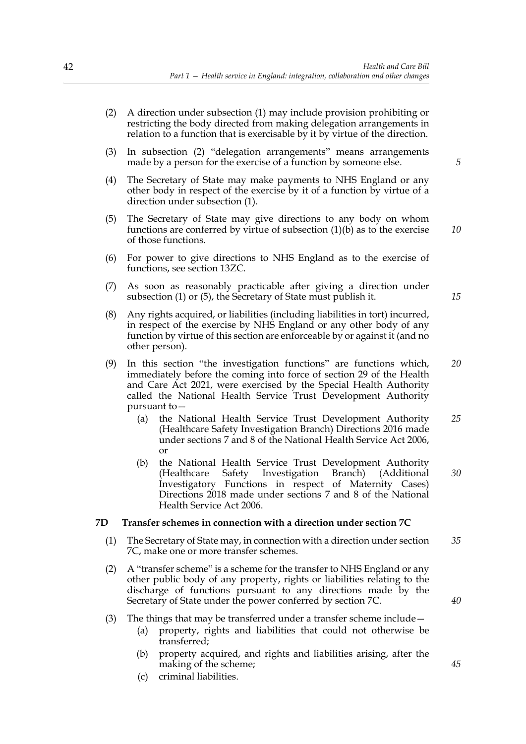(2) A direction under subsection (1) may include provision prohibiting or restricting the body directed from making delegation arrangements in relation to a function that is exercisable by it by virtue of the direction.

(3) In subsection (2) "delegation arrangements" means arrangements made by a person for the exercise of a function by someone else.

(4) The Secretary of State may make payments to NHS England or any other body in respect of the exercise by it of a function by virtue of a direction under subsection (1).

(5) The Secretary of State may give directions to any body on whom functions are conferred by virtue of subsection (1)(b) as to the exercise of those functions.

(6) For power to give directions to NHS England as to the exercise of functions, see section 13ZC.

(7) As soon as reasonably practicable after giving a direction under subsection (1) or (5), the Secretary of State must publish it.

(8) Any rights acquired, or liabilities (including liabilities in tort) incurred, in respect of the exercise by NHS England or any other body of any function by virtue of this section are enforceable by or against it (and no other person).

(9) In this section "the investigation functions" are functions which, immediately before the coming into force of section 29 of the Health and Care Act 2021, were exercised by the Special Health Authority called the National Health Service Trust Development Authority pursuant to—

- (a) the National Health Service Trust Development Authority (Healthcare Safety Investigation Branch) Directions 2016 made under sections 7 and 8 of the National Health Service Act 2006, or
- (b) the National Health Service Trust Development Authority (Healthcare Safety Investigation Branch) (Additional Investigatory Functions in respect of Maternity Cases) Directions 2018 made under sections 7 and 8 of the National Health Service Act 2006.

### 7D Transfer schemes in connection with a direction under section 7C

(1) The Secretary of State may, in connection with a direction under section 7C, make one or more transfer schemes.

(2) A "transfer scheme" is a scheme for the transfer to NHS England or any other public body of any property, rights or liabilities relating to the discharge of functions pursuant to any directions made by the Secretary of State under the power conferred by section 7C.

(3) The things that may be transferred under a transfer scheme include—

- (a) property, rights and liabilities that could not otherwise be transferred;
- (b) property acquired, and rights and liabilities arising, after the making of the scheme;
- (c) criminal liabilities.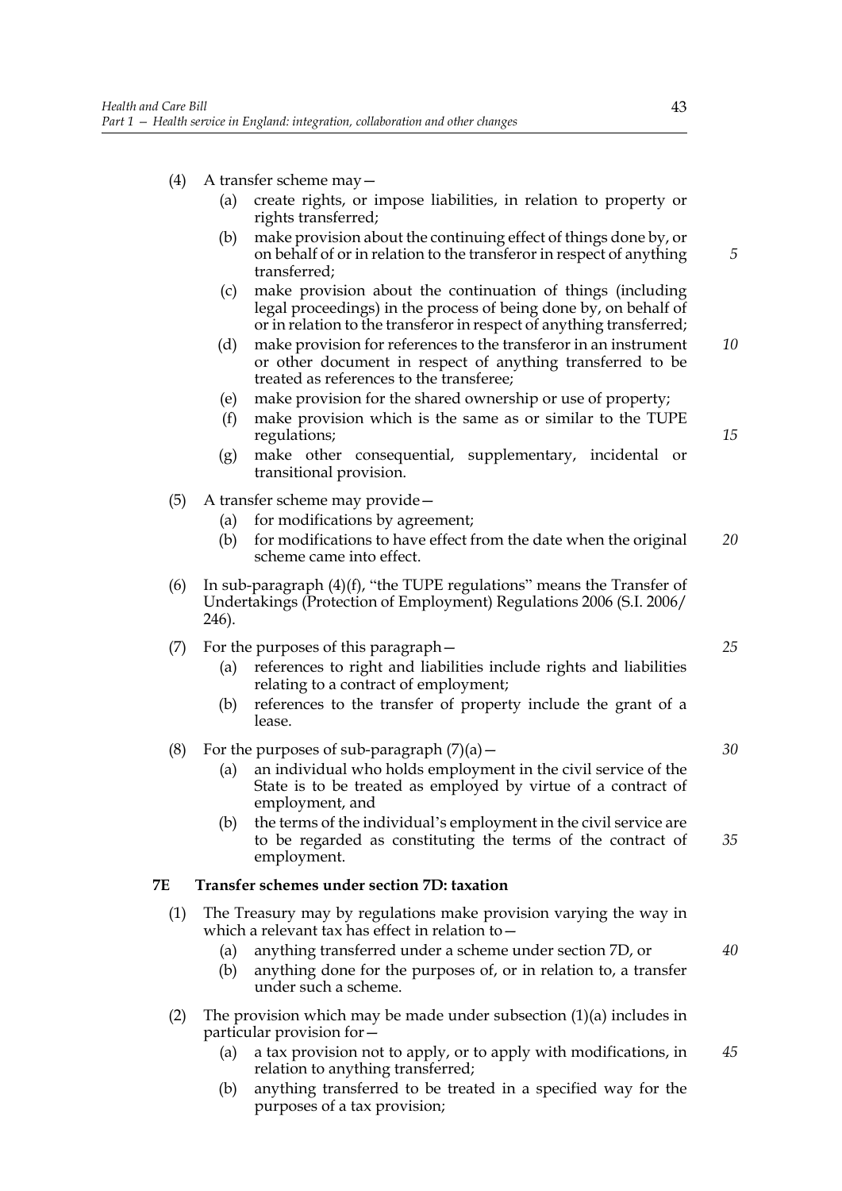(4) A transfer scheme may—

   (a) create rights, or impose liabilities, in relation to property or rights transferred;

   (b) make provision about the continuing effect of things done by, or on behalf of or in relation to the transferor in respect of anything transferred;

   (c) make provision about the continuation of things (including legal proceedings) in the process of being done by, on behalf of or in relation to the transferor in respect of anything transferred;

   (d) make provision for references to the transferor in an instrument or other document in respect of anything transferred to be treated as references to the transferee;

   (e) make provision for the shared ownership or use of property;

   (f) make provision which is the same as or similar to the TUPE regulations;

   (g) make other consequential, supplementary, incidental or transitional provision.

(5) A transfer scheme may provide—

   (a) for modifications by agreement;

   (b) for modifications to have effect from the date when the original scheme came into effect.

(6) In sub-paragraph (4)(f), "the TUPE regulations" means the Transfer of Undertakings (Protection of Employment) Regulations 2006 (S.I. 2006/246).

(7) For the purposes of this paragraph—

   (a) references to right and liabilities include rights and liabilities relating to a contract of employment;

   (b) references to the transfer of property include the grant of a lease.

(8) For the purposes of sub-paragraph (7)(a)—

   (a) an individual who holds employment in the civil service of the State is to be treated as employed by virtue of a contract of employment, and

   (b) the terms of the individual's employment in the civil service are to be regarded as constituting the terms of the contract of employment.

**7E Transfer schemes under section 7D: taxation**

(1) The Treasury may by regulations make provision varying the way in which a relevant tax has effect in relation to—

   (a) anything transferred under a scheme under section 7D, or

   (b) anything done for the purposes of, or in relation to, a transfer under such a scheme.

(2) The provision which may be made under subsection (1)(a) includes in particular provision for—

   (a) a tax provision not to apply, or to apply with modifications, in relation to anything transferred;

   (b) anything transferred to be treated in a specified way for the purposes of a tax provision;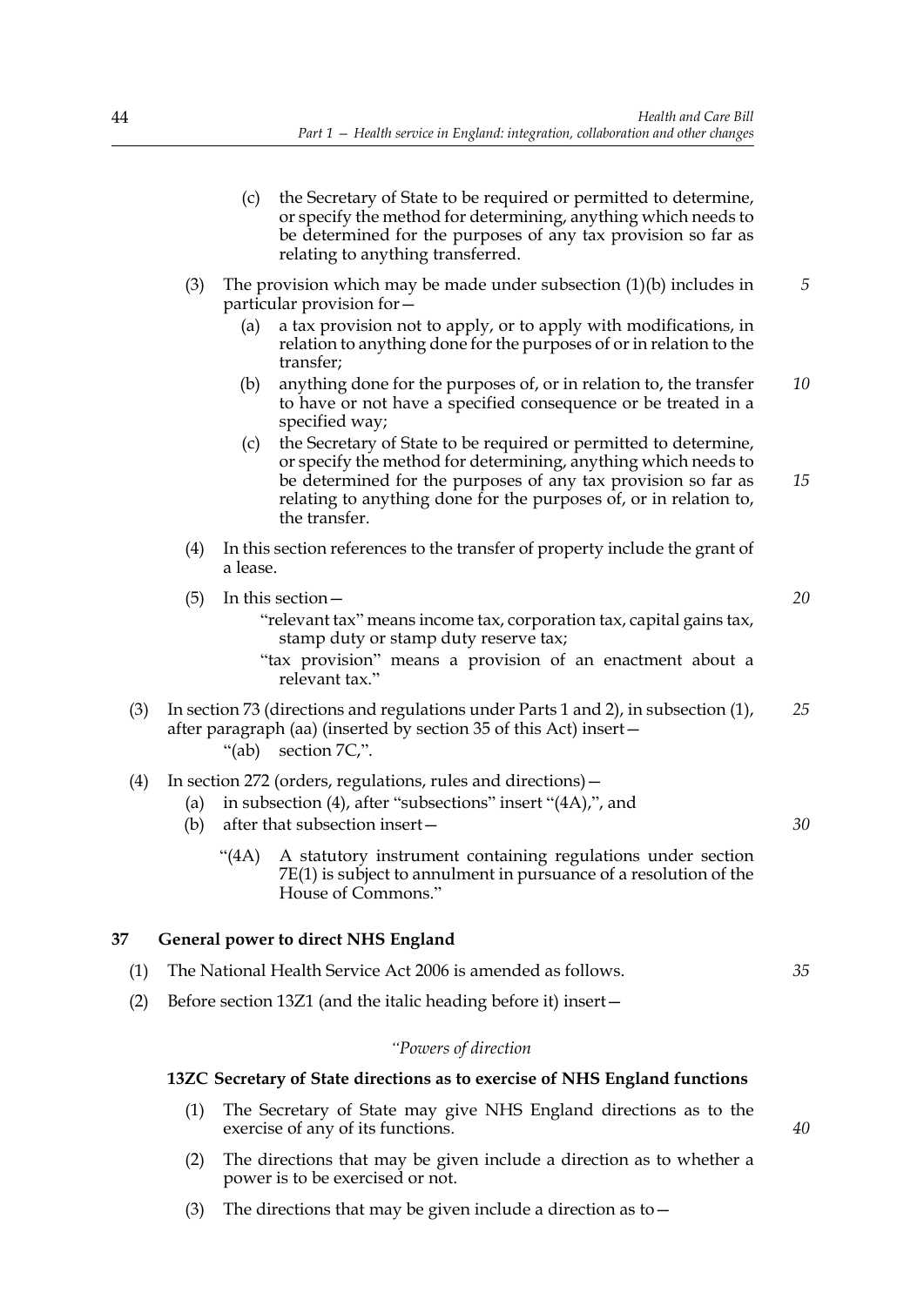(c) the Secretary of State to be required or permitted to determine, or specify the method for determining, anything which needs to be determined for the purposes of any tax provision so far as relating to anything transferred.

(3) The provision which may be made under subsection (1)(b) includes in particular provision for—

(a) a tax provision not to apply, or to apply with modifications, in relation to anything done for the purposes of or in relation to the transfer;

(b) anything done for the purposes of, or in relation to, the transfer to have or not have a specified consequence or be treated in a specified way;

(c) the Secretary of State to be required or permitted to determine, or specify the method for determining, anything which needs to be determined for the purposes of any tax provision so far as relating to anything done for the purposes of, or in relation to, the transfer.

(4) In this section references to the transfer of property include the grant of a lease.

(5) In this section—

"relevant tax" means income tax, corporation tax, capital gains tax, stamp duty or stamp duty reserve tax;

"tax provision" means a provision of an enactment about a relevant tax."

(3) In section 73 (directions and regulations under Parts 1 and 2), in subsection (1), after paragraph (aa) (inserted by section 35 of this Act) insert—

"(ab) section 7C,".

(4) In section 272 (orders, regulations, rules and directions)—

(a) in subsection (4), after "subsections" insert "(4A),", and

(b) after that subsection insert—

"(4A) A statutory instrument containing regulations under section 7E(1) is subject to annulment in pursuance of a resolution of the House of Commons."

## 37 General power to direct NHS England

(1) The National Health Service Act 2006 is amended as follows.

(2) Before section 13Z1 (and the italic heading before it) insert—

*"Powers of direction*

### 13ZC Secretary of State directions as to exercise of NHS England functions

(1) The Secretary of State may give NHS England directions as to the exercise of any of its functions.

(2) The directions that may be given include a direction as to whether a power is to be exercised or not.

(3) The directions that may be given include a direction as to—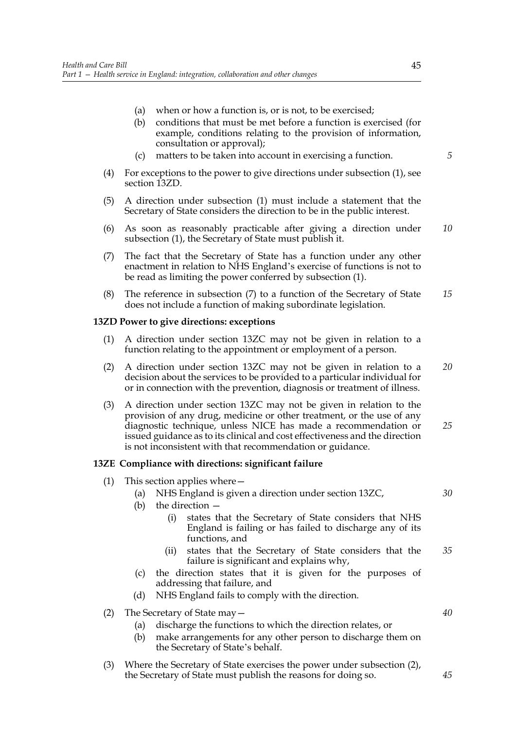(a) when or how a function is, or is not, to be exercised;

(b) conditions that must be met before a function is exercised (for example, conditions relating to the provision of information, consultation or approval);

(c) matters to be taken into account in exercising a function.

(4) For exceptions to the power to give directions under subsection (1), see section 13ZD.

(5) A direction under subsection (1) must include a statement that the Secretary of State considers the direction to be in the public interest.

(6) As soon as reasonably practicable after giving a direction under subsection (1), the Secretary of State must publish it.

(7) The fact that the Secretary of State has a function under any other enactment in relation to NHS England's exercise of functions is not to be read as limiting the power conferred by subsection (1).

(8) The reference in subsection (7) to a function of the Secretary of State does not include a function of making subordinate legislation.

**13ZD Power to give directions: exceptions**

(1) A direction under section 13ZC may not be given in relation to a function relating to the appointment or employment of a person.

(2) A direction under section 13ZC may not be given in relation to a decision about the services to be provided to a particular individual for or in connection with the prevention, diagnosis or treatment of illness.

(3) A direction under section 13ZC may not be given in relation to the provision of any drug, medicine or other treatment, or the use of any diagnostic technique, unless NICE has made a recommendation or issued guidance as to its clinical and cost effectiveness and the direction is not inconsistent with that recommendation or guidance.

**13ZE Compliance with directions: significant failure**

(1) This section applies where—

(a) NHS England is given a direction under section 13ZC,

(b) the direction —

(i) states that the Secretary of State considers that NHS England is failing or has failed to discharge any of its functions, and

(ii) states that the Secretary of State considers that the failure is significant and explains why,

(c) the direction states that it is given for the purposes of addressing that failure, and

(d) NHS England fails to comply with the direction.

(2) The Secretary of State may—

(a) discharge the functions to which the direction relates, or

(b) make arrangements for any other person to discharge them on the Secretary of State's behalf.

(3) Where the Secretary of State exercises the power under subsection (2), the Secretary of State must publish the reasons for doing so.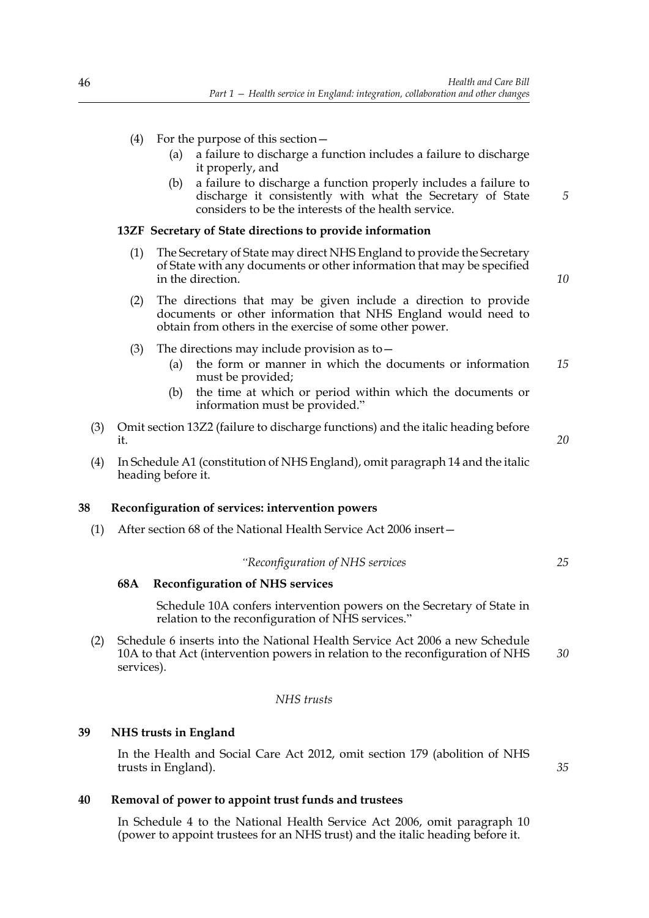(4) For the purpose of this section—

   (a) a failure to discharge a function includes a failure to discharge it properly, and

   (b) a failure to discharge a function properly includes a failure to discharge it consistently with what the Secretary of State considers to be the interests of the health service.

**13ZF Secretary of State directions to provide information**

(1) The Secretary of State may direct NHS England to provide the Secretary of State with any documents or other information that may be specified in the direction.

(2) The directions that may be given include a direction to provide documents or other information that NHS England would need to obtain from others in the exercise of some other power.

(3) The directions may include provision as to—

   (a) the form or manner in which the documents or information must be provided;

   (b) the time at which or period within which the documents or information must be provided."

(3) Omit section 13Z2 (failure to discharge functions) and the italic heading before it.

(4) In Schedule A1 (constitution of NHS England), omit paragraph 14 and the italic heading before it.

### 38 Reconfiguration of services: intervention powers

(1) After section 68 of the National Health Service Act 2006 insert—

*"Reconfiguration of NHS services*

**68A Reconfiguration of NHS services**

Schedule 10A confers intervention powers on the Secretary of State in relation to the reconfiguration of NHS services."

(2) Schedule 6 inserts into the National Health Service Act 2006 a new Schedule 10A to that Act (intervention powers in relation to the reconfiguration of NHS services).

*NHS trusts*

### 39 NHS trusts in England

In the Health and Social Care Act 2012, omit section 179 (abolition of NHS trusts in England).

### 40 Removal of power to appoint trust funds and trustees

In Schedule 4 to the National Health Service Act 2006, omit paragraph 10 (power to appoint trustees for an NHS trust) and the italic heading before it.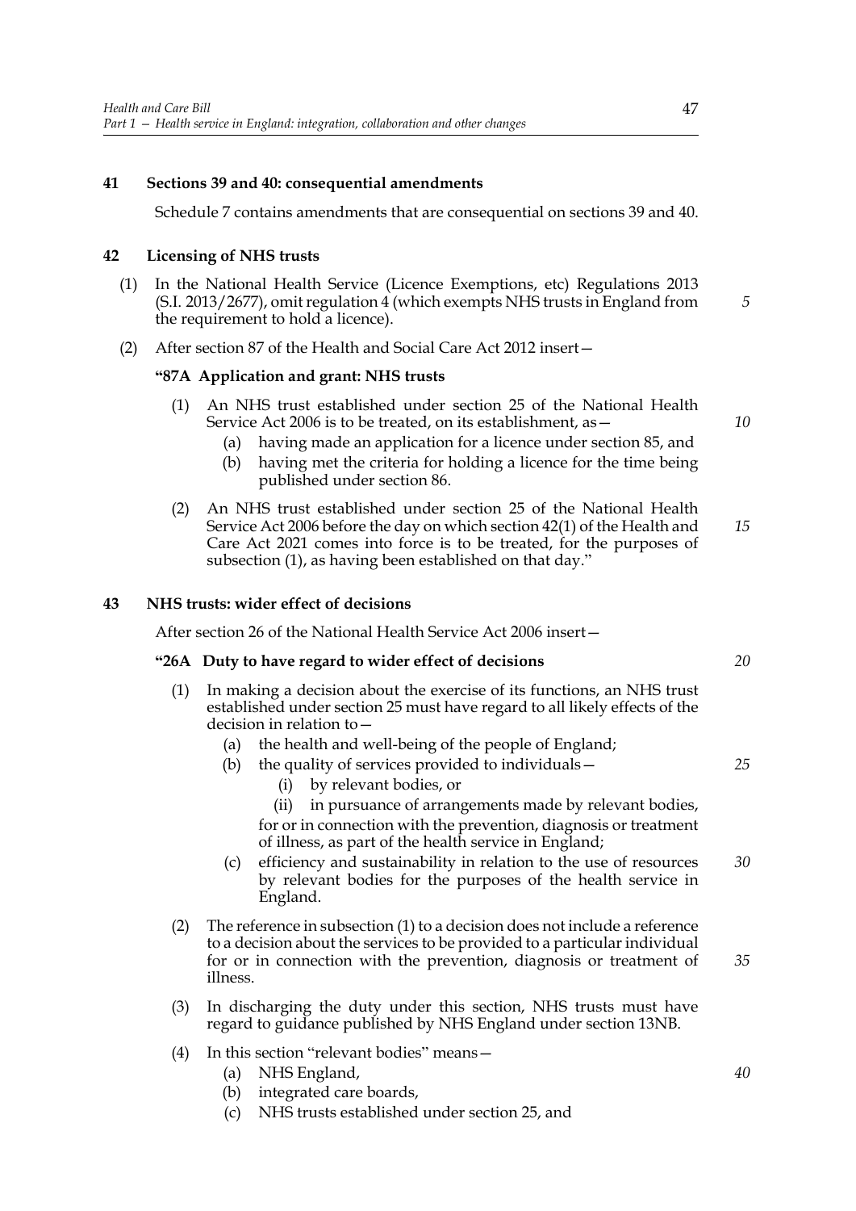**41 Sections 39 and 40: consequential amendments**

Schedule 7 contains amendments that are consequential on sections 39 and 40.

**42 Licensing of NHS trusts**

(1) In the National Health Service (Licence Exemptions, etc) Regulations 2013 (S.I. 2013/2677), omit regulation 4 (which exempts NHS trusts in England from the requirement to hold a licence).

(2) After section 87 of the Health and Social Care Act 2012 insert—

**"87A Application and grant: NHS trusts**

(1) An NHS trust established under section 25 of the National Health Service Act 2006 is to be treated, on its establishment, as—

(a) having made an application for a licence under section 85, and

(b) having met the criteria for holding a licence for the time being published under section 86.

(2) An NHS trust established under section 25 of the National Health Service Act 2006 before the day on which section 42(1) of the Health and Care Act 2021 comes into force is to be treated, for the purposes of subsection (1), as having been established on that day."

**43 NHS trusts: wider effect of decisions**

After section 26 of the National Health Service Act 2006 insert—

**"26A Duty to have regard to wider effect of decisions**

(1) In making a decision about the exercise of its functions, an NHS trust established under section 25 must have regard to all likely effects of the decision in relation to—

(a) the health and well-being of the people of England;

(b) the quality of services provided to individuals—

(i) by relevant bodies, or

(ii) in pursuance of arrangements made by relevant bodies,

for or in connection with the prevention, diagnosis or treatment of illness, as part of the health service in England;

(c) efficiency and sustainability in relation to the use of resources by relevant bodies for the purposes of the health service in England.

(2) The reference in subsection (1) to a decision does not include a reference to a decision about the services to be provided to a particular individual for or in connection with the prevention, diagnosis or treatment of illness.

(3) In discharging the duty under this section, NHS trusts must have regard to guidance published by NHS England under section 13NB.

(4) In this section "relevant bodies" means—

(a) NHS England,

(b) integrated care boards,

(c) NHS trusts established under section 25, and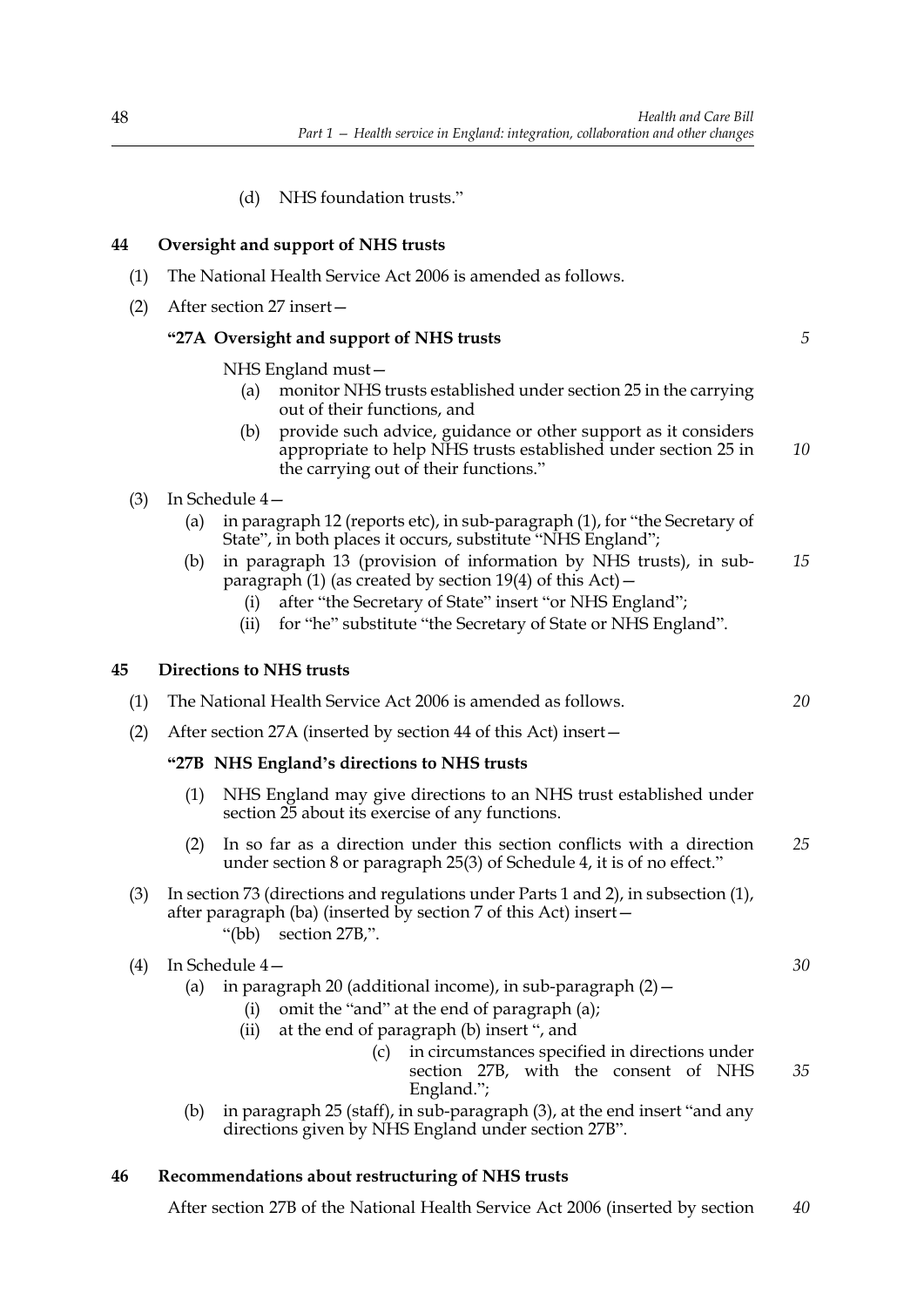(d) NHS foundation trusts."

**44 Oversight and support of NHS trusts**

(1) The National Health Service Act 2006 is amended as follows.

(2) After section 27 insert—

**"27A Oversight and support of NHS trusts**

NHS England must—

(a) monitor NHS trusts established under section 25 in the carrying out of their functions, and

(b) provide such advice, guidance or other support as it considers appropriate to help NHS trusts established under section 25 in the carrying out of their functions."

(3) In Schedule 4—

(a) in paragraph 12 (reports etc), in sub-paragraph (1), for "the Secretary of State", in both places it occurs, substitute "NHS England";

(b) in paragraph 13 (provision of information by NHS trusts), in sub-paragraph (1) (as created by section 19(4) of this Act)—

(i) after "the Secretary of State" insert "or NHS England";

(ii) for "he" substitute "the Secretary of State or NHS England".

**45 Directions to NHS trusts**

(1) The National Health Service Act 2006 is amended as follows.

(2) After section 27A (inserted by section 44 of this Act) insert—

**"27B NHS England's directions to NHS trusts**

(1) NHS England may give directions to an NHS trust established under section 25 about its exercise of any functions.

(2) In so far as a direction under this section conflicts with a direction under section 8 or paragraph 25(3) of Schedule 4, it is of no effect."

(3) In section 73 (directions and regulations under Parts 1 and 2), in subsection (1), after paragraph (ba) (inserted by section 7 of this Act) insert—

"(bb) section 27B,".

(4) In Schedule 4—

(a) in paragraph 20 (additional income), in sub-paragraph (2)—

(i) omit the "and" at the end of paragraph (a);

(ii) at the end of paragraph (b) insert ", and

(c) in circumstances specified in directions under section 27B, with the consent of NHS England.";

(b) in paragraph 25 (staff), in sub-paragraph (3), at the end insert "and any directions given by NHS England under section 27B".

**46 Recommendations about restructuring of NHS trusts**

After section 27B of the National Health Service Act 2006 (inserted by section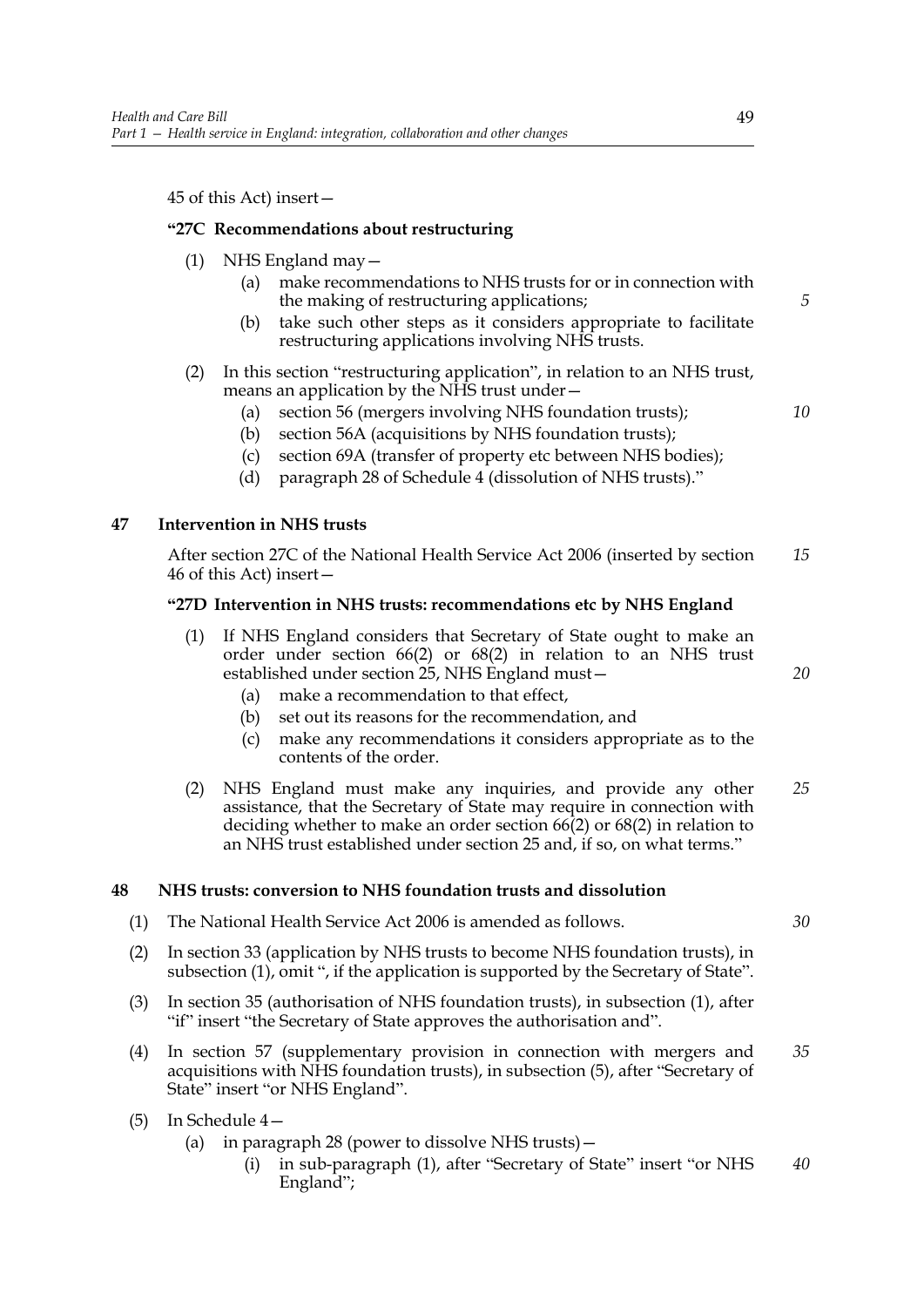45 of this Act) insert—

**"27C Recommendations about restructuring**

(1) NHS England may—

(a) make recommendations to NHS trusts for or in connection with the making of restructuring applications;

(b) take such other steps as it considers appropriate to facilitate restructuring applications involving NHS trusts.

(2) In this section "restructuring application", in relation to an NHS trust, means an application by the NHS trust under—

(a) section 56 (mergers involving NHS foundation trusts);

(b) section 56A (acquisitions by NHS foundation trusts);

(c) section 69A (transfer of property etc between NHS bodies);

(d) paragraph 28 of Schedule 4 (dissolution of NHS trusts)."

**47 Intervention in NHS trusts**

After section 27C of the National Health Service Act 2006 (inserted by section 46 of this Act) insert—

**"27D Intervention in NHS trusts: recommendations etc by NHS England**

(1) If NHS England considers that Secretary of State ought to make an order under section 66(2) or 68(2) in relation to an NHS trust established under section 25, NHS England must—

(a) make a recommendation to that effect,

(b) set out its reasons for the recommendation, and

(c) make any recommendations it considers appropriate as to the contents of the order.

(2) NHS England must make any inquiries, and provide any other assistance, that the Secretary of State may require in connection with deciding whether to make an order section 66(2) or 68(2) in relation to an NHS trust established under section 25 and, if so, on what terms."

**48 NHS trusts: conversion to NHS foundation trusts and dissolution**

(1) The National Health Service Act 2006 is amended as follows.

(2) In section 33 (application by NHS trusts to become NHS foundation trusts), in subsection (1), omit ", if the application is supported by the Secretary of State".

(3) In section 35 (authorisation of NHS foundation trusts), in subsection (1), after "if" insert "the Secretary of State approves the authorisation and".

(4) In section 57 (supplementary provision in connection with mergers and acquisitions with NHS foundation trusts), in subsection (5), after "Secretary of State" insert "or NHS England".

(5) In Schedule 4—

(a) in paragraph 28 (power to dissolve NHS trusts)—

(i) in sub-paragraph (1), after "Secretary of State" insert "or NHS England";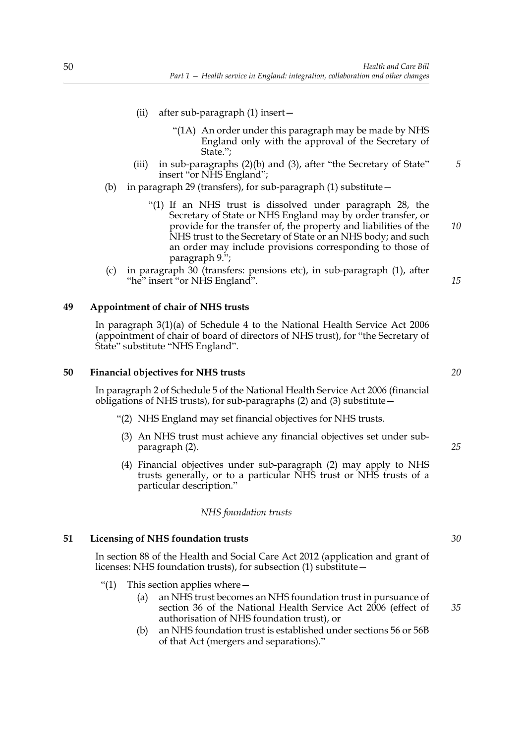(ii) after sub-paragraph (1) insert—

"(1A) An order under this paragraph may be made by NHS England only with the approval of the Secretary of State.";

(iii) in sub-paragraphs (2)(b) and (3), after "the Secretary of State" insert "or NHS England";

(b) in paragraph 29 (transfers), for sub-paragraph (1) substitute—

"(1) If an NHS trust is dissolved under paragraph 28, the Secretary of State or NHS England may by order transfer, or provide for the transfer of, the property and liabilities of the NHS trust to the Secretary of State or an NHS body; and such an order may include provisions corresponding to those of paragraph 9.";

(c) in paragraph 30 (transfers: pensions etc), in sub-paragraph (1), after "he" insert "or NHS England".

## 49 Appointment of chair of NHS trusts

In paragraph 3(1)(a) of Schedule 4 to the National Health Service Act 2006 (appointment of chair of board of directors of NHS trust), for "the Secretary of State" substitute "NHS England".

## 50 Financial objectives for NHS trusts

In paragraph 2 of Schedule 5 of the National Health Service Act 2006 (financial obligations of NHS trusts), for sub-paragraphs (2) and (3) substitute—

"(2) NHS England may set financial objectives for NHS trusts.

(3) An NHS trust must achieve any financial objectives set under sub-paragraph (2).

(4) Financial objectives under sub-paragraph (2) may apply to NHS trusts generally, or to a particular NHS trust or NHS trusts of a particular description."

*NHS foundation trusts*

## 51 Licensing of NHS foundation trusts

In section 88 of the Health and Social Care Act 2012 (application and grant of licenses: NHS foundation trusts), for subsection (1) substitute—

"(1) This section applies where—

(a) an NHS trust becomes an NHS foundation trust in pursuance of section 36 of the National Health Service Act 2006 (effect of authorisation of NHS foundation trust), or

(b) an NHS foundation trust is established under sections 56 or 56B of that Act (mergers and separations)."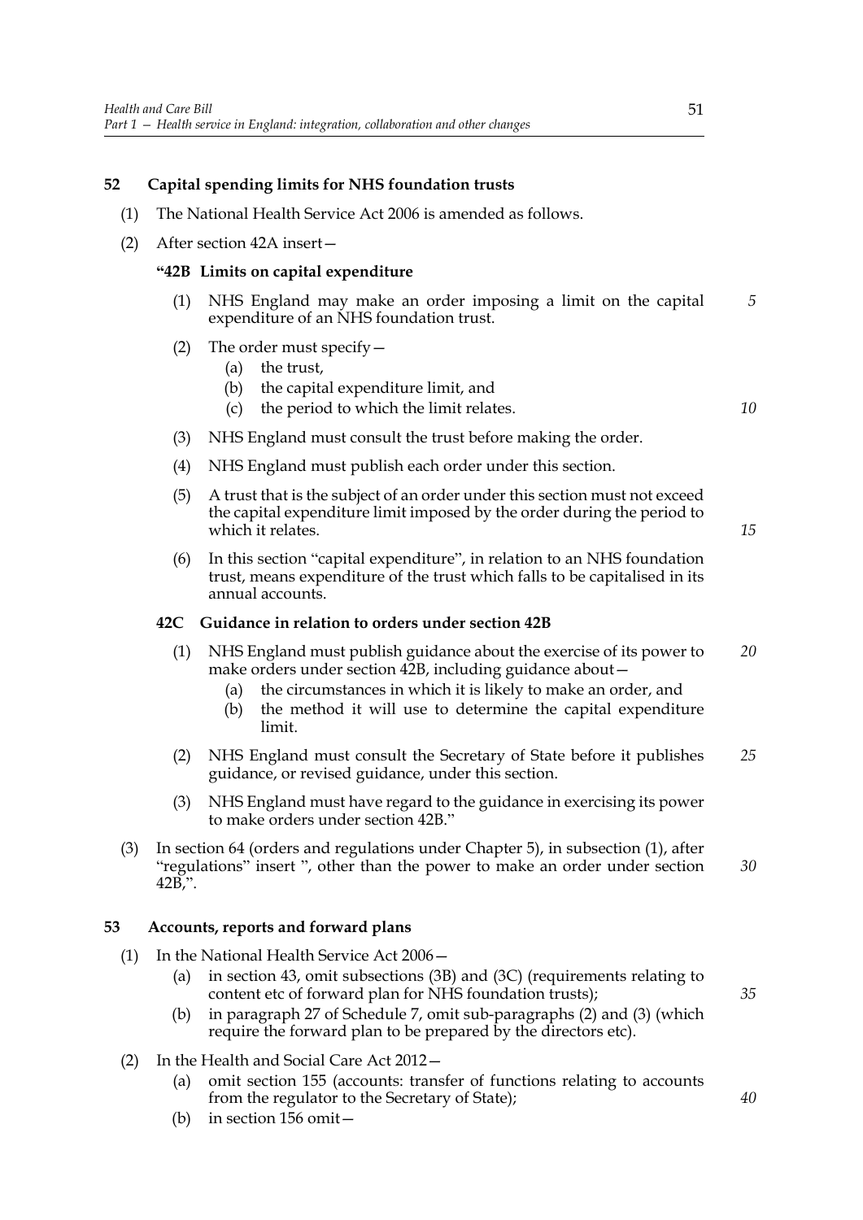## 52 Capital spending limits for NHS foundation trusts

(1) The National Health Service Act 2006 is amended as follows.

(2) After section 42A insert—

**"42B Limits on capital expenditure**

(1) NHS England may make an order imposing a limit on the capital expenditure of an NHS foundation trust.

(2) The order must specify—

(a) the trust,

(b) the capital expenditure limit, and

(c) the period to which the limit relates.

(3) NHS England must consult the trust before making the order.

(4) NHS England must publish each order under this section.

(5) A trust that is the subject of an order under this section must not exceed the capital expenditure limit imposed by the order during the period to which it relates.

(6) In this section "capital expenditure", in relation to an NHS foundation trust, means expenditure of the trust which falls to be capitalised in its annual accounts.

**42C Guidance in relation to orders under section 42B**

(1) NHS England must publish guidance about the exercise of its power to make orders under section 42B, including guidance about—

(a) the circumstances in which it is likely to make an order, and

(b) the method it will use to determine the capital expenditure limit.

(2) NHS England must consult the Secretary of State before it publishes guidance, or revised guidance, under this section.

(3) NHS England must have regard to the guidance in exercising its power to make orders under section 42B."

(3) In section 64 (orders and regulations under Chapter 5), in subsection (1), after "regulations" insert ", other than the power to make an order under section 42B,".

## 53 Accounts, reports and forward plans

(1) In the National Health Service Act 2006—

(a) in section 43, omit subsections (3B) and (3C) (requirements relating to content etc of forward plan for NHS foundation trusts);

(b) in paragraph 27 of Schedule 7, omit sub-paragraphs (2) and (3) (which require the forward plan to be prepared by the directors etc).

(2) In the Health and Social Care Act 2012—

(a) omit section 155 (accounts: transfer of functions relating to accounts from the regulator to the Secretary of State);

(b) in section 156 omit—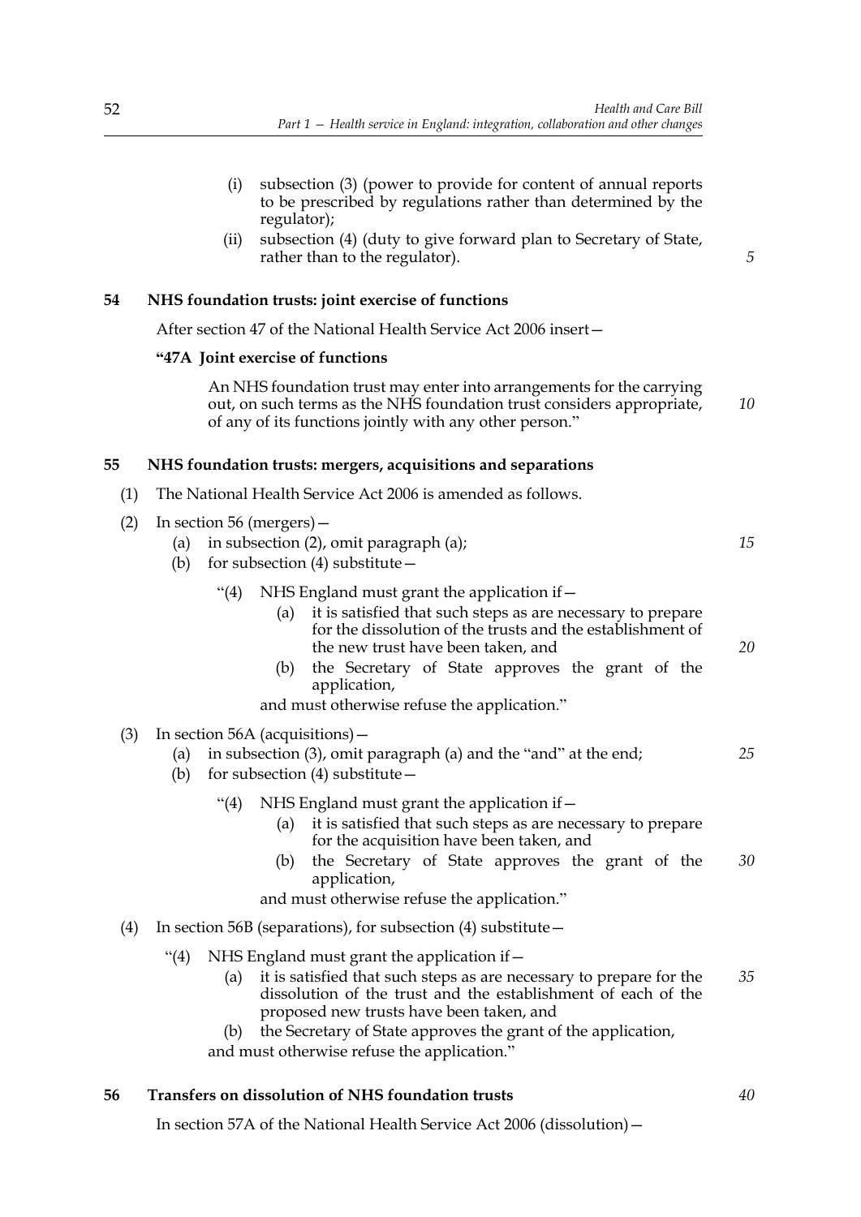(i) subsection (3) (power to provide for content of annual reports to be prescribed by regulations rather than determined by the regulator);

(ii) subsection (4) (duty to give forward plan to Secretary of State, rather than to the regulator).

**54 NHS foundation trusts: joint exercise of functions**

After section 47 of the National Health Service Act 2006 insert—

**"47A Joint exercise of functions**

An NHS foundation trust may enter into arrangements for the carrying out, on such terms as the NHS foundation trust considers appropriate, of any of its functions jointly with any other person."

**55 NHS foundation trusts: mergers, acquisitions and separations**

(1) The National Health Service Act 2006 is amended as follows.

(2) In section 56 (mergers)—

(a) in subsection (2), omit paragraph (a);

(b) for subsection (4) substitute—

"(4) NHS England must grant the application if—

(a) it is satisfied that such steps as are necessary to prepare for the dissolution of the trusts and the establishment of the new trust have been taken, and

(b) the Secretary of State approves the grant of the application,

and must otherwise refuse the application."

(3) In section 56A (acquisitions)—

(a) in subsection (3), omit paragraph (a) and the "and" at the end;

(b) for subsection (4) substitute—

"(4) NHS England must grant the application if—

(a) it is satisfied that such steps as are necessary to prepare for the acquisition have been taken, and

(b) the Secretary of State approves the grant of the application,

and must otherwise refuse the application."

(4) In section 56B (separations), for subsection (4) substitute—

"(4) NHS England must grant the application if—

(a) it is satisfied that such steps as are necessary to prepare for the dissolution of the trust and the establishment of each of the proposed new trusts have been taken, and

(b) the Secretary of State approves the grant of the application,

and must otherwise refuse the application."

**56 Transfers on dissolution of NHS foundation trusts**

In section 57A of the National Health Service Act 2006 (dissolution)—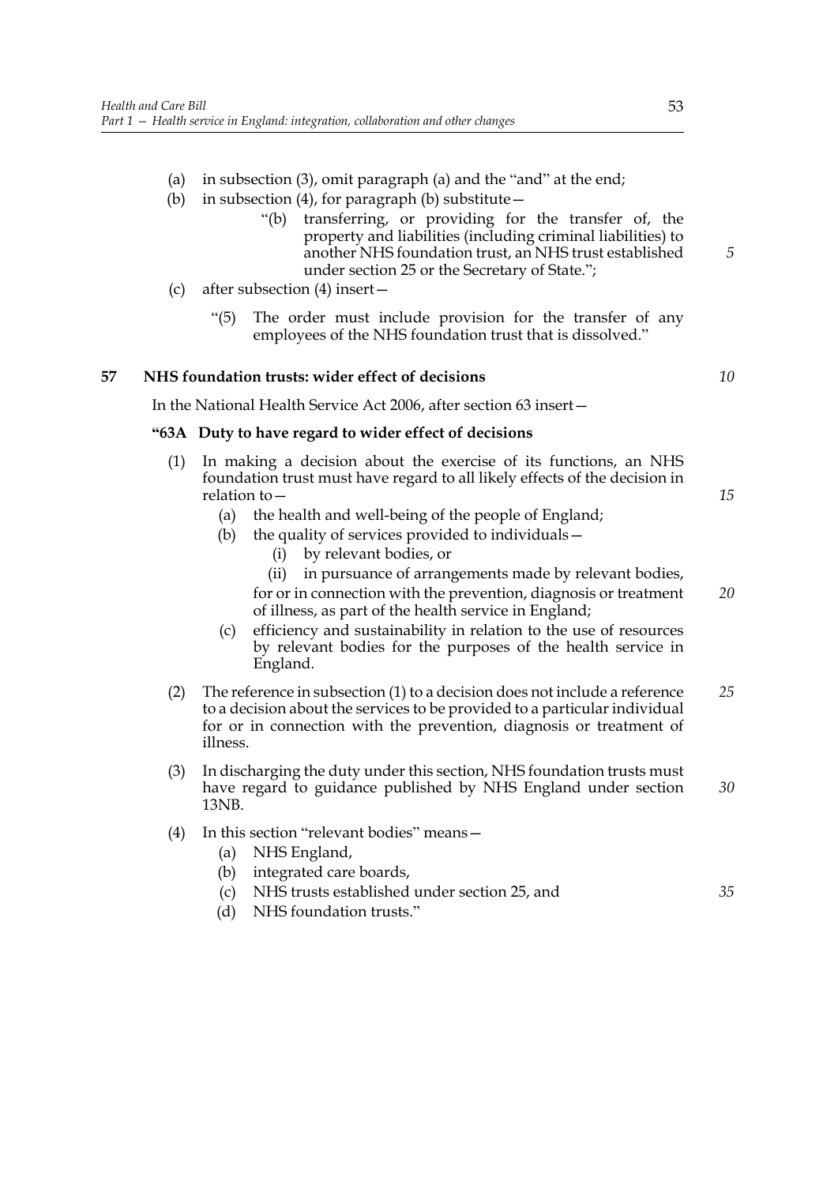(a) in subsection (3), omit paragraph (a) and the "and" at the end;

(b) in subsection (4), for paragraph (b) substitute—

> "(b) transferring, or providing for the transfer of, the property and liabilities (including criminal liabilities) to another NHS foundation trust, an NHS trust established under section 25 or the Secretary of State.";

(c) after subsection (4) insert—

> "(5) The order must include provision for the transfer of any employees of the NHS foundation trust that is dissolved."

**57 NHS foundation trusts: wider effect of decisions**

In the National Health Service Act 2006, after section 63 insert—

**"63A Duty to have regard to wider effect of decisions**

(1) In making a decision about the exercise of its functions, an NHS foundation trust must have regard to all likely effects of the decision in relation to—

- (a) the health and well-being of the people of England;
- (b) the quality of services provided to individuals—
  - (i) by relevant bodies, or
  - (ii) in pursuance of arrangements made by relevant bodies,

  for or in connection with the prevention, diagnosis or treatment of illness, as part of the health service in England;
- (c) efficiency and sustainability in relation to the use of resources by relevant bodies for the purposes of the health service in England.

(2) The reference in subsection (1) to a decision does not include a reference to a decision about the services to be provided to a particular individual for or in connection with the prevention, diagnosis or treatment of illness.

(3) In discharging the duty under this section, NHS foundation trusts must have regard to guidance published by NHS England under section 13NB.

(4) In this section "relevant bodies" means—

- (a) NHS England,
- (b) integrated care boards,
- (c) NHS trusts established under section 25, and
- (d) NHS foundation trusts."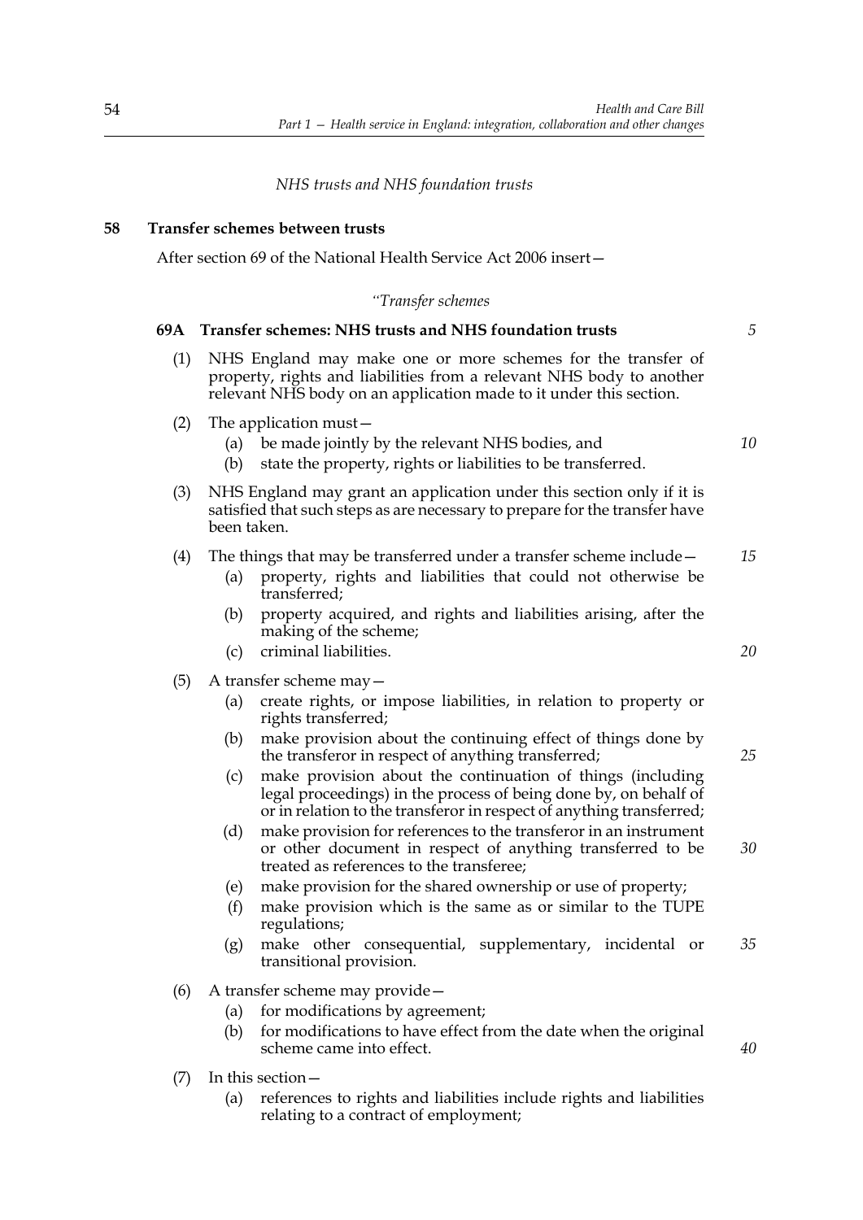*NHS trusts and NHS foundation trusts*

**58 Transfer schemes between trusts**

After section 69 of the National Health Service Act 2006 insert—

*"Transfer schemes*

**69A Transfer schemes: NHS trusts and NHS foundation trusts**

(1) NHS England may make one or more schemes for the transfer of property, rights and liabilities from a relevant NHS body to another relevant NHS body on an application made to it under this section.

(2) The application must—

(a) be made jointly by the relevant NHS bodies, and

(b) state the property, rights or liabilities to be transferred.

(3) NHS England may grant an application under this section only if it is satisfied that such steps as are necessary to prepare for the transfer have been taken.

(4) The things that may be transferred under a transfer scheme include—

(a) property, rights and liabilities that could not otherwise be transferred;

(b) property acquired, and rights and liabilities arising, after the making of the scheme;

(c) criminal liabilities.

(5) A transfer scheme may—

(a) create rights, or impose liabilities, in relation to property or rights transferred;

(b) make provision about the continuing effect of things done by the transferor in respect of anything transferred;

(c) make provision about the continuation of things (including legal proceedings) in the process of being done by, on behalf of or in relation to the transferor in respect of anything transferred;

(d) make provision for references to the transferor in an instrument or other document in respect of anything transferred to be treated as references to the transferee;

(e) make provision for the shared ownership or use of property;

(f) make provision which is the same as or similar to the TUPE regulations;

(g) make other consequential, supplementary, incidental or transitional provision.

(6) A transfer scheme may provide—

(a) for modifications by agreement;

(b) for modifications to have effect from the date when the original scheme came into effect.

(7) In this section—

(a) references to rights and liabilities include rights and liabilities relating to a contract of employment;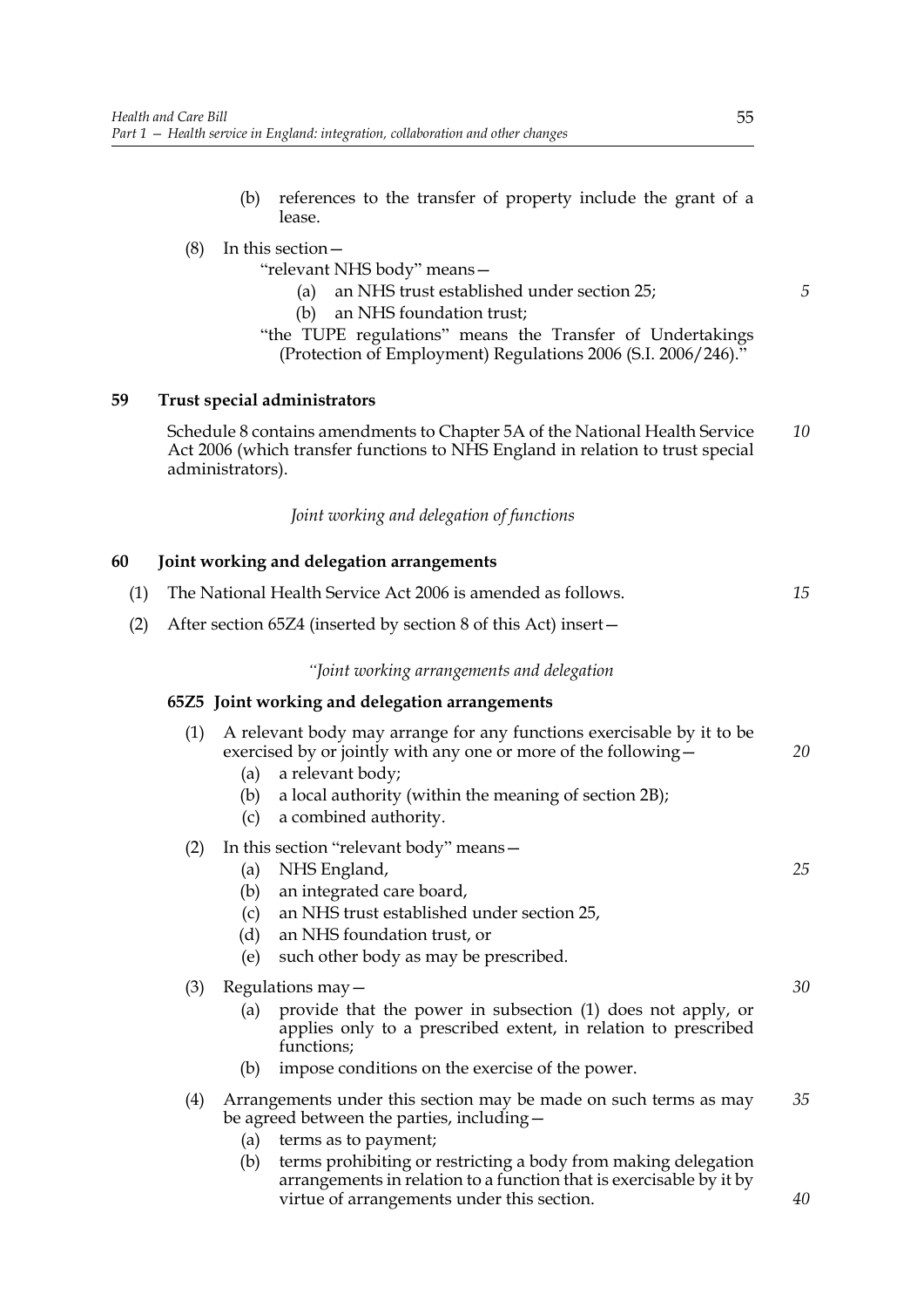(b) references to the transfer of property include the grant of a lease.

(8) In this section—

"relevant NHS body" means—

(a) an NHS trust established under section 25;

(b) an NHS foundation trust;

"the TUPE regulations" means the Transfer of Undertakings (Protection of Employment) Regulations 2006 (S.I. 2006/246)."

### 59 Trust special administrators

Schedule 8 contains amendments to Chapter 5A of the National Health Service Act 2006 (which transfer functions to NHS England in relation to trust special administrators).

*Joint working and delegation of functions*

### 60 Joint working and delegation arrangements

(1) The National Health Service Act 2006 is amended as follows.

(2) After section 65Z4 (inserted by section 8 of this Act) insert—

*"Joint working arrangements and delegation*

#### 65Z5 Joint working and delegation arrangements

(1) A relevant body may arrange for any functions exercisable by it to be exercised by or jointly with any one or more of the following—

(a) a relevant body;

(b) a local authority (within the meaning of section 2B);

(c) a combined authority.

(2) In this section "relevant body" means—

(a) NHS England,

(b) an integrated care board,

(c) an NHS trust established under section 25,

(d) an NHS foundation trust, or

(e) such other body as may be prescribed.

(3) Regulations may—

(a) provide that the power in subsection (1) does not apply, or applies only to a prescribed extent, in relation to prescribed functions;

(b) impose conditions on the exercise of the power.

(4) Arrangements under this section may be made on such terms as may be agreed between the parties, including—

(a) terms as to payment;

(b) terms prohibiting or restricting a body from making delegation arrangements in relation to a function that is exercisable by it by virtue of arrangements under this section.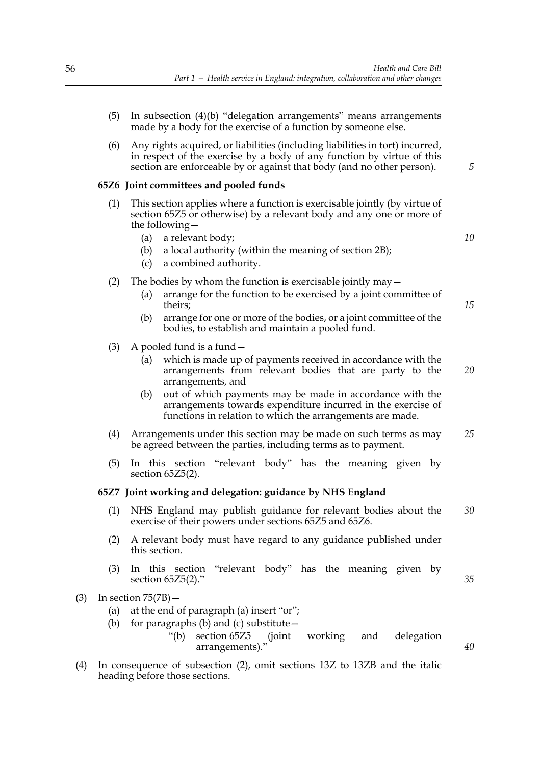(5) In subsection (4)(b) "delegation arrangements" means arrangements made by a body for the exercise of a function by someone else.

(6) Any rights acquired, or liabilities (including liabilities in tort) incurred, in respect of the exercise by a body of any function by virtue of this section are enforceable by or against that body (and no other person).

**65Z6 Joint committees and pooled funds**

(1) This section applies where a function is exercisable jointly (by virtue of section 65Z5 or otherwise) by a relevant body and any one or more of the following—

(a) a relevant body;

(b) a local authority (within the meaning of section 2B);

(c) a combined authority.

(2) The bodies by whom the function is exercisable jointly may—

(a) arrange for the function to be exercised by a joint committee of theirs;

(b) arrange for one or more of the bodies, or a joint committee of the bodies, to establish and maintain a pooled fund.

(3) A pooled fund is a fund—

(a) which is made up of payments received in accordance with the arrangements from relevant bodies that are party to the arrangements, and

(b) out of which payments may be made in accordance with the arrangements towards expenditure incurred in the exercise of functions in relation to which the arrangements are made.

(4) Arrangements under this section may be made on such terms as may be agreed between the parties, including terms as to payment.

(5) In this section "relevant body" has the meaning given by section 65Z5(2).

**65Z7 Joint working and delegation: guidance by NHS England**

(1) NHS England may publish guidance for relevant bodies about the exercise of their powers under sections 65Z5 and 65Z6.

(2) A relevant body must have regard to any guidance published under this section.

(3) In this section "relevant body" has the meaning given by section 65Z5(2)."

(3) In section 75(7B)—

(a) at the end of paragraph (a) insert "or";

(b) for paragraphs (b) and (c) substitute—

"(b) section 65Z5 (joint working and delegation arrangements)."

(4) In consequence of subsection (2), omit sections 13Z to 13ZB and the italic heading before those sections.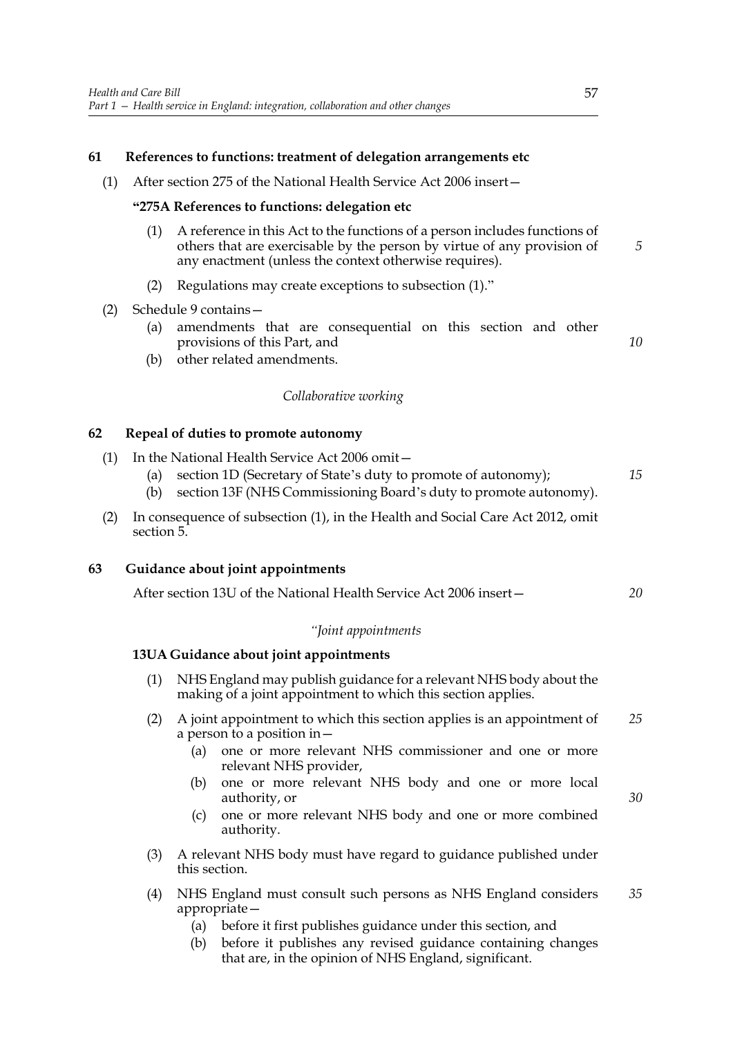**61 References to functions: treatment of delegation arrangements etc**

(1) After section 275 of the National Health Service Act 2006 insert—

**"275A References to functions: delegation etc**

(1) A reference in this Act to the functions of a person includes functions of others that are exercisable by the person by virtue of any provision of any enactment (unless the context otherwise requires).

(2) Regulations may create exceptions to subsection (1)."

(2) Schedule 9 contains—

(a) amendments that are consequential on this section and other provisions of this Part, and

(b) other related amendments.

*Collaborative working*

**62 Repeal of duties to promote autonomy**

(1) In the National Health Service Act 2006 omit—

(a) section 1D (Secretary of State's duty to promote of autonomy);

(b) section 13F (NHS Commissioning Board's duty to promote autonomy).

(2) In consequence of subsection (1), in the Health and Social Care Act 2012, omit section 5.

**63 Guidance about joint appointments**

After section 13U of the National Health Service Act 2006 insert—

*"Joint appointments*

**13UA Guidance about joint appointments**

(1) NHS England may publish guidance for a relevant NHS body about the making of a joint appointment to which this section applies.

(2) A joint appointment to which this section applies is an appointment of a person to a position in—

(a) one or more relevant NHS commissioner and one or more relevant NHS provider,

(b) one or more relevant NHS body and one or more local authority, or

(c) one or more relevant NHS body and one or more combined authority.

(3) A relevant NHS body must have regard to guidance published under this section.

(4) NHS England must consult such persons as NHS England considers appropriate—

(a) before it first publishes guidance under this section, and

(b) before it publishes any revised guidance containing changes that are, in the opinion of NHS England, significant.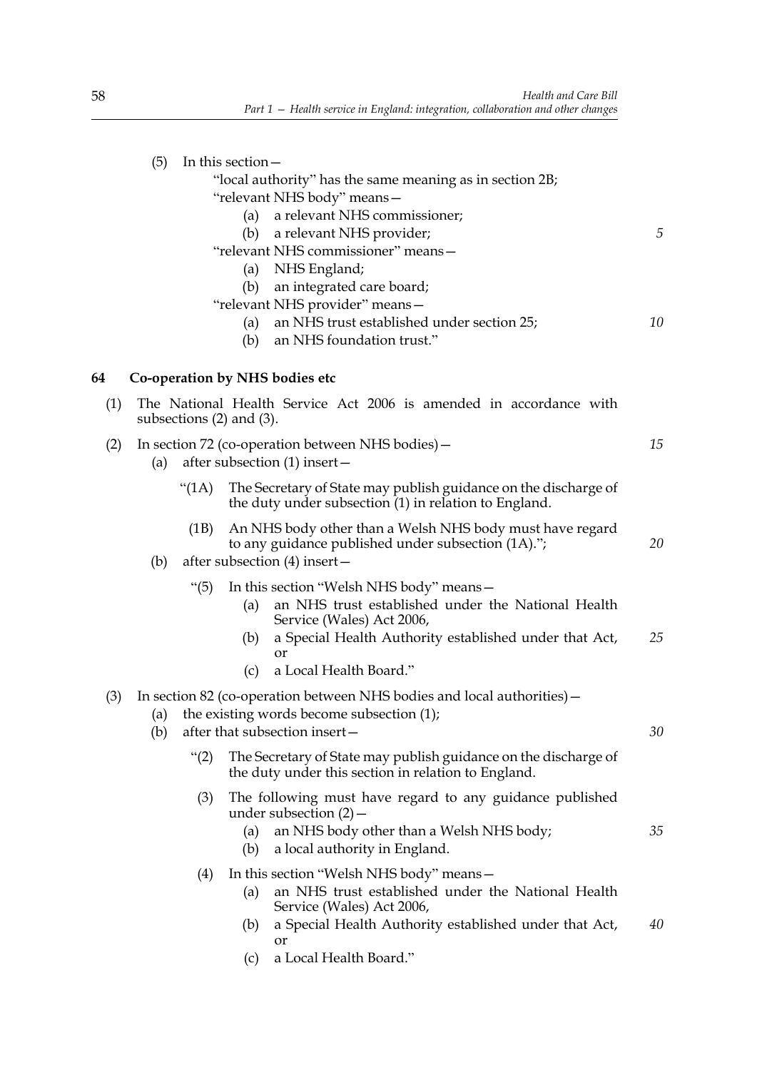(5) In this section—

"local authority" has the same meaning as in section 2B;

"relevant NHS body" means—

(a) a relevant NHS commissioner;

(b) a relevant NHS provider;

"relevant NHS commissioner" means—

(a) NHS England;

(b) an integrated care board;

"relevant NHS provider" means—

(a) an NHS trust established under section 25;

(b) an NHS foundation trust."

## 64 Co-operation by NHS bodies etc

(1) The National Health Service Act 2006 is amended in accordance with subsections (2) and (3).

(2) In section 72 (co-operation between NHS bodies)—

(a) after subsection (1) insert—

"(1A) The Secretary of State may publish guidance on the discharge of the duty under subsection (1) in relation to England.

(1B) An NHS body other than a Welsh NHS body must have regard to any guidance published under subsection (1A).";

(b) after subsection (4) insert—

"(5) In this section "Welsh NHS body" means—

(a) an NHS trust established under the National Health Service (Wales) Act 2006,

(b) a Special Health Authority established under that Act, or

(c) a Local Health Board."

(3) In section 82 (co-operation between NHS bodies and local authorities)—

(a) the existing words become subsection (1);

(b) after that subsection insert—

"(2) The Secretary of State may publish guidance on the discharge of the duty under this section in relation to England.

(3) The following must have regard to any guidance published under subsection (2)—

(a) an NHS body other than a Welsh NHS body;

(b) a local authority in England.

(4) In this section "Welsh NHS body" means—

(a) an NHS trust established under the National Health Service (Wales) Act 2006,

(b) a Special Health Authority established under that Act, or

(c) a Local Health Board."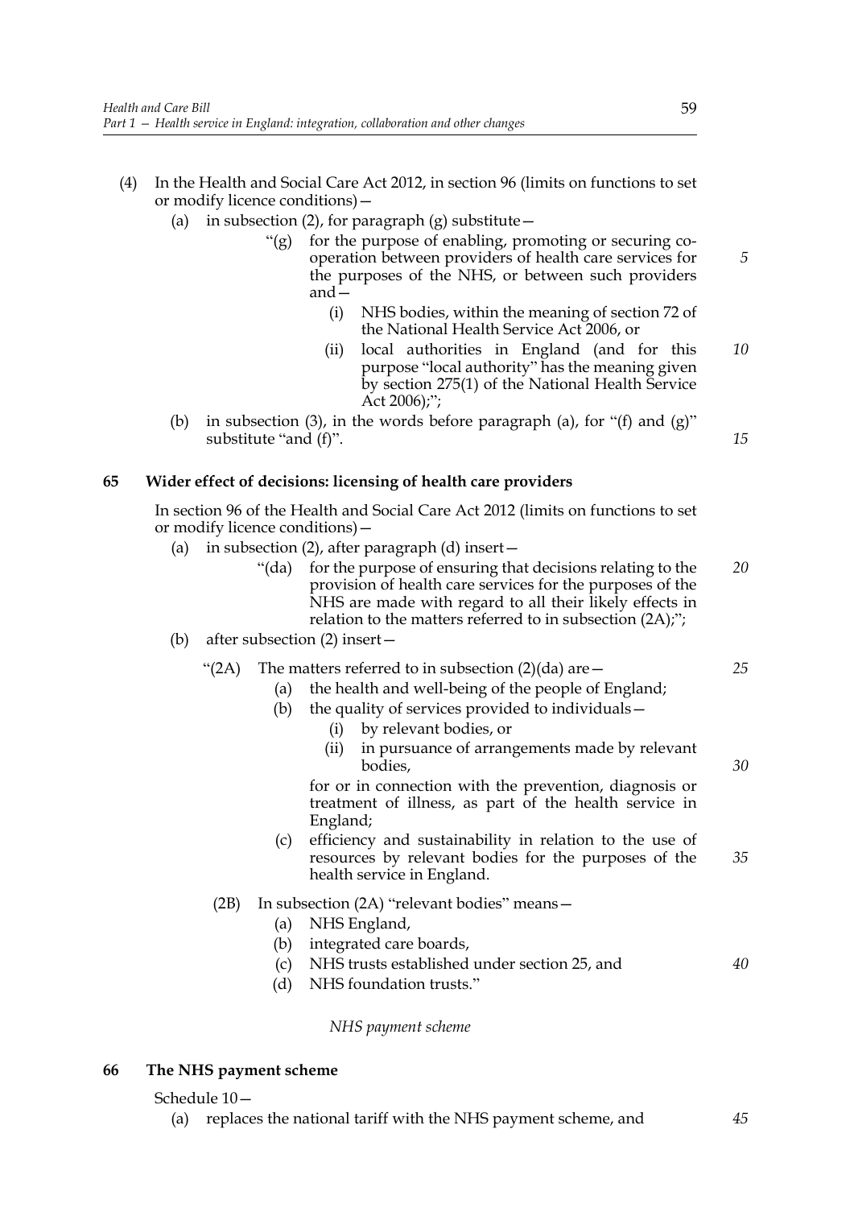(4) In the Health and Social Care Act 2012, in section 96 (limits on functions to set or modify licence conditions)—

   (a) in subsection (2), for paragraph (g) substitute—

      "(g) for the purpose of enabling, promoting or securing co-operation between providers of health care services for the purposes of the NHS, or between such providers and—

         (i) NHS bodies, within the meaning of section 72 of the National Health Service Act 2006, or

         (ii) local authorities in England (and for this purpose "local authority" has the meaning given by section 275(1) of the National Health Service Act 2006);";

   (b) in subsection (3), in the words before paragraph (a), for "(f) and (g)" substitute "and (f)".

## 65 Wider effect of decisions: licensing of health care providers

In section 96 of the Health and Social Care Act 2012 (limits on functions to set or modify licence conditions)—

   (a) in subsection (2), after paragraph (d) insert—

      "(da) for the purpose of ensuring that decisions relating to the provision of health care services for the purposes of the NHS are made with regard to all their likely effects in relation to the matters referred to in subsection (2A);";

   (b) after subsection (2) insert—

      "(2A) The matters referred to in subsection (2)(da) are—

         (a) the health and well-being of the people of England;

         (b) the quality of services provided to individuals—

            (i) by relevant bodies, or

            (ii) in pursuance of arrangements made by relevant bodies,

         for or in connection with the prevention, diagnosis or treatment of illness, as part of the health service in England;

         (c) efficiency and sustainability in relation to the use of resources by relevant bodies for the purposes of the health service in England.

      (2B) In subsection (2A) "relevant bodies" means—

         (a) NHS England,

         (b) integrated care boards,

         (c) NHS trusts established under section 25, and

         (d) NHS foundation trusts."

*NHS payment scheme*

## 66 The NHS payment scheme

Schedule 10—

   (a) replaces the national tariff with the NHS payment scheme, and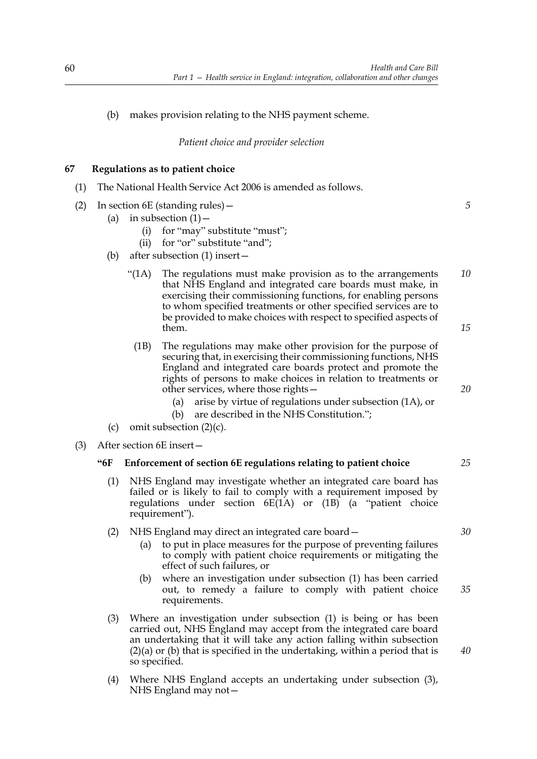(b) makes provision relating to the NHS payment scheme.

*Patient choice and provider selection*

## 67 Regulations as to patient choice

(1) The National Health Service Act 2006 is amended as follows.

(2) In section 6E (standing rules)—

  (a) in subsection (1)—

    (i) for "may" substitute "must";

    (ii) for "or" substitute "and";

  (b) after subsection (1) insert—

    "(1A) The regulations must make provision as to the arrangements that NHS England and integrated care boards must make, in exercising their commissioning functions, for enabling persons to whom specified treatments or other specified services are to be provided to make choices with respect to specified aspects of them.

    (1B) The regulations may make other provision for the purpose of securing that, in exercising their commissioning functions, NHS England and integrated care boards protect and promote the rights of persons to make choices in relation to treatments or other services, where those rights—

      (a) arise by virtue of regulations under subsection (1A), or

      (b) are described in the NHS Constitution.";

  (c) omit subsection (2)(c).

(3) After section 6E insert—

### "6F Enforcement of section 6E regulations relating to patient choice

(1) NHS England may investigate whether an integrated care board has failed or is likely to fail to comply with a requirement imposed by regulations under section 6E(1A) or (1B) (a "patient choice requirement").

(2) NHS England may direct an integrated care board—

  (a) to put in place measures for the purpose of preventing failures to comply with patient choice requirements or mitigating the effect of such failures, or

  (b) where an investigation under subsection (1) has been carried out, to remedy a failure to comply with patient choice requirements.

(3) Where an investigation under subsection (1) is being or has been carried out, NHS England may accept from the integrated care board an undertaking that it will take any action falling within subsection (2)(a) or (b) that is specified in the undertaking, within a period that is so specified.

(4) Where NHS England accepts an undertaking under subsection (3), NHS England may not—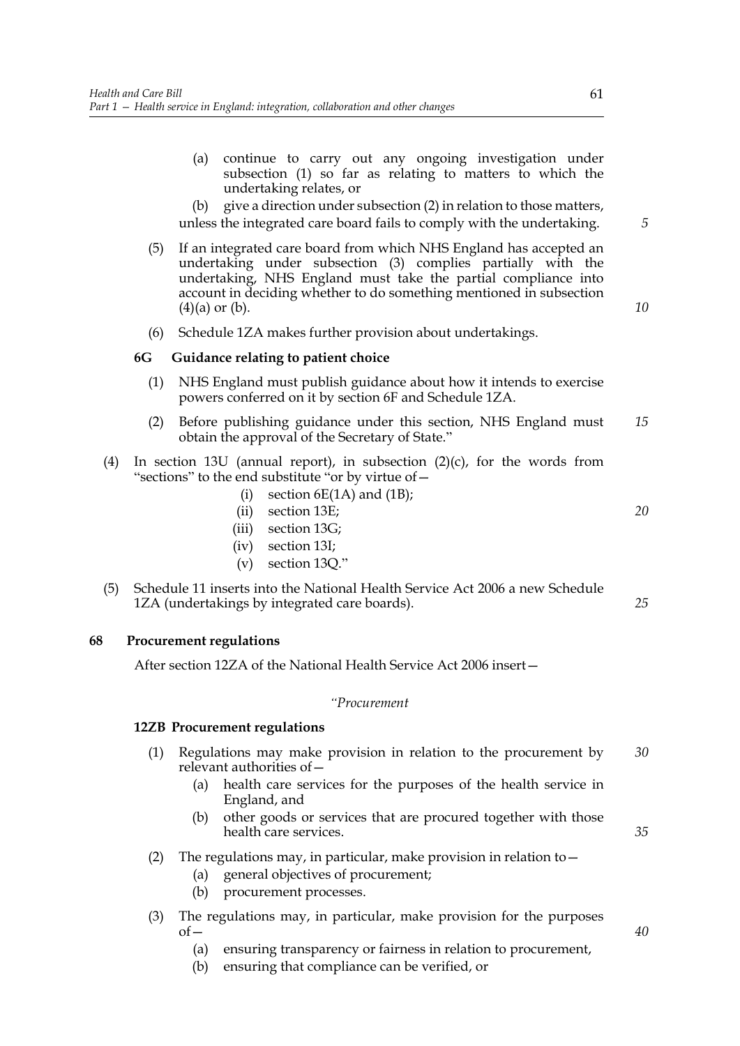(a) continue to carry out any ongoing investigation under subsection (1) so far as relating to matters to which the undertaking relates, or

(b) give a direction under subsection (2) in relation to those matters,

unless the integrated care board fails to comply with the undertaking.

(5) If an integrated care board from which NHS England has accepted an undertaking under subsection (3) complies partially with the undertaking, NHS England must take the partial compliance into account in deciding whether to do something mentioned in subsection (4)(a) or (b).

(6) Schedule 1ZA makes further provision about undertakings.

**6G Guidance relating to patient choice**

(1) NHS England must publish guidance about how it intends to exercise powers conferred on it by section 6F and Schedule 1ZA.

(2) Before publishing guidance under this section, NHS England must obtain the approval of the Secretary of State."

(4) In section 13U (annual report), in subsection (2)(c), for the words from "sections" to the end substitute "or by virtue of—

(i) section 6E(1A) and (1B);

(ii) section 13E;

(iii) section 13G;

(iv) section 13I;

(v) section 13Q."

(5) Schedule 11 inserts into the National Health Service Act 2006 a new Schedule 1ZA (undertakings by integrated care boards).

**68 Procurement regulations**

After section 12ZA of the National Health Service Act 2006 insert—

*"Procurement*

**12ZB Procurement regulations**

(1) Regulations may make provision in relation to the procurement by relevant authorities of—

(a) health care services for the purposes of the health service in England, and

(b) other goods or services that are procured together with those health care services.

(2) The regulations may, in particular, make provision in relation to—

(a) general objectives of procurement;

(b) procurement processes.

(3) The regulations may, in particular, make provision for the purposes of—

(a) ensuring transparency or fairness in relation to procurement,

(b) ensuring that compliance can be verified, or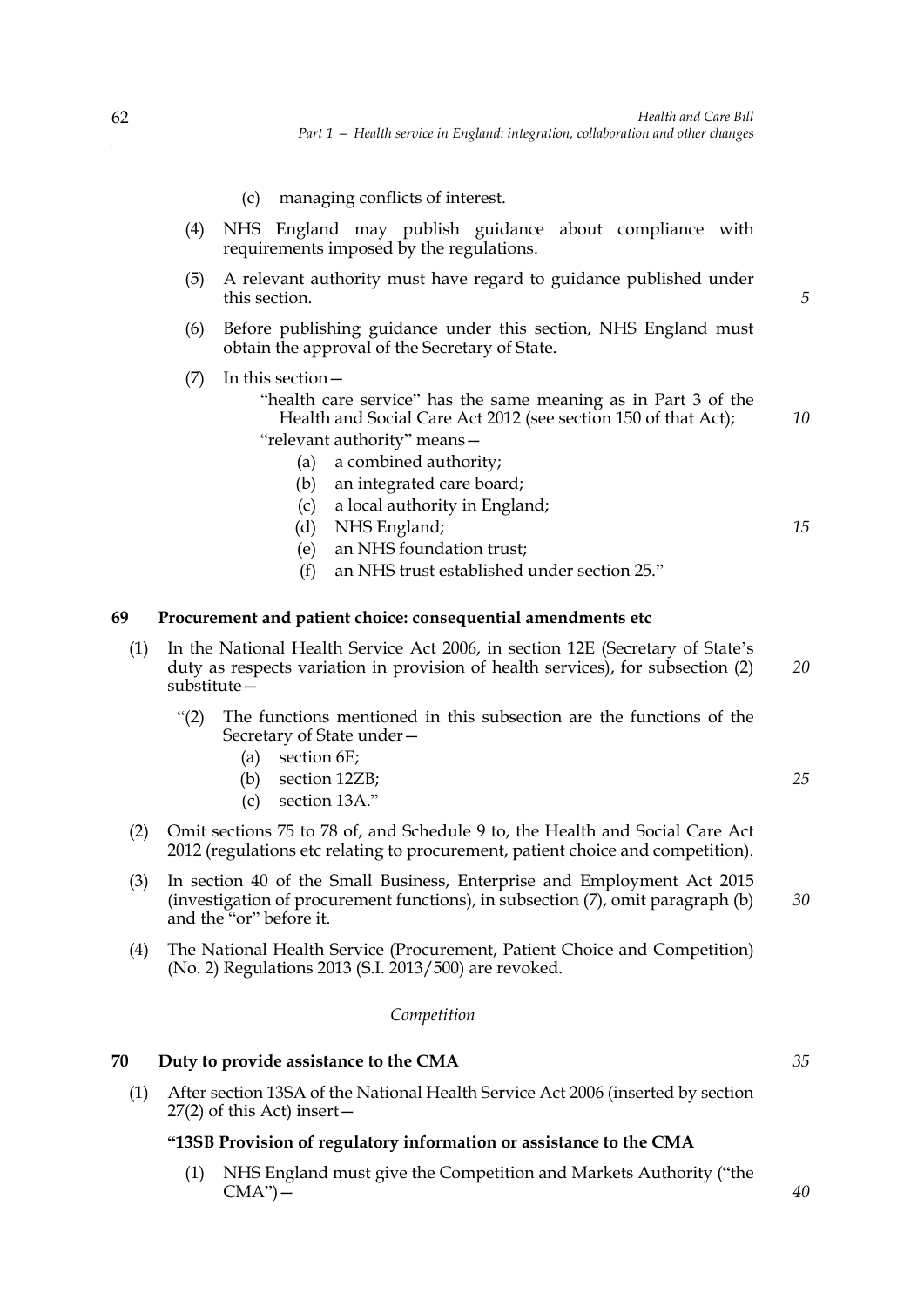(c) managing conflicts of interest.

(4) NHS England may publish guidance about compliance with requirements imposed by the regulations.

(5) A relevant authority must have regard to guidance published under this section.

(6) Before publishing guidance under this section, NHS England must obtain the approval of the Secretary of State.

(7) In this section—

"health care service" has the same meaning as in Part 3 of the Health and Social Care Act 2012 (see section 150 of that Act);

"relevant authority" means—

(a) a combined authority;

(b) an integrated care board;

(c) a local authority in England;

(d) NHS England;

(e) an NHS foundation trust;

(f) an NHS trust established under section 25."

### 69 Procurement and patient choice: consequential amendments etc

(1) In the National Health Service Act 2006, in section 12E (Secretary of State's duty as respects variation in provision of health services), for subsection (2) substitute—

"(2) The functions mentioned in this subsection are the functions of the Secretary of State under—

(a) section 6E;

(b) section 12ZB;

(c) section 13A."

(2) Omit sections 75 to 78 of, and Schedule 9 to, the Health and Social Care Act 2012 (regulations etc relating to procurement, patient choice and competition).

(3) In section 40 of the Small Business, Enterprise and Employment Act 2015 (investigation of procurement functions), in subsection (7), omit paragraph (b) and the "or" before it.

(4) The National Health Service (Procurement, Patient Choice and Competition) (No. 2) Regulations 2013 (S.I. 2013/500) are revoked.

*Competition*

### 70 Duty to provide assistance to the CMA

(1) After section 13SA of the National Health Service Act 2006 (inserted by section 27(2) of this Act) insert—

**"13SB Provision of regulatory information or assistance to the CMA**

(1) NHS England must give the Competition and Markets Authority ("the CMA")—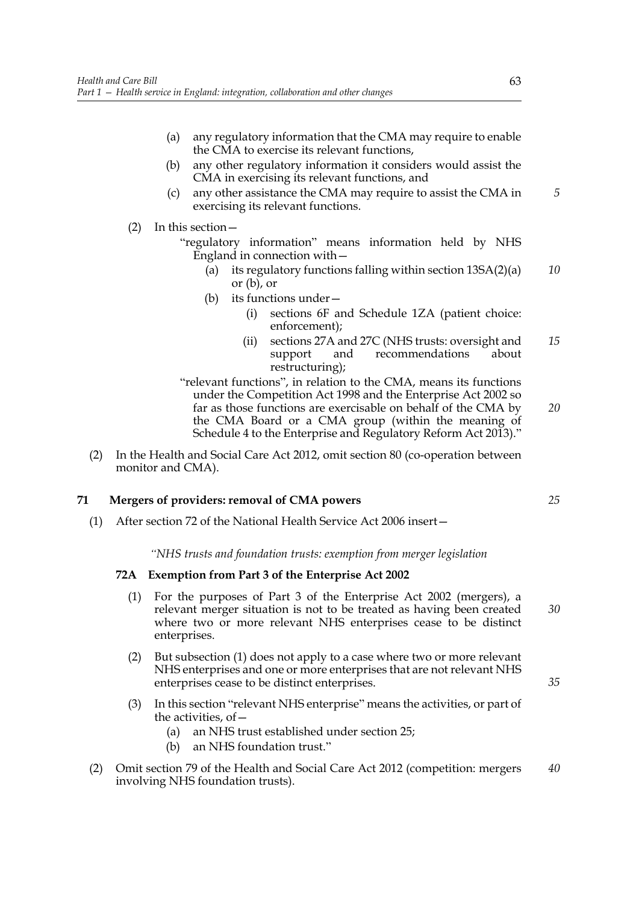(a) any regulatory information that the CMA may require to enable the CMA to exercise its relevant functions,

(b) any other regulatory information it considers would assist the CMA in exercising its relevant functions, and

(c) any other assistance the CMA may require to assist the CMA in exercising its relevant functions.

(2) In this section—

"regulatory information" means information held by NHS England in connection with—

(a) its regulatory functions falling within section 13SA(2)(a) or (b), or

(b) its functions under—

(i) sections 6F and Schedule 1ZA (patient choice: enforcement);

(ii) sections 27A and 27C (NHS trusts: oversight and support and recommendations about restructuring);

"relevant functions", in relation to the CMA, means its functions under the Competition Act 1998 and the Enterprise Act 2002 so far as those functions are exercisable on behalf of the CMA by the CMA Board or a CMA group (within the meaning of Schedule 4 to the Enterprise and Regulatory Reform Act 2013)."

(2) In the Health and Social Care Act 2012, omit section 80 (co-operation between monitor and CMA).

## 71 Mergers of providers: removal of CMA powers

(1) After section 72 of the National Health Service Act 2006 insert—

*"NHS trusts and foundation trusts: exemption from merger legislation*

### 72A Exemption from Part 3 of the Enterprise Act 2002

(1) For the purposes of Part 3 of the Enterprise Act 2002 (mergers), a relevant merger situation is not to be treated as having been created where two or more relevant NHS enterprises cease to be distinct enterprises.

(2) But subsection (1) does not apply to a case where two or more relevant NHS enterprises and one or more enterprises that are not relevant NHS enterprises cease to be distinct enterprises.

(3) In this section "relevant NHS enterprise" means the activities, or part of the activities, of—

(a) an NHS trust established under section 25;

(b) an NHS foundation trust."

(2) Omit section 79 of the Health and Social Care Act 2012 (competition: mergers involving NHS foundation trusts).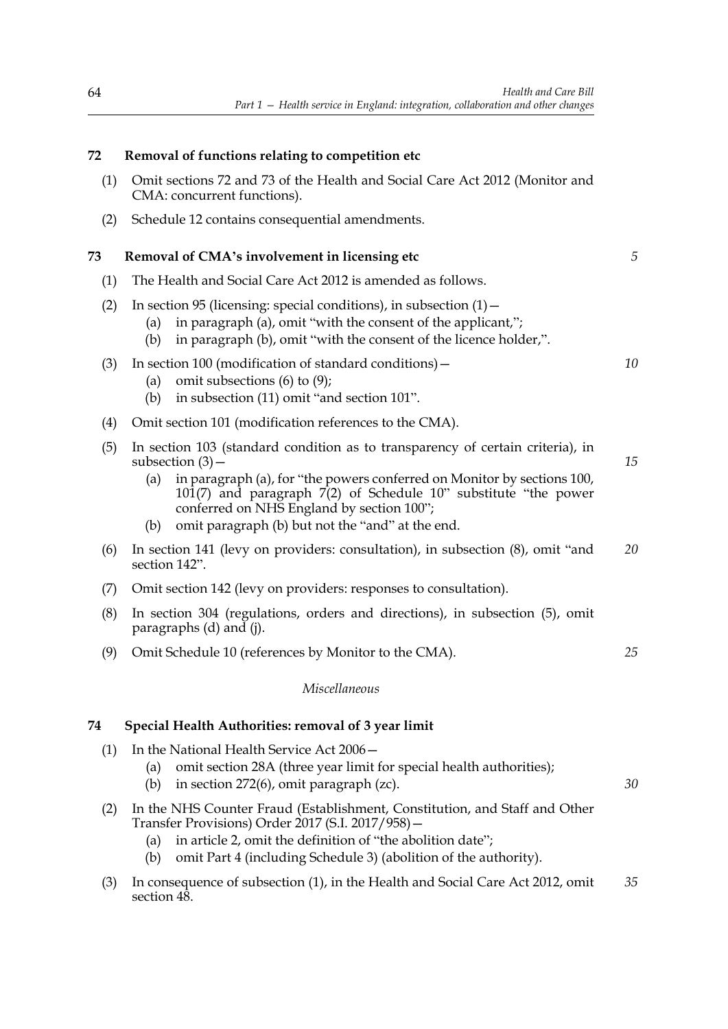## 72 Removal of functions relating to competition etc

(1) Omit sections 72 and 73 of the Health and Social Care Act 2012 (Monitor and CMA: concurrent functions).

(2) Schedule 12 contains consequential amendments.

## 73 Removal of CMA's involvement in licensing etc

(1) The Health and Social Care Act 2012 is amended as follows.

(2) In section 95 (licensing: special conditions), in subsection (1)—
- (a) in paragraph (a), omit "with the consent of the applicant,";
- (b) in paragraph (b), omit "with the consent of the licence holder,".

(3) In section 100 (modification of standard conditions)—
- (a) omit subsections (6) to (9);
- (b) in subsection (11) omit "and section 101".

(4) Omit section 101 (modification references to the CMA).

(5) In section 103 (standard condition as to transparency of certain criteria), in subsection (3)—
- (a) in paragraph (a), for "the powers conferred on Monitor by sections 100, 101(7) and paragraph 7(2) of Schedule 10" substitute "the power conferred on NHS England by section 100";
- (b) omit paragraph (b) but not the "and" at the end.

(6) In section 141 (levy on providers: consultation), in subsection (8), omit "and section 142".

(7) Omit section 142 (levy on providers: responses to consultation).

(8) In section 304 (regulations, orders and directions), in subsection (5), omit paragraphs (d) and (j).

(9) Omit Schedule 10 (references by Monitor to the CMA).

*Miscellaneous*

## 74 Special Health Authorities: removal of 3 year limit

(1) In the National Health Service Act 2006—
- (a) omit section 28A (three year limit for special health authorities);
- (b) in section 272(6), omit paragraph (zc).

(2) In the NHS Counter Fraud (Establishment, Constitution, and Staff and Other Transfer Provisions) Order 2017 (S.I. 2017/958)—
- (a) in article 2, omit the definition of "the abolition date";
- (b) omit Part 4 (including Schedule 3) (abolition of the authority).

(3) In consequence of subsection (1), in the Health and Social Care Act 2012, omit section 48.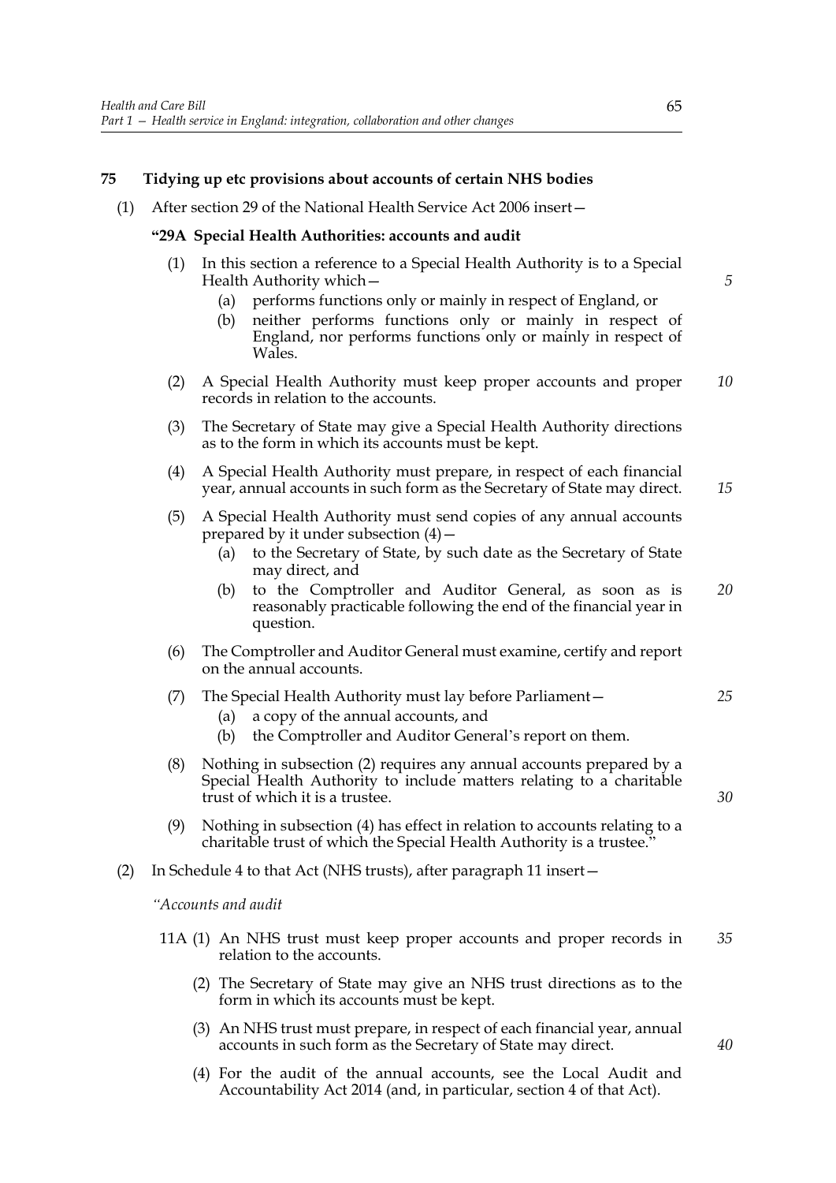## 75 Tidying up etc provisions about accounts of certain NHS bodies

(1) After section 29 of the National Health Service Act 2006 insert—

**"29A Special Health Authorities: accounts and audit**

(1) In this section a reference to a Special Health Authority is to a Special Health Authority which—

(a) performs functions only or mainly in respect of England, or

(b) neither performs functions only or mainly in respect of England, nor performs functions only or mainly in respect of Wales.

(2) A Special Health Authority must keep proper accounts and proper records in relation to the accounts.

(3) The Secretary of State may give a Special Health Authority directions as to the form in which its accounts must be kept.

(4) A Special Health Authority must prepare, in respect of each financial year, annual accounts in such form as the Secretary of State may direct.

(5) A Special Health Authority must send copies of any annual accounts prepared by it under subsection (4)—

(a) to the Secretary of State, by such date as the Secretary of State may direct, and

(b) to the Comptroller and Auditor General, as soon as is reasonably practicable following the end of the financial year in question.

(6) The Comptroller and Auditor General must examine, certify and report on the annual accounts.

(7) The Special Health Authority must lay before Parliament—

(a) a copy of the annual accounts, and

(b) the Comptroller and Auditor General's report on them.

(8) Nothing in subsection (2) requires any annual accounts prepared by a Special Health Authority to include matters relating to a charitable trust of which it is a trustee.

(9) Nothing in subsection (4) has effect in relation to accounts relating to a charitable trust of which the Special Health Authority is a trustee."

(2) In Schedule 4 to that Act (NHS trusts), after paragraph 11 insert—

*"Accounts and audit*

11A (1) An NHS trust must keep proper accounts and proper records in relation to the accounts.

(2) The Secretary of State may give an NHS trust directions as to the form in which its accounts must be kept.

(3) An NHS trust must prepare, in respect of each financial year, annual accounts in such form as the Secretary of State may direct.

(4) For the audit of the annual accounts, see the Local Audit and Accountability Act 2014 (and, in particular, section 4 of that Act).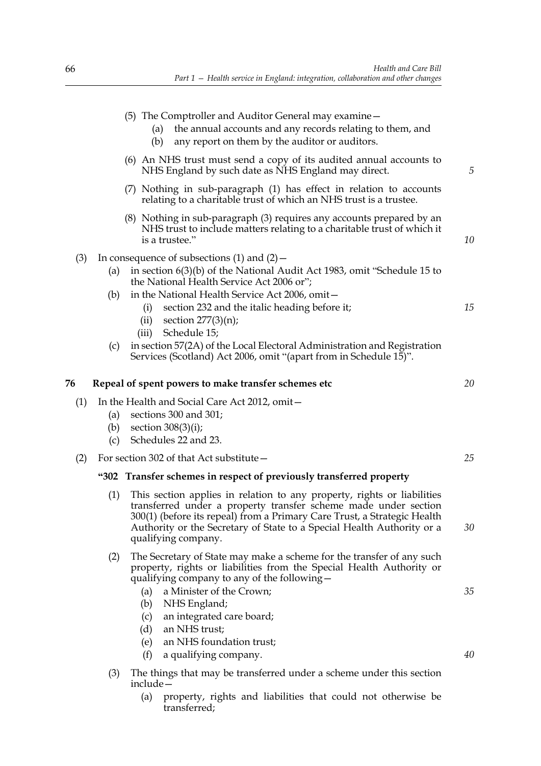(5) The Comptroller and Auditor General may examine—

    (a) the annual accounts and any records relating to them, and

    (b) any report on them by the auditor or auditors.

(6) An NHS trust must send a copy of its audited annual accounts to NHS England by such date as NHS England may direct.

(7) Nothing in sub-paragraph (1) has effect in relation to accounts relating to a charitable trust of which an NHS trust is a trustee.

(8) Nothing in sub-paragraph (3) requires any accounts prepared by an NHS trust to include matters relating to a charitable trust of which it is a trustee."

(3) In consequence of subsections (1) and (2)—

  (a) in section 6(3)(b) of the National Audit Act 1983, omit "Schedule 15 to the National Health Service Act 2006 or";

  (b) in the National Health Service Act 2006, omit—

    (i) section 232 and the italic heading before it;

    (ii) section 277(3)(n);

    (iii) Schedule 15;

  (c) in section 57(2A) of the Local Electoral Administration and Registration Services (Scotland) Act 2006, omit "(apart from in Schedule 15)".

**76 Repeal of spent powers to make transfer schemes etc**

(1) In the Health and Social Care Act 2012, omit—

  (a) sections 300 and 301;

  (b) section 308(3)(i);

  (c) Schedules 22 and 23.

(2) For section 302 of that Act substitute—

**"302 Transfer schemes in respect of previously transferred property**

(1) This section applies in relation to any property, rights or liabilities transferred under a property transfer scheme made under section 300(1) (before its repeal) from a Primary Care Trust, a Strategic Health Authority or the Secretary of State to a Special Health Authority or a qualifying company.

(2) The Secretary of State may make a scheme for the transfer of any such property, rights or liabilities from the Special Health Authority or qualifying company to any of the following—

  (a) a Minister of the Crown;

  (b) NHS England;

  (c) an integrated care board;

  (d) an NHS trust;

  (e) an NHS foundation trust;

  (f) a qualifying company.

(3) The things that may be transferred under a scheme under this section include—

  (a) property, rights and liabilities that could not otherwise be transferred;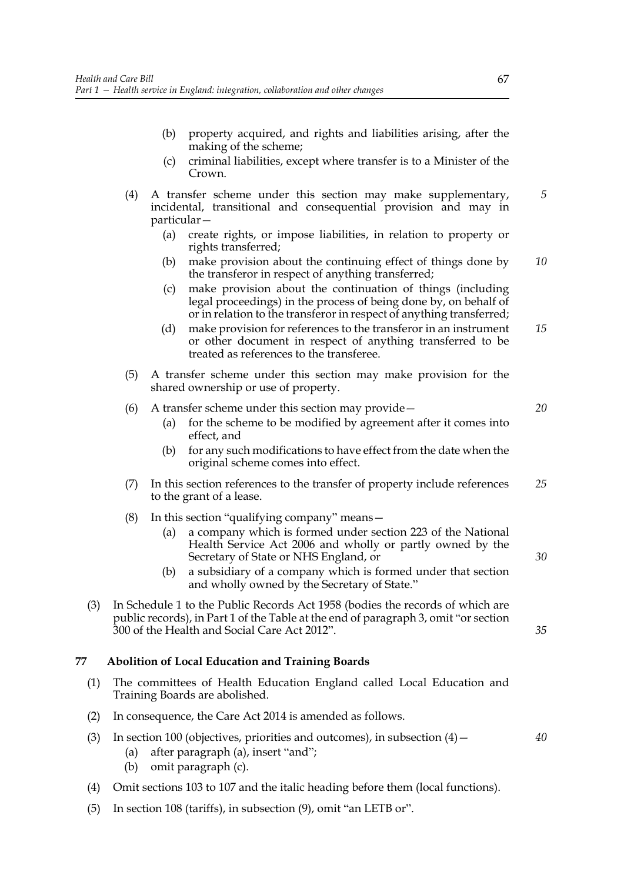(b) property acquired, and rights and liabilities arising, after the making of the scheme;

(c) criminal liabilities, except where transfer is to a Minister of the Crown.

(4) A transfer scheme under this section may make supplementary, incidental, transitional and consequential provision and may in particular—

(a) create rights, or impose liabilities, in relation to property or rights transferred;

(b) make provision about the continuing effect of things done by the transferor in respect of anything transferred;

(c) make provision about the continuation of things (including legal proceedings) in the process of being done by, on behalf of or in relation to the transferor in respect of anything transferred;

(d) make provision for references to the transferor in an instrument or other document in respect of anything transferred to be treated as references to the transferee.

(5) A transfer scheme under this section may make provision for the shared ownership or use of property.

(6) A transfer scheme under this section may provide—

(a) for the scheme to be modified by agreement after it comes into effect, and

(b) for any such modifications to have effect from the date when the original scheme comes into effect.

(7) In this section references to the transfer of property include references to the grant of a lease.

(8) In this section "qualifying company" means—

(a) a company which is formed under section 223 of the National Health Service Act 2006 and wholly or partly owned by the Secretary of State or NHS England, or

(b) a subsidiary of a company which is formed under that section and wholly owned by the Secretary of State."

(3) In Schedule 1 to the Public Records Act 1958 (bodies the records of which are public records), in Part 1 of the Table at the end of paragraph 3, omit "or section 300 of the Health and Social Care Act 2012".

## 77 Abolition of Local Education and Training Boards

(1) The committees of Health Education England called Local Education and Training Boards are abolished.

(2) In consequence, the Care Act 2014 is amended as follows.

(3) In section 100 (objectives, priorities and outcomes), in subsection (4)—

(a) after paragraph (a), insert "and";

(b) omit paragraph (c).

(4) Omit sections 103 to 107 and the italic heading before them (local functions).

(5) In section 108 (tariffs), in subsection (9), omit "an LETB or".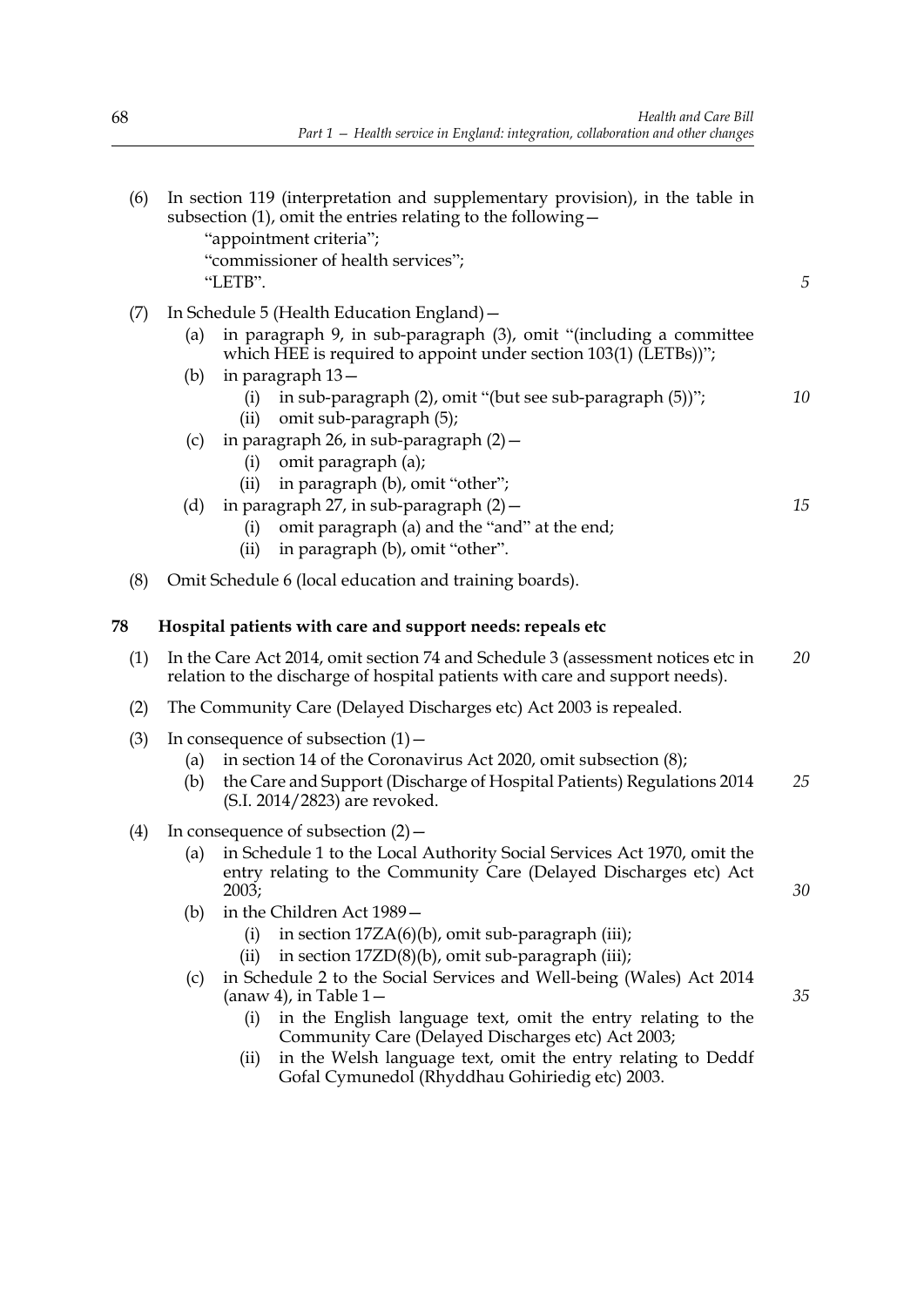(6) In section 119 (interpretation and supplementary provision), in the table in subsection (1), omit the entries relating to the following—

"appointment criteria";

"commissioner of health services";

"LETB".

(7) In Schedule 5 (Health Education England)—

(a) in paragraph 9, in sub-paragraph (3), omit "(including a committee which HEE is required to appoint under section 103(1) (LETBs))";

(b) in paragraph 13—

(i) in sub-paragraph (2), omit "(but see sub-paragraph (5))";

(ii) omit sub-paragraph (5);

(c) in paragraph 26, in sub-paragraph (2)—

(i) omit paragraph (a);

(ii) in paragraph (b), omit "other";

(d) in paragraph 27, in sub-paragraph (2)—

(i) omit paragraph (a) and the "and" at the end;

(ii) in paragraph (b), omit "other".

(8) Omit Schedule 6 (local education and training boards).

## 78 Hospital patients with care and support needs: repeals etc

(1) In the Care Act 2014, omit section 74 and Schedule 3 (assessment notices etc in relation to the discharge of hospital patients with care and support needs).

(2) The Community Care (Delayed Discharges etc) Act 2003 is repealed.

(3) In consequence of subsection (1)—

(a) in section 14 of the Coronavirus Act 2020, omit subsection (8);

(b) the Care and Support (Discharge of Hospital Patients) Regulations 2014 (S.I. 2014/2823) are revoked.

(4) In consequence of subsection (2)—

(a) in Schedule 1 to the Local Authority Social Services Act 1970, omit the entry relating to the Community Care (Delayed Discharges etc) Act 2003;

(b) in the Children Act 1989—

(i) in section 17ZA(6)(b), omit sub-paragraph (iii);

(ii) in section 17ZD(8)(b), omit sub-paragraph (iii);

(c) in Schedule 2 to the Social Services and Well-being (Wales) Act 2014 (anaw 4), in Table 1—

(i) in the English language text, omit the entry relating to the Community Care (Delayed Discharges etc) Act 2003;

(ii) in the Welsh language text, omit the entry relating to Deddf Gofal Cymunedol (Rhyddhau Gohiriedig etc) 2003.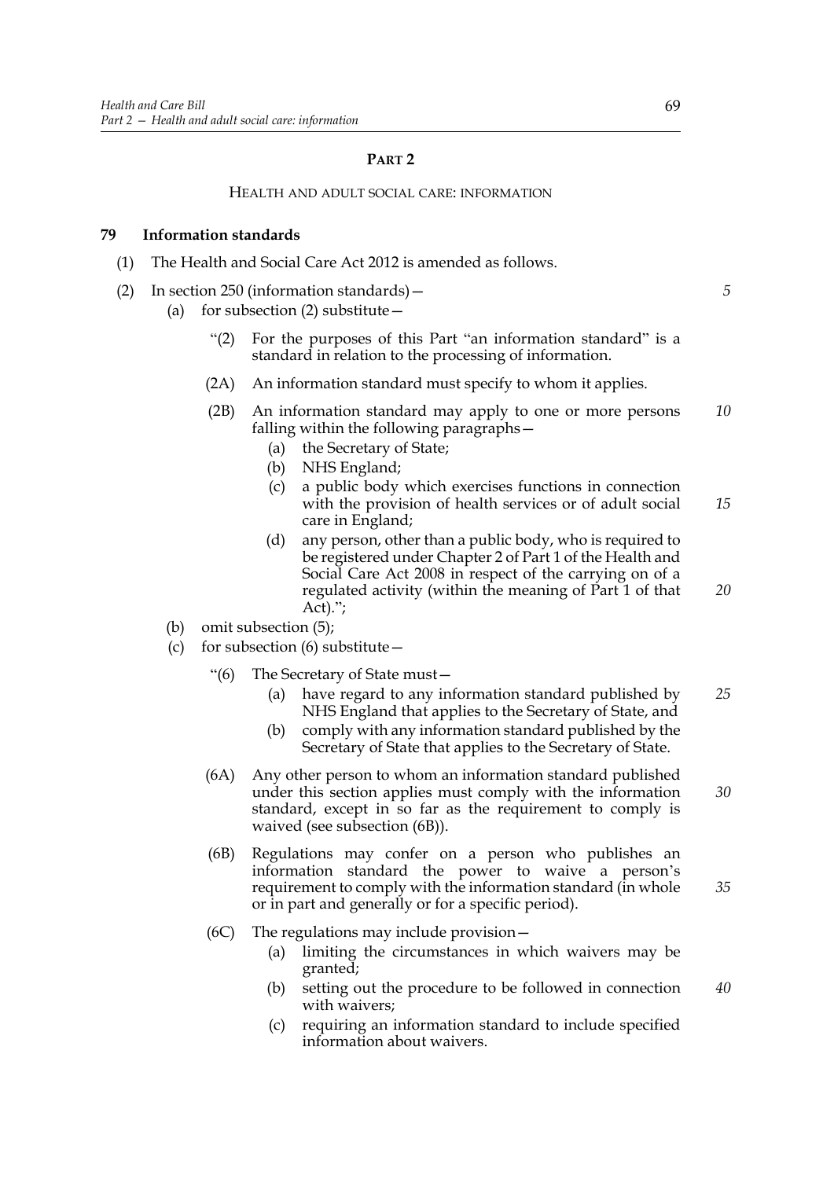## PART 2

### HEALTH AND ADULT SOCIAL CARE: INFORMATION

**79 Information standards**

(1) The Health and Social Care Act 2012 is amended as follows.

(2) In section 250 (information standards)—

(a) for subsection (2) substitute—

"(2) For the purposes of this Part "an information standard" is a standard in relation to the processing of information.

(2A) An information standard must specify to whom it applies.

(2B) An information standard may apply to one or more persons falling within the following paragraphs—

(a) the Secretary of State;

(b) NHS England;

(c) a public body which exercises functions in connection with the provision of health services or of adult social care in England;

(d) any person, other than a public body, who is required to be registered under Chapter 2 of Part 1 of the Health and Social Care Act 2008 in respect of the carrying on of a regulated activity (within the meaning of Part 1 of that Act).";

(b) omit subsection (5);

(c) for subsection (6) substitute—

"(6) The Secretary of State must—

(a) have regard to any information standard published by NHS England that applies to the Secretary of State, and

(b) comply with any information standard published by the Secretary of State that applies to the Secretary of State.

(6A) Any other person to whom an information standard published under this section applies must comply with the information standard, except in so far as the requirement to comply is waived (see subsection (6B)).

(6B) Regulations may confer on a person who publishes an information standard the power to waive a person's requirement to comply with the information standard (in whole or in part and generally or for a specific period).

(6C) The regulations may include provision—

(a) limiting the circumstances in which waivers may be granted;

(b) setting out the procedure to be followed in connection with waivers;

(c) requiring an information standard to include specified information about waivers.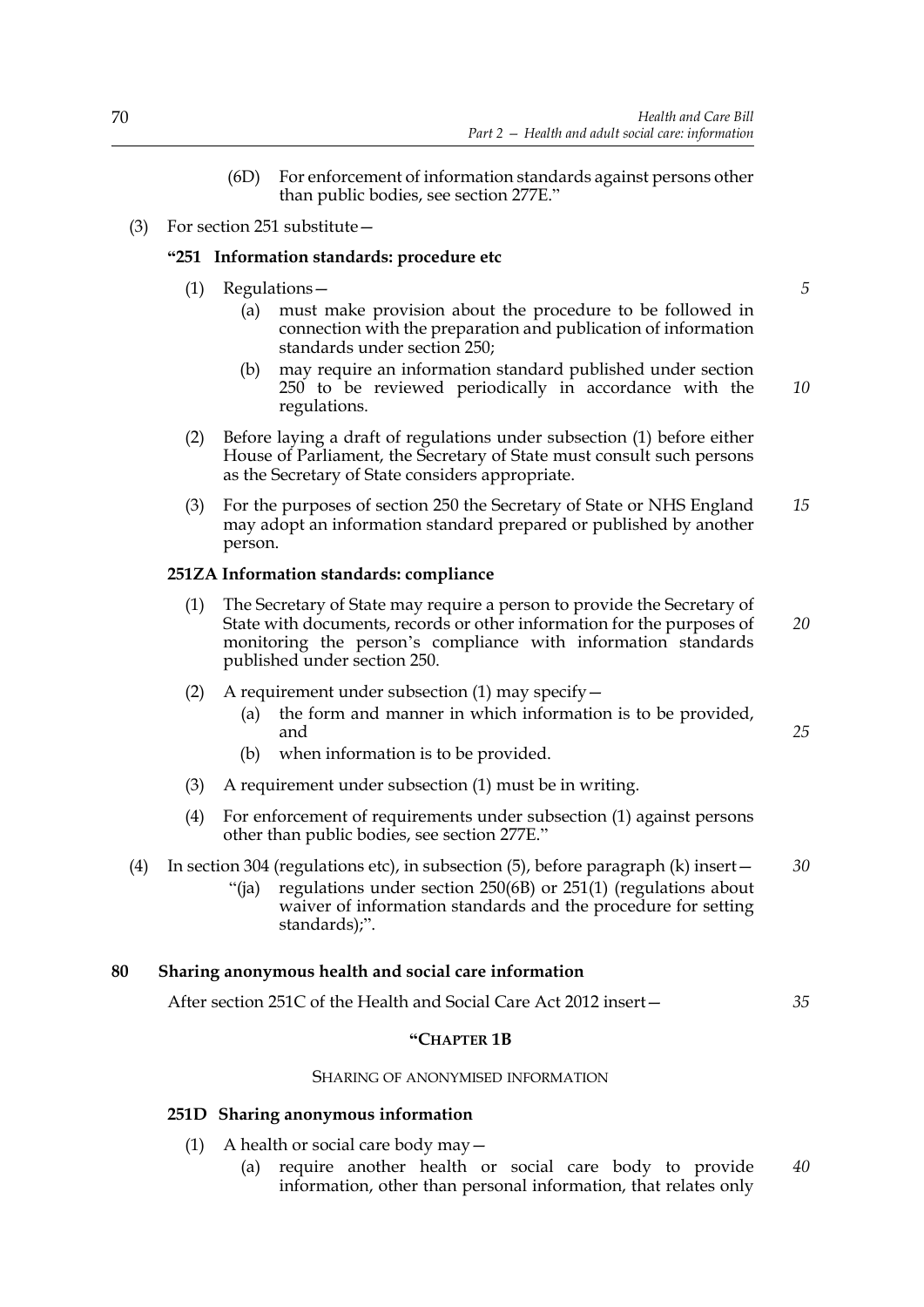(6D) For enforcement of information standards against persons other than public bodies, see section 277E."

(3) For section 251 substitute—

**"251 Information standards: procedure etc**

(1) Regulations—

(a) must make provision about the procedure to be followed in connection with the preparation and publication of information standards under section 250;

(b) may require an information standard published under section 250 to be reviewed periodically in accordance with the regulations.

(2) Before laying a draft of regulations under subsection (1) before either House of Parliament, the Secretary of State must consult such persons as the Secretary of State considers appropriate.

(3) For the purposes of section 250 the Secretary of State or NHS England may adopt an information standard prepared or published by another person.

**251ZA Information standards: compliance**

(1) The Secretary of State may require a person to provide the Secretary of State with documents, records or other information for the purposes of monitoring the person's compliance with information standards published under section 250.

(2) A requirement under subsection (1) may specify—

(a) the form and manner in which information is to be provided, and

(b) when information is to be provided.

(3) A requirement under subsection (1) must be in writing.

(4) For enforcement of requirements under subsection (1) against persons other than public bodies, see section 277E."

(4) In section 304 (regulations etc), in subsection (5), before paragraph (k) insert—

"(ja) regulations under section 250(6B) or 251(1) (regulations about waiver of information standards and the procedure for setting standards);".

**80 Sharing anonymous health and social care information**

After section 251C of the Health and Social Care Act 2012 insert—

**"CHAPTER 1B**

SHARING OF ANONYMISED INFORMATION

**251D Sharing anonymous information**

(1) A health or social care body may—

(a) require another health or social care body to provide information, other than personal information, that relates only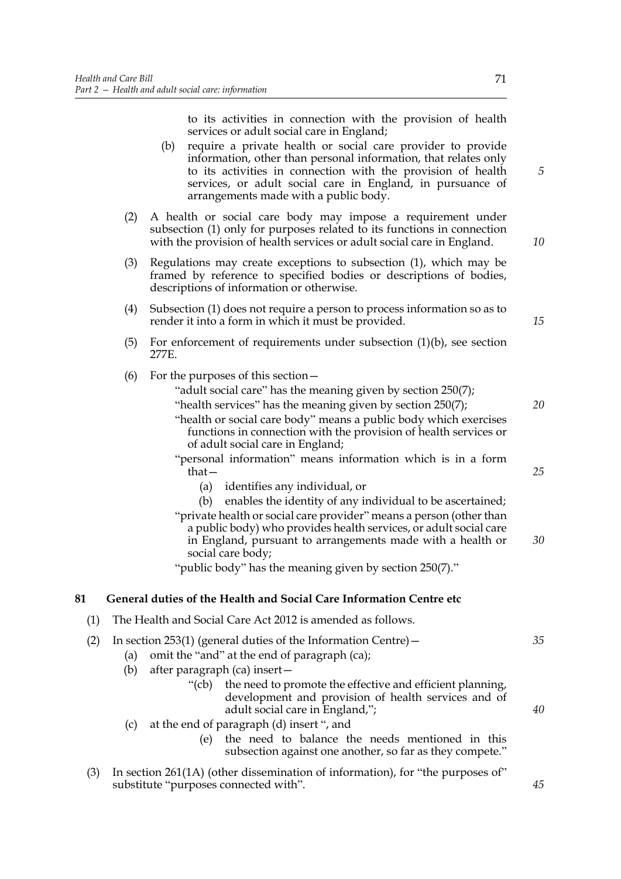to its activities in connection with the provision of health services or adult social care in England;

(b) require a private health or social care provider to provide information, other than personal information, that relates only to its activities in connection with the provision of health services, or adult social care in England, in pursuance of arrangements made with a public body.

(2) A health or social care body may impose a requirement under subsection (1) only for purposes related to its functions in connection with the provision of health services or adult social care in England.

(3) Regulations may create exceptions to subsection (1), which may be framed by reference to specified bodies or descriptions of bodies, descriptions of information or otherwise.

(4) Subsection (1) does not require a person to process information so as to render it into a form in which it must be provided.

(5) For enforcement of requirements under subsection (1)(b), see section 277E.

(6) For the purposes of this section—

"adult social care" has the meaning given by section 250(7);

"health services" has the meaning given by section 250(7);

"health or social care body" means a public body which exercises functions in connection with the provision of health services or of adult social care in England;

"personal information" means information which is in a form that—

(a) identifies any individual, or

(b) enables the identity of any individual to be ascertained;

"private health or social care provider" means a person (other than a public body) who provides health services, or adult social care in England, pursuant to arrangements made with a health or social care body;

"public body" has the meaning given by section 250(7)."

## 81 General duties of the Health and Social Care Information Centre etc

(1) The Health and Social Care Act 2012 is amended as follows.

(2) In section 253(1) (general duties of the Information Centre)—

(a) omit the "and" at the end of paragraph (ca);

(b) after paragraph (ca) insert—

"(cb) the need to promote the effective and efficient planning, development and provision of health services and of adult social care in England,";

(c) at the end of paragraph (d) insert ", and

(e) the need to balance the needs mentioned in this subsection against one another, so far as they compete."

(3) In section 261(1A) (other dissemination of information), for "the purposes of" substitute "purposes connected with".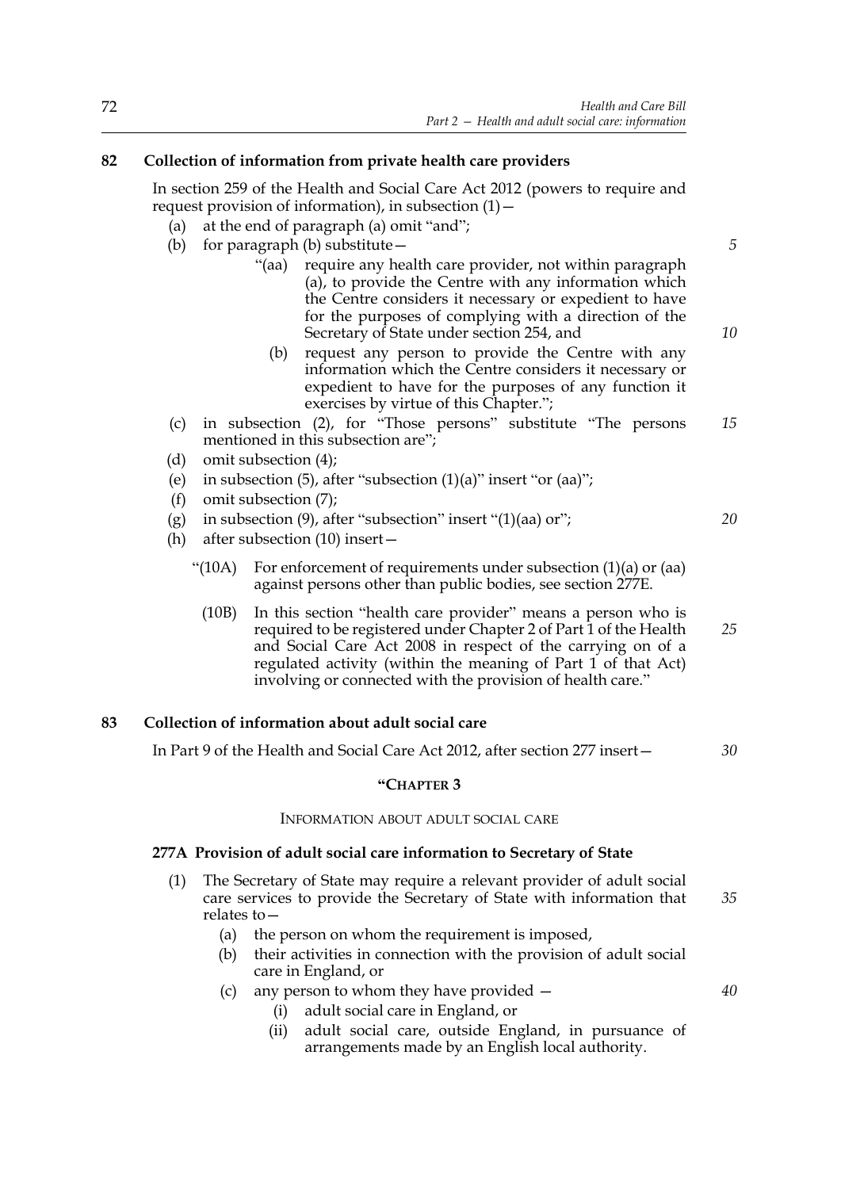## 82 Collection of information from private health care providers

In section 259 of the Health and Social Care Act 2012 (powers to require and request provision of information), in subsection (1)—

- (a) at the end of paragraph (a) omit "and";
- (b) for paragraph (b) substitute—
  - "(aa) require any health care provider, not within paragraph (a), to provide the Centre with any information which the Centre considers it necessary or expedient to have for the purposes of complying with a direction of the Secretary of State under section 254, and
  - (b) request any person to provide the Centre with any information which the Centre considers it necessary or expedient to have for the purposes of any function it exercises by virtue of this Chapter.";
- (c) in subsection (2), for "Those persons" substitute "The persons mentioned in this subsection are";
- (d) omit subsection (4);
- (e) in subsection (5), after "subsection (1)(a)" insert "or (aa)";
- (f) omit subsection (7);
- (g) in subsection (9), after "subsection" insert "(1)(aa) or";
- (h) after subsection (10) insert—
  - "(10A) For enforcement of requirements under subsection (1)(a) or (aa) against persons other than public bodies, see section 277E.
  - (10B) In this section "health care provider" means a person who is required to be registered under Chapter 2 of Part 1 of the Health and Social Care Act 2008 in respect of the carrying on of a regulated activity (within the meaning of Part 1 of that Act) involving or connected with the provision of health care."

## 83 Collection of information about adult social care

In Part 9 of the Health and Social Care Act 2012, after section 277 insert—

### "CHAPTER 3

INFORMATION ABOUT ADULT SOCIAL CARE

#### 277A Provision of adult social care information to Secretary of State

(1) The Secretary of State may require a relevant provider of adult social care services to provide the Secretary of State with information that relates to—

- (a) the person on whom the requirement is imposed,
- (b) their activities in connection with the provision of adult social care in England, or
- (c) any person to whom they have provided —
  - (i) adult social care in England, or
  - (ii) adult social care, outside England, in pursuance of arrangements made by an English local authority.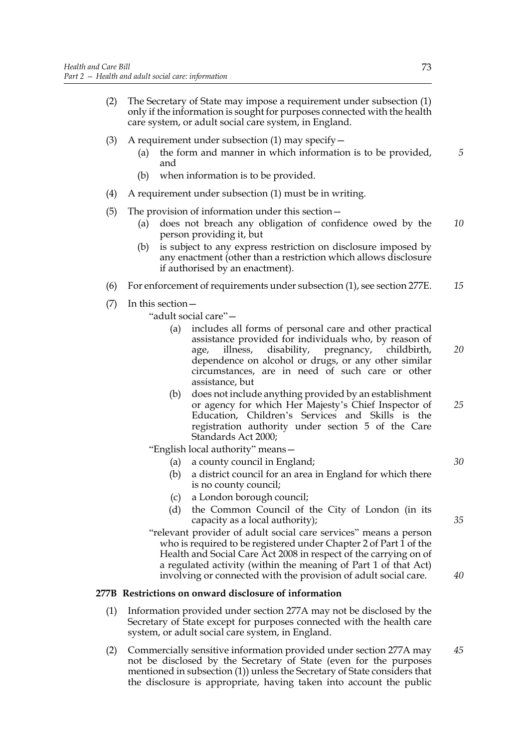(2) The Secretary of State may impose a requirement under subsection (1) only if the information is sought for purposes connected with the health care system, or adult social care system, in England.

(3) A requirement under subsection (1) may specify—

  (a) the form and manner in which information is to be provided, and

  (b) when information is to be provided.

(4) A requirement under subsection (1) must be in writing.

(5) The provision of information under this section—

  (a) does not breach any obligation of confidence owed by the person providing it, but

  (b) is subject to any express restriction on disclosure imposed by any enactment (other than a restriction which allows disclosure if authorised by an enactment).

(6) For enforcement of requirements under subsection (1), see section 277E.

(7) In this section—

"adult social care"—

  (a) includes all forms of personal care and other practical assistance provided for individuals who, by reason of age, illness, disability, pregnancy, childbirth, dependence on alcohol or drugs, or any other similar circumstances, are in need of such care or other assistance, but

  (b) does not include anything provided by an establishment or agency for which Her Majesty's Chief Inspector of Education, Children's Services and Skills is the registration authority under section 5 of the Care Standards Act 2000;

"English local authority" means—

  (a) a county council in England;

  (b) a district council for an area in England for which there is no county council;

  (c) a London borough council;

  (d) the Common Council of the City of London (in its capacity as a local authority);

"relevant provider of adult social care services" means a person who is required to be registered under Chapter 2 of Part 1 of the Health and Social Care Act 2008 in respect of the carrying on of a regulated activity (within the meaning of Part 1 of that Act) involving or connected with the provision of adult social care.

**277B Restrictions on onward disclosure of information**

(1) Information provided under section 277A may not be disclosed by the Secretary of State except for purposes connected with the health care system, or adult social care system, in England.

(2) Commercially sensitive information provided under section 277A may not be disclosed by the Secretary of State (even for the purposes mentioned in subsection (1)) unless the Secretary of State considers that the disclosure is appropriate, having taken into account the public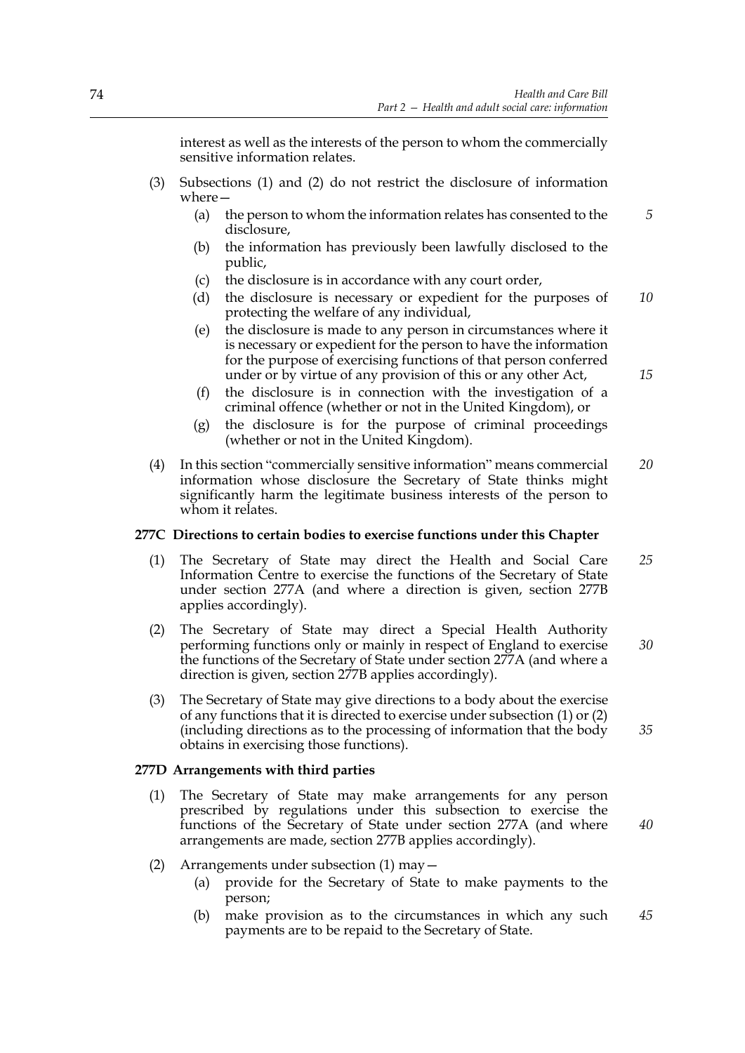interest as well as the interests of the person to whom the commercially sensitive information relates.

(3) Subsections (1) and (2) do not restrict the disclosure of information where—

- (a) the person to whom the information relates has consented to the disclosure,
- (b) the information has previously been lawfully disclosed to the public,
- (c) the disclosure is in accordance with any court order,
- (d) the disclosure is necessary or expedient for the purposes of protecting the welfare of any individual,
- (e) the disclosure is made to any person in circumstances where it is necessary or expedient for the person to have the information for the purpose of exercising functions of that person conferred under or by virtue of any provision of this or any other Act,
- (f) the disclosure is in connection with the investigation of a criminal offence (whether or not in the United Kingdom), or
- (g) the disclosure is for the purpose of criminal proceedings (whether or not in the United Kingdom).

(4) In this section "commercially sensitive information" means commercial information whose disclosure the Secretary of State thinks might significantly harm the legitimate business interests of the person to whom it relates.

**277C Directions to certain bodies to exercise functions under this Chapter**

(1) The Secretary of State may direct the Health and Social Care Information Centre to exercise the functions of the Secretary of State under section 277A (and where a direction is given, section 277B applies accordingly).

(2) The Secretary of State may direct a Special Health Authority performing functions only or mainly in respect of England to exercise the functions of the Secretary of State under section 277A (and where a direction is given, section 277B applies accordingly).

(3) The Secretary of State may give directions to a body about the exercise of any functions that it is directed to exercise under subsection (1) or (2) (including directions as to the processing of information that the body obtains in exercising those functions).

**277D Arrangements with third parties**

(1) The Secretary of State may make arrangements for any person prescribed by regulations under this subsection to exercise the functions of the Secretary of State under section 277A (and where arrangements are made, section 277B applies accordingly).

(2) Arrangements under subsection (1) may—

- (a) provide for the Secretary of State to make payments to the person;
- (b) make provision as to the circumstances in which any such payments are to be repaid to the Secretary of State.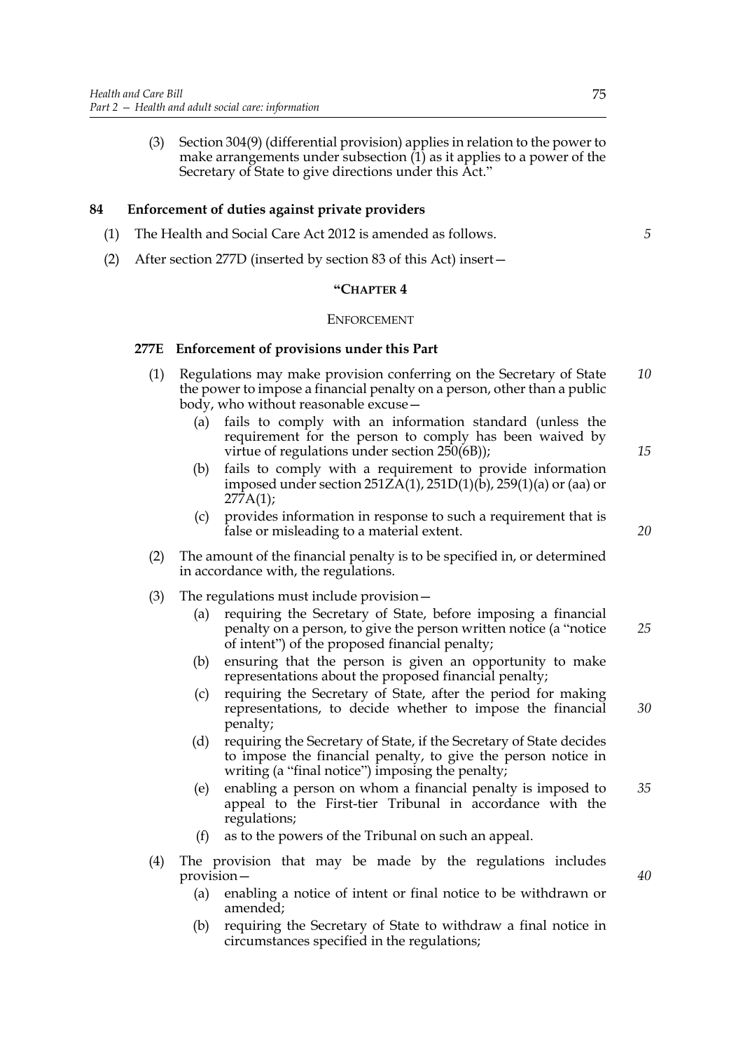(3) Section 304(9) (differential provision) applies in relation to the power to make arrangements under subsection (1) as it applies to a power of the Secretary of State to give directions under this Act."

**84 Enforcement of duties against private providers**

(1) The Health and Social Care Act 2012 is amended as follows.

(2) After section 277D (inserted by section 83 of this Act) insert—

"CHAPTER 4

ENFORCEMENT

**277E Enforcement of provisions under this Part**

(1) Regulations may make provision conferring on the Secretary of State the power to impose a financial penalty on a person, other than a public body, who without reasonable excuse—

(a) fails to comply with an information standard (unless the requirement for the person to comply has been waived by virtue of regulations under section 250(6B));

(b) fails to comply with a requirement to provide information imposed under section 251ZA(1), 251D(1)(b), 259(1)(a) or (aa) or 277A(1);

(c) provides information in response to such a requirement that is false or misleading to a material extent.

(2) The amount of the financial penalty is to be specified in, or determined in accordance with, the regulations.

(3) The regulations must include provision—

(a) requiring the Secretary of State, before imposing a financial penalty on a person, to give the person written notice (a "notice of intent") of the proposed financial penalty;

(b) ensuring that the person is given an opportunity to make representations about the proposed financial penalty;

(c) requiring the Secretary of State, after the period for making representations, to decide whether to impose the financial penalty;

(d) requiring the Secretary of State, if the Secretary of State decides to impose the financial penalty, to give the person notice in writing (a "final notice") imposing the penalty;

(e) enabling a person on whom a financial penalty is imposed to appeal to the First-tier Tribunal in accordance with the regulations;

(f) as to the powers of the Tribunal on such an appeal.

(4) The provision that may be made by the regulations includes provision—

(a) enabling a notice of intent or final notice to be withdrawn or amended;

(b) requiring the Secretary of State to withdraw a final notice in circumstances specified in the regulations;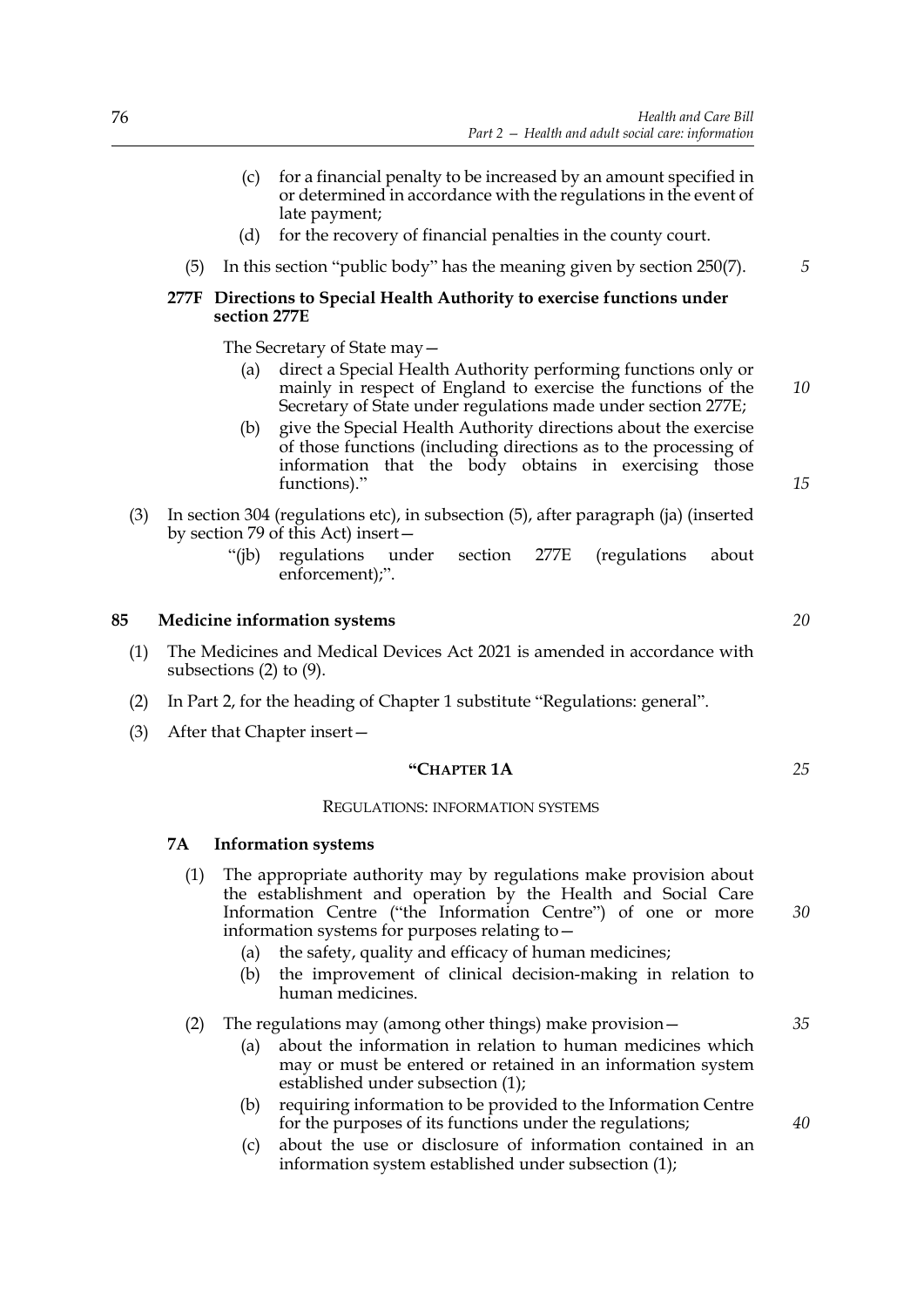(c) for a financial penalty to be increased by an amount specified in or determined in accordance with the regulations in the event of late payment;

(d) for the recovery of financial penalties in the county court.

(5) In this section "public body" has the meaning given by section 250(7).

**277F Directions to Special Health Authority to exercise functions under section 277E**

The Secretary of State may—

(a) direct a Special Health Authority performing functions only or mainly in respect of England to exercise the functions of the Secretary of State under regulations made under section 277E;

(b) give the Special Health Authority directions about the exercise of those functions (including directions as to the processing of information that the body obtains in exercising those functions)."

(3) In section 304 (regulations etc), in subsection (5), after paragraph (ja) (inserted by section 79 of this Act) insert—

"(jb) regulations under section 277E (regulations about enforcement);".

**85 Medicine information systems**

(1) The Medicines and Medical Devices Act 2021 is amended in accordance with subsections (2) to (9).

(2) In Part 2, for the heading of Chapter 1 substitute "Regulations: general".

(3) After that Chapter insert—

"CHAPTER 1A

REGULATIONS: INFORMATION SYSTEMS

**7A Information systems**

(1) The appropriate authority may by regulations make provision about the establishment and operation by the Health and Social Care Information Centre ("the Information Centre") of one or more information systems for purposes relating to—

(a) the safety, quality and efficacy of human medicines;

(b) the improvement of clinical decision-making in relation to human medicines.

(2) The regulations may (among other things) make provision—

(a) about the information in relation to human medicines which may or must be entered or retained in an information system established under subsection (1);

(b) requiring information to be provided to the Information Centre for the purposes of its functions under the regulations;

(c) about the use or disclosure of information contained in an information system established under subsection (1);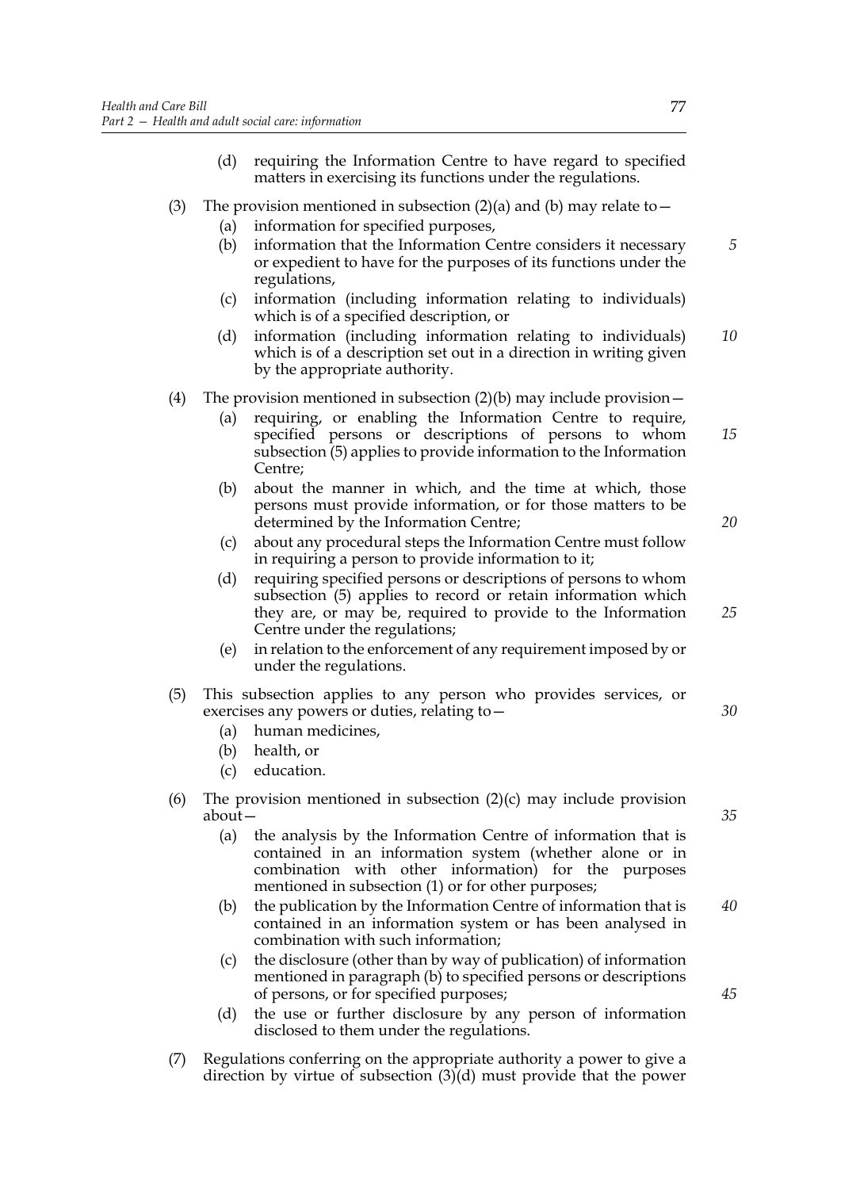(d) requiring the Information Centre to have regard to specified matters in exercising its functions under the regulations.

(3) The provision mentioned in subsection (2)(a) and (b) may relate to—

(a) information for specified purposes,

(b) information that the Information Centre considers it necessary or expedient to have for the purposes of its functions under the regulations,

(c) information (including information relating to individuals) which is of a specified description, or

(d) information (including information relating to individuals) which is of a description set out in a direction in writing given by the appropriate authority.

(4) The provision mentioned in subsection (2)(b) may include provision—

(a) requiring, or enabling the Information Centre to require, specified persons or descriptions of persons to whom subsection (5) applies to provide information to the Information Centre;

(b) about the manner in which, and the time at which, those persons must provide information, or for those matters to be determined by the Information Centre;

(c) about any procedural steps the Information Centre must follow in requiring a person to provide information to it;

(d) requiring specified persons or descriptions of persons to whom subsection (5) applies to record or retain information which they are, or may be, required to provide to the Information Centre under the regulations;

(e) in relation to the enforcement of any requirement imposed by or under the regulations.

(5) This subsection applies to any person who provides services, or exercises any powers or duties, relating to—

(a) human medicines,

(b) health, or

(c) education.

(6) The provision mentioned in subsection (2)(c) may include provision about—

(a) the analysis by the Information Centre of information that is contained in an information system (whether alone or in combination with other information) for the purposes mentioned in subsection (1) or for other purposes;

(b) the publication by the Information Centre of information that is contained in an information system or has been analysed in combination with such information;

(c) the disclosure (other than by way of publication) of information mentioned in paragraph (b) to specified persons or descriptions of persons, or for specified purposes;

(d) the use or further disclosure by any person of information disclosed to them under the regulations.

(7) Regulations conferring on the appropriate authority a power to give a direction by virtue of subsection (3)(d) must provide that the power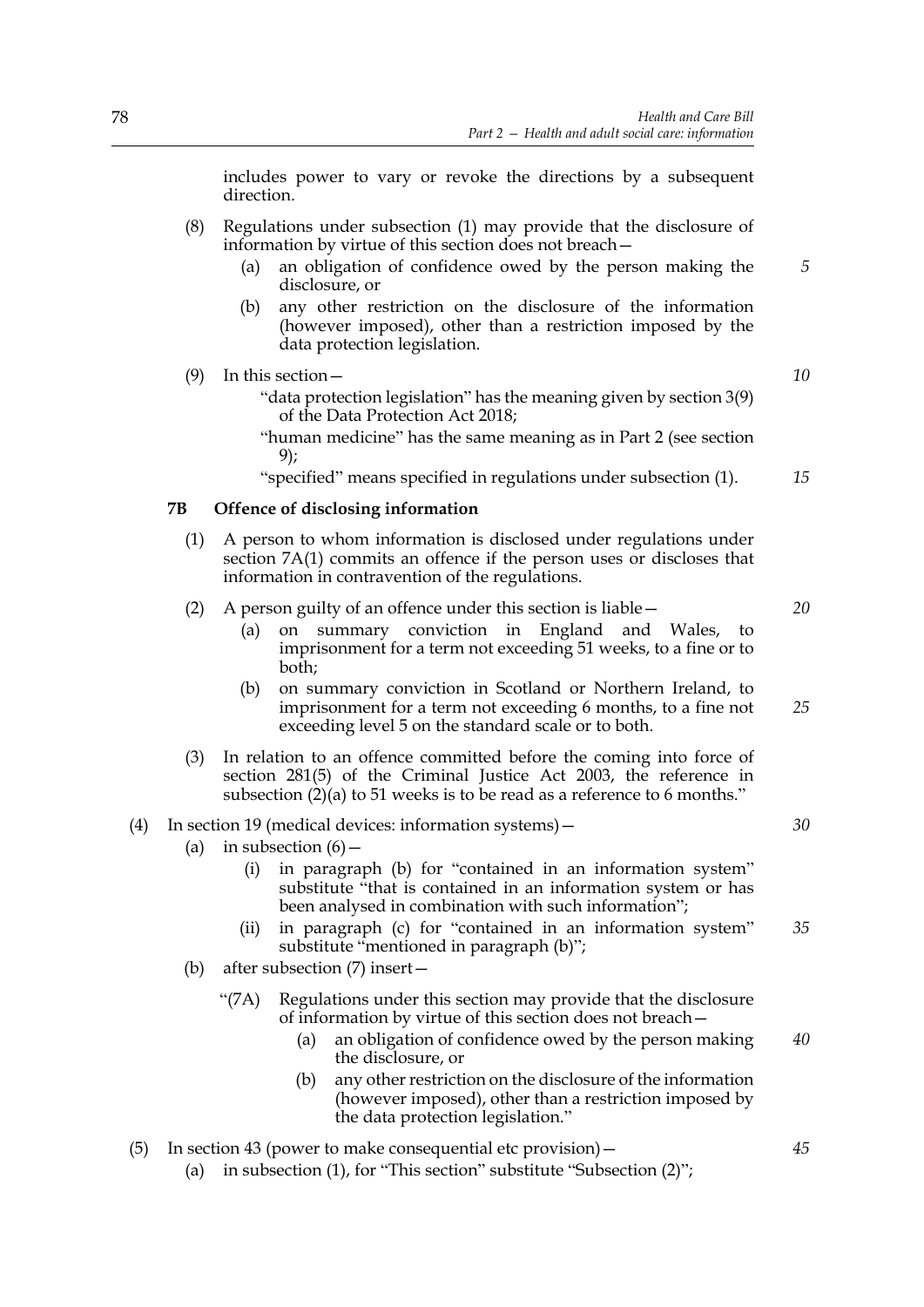includes power to vary or revoke the directions by a subsequent direction.

(8) Regulations under subsection (1) may provide that the disclosure of information by virtue of this section does not breach—

   (a) an obligation of confidence owed by the person making the disclosure, or

   (b) any other restriction on the disclosure of the information (however imposed), other than a restriction imposed by the data protection legislation.

(9) In this section—

   "data protection legislation" has the meaning given by section 3(9) of the Data Protection Act 2018;

   "human medicine" has the same meaning as in Part 2 (see section 9);

   "specified" means specified in regulations under subsection (1).

### 7B Offence of disclosing information

(1) A person to whom information is disclosed under regulations under section 7A(1) commits an offence if the person uses or discloses that information in contravention of the regulations.

(2) A person guilty of an offence under this section is liable—

   (a) on summary conviction in England and Wales, to imprisonment for a term not exceeding 51 weeks, to a fine or to both;

   (b) on summary conviction in Scotland or Northern Ireland, to imprisonment for a term not exceeding 6 months, to a fine not exceeding level 5 on the standard scale or to both.

(3) In relation to an offence committed before the coming into force of section 281(5) of the Criminal Justice Act 2003, the reference in subsection (2)(a) to 51 weeks is to be read as a reference to 6 months."

(4) In section 19 (medical devices: information systems)—

   (a) in subsection (6)—

      (i) in paragraph (b) for "contained in an information system" substitute "that is contained in an information system or has been analysed in combination with such information";

      (ii) in paragraph (c) for "contained in an information system" substitute "mentioned in paragraph (b)";

   (b) after subsection (7) insert—

      "(7A) Regulations under this section may provide that the disclosure of information by virtue of this section does not breach—

         (a) an obligation of confidence owed by the person making the disclosure, or

         (b) any other restriction on the disclosure of the information (however imposed), other than a restriction imposed by the data protection legislation."

(5) In section 43 (power to make consequential etc provision)—

   (a) in subsection (1), for "This section" substitute "Subsection (2)";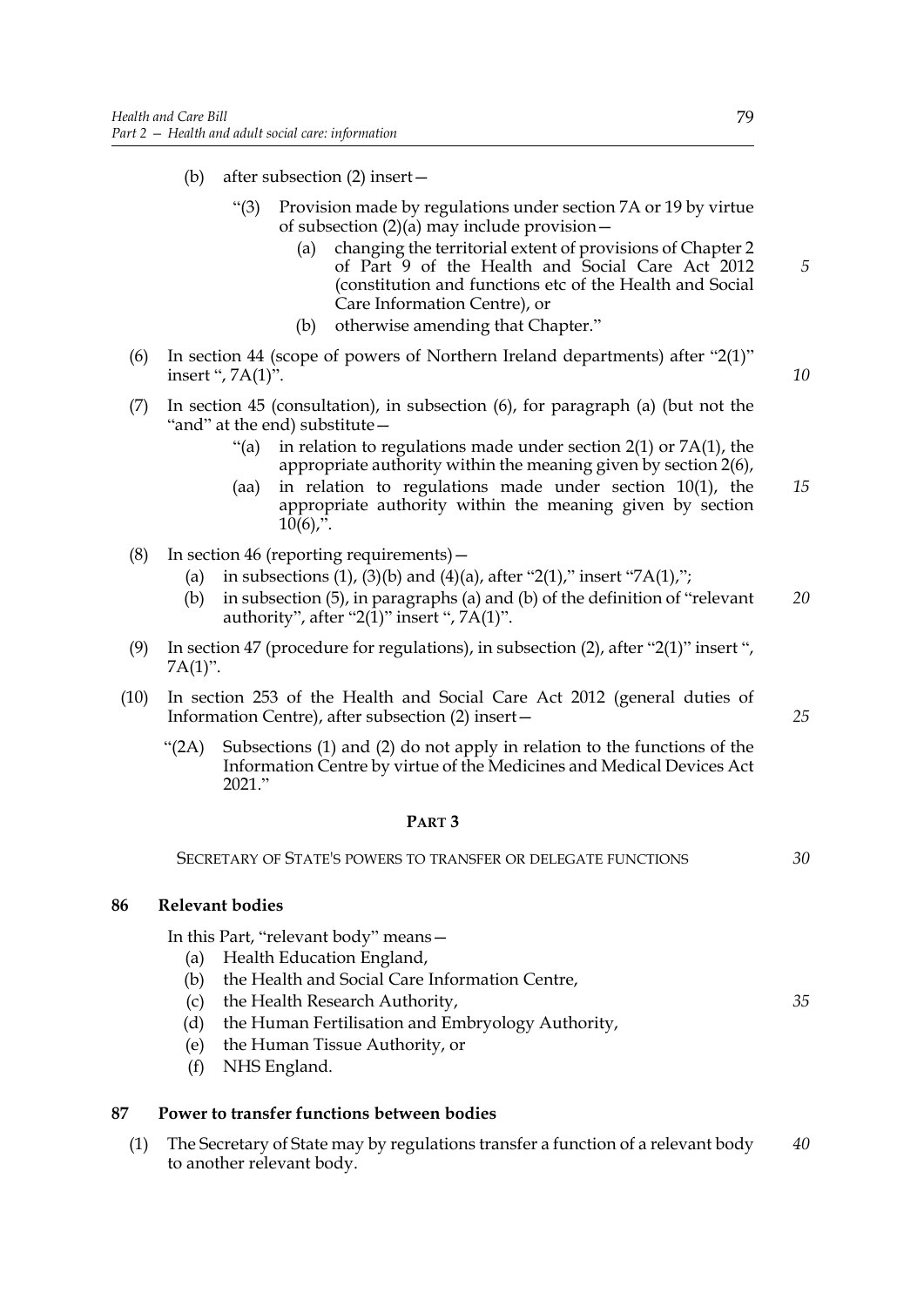(b) after subsection (2) insert—

"(3) Provision made by regulations under section 7A or 19 by virtue of subsection (2)(a) may include provision—

(a) changing the territorial extent of provisions of Chapter 2 of Part 9 of the Health and Social Care Act 2012 (constitution and functions etc of the Health and Social Care Information Centre), or

(b) otherwise amending that Chapter."

(6) In section 44 (scope of powers of Northern Ireland departments) after "2(1)" insert ", 7A(1)".

(7) In section 45 (consultation), in subsection (6), for paragraph (a) (but not the "and" at the end) substitute—

"(a) in relation to regulations made under section 2(1) or 7A(1), the appropriate authority within the meaning given by section 2(6),

(aa) in relation to regulations made under section 10(1), the appropriate authority within the meaning given by section 10(6),".

(8) In section 46 (reporting requirements)—

(a) in subsections (1), (3)(b) and (4)(a), after "2(1)," insert "7A(1),";

(b) in subsection (5), in paragraphs (a) and (b) of the definition of "relevant authority", after "2(1)" insert ", 7A(1)".

(9) In section 47 (procedure for regulations), in subsection (2), after "2(1)" insert ", 7A(1)".

(10) In section 253 of the Health and Social Care Act 2012 (general duties of Information Centre), after subsection (2) insert—

"(2A) Subsections (1) and (2) do not apply in relation to the functions of the Information Centre by virtue of the Medicines and Medical Devices Act 2021."

# PART 3

## SECRETARY OF STATE'S POWERS TO TRANSFER OR DELEGATE FUNCTIONS

### 86 Relevant bodies

In this Part, "relevant body" means—

(a) Health Education England,

(b) the Health and Social Care Information Centre,

(c) the Health Research Authority,

(d) the Human Fertilisation and Embryology Authority,

(e) the Human Tissue Authority, or

(f) NHS England.

### 87 Power to transfer functions between bodies

(1) The Secretary of State may by regulations transfer a function of a relevant body to another relevant body.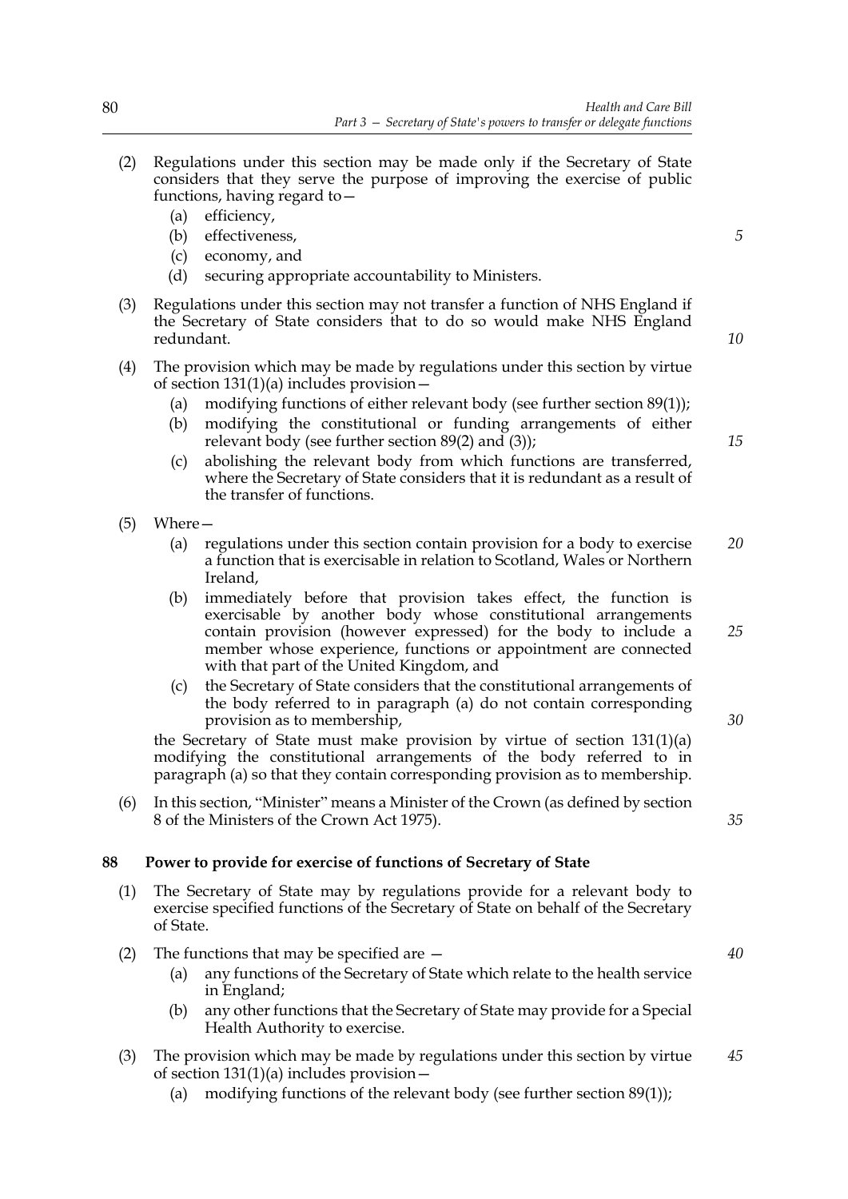(2) Regulations under this section may be made only if the Secretary of State considers that they serve the purpose of improving the exercise of public functions, having regard to—

  (a) efficiency,

  (b) effectiveness,

  (c) economy, and

  (d) securing appropriate accountability to Ministers.

(3) Regulations under this section may not transfer a function of NHS England if the Secretary of State considers that to do so would make NHS England redundant.

(4) The provision which may be made by regulations under this section by virtue of section 131(1)(a) includes provision—

  (a) modifying functions of either relevant body (see further section 89(1));

  (b) modifying the constitutional or funding arrangements of either relevant body (see further section 89(2) and (3));

  (c) abolishing the relevant body from which functions are transferred, where the Secretary of State considers that it is redundant as a result of the transfer of functions.

(5) Where—

  (a) regulations under this section contain provision for a body to exercise a function that is exercisable in relation to Scotland, Wales or Northern Ireland,

  (b) immediately before that provision takes effect, the function is exercisable by another body whose constitutional arrangements contain provision (however expressed) for the body to include a member whose experience, functions or appointment are connected with that part of the United Kingdom, and

  (c) the Secretary of State considers that the constitutional arrangements of the body referred to in paragraph (a) do not contain corresponding provision as to membership,

the Secretary of State must make provision by virtue of section 131(1)(a) modifying the constitutional arrangements of the body referred to in paragraph (a) so that they contain corresponding provision as to membership.

(6) In this section, "Minister" means a Minister of the Crown (as defined by section 8 of the Ministers of the Crown Act 1975).

## 88 Power to provide for exercise of functions of Secretary of State

(1) The Secretary of State may by regulations provide for a relevant body to exercise specified functions of the Secretary of State on behalf of the Secretary of State.

(2) The functions that may be specified are —

  (a) any functions of the Secretary of State which relate to the health service in England;

  (b) any other functions that the Secretary of State may provide for a Special Health Authority to exercise.

(3) The provision which may be made by regulations under this section by virtue of section 131(1)(a) includes provision—

  (a) modifying functions of the relevant body (see further section 89(1));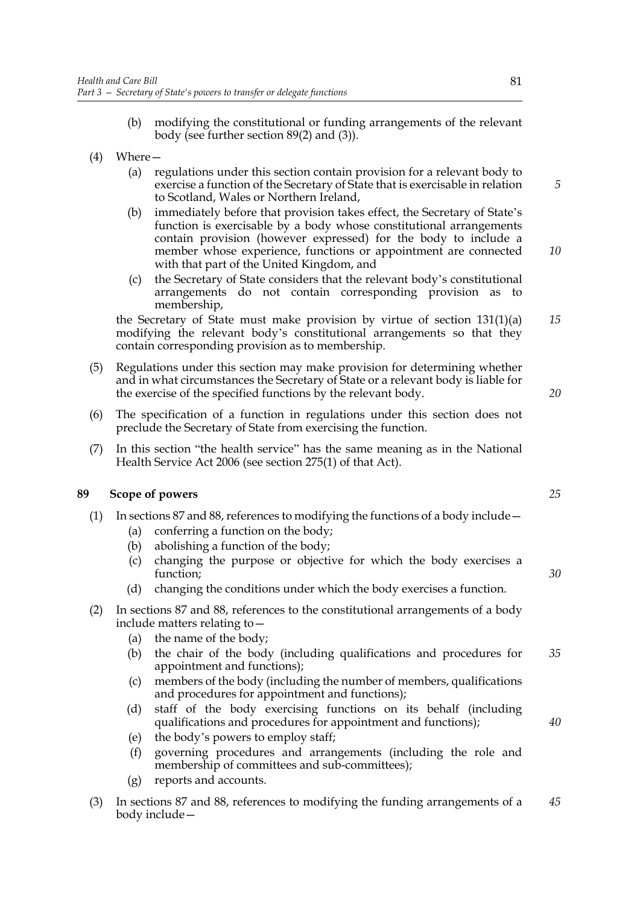(b) modifying the constitutional or funding arrangements of the relevant body (see further section 89(2) and (3)).

(4) Where—

(a) regulations under this section contain provision for a relevant body to exercise a function of the Secretary of State that is exercisable in relation to Scotland, Wales or Northern Ireland,

(b) immediately before that provision takes effect, the Secretary of State's function is exercisable by a body whose constitutional arrangements contain provision (however expressed) for the body to include a member whose experience, functions or appointment are connected with that part of the United Kingdom, and

(c) the Secretary of State considers that the relevant body's constitutional arrangements do not contain corresponding provision as to membership,

the Secretary of State must make provision by virtue of section 131(1)(a) modifying the relevant body's constitutional arrangements so that they contain corresponding provision as to membership.

(5) Regulations under this section may make provision for determining whether and in what circumstances the Secretary of State or a relevant body is liable for the exercise of the specified functions by the relevant body.

(6) The specification of a function in regulations under this section does not preclude the Secretary of State from exercising the function.

(7) In this section "the health service" has the same meaning as in the National Health Service Act 2006 (see section 275(1) of that Act).

## 89 Scope of powers

(1) In sections 87 and 88, references to modifying the functions of a body include—

(a) conferring a function on the body;

(b) abolishing a function of the body;

(c) changing the purpose or objective for which the body exercises a function;

(d) changing the conditions under which the body exercises a function.

(2) In sections 87 and 88, references to the constitutional arrangements of a body include matters relating to—

(a) the name of the body;

(b) the chair of the body (including qualifications and procedures for appointment and functions);

(c) members of the body (including the number of members, qualifications and procedures for appointment and functions);

(d) staff of the body exercising functions on its behalf (including qualifications and procedures for appointment and functions);

(e) the body's powers to employ staff;

(f) governing procedures and arrangements (including the role and membership of committees and sub-committees);

(g) reports and accounts.

(3) In sections 87 and 88, references to modifying the funding arrangements of a body include—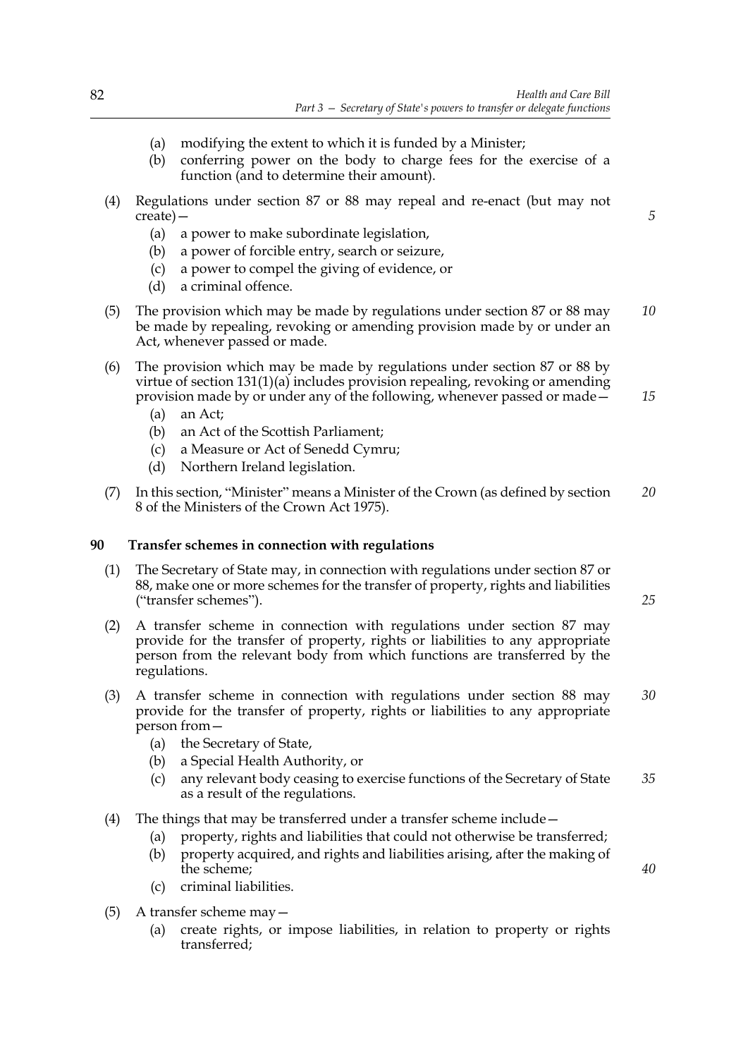(a) modifying the extent to which it is funded by a Minister;

(b) conferring power on the body to charge fees for the exercise of a function (and to determine their amount).

(4) Regulations under section 87 or 88 may repeal and re-enact (but may not create)—

(a) a power to make subordinate legislation,

(b) a power of forcible entry, search or seizure,

(c) a power to compel the giving of evidence, or

(d) a criminal offence.

(5) The provision which may be made by regulations under section 87 or 88 may be made by repealing, revoking or amending provision made by or under an Act, whenever passed or made.

(6) The provision which may be made by regulations under section 87 or 88 by virtue of section 131(1)(a) includes provision repealing, revoking or amending provision made by or under any of the following, whenever passed or made—

(a) an Act;

(b) an Act of the Scottish Parliament;

(c) a Measure or Act of Senedd Cymru;

(d) Northern Ireland legislation.

(7) In this section, "Minister" means a Minister of the Crown (as defined by section 8 of the Ministers of the Crown Act 1975).

**90 Transfer schemes in connection with regulations**

(1) The Secretary of State may, in connection with regulations under section 87 or 88, make one or more schemes for the transfer of property, rights and liabilities ("transfer schemes").

(2) A transfer scheme in connection with regulations under section 87 may provide for the transfer of property, rights or liabilities to any appropriate person from the relevant body from which functions are transferred by the regulations.

(3) A transfer scheme in connection with regulations under section 88 may provide for the transfer of property, rights or liabilities to any appropriate person from—

(a) the Secretary of State,

(b) a Special Health Authority, or

(c) any relevant body ceasing to exercise functions of the Secretary of State as a result of the regulations.

(4) The things that may be transferred under a transfer scheme include—

(a) property, rights and liabilities that could not otherwise be transferred;

(b) property acquired, and rights and liabilities arising, after the making of the scheme;

(c) criminal liabilities.

(5) A transfer scheme may—

(a) create rights, or impose liabilities, in relation to property or rights transferred;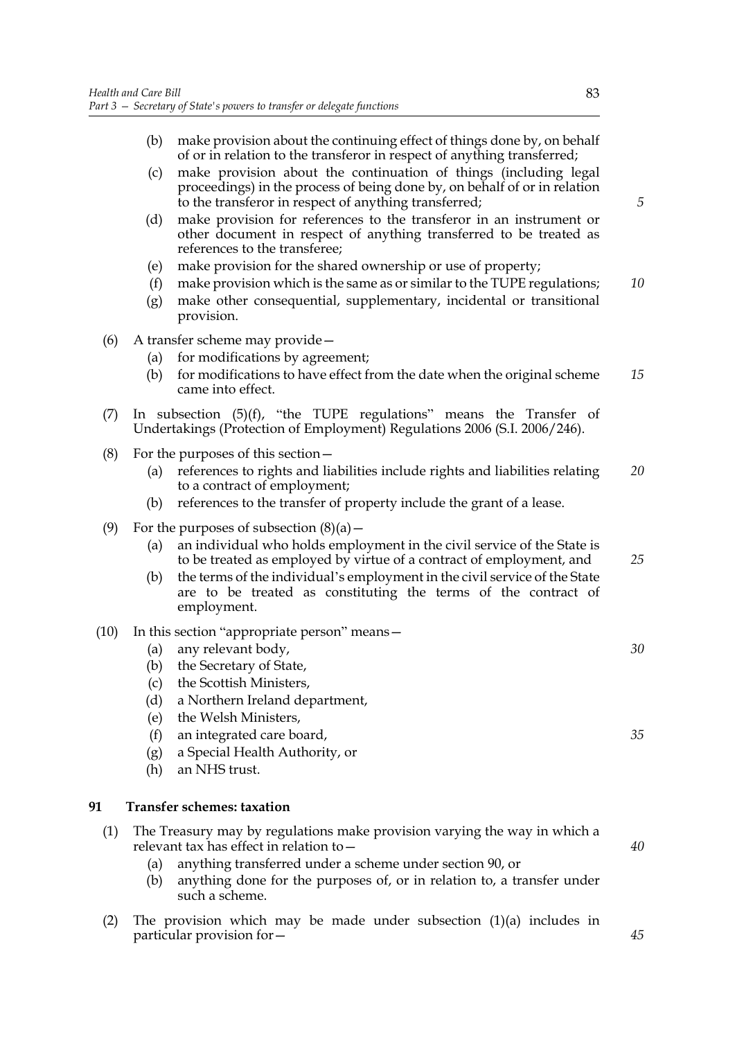(b) make provision about the continuing effect of things done by, on behalf of or in relation to the transferor in respect of anything transferred;

(c) make provision about the continuation of things (including legal proceedings) in the process of being done by, on behalf of or in relation to the transferor in respect of anything transferred;

(d) make provision for references to the transferor in an instrument or other document in respect of anything transferred to be treated as references to the transferee;

(e) make provision for the shared ownership or use of property;

(f) make provision which is the same as or similar to the TUPE regulations;

(g) make other consequential, supplementary, incidental or transitional provision.

(6) A transfer scheme may provide—

(a) for modifications by agreement;

(b) for modifications to have effect from the date when the original scheme came into effect.

(7) In subsection (5)(f), "the TUPE regulations" means the Transfer of Undertakings (Protection of Employment) Regulations 2006 (S.I. 2006/246).

(8) For the purposes of this section—

(a) references to rights and liabilities include rights and liabilities relating to a contract of employment;

(b) references to the transfer of property include the grant of a lease.

(9) For the purposes of subsection (8)(a)—

(a) an individual who holds employment in the civil service of the State is to be treated as employed by virtue of a contract of employment, and

(b) the terms of the individual's employment in the civil service of the State are to be treated as constituting the terms of the contract of employment.

(10) In this section "appropriate person" means—

(a) any relevant body,

(b) the Secretary of State,

(c) the Scottish Ministers,

(d) a Northern Ireland department,

(e) the Welsh Ministers,

(f) an integrated care board,

(g) a Special Health Authority, or

(h) an NHS trust.

**91 Transfer schemes: taxation**

(1) The Treasury may by regulations make provision varying the way in which a relevant tax has effect in relation to—

(a) anything transferred under a scheme under section 90, or

(b) anything done for the purposes of, or in relation to, a transfer under such a scheme.

(2) The provision which may be made under subsection (1)(a) includes in particular provision for—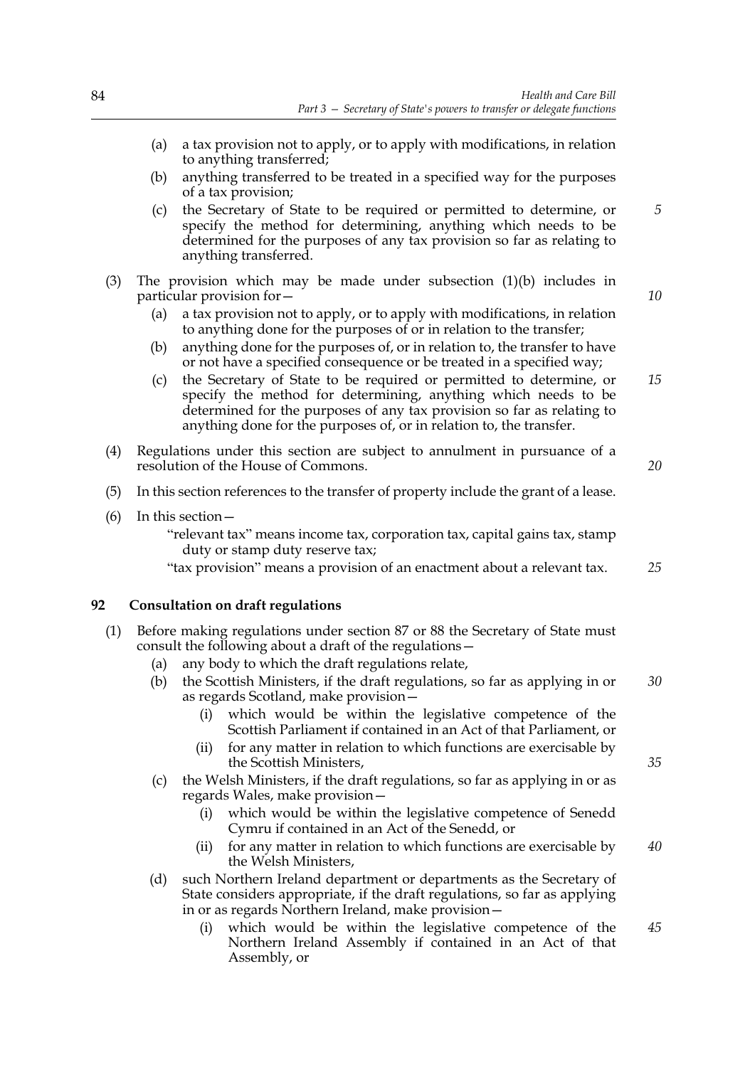(a) a tax provision not to apply, or to apply with modifications, in relation to anything transferred;

(b) anything transferred to be treated in a specified way for the purposes of a tax provision;

(c) the Secretary of State to be required or permitted to determine, or specify the method for determining, anything which needs to be determined for the purposes of any tax provision so far as relating to anything transferred.

(3) The provision which may be made under subsection (1)(b) includes in particular provision for—

(a) a tax provision not to apply, or to apply with modifications, in relation to anything done for the purposes of or in relation to the transfer;

(b) anything done for the purposes of, or in relation to, the transfer to have or not have a specified consequence or be treated in a specified way;

(c) the Secretary of State to be required or permitted to determine, or specify the method for determining, anything which needs to be determined for the purposes of any tax provision so far as relating to anything done for the purposes of, or in relation to, the transfer.

(4) Regulations under this section are subject to annulment in pursuance of a resolution of the House of Commons.

(5) In this section references to the transfer of property include the grant of a lease.

(6) In this section—

"relevant tax" means income tax, corporation tax, capital gains tax, stamp duty or stamp duty reserve tax;

"tax provision" means a provision of an enactment about a relevant tax.

## 92 Consultation on draft regulations

(1) Before making regulations under section 87 or 88 the Secretary of State must consult the following about a draft of the regulations—

(a) any body to which the draft regulations relate,

(b) the Scottish Ministers, if the draft regulations, so far as applying in or as regards Scotland, make provision—

(i) which would be within the legislative competence of the Scottish Parliament if contained in an Act of that Parliament, or

(ii) for any matter in relation to which functions are exercisable by the Scottish Ministers,

(c) the Welsh Ministers, if the draft regulations, so far as applying in or as regards Wales, make provision—

(i) which would be within the legislative competence of Senedd Cymru if contained in an Act of the Senedd, or

(ii) for any matter in relation to which functions are exercisable by the Welsh Ministers,

(d) such Northern Ireland department or departments as the Secretary of State considers appropriate, if the draft regulations, so far as applying in or as regards Northern Ireland, make provision—

(i) which would be within the legislative competence of the Northern Ireland Assembly if contained in an Act of that Assembly, or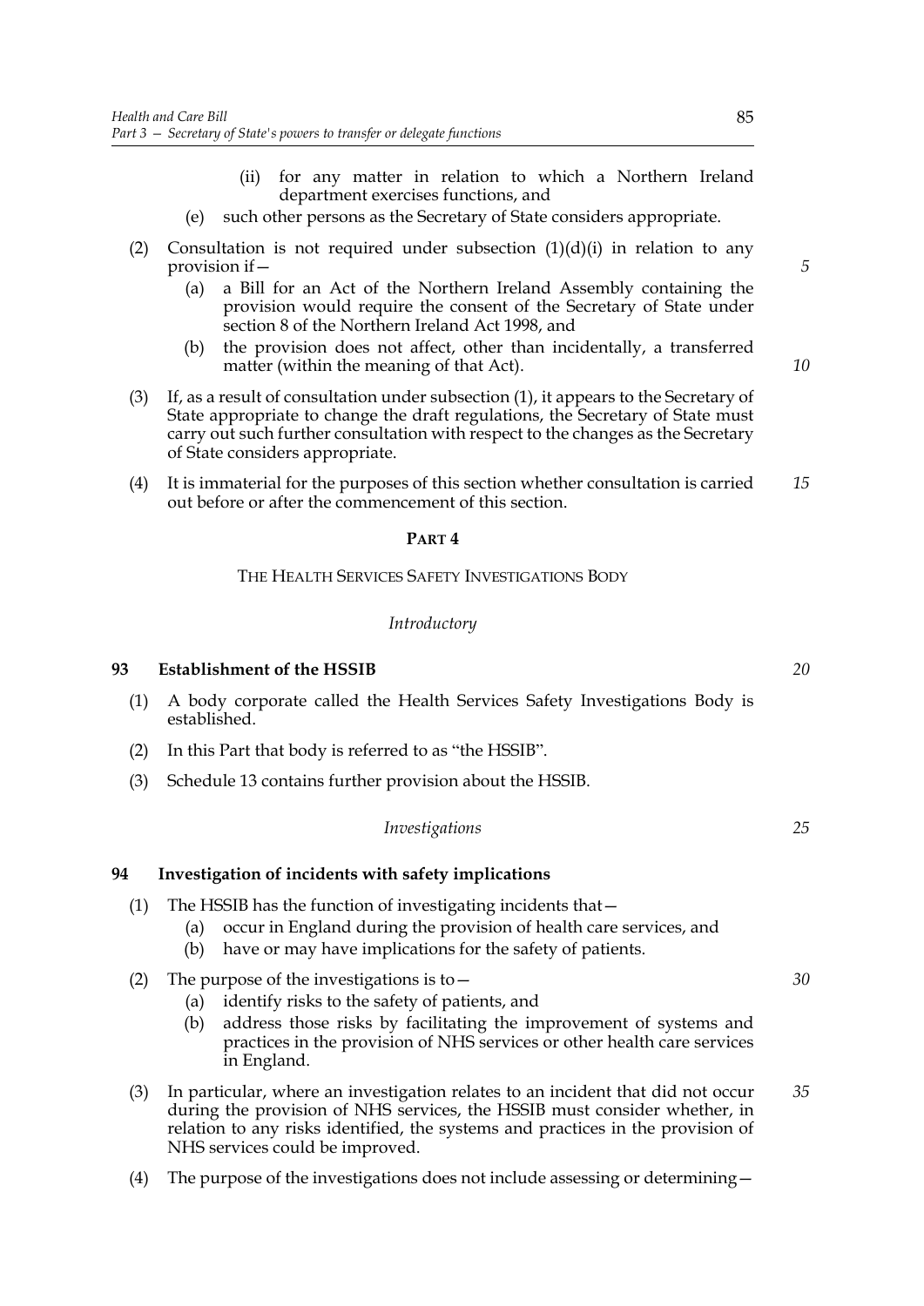- (ii) for any matter in relation to which a Northern Ireland department exercises functions, and
- (e) such other persons as the Secretary of State considers appropriate.

(2) Consultation is not required under subsection (1)(d)(i) in relation to any provision if—

- (a) a Bill for an Act of the Northern Ireland Assembly containing the provision would require the consent of the Secretary of State under section 8 of the Northern Ireland Act 1998, and
- (b) the provision does not affect, other than incidentally, a transferred matter (within the meaning of that Act).

(3) If, as a result of consultation under subsection (1), it appears to the Secretary of State appropriate to change the draft regulations, the Secretary of State must carry out such further consultation with respect to the changes as the Secretary of State considers appropriate.

(4) It is immaterial for the purposes of this section whether consultation is carried out before or after the commencement of this section.

## PART 4

### THE HEALTH SERVICES SAFETY INVESTIGATIONS BODY

*Introductory*

#### 93 Establishment of the HSSIB

(1) A body corporate called the Health Services Safety Investigations Body is established.

(2) In this Part that body is referred to as "the HSSIB".

(3) Schedule 13 contains further provision about the HSSIB.

*Investigations*

#### 94 Investigation of incidents with safety implications

(1) The HSSIB has the function of investigating incidents that—

- (a) occur in England during the provision of health care services, and
- (b) have or may have implications for the safety of patients.

(2) The purpose of the investigations is to—

- (a) identify risks to the safety of patients, and
- (b) address those risks by facilitating the improvement of systems and practices in the provision of NHS services or other health care services in England.

(3) In particular, where an investigation relates to an incident that did not occur during the provision of NHS services, the HSSIB must consider whether, in relation to any risks identified, the systems and practices in the provision of NHS services could be improved.

(4) The purpose of the investigations does not include assessing or determining—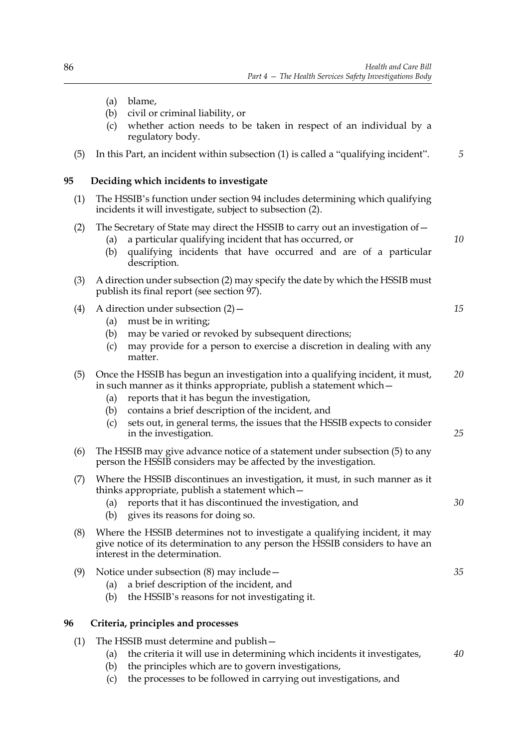(a) blame,
(b) civil or criminal liability, or
(c) whether action needs to be taken in respect of an individual by a regulatory body.

(5) In this Part, an incident within subsection (1) is called a "qualifying incident".

### 95 Deciding which incidents to investigate

(1) The HSSIB's function under section 94 includes determining which qualifying incidents it will investigate, subject to subsection (2).

(2) The Secretary of State may direct the HSSIB to carry out an investigation of—
(a) a particular qualifying incident that has occurred, or
(b) qualifying incidents that have occurred and are of a particular description.

(3) A direction under subsection (2) may specify the date by which the HSSIB must publish its final report (see section 97).

(4) A direction under subsection (2)—
(a) must be in writing;
(b) may be varied or revoked by subsequent directions;
(c) may provide for a person to exercise a discretion in dealing with any matter.

(5) Once the HSSIB has begun an investigation into a qualifying incident, it must, in such manner as it thinks appropriate, publish a statement which—
(a) reports that it has begun the investigation,
(b) contains a brief description of the incident, and
(c) sets out, in general terms, the issues that the HSSIB expects to consider in the investigation.

(6) The HSSIB may give advance notice of a statement under subsection (5) to any person the HSSIB considers may be affected by the investigation.

(7) Where the HSSIB discontinues an investigation, it must, in such manner as it thinks appropriate, publish a statement which—
(a) reports that it has discontinued the investigation, and
(b) gives its reasons for doing so.

(8) Where the HSSIB determines not to investigate a qualifying incident, it may give notice of its determination to any person the HSSIB considers to have an interest in the determination.

(9) Notice under subsection (8) may include—
(a) a brief description of the incident, and
(b) the HSSIB's reasons for not investigating it.

### 96 Criteria, principles and processes

(1) The HSSIB must determine and publish—
(a) the criteria it will use in determining which incidents it investigates,
(b) the principles which are to govern investigations,
(c) the processes to be followed in carrying out investigations, and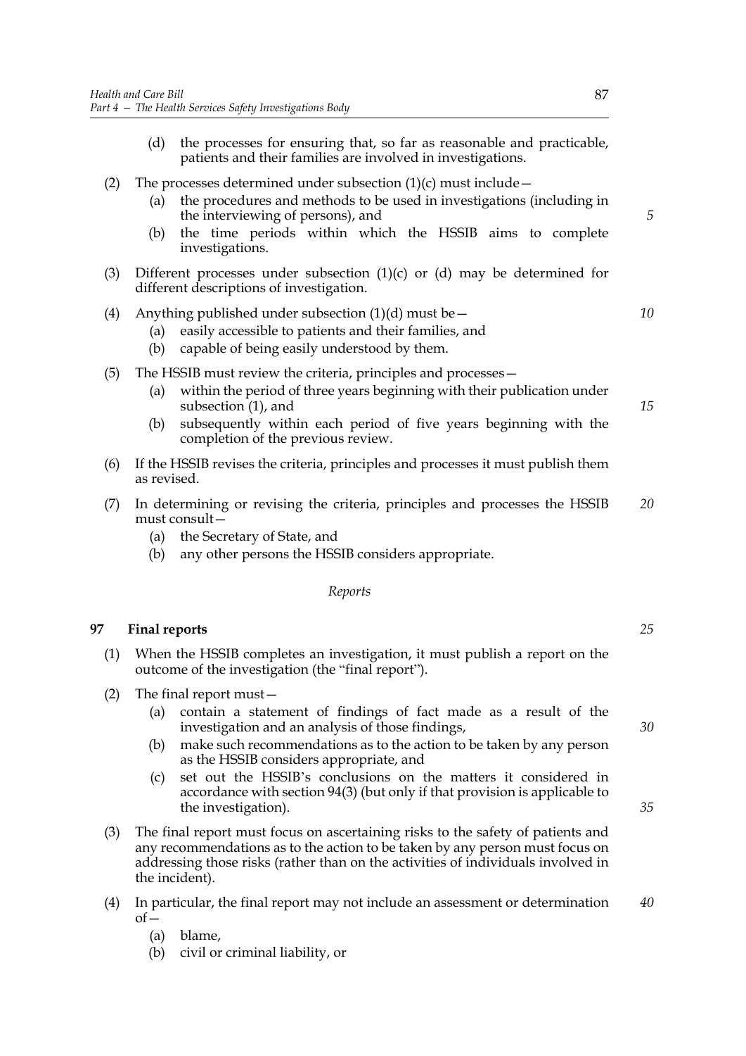(d) the processes for ensuring that, so far as reasonable and practicable, patients and their families are involved in investigations.

(2) The processes determined under subsection (1)(c) must include—

(a) the procedures and methods to be used in investigations (including in the interviewing of persons), and

(b) the time periods within which the HSSIB aims to complete investigations.

(3) Different processes under subsection (1)(c) or (d) may be determined for different descriptions of investigation.

(4) Anything published under subsection (1)(d) must be—

(a) easily accessible to patients and their families, and

(b) capable of being easily understood by them.

(5) The HSSIB must review the criteria, principles and processes—

(a) within the period of three years beginning with their publication under subsection (1), and

(b) subsequently within each period of five years beginning with the completion of the previous review.

(6) If the HSSIB revises the criteria, principles and processes it must publish them as revised.

(7) In determining or revising the criteria, principles and processes the HSSIB must consult—

(a) the Secretary of State, and

(b) any other persons the HSSIB considers appropriate.

*Reports*

**97 Final reports**

(1) When the HSSIB completes an investigation, it must publish a report on the outcome of the investigation (the "final report").

(2) The final report must—

(a) contain a statement of findings of fact made as a result of the investigation and an analysis of those findings,

(b) make such recommendations as to the action to be taken by any person as the HSSIB considers appropriate, and

(c) set out the HSSIB's conclusions on the matters it considered in accordance with section 94(3) (but only if that provision is applicable to the investigation).

(3) The final report must focus on ascertaining risks to the safety of patients and any recommendations as to the action to be taken by any person must focus on addressing those risks (rather than on the activities of individuals involved in the incident).

(4) In particular, the final report may not include an assessment or determination of—

(a) blame,

(b) civil or criminal liability, or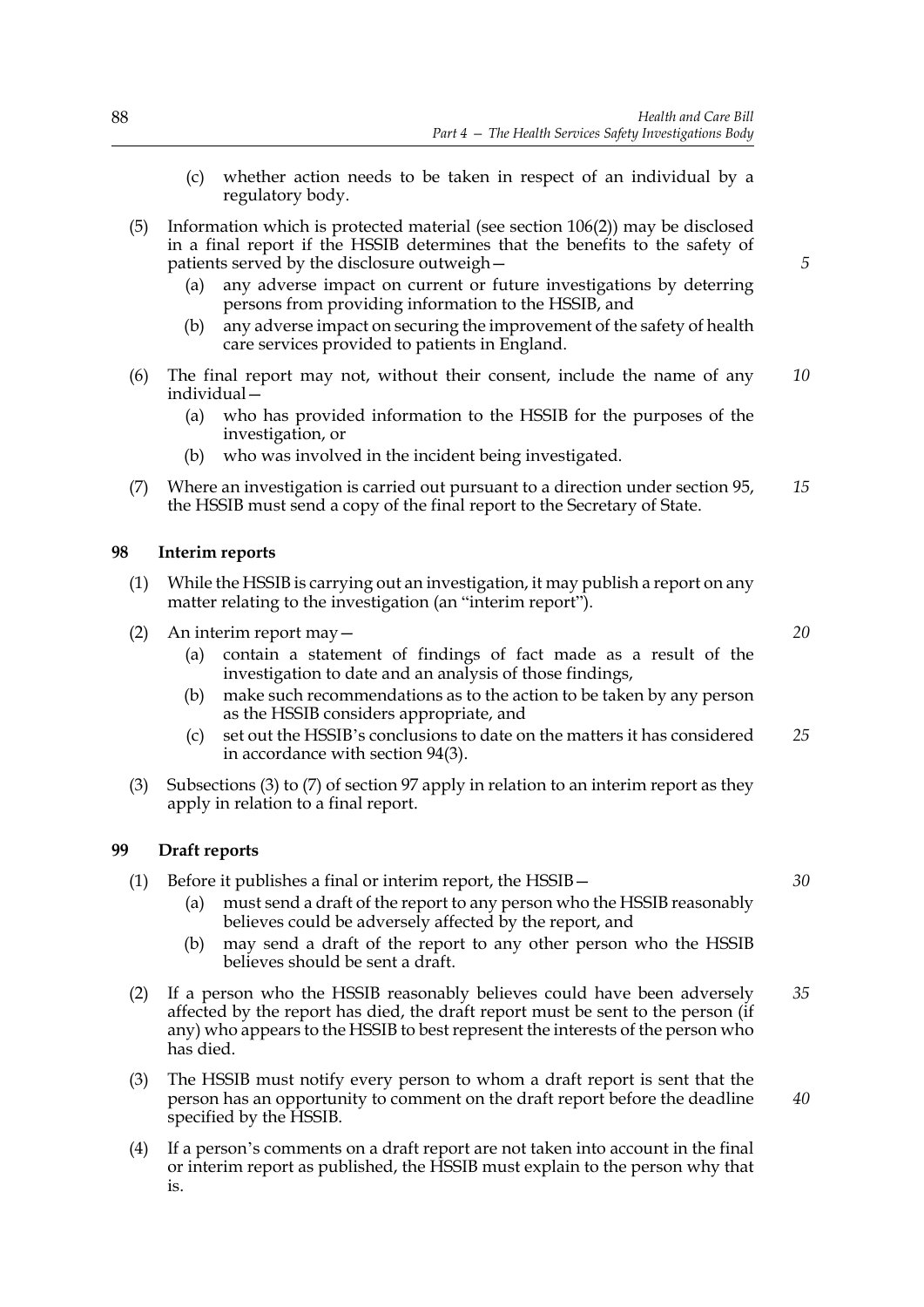(c) whether action needs to be taken in respect of an individual by a regulatory body.

(5) Information which is protected material (see section 106(2)) may be disclosed in a final report if the HSSIB determines that the benefits to the safety of patients served by the disclosure outweigh—

(a) any adverse impact on current or future investigations by deterring persons from providing information to the HSSIB, and

(b) any adverse impact on securing the improvement of the safety of health care services provided to patients in England.

(6) The final report may not, without their consent, include the name of any individual—

(a) who has provided information to the HSSIB for the purposes of the investigation, or

(b) who was involved in the incident being investigated.

(7) Where an investigation is carried out pursuant to a direction under section 95, the HSSIB must send a copy of the final report to the Secretary of State.

## 98 Interim reports

(1) While the HSSIB is carrying out an investigation, it may publish a report on any matter relating to the investigation (an "interim report").

(2) An interim report may—

(a) contain a statement of findings of fact made as a result of the investigation to date and an analysis of those findings,

(b) make such recommendations as to the action to be taken by any person as the HSSIB considers appropriate, and

(c) set out the HSSIB's conclusions to date on the matters it has considered in accordance with section 94(3).

(3) Subsections (3) to (7) of section 97 apply in relation to an interim report as they apply in relation to a final report.

## 99 Draft reports

(1) Before it publishes a final or interim report, the HSSIB—

(a) must send a draft of the report to any person who the HSSIB reasonably believes could be adversely affected by the report, and

(b) may send a draft of the report to any other person who the HSSIB believes should be sent a draft.

(2) If a person who the HSSIB reasonably believes could have been adversely affected by the report has died, the draft report must be sent to the person (if any) who appears to the HSSIB to best represent the interests of the person who has died.

(3) The HSSIB must notify every person to whom a draft report is sent that the person has an opportunity to comment on the draft report before the deadline specified by the HSSIB.

(4) If a person's comments on a draft report are not taken into account in the final or interim report as published, the HSSIB must explain to the person why that is.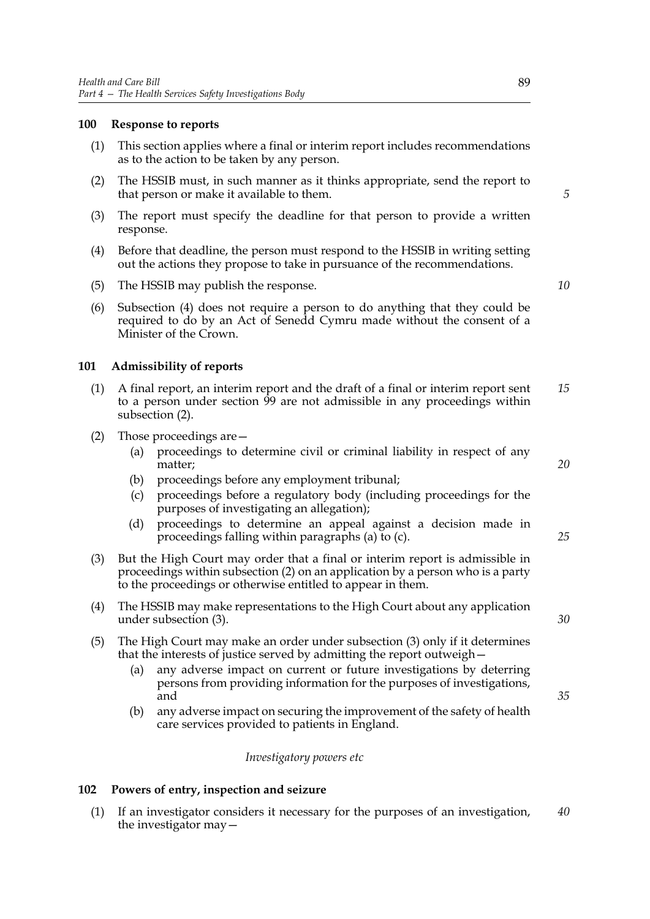### 100 Response to reports

(1) This section applies where a final or interim report includes recommendations as to the action to be taken by any person.

(2) The HSSIB must, in such manner as it thinks appropriate, send the report to that person or make it available to them.

(3) The report must specify the deadline for that person to provide a written response.

(4) Before that deadline, the person must respond to the HSSIB in writing setting out the actions they propose to take in pursuance of the recommendations.

(5) The HSSIB may publish the response.

(6) Subsection (4) does not require a person to do anything that they could be required to do by an Act of Senedd Cymru made without the consent of a Minister of the Crown.

### 101 Admissibility of reports

(1) A final report, an interim report and the draft of a final or interim report sent to a person under section 99 are not admissible in any proceedings within subsection (2).

(2) Those proceedings are—

- (a) proceedings to determine civil or criminal liability in respect of any matter;
- (b) proceedings before any employment tribunal;
- (c) proceedings before a regulatory body (including proceedings for the purposes of investigating an allegation);
- (d) proceedings to determine an appeal against a decision made in proceedings falling within paragraphs (a) to (c).

(3) But the High Court may order that a final or interim report is admissible in proceedings within subsection (2) on an application by a person who is a party to the proceedings or otherwise entitled to appear in them.

(4) The HSSIB may make representations to the High Court about any application under subsection (3).

(5) The High Court may make an order under subsection (3) only if it determines that the interests of justice served by admitting the report outweigh—

- (a) any adverse impact on current or future investigations by deterring persons from providing information for the purposes of investigations, and
- (b) any adverse impact on securing the improvement of the safety of health care services provided to patients in England.

*Investigatory powers etc*

### 102 Powers of entry, inspection and seizure

(1) If an investigator considers it necessary for the purposes of an investigation, the investigator may—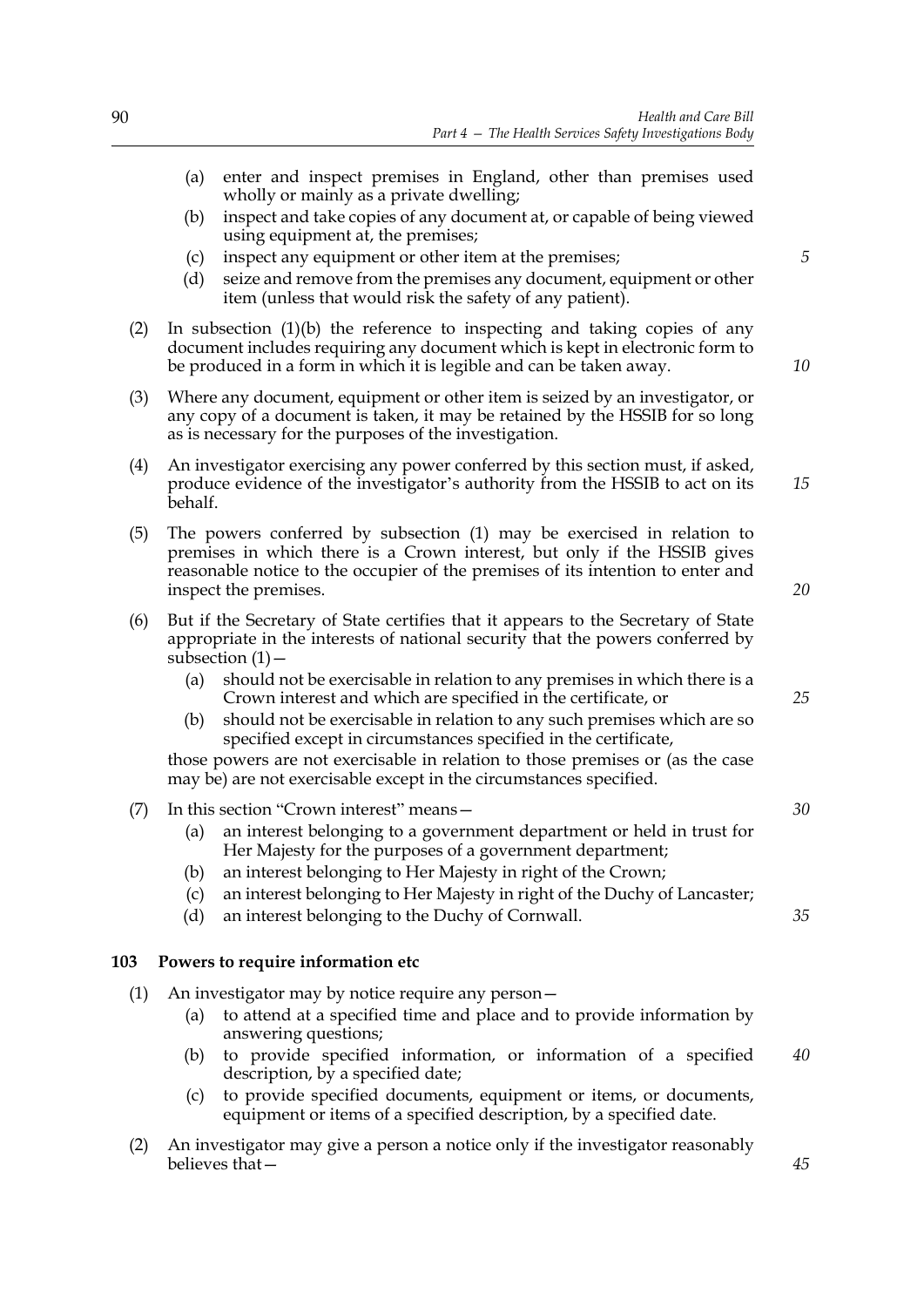(a) enter and inspect premises in England, other than premises used wholly or mainly as a private dwelling;

(b) inspect and take copies of any document at, or capable of being viewed using equipment at, the premises;

(c) inspect any equipment or other item at the premises;

(d) seize and remove from the premises any document, equipment or other item (unless that would risk the safety of any patient).

(2) In subsection (1)(b) the reference to inspecting and taking copies of any document includes requiring any document which is kept in electronic form to be produced in a form in which it is legible and can be taken away.

(3) Where any document, equipment or other item is seized by an investigator, or any copy of a document is taken, it may be retained by the HSSIB for so long as is necessary for the purposes of the investigation.

(4) An investigator exercising any power conferred by this section must, if asked, produce evidence of the investigator's authority from the HSSIB to act on its behalf.

(5) The powers conferred by subsection (1) may be exercised in relation to premises in which there is a Crown interest, but only if the HSSIB gives reasonable notice to the occupier of the premises of its intention to enter and inspect the premises.

(6) But if the Secretary of State certifies that it appears to the Secretary of State appropriate in the interests of national security that the powers conferred by subsection (1)—

(a) should not be exercisable in relation to any premises in which there is a Crown interest and which are specified in the certificate, or

(b) should not be exercisable in relation to any such premises which are so specified except in circumstances specified in the certificate,

those powers are not exercisable in relation to those premises or (as the case may be) are not exercisable except in the circumstances specified.

(7) In this section "Crown interest" means—

(a) an interest belonging to a government department or held in trust for Her Majesty for the purposes of a government department;

(b) an interest belonging to Her Majesty in right of the Crown;

(c) an interest belonging to Her Majesty in right of the Duchy of Lancaster;

(d) an interest belonging to the Duchy of Cornwall.

### 103 Powers to require information etc

(1) An investigator may by notice require any person—

(a) to attend at a specified time and place and to provide information by answering questions;

(b) to provide specified information, or information of a specified description, by a specified date;

(c) to provide specified documents, equipment or items, or documents, equipment or items of a specified description, by a specified date.

(2) An investigator may give a person a notice only if the investigator reasonably believes that—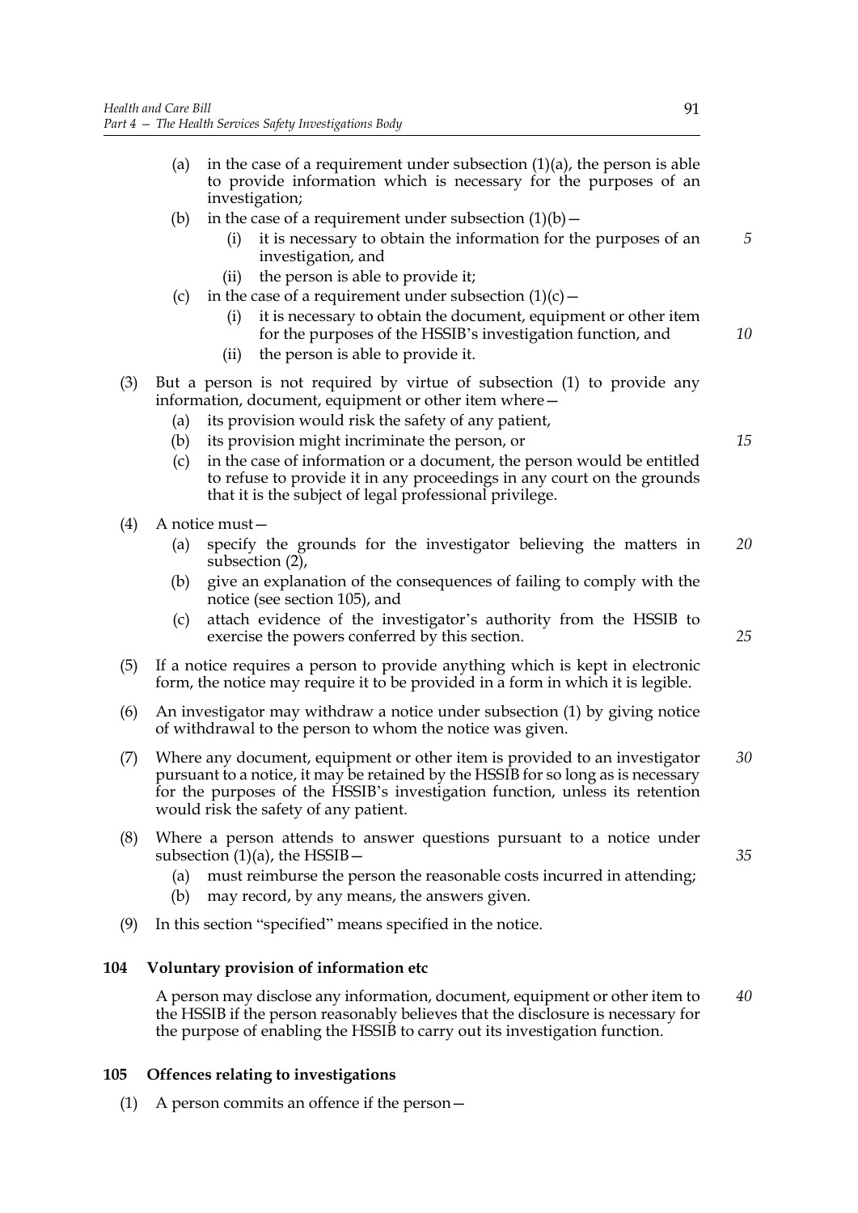(a) in the case of a requirement under subsection (1)(a), the person is able to provide information which is necessary for the purposes of an investigation;

(b) in the case of a requirement under subsection (1)(b)—

(i) it is necessary to obtain the information for the purposes of an investigation, and

(ii) the person is able to provide it;

(c) in the case of a requirement under subsection (1)(c)—

(i) it is necessary to obtain the document, equipment or other item for the purposes of the HSSIB's investigation function, and

(ii) the person is able to provide it.

(3) But a person is not required by virtue of subsection (1) to provide any information, document, equipment or other item where—

(a) its provision would risk the safety of any patient,

(b) its provision might incriminate the person, or

(c) in the case of information or a document, the person would be entitled to refuse to provide it in any proceedings in any court on the grounds that it is the subject of legal professional privilege.

(4) A notice must—

(a) specify the grounds for the investigator believing the matters in subsection (2),

(b) give an explanation of the consequences of failing to comply with the notice (see section 105), and

(c) attach evidence of the investigator's authority from the HSSIB to exercise the powers conferred by this section.

(5) If a notice requires a person to provide anything which is kept in electronic form, the notice may require it to be provided in a form in which it is legible.

(6) An investigator may withdraw a notice under subsection (1) by giving notice of withdrawal to the person to whom the notice was given.

(7) Where any document, equipment or other item is provided to an investigator pursuant to a notice, it may be retained by the HSSIB for so long as is necessary for the purposes of the HSSIB's investigation function, unless its retention would risk the safety of any patient.

(8) Where a person attends to answer questions pursuant to a notice under subsection (1)(a), the HSSIB—

(a) must reimburse the person the reasonable costs incurred in attending;

(b) may record, by any means, the answers given.

(9) In this section "specified" means specified in the notice.

## 104 Voluntary provision of information etc

A person may disclose any information, document, equipment or other item to the HSSIB if the person reasonably believes that the disclosure is necessary for the purpose of enabling the HSSIB to carry out its investigation function.

## 105 Offences relating to investigations

(1) A person commits an offence if the person—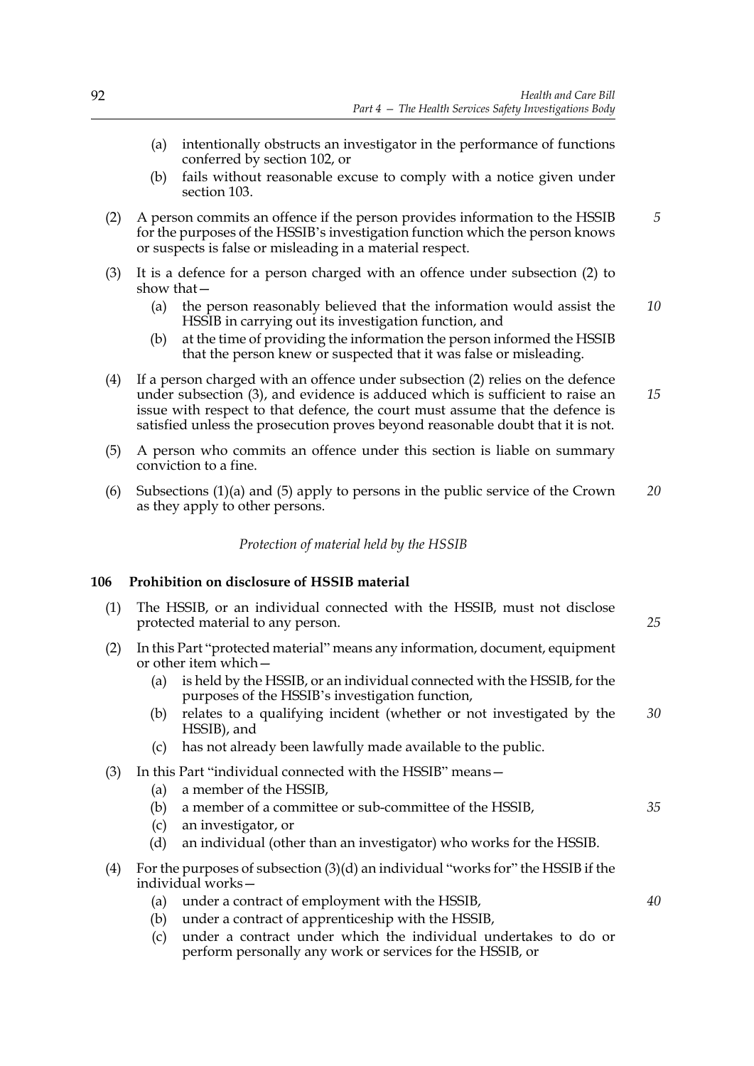(a) intentionally obstructs an investigator in the performance of functions conferred by section 102, or

(b) fails without reasonable excuse to comply with a notice given under section 103.

(2) A person commits an offence if the person provides information to the HSSIB for the purposes of the HSSIB's investigation function which the person knows or suspects is false or misleading in a material respect.

(3) It is a defence for a person charged with an offence under subsection (2) to show that—

(a) the person reasonably believed that the information would assist the HSSIB in carrying out its investigation function, and

(b) at the time of providing the information the person informed the HSSIB that the person knew or suspected that it was false or misleading.

(4) If a person charged with an offence under subsection (2) relies on the defence under subsection (3), and evidence is adduced which is sufficient to raise an issue with respect to that defence, the court must assume that the defence is satisfied unless the prosecution proves beyond reasonable doubt that it is not.

(5) A person who commits an offence under this section is liable on summary conviction to a fine.

(6) Subsections (1)(a) and (5) apply to persons in the public service of the Crown as they apply to other persons.

*Protection of material held by the HSSIB*

**106 Prohibition on disclosure of HSSIB material**

(1) The HSSIB, or an individual connected with the HSSIB, must not disclose protected material to any person.

(2) In this Part "protected material" means any information, document, equipment or other item which—

(a) is held by the HSSIB, or an individual connected with the HSSIB, for the purposes of the HSSIB's investigation function,

(b) relates to a qualifying incident (whether or not investigated by the HSSIB), and

(c) has not already been lawfully made available to the public.

(3) In this Part "individual connected with the HSSIB" means—

(a) a member of the HSSIB,

(b) a member of a committee or sub-committee of the HSSIB,

(c) an investigator, or

(d) an individual (other than an investigator) who works for the HSSIB.

(4) For the purposes of subsection (3)(d) an individual "works for" the HSSIB if the individual works—

(a) under a contract of employment with the HSSIB,

(b) under a contract of apprenticeship with the HSSIB,

(c) under a contract under which the individual undertakes to do or perform personally any work or services for the HSSIB, or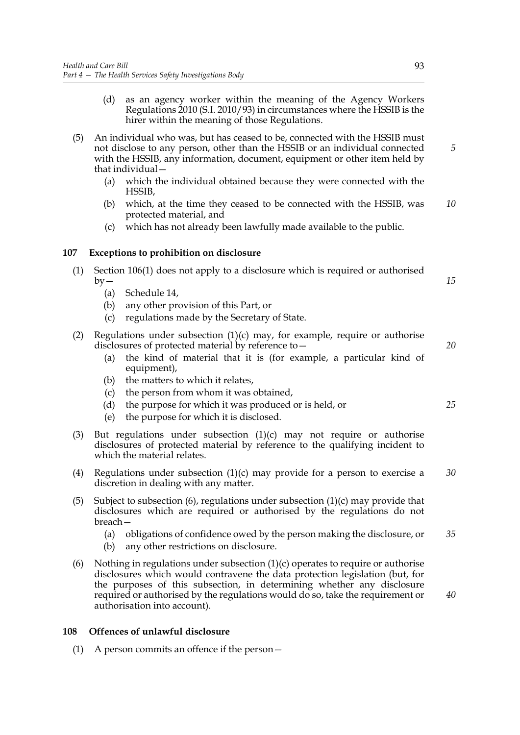(d) as an agency worker within the meaning of the Agency Workers Regulations 2010 (S.I. 2010/93) in circumstances where the HSSIB is the hirer within the meaning of those Regulations.

(5) An individual who was, but has ceased to be, connected with the HSSIB must not disclose to any person, other than the HSSIB or an individual connected with the HSSIB, any information, document, equipment or other item held by that individual—

(a) which the individual obtained because they were connected with the HSSIB,

(b) which, at the time they ceased to be connected with the HSSIB, was protected material, and

(c) which has not already been lawfully made available to the public.

## 107 Exceptions to prohibition on disclosure

(1) Section 106(1) does not apply to a disclosure which is required or authorised by—

(a) Schedule 14,

(b) any other provision of this Part, or

(c) regulations made by the Secretary of State.

(2) Regulations under subsection (1)(c) may, for example, require or authorise disclosures of protected material by reference to—

(a) the kind of material that it is (for example, a particular kind of equipment),

(b) the matters to which it relates,

(c) the person from whom it was obtained,

(d) the purpose for which it was produced or is held, or

(e) the purpose for which it is disclosed.

(3) But regulations under subsection (1)(c) may not require or authorise disclosures of protected material by reference to the qualifying incident to which the material relates.

(4) Regulations under subsection (1)(c) may provide for a person to exercise a discretion in dealing with any matter.

(5) Subject to subsection (6), regulations under subsection (1)(c) may provide that disclosures which are required or authorised by the regulations do not breach—

(a) obligations of confidence owed by the person making the disclosure, or

(b) any other restrictions on disclosure.

(6) Nothing in regulations under subsection (1)(c) operates to require or authorise disclosures which would contravene the data protection legislation (but, for the purposes of this subsection, in determining whether any disclosure required or authorised by the regulations would do so, take the requirement or authorisation into account).

## 108 Offences of unlawful disclosure

(1) A person commits an offence if the person—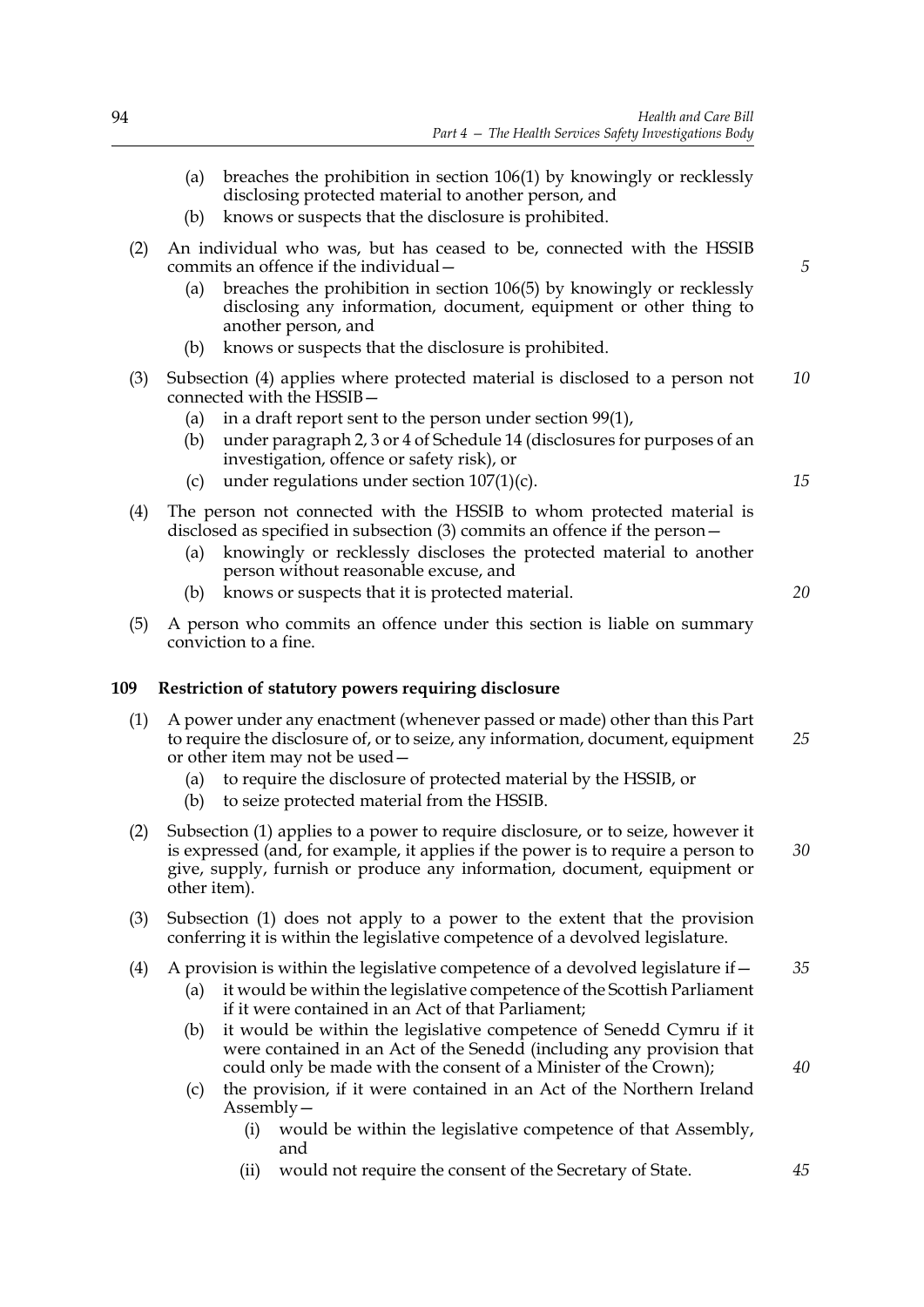(a) breaches the prohibition in section 106(1) by knowingly or recklessly disclosing protected material to another person, and

(b) knows or suspects that the disclosure is prohibited.

(2) An individual who was, but has ceased to be, connected with the HSSIB commits an offence if the individual—

(a) breaches the prohibition in section 106(5) by knowingly or recklessly disclosing any information, document, equipment or other thing to another person, and

(b) knows or suspects that the disclosure is prohibited.

(3) Subsection (4) applies where protected material is disclosed to a person not connected with the HSSIB—

(a) in a draft report sent to the person under section 99(1),

(b) under paragraph 2, 3 or 4 of Schedule 14 (disclosures for purposes of an investigation, offence or safety risk), or

(c) under regulations under section 107(1)(c).

(4) The person not connected with the HSSIB to whom protected material is disclosed as specified in subsection (3) commits an offence if the person—

(a) knowingly or recklessly discloses the protected material to another person without reasonable excuse, and

(b) knows or suspects that it is protected material.

(5) A person who commits an offence under this section is liable on summary conviction to a fine.

**109 Restriction of statutory powers requiring disclosure**

(1) A power under any enactment (whenever passed or made) other than this Part to require the disclosure of, or to seize, any information, document, equipment or other item may not be used—

(a) to require the disclosure of protected material by the HSSIB, or

(b) to seize protected material from the HSSIB.

(2) Subsection (1) applies to a power to require disclosure, or to seize, however it is expressed (and, for example, it applies if the power is to require a person to give, supply, furnish or produce any information, document, equipment or other item).

(3) Subsection (1) does not apply to a power to the extent that the provision conferring it is within the legislative competence of a devolved legislature.

(4) A provision is within the legislative competence of a devolved legislature if—

(a) it would be within the legislative competence of the Scottish Parliament if it were contained in an Act of that Parliament;

(b) it would be within the legislative competence of Senedd Cymru if it were contained in an Act of the Senedd (including any provision that could only be made with the consent of a Minister of the Crown);

(c) the provision, if it were contained in an Act of the Northern Ireland Assembly—

(i) would be within the legislative competence of that Assembly, and

(ii) would not require the consent of the Secretary of State.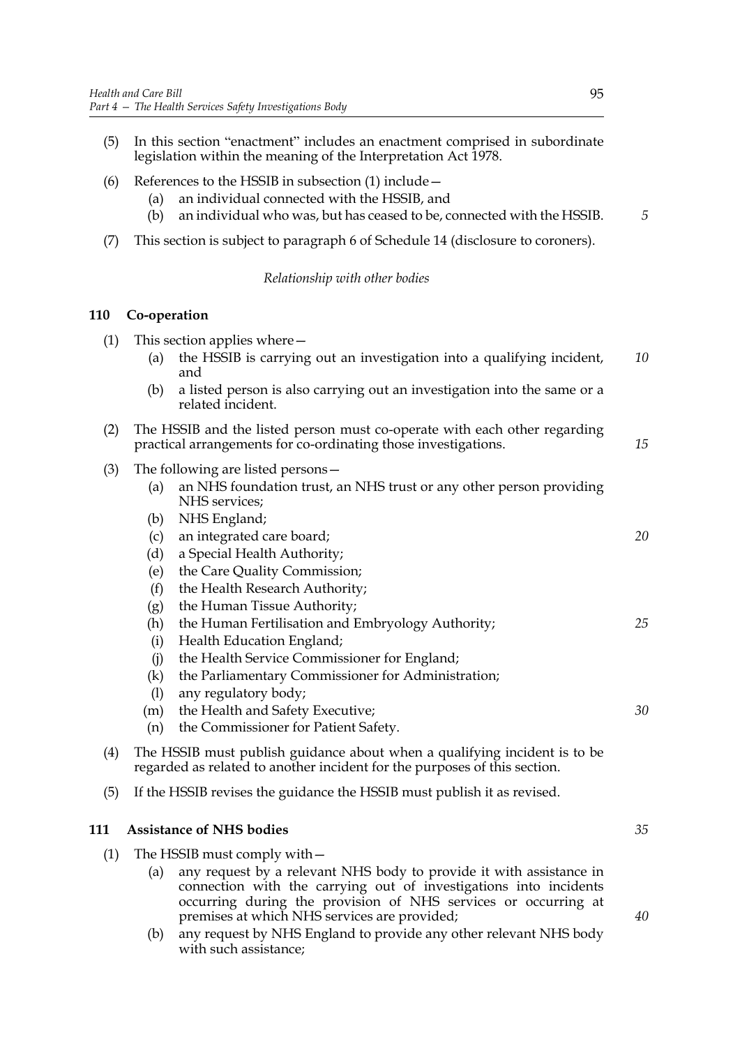(5) In this section "enactment" includes an enactment comprised in subordinate legislation within the meaning of the Interpretation Act 1978.

(6) References to the HSSIB in subsection (1) include—

  (a) an individual connected with the HSSIB, and

  (b) an individual who was, but has ceased to be, connected with the HSSIB.

(7) This section is subject to paragraph 6 of Schedule 14 (disclosure to coroners).

*Relationship with other bodies*

### 110 Co-operation

(1) This section applies where—

  (a) the HSSIB is carrying out an investigation into a qualifying incident, and

  (b) a listed person is also carrying out an investigation into the same or a related incident.

(2) The HSSIB and the listed person must co-operate with each other regarding practical arrangements for co-ordinating those investigations.

(3) The following are listed persons—

  (a) an NHS foundation trust, an NHS trust or any other person providing NHS services;

  (b) NHS England;

  (c) an integrated care board;

  (d) a Special Health Authority;

  (e) the Care Quality Commission;

  (f) the Health Research Authority;

  (g) the Human Tissue Authority;

  (h) the Human Fertilisation and Embryology Authority;

  (i) Health Education England;

  (j) the Health Service Commissioner for England;

  (k) the Parliamentary Commissioner for Administration;

  (l) any regulatory body;

  (m) the Health and Safety Executive;

  (n) the Commissioner for Patient Safety.

(4) The HSSIB must publish guidance about when a qualifying incident is to be regarded as related to another incident for the purposes of this section.

(5) If the HSSIB revises the guidance the HSSIB must publish it as revised.

### 111 Assistance of NHS bodies

(1) The HSSIB must comply with—

  (a) any request by a relevant NHS body to provide it with assistance in connection with the carrying out of investigations into incidents occurring during the provision of NHS services or occurring at premises at which NHS services are provided;

  (b) any request by NHS England to provide any other relevant NHS body with such assistance;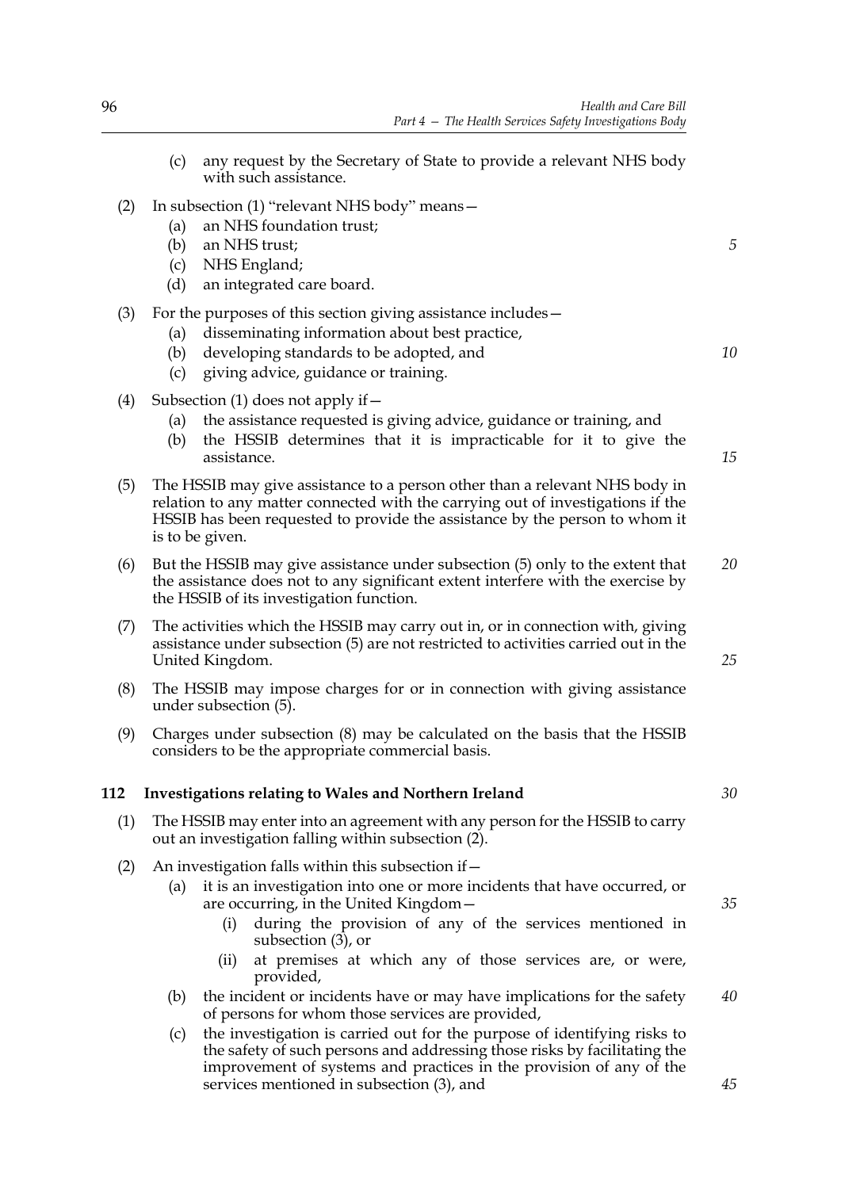(c) any request by the Secretary of State to provide a relevant NHS body with such assistance.

(2) In subsection (1) "relevant NHS body" means—

   (a) an NHS foundation trust;

   (b) an NHS trust;

   (c) NHS England;

   (d) an integrated care board.

(3) For the purposes of this section giving assistance includes—

   (a) disseminating information about best practice,

   (b) developing standards to be adopted, and

   (c) giving advice, guidance or training.

(4) Subsection (1) does not apply if—

   (a) the assistance requested is giving advice, guidance or training, and

   (b) the HSSIB determines that it is impracticable for it to give the assistance.

(5) The HSSIB may give assistance to a person other than a relevant NHS body in relation to any matter connected with the carrying out of investigations if the HSSIB has been requested to provide the assistance by the person to whom it is to be given.

(6) But the HSSIB may give assistance under subsection (5) only to the extent that the assistance does not to any significant extent interfere with the exercise by the HSSIB of its investigation function.

(7) The activities which the HSSIB may carry out in, or in connection with, giving assistance under subsection (5) are not restricted to activities carried out in the United Kingdom.

(8) The HSSIB may impose charges for or in connection with giving assistance under subsection (5).

(9) Charges under subsection (8) may be calculated on the basis that the HSSIB considers to be the appropriate commercial basis.

**112 Investigations relating to Wales and Northern Ireland**

(1) The HSSIB may enter into an agreement with any person for the HSSIB to carry out an investigation falling within subsection (2).

(2) An investigation falls within this subsection if—

   (a) it is an investigation into one or more incidents that have occurred, or are occurring, in the United Kingdom—

      (i) during the provision of any of the services mentioned in subsection (3), or

      (ii) at premises at which any of those services are, or were, provided,

   (b) the incident or incidents have or may have implications for the safety of persons for whom those services are provided,

   (c) the investigation is carried out for the purpose of identifying risks to the safety of such persons and addressing those risks by facilitating the improvement of systems and practices in the provision of any of the services mentioned in subsection (3), and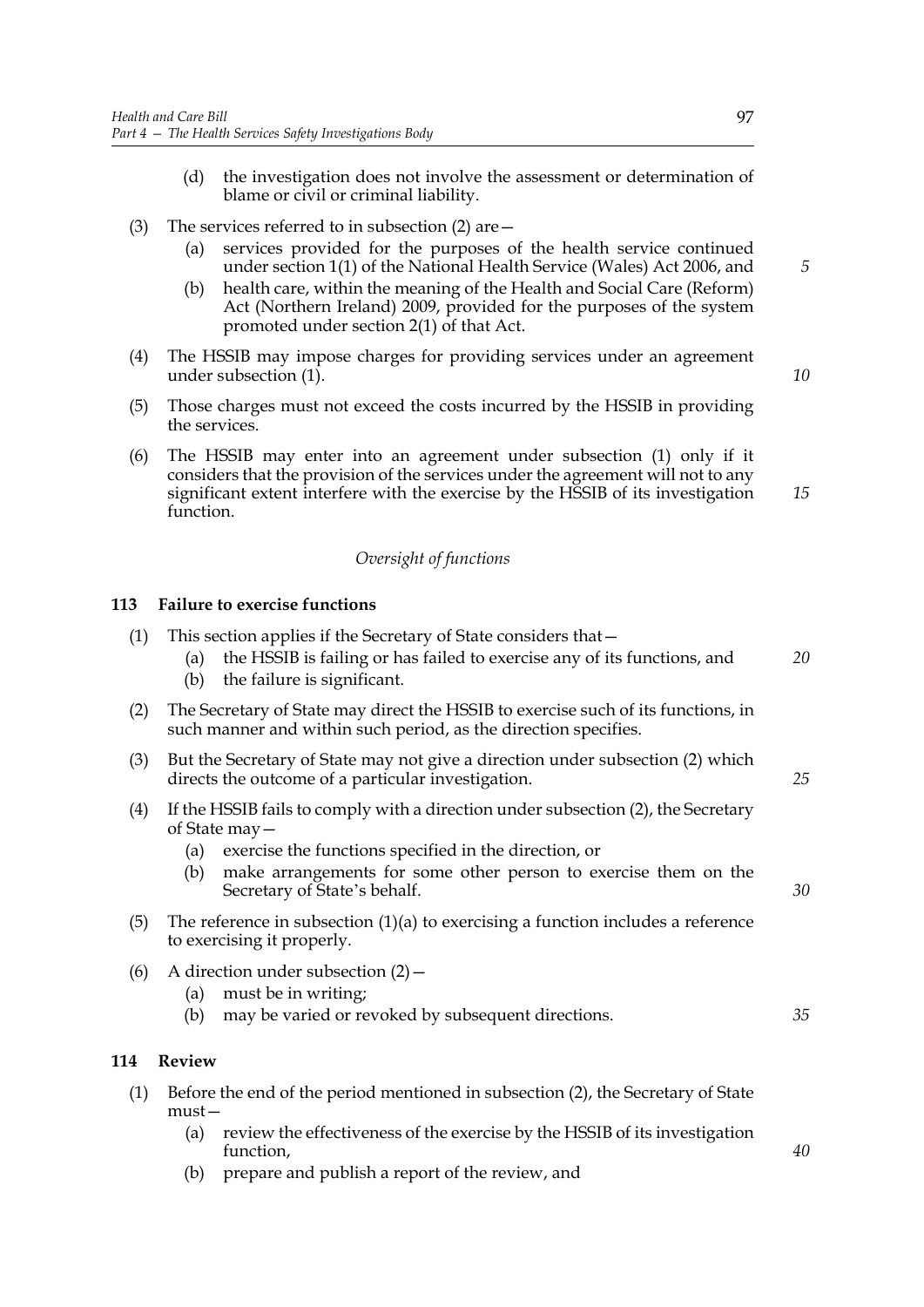(d) the investigation does not involve the assessment or determination of blame or civil or criminal liability.

(3) The services referred to in subsection (2) are—

(a) services provided for the purposes of the health service continued under section 1(1) of the National Health Service (Wales) Act 2006, and

(b) health care, within the meaning of the Health and Social Care (Reform) Act (Northern Ireland) 2009, provided for the purposes of the system promoted under section 2(1) of that Act.

(4) The HSSIB may impose charges for providing services under an agreement under subsection (1).

(5) Those charges must not exceed the costs incurred by the HSSIB in providing the services.

(6) The HSSIB may enter into an agreement under subsection (1) only if it considers that the provision of the services under the agreement will not to any significant extent interfere with the exercise by the HSSIB of its investigation function.

*Oversight of functions*

## 113 Failure to exercise functions

(1) This section applies if the Secretary of State considers that—

(a) the HSSIB is failing or has failed to exercise any of its functions, and

(b) the failure is significant.

(2) The Secretary of State may direct the HSSIB to exercise such of its functions, in such manner and within such period, as the direction specifies.

(3) But the Secretary of State may not give a direction under subsection (2) which directs the outcome of a particular investigation.

(4) If the HSSIB fails to comply with a direction under subsection (2), the Secretary of State may—

(a) exercise the functions specified in the direction, or

(b) make arrangements for some other person to exercise them on the Secretary of State's behalf.

(5) The reference in subsection (1)(a) to exercising a function includes a reference to exercising it properly.

(6) A direction under subsection (2)—

(a) must be in writing;

(b) may be varied or revoked by subsequent directions.

## 114 Review

(1) Before the end of the period mentioned in subsection (2), the Secretary of State must—

(a) review the effectiveness of the exercise by the HSSIB of its investigation function,

(b) prepare and publish a report of the review, and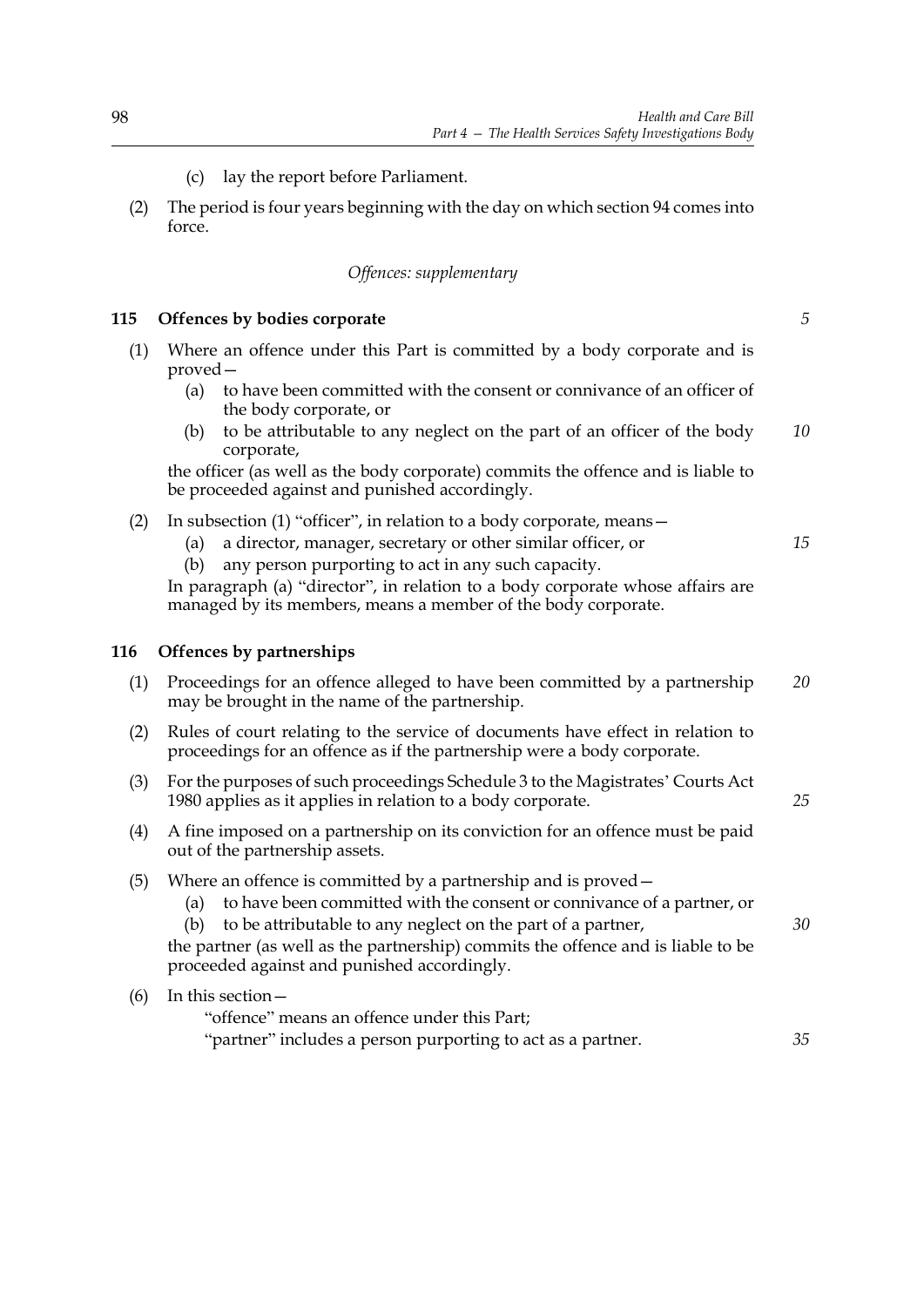(c) lay the report before Parliament.

(2) The period is four years beginning with the day on which section 94 comes into force.

*Offences: supplementary*

### 115 Offences by bodies corporate

(1) Where an offence under this Part is committed by a body corporate and is proved—

- (a) to have been committed with the consent or connivance of an officer of the body corporate, or
- (b) to be attributable to any neglect on the part of an officer of the body corporate,

the officer (as well as the body corporate) commits the offence and is liable to be proceeded against and punished accordingly.

(2) In subsection (1) "officer", in relation to a body corporate, means—

- (a) a director, manager, secretary or other similar officer, or
- (b) any person purporting to act in any such capacity.

In paragraph (a) "director", in relation to a body corporate whose affairs are managed by its members, means a member of the body corporate.

### 116 Offences by partnerships

(1) Proceedings for an offence alleged to have been committed by a partnership may be brought in the name of the partnership.

(2) Rules of court relating to the service of documents have effect in relation to proceedings for an offence as if the partnership were a body corporate.

(3) For the purposes of such proceedings Schedule 3 to the Magistrates' Courts Act 1980 applies as it applies in relation to a body corporate.

(4) A fine imposed on a partnership on its conviction for an offence must be paid out of the partnership assets.

(5) Where an offence is committed by a partnership and is proved—

- (a) to have been committed with the consent or connivance of a partner, or
- (b) to be attributable to any neglect on the part of a partner,

the partner (as well as the partnership) commits the offence and is liable to be proceeded against and punished accordingly.

(6) In this section—

"offence" means an offence under this Part;

"partner" includes a person purporting to act as a partner.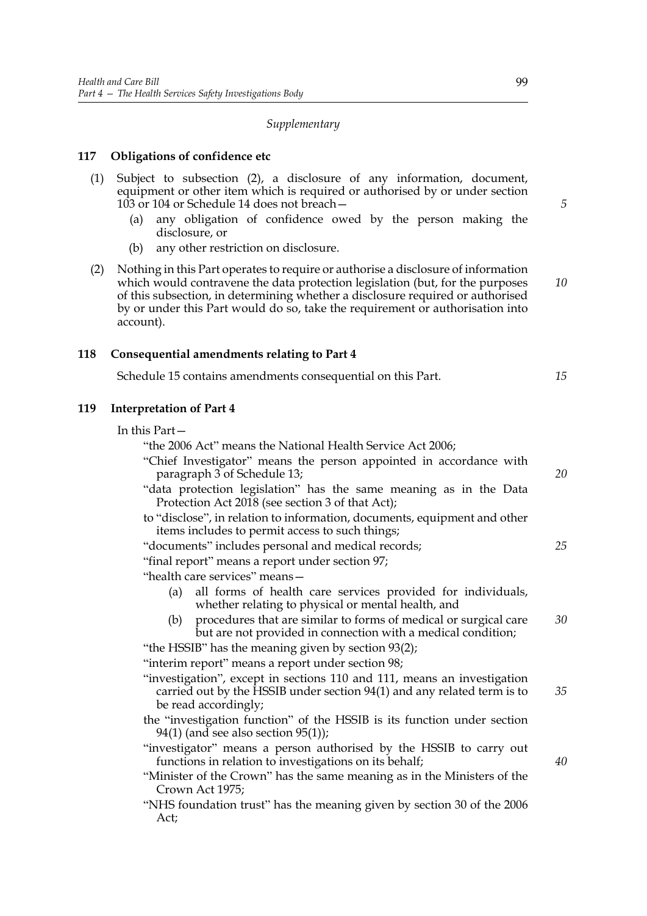*Supplementary*

**117 Obligations of confidence etc**

(1) Subject to subsection (2), a disclosure of any information, document, equipment or other item which is required or authorised by or under section 103 or 104 or Schedule 14 does not breach—

(a) any obligation of confidence owed by the person making the disclosure, or

(b) any other restriction on disclosure.

(2) Nothing in this Part operates to require or authorise a disclosure of information which would contravene the data protection legislation (but, for the purposes of this subsection, in determining whether a disclosure required or authorised by or under this Part would do so, take the requirement or authorisation into account).

**118 Consequential amendments relating to Part 4**

Schedule 15 contains amendments consequential on this Part.

**119 Interpretation of Part 4**

In this Part—

"the 2006 Act" means the National Health Service Act 2006;

"Chief Investigator" means the person appointed in accordance with paragraph 3 of Schedule 13;

"data protection legislation" has the same meaning as in the Data Protection Act 2018 (see section 3 of that Act);

to "disclose", in relation to information, documents, equipment and other items includes to permit access to such things;

"documents" includes personal and medical records;

"final report" means a report under section 97;

"health care services" means—

(a) all forms of health care services provided for individuals, whether relating to physical or mental health, and

(b) procedures that are similar to forms of medical or surgical care but are not provided in connection with a medical condition;

"the HSSIB" has the meaning given by section 93(2);

"interim report" means a report under section 98;

"investigation", except in sections 110 and 111, means an investigation carried out by the HSSIB under section 94(1) and any related term is to be read accordingly;

the "investigation function" of the HSSIB is its function under section 94(1) (and see also section 95(1));

"investigator" means a person authorised by the HSSIB to carry out functions in relation to investigations on its behalf;

"Minister of the Crown" has the same meaning as in the Ministers of the Crown Act 1975;

"NHS foundation trust" has the meaning given by section 30 of the 2006 Act;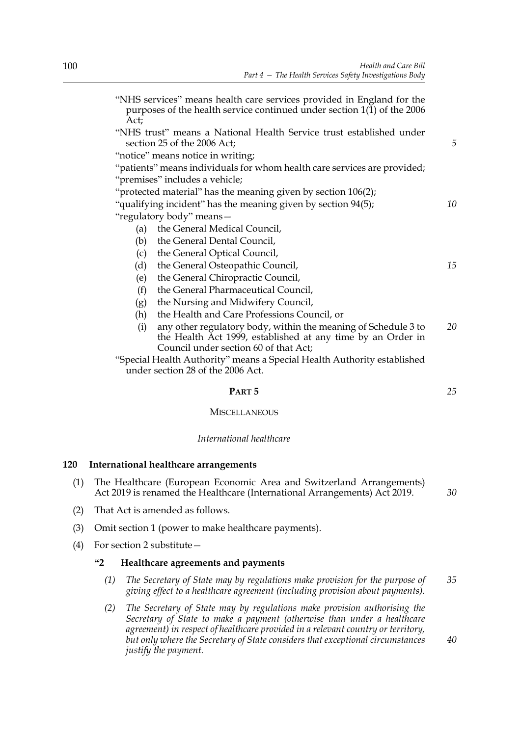"NHS services" means health care services provided in England for the purposes of the health service continued under section 1(1) of the 2006 Act;

"NHS trust" means a National Health Service trust established under section 25 of the 2006 Act;

"notice" means notice in writing;

"patients" means individuals for whom health care services are provided;

"premises" includes a vehicle;

"protected material" has the meaning given by section 106(2);

"qualifying incident" has the meaning given by section 94(5);

"regulatory body" means—

- (a) the General Medical Council,
- (b) the General Dental Council,
- (c) the General Optical Council,
- (d) the General Osteopathic Council,
- (e) the General Chiropractic Council,
- (f) the General Pharmaceutical Council,
- (g) the Nursing and Midwifery Council,
- (h) the Health and Care Professions Council, or
- (i) any other regulatory body, within the meaning of Schedule 3 to the Health Act 1999, established at any time by an Order in Council under section 60 of that Act;

"Special Health Authority" means a Special Health Authority established under section 28 of the 2006 Act.

# PART 5

## MISCELLANEOUS

### *International healthcare*

**120 International healthcare arrangements**

(1) The Healthcare (European Economic Area and Switzerland Arrangements) Act 2019 is renamed the Healthcare (International Arrangements) Act 2019.

(2) That Act is amended as follows.

(3) Omit section 1 (power to make healthcare payments).

(4) For section 2 substitute—

**"2 Healthcare agreements and payments**

*(1) The Secretary of State may by regulations make provision for the purpose of giving effect to a healthcare agreement (including provision about payments).*

*(2) The Secretary of State may by regulations make provision authorising the Secretary of State to make a payment (otherwise than under a healthcare agreement) in respect of healthcare provided in a relevant country or territory, but only where the Secretary of State considers that exceptional circumstances justify the payment.*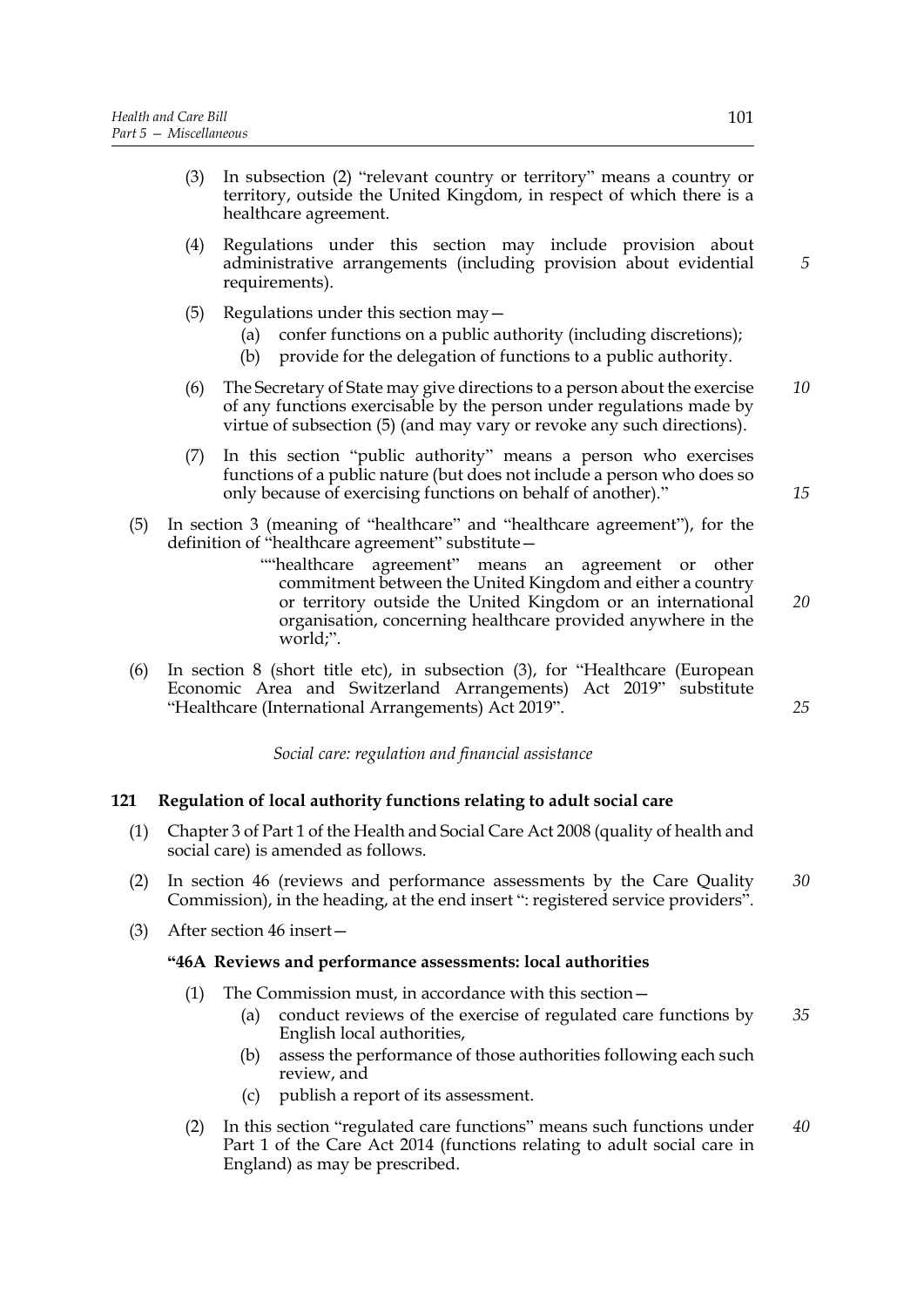(3) In subsection (2) "relevant country or territory" means a country or territory, outside the United Kingdom, in respect of which there is a healthcare agreement.

(4) Regulations under this section may include provision about administrative arrangements (including provision about evidential requirements).

(5) Regulations under this section may—

  (a) confer functions on a public authority (including discretions);

  (b) provide for the delegation of functions to a public authority.

(6) The Secretary of State may give directions to a person about the exercise of any functions exercisable by the person under regulations made by virtue of subsection (5) (and may vary or revoke any such directions).

(7) In this section "public authority" means a person who exercises functions of a public nature (but does not include a person who does so only because of exercising functions on behalf of another)."

(5) In section 3 (meaning of "healthcare" and "healthcare agreement"), for the definition of "healthcare agreement" substitute—

> ""healthcare agreement" means an agreement or other commitment between the United Kingdom and either a country or territory outside the United Kingdom or an international organisation, concerning healthcare provided anywhere in the world;".

(6) In section 8 (short title etc), in subsection (3), for "Healthcare (European Economic Area and Switzerland Arrangements) Act 2019" substitute "Healthcare (International Arrangements) Act 2019".

*Social care: regulation and financial assistance*

### 121 Regulation of local authority functions relating to adult social care

(1) Chapter 3 of Part 1 of the Health and Social Care Act 2008 (quality of health and social care) is amended as follows.

(2) In section 46 (reviews and performance assessments by the Care Quality Commission), in the heading, at the end insert ": registered service providers".

(3) After section 46 insert—

**"46A Reviews and performance assessments: local authorities**

(1) The Commission must, in accordance with this section—

  (a) conduct reviews of the exercise of regulated care functions by English local authorities,

  (b) assess the performance of those authorities following each such review, and

  (c) publish a report of its assessment.

(2) In this section "regulated care functions" means such functions under Part 1 of the Care Act 2014 (functions relating to adult social care in England) as may be prescribed.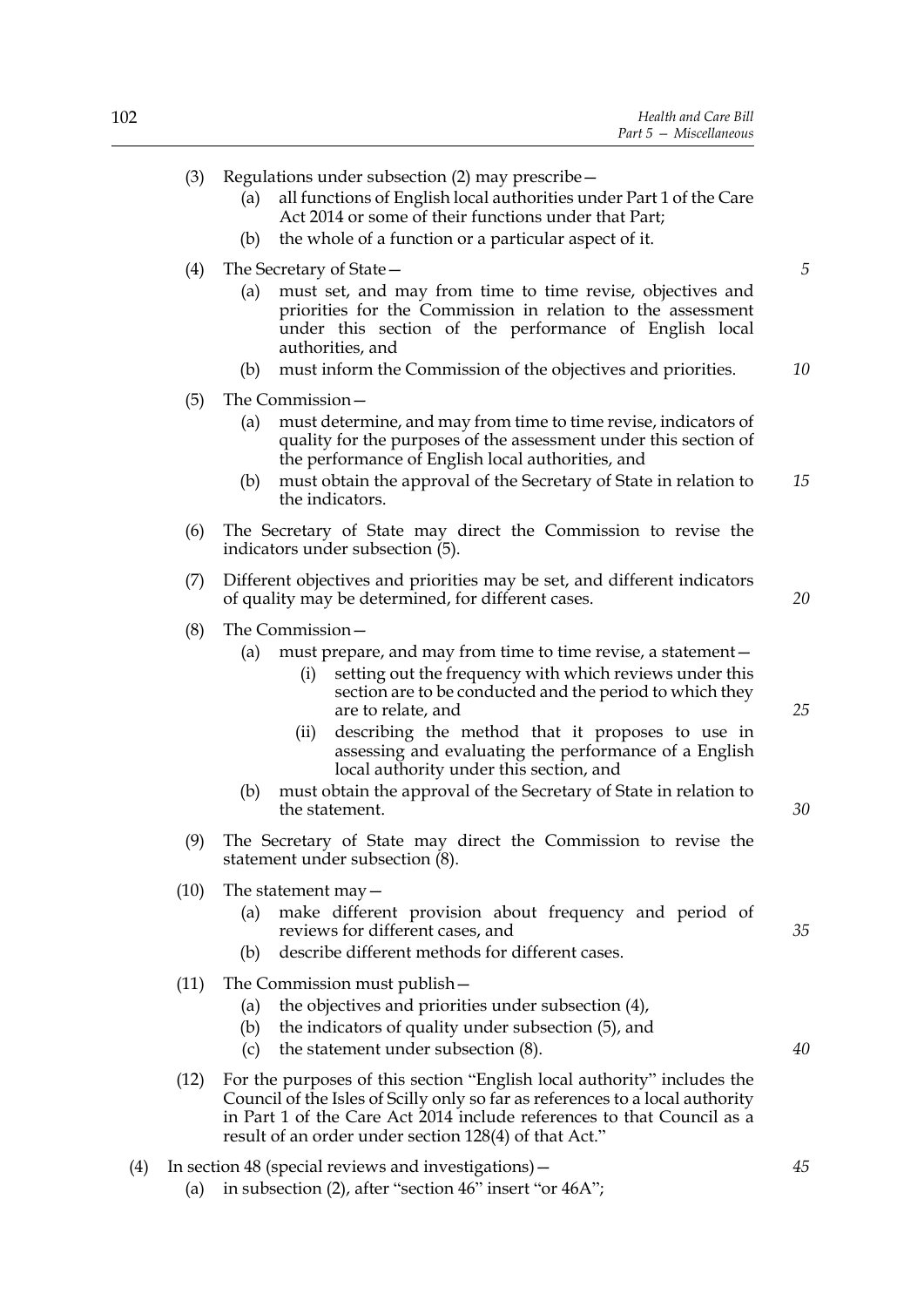(3) Regulations under subsection (2) may prescribe—

(a) all functions of English local authorities under Part 1 of the Care Act 2014 or some of their functions under that Part;

(b) the whole of a function or a particular aspect of it.

(4) The Secretary of State—

(a) must set, and may from time to time revise, objectives and priorities for the Commission in relation to the assessment under this section of the performance of English local authorities, and

(b) must inform the Commission of the objectives and priorities.

(5) The Commission—

(a) must determine, and may from time to time revise, indicators of quality for the purposes of the assessment under this section of the performance of English local authorities, and

(b) must obtain the approval of the Secretary of State in relation to the indicators.

(6) The Secretary of State may direct the Commission to revise the indicators under subsection (5).

(7) Different objectives and priorities may be set, and different indicators of quality may be determined, for different cases.

(8) The Commission—

(a) must prepare, and may from time to time revise, a statement—

(i) setting out the frequency with which reviews under this section are to be conducted and the period to which they are to relate, and

(ii) describing the method that it proposes to use in assessing and evaluating the performance of a English local authority under this section, and

(b) must obtain the approval of the Secretary of State in relation to the statement.

(9) The Secretary of State may direct the Commission to revise the statement under subsection (8).

(10) The statement may—

(a) make different provision about frequency and period of reviews for different cases, and

(b) describe different methods for different cases.

(11) The Commission must publish—

(a) the objectives and priorities under subsection (4),

(b) the indicators of quality under subsection (5), and

(c) the statement under subsection (8).

(12) For the purposes of this section "English local authority" includes the Council of the Isles of Scilly only so far as references to a local authority in Part 1 of the Care Act 2014 include references to that Council as a result of an order under section 128(4) of that Act."

(4) In section 48 (special reviews and investigations)—

(a) in subsection (2), after "section 46" insert "or 46A";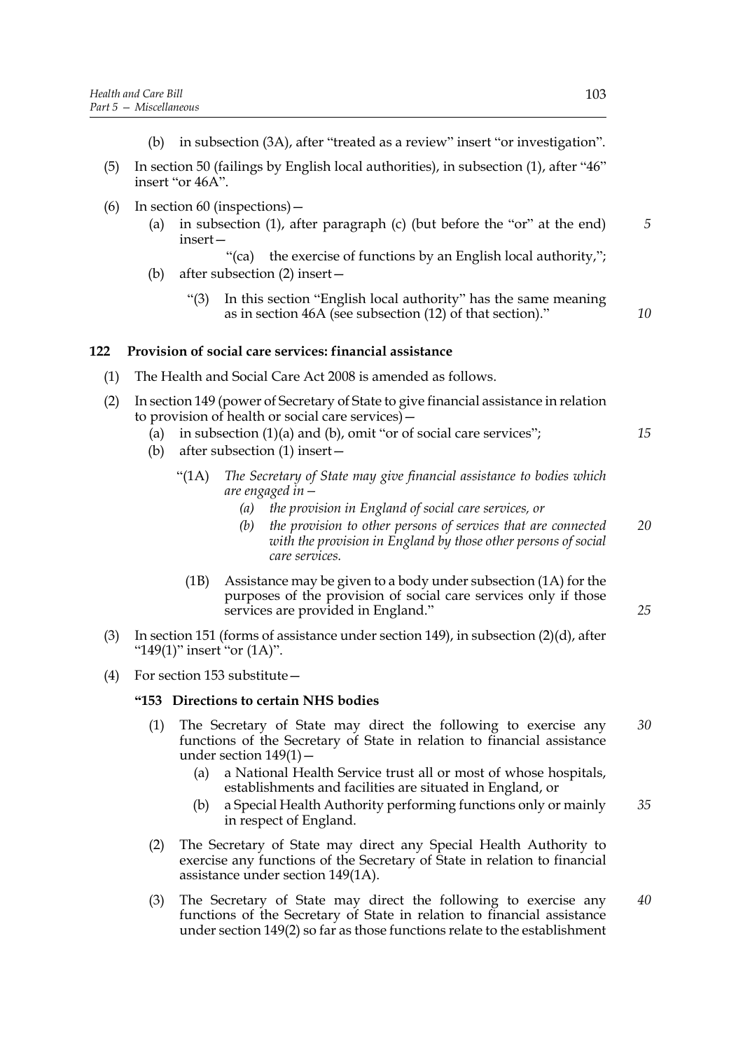(b) in subsection (3A), after "treated as a review" insert "or investigation".

(5) In section 50 (failings by English local authorities), in subsection (1), after "46" insert "or 46A".

(6) In section 60 (inspections)—

(a) in subsection (1), after paragraph (c) (but before the "or" at the end) insert—

"(ca) the exercise of functions by an English local authority,";

(b) after subsection (2) insert—

"(3) In this section "English local authority" has the same meaning as in section 46A (see subsection (12) of that section)."

### 122 Provision of social care services: financial assistance

(1) The Health and Social Care Act 2008 is amended as follows.

(2) In section 149 (power of Secretary of State to give financial assistance in relation to provision of health or social care services)—

(a) in subsection (1)(a) and (b), omit "or of social care services";

(b) after subsection (1) insert—

"(1A) *The Secretary of State may give financial assistance to bodies which are engaged in—*

*(a) the provision in England of social care services, or*

*(b) the provision to other persons of services that are connected with the provision in England by those other persons of social care services.*

(1B) Assistance may be given to a body under subsection (1A) for the purposes of the provision of social care services only if those services are provided in England."

(3) In section 151 (forms of assistance under section 149), in subsection (2)(d), after "149(1)" insert "or (1A)".

(4) For section 153 substitute—

**"153 Directions to certain NHS bodies**

(1) The Secretary of State may direct the following to exercise any functions of the Secretary of State in relation to financial assistance under section 149(1)—

(a) a National Health Service trust all or most of whose hospitals, establishments and facilities are situated in England, or

(b) a Special Health Authority performing functions only or mainly in respect of England.

(2) The Secretary of State may direct any Special Health Authority to exercise any functions of the Secretary of State in relation to financial assistance under section 149(1A).

(3) The Secretary of State may direct the following to exercise any functions of the Secretary of State in relation to financial assistance under section 149(2) so far as those functions relate to the establishment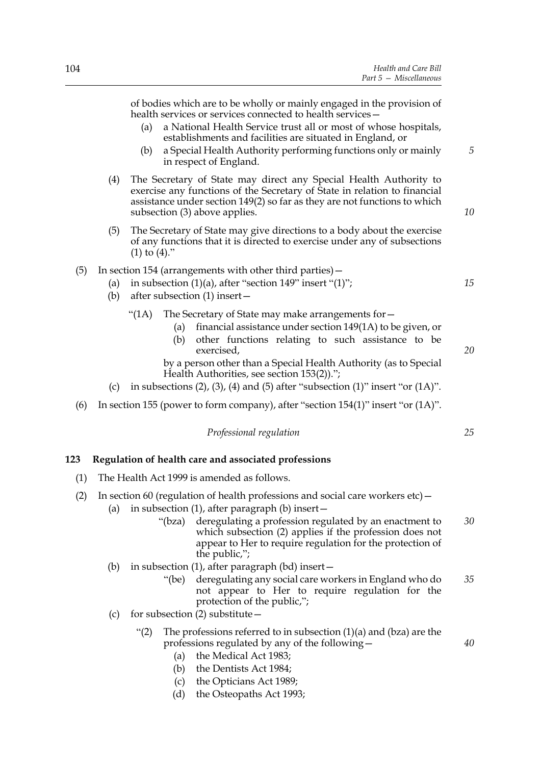of bodies which are to be wholly or mainly engaged in the provision of health services or services connected to health services—

(a) a National Health Service trust all or most of whose hospitals, establishments and facilities are situated in England, or

(b) a Special Health Authority performing functions only or mainly in respect of England.

(4) The Secretary of State may direct any Special Health Authority to exercise any functions of the Secretary of State in relation to financial assistance under section 149(2) so far as they are not functions to which subsection (3) above applies.

(5) The Secretary of State may give directions to a body about the exercise of any functions that it is directed to exercise under any of subsections (1) to (4)."

(5) In section 154 (arrangements with other third parties)—

(a) in subsection (1)(a), after "section 149" insert "(1)";

(b) after subsection (1) insert—

"(1A) The Secretary of State may make arrangements for—

(a) financial assistance under section 149(1A) to be given, or

(b) other functions relating to such assistance to be exercised,

by a person other than a Special Health Authority (as to Special Health Authorities, see section 153(2)).";

(c) in subsections (2), (3), (4) and (5) after "subsection (1)" insert "or (1A)".

(6) In section 155 (power to form company), after "section 154(1)" insert "or (1A)".

*Professional regulation*

## 123 Regulation of health care and associated professions

(1) The Health Act 1999 is amended as follows.

(2) In section 60 (regulation of health professions and social care workers etc)—

(a) in subsection (1), after paragraph (b) insert—

"(bza) deregulating a profession regulated by an enactment to which subsection (2) applies if the profession does not appear to Her to require regulation for the protection of the public,";

(b) in subsection (1), after paragraph (bd) insert—

"(be) deregulating any social care workers in England who do not appear to Her to require regulation for the protection of the public,";

(c) for subsection (2) substitute—

"(2) The professions referred to in subsection (1)(a) and (bza) are the professions regulated by any of the following—

(a) the Medical Act 1983;

(b) the Dentists Act 1984;

(c) the Opticians Act 1989;

(d) the Osteopaths Act 1993;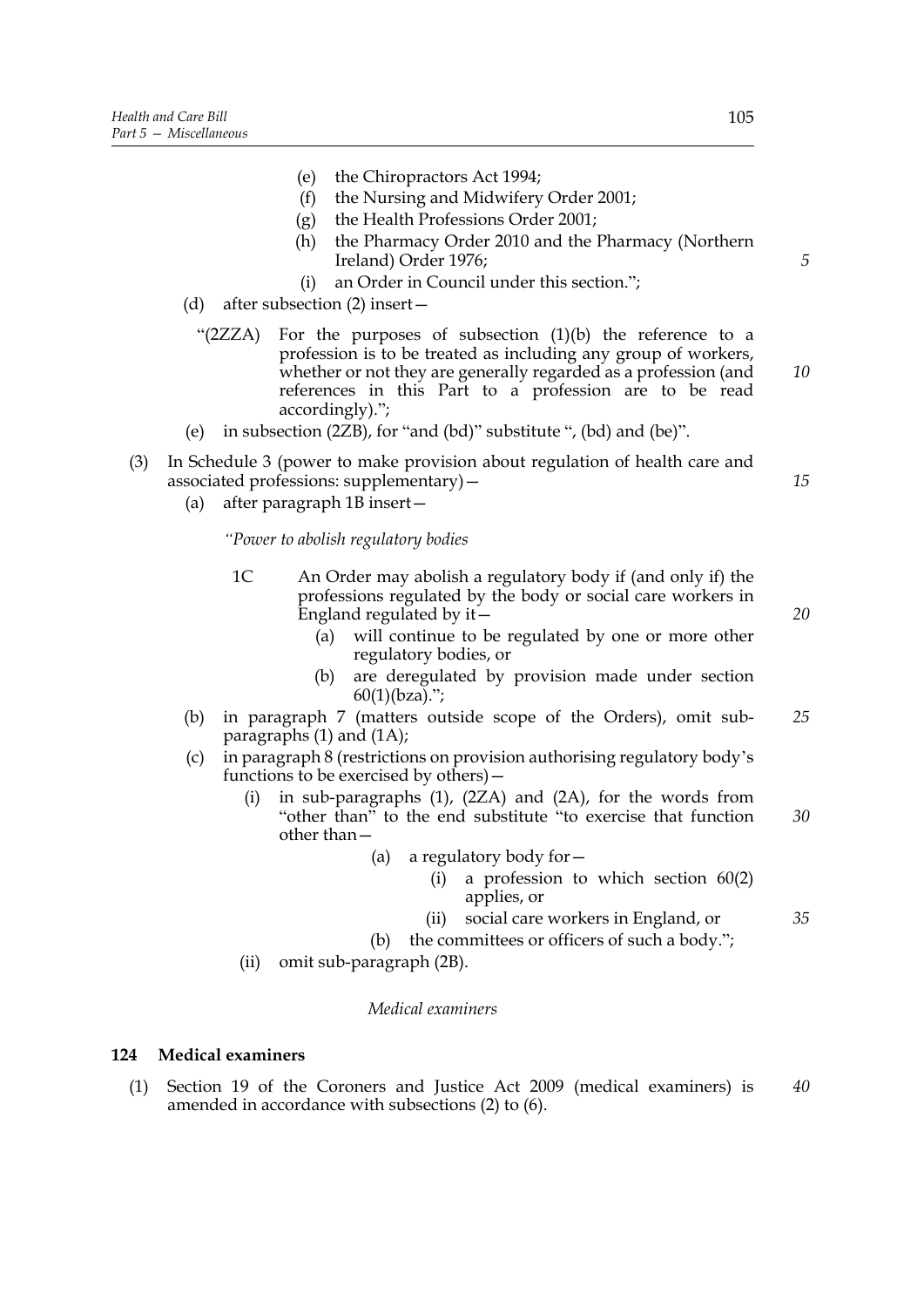(e) the Chiropractors Act 1994;

(f) the Nursing and Midwifery Order 2001;

(g) the Health Professions Order 2001;

(h) the Pharmacy Order 2010 and the Pharmacy (Northern Ireland) Order 1976;

(i) an Order in Council under this section.";

(d) after subsection (2) insert—

"(2ZZA) For the purposes of subsection (1)(b) the reference to a profession is to be treated as including any group of workers, whether or not they are generally regarded as a profession (and references in this Part to a profession are to be read accordingly).";

(e) in subsection (2ZB), for "and (bd)" substitute ", (bd) and (be)".

(3) In Schedule 3 (power to make provision about regulation of health care and associated professions: supplementary)—

(a) after paragraph 1B insert—

*"Power to abolish regulatory bodies*

1C An Order may abolish a regulatory body if (and only if) the professions regulated by the body or social care workers in England regulated by it—

(a) will continue to be regulated by one or more other regulatory bodies, or

(b) are deregulated by provision made under section 60(1)(bza).";

(b) in paragraph 7 (matters outside scope of the Orders), omit sub-paragraphs (1) and (1A);

(c) in paragraph 8 (restrictions on provision authorising regulatory body's functions to be exercised by others)—

(i) in sub-paragraphs (1), (2ZA) and (2A), for the words from "other than" to the end substitute "to exercise that function other than—

(a) a regulatory body for—

(i) a profession to which section 60(2) applies, or

(ii) social care workers in England, or

(b) the committees or officers of such a body.";

(ii) omit sub-paragraph (2B).

*Medical examiners*

**124 Medical examiners**

(1) Section 19 of the Coroners and Justice Act 2009 (medical examiners) is amended in accordance with subsections (2) to (6).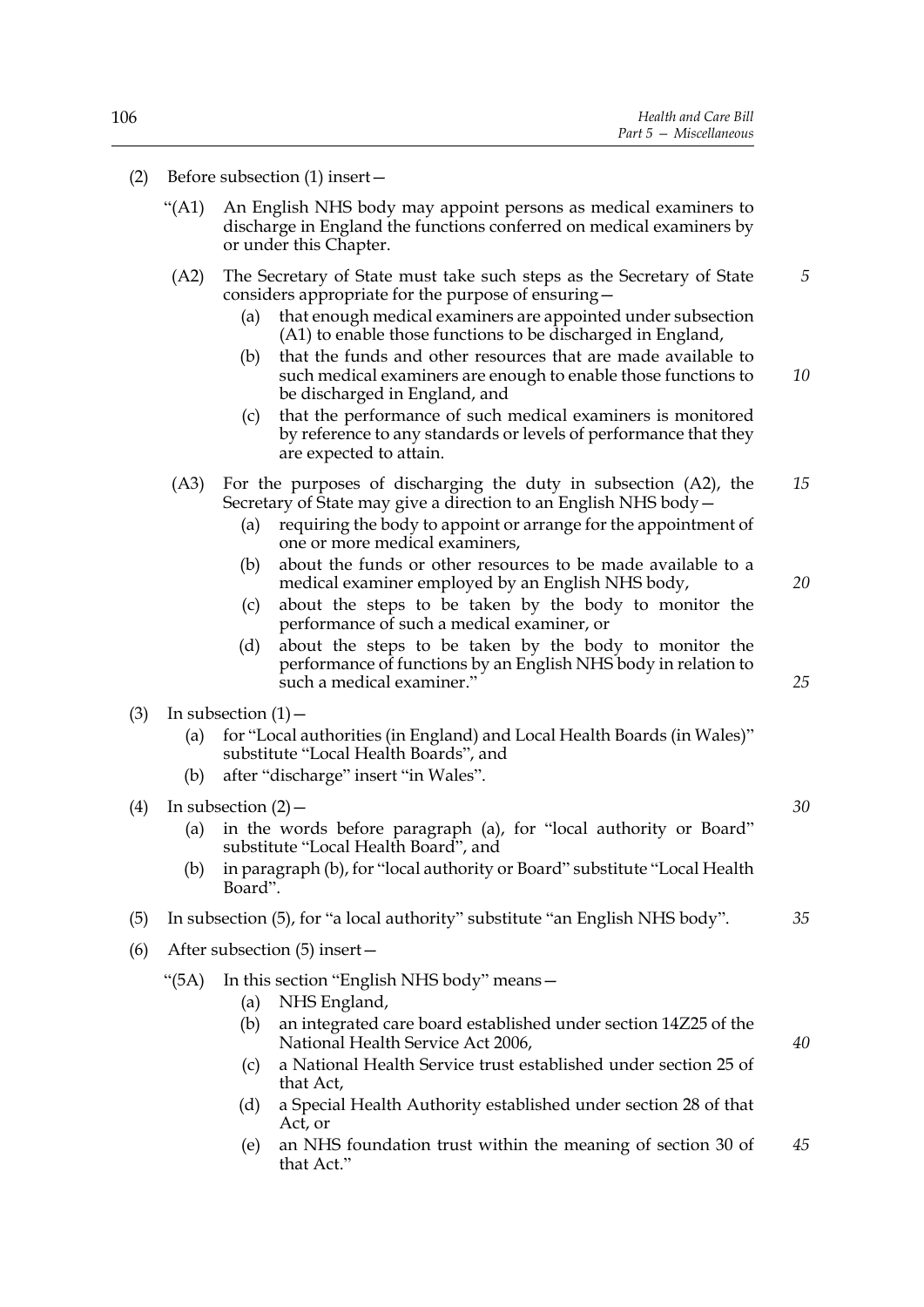(2) Before subsection (1) insert—

"(A1) An English NHS body may appoint persons as medical examiners to discharge in England the functions conferred on medical examiners by or under this Chapter.

(A2) The Secretary of State must take such steps as the Secretary of State considers appropriate for the purpose of ensuring—

(a) that enough medical examiners are appointed under subsection (A1) to enable those functions to be discharged in England,

(b) that the funds and other resources that are made available to such medical examiners are enough to enable those functions to be discharged in England, and

(c) that the performance of such medical examiners is monitored by reference to any standards or levels of performance that they are expected to attain.

(A3) For the purposes of discharging the duty in subsection (A2), the Secretary of State may give a direction to an English NHS body—

(a) requiring the body to appoint or arrange for the appointment of one or more medical examiners,

(b) about the funds or other resources to be made available to a medical examiner employed by an English NHS body,

(c) about the steps to be taken by the body to monitor the performance of such a medical examiner, or

(d) about the steps to be taken by the body to monitor the performance of functions by an English NHS body in relation to such a medical examiner."

(3) In subsection (1)—

(a) for "Local authorities (in England) and Local Health Boards (in Wales)" substitute "Local Health Boards", and

(b) after "discharge" insert "in Wales".

(4) In subsection (2)—

(a) in the words before paragraph (a), for "local authority or Board" substitute "Local Health Board", and

(b) in paragraph (b), for "local authority or Board" substitute "Local Health Board".

(5) In subsection (5), for "a local authority" substitute "an English NHS body".

(6) After subsection (5) insert—

"(5A) In this section "English NHS body" means—

(a) NHS England,

(b) an integrated care board established under section 14Z25 of the National Health Service Act 2006,

(c) a National Health Service trust established under section 25 of that Act,

(d) a Special Health Authority established under section 28 of that Act, or

(e) an NHS foundation trust within the meaning of section 30 of that Act."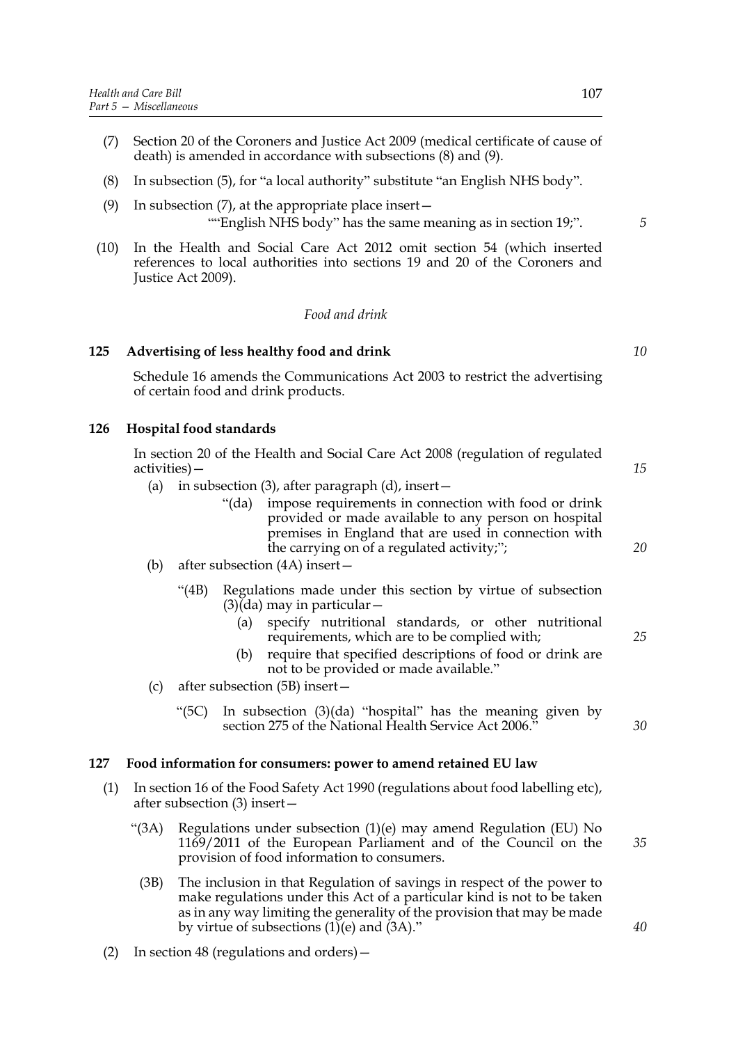(7) Section 20 of the Coroners and Justice Act 2009 (medical certificate of cause of death) is amended in accordance with subsections (8) and (9).

(8) In subsection (5), for "a local authority" substitute "an English NHS body".

(9) In subsection (7), at the appropriate place insert—

""English NHS body" has the same meaning as in section 19;".

(10) In the Health and Social Care Act 2012 omit section 54 (which inserted references to local authorities into sections 19 and 20 of the Coroners and Justice Act 2009).

*Food and drink*

**125 Advertising of less healthy food and drink**

Schedule 16 amends the Communications Act 2003 to restrict the advertising of certain food and drink products.

**126 Hospital food standards**

In section 20 of the Health and Social Care Act 2008 (regulation of regulated activities)—

(a) in subsection (3), after paragraph (d), insert—

"(da) impose requirements in connection with food or drink provided or made available to any person on hospital premises in England that are used in connection with the carrying on of a regulated activity;";

(b) after subsection (4A) insert—

"(4B) Regulations made under this section by virtue of subsection (3)(da) may in particular—

(a) specify nutritional standards, or other nutritional requirements, which are to be complied with;

(b) require that specified descriptions of food or drink are not to be provided or made available."

(c) after subsection (5B) insert—

"(5C) In subsection (3)(da) "hospital" has the meaning given by section 275 of the National Health Service Act 2006."

**127 Food information for consumers: power to amend retained EU law**

(1) In section 16 of the Food Safety Act 1990 (regulations about food labelling etc), after subsection (3) insert—

"(3A) Regulations under subsection (1)(e) may amend Regulation (EU) No 1169/2011 of the European Parliament and of the Council on the provision of food information to consumers.

(3B) The inclusion in that Regulation of savings in respect of the power to make regulations under this Act of a particular kind is not to be taken as in any way limiting the generality of the provision that may be made by virtue of subsections (1)(e) and (3A)."

(2) In section 48 (regulations and orders)—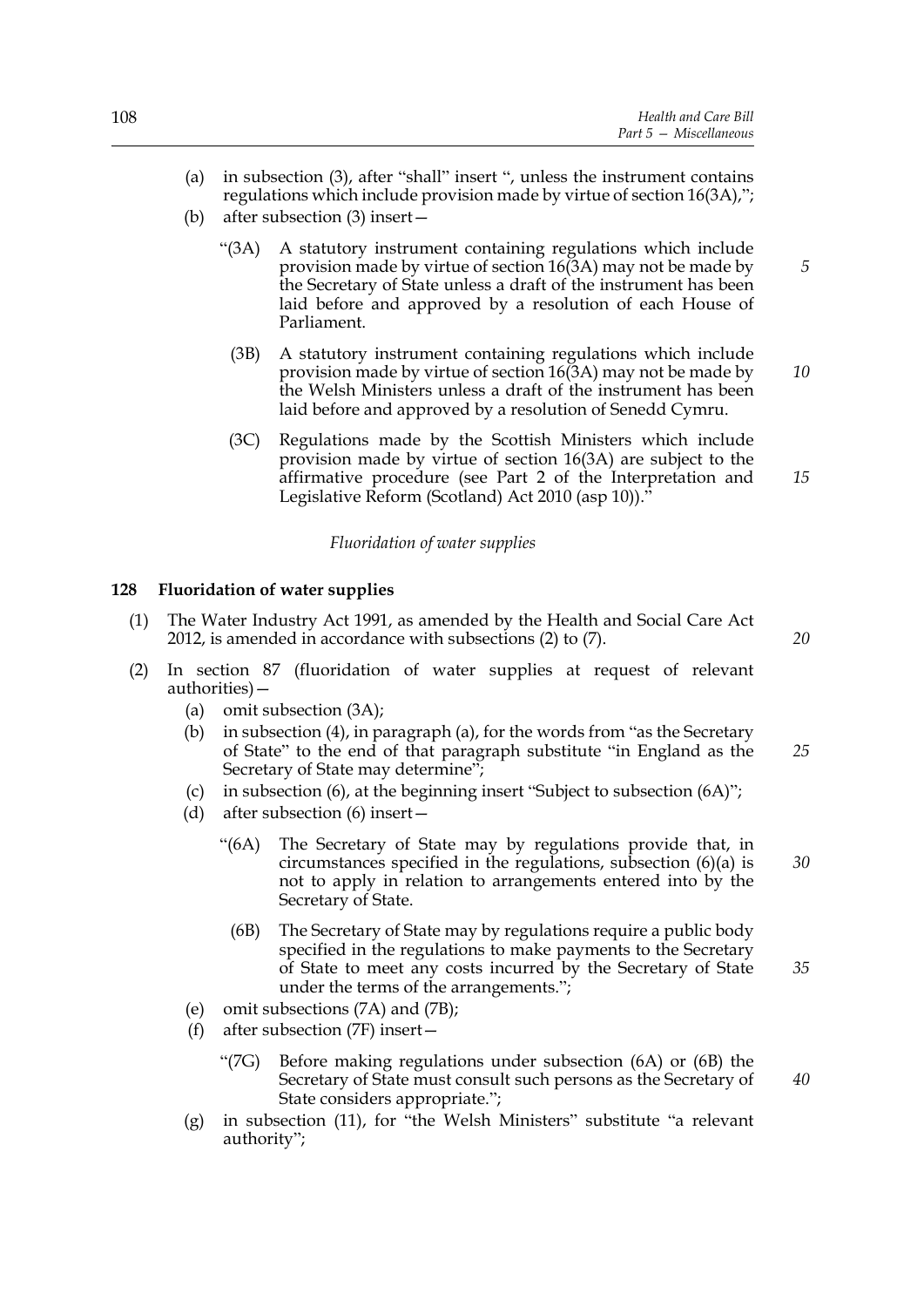(a) in subsection (3), after "shall" insert ", unless the instrument contains regulations which include provision made by virtue of section 16(3A),";

(b) after subsection (3) insert—

"(3A) A statutory instrument containing regulations which include provision made by virtue of section 16(3A) may not be made by the Secretary of State unless a draft of the instrument has been laid before and approved by a resolution of each House of Parliament.

(3B) A statutory instrument containing regulations which include provision made by virtue of section 16(3A) may not be made by the Welsh Ministers unless a draft of the instrument has been laid before and approved by a resolution of Senedd Cymru.

(3C) Regulations made by the Scottish Ministers which include provision made by virtue of section 16(3A) are subject to the affirmative procedure (see Part 2 of the Interpretation and Legislative Reform (Scotland) Act 2010 (asp 10))."

*Fluoridation of water supplies*

**128 Fluoridation of water supplies**

(1) The Water Industry Act 1991, as amended by the Health and Social Care Act 2012, is amended in accordance with subsections (2) to (7).

(2) In section 87 (fluoridation of water supplies at request of relevant authorities)—

(a) omit subsection (3A);

(b) in subsection (4), in paragraph (a), for the words from "as the Secretary of State" to the end of that paragraph substitute "in England as the Secretary of State may determine";

(c) in subsection (6), at the beginning insert "Subject to subsection (6A)";

(d) after subsection (6) insert—

"(6A) The Secretary of State may by regulations provide that, in circumstances specified in the regulations, subsection (6)(a) is not to apply in relation to arrangements entered into by the Secretary of State.

(6B) The Secretary of State may by regulations require a public body specified in the regulations to make payments to the Secretary of State to meet any costs incurred by the Secretary of State under the terms of the arrangements.";

(e) omit subsections (7A) and (7B);

(f) after subsection (7F) insert—

"(7G) Before making regulations under subsection (6A) or (6B) the Secretary of State must consult such persons as the Secretary of State considers appropriate.";

(g) in subsection (11), for "the Welsh Ministers" substitute "a relevant authority";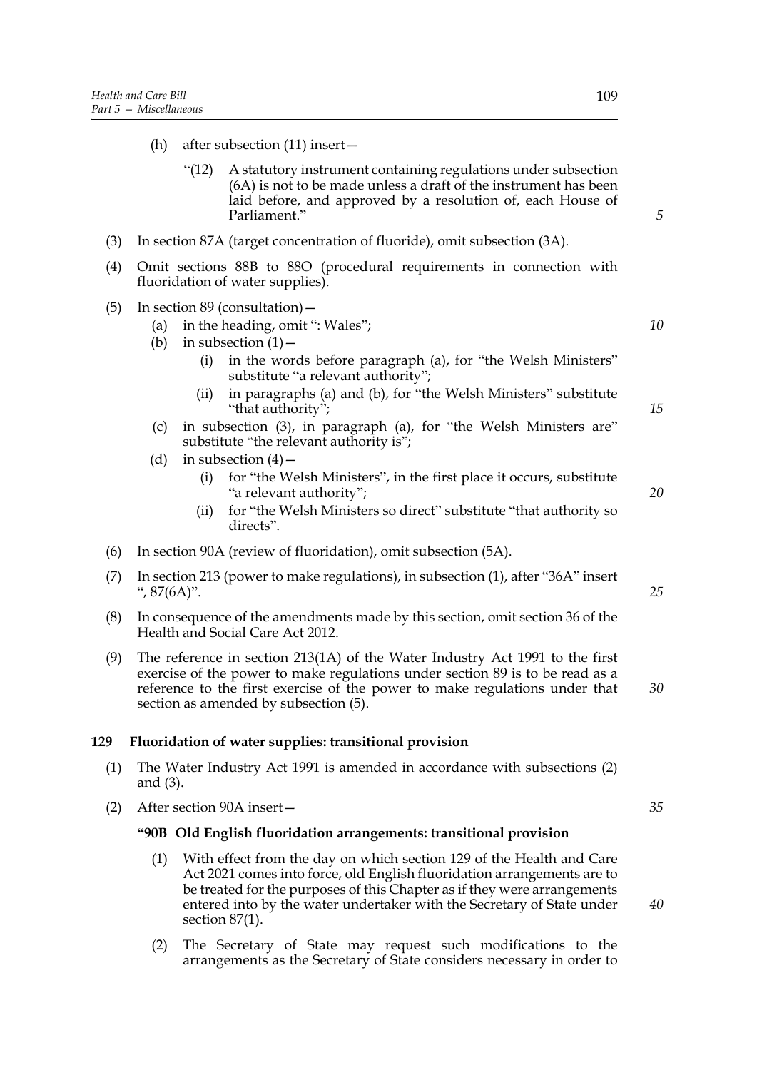(h) after subsection (11) insert—

"(12) A statutory instrument containing regulations under subsection (6A) is not to be made unless a draft of the instrument has been laid before, and approved by a resolution of, each House of Parliament."

(3) In section 87A (target concentration of fluoride), omit subsection (3A).

(4) Omit sections 88B to 88O (procedural requirements in connection with fluoridation of water supplies).

(5) In section 89 (consultation)—

(a) in the heading, omit ": Wales";

(b) in subsection (1)—

(i) in the words before paragraph (a), for "the Welsh Ministers" substitute "a relevant authority";

(ii) in paragraphs (a) and (b), for "the Welsh Ministers" substitute "that authority";

(c) in subsection (3), in paragraph (a), for "the Welsh Ministers are" substitute "the relevant authority is";

(d) in subsection (4)—

(i) for "the Welsh Ministers", in the first place it occurs, substitute "a relevant authority";

(ii) for "the Welsh Ministers so direct" substitute "that authority so directs".

(6) In section 90A (review of fluoridation), omit subsection (5A).

(7) In section 213 (power to make regulations), in subsection (1), after "36A" insert ", 87(6A)".

(8) In consequence of the amendments made by this section, omit section 36 of the Health and Social Care Act 2012.

(9) The reference in section 213(1A) of the Water Industry Act 1991 to the first exercise of the power to make regulations under section 89 is to be read as a reference to the first exercise of the power to make regulations under that section as amended by subsection (5).

## 129 Fluoridation of water supplies: transitional provision

(1) The Water Industry Act 1991 is amended in accordance with subsections (2) and (3).

(2) After section 90A insert—

**"90B Old English fluoridation arrangements: transitional provision**

(1) With effect from the day on which section 129 of the Health and Care Act 2021 comes into force, old English fluoridation arrangements are to be treated for the purposes of this Chapter as if they were arrangements entered into by the water undertaker with the Secretary of State under section 87(1).

(2) The Secretary of State may request such modifications to the arrangements as the Secretary of State considers necessary in order to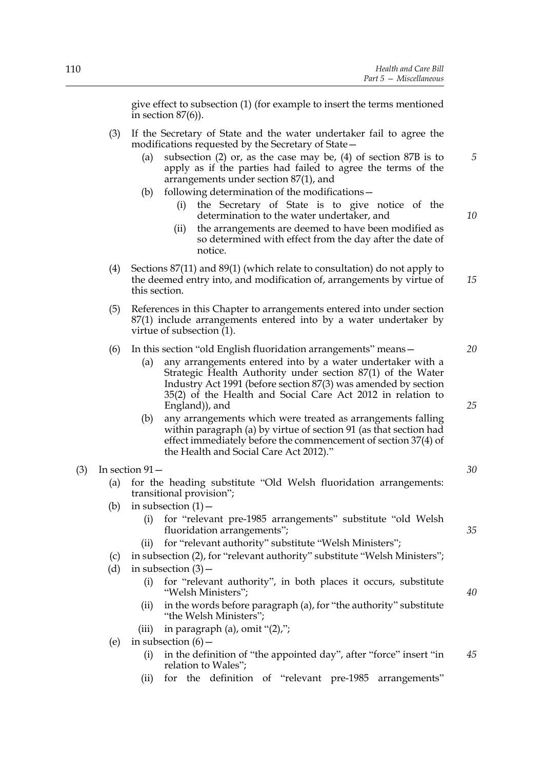give effect to subsection (1) (for example to insert the terms mentioned in section 87(6)).

(3) If the Secretary of State and the water undertaker fail to agree the modifications requested by the Secretary of State—

(a) subsection (2) or, as the case may be, (4) of section 87B is to apply as if the parties had failed to agree the terms of the arrangements under section 87(1), and

(b) following determination of the modifications—

(i) the Secretary of State is to give notice of the determination to the water undertaker, and

(ii) the arrangements are deemed to have been modified as so determined with effect from the day after the date of notice.

(4) Sections 87(11) and 89(1) (which relate to consultation) do not apply to the deemed entry into, and modification of, arrangements by virtue of this section.

(5) References in this Chapter to arrangements entered into under section 87(1) include arrangements entered into by a water undertaker by virtue of subsection (1).

(6) In this section "old English fluoridation arrangements" means—

(a) any arrangements entered into by a water undertaker with a Strategic Health Authority under section 87(1) of the Water Industry Act 1991 (before section 87(3) was amended by section 35(2) of the Health and Social Care Act 2012 in relation to England)), and

(b) any arrangements which were treated as arrangements falling within paragraph (a) by virtue of section 91 (as that section had effect immediately before the commencement of section 37(4) of the Health and Social Care Act 2012)."

(3) In section 91—

(a) for the heading substitute "Old Welsh fluoridation arrangements: transitional provision";

(b) in subsection (1)—

(i) for "relevant pre-1985 arrangements" substitute "old Welsh fluoridation arrangements";

(ii) for "relevant authority" substitute "Welsh Ministers";

(c) in subsection (2), for "relevant authority" substitute "Welsh Ministers";

(d) in subsection (3)—

(i) for "relevant authority", in both places it occurs, substitute "Welsh Ministers";

(ii) in the words before paragraph (a), for "the authority" substitute "the Welsh Ministers";

(iii) in paragraph (a), omit "(2),";

(e) in subsection (6)—

(i) in the definition of "the appointed day", after "force" insert "in relation to Wales";

(ii) for the definition of "relevant pre-1985 arrangements"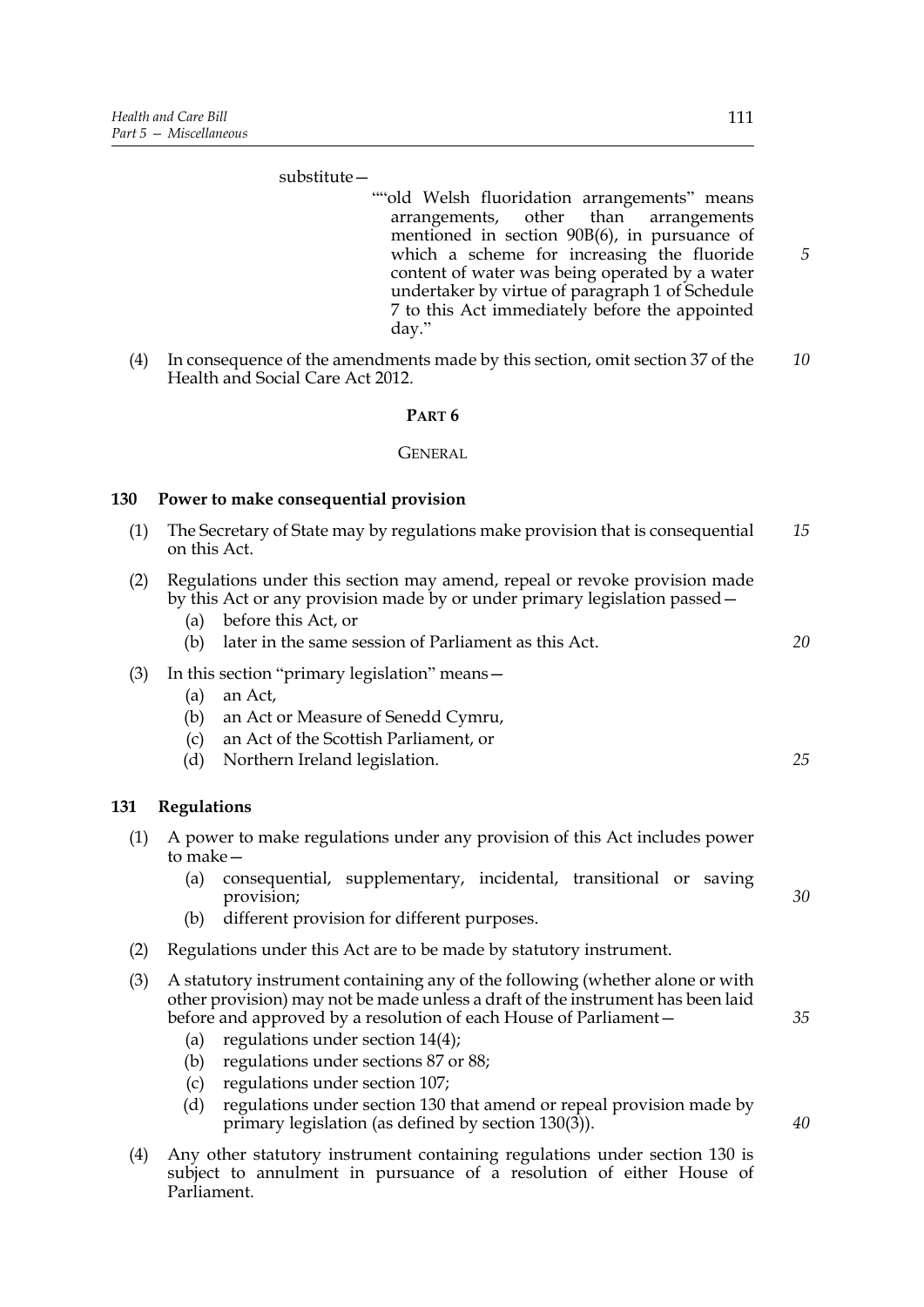substitute—

> ""old Welsh fluoridation arrangements" means arrangements, other than arrangements mentioned in section 90B(6), in pursuance of which a scheme for increasing the fluoride content of water was being operated by a water undertaker by virtue of paragraph 1 of Schedule 7 to this Act immediately before the appointed day."

(4) In consequence of the amendments made by this section, omit section 37 of the Health and Social Care Act 2012.

## PART 6

## GENERAL

### 130 Power to make consequential provision

(1) The Secretary of State may by regulations make provision that is consequential on this Act.

(2) Regulations under this section may amend, repeal or revoke provision made by this Act or any provision made by or under primary legislation passed—

- (a) before this Act, or
- (b) later in the same session of Parliament as this Act.

(3) In this section "primary legislation" means—

- (a) an Act,
- (b) an Act or Measure of Senedd Cymru,
- (c) an Act of the Scottish Parliament, or
- (d) Northern Ireland legislation.

### 131 Regulations

(1) A power to make regulations under any provision of this Act includes power to make—

- (a) consequential, supplementary, incidental, transitional or saving provision;
- (b) different provision for different purposes.

(2) Regulations under this Act are to be made by statutory instrument.

(3) A statutory instrument containing any of the following (whether alone or with other provision) may not be made unless a draft of the instrument has been laid before and approved by a resolution of each House of Parliament—

- (a) regulations under section 14(4);
- (b) regulations under sections 87 or 88;
- (c) regulations under section 107;
- (d) regulations under section 130 that amend or repeal provision made by primary legislation (as defined by section 130(3)).

(4) Any other statutory instrument containing regulations under section 130 is subject to annulment in pursuance of a resolution of either House of Parliament.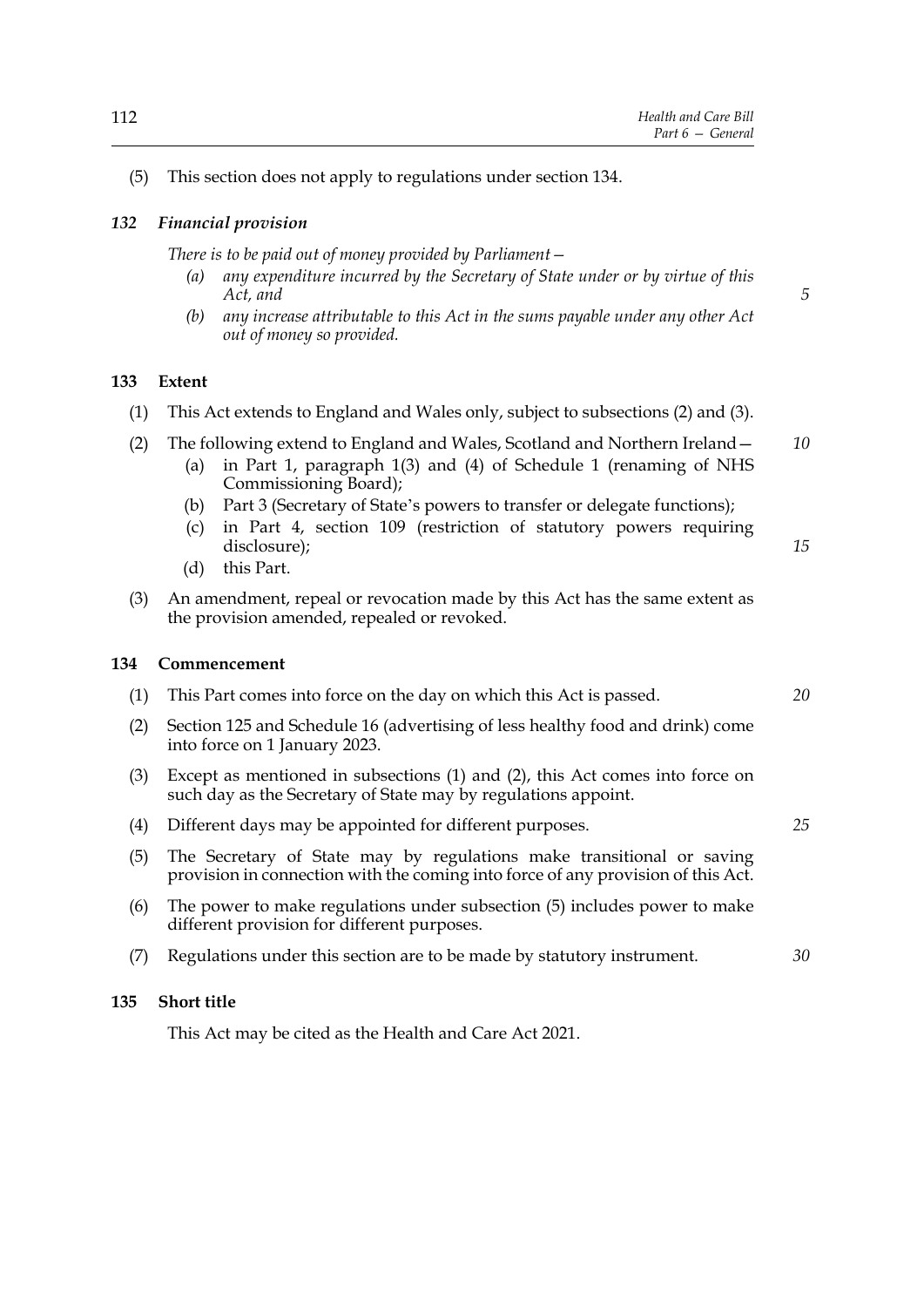(5) This section does not apply to regulations under section 134.

### *132 Financial provision*

*There is to be paid out of money provided by Parliament—*

*(a) any expenditure incurred by the Secretary of State under or by virtue of this Act, and*

*(b) any increase attributable to this Act in the sums payable under any other Act out of money so provided.*

### 133 Extent

(1) This Act extends to England and Wales only, subject to subsections (2) and (3).

(2) The following extend to England and Wales, Scotland and Northern Ireland—

(a) in Part 1, paragraph 1(3) and (4) of Schedule 1 (renaming of NHS Commissioning Board);

(b) Part 3 (Secretary of State's powers to transfer or delegate functions);

(c) in Part 4, section 109 (restriction of statutory powers requiring disclosure);

(d) this Part.

(3) An amendment, repeal or revocation made by this Act has the same extent as the provision amended, repealed or revoked.

### 134 Commencement

(1) This Part comes into force on the day on which this Act is passed.

(2) Section 125 and Schedule 16 (advertising of less healthy food and drink) come into force on 1 January 2023.

(3) Except as mentioned in subsections (1) and (2), this Act comes into force on such day as the Secretary of State may by regulations appoint.

(4) Different days may be appointed for different purposes.

(5) The Secretary of State may by regulations make transitional or saving provision in connection with the coming into force of any provision of this Act.

(6) The power to make regulations under subsection (5) includes power to make different provision for different purposes.

(7) Regulations under this section are to be made by statutory instrument.

### 135 Short title

This Act may be cited as the Health and Care Act 2021.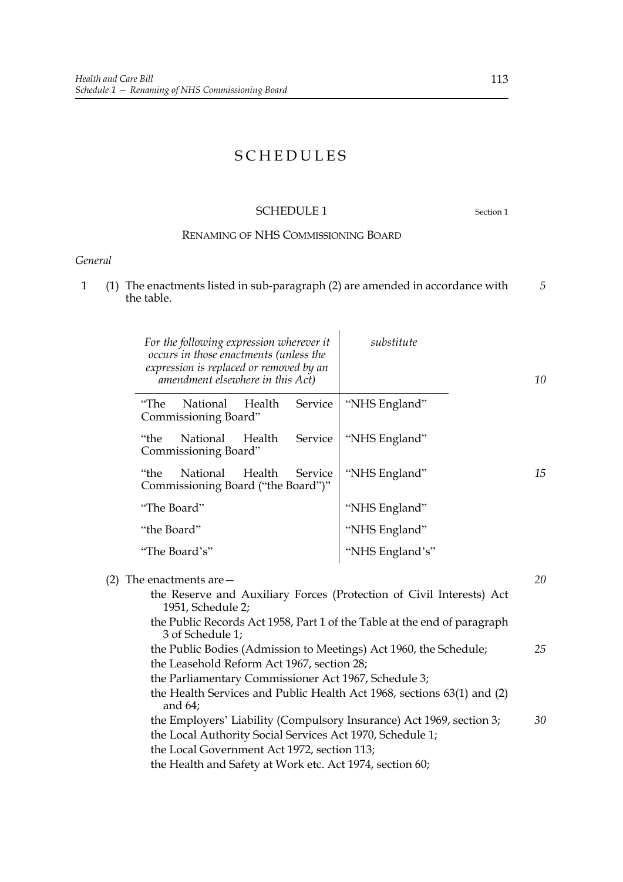# SCHEDULES

## SCHEDULE 1

Section 1

### RENAMING OF NHS COMMISSIONING BOARD

*General*

1 (1) The enactments listed in sub-paragraph (2) are amended in accordance with the table.

| *For the following expression wherever it occurs in those enactments (unless the expression is replaced or removed by an amendment elsewhere in this Act)* | *substitute* |
|---|---|
| "The National Health Service Commissioning Board" | "NHS England" |
| "the National Health Service Commissioning Board" | "NHS England" |
| "the National Health Service Commissioning Board ("the Board")" | "NHS England" |
| "The Board" | "NHS England" |
| "the Board" | "NHS England" |
| "The Board's" | "NHS England's" |

(2) The enactments are—

the Reserve and Auxiliary Forces (Protection of Civil Interests) Act 1951, Schedule 2;

the Public Records Act 1958, Part 1 of the Table at the end of paragraph 3 of Schedule 1;

the Public Bodies (Admission to Meetings) Act 1960, the Schedule;

the Leasehold Reform Act 1967, section 28;

the Parliamentary Commissioner Act 1967, Schedule 3;

the Health Services and Public Health Act 1968, sections 63(1) and (2) and 64;

the Employers' Liability (Compulsory Insurance) Act 1969, section 3;

the Local Authority Social Services Act 1970, Schedule 1;

the Local Government Act 1972, section 113;

the Health and Safety at Work etc. Act 1974, section 60;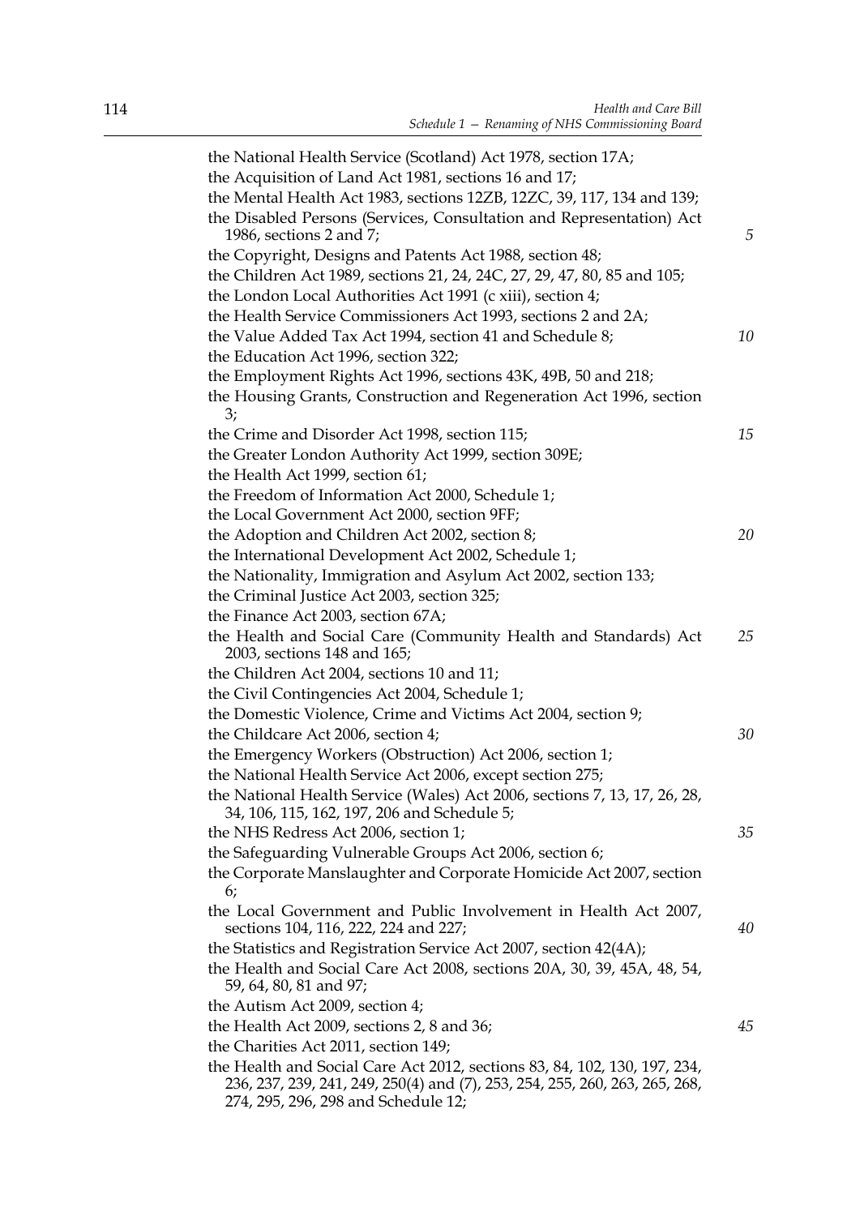the National Health Service (Scotland) Act 1978, section 17A;
the Acquisition of Land Act 1981, sections 16 and 17;
the Mental Health Act 1983, sections 12ZB, 12ZC, 39, 117, 134 and 139;
the Disabled Persons (Services, Consultation and Representation) Act 1986, sections 2 and 7;
the Copyright, Designs and Patents Act 1988, section 48;
the Children Act 1989, sections 21, 24, 24C, 27, 29, 47, 80, 85 and 105;
the London Local Authorities Act 1991 (c xiii), section 4;
the Health Service Commissioners Act 1993, sections 2 and 2A;
the Value Added Tax Act 1994, section 41 and Schedule 8;
the Education Act 1996, section 322;
the Employment Rights Act 1996, sections 43K, 49B, 50 and 218;
the Housing Grants, Construction and Regeneration Act 1996, section 3;
the Crime and Disorder Act 1998, section 115;
the Greater London Authority Act 1999, section 309E;
the Health Act 1999, section 61;
the Freedom of Information Act 2000, Schedule 1;
the Local Government Act 2000, section 9FF;
the Adoption and Children Act 2002, section 8;
the International Development Act 2002, Schedule 1;
the Nationality, Immigration and Asylum Act 2002, section 133;
the Criminal Justice Act 2003, section 325;
the Finance Act 2003, section 67A;
the Health and Social Care (Community Health and Standards) Act 2003, sections 148 and 165;
the Children Act 2004, sections 10 and 11;
the Civil Contingencies Act 2004, Schedule 1;
the Domestic Violence, Crime and Victims Act 2004, section 9;
the Childcare Act 2006, section 4;
the Emergency Workers (Obstruction) Act 2006, section 1;
the National Health Service Act 2006, except section 275;
the National Health Service (Wales) Act 2006, sections 7, 13, 17, 26, 28, 34, 106, 115, 162, 197, 206 and Schedule 5;
the NHS Redress Act 2006, section 1;
the Safeguarding Vulnerable Groups Act 2006, section 6;
the Corporate Manslaughter and Corporate Homicide Act 2007, section 6;
the Local Government and Public Involvement in Health Act 2007, sections 104, 116, 222, 224 and 227;
the Statistics and Registration Service Act 2007, section 42(4A);
the Health and Social Care Act 2008, sections 20A, 30, 39, 45A, 48, 54, 59, 64, 80, 81 and 97;
the Autism Act 2009, section 4;
the Health Act 2009, sections 2, 8 and 36;
the Charities Act 2011, section 149;
the Health and Social Care Act 2012, sections 83, 84, 102, 130, 197, 234, 236, 237, 239, 241, 249, 250(4) and (7), 253, 254, 255, 260, 263, 265, 268, 274, 295, 296, 298 and Schedule 12;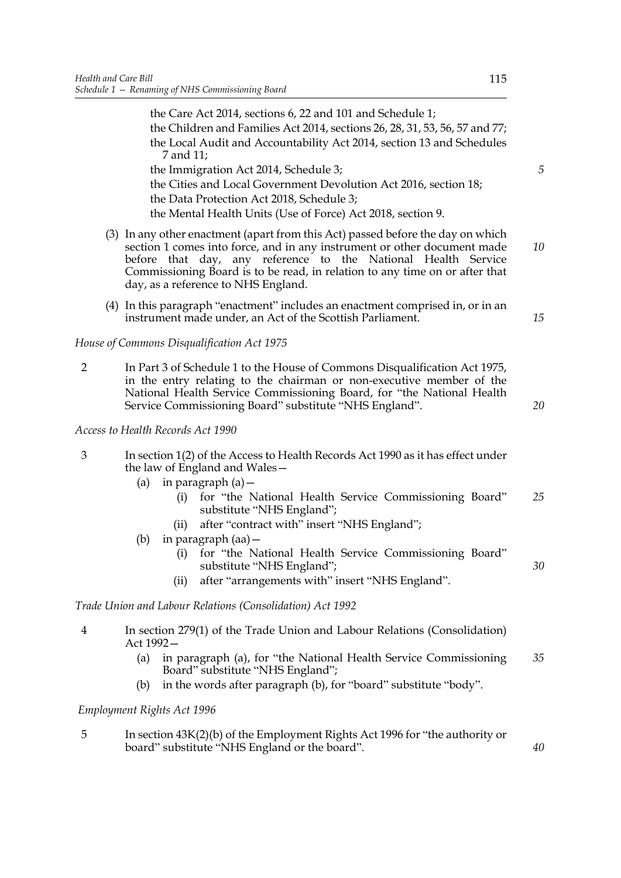the Care Act 2014, sections 6, 22 and 101 and Schedule 1;
the Children and Families Act 2014, sections 26, 28, 31, 53, 56, 57 and 77;
the Local Audit and Accountability Act 2014, section 13 and Schedules 7 and 11;
the Immigration Act 2014, Schedule 3;
the Cities and Local Government Devolution Act 2016, section 18;
the Data Protection Act 2018, Schedule 3;
the Mental Health Units (Use of Force) Act 2018, section 9.

(3) In any other enactment (apart from this Act) passed before the day on which section 1 comes into force, and in any instrument or other document made before that day, any reference to the National Health Service Commissioning Board is to be read, in relation to any time on or after that day, as a reference to NHS England.

(4) In this paragraph "enactment" includes an enactment comprised in, or in an instrument made under, an Act of the Scottish Parliament.

*House of Commons Disqualification Act 1975*

2 In Part 3 of Schedule 1 to the House of Commons Disqualification Act 1975, in the entry relating to the chairman or non-executive member of the National Health Service Commissioning Board, for "the National Health Service Commissioning Board" substitute "NHS England".

*Access to Health Records Act 1990*

3 In section 1(2) of the Access to Health Records Act 1990 as it has effect under the law of England and Wales—
 (a) in paragraph (a)—
  (i) for "the National Health Service Commissioning Board" substitute "NHS England";
  (ii) after "contract with" insert "NHS England";
 (b) in paragraph (aa)—
  (i) for "the National Health Service Commissioning Board" substitute "NHS England";
  (ii) after "arrangements with" insert "NHS England".

*Trade Union and Labour Relations (Consolidation) Act 1992*

4 In section 279(1) of the Trade Union and Labour Relations (Consolidation) Act 1992—
 (a) in paragraph (a), for "the National Health Service Commissioning Board" substitute "NHS England";
 (b) in the words after paragraph (b), for "board" substitute "body".

*Employment Rights Act 1996*

5 In section 43K(2)(b) of the Employment Rights Act 1996 for "the authority or board" substitute "NHS England or the board".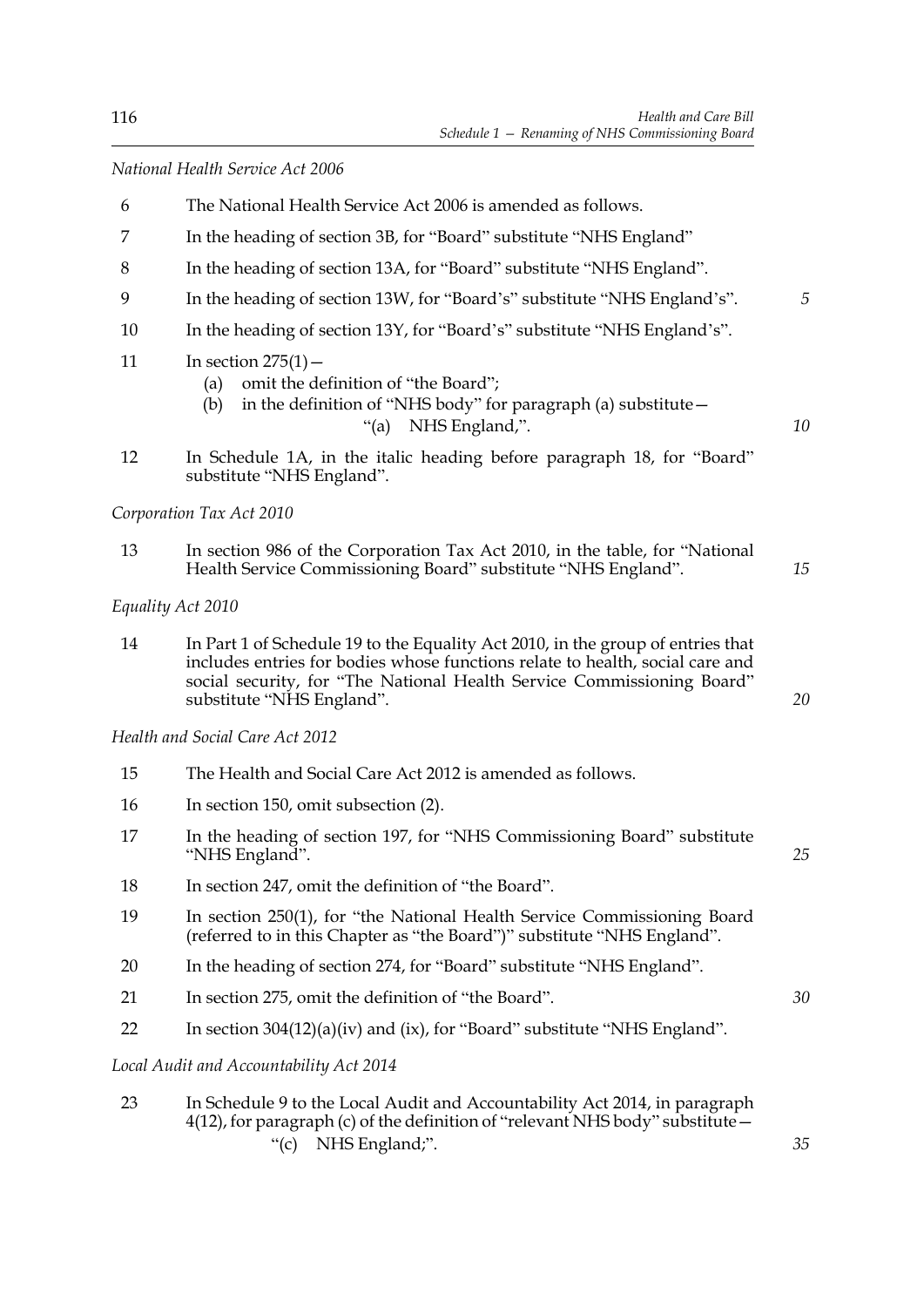*National Health Service Act 2006*

6 The National Health Service Act 2006 is amended as follows.

7 In the heading of section 3B, for "Board" substitute "NHS England"

8 In the heading of section 13A, for "Board" substitute "NHS England".

9 In the heading of section 13W, for "Board's" substitute "NHS England's".

10 In the heading of section 13Y, for "Board's" substitute "NHS England's".

11 In section 275(1)—

(a) omit the definition of "the Board";

(b) in the definition of "NHS body" for paragraph (a) substitute—

"(a) NHS England,".

12 In Schedule 1A, in the italic heading before paragraph 18, for "Board" substitute "NHS England".

*Corporation Tax Act 2010*

13 In section 986 of the Corporation Tax Act 2010, in the table, for "National Health Service Commissioning Board" substitute "NHS England".

*Equality Act 2010*

14 In Part 1 of Schedule 19 to the Equality Act 2010, in the group of entries that includes entries for bodies whose functions relate to health, social care and social security, for "The National Health Service Commissioning Board" substitute "NHS England".

*Health and Social Care Act 2012*

15 The Health and Social Care Act 2012 is amended as follows.

16 In section 150, omit subsection (2).

17 In the heading of section 197, for "NHS Commissioning Board" substitute "NHS England".

18 In section 247, omit the definition of "the Board".

19 In section 250(1), for "the National Health Service Commissioning Board (referred to in this Chapter as "the Board")" substitute "NHS England".

20 In the heading of section 274, for "Board" substitute "NHS England".

21 In section 275, omit the definition of "the Board".

22 In section 304(12)(a)(iv) and (ix), for "Board" substitute "NHS England".

*Local Audit and Accountability Act 2014*

23 In Schedule 9 to the Local Audit and Accountability Act 2014, in paragraph 4(12), for paragraph (c) of the definition of "relevant NHS body" substitute—

"(c) NHS England;".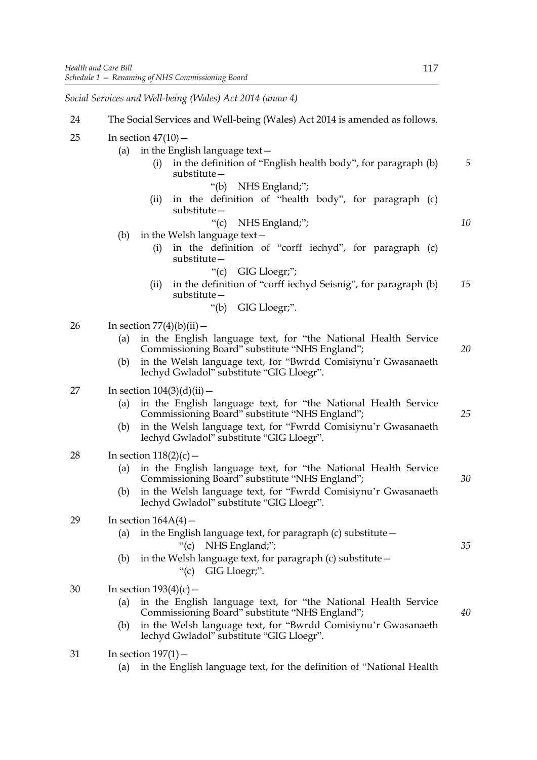*Social Services and Well-being (Wales) Act 2014 (anaw 4)*

24 The Social Services and Well-being (Wales) Act 2014 is amended as follows.

25 In section 47(10)—

(a) in the English language text—

(i) in the definition of "English health body", for paragraph (b) substitute—

"(b) NHS England;";

(ii) in the definition of "health body", for paragraph (c) substitute—

"(c) NHS England;";

(b) in the Welsh language text—

(i) in the definition of "corff iechyd", for paragraph (c) substitute—

"(c) GIG Lloegr;";

(ii) in the definition of "corff iechyd Seisnig", for paragraph (b) substitute—

"(b) GIG Lloegr;".

26 In section 77(4)(b)(ii)—

(a) in the English language text, for "the National Health Service Commissioning Board" substitute "NHS England";

(b) in the Welsh language text, for "Bwrdd Comisiynu'r Gwasanaeth Iechyd Gwladol" substitute "GIG Lloegr".

27 In section 104(3)(d)(ii)—

(a) in the English language text, for "the National Health Service Commissioning Board" substitute "NHS England";

(b) in the Welsh language text, for "Fwrdd Comisiynu'r Gwasanaeth Iechyd Gwladol" substitute "GIG Lloegr".

28 In section 118(2)(c)—

(a) in the English language text, for "the National Health Service Commissioning Board" substitute "NHS England";

(b) in the Welsh language text, for "Fwrdd Comisiynu'r Gwasanaeth Iechyd Gwladol" substitute "GIG Lloegr".

29 In section 164A(4)—

(a) in the English language text, for paragraph (c) substitute—

"(c) NHS England;";

(b) in the Welsh language text, for paragraph (c) substitute—

"(c) GIG Lloegr;".

30 In section 193(4)(c)—

(a) in the English language text, for "the National Health Service Commissioning Board" substitute "NHS England";

(b) in the Welsh language text, for "Bwrdd Comisiynu'r Gwasanaeth Iechyd Gwladol" substitute "GIG Lloegr".

31 In section 197(1)—

(a) in the English language text, for the definition of "National Health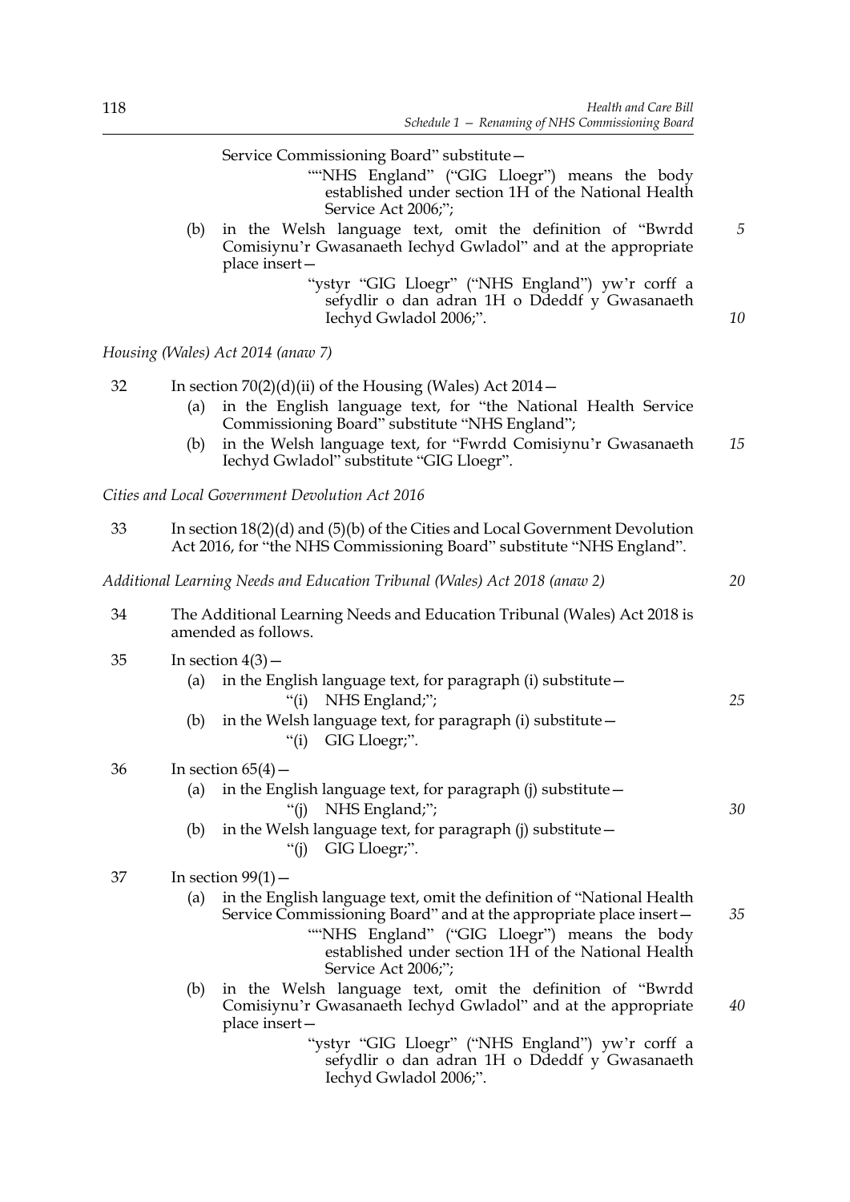Service Commissioning Board" substitute—

""NHS England" ("GIG Lloegr") means the body established under section 1H of the National Health Service Act 2006;";

(b) in the Welsh language text, omit the definition of "Bwrdd Comisiynu'r Gwasanaeth Iechyd Gwladol" and at the appropriate place insert—

"ystyr "GIG Lloegr" ("NHS England") yw'r corff a sefydlir o dan adran 1H o Ddeddf y Gwasanaeth Iechyd Gwladol 2006;".

*Housing (Wales) Act 2014 (anaw 7)*

32 In section 70(2)(d)(ii) of the Housing (Wales) Act 2014—

(a) in the English language text, for "the National Health Service Commissioning Board" substitute "NHS England";

(b) in the Welsh language text, for "Fwrdd Comisiynu'r Gwasanaeth Iechyd Gwladol" substitute "GIG Lloegr".

*Cities and Local Government Devolution Act 2016*

33 In section 18(2)(d) and (5)(b) of the Cities and Local Government Devolution Act 2016, for "the NHS Commissioning Board" substitute "NHS England".

*Additional Learning Needs and Education Tribunal (Wales) Act 2018 (anaw 2)*

34 The Additional Learning Needs and Education Tribunal (Wales) Act 2018 is amended as follows.

35 In section 4(3)—

(a) in the English language text, for paragraph (i) substitute—

"(i) NHS England;";

(b) in the Welsh language text, for paragraph (i) substitute—

"(i) GIG Lloegr;".

36 In section 65(4)—

(a) in the English language text, for paragraph (j) substitute—

"(j) NHS England;";

(b) in the Welsh language text, for paragraph (j) substitute—

"(j) GIG Lloegr;".

37 In section 99(1)—

(a) in the English language text, omit the definition of "National Health Service Commissioning Board" and at the appropriate place insert—

""NHS England" ("GIG Lloegr") means the body established under section 1H of the National Health Service Act 2006;";

(b) in the Welsh language text, omit the definition of "Bwrdd Comisiynu'r Gwasanaeth Iechyd Gwladol" and at the appropriate place insert—

"ystyr "GIG Lloegr" ("NHS England") yw'r corff a sefydlir o dan adran 1H o Ddeddf y Gwasanaeth Iechyd Gwladol 2006;".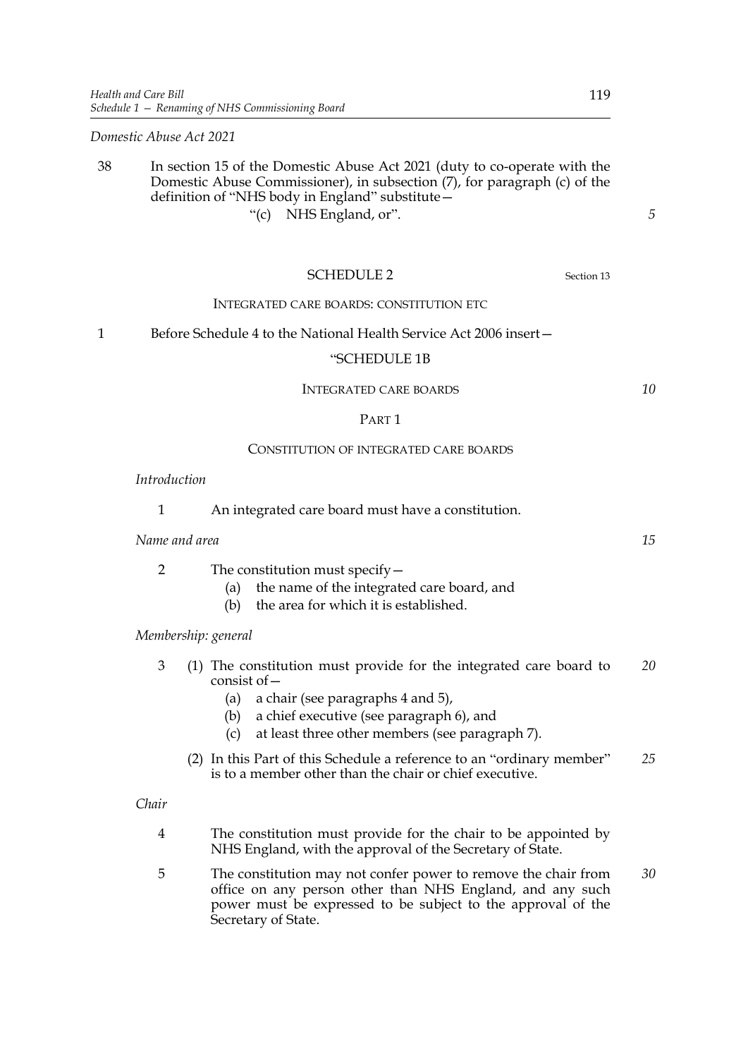*Domestic Abuse Act 2021*

38 In section 15 of the Domestic Abuse Act 2021 (duty to co-operate with the Domestic Abuse Commissioner), in subsection (7), for paragraph (c) of the definition of "NHS body in England" substitute—

"(c) NHS England, or".

## SCHEDULE 2

Section 13

### INTEGRATED CARE BOARDS: CONSTITUTION ETC

1 Before Schedule 4 to the National Health Service Act 2006 insert—

"SCHEDULE 1B

INTEGRATED CARE BOARDS

PART 1

CONSTITUTION OF INTEGRATED CARE BOARDS

*Introduction*

1 An integrated care board must have a constitution.

*Name and area*

2 The constitution must specify—

(a) the name of the integrated care board, and

(b) the area for which it is established.

*Membership: general*

3 (1) The constitution must provide for the integrated care board to consist of—

(a) a chair (see paragraphs 4 and 5),

(b) a chief executive (see paragraph 6), and

(c) at least three other members (see paragraph 7).

(2) In this Part of this Schedule a reference to an "ordinary member" is to a member other than the chair or chief executive.

*Chair*

4 The constitution must provide for the chair to be appointed by NHS England, with the approval of the Secretary of State.

5 The constitution may not confer power to remove the chair from office on any person other than NHS England, and any such power must be expressed to be subject to the approval of the Secretary of State.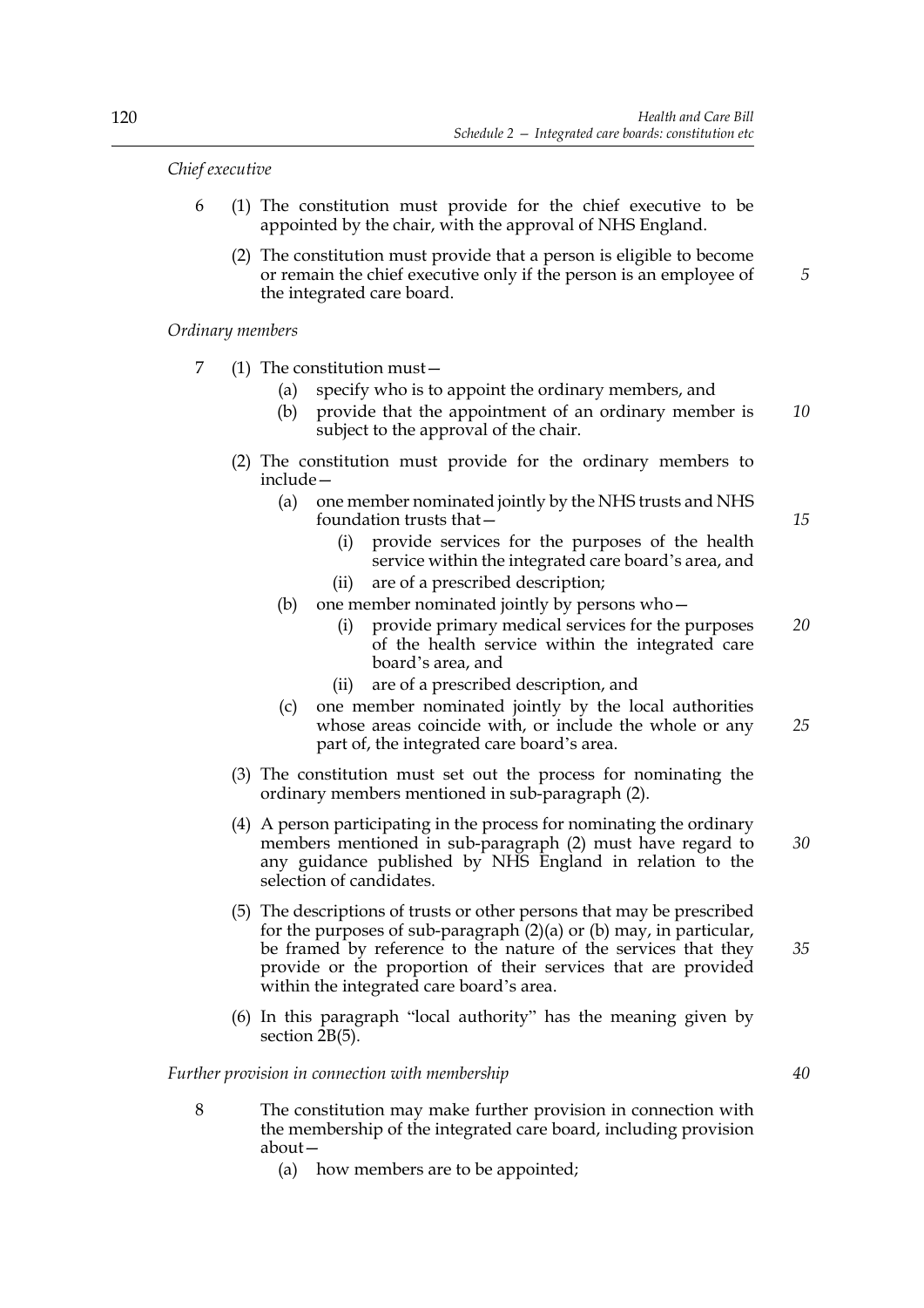*Chief executive*

6 (1) The constitution must provide for the chief executive to be appointed by the chair, with the approval of NHS England.

(2) The constitution must provide that a person is eligible to become or remain the chief executive only if the person is an employee of the integrated care board.

*Ordinary members*

7 (1) The constitution must—

(a) specify who is to appoint the ordinary members, and

(b) provide that the appointment of an ordinary member is subject to the approval of the chair.

(2) The constitution must provide for the ordinary members to include—

(a) one member nominated jointly by the NHS trusts and NHS foundation trusts that—

(i) provide services for the purposes of the health service within the integrated care board's area, and

(ii) are of a prescribed description;

(b) one member nominated jointly by persons who—

(i) provide primary medical services for the purposes of the health service within the integrated care board's area, and

(ii) are of a prescribed description, and

(c) one member nominated jointly by the local authorities whose areas coincide with, or include the whole or any part of, the integrated care board's area.

(3) The constitution must set out the process for nominating the ordinary members mentioned in sub-paragraph (2).

(4) A person participating in the process for nominating the ordinary members mentioned in sub-paragraph (2) must have regard to any guidance published by NHS England in relation to the selection of candidates.

(5) The descriptions of trusts or other persons that may be prescribed for the purposes of sub-paragraph (2)(a) or (b) may, in particular, be framed by reference to the nature of the services that they provide or the proportion of their services that are provided within the integrated care board's area.

(6) In this paragraph "local authority" has the meaning given by section 2B(5).

*Further provision in connection with membership*

8 The constitution may make further provision in connection with the membership of the integrated care board, including provision about—

(a) how members are to be appointed;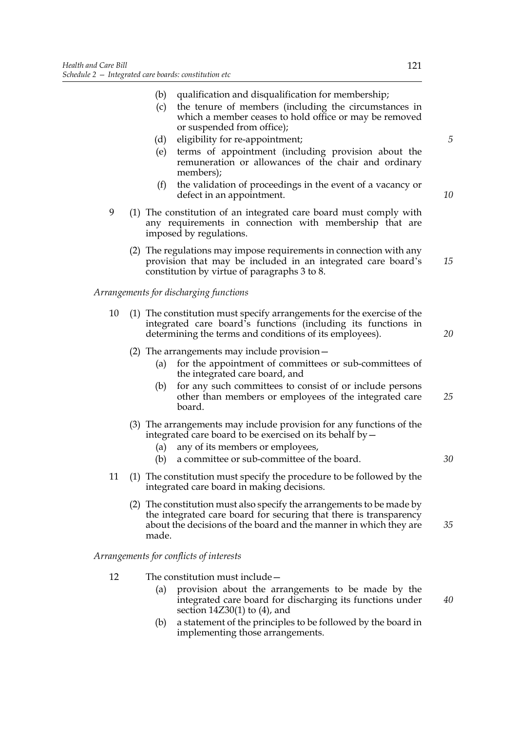(b) qualification and disqualification for membership;

(c) the tenure of members (including the circumstances in which a member ceases to hold office or may be removed or suspended from office);

(d) eligibility for re-appointment;

(e) terms of appointment (including provision about the remuneration or allowances of the chair and ordinary members);

(f) the validation of proceedings in the event of a vacancy or defect in an appointment.

9 (1) The constitution of an integrated care board must comply with any requirements in connection with membership that are imposed by regulations.

(2) The regulations may impose requirements in connection with any provision that may be included in an integrated care board's constitution by virtue of paragraphs 3 to 8.

*Arrangements for discharging functions*

10 (1) The constitution must specify arrangements for the exercise of the integrated care board's functions (including its functions in determining the terms and conditions of its employees).

(2) The arrangements may include provision—

(a) for the appointment of committees or sub-committees of the integrated care board, and

(b) for any such committees to consist of or include persons other than members or employees of the integrated care board.

(3) The arrangements may include provision for any functions of the integrated care board to be exercised on its behalf by—

(a) any of its members or employees,

(b) a committee or sub-committee of the board.

11 (1) The constitution must specify the procedure to be followed by the integrated care board in making decisions.

(2) The constitution must also specify the arrangements to be made by the integrated care board for securing that there is transparency about the decisions of the board and the manner in which they are made.

*Arrangements for conflicts of interests*

12 The constitution must include—

(a) provision about the arrangements to be made by the integrated care board for discharging its functions under section 14Z30(1) to (4), and

(b) a statement of the principles to be followed by the board in implementing those arrangements.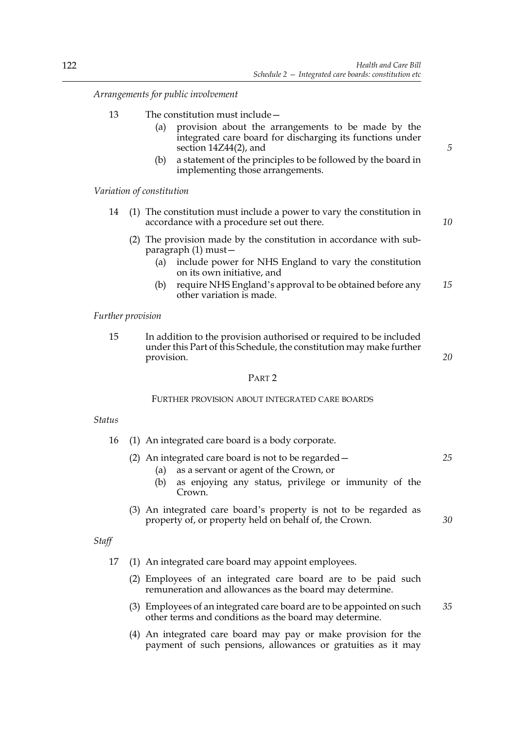*Arrangements for public involvement*

13 The constitution must include—

(a) provision about the arrangements to be made by the integrated care board for discharging its functions under section 14Z44(2), and

(b) a statement of the principles to be followed by the board in implementing those arrangements.

*Variation of constitution*

14 (1) The constitution must include a power to vary the constitution in accordance with a procedure set out there.

(2) The provision made by the constitution in accordance with sub-paragraph (1) must—

(a) include power for NHS England to vary the constitution on its own initiative, and

(b) require NHS England's approval to be obtained before any other variation is made.

*Further provision*

15 In addition to the provision authorised or required to be included under this Part of this Schedule, the constitution may make further provision.

## PART 2

### FURTHER PROVISION ABOUT INTEGRATED CARE BOARDS

*Status*

16 (1) An integrated care board is a body corporate.

(2) An integrated care board is not to be regarded—

(a) as a servant or agent of the Crown, or

(b) as enjoying any status, privilege or immunity of the Crown.

(3) An integrated care board's property is not to be regarded as property of, or property held on behalf of, the Crown.

*Staff*

17 (1) An integrated care board may appoint employees.

(2) Employees of an integrated care board are to be paid such remuneration and allowances as the board may determine.

(3) Employees of an integrated care board are to be appointed on such other terms and conditions as the board may determine.

(4) An integrated care board may pay or make provision for the payment of such pensions, allowances or gratuities as it may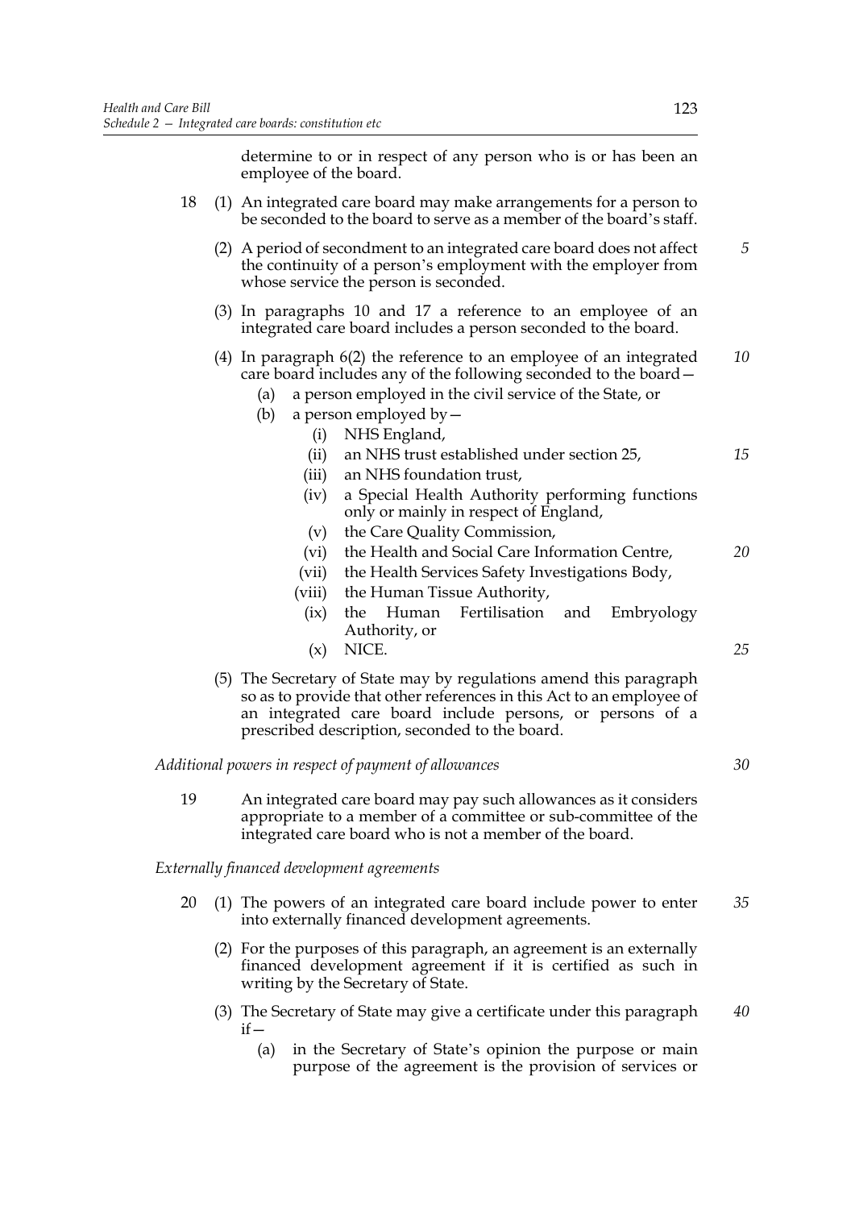determine to or in respect of any person who is or has been an employee of the board.

18 (1) An integrated care board may make arrangements for a person to be seconded to the board to serve as a member of the board's staff.

(2) A period of secondment to an integrated care board does not affect the continuity of a person's employment with the employer from whose service the person is seconded.

(3) In paragraphs 10 and 17 a reference to an employee of an integrated care board includes a person seconded to the board.

(4) In paragraph 6(2) the reference to an employee of an integrated care board includes any of the following seconded to the board—

- (a) a person employed in the civil service of the State, or
- (b) a person employed by—
  - (i) NHS England,
  - (ii) an NHS trust established under section 25,
  - (iii) an NHS foundation trust,
  - (iv) a Special Health Authority performing functions only or mainly in respect of England,
  - (v) the Care Quality Commission,
  - (vi) the Health and Social Care Information Centre,
  - (vii) the Health Services Safety Investigations Body,
  - (viii) the Human Tissue Authority,
  - (ix) the Human Fertilisation and Embryology Authority, or
  - (x) NICE.

(5) The Secretary of State may by regulations amend this paragraph so as to provide that other references in this Act to an employee of an integrated care board include persons, or persons of a prescribed description, seconded to the board.

*Additional powers in respect of payment of allowances*

19 An integrated care board may pay such allowances as it considers appropriate to a member of a committee or sub-committee of the integrated care board who is not a member of the board.

*Externally financed development agreements*

20 (1) The powers of an integrated care board include power to enter into externally financed development agreements.

(2) For the purposes of this paragraph, an agreement is an externally financed development agreement if it is certified as such in writing by the Secretary of State.

(3) The Secretary of State may give a certificate under this paragraph if—

- (a) in the Secretary of State's opinion the purpose or main purpose of the agreement is the provision of services or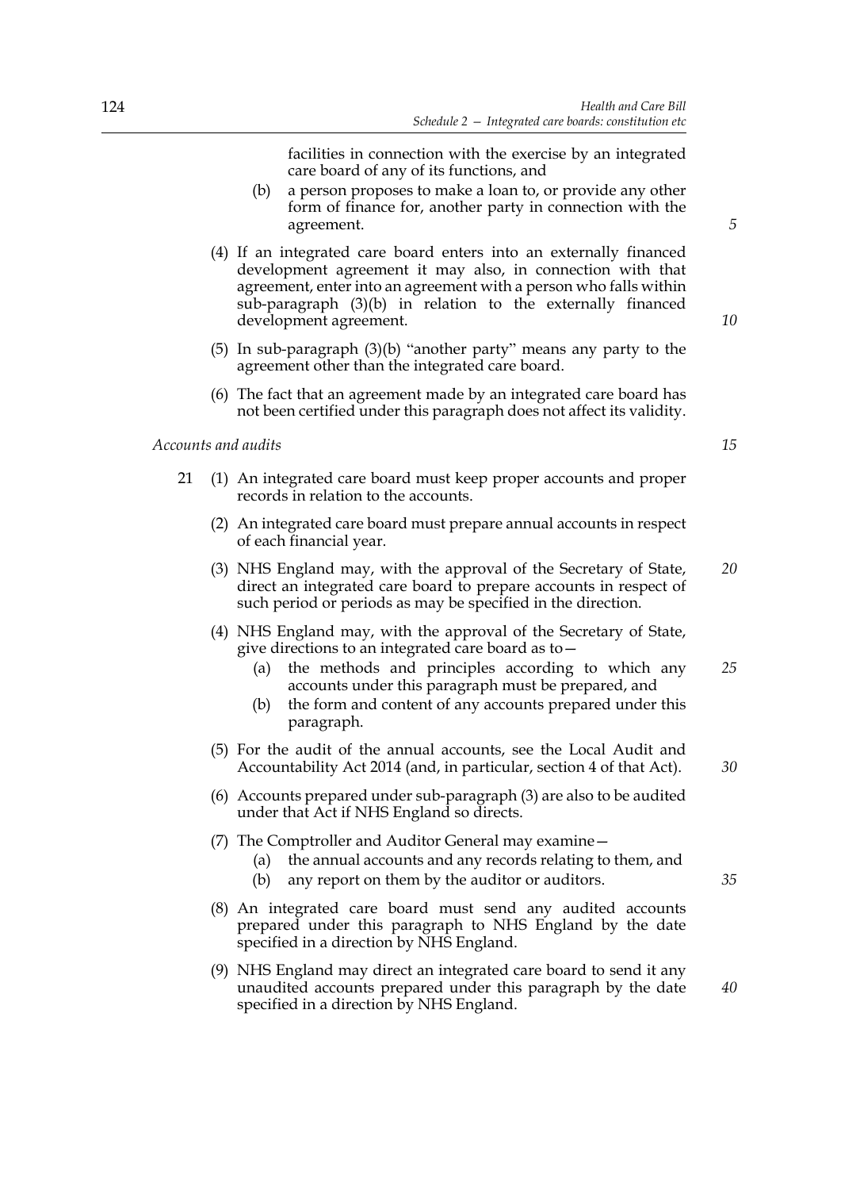facilities in connection with the exercise by an integrated care board of any of its functions, and

(b) a person proposes to make a loan to, or provide any other form of finance for, another party in connection with the agreement.

(4) If an integrated care board enters into an externally financed development agreement it may also, in connection with that agreement, enter into an agreement with a person who falls within sub-paragraph (3)(b) in relation to the externally financed development agreement.

(5) In sub-paragraph (3)(b) "another party" means any party to the agreement other than the integrated care board.

(6) The fact that an agreement made by an integrated care board has not been certified under this paragraph does not affect its validity.

*Accounts and audits*

21 (1) An integrated care board must keep proper accounts and proper records in relation to the accounts.

(2) An integrated care board must prepare annual accounts in respect of each financial year.

(3) NHS England may, with the approval of the Secretary of State, direct an integrated care board to prepare accounts in respect of such period or periods as may be specified in the direction.

(4) NHS England may, with the approval of the Secretary of State, give directions to an integrated care board as to—

(a) the methods and principles according to which any accounts under this paragraph must be prepared, and

(b) the form and content of any accounts prepared under this paragraph.

(5) For the audit of the annual accounts, see the Local Audit and Accountability Act 2014 (and, in particular, section 4 of that Act).

(6) Accounts prepared under sub-paragraph (3) are also to be audited under that Act if NHS England so directs.

(7) The Comptroller and Auditor General may examine—

(a) the annual accounts and any records relating to them, and

(b) any report on them by the auditor or auditors.

(8) An integrated care board must send any audited accounts prepared under this paragraph to NHS England by the date specified in a direction by NHS England.

(9) NHS England may direct an integrated care board to send it any unaudited accounts prepared under this paragraph by the date specified in a direction by NHS England.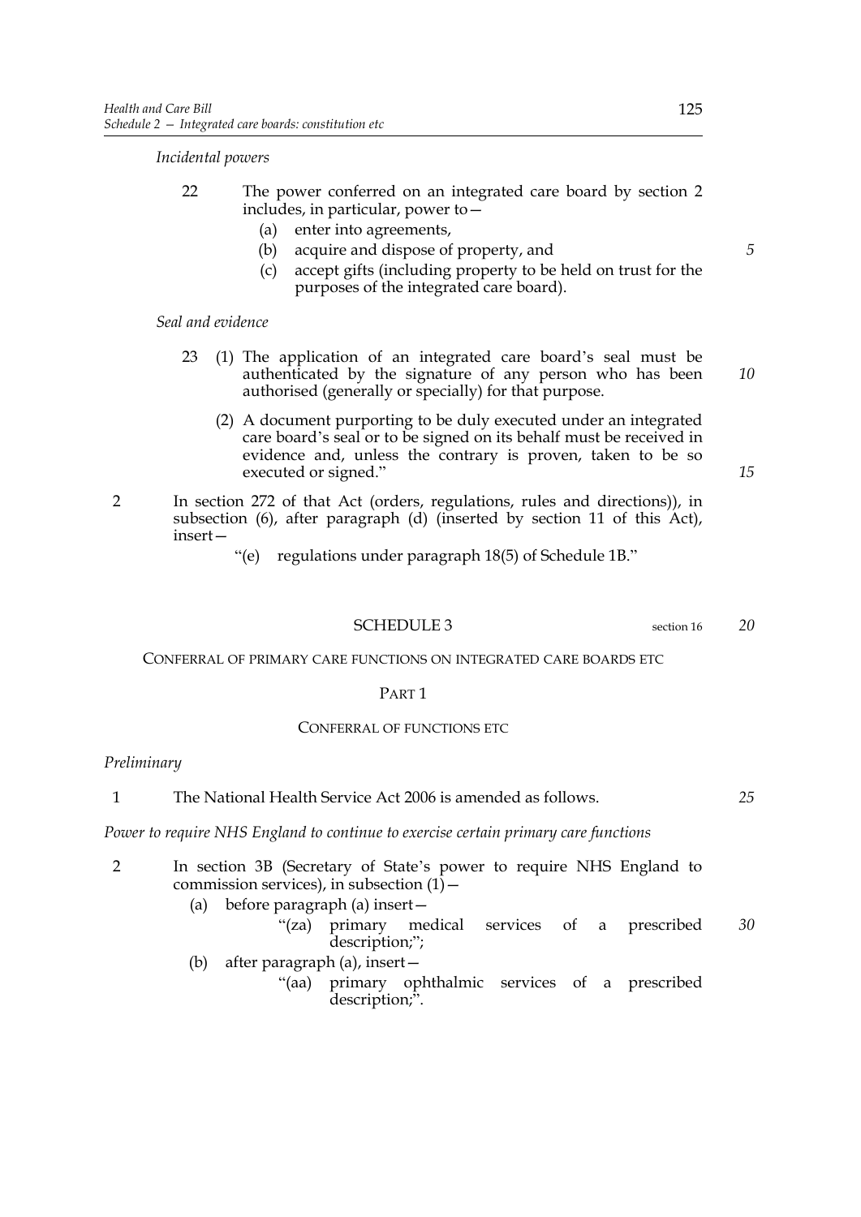*Incidental powers*

22 The power conferred on an integrated care board by section 2 includes, in particular, power to—

(a) enter into agreements,

(b) acquire and dispose of property, and

(c) accept gifts (including property to be held on trust for the purposes of the integrated care board).

*Seal and evidence*

23 (1) The application of an integrated care board's seal must be authenticated by the signature of any person who has been authorised (generally or specially) for that purpose.

(2) A document purporting to be duly executed under an integrated care board's seal or to be signed on its behalf must be received in evidence and, unless the contrary is proven, taken to be so executed or signed."

2 In section 272 of that Act (orders, regulations, rules and directions)), in subsection (6), after paragraph (d) (inserted by section 11 of this Act), insert—

"(e) regulations under paragraph 18(5) of Schedule 1B."

## SCHEDULE 3

section 16

### CONFERRAL OF PRIMARY CARE FUNCTIONS ON INTEGRATED CARE BOARDS ETC

#### PART 1

#### CONFERRAL OF FUNCTIONS ETC

*Preliminary*

1 The National Health Service Act 2006 is amended as follows.

*Power to require NHS England to continue to exercise certain primary care functions*

2 In section 3B (Secretary of State's power to require NHS England to commission services), in subsection (1)—

(a) before paragraph (a) insert—

"(za) primary medical services of a prescribed description;";

(b) after paragraph (a), insert—

"(aa) primary ophthalmic services of a prescribed description;".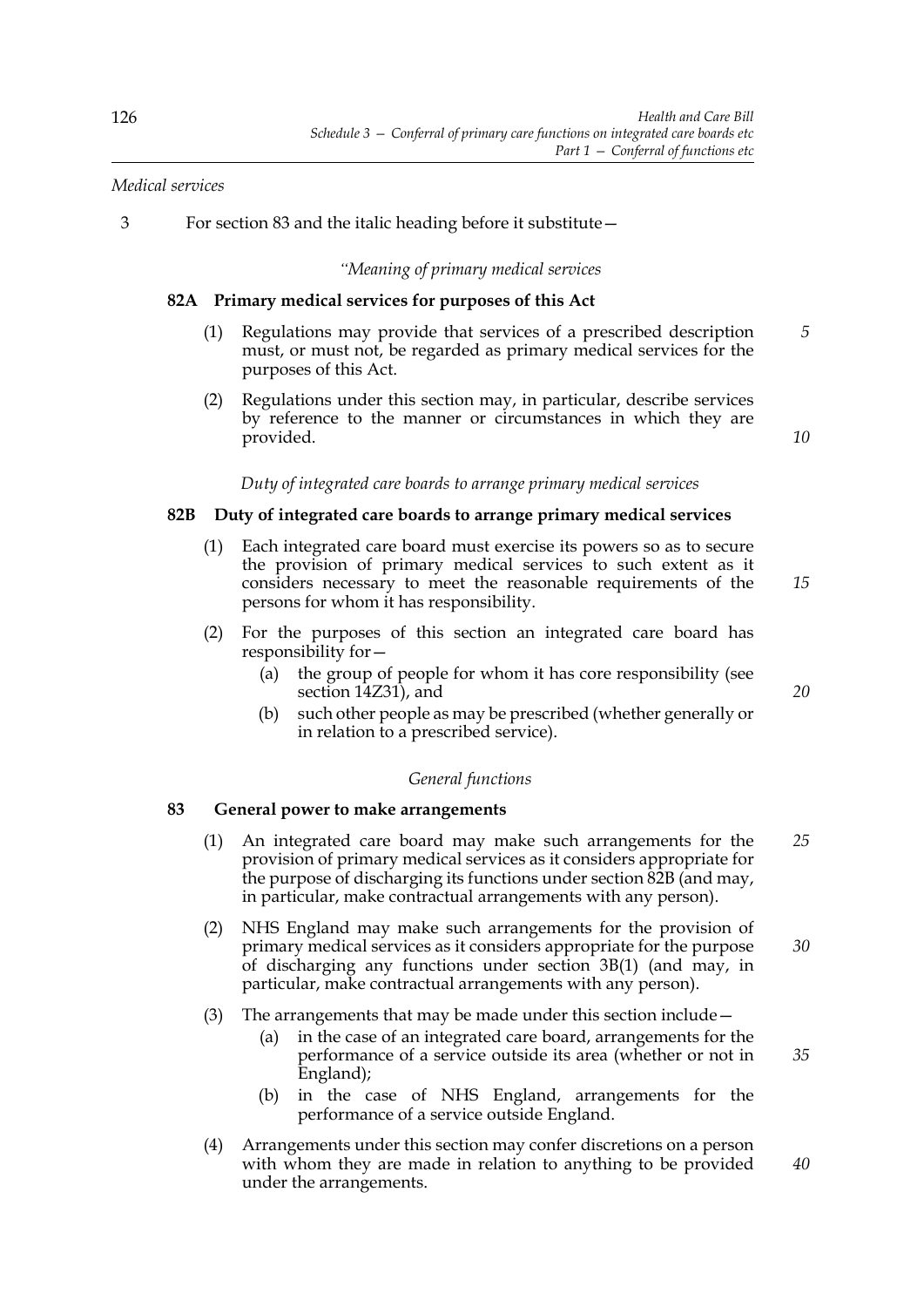*Medical services*

3 For section 83 and the italic heading before it substitute—

*"Meaning of primary medical services*

**82A Primary medical services for purposes of this Act**

(1) Regulations may provide that services of a prescribed description must, or must not, be regarded as primary medical services for the purposes of this Act.

(2) Regulations under this section may, in particular, describe services by reference to the manner or circumstances in which they are provided.

*Duty of integrated care boards to arrange primary medical services*

**82B Duty of integrated care boards to arrange primary medical services**

(1) Each integrated care board must exercise its powers so as to secure the provision of primary medical services to such extent as it considers necessary to meet the reasonable requirements of the persons for whom it has responsibility.

(2) For the purposes of this section an integrated care board has responsibility for—

(a) the group of people for whom it has core responsibility (see section 14Z31), and

(b) such other people as may be prescribed (whether generally or in relation to a prescribed service).

*General functions*

**83 General power to make arrangements**

(1) An integrated care board may make such arrangements for the provision of primary medical services as it considers appropriate for the purpose of discharging its functions under section 82B (and may, in particular, make contractual arrangements with any person).

(2) NHS England may make such arrangements for the provision of primary medical services as it considers appropriate for the purpose of discharging any functions under section 3B(1) (and may, in particular, make contractual arrangements with any person).

(3) The arrangements that may be made under this section include—

(a) in the case of an integrated care board, arrangements for the performance of a service outside its area (whether or not in England);

(b) in the case of NHS England, arrangements for the performance of a service outside England.

(4) Arrangements under this section may confer discretions on a person with whom they are made in relation to anything to be provided under the arrangements.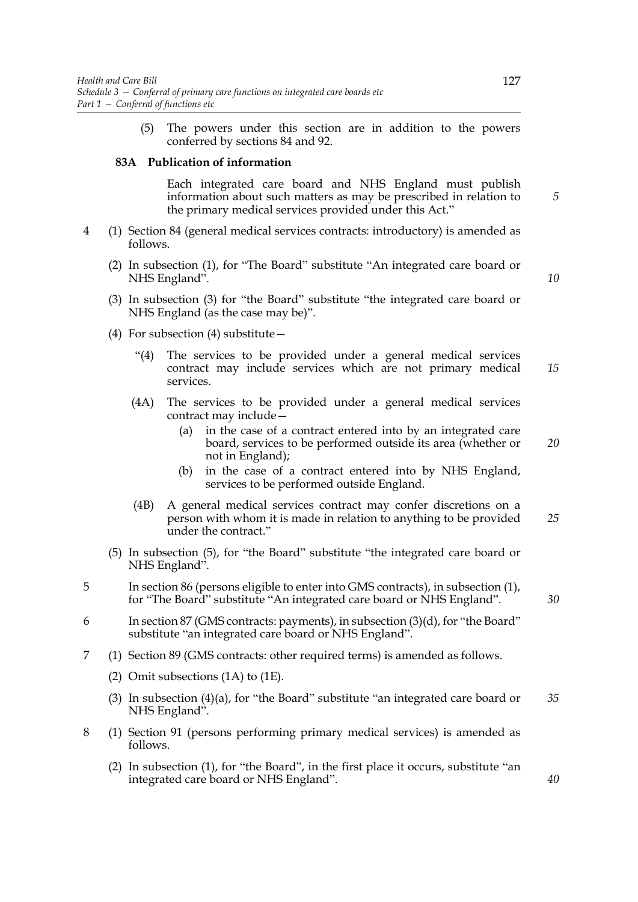(5) The powers under this section are in addition to the powers conferred by sections 84 and 92.

**83A Publication of information**

Each integrated care board and NHS England must publish information about such matters as may be prescribed in relation to the primary medical services provided under this Act."

4 (1) Section 84 (general medical services contracts: introductory) is amended as follows.

(2) In subsection (1), for "The Board" substitute "An integrated care board or NHS England".

(3) In subsection (3) for "the Board" substitute "the integrated care board or NHS England (as the case may be)".

(4) For subsection (4) substitute—

"(4) The services to be provided under a general medical services contract may include services which are not primary medical services.

(4A) The services to be provided under a general medical services contract may include—

(a) in the case of a contract entered into by an integrated care board, services to be performed outside its area (whether or not in England);

(b) in the case of a contract entered into by NHS England, services to be performed outside England.

(4B) A general medical services contract may confer discretions on a person with whom it is made in relation to anything to be provided under the contract."

(5) In subsection (5), for "the Board" substitute "the integrated care board or NHS England".

5 In section 86 (persons eligible to enter into GMS contracts), in subsection (1), for "The Board" substitute "An integrated care board or NHS England".

6 In section 87 (GMS contracts: payments), in subsection (3)(d), for "the Board" substitute "an integrated care board or NHS England".

7 (1) Section 89 (GMS contracts: other required terms) is amended as follows.

(2) Omit subsections (1A) to (1E).

(3) In subsection (4)(a), for "the Board" substitute "an integrated care board or NHS England".

8 (1) Section 91 (persons performing primary medical services) is amended as follows.

(2) In subsection (1), for "the Board", in the first place it occurs, substitute "an integrated care board or NHS England".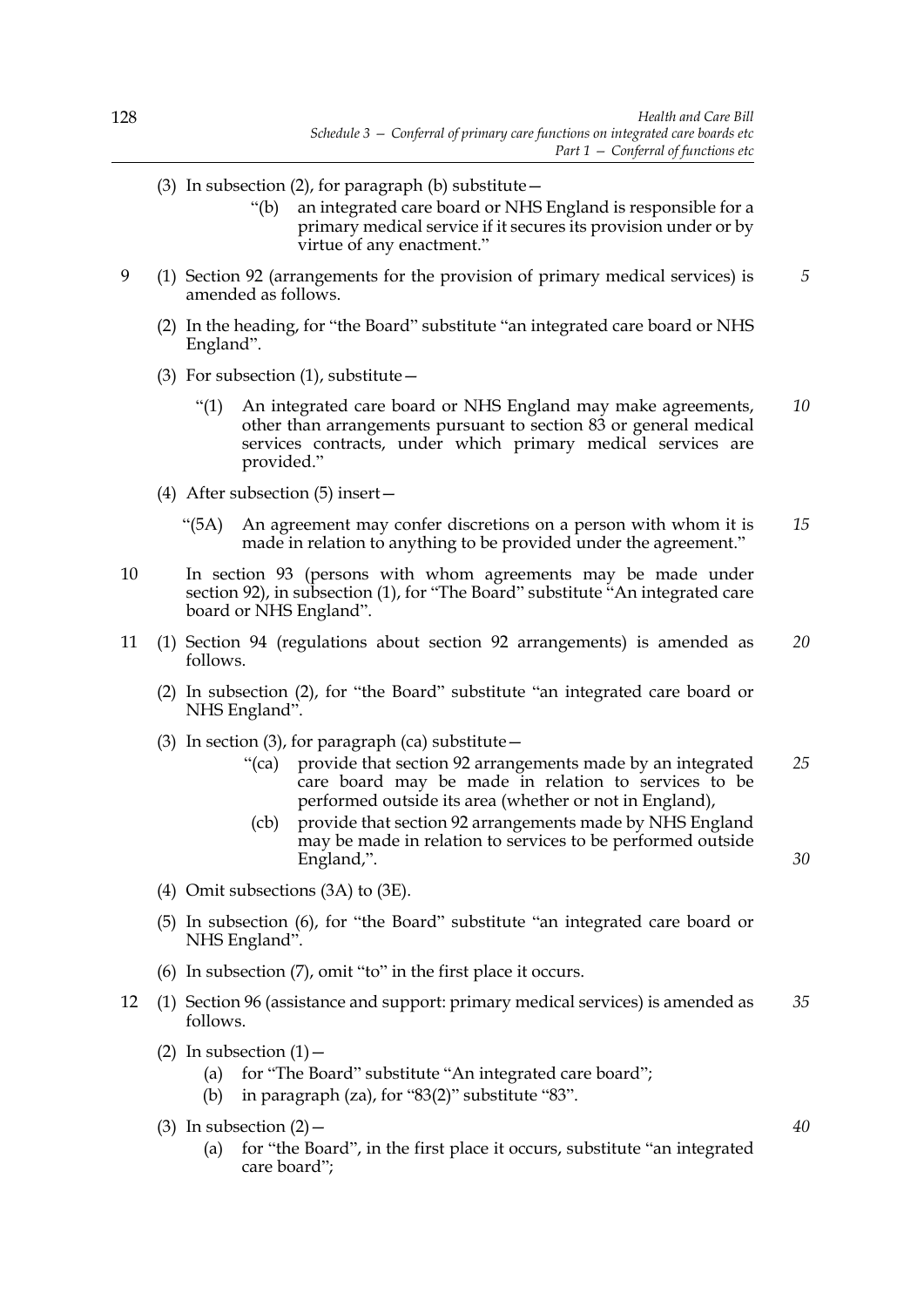(3) In subsection (2), for paragraph (b) substitute—

> "(b) an integrated care board or NHS England is responsible for a primary medical service if it secures its provision under or by virtue of any enactment."

9 (1) Section 92 (arrangements for the provision of primary medical services) is amended as follows.

(2) In the heading, for "the Board" substitute "an integrated care board or NHS England".

(3) For subsection (1), substitute—

> "(1) An integrated care board or NHS England may make agreements, other than arrangements pursuant to section 83 or general medical services contracts, under which primary medical services are provided."

(4) After subsection (5) insert—

> "(5A) An agreement may confer discretions on a person with whom it is made in relation to anything to be provided under the agreement."

10 In section 93 (persons with whom agreements may be made under section 92), in subsection (1), for "The Board" substitute "An integrated care board or NHS England".

11 (1) Section 94 (regulations about section 92 arrangements) is amended as follows.

(2) In subsection (2), for "the Board" substitute "an integrated care board or NHS England".

(3) In section (3), for paragraph (ca) substitute—

> "(ca) provide that section 92 arrangements made by an integrated care board may be made in relation to services to be performed outside its area (whether or not in England),
>
> (cb) provide that section 92 arrangements made by NHS England may be made in relation to services to be performed outside England,".

(4) Omit subsections (3A) to (3E).

(5) In subsection (6), for "the Board" substitute "an integrated care board or NHS England".

(6) In subsection (7), omit "to" in the first place it occurs.

12 (1) Section 96 (assistance and support: primary medical services) is amended as follows.

(2) In subsection (1)—

(a) for "The Board" substitute "An integrated care board";

(b) in paragraph (za), for "83(2)" substitute "83".

(3) In subsection (2)—

(a) for "the Board", in the first place it occurs, substitute "an integrated care board";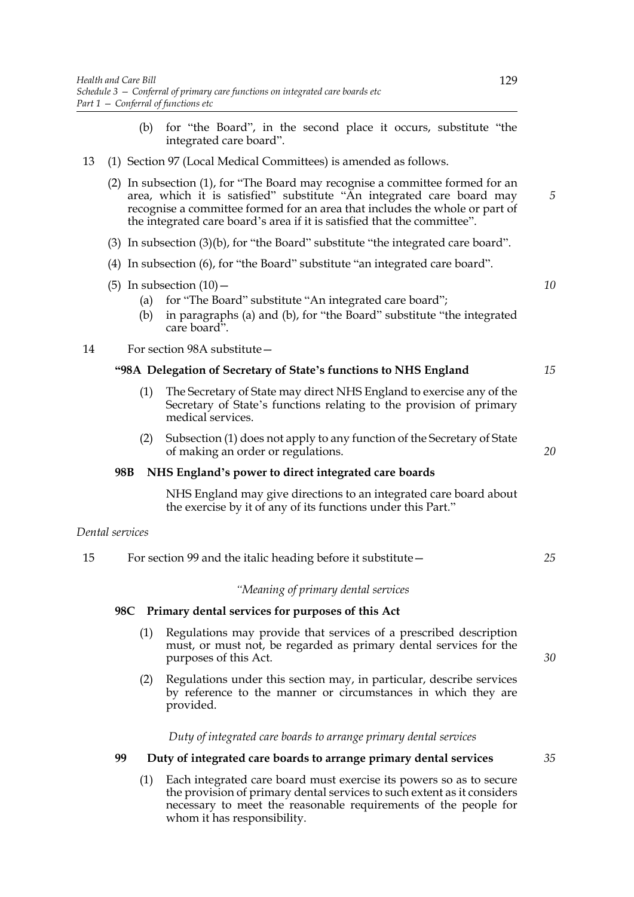(b) for "the Board", in the second place it occurs, substitute "the integrated care board".

13 (1) Section 97 (Local Medical Committees) is amended as follows.

(2) In subsection (1), for "The Board may recognise a committee formed for an area, which it is satisfied" substitute "An integrated care board may recognise a committee formed for an area that includes the whole or part of the integrated care board's area if it is satisfied that the committee".

(3) In subsection (3)(b), for "the Board" substitute "the integrated care board".

(4) In subsection (6), for "the Board" substitute "an integrated care board".

(5) In subsection (10)—

(a) for "The Board" substitute "An integrated care board";

(b) in paragraphs (a) and (b), for "the Board" substitute "the integrated care board".

14 For section 98A substitute—

**"98A Delegation of Secretary of State's functions to NHS England**

(1) The Secretary of State may direct NHS England to exercise any of the Secretary of State's functions relating to the provision of primary medical services.

(2) Subsection (1) does not apply to any function of the Secretary of State of making an order or regulations.

**98B NHS England's power to direct integrated care boards**

NHS England may give directions to an integrated care board about the exercise by it of any of its functions under this Part."

*Dental services*

15 For section 99 and the italic heading before it substitute—

*"Meaning of primary dental services*

**98C Primary dental services for purposes of this Act**

(1) Regulations may provide that services of a prescribed description must, or must not, be regarded as primary dental services for the purposes of this Act.

(2) Regulations under this section may, in particular, describe services by reference to the manner or circumstances in which they are provided.

*Duty of integrated care boards to arrange primary dental services*

**99 Duty of integrated care boards to arrange primary dental services**

(1) Each integrated care board must exercise its powers so as to secure the provision of primary dental services to such extent as it considers necessary to meet the reasonable requirements of the people for whom it has responsibility.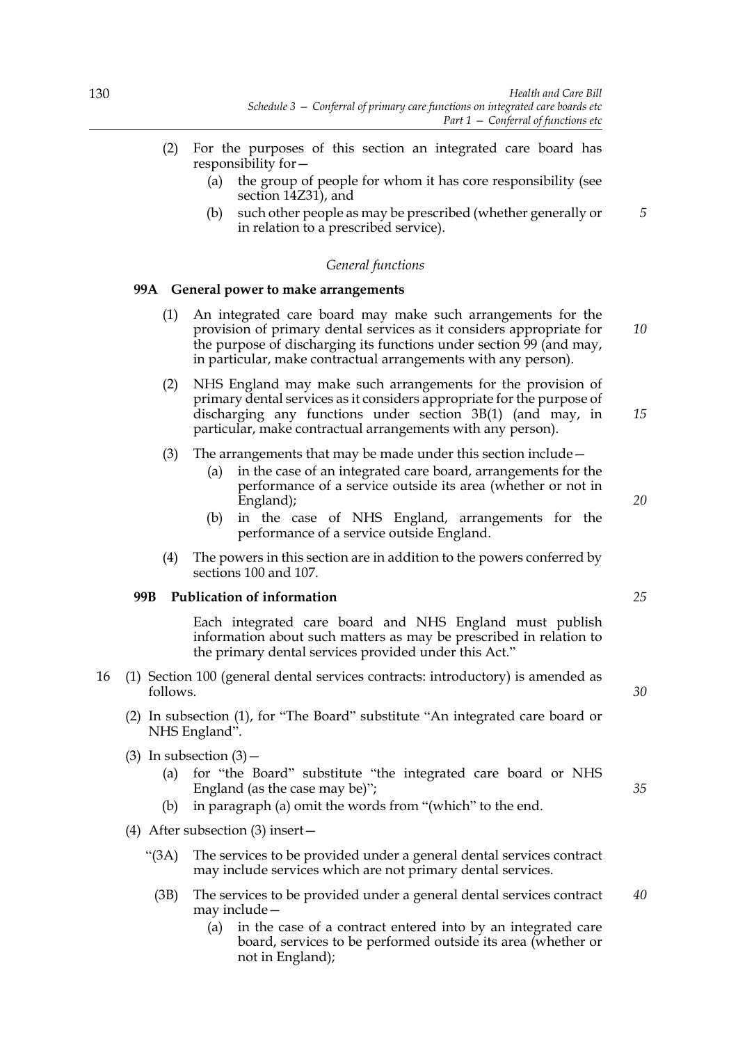(2) For the purposes of this section an integrated care board has responsibility for—

(a) the group of people for whom it has core responsibility (see section 14Z31), and

(b) such other people as may be prescribed (whether generally or in relation to a prescribed service).

*General functions*

**99A General power to make arrangements**

(1) An integrated care board may make such arrangements for the provision of primary dental services as it considers appropriate for the purpose of discharging its functions under section 99 (and may, in particular, make contractual arrangements with any person).

(2) NHS England may make such arrangements for the provision of primary dental services as it considers appropriate for the purpose of discharging any functions under section 3B(1) (and may, in particular, make contractual arrangements with any person).

(3) The arrangements that may be made under this section include—

(a) in the case of an integrated care board, arrangements for the performance of a service outside its area (whether or not in England);

(b) in the case of NHS England, arrangements for the performance of a service outside England.

(4) The powers in this section are in addition to the powers conferred by sections 100 and 107.

**99B Publication of information**

Each integrated care board and NHS England must publish information about such matters as may be prescribed in relation to the primary dental services provided under this Act."

16 (1) Section 100 (general dental services contracts: introductory) is amended as follows.

(2) In subsection (1), for "The Board" substitute "An integrated care board or NHS England".

(3) In subsection (3)—

(a) for "the Board" substitute "the integrated care board or NHS England (as the case may be)";

(b) in paragraph (a) omit the words from "(which" to the end.

(4) After subsection (3) insert—

"(3A) The services to be provided under a general dental services contract may include services which are not primary dental services.

(3B) The services to be provided under a general dental services contract may include—

(a) in the case of a contract entered into by an integrated care board, services to be performed outside its area (whether or not in England);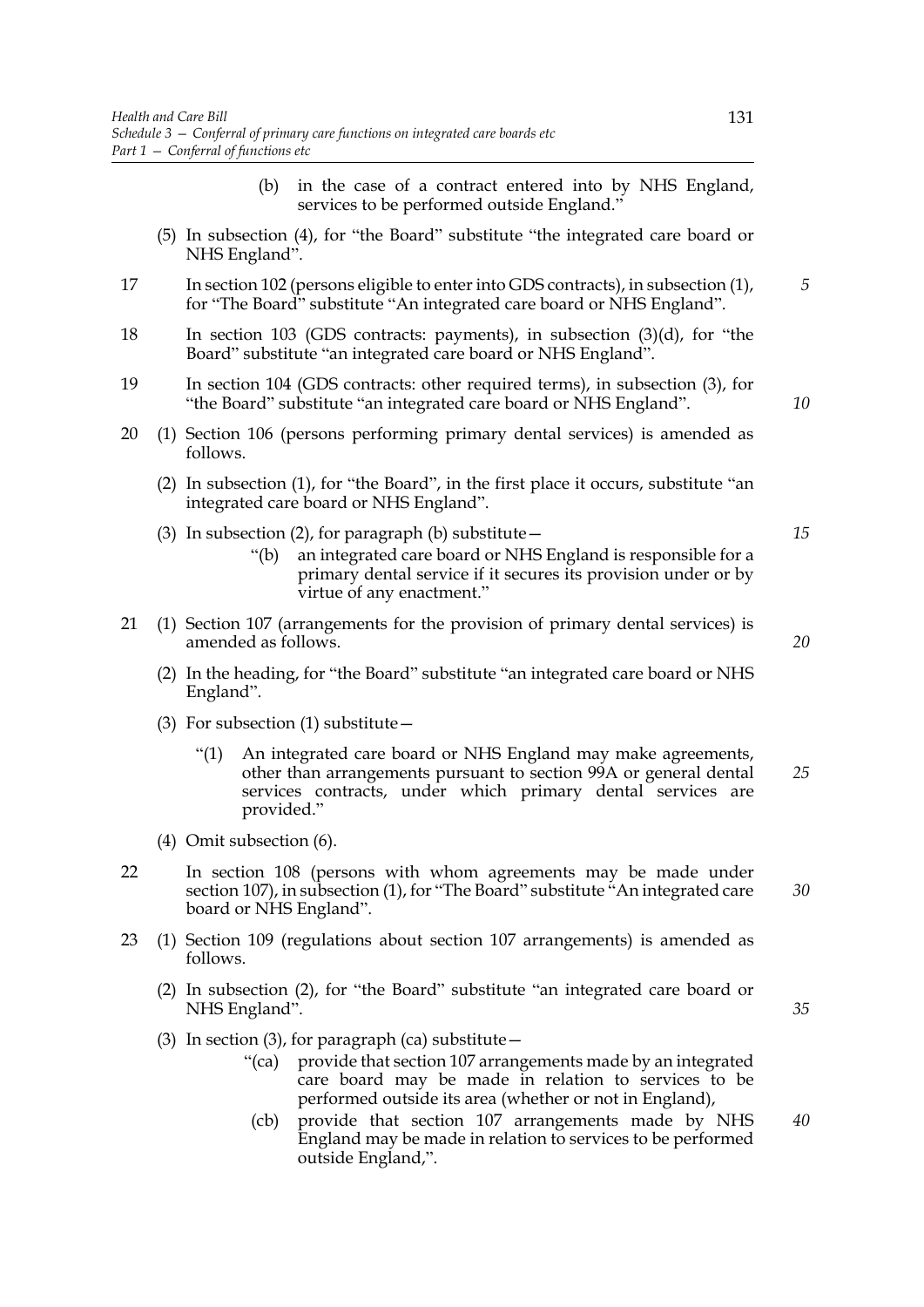(b) in the case of a contract entered into by NHS England, services to be performed outside England."

(5) In subsection (4), for "the Board" substitute "the integrated care board or NHS England".

17 In section 102 (persons eligible to enter into GDS contracts), in subsection (1), for "The Board" substitute "An integrated care board or NHS England".

18 In section 103 (GDS contracts: payments), in subsection (3)(d), for "the Board" substitute "an integrated care board or NHS England".

19 In section 104 (GDS contracts: other required terms), in subsection (3), for "the Board" substitute "an integrated care board or NHS England".

20 (1) Section 106 (persons performing primary dental services) is amended as follows.

(2) In subsection (1), for "the Board", in the first place it occurs, substitute "an integrated care board or NHS England".

(3) In subsection (2), for paragraph (b) substitute—

"(b) an integrated care board or NHS England is responsible for a primary dental service if it secures its provision under or by virtue of any enactment."

21 (1) Section 107 (arrangements for the provision of primary dental services) is amended as follows.

(2) In the heading, for "the Board" substitute "an integrated care board or NHS England".

(3) For subsection (1) substitute—

"(1) An integrated care board or NHS England may make agreements, other than arrangements pursuant to section 99A or general dental services contracts, under which primary dental services are provided."

(4) Omit subsection (6).

22 In section 108 (persons with whom agreements may be made under section 107), in subsection (1), for "The Board" substitute "An integrated care board or NHS England".

23 (1) Section 109 (regulations about section 107 arrangements) is amended as follows.

(2) In subsection (2), for "the Board" substitute "an integrated care board or NHS England".

(3) In section (3), for paragraph (ca) substitute—

"(ca) provide that section 107 arrangements made by an integrated care board may be made in relation to services to be performed outside its area (whether or not in England),

(cb) provide that section 107 arrangements made by NHS England may be made in relation to services to be performed outside England,".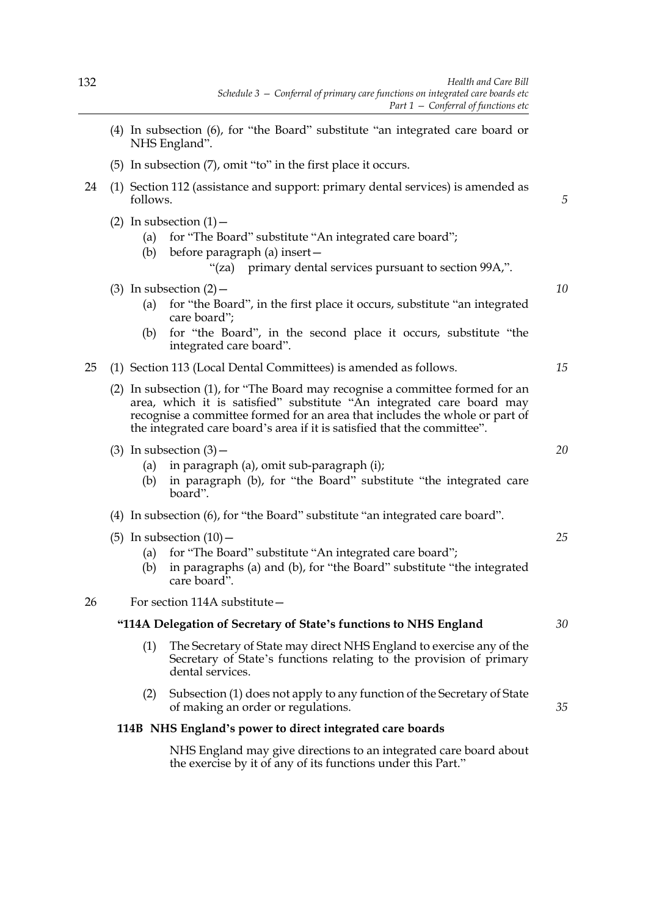(4) In subsection (6), for "the Board" substitute "an integrated care board or NHS England".

(5) In subsection (7), omit "to" in the first place it occurs.

24 (1) Section 112 (assistance and support: primary dental services) is amended as follows.

(2) In subsection (1)—

(a) for "The Board" substitute "An integrated care board";

(b) before paragraph (a) insert—

"(za) primary dental services pursuant to section 99A,".

(3) In subsection (2)—

(a) for "the Board", in the first place it occurs, substitute "an integrated care board";

(b) for "the Board", in the second place it occurs, substitute "the integrated care board".

25 (1) Section 113 (Local Dental Committees) is amended as follows.

(2) In subsection (1), for "The Board may recognise a committee formed for an area, which it is satisfied" substitute "An integrated care board may recognise a committee formed for an area that includes the whole or part of the integrated care board's area if it is satisfied that the committee".

(3) In subsection (3)—

(a) in paragraph (a), omit sub-paragraph (i);

(b) in paragraph (b), for "the Board" substitute "the integrated care board".

(4) In subsection (6), for "the Board" substitute "an integrated care board".

(5) In subsection (10)—

(a) for "The Board" substitute "An integrated care board";

(b) in paragraphs (a) and (b), for "the Board" substitute "the integrated care board".

26 For section 114A substitute—

**"114A Delegation of Secretary of State's functions to NHS England**

(1) The Secretary of State may direct NHS England to exercise any of the Secretary of State's functions relating to the provision of primary dental services.

(2) Subsection (1) does not apply to any function of the Secretary of State of making an order or regulations.

**114B NHS England's power to direct integrated care boards**

NHS England may give directions to an integrated care board about the exercise by it of any of its functions under this Part."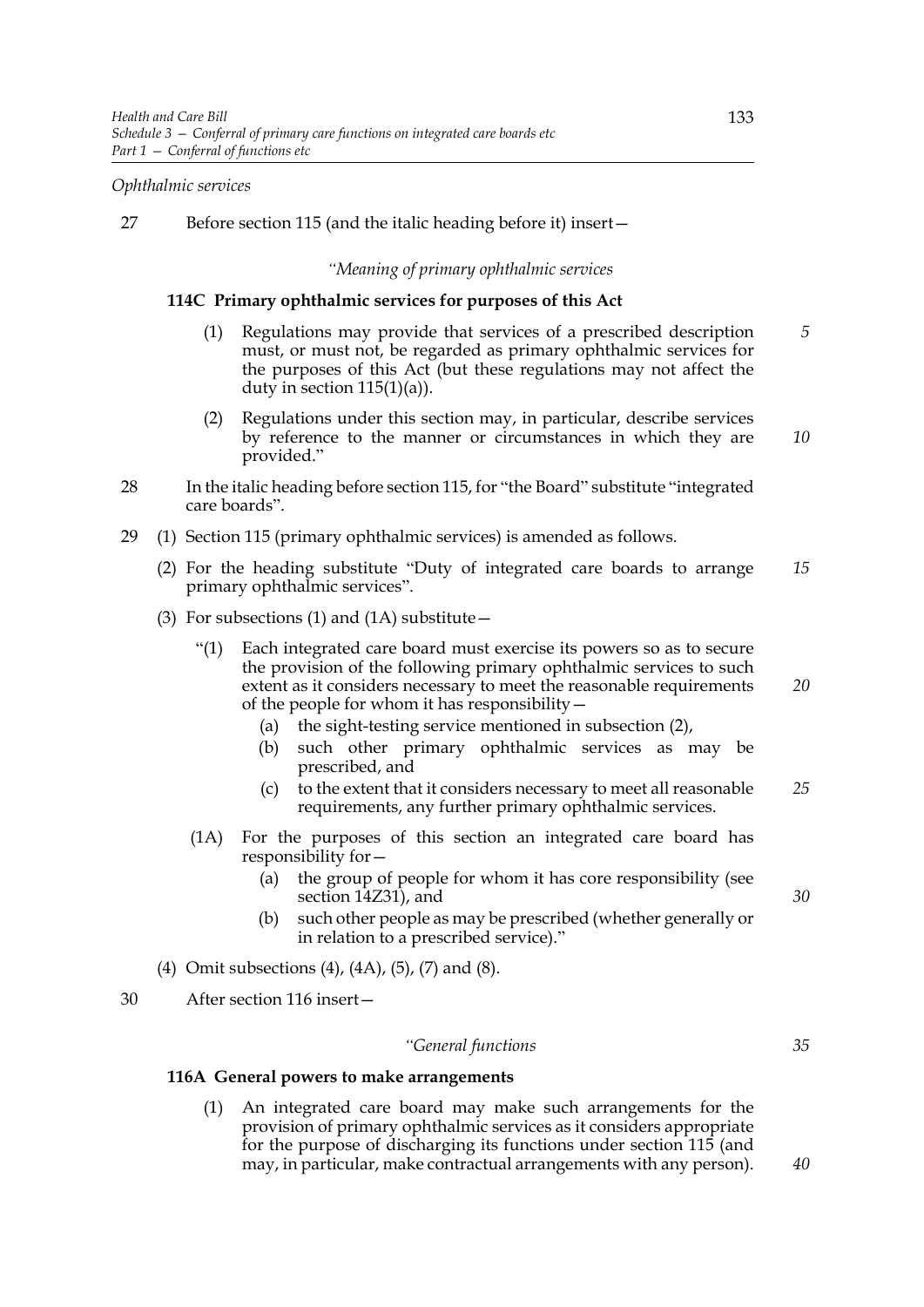*Ophthalmic services*

27 Before section 115 (and the italic heading before it) insert—

*"Meaning of primary ophthalmic services*

**114C Primary ophthalmic services for purposes of this Act**

(1) Regulations may provide that services of a prescribed description must, or must not, be regarded as primary ophthalmic services for the purposes of this Act (but these regulations may not affect the duty in section 115(1)(a)).

(2) Regulations under this section may, in particular, describe services by reference to the manner or circumstances in which they are provided."

28 In the italic heading before section 115, for "the Board" substitute "integrated care boards".

29 (1) Section 115 (primary ophthalmic services) is amended as follows.

(2) For the heading substitute "Duty of integrated care boards to arrange primary ophthalmic services".

(3) For subsections (1) and (1A) substitute—

"(1) Each integrated care board must exercise its powers so as to secure the provision of the following primary ophthalmic services to such extent as it considers necessary to meet the reasonable requirements of the people for whom it has responsibility—

(a) the sight-testing service mentioned in subsection (2),

(b) such other primary ophthalmic services as may be prescribed, and

(c) to the extent that it considers necessary to meet all reasonable requirements, any further primary ophthalmic services.

(1A) For the purposes of this section an integrated care board has responsibility for—

(a) the group of people for whom it has core responsibility (see section 14Z31), and

(b) such other people as may be prescribed (whether generally or in relation to a prescribed service)."

(4) Omit subsections (4), (4A), (5), (7) and (8).

30 After section 116 insert—

*"General functions*

**116A General powers to make arrangements**

(1) An integrated care board may make such arrangements for the provision of primary ophthalmic services as it considers appropriate for the purpose of discharging its functions under section 115 (and may, in particular, make contractual arrangements with any person).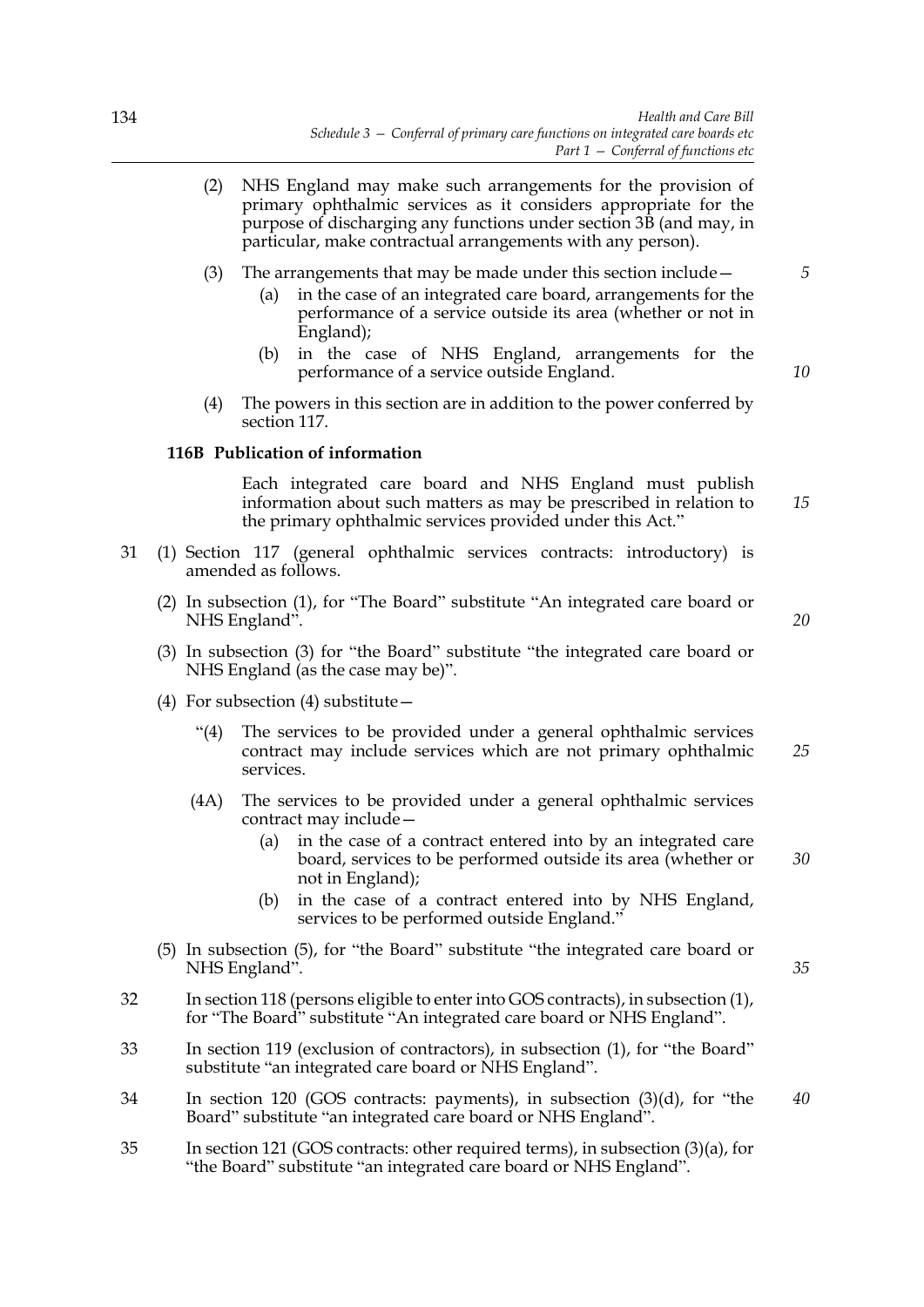(2) NHS England may make such arrangements for the provision of primary ophthalmic services as it considers appropriate for the purpose of discharging any functions under section 3B (and may, in particular, make contractual arrangements with any person).

(3) The arrangements that may be made under this section include—

(a) in the case of an integrated care board, arrangements for the performance of a service outside its area (whether or not in England);

(b) in the case of NHS England, arrangements for the performance of a service outside England.

(4) The powers in this section are in addition to the power conferred by section 117.

**116B Publication of information**

Each integrated care board and NHS England must publish information about such matters as may be prescribed in relation to the primary ophthalmic services provided under this Act."

31 (1) Section 117 (general ophthalmic services contracts: introductory) is amended as follows.

(2) In subsection (1), for "The Board" substitute "An integrated care board or NHS England".

(3) In subsection (3) for "the Board" substitute "the integrated care board or NHS England (as the case may be)".

(4) For subsection (4) substitute—

"(4) The services to be provided under a general ophthalmic services contract may include services which are not primary ophthalmic services.

(4A) The services to be provided under a general ophthalmic services contract may include—

(a) in the case of a contract entered into by an integrated care board, services to be performed outside its area (whether or not in England);

(b) in the case of a contract entered into by NHS England, services to be performed outside England."

(5) In subsection (5), for "the Board" substitute "the integrated care board or NHS England".

32 In section 118 (persons eligible to enter into GOS contracts), in subsection (1), for "The Board" substitute "An integrated care board or NHS England".

33 In section 119 (exclusion of contractors), in subsection (1), for "the Board" substitute "an integrated care board or NHS England".

34 In section 120 (GOS contracts: payments), in subsection (3)(d), for "the Board" substitute "an integrated care board or NHS England".

35 In section 121 (GOS contracts: other required terms), in subsection (3)(a), for "the Board" substitute "an integrated care board or NHS England".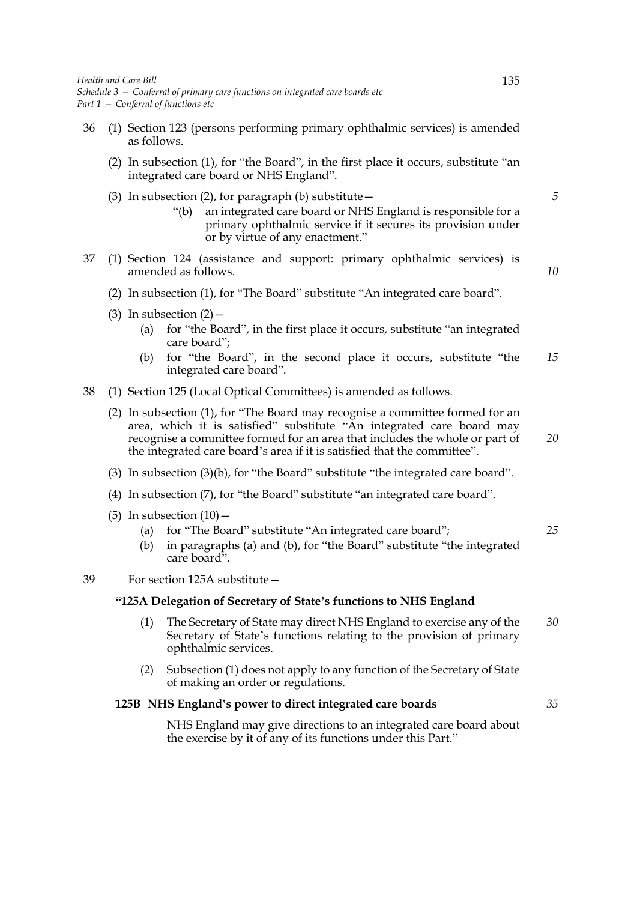36 (1) Section 123 (persons performing primary ophthalmic services) is amended as follows.

(2) In subsection (1), for "the Board", in the first place it occurs, substitute "an integrated care board or NHS England".

(3) In subsection (2), for paragraph (b) substitute—

"(b) an integrated care board or NHS England is responsible for a primary ophthalmic service if it secures its provision under or by virtue of any enactment."

37 (1) Section 124 (assistance and support: primary ophthalmic services) is amended as follows.

(2) In subsection (1), for "The Board" substitute "An integrated care board".

(3) In subsection (2)—

(a) for "the Board", in the first place it occurs, substitute "an integrated care board";

(b) for "the Board", in the second place it occurs, substitute "the integrated care board".

38 (1) Section 125 (Local Optical Committees) is amended as follows.

(2) In subsection (1), for "The Board may recognise a committee formed for an area, which it is satisfied" substitute "An integrated care board may recognise a committee formed for an area that includes the whole or part of the integrated care board's area if it is satisfied that the committee".

(3) In subsection (3)(b), for "the Board" substitute "the integrated care board".

(4) In subsection (7), for "the Board" substitute "an integrated care board".

(5) In subsection (10)—

(a) for "The Board" substitute "An integrated care board";

(b) in paragraphs (a) and (b), for "the Board" substitute "the integrated care board".

39 For section 125A substitute—

**"125A Delegation of Secretary of State's functions to NHS England**

(1) The Secretary of State may direct NHS England to exercise any of the Secretary of State's functions relating to the provision of primary ophthalmic services.

(2) Subsection (1) does not apply to any function of the Secretary of State of making an order or regulations.

**125B NHS England's power to direct integrated care boards**

NHS England may give directions to an integrated care board about the exercise by it of any of its functions under this Part."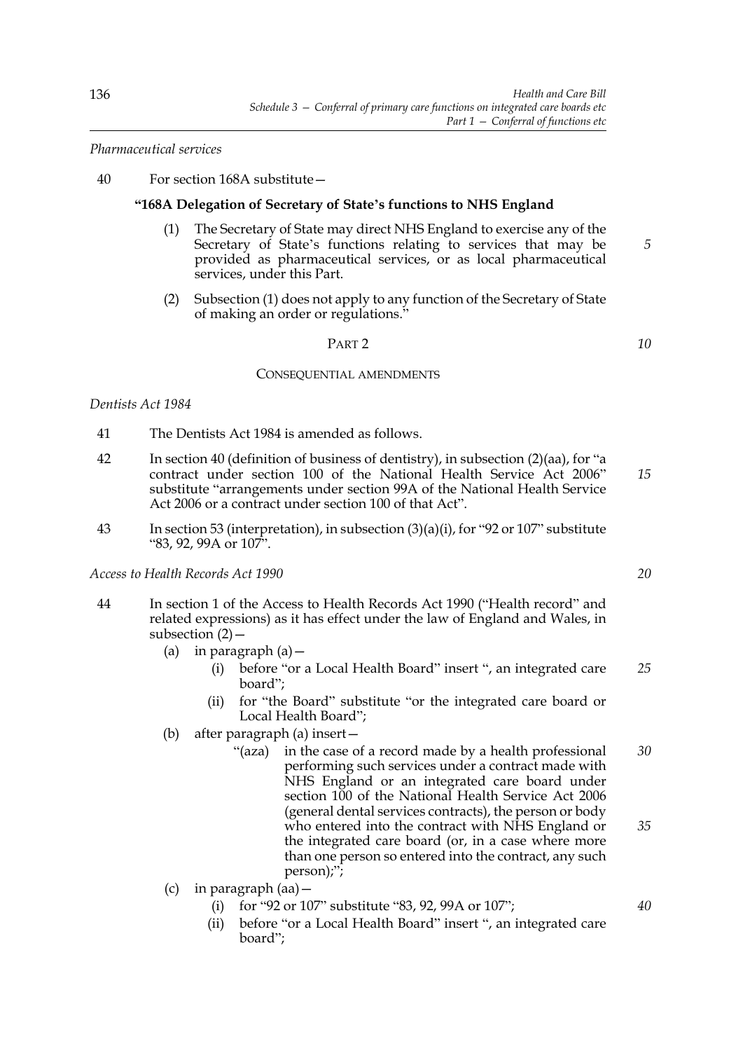*Pharmaceutical services*

40 For section 168A substitute—

**"168A Delegation of Secretary of State's functions to NHS England**

(1) The Secretary of State may direct NHS England to exercise any of the Secretary of State's functions relating to services that may be provided as pharmaceutical services, or as local pharmaceutical services, under this Part.

(2) Subsection (1) does not apply to any function of the Secretary of State of making an order or regulations."

PART 2

CONSEQUENTIAL AMENDMENTS

*Dentists Act 1984*

41 The Dentists Act 1984 is amended as follows.

42 In section 40 (definition of business of dentistry), in subsection (2)(aa), for "a contract under section 100 of the National Health Service Act 2006" substitute "arrangements under section 99A of the National Health Service Act 2006 or a contract under section 100 of that Act".

43 In section 53 (interpretation), in subsection (3)(a)(i), for "92 or 107" substitute "83, 92, 99A or 107".

*Access to Health Records Act 1990*

44 In section 1 of the Access to Health Records Act 1990 ("Health record" and related expressions) as it has effect under the law of England and Wales, in subsection (2)—

(a) in paragraph (a)—

(i) before "or a Local Health Board" insert ", an integrated care board";

(ii) for "the Board" substitute "or the integrated care board or Local Health Board";

(b) after paragraph (a) insert—

"(aza) in the case of a record made by a health professional performing such services under a contract made with NHS England or an integrated care board under section 100 of the National Health Service Act 2006 (general dental services contracts), the person or body who entered into the contract with NHS England or the integrated care board (or, in a case where more than one person so entered into the contract, any such person);";

(c) in paragraph (aa)—

(i) for "92 or 107" substitute "83, 92, 99A or 107";

(ii) before "or a Local Health Board" insert ", an integrated care board";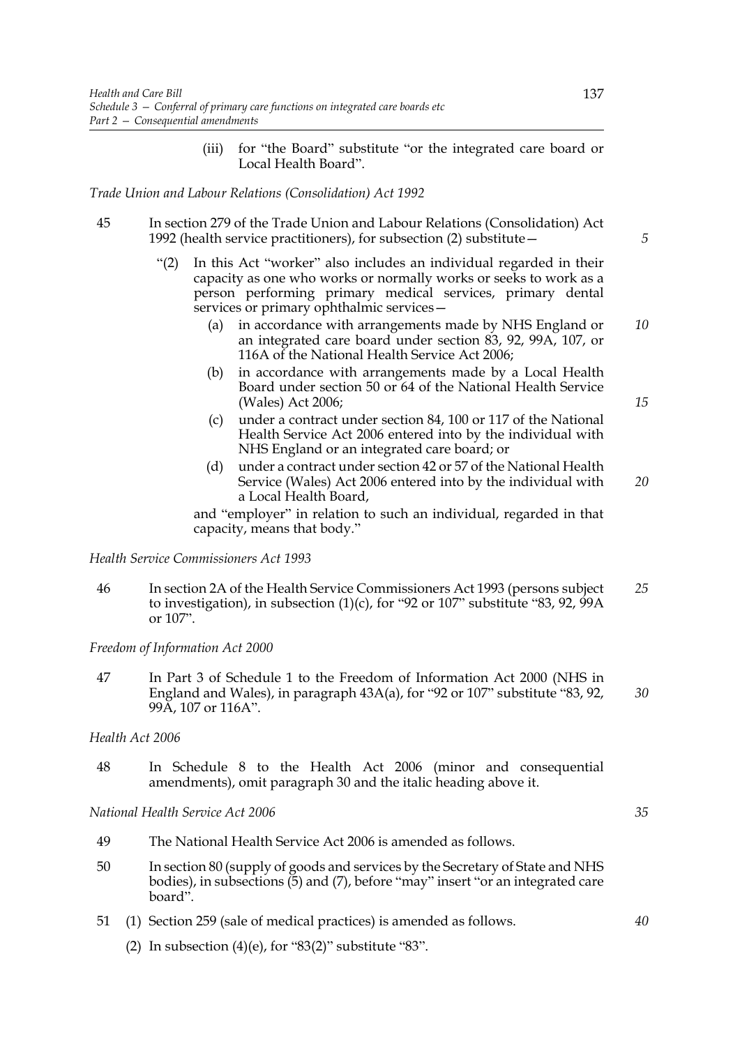(iii) for "the Board" substitute "or the integrated care board or Local Health Board".

*Trade Union and Labour Relations (Consolidation) Act 1992*

45 In section 279 of the Trade Union and Labour Relations (Consolidation) Act 1992 (health service practitioners), for subsection (2) substitute—

"(2) In this Act "worker" also includes an individual regarded in their capacity as one who works or normally works or seeks to work as a person performing primary medical services, primary dental services or primary ophthalmic services—

(a) in accordance with arrangements made by NHS England or an integrated care board under section 83, 92, 99A, 107, or 116A of the National Health Service Act 2006;

(b) in accordance with arrangements made by a Local Health Board under section 50 or 64 of the National Health Service (Wales) Act 2006;

(c) under a contract under section 84, 100 or 117 of the National Health Service Act 2006 entered into by the individual with NHS England or an integrated care board; or

(d) under a contract under section 42 or 57 of the National Health Service (Wales) Act 2006 entered into by the individual with a Local Health Board,

and "employer" in relation to such an individual, regarded in that capacity, means that body."

*Health Service Commissioners Act 1993*

46 In section 2A of the Health Service Commissioners Act 1993 (persons subject to investigation), in subsection (1)(c), for "92 or 107" substitute "83, 92, 99A or 107".

*Freedom of Information Act 2000*

47 In Part 3 of Schedule 1 to the Freedom of Information Act 2000 (NHS in England and Wales), in paragraph 43A(a), for "92 or 107" substitute "83, 92, 99A, 107 or 116A".

*Health Act 2006*

48 In Schedule 8 to the Health Act 2006 (minor and consequential amendments), omit paragraph 30 and the italic heading above it.

*National Health Service Act 2006*

49 The National Health Service Act 2006 is amended as follows.

50 In section 80 (supply of goods and services by the Secretary of State and NHS bodies), in subsections (5) and (7), before "may" insert "or an integrated care board".

51 (1) Section 259 (sale of medical practices) is amended as follows.

(2) In subsection (4)(e), for "83(2)" substitute "83".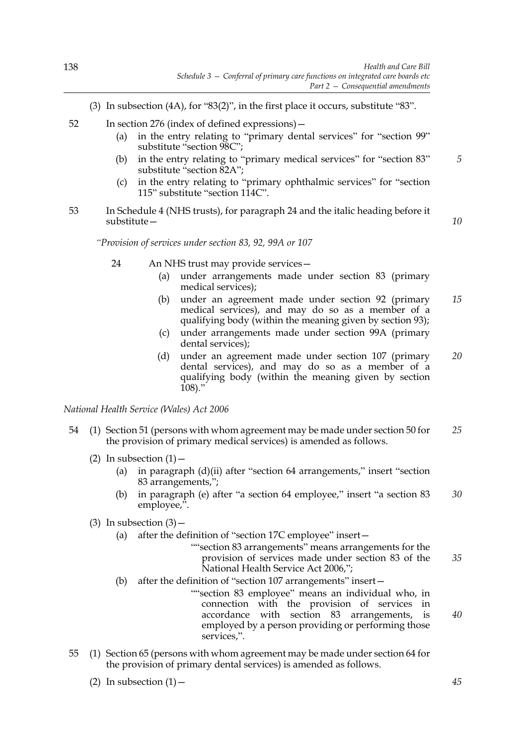(3) In subsection (4A), for "83(2)", in the first place it occurs, substitute "83".

52 In section 276 (index of defined expressions)—

(a) in the entry relating to "primary dental services" for "section 99" substitute "section 98C";

(b) in the entry relating to "primary medical services" for "section 83" substitute "section 82A";

(c) in the entry relating to "primary ophthalmic services" for "section 115" substitute "section 114C".

53 In Schedule 4 (NHS trusts), for paragraph 24 and the italic heading before it substitute—

"*Provision of services under section 83, 92, 99A or 107*

24 An NHS trust may provide services—

(a) under arrangements made under section 83 (primary medical services);

(b) under an agreement made under section 92 (primary medical services), and may do so as a member of a qualifying body (within the meaning given by section 93);

(c) under arrangements made under section 99A (primary dental services);

(d) under an agreement made under section 107 (primary dental services), and may do so as a member of a qualifying body (within the meaning given by section 108)."

*National Health Service (Wales) Act 2006*

54 (1) Section 51 (persons with whom agreement may be made under section 50 for the provision of primary medical services) is amended as follows.

(2) In subsection (1)—

(a) in paragraph (d)(ii) after "section 64 arrangements," insert "section 83 arrangements,";

(b) in paragraph (e) after "a section 64 employee," insert "a section 83 employee,".

(3) In subsection (3)—

(a) after the definition of "section 17C employee" insert—

""section 83 arrangements" means arrangements for the provision of services made under section 83 of the National Health Service Act 2006,";

(b) after the definition of "section 107 arrangements" insert—

""section 83 employee" means an individual who, in connection with the provision of services in accordance with section 83 arrangements, is employed by a person providing or performing those services,".

55 (1) Section 65 (persons with whom agreement may be made under section 64 for the provision of primary dental services) is amended as follows.

(2) In subsection (1)—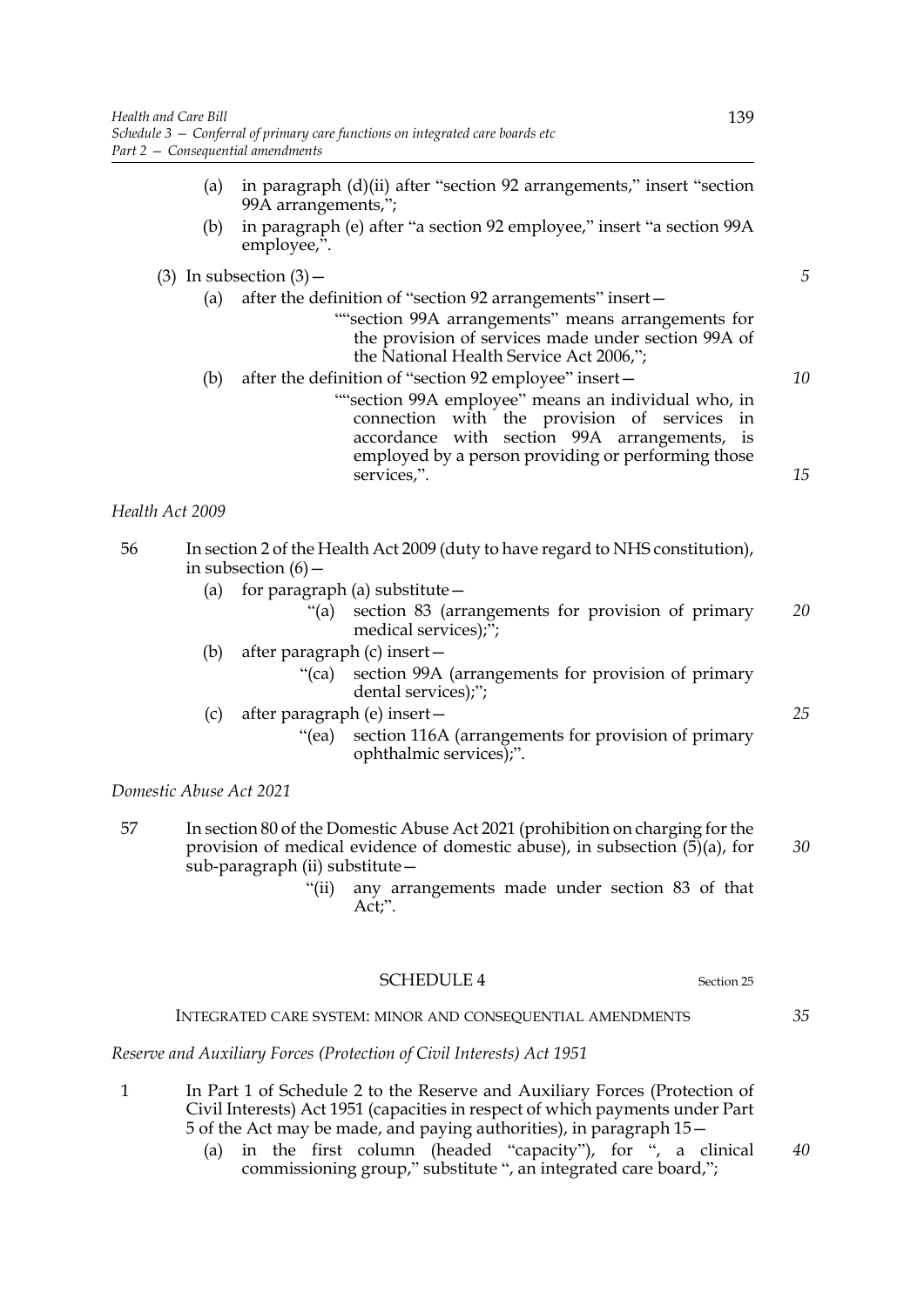(a) in paragraph (d)(ii) after "section 92 arrangements," insert "section 99A arrangements,";

(b) in paragraph (e) after "a section 92 employee," insert "a section 99A employee,".

(3) In subsection (3)—

(a) after the definition of "section 92 arrangements" insert—

""section 99A arrangements" means arrangements for the provision of services made under section 99A of the National Health Service Act 2006,";

(b) after the definition of "section 92 employee" insert—

""section 99A employee" means an individual who, in connection with the provision of services in accordance with section 99A arrangements, is employed by a person providing or performing those services,".

*Health Act 2009*

56 In section 2 of the Health Act 2009 (duty to have regard to NHS constitution), in subsection (6)—

(a) for paragraph (a) substitute—

"(a) section 83 (arrangements for provision of primary medical services);";

(b) after paragraph (c) insert—

"(ca) section 99A (arrangements for provision of primary dental services);";

(c) after paragraph (e) insert—

"(ea) section 116A (arrangements for provision of primary ophthalmic services);".

*Domestic Abuse Act 2021*

57 In section 80 of the Domestic Abuse Act 2021 (prohibition on charging for the provision of medical evidence of domestic abuse), in subsection (5)(a), for sub-paragraph (ii) substitute—

"(ii) any arrangements made under section 83 of that Act;".

## SCHEDULE 4

Section 25

INTEGRATED CARE SYSTEM: MINOR AND CONSEQUENTIAL AMENDMENTS

*Reserve and Auxiliary Forces (Protection of Civil Interests) Act 1951*

1 In Part 1 of Schedule 2 to the Reserve and Auxiliary Forces (Protection of Civil Interests) Act 1951 (capacities in respect of which payments under Part 5 of the Act may be made, and paying authorities), in paragraph 15—

(a) in the first column (headed "capacity"), for ", a clinical commissioning group," substitute ", an integrated care board,";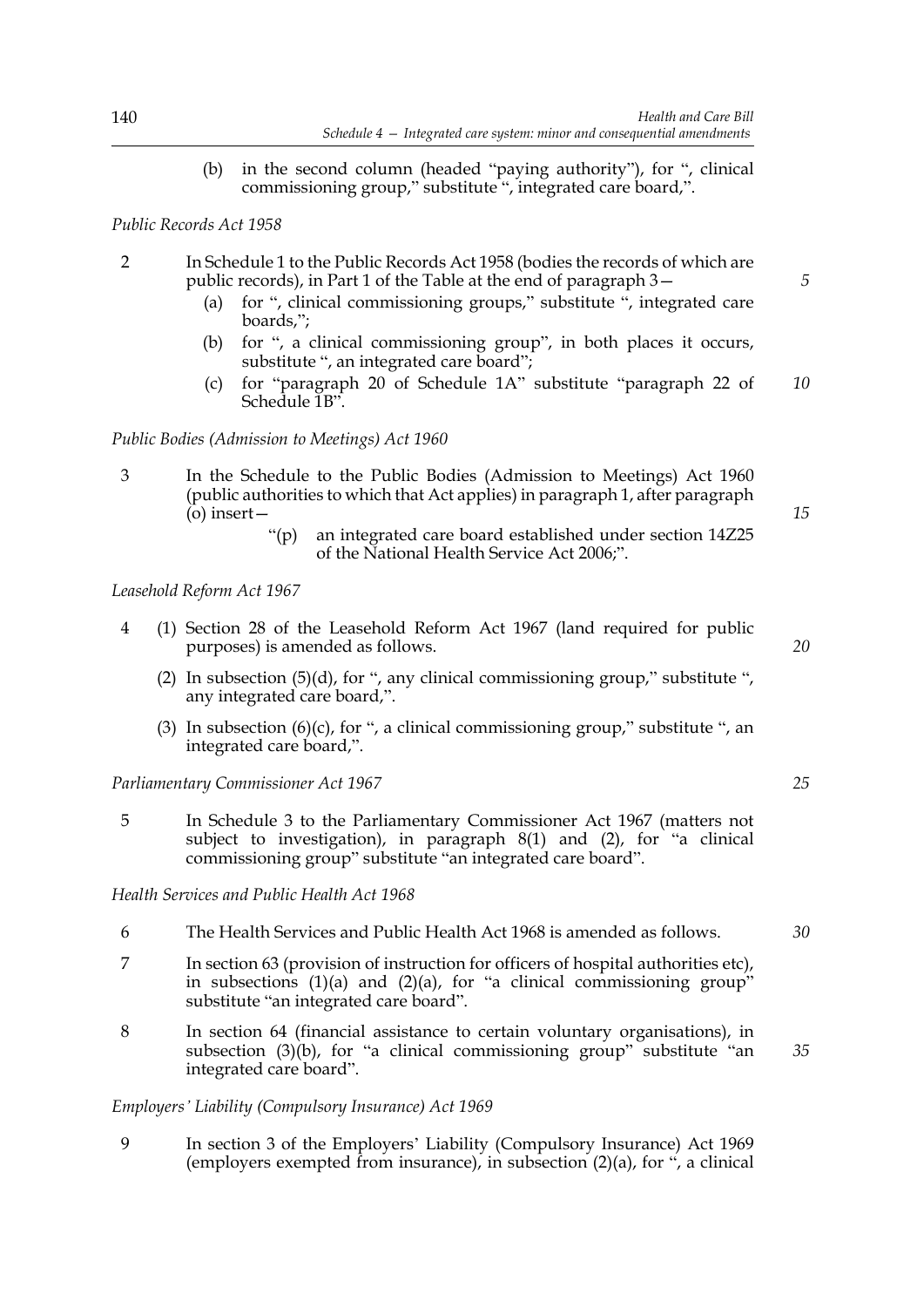(b) in the second column (headed "paying authority"), for ", clinical commissioning group," substitute ", integrated care board,".

*Public Records Act 1958*

2 In Schedule 1 to the Public Records Act 1958 (bodies the records of which are public records), in Part 1 of the Table at the end of paragraph 3—

(a) for ", clinical commissioning groups," substitute ", integrated care boards,";

(b) for ", a clinical commissioning group", in both places it occurs, substitute ", an integrated care board";

(c) for "paragraph 20 of Schedule 1A" substitute "paragraph 22 of Schedule 1B".

*Public Bodies (Admission to Meetings) Act 1960*

3 In the Schedule to the Public Bodies (Admission to Meetings) Act 1960 (public authorities to which that Act applies) in paragraph 1, after paragraph (o) insert—

"(p) an integrated care board established under section 14Z25 of the National Health Service Act 2006;".

*Leasehold Reform Act 1967*

4 (1) Section 28 of the Leasehold Reform Act 1967 (land required for public purposes) is amended as follows.

(2) In subsection (5)(d), for ", any clinical commissioning group," substitute ", any integrated care board,".

(3) In subsection (6)(c), for ", a clinical commissioning group," substitute ", an integrated care board,".

*Parliamentary Commissioner Act 1967*

5 In Schedule 3 to the Parliamentary Commissioner Act 1967 (matters not subject to investigation), in paragraph 8(1) and (2), for "a clinical commissioning group" substitute "an integrated care board".

*Health Services and Public Health Act 1968*

6 The Health Services and Public Health Act 1968 is amended as follows.

7 In section 63 (provision of instruction for officers of hospital authorities etc), in subsections (1)(a) and (2)(a), for "a clinical commissioning group" substitute "an integrated care board".

8 In section 64 (financial assistance to certain voluntary organisations), in subsection (3)(b), for "a clinical commissioning group" substitute "an integrated care board".

*Employers' Liability (Compulsory Insurance) Act 1969*

9 In section 3 of the Employers' Liability (Compulsory Insurance) Act 1969 (employers exempted from insurance), in subsection (2)(a), for ", a clinical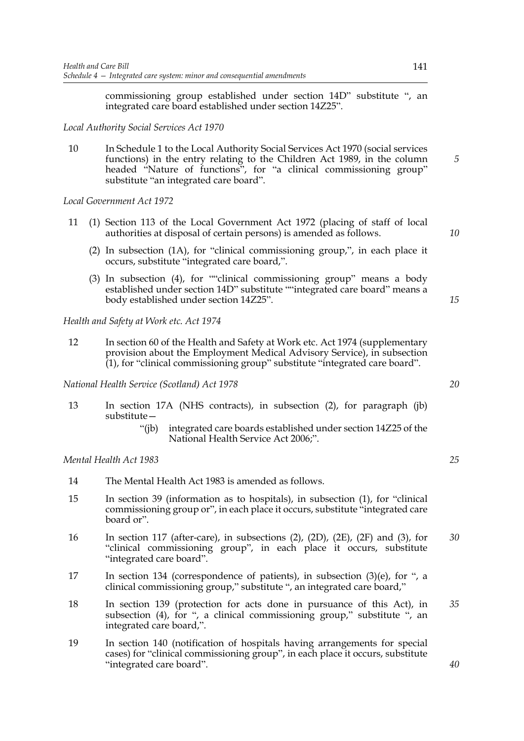commissioning group established under section 14D" substitute ", an integrated care board established under section 14Z25".

*Local Authority Social Services Act 1970*

10 In Schedule 1 to the Local Authority Social Services Act 1970 (social services functions) in the entry relating to the Children Act 1989, in the column headed "Nature of functions", for "a clinical commissioning group" substitute "an integrated care board".

*Local Government Act 1972*

11 (1) Section 113 of the Local Government Act 1972 (placing of staff of local authorities at disposal of certain persons) is amended as follows.

(2) In subsection (1A), for "clinical commissioning group,", in each place it occurs, substitute "integrated care board,".

(3) In subsection (4), for ""clinical commissioning group" means a body established under section 14D" substitute ""integrated care board" means a body established under section 14Z25".

*Health and Safety at Work etc. Act 1974*

12 In section 60 of the Health and Safety at Work etc. Act 1974 (supplementary provision about the Employment Medical Advisory Service), in subsection (1), for "clinical commissioning group" substitute "integrated care board".

*National Health Service (Scotland) Act 1978*

13 In section 17A (NHS contracts), in subsection (2), for paragraph (jb) substitute—

"(jb) integrated care boards established under section 14Z25 of the National Health Service Act 2006;".

*Mental Health Act 1983*

14 The Mental Health Act 1983 is amended as follows.

15 In section 39 (information as to hospitals), in subsection (1), for "clinical commissioning group or", in each place it occurs, substitute "integrated care board or".

16 In section 117 (after-care), in subsections (2), (2D), (2E), (2F) and (3), for "clinical commissioning group", in each place it occurs, substitute "integrated care board".

17 In section 134 (correspondence of patients), in subsection (3)(e), for ", a clinical commissioning group," substitute ", an integrated care board,"

18 In section 139 (protection for acts done in pursuance of this Act), in subsection (4), for ", a clinical commissioning group," substitute ", an integrated care board,".

19 In section 140 (notification of hospitals having arrangements for special cases) for "clinical commissioning group", in each place it occurs, substitute "integrated care board".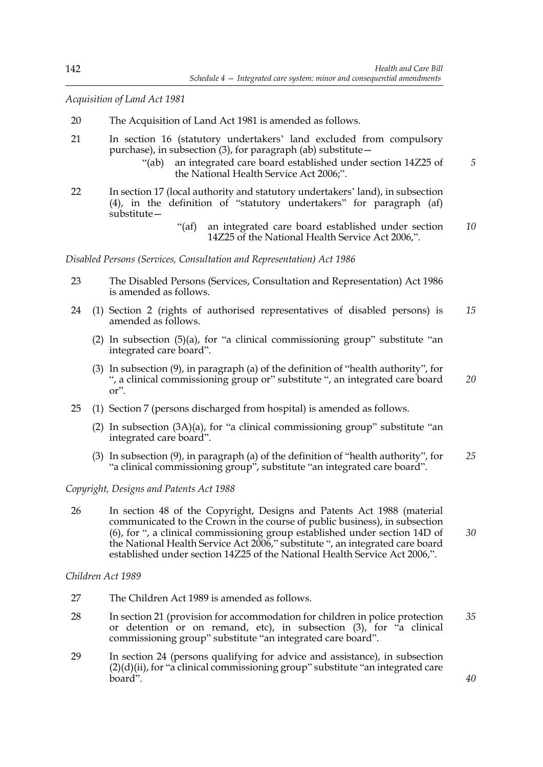*Acquisition of Land Act 1981*

20 The Acquisition of Land Act 1981 is amended as follows.

21 In section 16 (statutory undertakers' land excluded from compulsory purchase), in subsection (3), for paragraph (ab) substitute—

"(ab) an integrated care board established under section 14Z25 of the National Health Service Act 2006;".

22 In section 17 (local authority and statutory undertakers' land), in subsection (4), in the definition of "statutory undertakers" for paragraph (af) substitute—

"(af) an integrated care board established under section 14Z25 of the National Health Service Act 2006,".

*Disabled Persons (Services, Consultation and Representation) Act 1986*

23 The Disabled Persons (Services, Consultation and Representation) Act 1986 is amended as follows.

24 (1) Section 2 (rights of authorised representatives of disabled persons) is amended as follows.

(2) In subsection (5)(a), for "a clinical commissioning group" substitute "an integrated care board".

(3) In subsection (9), in paragraph (a) of the definition of "health authority", for ", a clinical commissioning group or" substitute ", an integrated care board or".

25 (1) Section 7 (persons discharged from hospital) is amended as follows.

(2) In subsection (3A)(a), for "a clinical commissioning group" substitute "an integrated care board".

(3) In subsection (9), in paragraph (a) of the definition of "health authority", for "a clinical commissioning group", substitute "an integrated care board".

*Copyright, Designs and Patents Act 1988*

26 In section 48 of the Copyright, Designs and Patents Act 1988 (material communicated to the Crown in the course of public business), in subsection (6), for ", a clinical commissioning group established under section 14D of the National Health Service Act 2006," substitute ", an integrated care board established under section 14Z25 of the National Health Service Act 2006,".

*Children Act 1989*

27 The Children Act 1989 is amended as follows.

28 In section 21 (provision for accommodation for children in police protection or detention or on remand, etc), in subsection (3), for "a clinical commissioning group" substitute "an integrated care board".

29 In section 24 (persons qualifying for advice and assistance), in subsection (2)(d)(ii), for "a clinical commissioning group" substitute "an integrated care board".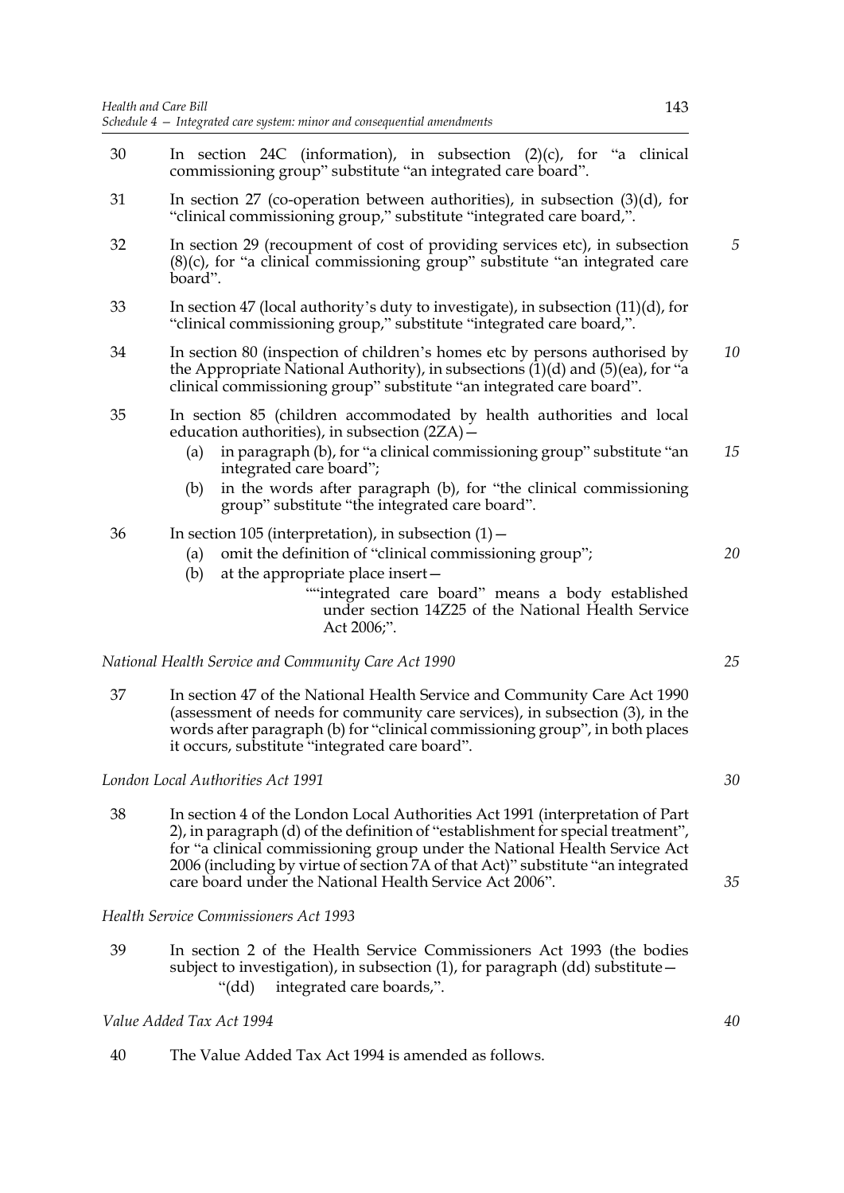30 In section 24C (information), in subsection (2)(c), for "a clinical commissioning group" substitute "an integrated care board".

31 In section 27 (co-operation between authorities), in subsection (3)(d), for "clinical commissioning group," substitute "integrated care board,".

32 In section 29 (recoupment of cost of providing services etc), in subsection (8)(c), for "a clinical commissioning group" substitute "an integrated care board".

33 In section 47 (local authority's duty to investigate), in subsection (11)(d), for "clinical commissioning group," substitute "integrated care board,".

34 In section 80 (inspection of children's homes etc by persons authorised by the Appropriate National Authority), in subsections (1)(d) and (5)(ea), for "a clinical commissioning group" substitute "an integrated care board".

35 In section 85 (children accommodated by health authorities and local education authorities), in subsection (2ZA)—

(a) in paragraph (b), for "a clinical commissioning group" substitute "an integrated care board";

(b) in the words after paragraph (b), for "the clinical commissioning group" substitute "the integrated care board".

36 In section 105 (interpretation), in subsection (1)—

(a) omit the definition of "clinical commissioning group";

(b) at the appropriate place insert—

""integrated care board" means a body established under section 14Z25 of the National Health Service Act 2006;".

*National Health Service and Community Care Act 1990*

37 In section 47 of the National Health Service and Community Care Act 1990 (assessment of needs for community care services), in subsection (3), in the words after paragraph (b) for "clinical commissioning group", in both places it occurs, substitute "integrated care board".

*London Local Authorities Act 1991*

38 In section 4 of the London Local Authorities Act 1991 (interpretation of Part 2), in paragraph (d) of the definition of "establishment for special treatment", for "a clinical commissioning group under the National Health Service Act 2006 (including by virtue of section 7A of that Act)" substitute "an integrated care board under the National Health Service Act 2006".

*Health Service Commissioners Act 1993*

39 In section 2 of the Health Service Commissioners Act 1993 (the bodies subject to investigation), in subsection (1), for paragraph (dd) substitute—

"(dd) integrated care boards,".

*Value Added Tax Act 1994*

40 The Value Added Tax Act 1994 is amended as follows.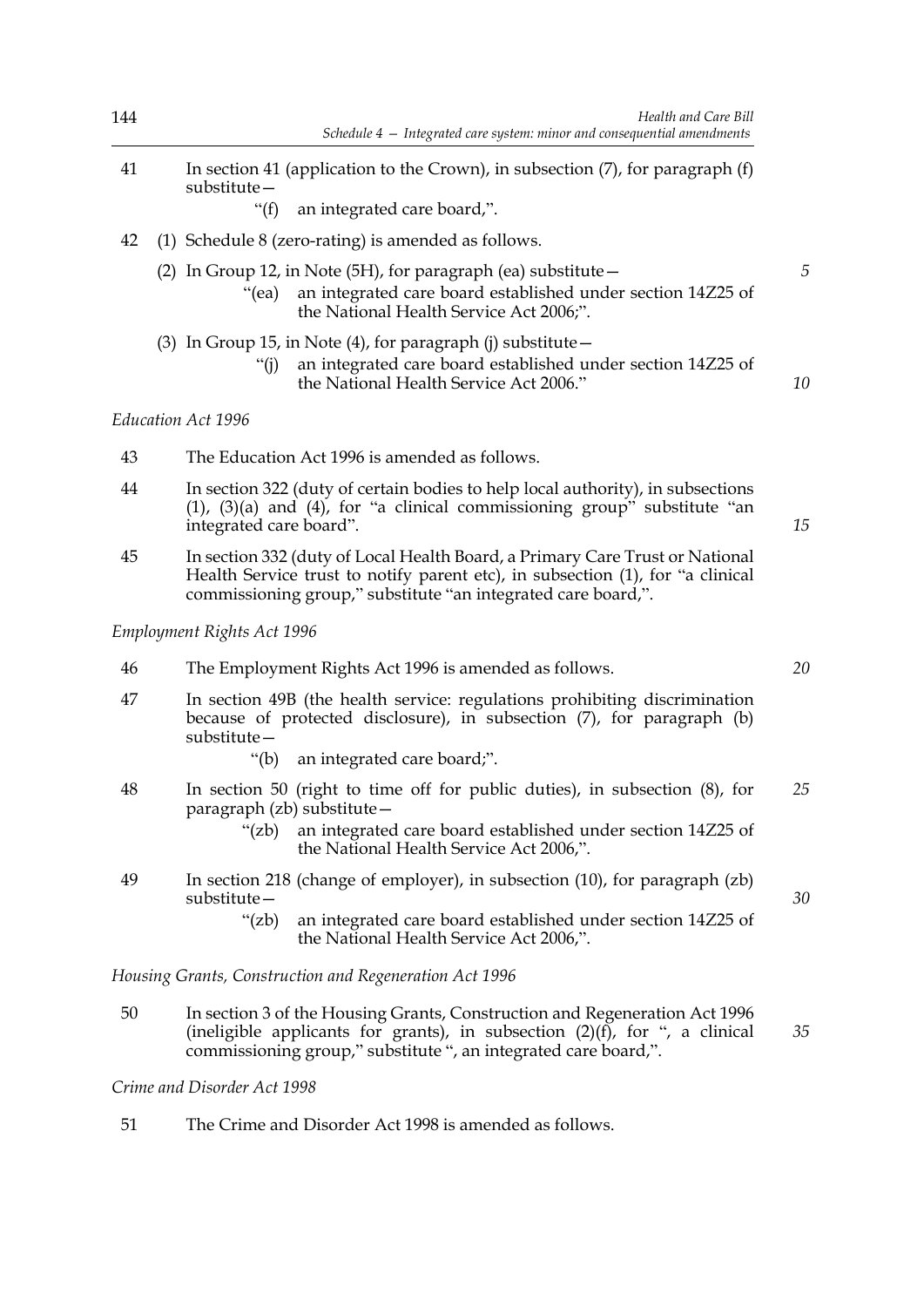41 In section 41 (application to the Crown), in subsection (7), for paragraph (f) substitute—

"(f) an integrated care board,".

42 (1) Schedule 8 (zero-rating) is amended as follows.

(2) In Group 12, in Note (5H), for paragraph (ea) substitute—

"(ea) an integrated care board established under section 14Z25 of the National Health Service Act 2006;".

(3) In Group 15, in Note (4), for paragraph (j) substitute—

"(j) an integrated care board established under section 14Z25 of the National Health Service Act 2006."

*Education Act 1996*

43 The Education Act 1996 is amended as follows.

44 In section 322 (duty of certain bodies to help local authority), in subsections (1), (3)(a) and (4), for "a clinical commissioning group" substitute "an integrated care board".

45 In section 332 (duty of Local Health Board, a Primary Care Trust or National Health Service trust to notify parent etc), in subsection (1), for "a clinical commissioning group," substitute "an integrated care board,".

*Employment Rights Act 1996*

46 The Employment Rights Act 1996 is amended as follows.

47 In section 49B (the health service: regulations prohibiting discrimination because of protected disclosure), in subsection (7), for paragraph (b) substitute—

"(b) an integrated care board;".

48 In section 50 (right to time off for public duties), in subsection (8), for paragraph (zb) substitute—

"(zb) an integrated care board established under section 14Z25 of the National Health Service Act 2006,".

49 In section 218 (change of employer), in subsection (10), for paragraph (zb) substitute—

"(zb) an integrated care board established under section 14Z25 of the National Health Service Act 2006,".

*Housing Grants, Construction and Regeneration Act 1996*

50 In section 3 of the Housing Grants, Construction and Regeneration Act 1996 (ineligible applicants for grants), in subsection (2)(f), for ", a clinical commissioning group," substitute ", an integrated care board,".

*Crime and Disorder Act 1998*

51 The Crime and Disorder Act 1998 is amended as follows.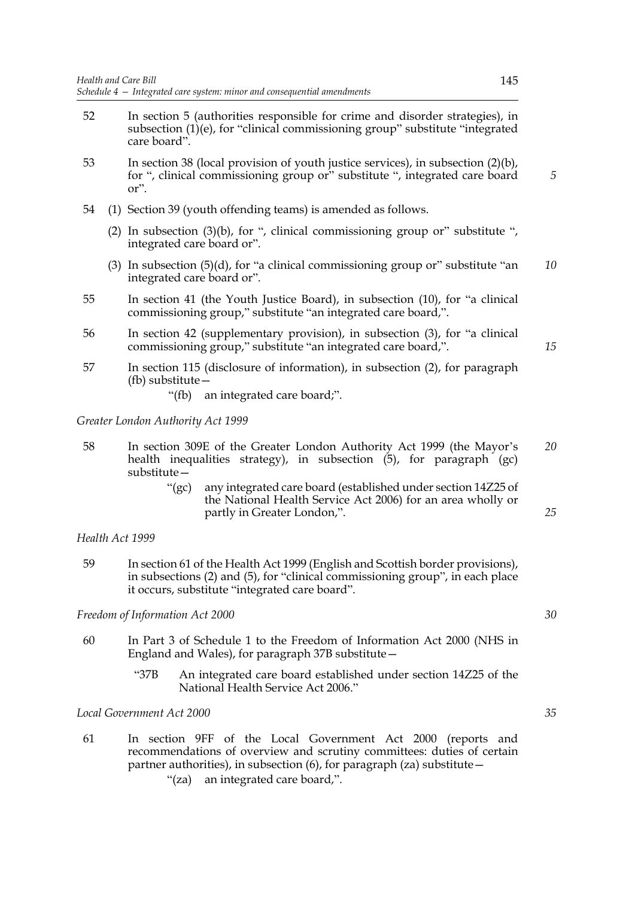52 In section 5 (authorities responsible for crime and disorder strategies), in subsection (1)(e), for "clinical commissioning group" substitute "integrated care board".

53 In section 38 (local provision of youth justice services), in subsection (2)(b), for ", clinical commissioning group or" substitute ", integrated care board or".

54 (1) Section 39 (youth offending teams) is amended as follows.

(2) In subsection (3)(b), for ", clinical commissioning group or" substitute ", integrated care board or".

(3) In subsection (5)(d), for "a clinical commissioning group or" substitute "an integrated care board or".

55 In section 41 (the Youth Justice Board), in subsection (10), for "a clinical commissioning group," substitute "an integrated care board,".

56 In section 42 (supplementary provision), in subsection (3), for "a clinical commissioning group," substitute "an integrated care board,".

57 In section 115 (disclosure of information), in subsection (2), for paragraph (fb) substitute—

"(fb) an integrated care board;".

*Greater London Authority Act 1999*

58 In section 309E of the Greater London Authority Act 1999 (the Mayor's health inequalities strategy), in subsection (5), for paragraph (gc) substitute—

"(gc) any integrated care board (established under section 14Z25 of the National Health Service Act 2006) for an area wholly or partly in Greater London,".

*Health Act 1999*

59 In section 61 of the Health Act 1999 (English and Scottish border provisions), in subsections (2) and (5), for "clinical commissioning group", in each place it occurs, substitute "integrated care board".

*Freedom of Information Act 2000*

60 In Part 3 of Schedule 1 to the Freedom of Information Act 2000 (NHS in England and Wales), for paragraph 37B substitute—

"37B An integrated care board established under section 14Z25 of the National Health Service Act 2006."

*Local Government Act 2000*

61 In section 9FF of the Local Government Act 2000 (reports and recommendations of overview and scrutiny committees: duties of certain partner authorities), in subsection (6), for paragraph (za) substitute—

"(za) an integrated care board,".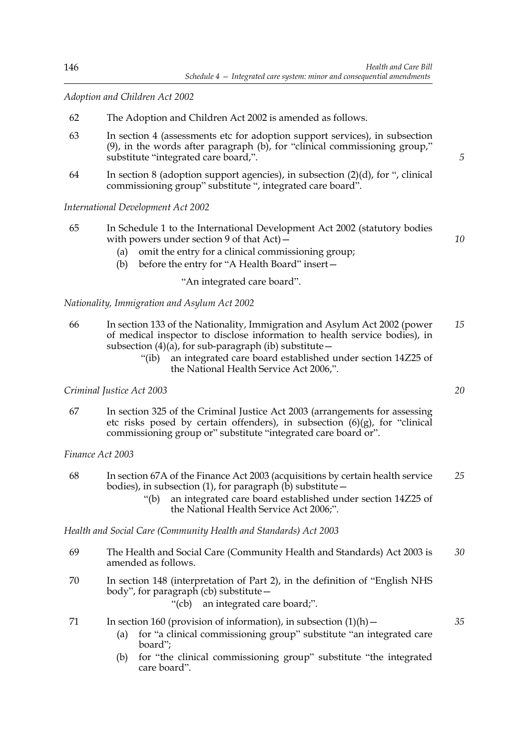*Adoption and Children Act 2002*

62 The Adoption and Children Act 2002 is amended as follows.

63 In section 4 (assessments etc for adoption support services), in subsection (9), in the words after paragraph (b), for "clinical commissioning group," substitute "integrated care board,".

64 In section 8 (adoption support agencies), in subsection (2)(d), for ", clinical commissioning group" substitute ", integrated care board".

*International Development Act 2002*

65 In Schedule 1 to the International Development Act 2002 (statutory bodies with powers under section 9 of that Act)—

- (a) omit the entry for a clinical commissioning group;
- (b) before the entry for "A Health Board" insert—

"An integrated care board".

*Nationality, Immigration and Asylum Act 2002*

66 In section 133 of the Nationality, Immigration and Asylum Act 2002 (power of medical inspector to disclose information to health service bodies), in subsection (4)(a), for sub-paragraph (ib) substitute—

"(ib) an integrated care board established under section 14Z25 of the National Health Service Act 2006,".

*Criminal Justice Act 2003*

67 In section 325 of the Criminal Justice Act 2003 (arrangements for assessing etc risks posed by certain offenders), in subsection (6)(g), for "clinical commissioning group or" substitute "integrated care board or".

*Finance Act 2003*

68 In section 67A of the Finance Act 2003 (acquisitions by certain health service bodies), in subsection (1), for paragraph (b) substitute—

"(b) an integrated care board established under section 14Z25 of the National Health Service Act 2006;".

*Health and Social Care (Community Health and Standards) Act 2003*

69 The Health and Social Care (Community Health and Standards) Act 2003 is amended as follows.

70 In section 148 (interpretation of Part 2), in the definition of "English NHS body", for paragraph (cb) substitute—

"(cb) an integrated care board;".

71 In section 160 (provision of information), in subsection (1)(h)—

- (a) for "a clinical commissioning group" substitute "an integrated care board";
- (b) for "the clinical commissioning group" substitute "the integrated care board".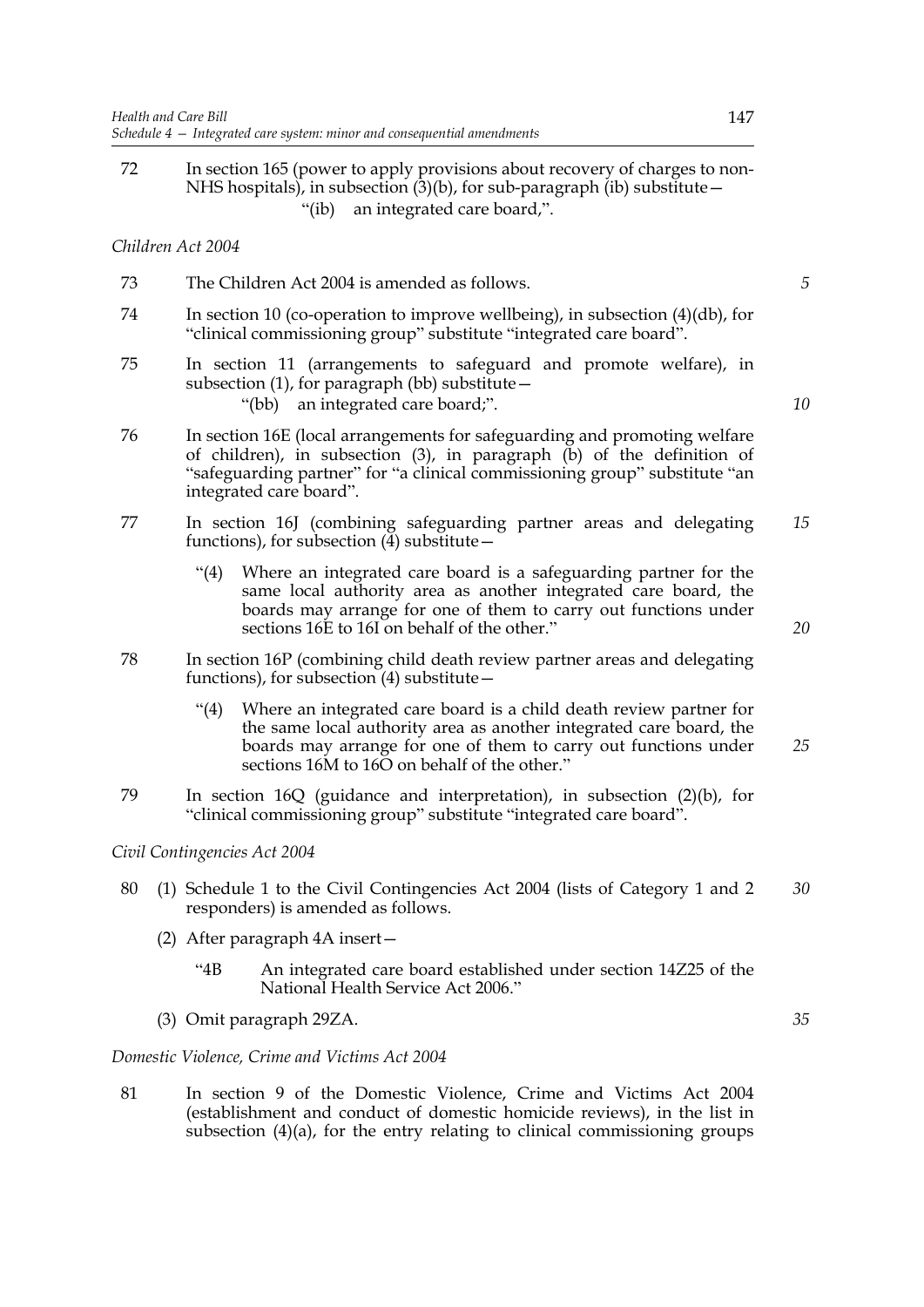72 In section 165 (power to apply provisions about recovery of charges to non-NHS hospitals), in subsection (3)(b), for sub-paragraph (ib) substitute—

"(ib) an integrated care board,".

*Children Act 2004*

73 The Children Act 2004 is amended as follows.

74 In section 10 (co-operation to improve wellbeing), in subsection (4)(db), for "clinical commissioning group" substitute "integrated care board".

75 In section 11 (arrangements to safeguard and promote welfare), in subsection (1), for paragraph (bb) substitute—

"(bb) an integrated care board;".

76 In section 16E (local arrangements for safeguarding and promoting welfare of children), in subsection (3), in paragraph (b) of the definition of "safeguarding partner" for "a clinical commissioning group" substitute "an integrated care board".

77 In section 16J (combining safeguarding partner areas and delegating functions), for subsection (4) substitute—

"(4) Where an integrated care board is a safeguarding partner for the same local authority area as another integrated care board, the boards may arrange for one of them to carry out functions under sections 16E to 16I on behalf of the other."

78 In section 16P (combining child death review partner areas and delegating functions), for subsection (4) substitute—

"(4) Where an integrated care board is a child death review partner for the same local authority area as another integrated care board, the boards may arrange for one of them to carry out functions under sections 16M to 16O on behalf of the other."

79 In section 16Q (guidance and interpretation), in subsection (2)(b), for "clinical commissioning group" substitute "integrated care board".

*Civil Contingencies Act 2004*

80 (1) Schedule 1 to the Civil Contingencies Act 2004 (lists of Category 1 and 2 responders) is amended as follows.

(2) After paragraph 4A insert—

"4B An integrated care board established under section 14Z25 of the National Health Service Act 2006."

(3) Omit paragraph 29ZA.

*Domestic Violence, Crime and Victims Act 2004*

81 In section 9 of the Domestic Violence, Crime and Victims Act 2004 (establishment and conduct of domestic homicide reviews), in the list in subsection (4)(a), for the entry relating to clinical commissioning groups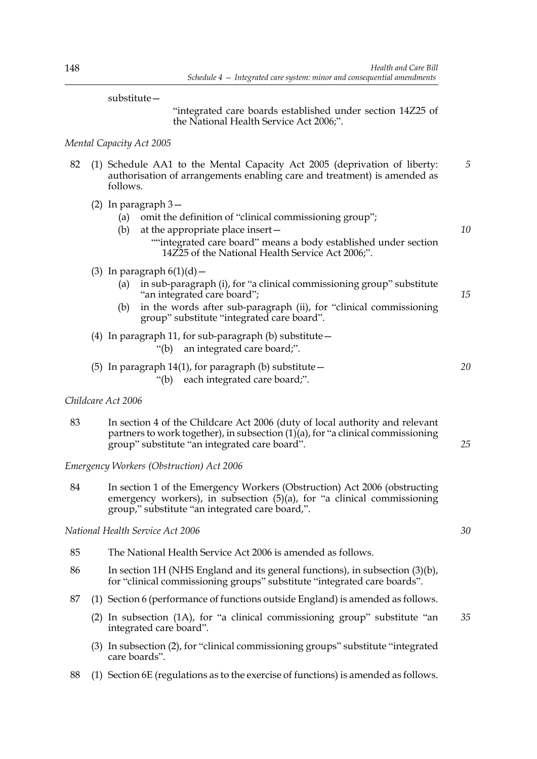substitute—

"integrated care boards established under section 14Z25 of the National Health Service Act 2006;".

*Mental Capacity Act 2005*

82 (1) Schedule AA1 to the Mental Capacity Act 2005 (deprivation of liberty: authorisation of arrangements enabling care and treatment) is amended as follows.

(2) In paragraph 3—

(a) omit the definition of "clinical commissioning group";

(b) at the appropriate place insert—

""integrated care board" means a body established under section 14Z25 of the National Health Service Act 2006;".

(3) In paragraph 6(1)(d)—

(a) in sub-paragraph (i), for "a clinical commissioning group" substitute "an integrated care board";

(b) in the words after sub-paragraph (ii), for "clinical commissioning group" substitute "integrated care board".

(4) In paragraph 11, for sub-paragraph (b) substitute—

"(b) an integrated care board;".

(5) In paragraph 14(1), for paragraph (b) substitute—

"(b) each integrated care board;".

*Childcare Act 2006*

83 In section 4 of the Childcare Act 2006 (duty of local authority and relevant partners to work together), in subsection (1)(a), for "a clinical commissioning group" substitute "an integrated care board".

*Emergency Workers (Obstruction) Act 2006*

84 In section 1 of the Emergency Workers (Obstruction) Act 2006 (obstructing emergency workers), in subsection (5)(a), for "a clinical commissioning group," substitute "an integrated care board,".

*National Health Service Act 2006*

85 The National Health Service Act 2006 is amended as follows.

86 In section 1H (NHS England and its general functions), in subsection (3)(b), for "clinical commissioning groups" substitute "integrated care boards".

87 (1) Section 6 (performance of functions outside England) is amended as follows.

(2) In subsection (1A), for "a clinical commissioning group" substitute "an integrated care board".

(3) In subsection (2), for "clinical commissioning groups" substitute "integrated care boards".

88 (1) Section 6E (regulations as to the exercise of functions) is amended as follows.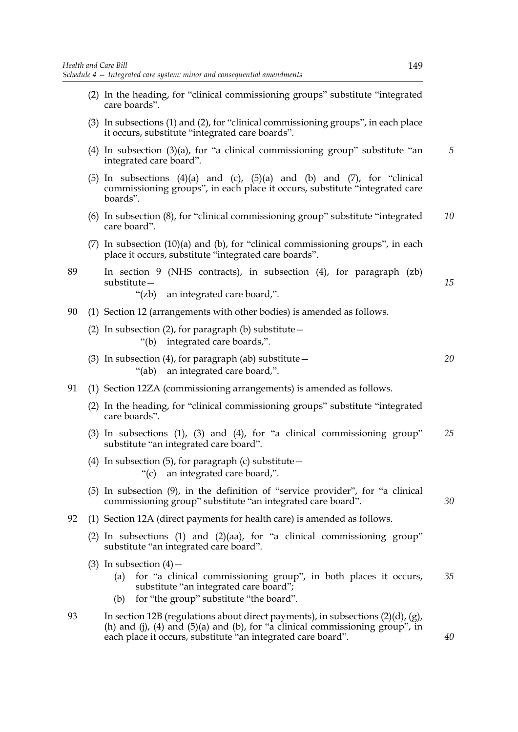(2) In the heading, for "clinical commissioning groups" substitute "integrated care boards".

(3) In subsections (1) and (2), for "clinical commissioning groups", in each place it occurs, substitute "integrated care boards".

(4) In subsection (3)(a), for "a clinical commissioning group" substitute "an integrated care board".

(5) In subsections (4)(a) and (c), (5)(a) and (b) and (7), for "clinical commissioning groups", in each place it occurs, substitute "integrated care boards".

(6) In subsection (8), for "clinical commissioning group" substitute "integrated care board".

(7) In subsection (10)(a) and (b), for "clinical commissioning groups", in each place it occurs, substitute "integrated care boards".

89 In section 9 (NHS contracts), in subsection (4), for paragraph (zb) substitute—

"(zb) an integrated care board,".

90 (1) Section 12 (arrangements with other bodies) is amended as follows.

(2) In subsection (2), for paragraph (b) substitute—

"(b) integrated care boards,".

(3) In subsection (4), for paragraph (ab) substitute—

"(ab) an integrated care board,".

91 (1) Section 12ZA (commissioning arrangements) is amended as follows.

(2) In the heading, for "clinical commissioning groups" substitute "integrated care boards".

(3) In subsections (1), (3) and (4), for "a clinical commissioning group" substitute "an integrated care board".

(4) In subsection (5), for paragraph (c) substitute—

"(c) an integrated care board,".

(5) In subsection (9), in the definition of "service provider", for "a clinical commissioning group" substitute "an integrated care board".

92 (1) Section 12A (direct payments for health care) is amended as follows.

(2) In subsections (1) and (2)(aa), for "a clinical commissioning group" substitute "an integrated care board".

(3) In subsection (4)—

(a) for "a clinical commissioning group", in both places it occurs, substitute "an integrated care board";

(b) for "the group" substitute "the board".

93 In section 12B (regulations about direct payments), in subsections (2)(d), (g), (h) and (j), (4) and (5)(a) and (b), for "a clinical commissioning group", in each place it occurs, substitute "an integrated care board".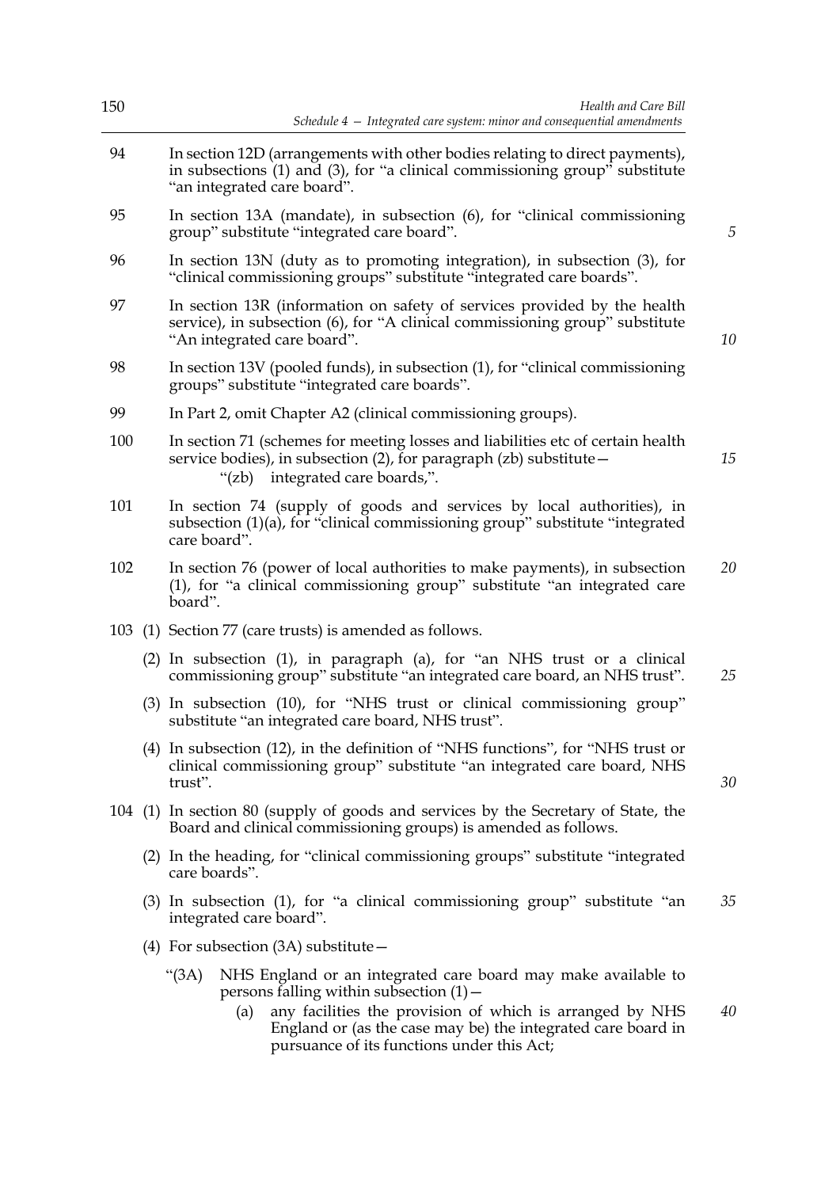94 In section 12D (arrangements with other bodies relating to direct payments), in subsections (1) and (3), for "a clinical commissioning group" substitute "an integrated care board".

95 In section 13A (mandate), in subsection (6), for "clinical commissioning group" substitute "integrated care board".

96 In section 13N (duty as to promoting integration), in subsection (3), for "clinical commissioning groups" substitute "integrated care boards".

97 In section 13R (information on safety of services provided by the health service), in subsection (6), for "A clinical commissioning group" substitute "An integrated care board".

98 In section 13V (pooled funds), in subsection (1), for "clinical commissioning groups" substitute "integrated care boards".

99 In Part 2, omit Chapter A2 (clinical commissioning groups).

100 In section 71 (schemes for meeting losses and liabilities etc of certain health service bodies), in subsection (2), for paragraph (zb) substitute—

"(zb) integrated care boards,".

101 In section 74 (supply of goods and services by local authorities), in subsection (1)(a), for "clinical commissioning group" substitute "integrated care board".

102 In section 76 (power of local authorities to make payments), in subsection (1), for "a clinical commissioning group" substitute "an integrated care board".

103 (1) Section 77 (care trusts) is amended as follows.

(2) In subsection (1), in paragraph (a), for "an NHS trust or a clinical commissioning group" substitute "an integrated care board, an NHS trust".

(3) In subsection (10), for "NHS trust or clinical commissioning group" substitute "an integrated care board, NHS trust".

(4) In subsection (12), in the definition of "NHS functions", for "NHS trust or clinical commissioning group" substitute "an integrated care board, NHS trust".

104 (1) In section 80 (supply of goods and services by the Secretary of State, the Board and clinical commissioning groups) is amended as follows.

(2) In the heading, for "clinical commissioning groups" substitute "integrated care boards".

(3) In subsection (1), for "a clinical commissioning group" substitute "an integrated care board".

(4) For subsection (3A) substitute—

"(3A) NHS England or an integrated care board may make available to persons falling within subsection (1)—

(a) any facilities the provision of which is arranged by NHS England or (as the case may be) the integrated care board in pursuance of its functions under this Act;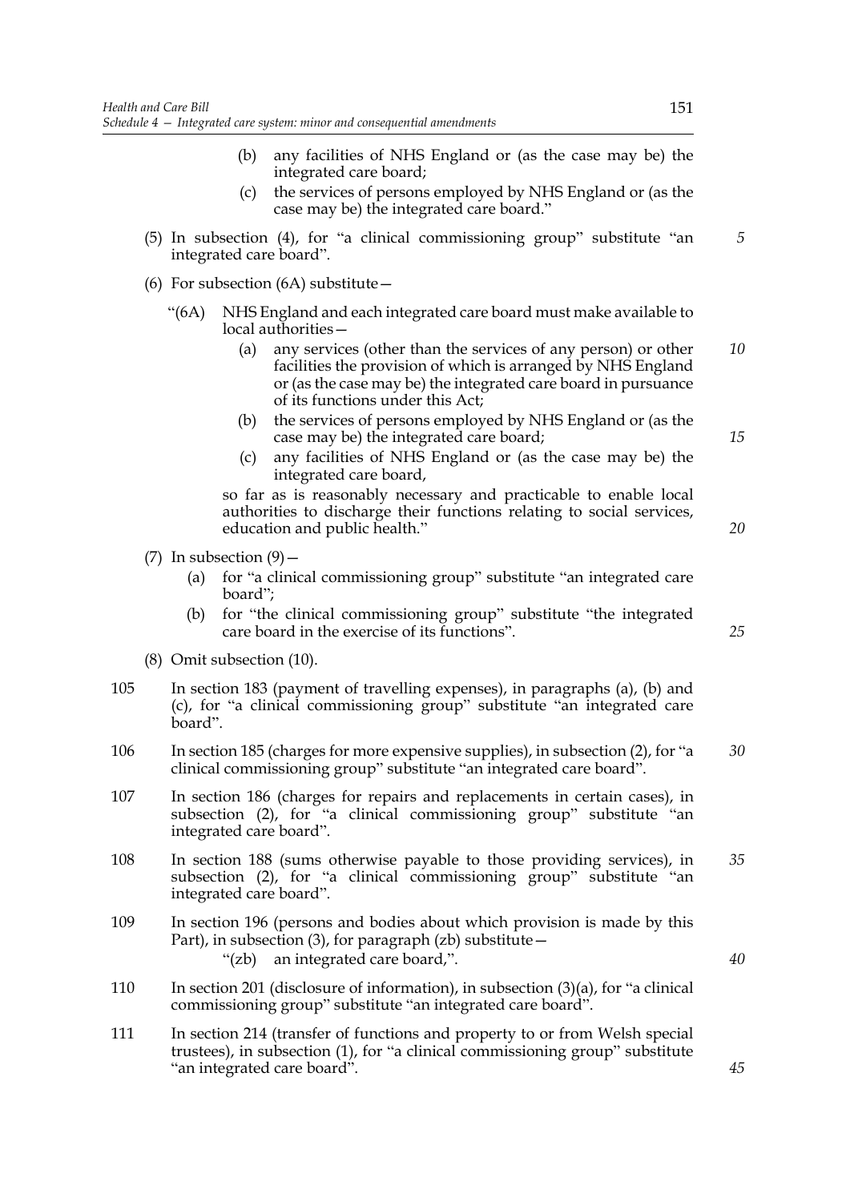(b) any facilities of NHS England or (as the case may be) the integrated care board;

(c) the services of persons employed by NHS England or (as the case may be) the integrated care board."

(5) In subsection (4), for "a clinical commissioning group" substitute "an integrated care board".

(6) For subsection (6A) substitute—

"(6A) NHS England and each integrated care board must make available to local authorities—

(a) any services (other than the services of any person) or other facilities the provision of which is arranged by NHS England or (as the case may be) the integrated care board in pursuance of its functions under this Act;

(b) the services of persons employed by NHS England or (as the case may be) the integrated care board;

(c) any facilities of NHS England or (as the case may be) the integrated care board,

so far as is reasonably necessary and practicable to enable local authorities to discharge their functions relating to social services, education and public health."

(7) In subsection (9)—

(a) for "a clinical commissioning group" substitute "an integrated care board";

(b) for "the clinical commissioning group" substitute "the integrated care board in the exercise of its functions".

(8) Omit subsection (10).

105 In section 183 (payment of travelling expenses), in paragraphs (a), (b) and (c), for "a clinical commissioning group" substitute "an integrated care board".

106 In section 185 (charges for more expensive supplies), in subsection (2), for "a clinical commissioning group" substitute "an integrated care board".

107 In section 186 (charges for repairs and replacements in certain cases), in subsection (2), for "a clinical commissioning group" substitute "an integrated care board".

108 In section 188 (sums otherwise payable to those providing services), in subsection (2), for "a clinical commissioning group" substitute "an integrated care board".

109 In section 196 (persons and bodies about which provision is made by this Part), in subsection (3), for paragraph (zb) substitute—

"(zb) an integrated care board,".

110 In section 201 (disclosure of information), in subsection (3)(a), for "a clinical commissioning group" substitute "an integrated care board".

111 In section 214 (transfer of functions and property to or from Welsh special trustees), in subsection (1), for "a clinical commissioning group" substitute "an integrated care board".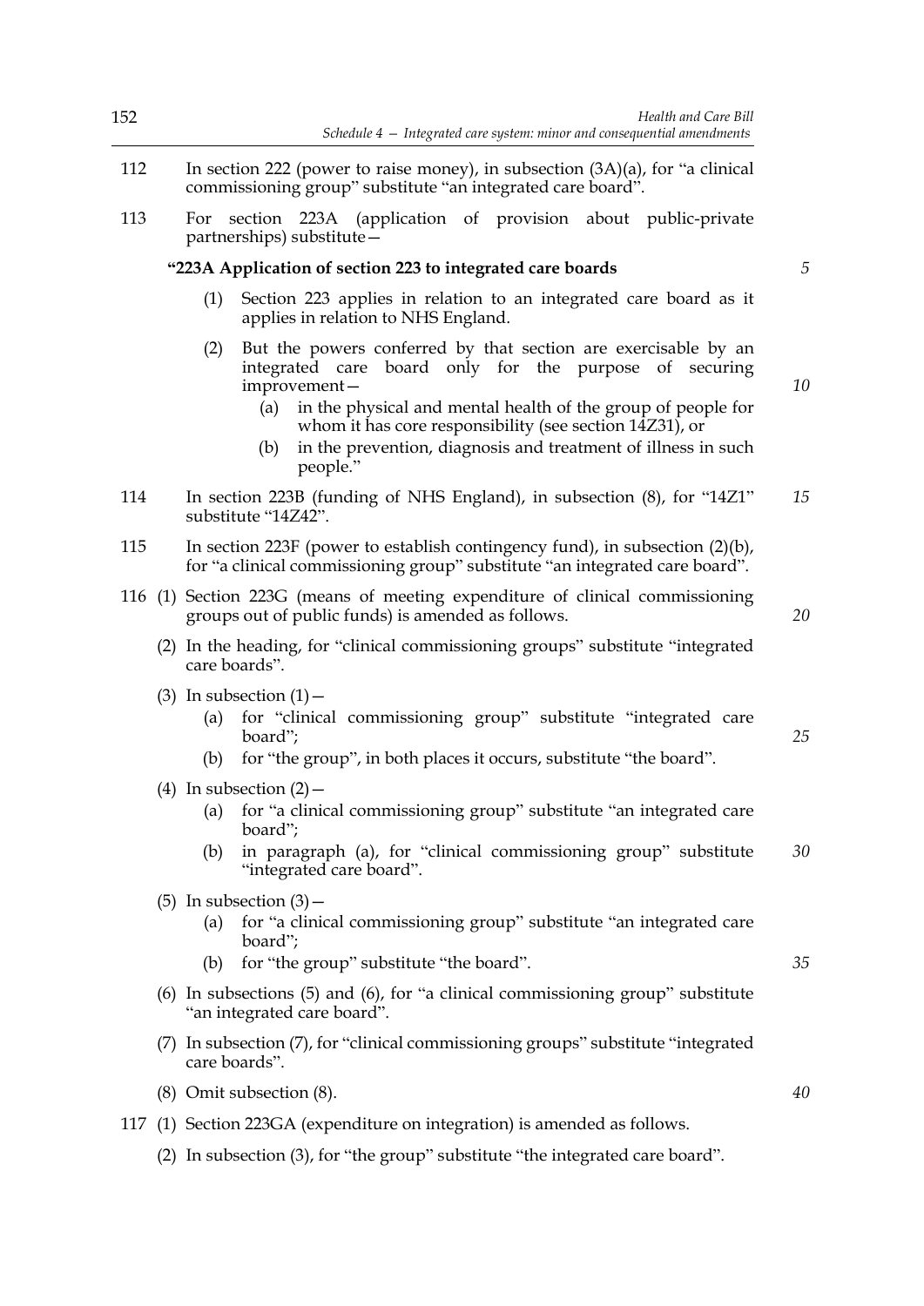112 In section 222 (power to raise money), in subsection (3A)(a), for "a clinical commissioning group" substitute "an integrated care board".

113 For section 223A (application of provision about public-private partnerships) substitute—

**"223A Application of section 223 to integrated care boards**

(1) Section 223 applies in relation to an integrated care board as it applies in relation to NHS England.

(2) But the powers conferred by that section are exercisable by an integrated care board only for the purpose of securing improvement—

(a) in the physical and mental health of the group of people for whom it has core responsibility (see section 14Z31), or

(b) in the prevention, diagnosis and treatment of illness in such people."

114 In section 223B (funding of NHS England), in subsection (8), for "14Z1" substitute "14Z42".

115 In section 223F (power to establish contingency fund), in subsection (2)(b), for "a clinical commissioning group" substitute "an integrated care board".

116 (1) Section 223G (means of meeting expenditure of clinical commissioning groups out of public funds) is amended as follows.

(2) In the heading, for "clinical commissioning groups" substitute "integrated care boards".

(3) In subsection (1)—

(a) for "clinical commissioning group" substitute "integrated care board";

(b) for "the group", in both places it occurs, substitute "the board".

(4) In subsection (2)—

(a) for "a clinical commissioning group" substitute "an integrated care board";

(b) in paragraph (a), for "clinical commissioning group" substitute "integrated care board".

(5) In subsection (3)—

(a) for "a clinical commissioning group" substitute "an integrated care board";

(b) for "the group" substitute "the board".

(6) In subsections (5) and (6), for "a clinical commissioning group" substitute "an integrated care board".

(7) In subsection (7), for "clinical commissioning groups" substitute "integrated care boards".

(8) Omit subsection (8).

117 (1) Section 223GA (expenditure on integration) is amended as follows.

(2) In subsection (3), for "the group" substitute "the integrated care board".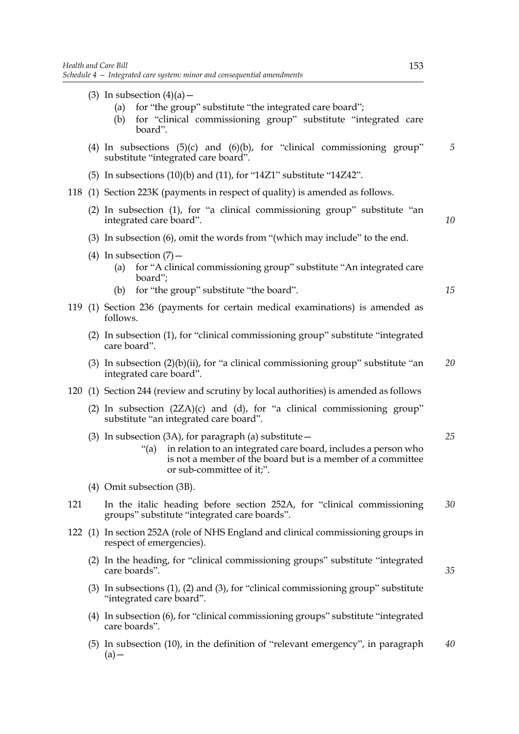(3) In subsection (4)(a)—

  (a) for "the group" substitute "the integrated care board";

  (b) for "clinical commissioning group" substitute "integrated care board".

(4) In subsections (5)(c) and (6)(b), for "clinical commissioning group" substitute "integrated care board".

(5) In subsections (10)(b) and (11), for "14Z1" substitute "14Z42".

118 (1) Section 223K (payments in respect of quality) is amended as follows.

(2) In subsection (1), for "a clinical commissioning group" substitute "an integrated care board".

(3) In subsection (6), omit the words from "(which may include" to the end.

(4) In subsection (7)—

  (a) for "A clinical commissioning group" substitute "An integrated care board";

  (b) for "the group" substitute "the board".

119 (1) Section 236 (payments for certain medical examinations) is amended as follows.

(2) In subsection (1), for "clinical commissioning group" substitute "integrated care board".

(3) In subsection (2)(b)(ii), for "a clinical commissioning group" substitute "an integrated care board".

120 (1) Section 244 (review and scrutiny by local authorities) is amended as follows

(2) In subsection (2ZA)(c) and (d), for "a clinical commissioning group" substitute "an integrated care board".

(3) In subsection (3A), for paragraph (a) substitute—

  "(a) in relation to an integrated care board, includes a person who is not a member of the board but is a member of a committee or sub-committee of it;".

(4) Omit subsection (3B).

121 In the italic heading before section 252A, for "clinical commissioning groups" substitute "integrated care boards".

122 (1) In section 252A (role of NHS England and clinical commissioning groups in respect of emergencies).

(2) In the heading, for "clinical commissioning groups" substitute "integrated care boards".

(3) In subsections (1), (2) and (3), for "clinical commissioning group" substitute "integrated care board".

(4) In subsection (6), for "clinical commissioning groups" substitute "integrated care boards".

(5) In subsection (10), in the definition of "relevant emergency", in paragraph (a)—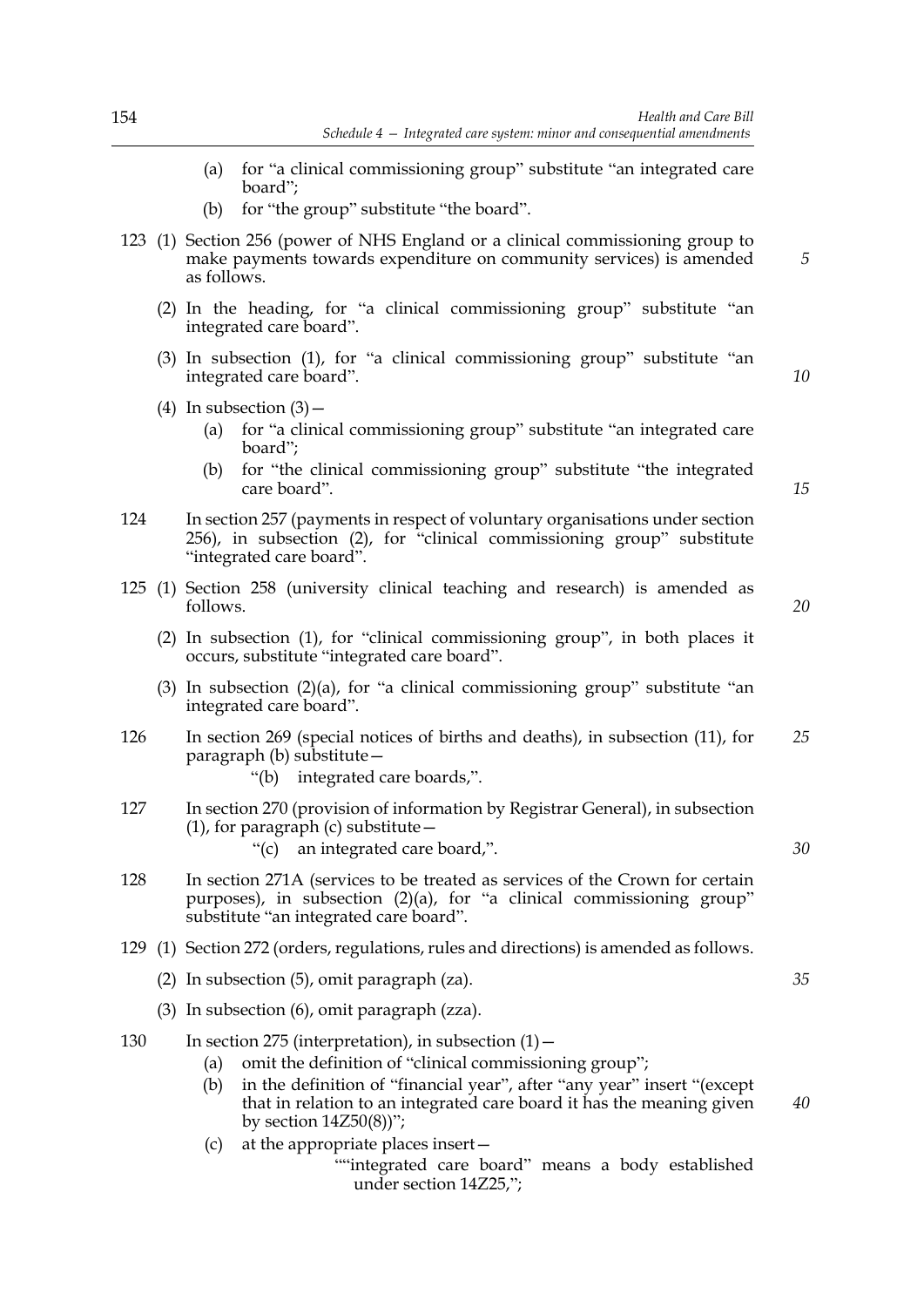(a) for "a clinical commissioning group" substitute "an integrated care board";

(b) for "the group" substitute "the board".

123 (1) Section 256 (power of NHS England or a clinical commissioning group to make payments towards expenditure on community services) is amended as follows.

(2) In the heading, for "a clinical commissioning group" substitute "an integrated care board".

(3) In subsection (1), for "a clinical commissioning group" substitute "an integrated care board".

(4) In subsection (3)—

(a) for "a clinical commissioning group" substitute "an integrated care board";

(b) for "the clinical commissioning group" substitute "the integrated care board".

124 In section 257 (payments in respect of voluntary organisations under section 256), in subsection (2), for "clinical commissioning group" substitute "integrated care board".

125 (1) Section 258 (university clinical teaching and research) is amended as follows.

(2) In subsection (1), for "clinical commissioning group", in both places it occurs, substitute "integrated care board".

(3) In subsection (2)(a), for "a clinical commissioning group" substitute "an integrated care board".

126 In section 269 (special notices of births and deaths), in subsection (11), for paragraph (b) substitute—

"(b) integrated care boards,".

127 In section 270 (provision of information by Registrar General), in subsection (1), for paragraph (c) substitute—

"(c) an integrated care board,".

128 In section 271A (services to be treated as services of the Crown for certain purposes), in subsection (2)(a), for "a clinical commissioning group" substitute "an integrated care board".

129 (1) Section 272 (orders, regulations, rules and directions) is amended as follows.

(2) In subsection (5), omit paragraph (za).

(3) In subsection (6), omit paragraph (zza).

130 In section 275 (interpretation), in subsection (1)—

(a) omit the definition of "clinical commissioning group";

(b) in the definition of "financial year", after "any year" insert "(except that in relation to an integrated care board it has the meaning given by section 14Z50(8))";

(c) at the appropriate places insert—

""integrated care board" means a body established under section 14Z25,";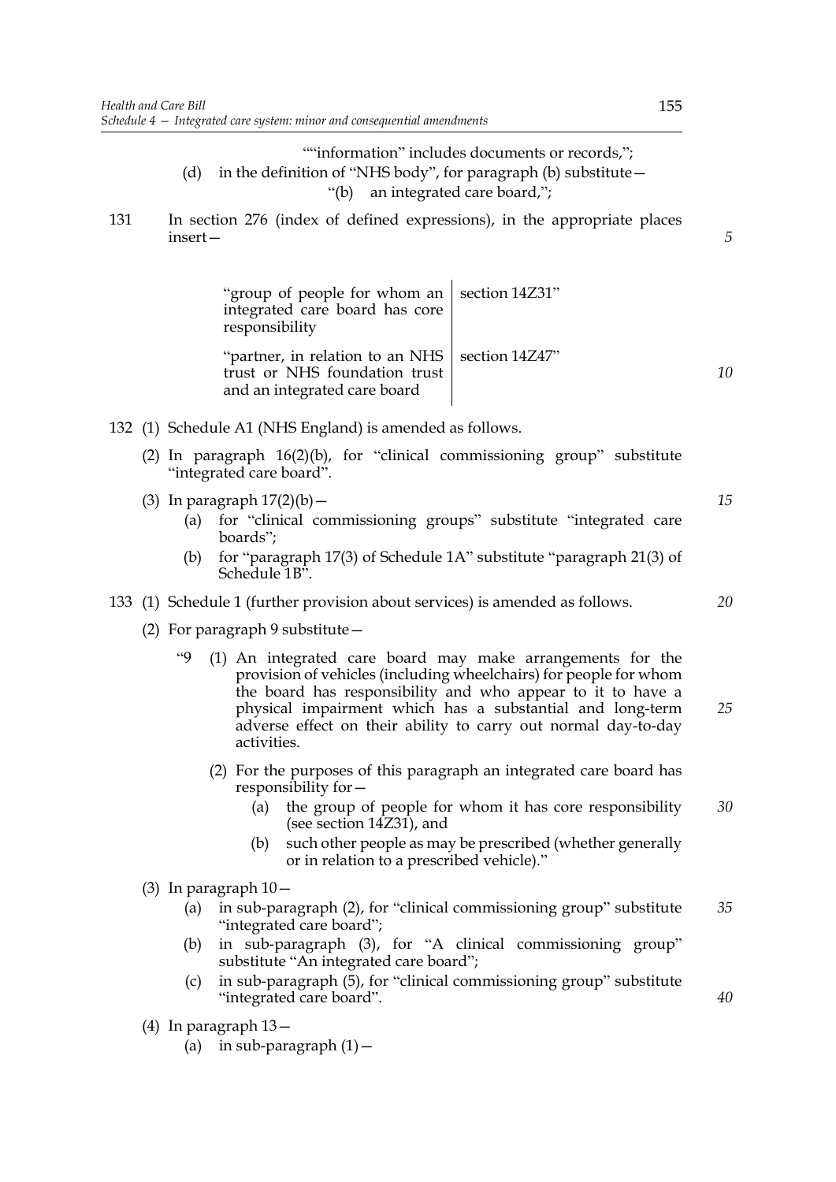""information" includes documents or records,";

(d) in the definition of "NHS body", for paragraph (b) substitute—

"(b) an integrated care board,";

131 In section 276 (index of defined expressions), in the appropriate places insert—

| | |
|---|---|
| "group of people for whom an integrated care board has core responsibility | section 14Z31" |
| "partner, in relation to an NHS trust or NHS foundation trust and an integrated care board | section 14Z47" |

132 (1) Schedule A1 (NHS England) is amended as follows.

(2) In paragraph 16(2)(b), for "clinical commissioning group" substitute "integrated care board".

(3) In paragraph 17(2)(b)—

(a) for "clinical commissioning groups" substitute "integrated care boards";

(b) for "paragraph 17(3) of Schedule 1A" substitute "paragraph 21(3) of Schedule 1B".

133 (1) Schedule 1 (further provision about services) is amended as follows.

(2) For paragraph 9 substitute—

"9 (1) An integrated care board may make arrangements for the provision of vehicles (including wheelchairs) for people for whom the board has responsibility and who appear to it to have a physical impairment which has a substantial and long-term adverse effect on their ability to carry out normal day-to-day activities.

(2) For the purposes of this paragraph an integrated care board has responsibility for—

(a) the group of people for whom it has core responsibility (see section 14Z31), and

(b) such other people as may be prescribed (whether generally or in relation to a prescribed vehicle)."

(3) In paragraph 10—

(a) in sub-paragraph (2), for "clinical commissioning group" substitute "integrated care board";

(b) in sub-paragraph (3), for "A clinical commissioning group" substitute "An integrated care board";

(c) in sub-paragraph (5), for "clinical commissioning group" substitute "integrated care board".

(4) In paragraph 13—

(a) in sub-paragraph (1)—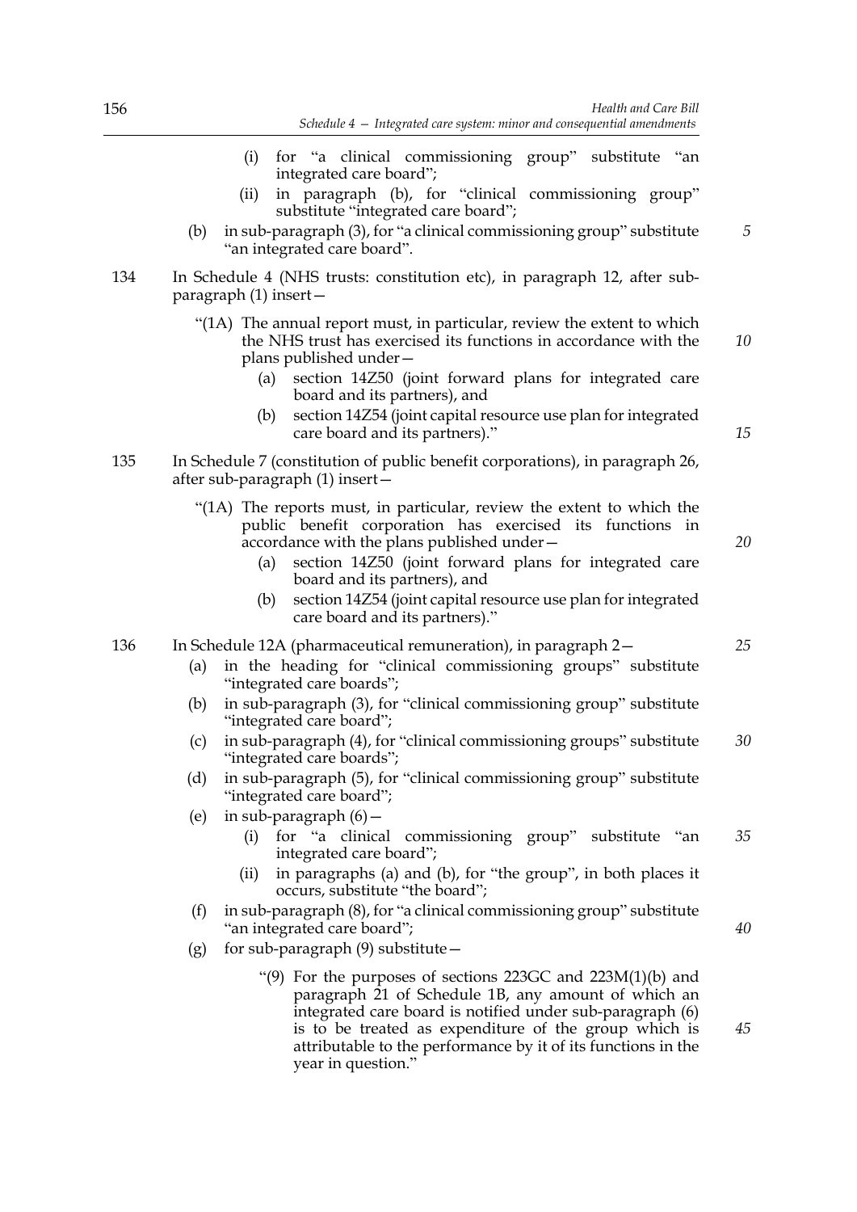(i) for "a clinical commissioning group" substitute "an integrated care board";

(ii) in paragraph (b), for "clinical commissioning group" substitute "integrated care board";

(b) in sub-paragraph (3), for "a clinical commissioning group" substitute "an integrated care board".

134 In Schedule 4 (NHS trusts: constitution etc), in paragraph 12, after sub-paragraph (1) insert—

"(1A) The annual report must, in particular, review the extent to which the NHS trust has exercised its functions in accordance with the plans published under—

(a) section 14Z50 (joint forward plans for integrated care board and its partners), and

(b) section 14Z54 (joint capital resource use plan for integrated care board and its partners)."

135 In Schedule 7 (constitution of public benefit corporations), in paragraph 26, after sub-paragraph (1) insert—

"(1A) The reports must, in particular, review the extent to which the public benefit corporation has exercised its functions in accordance with the plans published under—

(a) section 14Z50 (joint forward plans for integrated care board and its partners), and

(b) section 14Z54 (joint capital resource use plan for integrated care board and its partners)."

136 In Schedule 12A (pharmaceutical remuneration), in paragraph 2—

(a) in the heading for "clinical commissioning groups" substitute "integrated care boards";

(b) in sub-paragraph (3), for "clinical commissioning group" substitute "integrated care board";

(c) in sub-paragraph (4), for "clinical commissioning groups" substitute "integrated care boards";

(d) in sub-paragraph (5), for "clinical commissioning group" substitute "integrated care board";

(e) in sub-paragraph (6)—

(i) for "a clinical commissioning group" substitute "an integrated care board";

(ii) in paragraphs (a) and (b), for "the group", in both places it occurs, substitute "the board";

(f) in sub-paragraph (8), for "a clinical commissioning group" substitute "an integrated care board";

(g) for sub-paragraph (9) substitute—

"(9) For the purposes of sections 223GC and 223M(1)(b) and paragraph 21 of Schedule 1B, any amount of which an integrated care board is notified under sub-paragraph (6) is to be treated as expenditure of the group which is attributable to the performance by it of its functions in the year in question."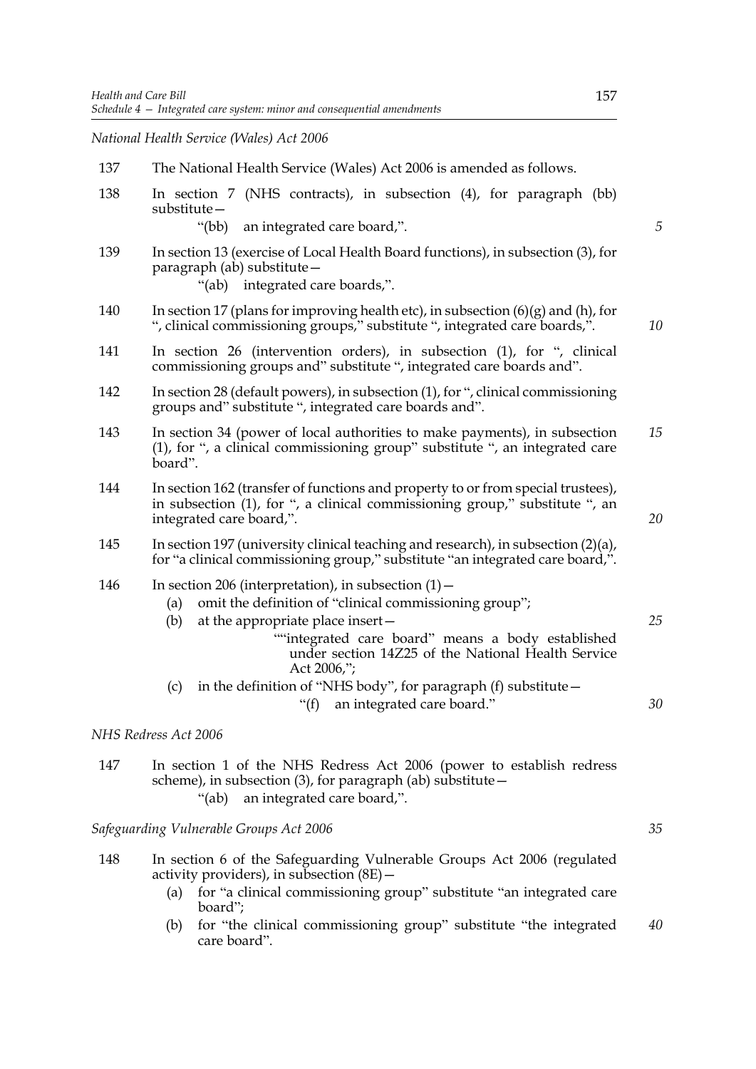*National Health Service (Wales) Act 2006*

137 The National Health Service (Wales) Act 2006 is amended as follows.

138 In section 7 (NHS contracts), in subsection (4), for paragraph (bb) substitute—

"(bb) an integrated care board,".

139 In section 13 (exercise of Local Health Board functions), in subsection (3), for paragraph (ab) substitute—

"(ab) integrated care boards,".

140 In section 17 (plans for improving health etc), in subsection (6)(g) and (h), for ", clinical commissioning groups," substitute ", integrated care boards,".

141 In section 26 (intervention orders), in subsection (1), for ", clinical commissioning groups and" substitute ", integrated care boards and".

142 In section 28 (default powers), in subsection (1), for ", clinical commissioning groups and" substitute ", integrated care boards and".

143 In section 34 (power of local authorities to make payments), in subsection (1), for ", a clinical commissioning group" substitute ", an integrated care board".

144 In section 162 (transfer of functions and property to or from special trustees), in subsection (1), for ", a clinical commissioning group," substitute ", an integrated care board,".

145 In section 197 (university clinical teaching and research), in subsection (2)(a), for "a clinical commissioning group," substitute "an integrated care board,".

146 In section 206 (interpretation), in subsection (1)—

(a) omit the definition of "clinical commissioning group";

(b) at the appropriate place insert—

""integrated care board" means a body established under section 14Z25 of the National Health Service Act 2006,";

(c) in the definition of "NHS body", for paragraph (f) substitute—

"(f) an integrated care board."

*NHS Redress Act 2006*

147 In section 1 of the NHS Redress Act 2006 (power to establish redress scheme), in subsection (3), for paragraph (ab) substitute—

"(ab) an integrated care board,".

*Safeguarding Vulnerable Groups Act 2006*

148 In section 6 of the Safeguarding Vulnerable Groups Act 2006 (regulated activity providers), in subsection (8E)—

(a) for "a clinical commissioning group" substitute "an integrated care board";

(b) for "the clinical commissioning group" substitute "the integrated care board".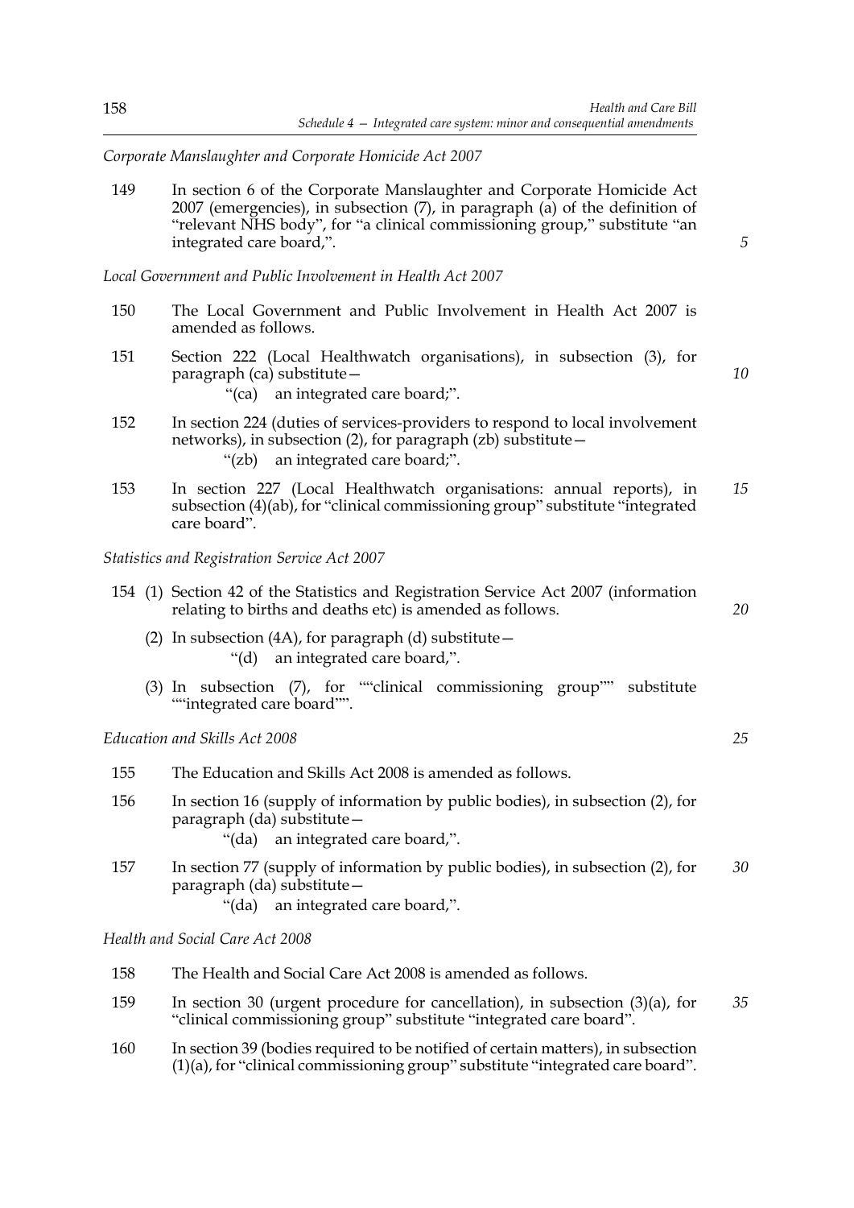*Corporate Manslaughter and Corporate Homicide Act 2007*

149 In section 6 of the Corporate Manslaughter and Corporate Homicide Act 2007 (emergencies), in subsection (7), in paragraph (a) of the definition of "relevant NHS body", for "a clinical commissioning group," substitute "an integrated care board,".

*Local Government and Public Involvement in Health Act 2007*

150 The Local Government and Public Involvement in Health Act 2007 is amended as follows.

151 Section 222 (Local Healthwatch organisations), in subsection (3), for paragraph (ca) substitute—

"(ca) an integrated care board;".

152 In section 224 (duties of services-providers to respond to local involvement networks), in subsection (2), for paragraph (zb) substitute—

"(zb) an integrated care board;".

153 In section 227 (Local Healthwatch organisations: annual reports), in subsection (4)(ab), for "clinical commissioning group" substitute "integrated care board".

*Statistics and Registration Service Act 2007*

154 (1) Section 42 of the Statistics and Registration Service Act 2007 (information relating to births and deaths etc) is amended as follows.

(2) In subsection (4A), for paragraph (d) substitute—

"(d) an integrated care board,".

(3) In subsection (7), for ""clinical commissioning group"" substitute ""integrated care board"".

*Education and Skills Act 2008*

155 The Education and Skills Act 2008 is amended as follows.

156 In section 16 (supply of information by public bodies), in subsection (2), for paragraph (da) substitute—

"(da) an integrated care board,".

157 In section 77 (supply of information by public bodies), in subsection (2), for paragraph (da) substitute—

"(da) an integrated care board,".

*Health and Social Care Act 2008*

158 The Health and Social Care Act 2008 is amended as follows.

159 In section 30 (urgent procedure for cancellation), in subsection (3)(a), for "clinical commissioning group" substitute "integrated care board".

160 In section 39 (bodies required to be notified of certain matters), in subsection (1)(a), for "clinical commissioning group" substitute "integrated care board".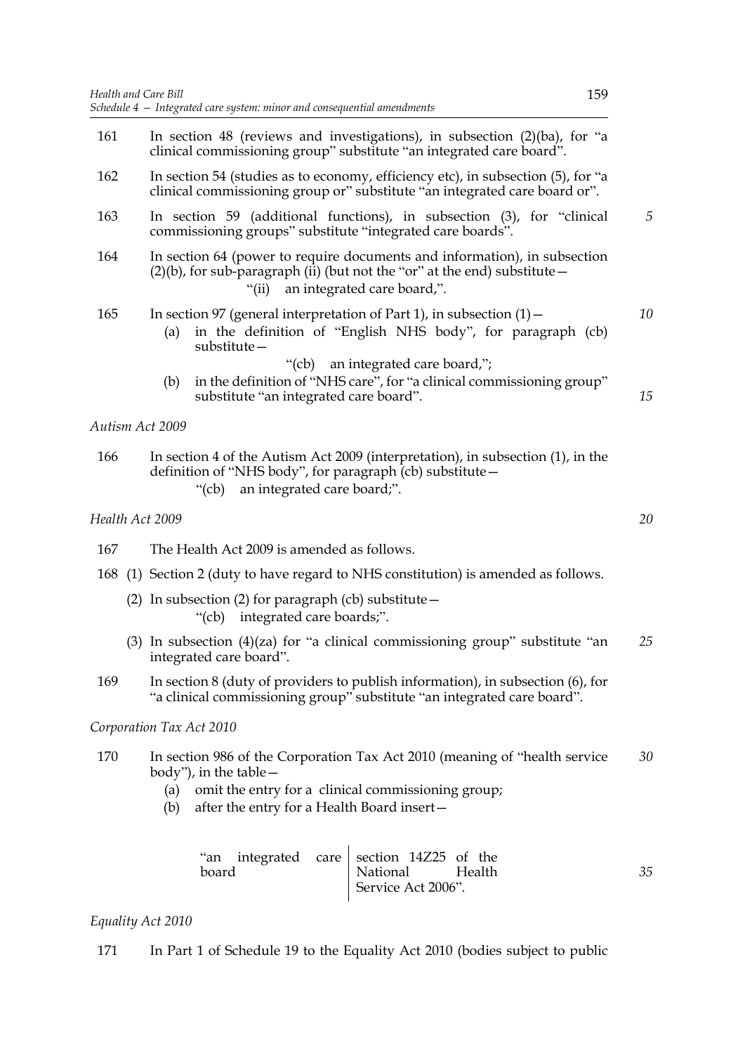161 In section 48 (reviews and investigations), in subsection (2)(ba), for "a clinical commissioning group" substitute "an integrated care board".

162 In section 54 (studies as to economy, efficiency etc), in subsection (5), for "a clinical commissioning group or" substitute "an integrated care board or".

163 In section 59 (additional functions), in subsection (3), for "clinical commissioning groups" substitute "integrated care boards".

164 In section 64 (power to require documents and information), in subsection (2)(b), for sub-paragraph (ii) (but not the "or" at the end) substitute—

"(ii) an integrated care board,".

165 In section 97 (general interpretation of Part 1), in subsection (1)—

(a) in the definition of "English NHS body", for paragraph (cb) substitute—

"(cb) an integrated care board,";

(b) in the definition of "NHS care", for "a clinical commissioning group" substitute "an integrated care board".

*Autism Act 2009*

166 In section 4 of the Autism Act 2009 (interpretation), in subsection (1), in the definition of "NHS body", for paragraph (cb) substitute—

"(cb) an integrated care board;".

*Health Act 2009*

167 The Health Act 2009 is amended as follows.

168 (1) Section 2 (duty to have regard to NHS constitution) is amended as follows.

(2) In subsection (2) for paragraph (cb) substitute—

"(cb) integrated care boards;".

(3) In subsection (4)(za) for "a clinical commissioning group" substitute "an integrated care board".

169 In section 8 (duty of providers to publish information), in subsection (6), for "a clinical commissioning group" substitute "an integrated care board".

*Corporation Tax Act 2010*

170 In section 986 of the Corporation Tax Act 2010 (meaning of "health service body"), in the table—

(a) omit the entry for a clinical commissioning group;

(b) after the entry for a Health Board insert—

| | |
|---|---|
| "an integrated care board | section 14Z25 of the National Health Service Act 2006". |

*Equality Act 2010*

171 In Part 1 of Schedule 19 to the Equality Act 2010 (bodies subject to public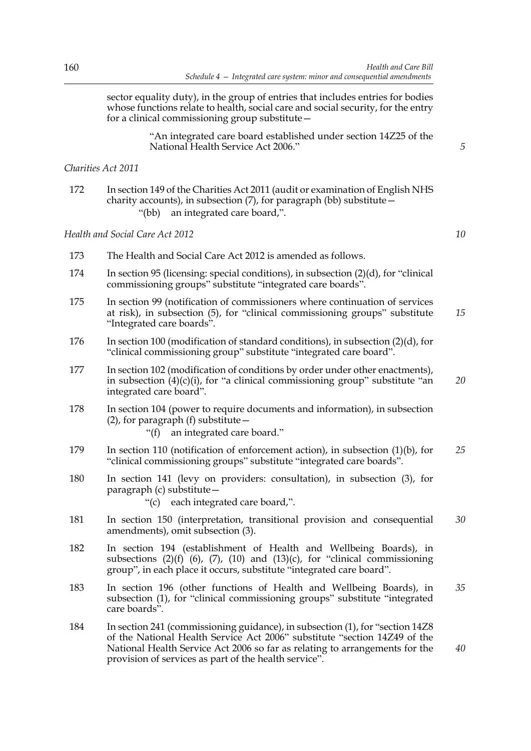sector equality duty), in the group of entries that includes entries for bodies whose functions relate to health, social care and social security, for the entry for a clinical commissioning group substitute—

> "An integrated care board established under section 14Z25 of the National Health Service Act 2006."

*Charities Act 2011*

172 In section 149 of the Charities Act 2011 (audit or examination of English NHS charity accounts), in subsection (7), for paragraph (bb) substitute—

> "(bb) an integrated care board,".

*Health and Social Care Act 2012*

173 The Health and Social Care Act 2012 is amended as follows.

174 In section 95 (licensing: special conditions), in subsection (2)(d), for "clinical commissioning groups" substitute "integrated care boards".

175 In section 99 (notification of commissioners where continuation of services at risk), in subsection (5), for "clinical commissioning groups" substitute "Integrated care boards".

176 In section 100 (modification of standard conditions), in subsection (2)(d), for "clinical commissioning group" substitute "integrated care board".

177 In section 102 (modification of conditions by order under other enactments), in subsection (4)(c)(i), for "a clinical commissioning group" substitute "an integrated care board".

178 In section 104 (power to require documents and information), in subsection (2), for paragraph (f) substitute—

> "(f) an integrated care board."

179 In section 110 (notification of enforcement action), in subsection (1)(b), for "clinical commissioning groups" substitute "integrated care boards".

180 In section 141 (levy on providers: consultation), in subsection (3), for paragraph (c) substitute—

> "(c) each integrated care board,".

181 In section 150 (interpretation, transitional provision and consequential amendments), omit subsection (3).

182 In section 194 (establishment of Health and Wellbeing Boards), in subsections (2)(f) (6), (7), (10) and (13)(c), for "clinical commissioning group", in each place it occurs, substitute "integrated care board".

183 In section 196 (other functions of Health and Wellbeing Boards), in subsection (1), for "clinical commissioning groups" substitute "integrated care boards".

184 In section 241 (commissioning guidance), in subsection (1), for "section 14Z8 of the National Health Service Act 2006" substitute "section 14Z49 of the National Health Service Act 2006 so far as relating to arrangements for the provision of services as part of the health service".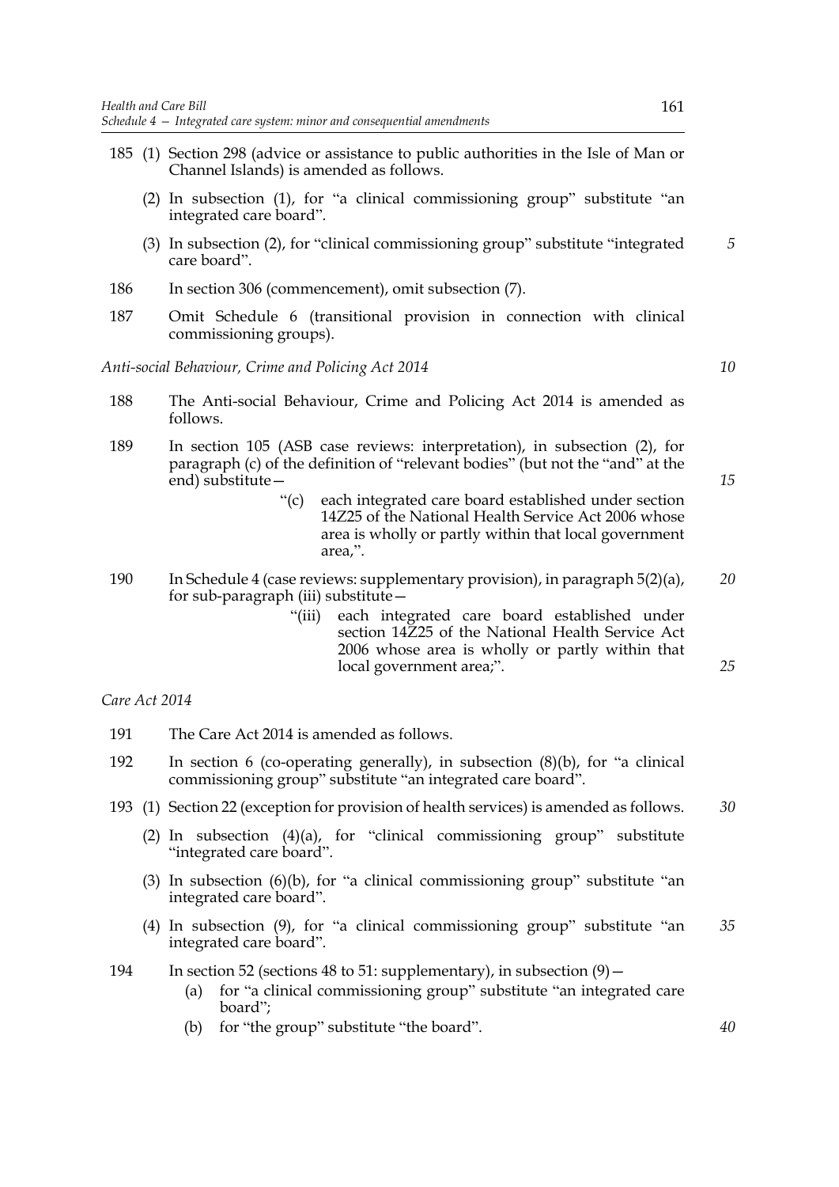185 (1) Section 298 (advice or assistance to public authorities in the Isle of Man or Channel Islands) is amended as follows.

(2) In subsection (1), for "a clinical commissioning group" substitute "an integrated care board".

(3) In subsection (2), for "clinical commissioning group" substitute "integrated care board".

186 In section 306 (commencement), omit subsection (7).

187 Omit Schedule 6 (transitional provision in connection with clinical commissioning groups).

*Anti-social Behaviour, Crime and Policing Act 2014*

188 The Anti-social Behaviour, Crime and Policing Act 2014 is amended as follows.

189 In section 105 (ASB case reviews: interpretation), in subsection (2), for paragraph (c) of the definition of "relevant bodies" (but not the "and" at the end) substitute—

> "(c) each integrated care board established under section 14Z25 of the National Health Service Act 2006 whose area is wholly or partly within that local government area,".

190 In Schedule 4 (case reviews: supplementary provision), in paragraph 5(2)(a), for sub-paragraph (iii) substitute—

> "(iii) each integrated care board established under section 14Z25 of the National Health Service Act 2006 whose area is wholly or partly within that local government area;".

*Care Act 2014*

191 The Care Act 2014 is amended as follows.

192 In section 6 (co-operating generally), in subsection (8)(b), for "a clinical commissioning group" substitute "an integrated care board".

193 (1) Section 22 (exception for provision of health services) is amended as follows.

(2) In subsection (4)(a), for "clinical commissioning group" substitute "integrated care board".

(3) In subsection (6)(b), for "a clinical commissioning group" substitute "an integrated care board".

(4) In subsection (9), for "a clinical commissioning group" substitute "an integrated care board".

194 In section 52 (sections 48 to 51: supplementary), in subsection (9)—

(a) for "a clinical commissioning group" substitute "an integrated care board";

(b) for "the group" substitute "the board".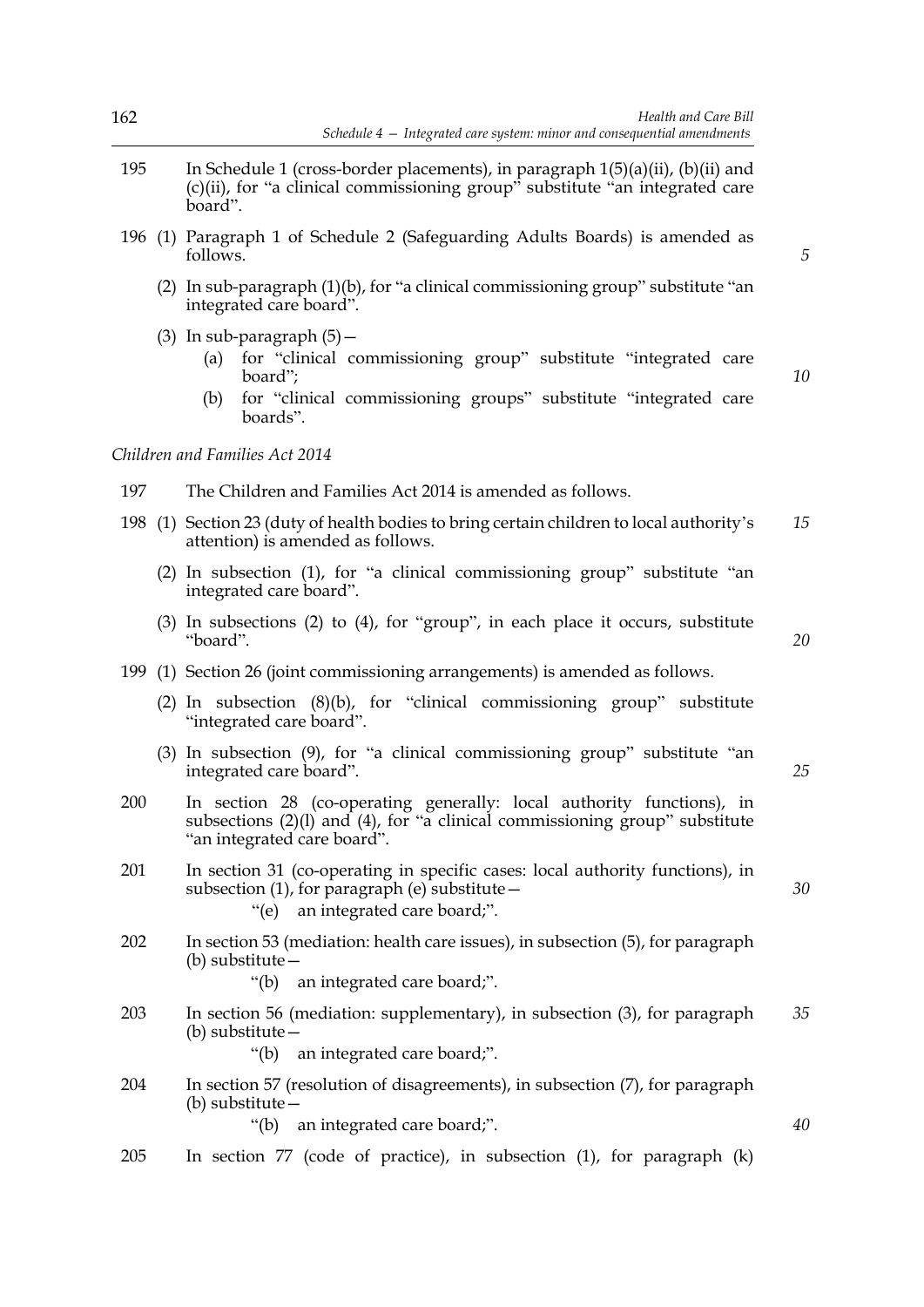195 In Schedule 1 (cross-border placements), in paragraph 1(5)(a)(ii), (b)(ii) and (c)(ii), for "a clinical commissioning group" substitute "an integrated care board".

196 (1) Paragraph 1 of Schedule 2 (Safeguarding Adults Boards) is amended as follows.

(2) In sub-paragraph (1)(b), for "a clinical commissioning group" substitute "an integrated care board".

(3) In sub-paragraph (5)—

(a) for "clinical commissioning group" substitute "integrated care board";

(b) for "clinical commissioning groups" substitute "integrated care boards".

*Children and Families Act 2014*

197 The Children and Families Act 2014 is amended as follows.

198 (1) Section 23 (duty of health bodies to bring certain children to local authority's attention) is amended as follows.

(2) In subsection (1), for "a clinical commissioning group" substitute "an integrated care board".

(3) In subsections (2) to (4), for "group", in each place it occurs, substitute "board".

199 (1) Section 26 (joint commissioning arrangements) is amended as follows.

(2) In subsection (8)(b), for "clinical commissioning group" substitute "integrated care board".

(3) In subsection (9), for "a clinical commissioning group" substitute "an integrated care board".

200 In section 28 (co-operating generally: local authority functions), in subsections (2)(l) and (4), for "a clinical commissioning group" substitute "an integrated care board".

201 In section 31 (co-operating in specific cases: local authority functions), in subsection (1), for paragraph (e) substitute—

"(e) an integrated care board;".

202 In section 53 (mediation: health care issues), in subsection (5), for paragraph (b) substitute—

"(b) an integrated care board;".

203 In section 56 (mediation: supplementary), in subsection (3), for paragraph (b) substitute—

"(b) an integrated care board;".

204 In section 57 (resolution of disagreements), in subsection (7), for paragraph (b) substitute—

"(b) an integrated care board;".

205 In section 77 (code of practice), in subsection (1), for paragraph (k)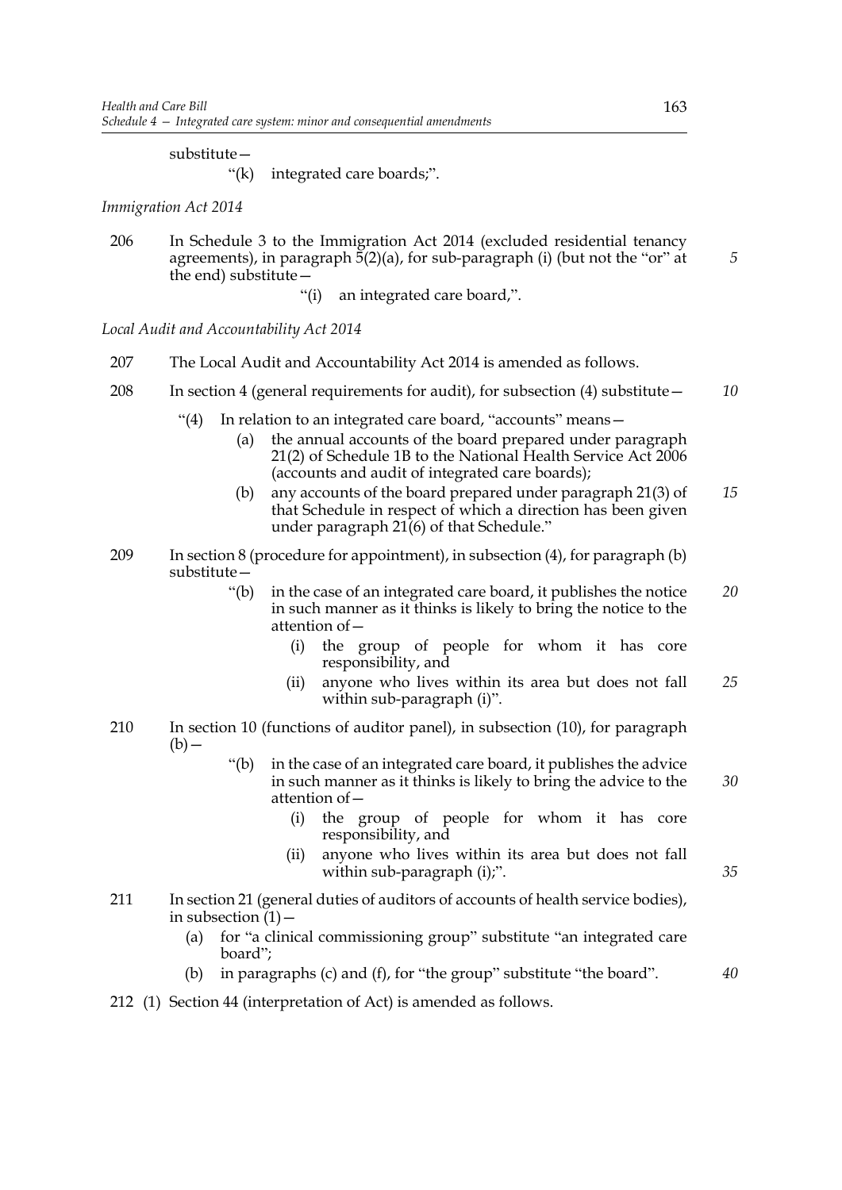substitute—

"(k) integrated care boards;".

*Immigration Act 2014*

206 In Schedule 3 to the Immigration Act 2014 (excluded residential tenancy agreements), in paragraph 5(2)(a), for sub-paragraph (i) (but not the "or" at the end) substitute—

"(i) an integrated care board,".

*Local Audit and Accountability Act 2014*

207 The Local Audit and Accountability Act 2014 is amended as follows.

208 In section 4 (general requirements for audit), for subsection (4) substitute—

"(4) In relation to an integrated care board, "accounts" means—

(a) the annual accounts of the board prepared under paragraph 21(2) of Schedule 1B to the National Health Service Act 2006 (accounts and audit of integrated care boards);

(b) any accounts of the board prepared under paragraph 21(3) of that Schedule in respect of which a direction has been given under paragraph 21(6) of that Schedule."

209 In section 8 (procedure for appointment), in subsection (4), for paragraph (b) substitute—

"(b) in the case of an integrated care board, it publishes the notice in such manner as it thinks is likely to bring the notice to the attention of—

(i) the group of people for whom it has core responsibility, and

(ii) anyone who lives within its area but does not fall within sub-paragraph (i)".

210 In section 10 (functions of auditor panel), in subsection (10), for paragraph (b)—

"(b) in the case of an integrated care board, it publishes the advice in such manner as it thinks is likely to bring the advice to the attention of—

(i) the group of people for whom it has core responsibility, and

(ii) anyone who lives within its area but does not fall within sub-paragraph (i);".

211 In section 21 (general duties of auditors of accounts of health service bodies), in subsection (1)—

(a) for "a clinical commissioning group" substitute "an integrated care board";

(b) in paragraphs (c) and (f), for "the group" substitute "the board".

212 (1) Section 44 (interpretation of Act) is amended as follows.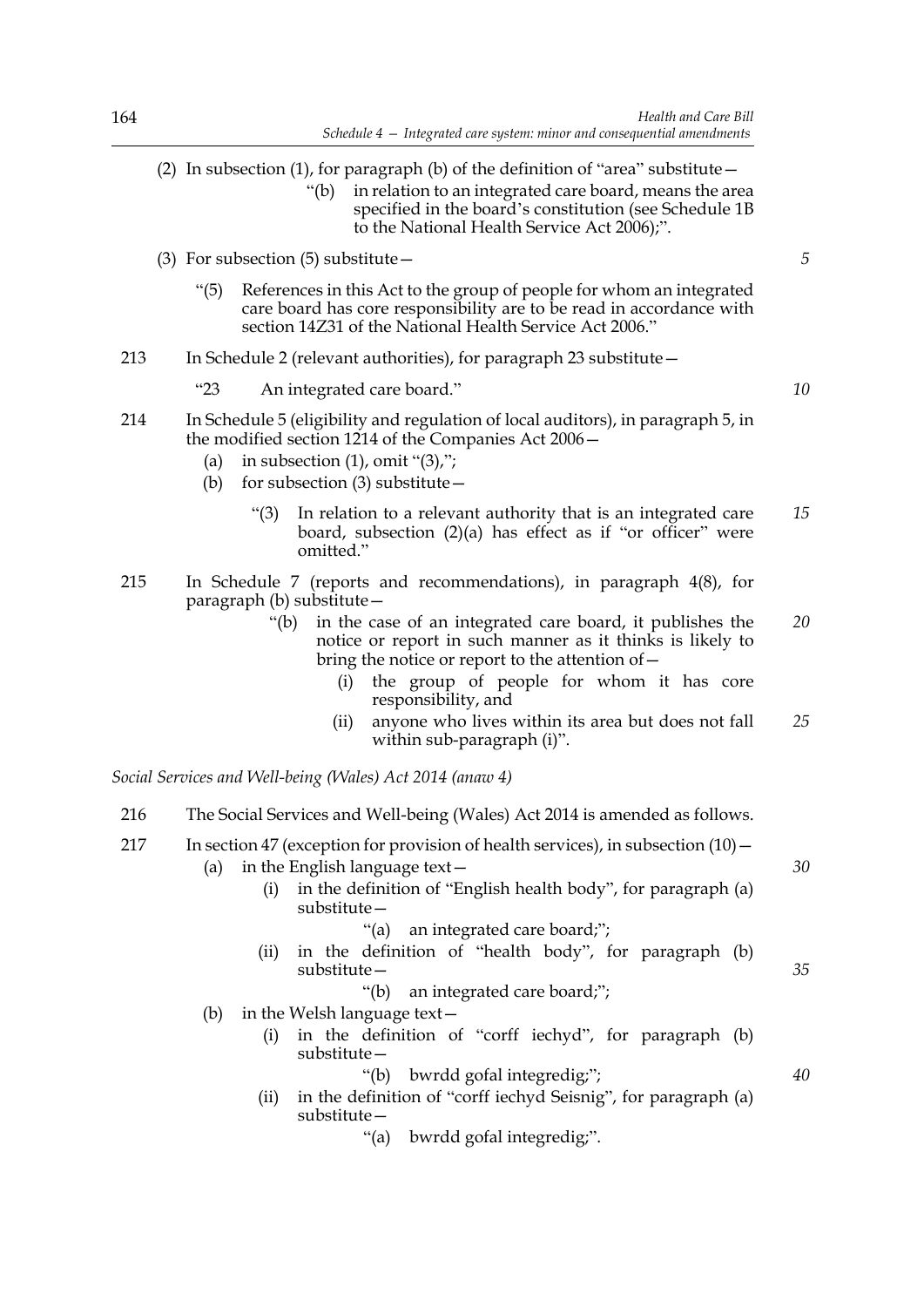(2) In subsection (1), for paragraph (b) of the definition of "area" substitute—

> "(b) in relation to an integrated care board, means the area specified in the board's constitution (see Schedule 1B to the National Health Service Act 2006);".

(3) For subsection (5) substitute—

> "(5) References in this Act to the group of people for whom an integrated care board has core responsibility are to be read in accordance with section 14Z31 of the National Health Service Act 2006."

213 In Schedule 2 (relevant authorities), for paragraph 23 substitute—

> "23 An integrated care board."

214 In Schedule 5 (eligibility and regulation of local auditors), in paragraph 5, in the modified section 1214 of the Companies Act 2006—

(a) in subsection (1), omit "(3),";

(b) for subsection (3) substitute—

> "(3) In relation to a relevant authority that is an integrated care board, subsection (2)(a) has effect as if "or officer" were omitted."

215 In Schedule 7 (reports and recommendations), in paragraph 4(8), for paragraph (b) substitute—

> "(b) in the case of an integrated care board, it publishes the notice or report in such manner as it thinks is likely to bring the notice or report to the attention of—
>
> (i) the group of people for whom it has core responsibility, and
>
> (ii) anyone who lives within its area but does not fall within sub-paragraph (i)".

*Social Services and Well-being (Wales) Act 2014 (anaw 4)*

216 The Social Services and Well-being (Wales) Act 2014 is amended as follows.

217 In section 47 (exception for provision of health services), in subsection (10)—

(a) in the English language text—

(i) in the definition of "English health body", for paragraph (a) substitute—

> "(a) an integrated care board;";

(ii) in the definition of "health body", for paragraph (b) substitute—

> "(b) an integrated care board;";

(b) in the Welsh language text—

(i) in the definition of "corff iechyd", for paragraph (b) substitute—

> "(b) bwrdd gofal integredig;";

(ii) in the definition of "corff iechyd Seisnig", for paragraph (a) substitute—

> "(a) bwrdd gofal integredig;".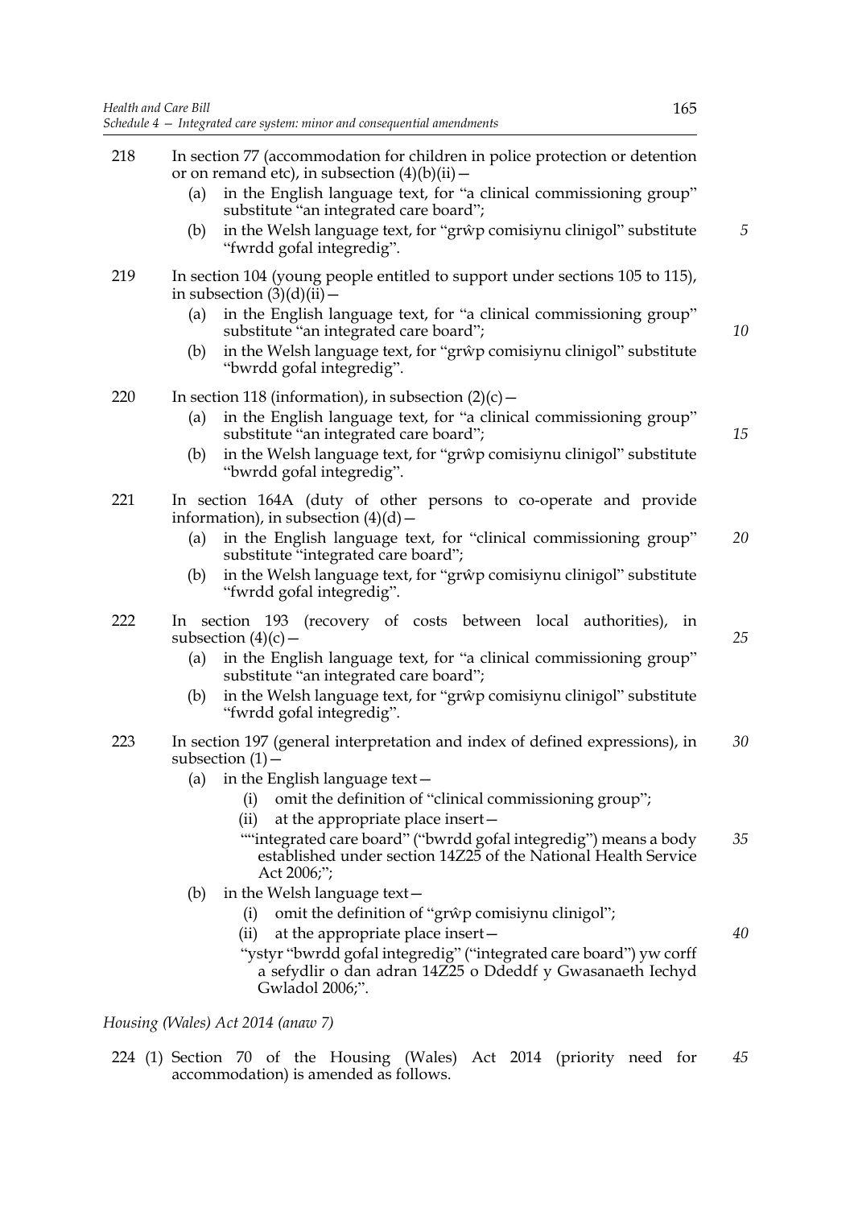218 In section 77 (accommodation for children in police protection or detention or on remand etc), in subsection (4)(b)(ii)—

(a) in the English language text, for "a clinical commissioning group" substitute "an integrated care board";

(b) in the Welsh language text, for "grŵp comisiynu clinigol" substitute "fwrdd gofal integredig".

219 In section 104 (young people entitled to support under sections 105 to 115), in subsection (3)(d)(ii)—

(a) in the English language text, for "a clinical commissioning group" substitute "an integrated care board";

(b) in the Welsh language text, for "grŵp comisiynu clinigol" substitute "bwrdd gofal integredig".

220 In section 118 (information), in subsection (2)(c)—

(a) in the English language text, for "a clinical commissioning group" substitute "an integrated care board";

(b) in the Welsh language text, for "grŵp comisiynu clinigol" substitute "bwrdd gofal integredig".

221 In section 164A (duty of other persons to co-operate and provide information), in subsection (4)(d)—

(a) in the English language text, for "clinical commissioning group" substitute "integrated care board";

(b) in the Welsh language text, for "grŵp comisiynu clinigol" substitute "fwrdd gofal integredig".

222 In section 193 (recovery of costs between local authorities), in subsection (4)(c)—

(a) in the English language text, for "a clinical commissioning group" substitute "an integrated care board";

(b) in the Welsh language text, for "grŵp comisiynu clinigol" substitute "fwrdd gofal integredig".

223 In section 197 (general interpretation and index of defined expressions), in subsection (1)—

(a) in the English language text—

(i) omit the definition of "clinical commissioning group";

(ii) at the appropriate place insert—

""integrated care board" ("bwrdd gofal integredig") means a body established under section 14Z25 of the National Health Service Act 2006;";

(b) in the Welsh language text—

(i) omit the definition of "grŵp comisiynu clinigol";

(ii) at the appropriate place insert—

"ystyr "bwrdd gofal integredig" ("integrated care board") yw corff a sefydlir o dan adran 14Z25 o Ddeddf y Gwasanaeth Iechyd Gwladol 2006;".

*Housing (Wales) Act 2014 (anaw 7)*

224 (1) Section 70 of the Housing (Wales) Act 2014 (priority need for accommodation) is amended as follows.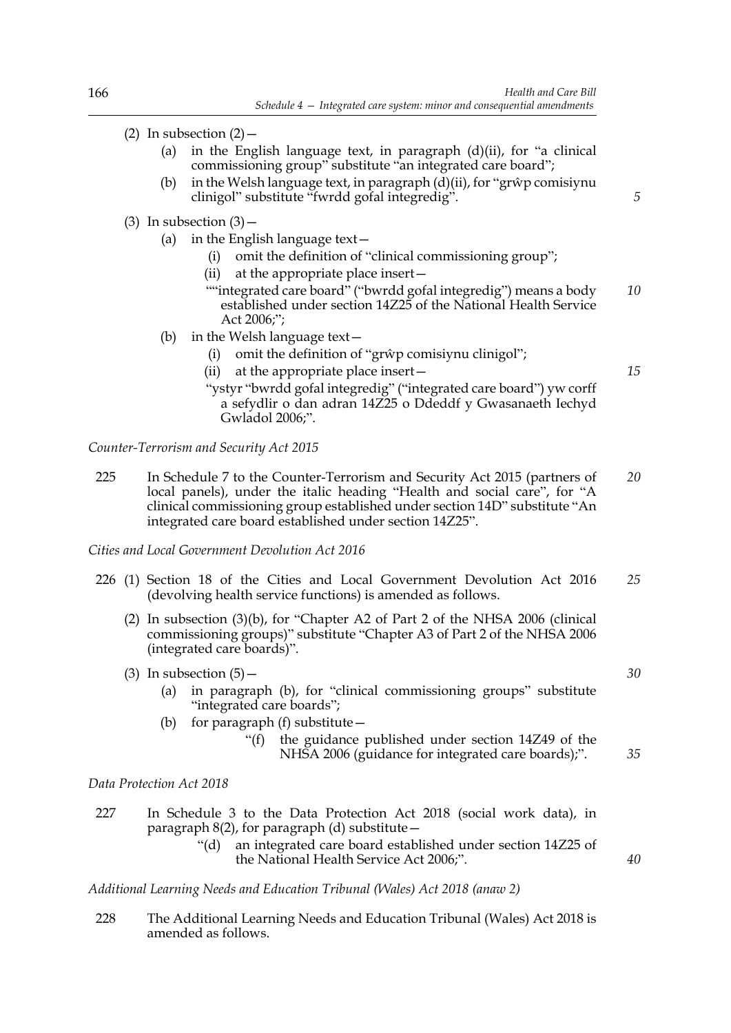(2) In subsection (2)—

(a) in the English language text, in paragraph (d)(ii), for "a clinical commissioning group" substitute "an integrated care board";

(b) in the Welsh language text, in paragraph (d)(ii), for "grŵp comisiynu clinigol" substitute "fwrdd gofal integredig".

(3) In subsection (3)—

(a) in the English language text—

(i) omit the definition of "clinical commissioning group";

(ii) at the appropriate place insert—

""integrated care board" ("bwrdd gofal integredig") means a body established under section 14Z25 of the National Health Service Act 2006;";

(b) in the Welsh language text—

(i) omit the definition of "grŵp comisiynu clinigol";

(ii) at the appropriate place insert—

"ystyr "bwrdd gofal integredig" ("integrated care board") yw corff a sefydlir o dan adran 14Z25 o Ddeddf y Gwasanaeth Iechyd Gwladol 2006;".

*Counter-Terrorism and Security Act 2015*

225 In Schedule 7 to the Counter-Terrorism and Security Act 2015 (partners of local panels), under the italic heading "Health and social care", for "A clinical commissioning group established under section 14D" substitute "An integrated care board established under section 14Z25".

*Cities and Local Government Devolution Act 2016*

226 (1) Section 18 of the Cities and Local Government Devolution Act 2016 (devolving health service functions) is amended as follows.

(2) In subsection (3)(b), for "Chapter A2 of Part 2 of the NHSA 2006 (clinical commissioning groups)" substitute "Chapter A3 of Part 2 of the NHSA 2006 (integrated care boards)".

(3) In subsection (5)—

(a) in paragraph (b), for "clinical commissioning groups" substitute "integrated care boards";

(b) for paragraph (f) substitute—

"(f) the guidance published under section 14Z49 of the NHSA 2006 (guidance for integrated care boards);".

*Data Protection Act 2018*

227 In Schedule 3 to the Data Protection Act 2018 (social work data), in paragraph 8(2), for paragraph (d) substitute—

"(d) an integrated care board established under section 14Z25 of the National Health Service Act 2006;".

*Additional Learning Needs and Education Tribunal (Wales) Act 2018 (anaw 2)*

228 The Additional Learning Needs and Education Tribunal (Wales) Act 2018 is amended as follows.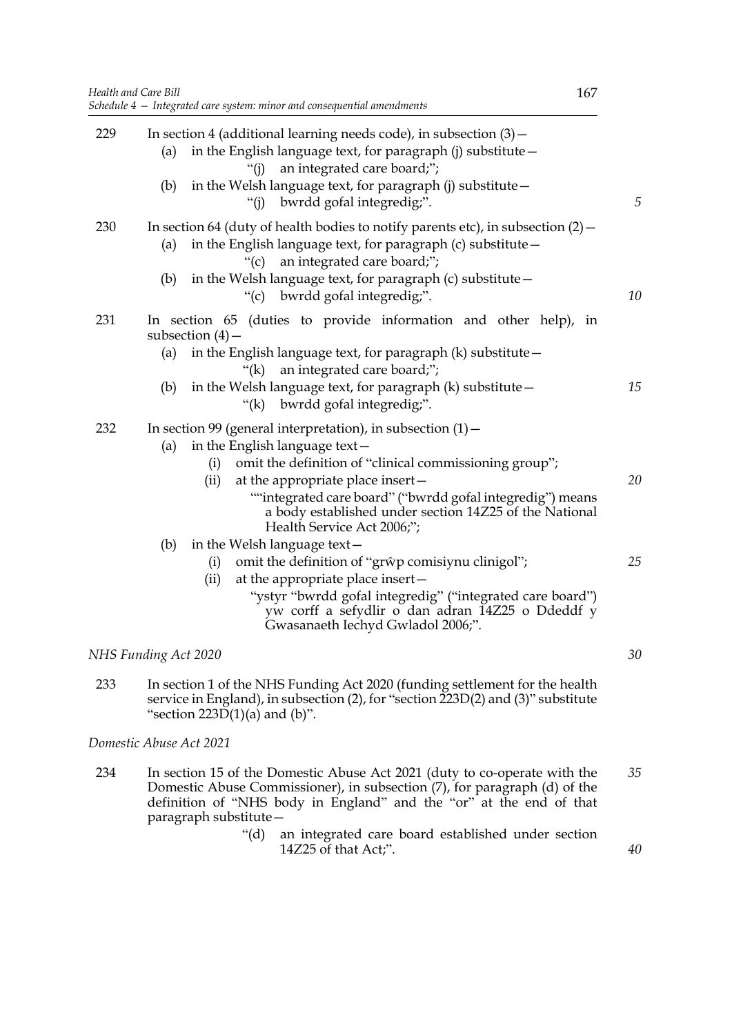229 In section 4 (additional learning needs code), in subsection (3)—

(a) in the English language text, for paragraph (j) substitute—

"(j) an integrated care board;";

(b) in the Welsh language text, for paragraph (j) substitute—

"(j) bwrdd gofal integredig;".

230 In section 64 (duty of health bodies to notify parents etc), in subsection (2)—

(a) in the English language text, for paragraph (c) substitute—

"(c) an integrated care board;";

(b) in the Welsh language text, for paragraph (c) substitute—

"(c) bwrdd gofal integredig;".

231 In section 65 (duties to provide information and other help), in subsection (4)—

(a) in the English language text, for paragraph (k) substitute—

"(k) an integrated care board;";

(b) in the Welsh language text, for paragraph (k) substitute—

"(k) bwrdd gofal integredig;".

232 In section 99 (general interpretation), in subsection (1)—

(a) in the English language text—

(i) omit the definition of "clinical commissioning group";

(ii) at the appropriate place insert—

""integrated care board" ("bwrdd gofal integredig") means a body established under section 14Z25 of the National Health Service Act 2006;";

(b) in the Welsh language text—

(i) omit the definition of "grŵp comisiynu clinigol";

(ii) at the appropriate place insert—

"ystyr "bwrdd gofal integredig" ("integrated care board") yw corff a sefydlir o dan adran 14Z25 o Ddeddf y Gwasanaeth Iechyd Gwladol 2006;".

*NHS Funding Act 2020*

233 In section 1 of the NHS Funding Act 2020 (funding settlement for the health service in England), in subsection (2), for "section 223D(2) and (3)" substitute "section 223D(1)(a) and (b)".

*Domestic Abuse Act 2021*

234 In section 15 of the Domestic Abuse Act 2021 (duty to co-operate with the Domestic Abuse Commissioner), in subsection (7), for paragraph (d) of the definition of "NHS body in England" and the "or" at the end of that paragraph substitute—

"(d) an integrated care board established under section 14Z25 of that Act;".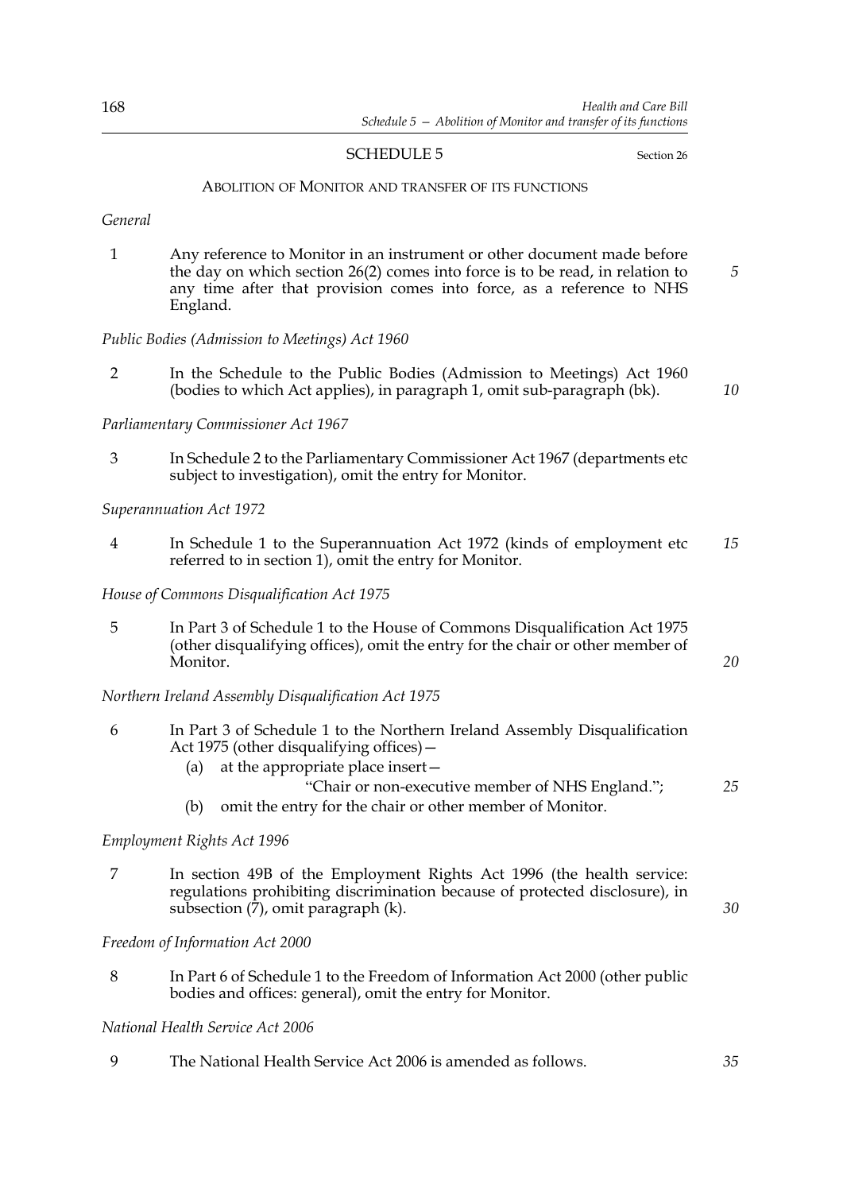## SCHEDULE 5

Section 26

### ABOLITION OF MONITOR AND TRANSFER OF ITS FUNCTIONS

*General*

1 Any reference to Monitor in an instrument or other document made before the day on which section 26(2) comes into force is to be read, in relation to any time after that provision comes into force, as a reference to NHS England.

*Public Bodies (Admission to Meetings) Act 1960*

2 In the Schedule to the Public Bodies (Admission to Meetings) Act 1960 (bodies to which Act applies), in paragraph 1, omit sub-paragraph (bk).

*Parliamentary Commissioner Act 1967*

3 In Schedule 2 to the Parliamentary Commissioner Act 1967 (departments etc subject to investigation), omit the entry for Monitor.

*Superannuation Act 1972*

4 In Schedule 1 to the Superannuation Act 1972 (kinds of employment etc referred to in section 1), omit the entry for Monitor.

*House of Commons Disqualification Act 1975*

5 In Part 3 of Schedule 1 to the House of Commons Disqualification Act 1975 (other disqualifying offices), omit the entry for the chair or other member of Monitor.

*Northern Ireland Assembly Disqualification Act 1975*

6 In Part 3 of Schedule 1 to the Northern Ireland Assembly Disqualification Act 1975 (other disqualifying offices)—

(a) at the appropriate place insert—

"Chair or non-executive member of NHS England.";

(b) omit the entry for the chair or other member of Monitor.

*Employment Rights Act 1996*

7 In section 49B of the Employment Rights Act 1996 (the health service: regulations prohibiting discrimination because of protected disclosure), in subsection (7), omit paragraph (k).

*Freedom of Information Act 2000*

8 In Part 6 of Schedule 1 to the Freedom of Information Act 2000 (other public bodies and offices: general), omit the entry for Monitor.

*National Health Service Act 2006*

9 The National Health Service Act 2006 is amended as follows.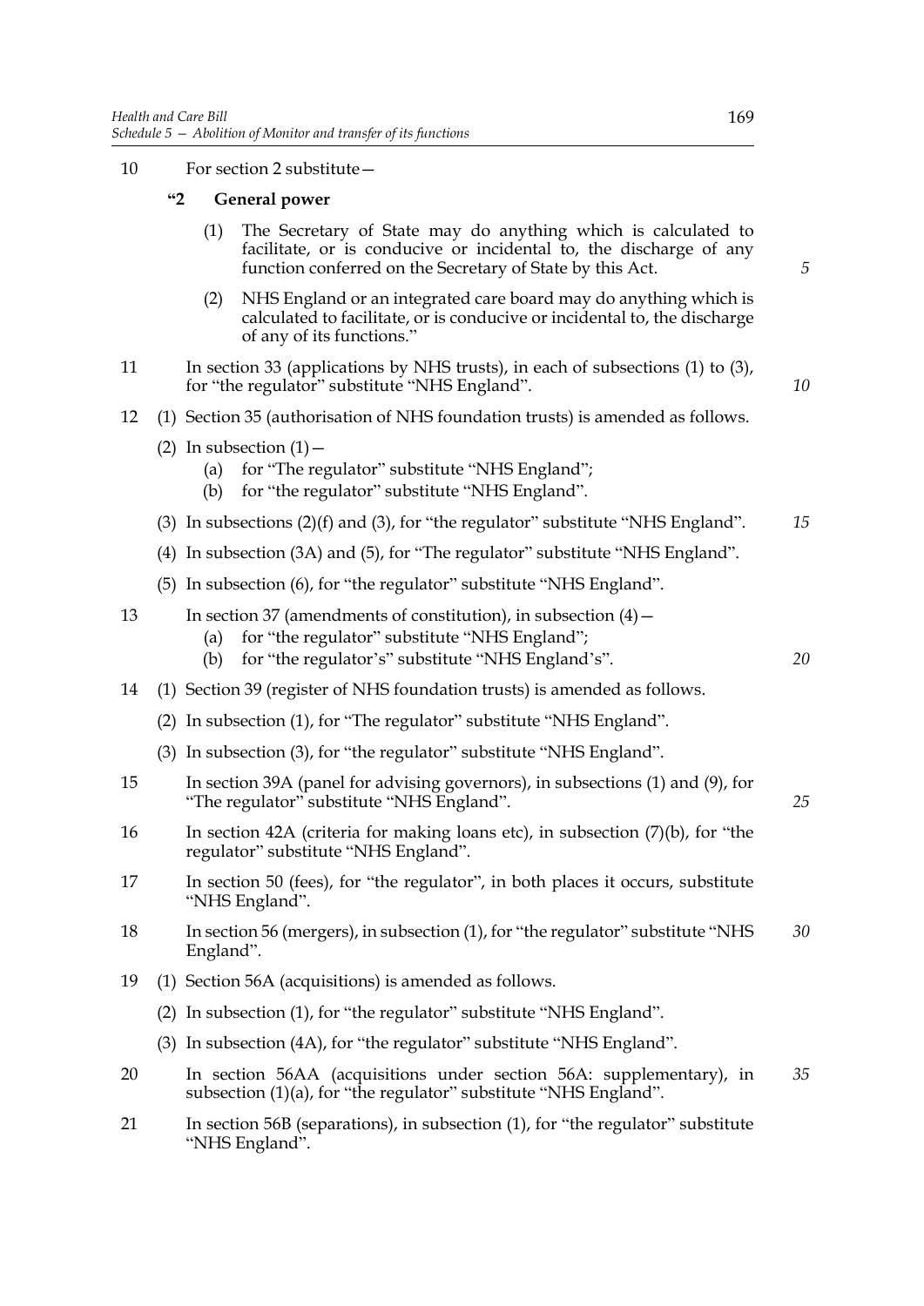10 For section 2 substitute—

**"2 General power**

(1) The Secretary of State may do anything which is calculated to facilitate, or is conducive or incidental to, the discharge of any function conferred on the Secretary of State by this Act.

(2) NHS England or an integrated care board may do anything which is calculated to facilitate, or is conducive or incidental to, the discharge of any of its functions."

11 In section 33 (applications by NHS trusts), in each of subsections (1) to (3), for "the regulator" substitute "NHS England".

12 (1) Section 35 (authorisation of NHS foundation trusts) is amended as follows.

(2) In subsection (1)—

(a) for "The regulator" substitute "NHS England";

(b) for "the regulator" substitute "NHS England".

(3) In subsections (2)(f) and (3), for "the regulator" substitute "NHS England".

(4) In subsection (3A) and (5), for "The regulator" substitute "NHS England".

(5) In subsection (6), for "the regulator" substitute "NHS England".

13 In section 37 (amendments of constitution), in subsection (4)—

(a) for "the regulator" substitute "NHS England";

(b) for "the regulator's" substitute "NHS England's".

14 (1) Section 39 (register of NHS foundation trusts) is amended as follows.

(2) In subsection (1), for "The regulator" substitute "NHS England".

(3) In subsection (3), for "the regulator" substitute "NHS England".

15 In section 39A (panel for advising governors), in subsections (1) and (9), for "The regulator" substitute "NHS England".

16 In section 42A (criteria for making loans etc), in subsection (7)(b), for "the regulator" substitute "NHS England".

17 In section 50 (fees), for "the regulator", in both places it occurs, substitute "NHS England".

18 In section 56 (mergers), in subsection (1), for "the regulator" substitute "NHS England".

19 (1) Section 56A (acquisitions) is amended as follows.

(2) In subsection (1), for "the regulator" substitute "NHS England".

(3) In subsection (4A), for "the regulator" substitute "NHS England".

20 In section 56AA (acquisitions under section 56A: supplementary), in subsection (1)(a), for "the regulator" substitute "NHS England".

21 In section 56B (separations), in subsection (1), for "the regulator" substitute "NHS England".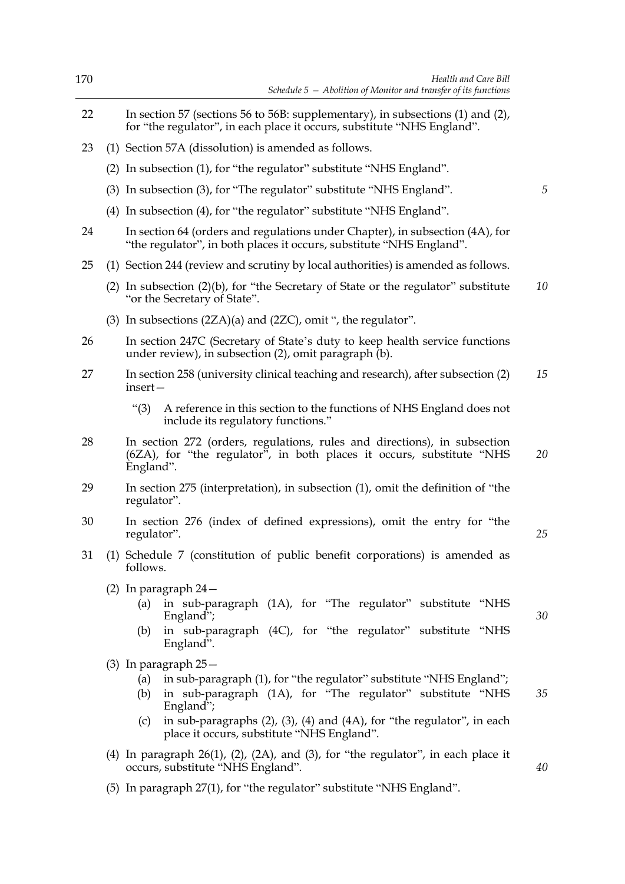22 In section 57 (sections 56 to 56B: supplementary), in subsections (1) and (2), for "the regulator", in each place it occurs, substitute "NHS England".

23 (1) Section 57A (dissolution) is amended as follows.

(2) In subsection (1), for "the regulator" substitute "NHS England".

(3) In subsection (3), for "The regulator" substitute "NHS England".

(4) In subsection (4), for "the regulator" substitute "NHS England".

24 In section 64 (orders and regulations under Chapter), in subsection (4A), for "the regulator", in both places it occurs, substitute "NHS England".

25 (1) Section 244 (review and scrutiny by local authorities) is amended as follows.

(2) In subsection (2)(b), for "the Secretary of State or the regulator" substitute "or the Secretary of State".

(3) In subsections (2ZA)(a) and (2ZC), omit ", the regulator".

26 In section 247C (Secretary of State's duty to keep health service functions under review), in subsection (2), omit paragraph (b).

27 In section 258 (university clinical teaching and research), after subsection (2) insert—

"(3) A reference in this section to the functions of NHS England does not include its regulatory functions."

28 In section 272 (orders, regulations, rules and directions), in subsection (6ZA), for "the regulator", in both places it occurs, substitute "NHS England".

29 In section 275 (interpretation), in subsection (1), omit the definition of "the regulator".

30 In section 276 (index of defined expressions), omit the entry for "the regulator".

31 (1) Schedule 7 (constitution of public benefit corporations) is amended as follows.

(2) In paragraph 24—
   (a) in sub-paragraph (1A), for "The regulator" substitute "NHS England";
   (b) in sub-paragraph (4C), for "the regulator" substitute "NHS England".

(3) In paragraph 25—
   (a) in sub-paragraph (1), for "the regulator" substitute "NHS England";
   (b) in sub-paragraph (1A), for "The regulator" substitute "NHS England";
   (c) in sub-paragraphs (2), (3), (4) and (4A), for "the regulator", in each place it occurs, substitute "NHS England".

(4) In paragraph 26(1), (2), (2A), and (3), for "the regulator", in each place it occurs, substitute "NHS England".

(5) In paragraph 27(1), for "the regulator" substitute "NHS England".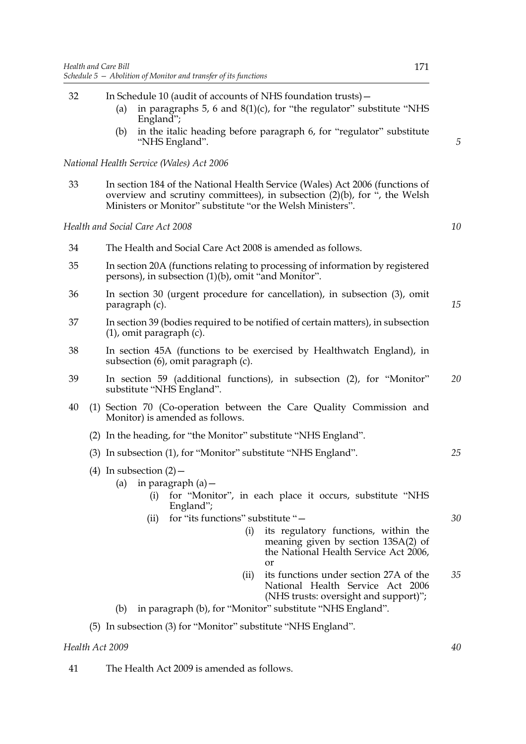32 In Schedule 10 (audit of accounts of NHS foundation trusts)—
   (a) in paragraphs 5, 6 and 8(1)(c), for "the regulator" substitute "NHS England";
   (b) in the italic heading before paragraph 6, for "regulator" substitute "NHS England".

*National Health Service (Wales) Act 2006*

33 In section 184 of the National Health Service (Wales) Act 2006 (functions of overview and scrutiny committees), in subsection (2)(b), for ", the Welsh Ministers or Monitor" substitute "or the Welsh Ministers".

*Health and Social Care Act 2008*

34 The Health and Social Care Act 2008 is amended as follows.

35 In section 20A (functions relating to processing of information by registered persons), in subsection (1)(b), omit "and Monitor".

36 In section 30 (urgent procedure for cancellation), in subsection (3), omit paragraph (c).

37 In section 39 (bodies required to be notified of certain matters), in subsection (1), omit paragraph (c).

38 In section 45A (functions to be exercised by Healthwatch England), in subsection (6), omit paragraph (c).

39 In section 59 (additional functions), in subsection (2), for "Monitor" substitute "NHS England".

40 (1) Section 70 (Co-operation between the Care Quality Commission and Monitor) is amended as follows.

   (2) In the heading, for "the Monitor" substitute "NHS England".

   (3) In subsection (1), for "Monitor" substitute "NHS England".

   (4) In subsection (2)—
      (a) in paragraph (a)—
         (i) for "Monitor", in each place it occurs, substitute "NHS England";
         (ii) for "its functions" substitute "—
            (i) its regulatory functions, within the meaning given by section 13SA(2) of the National Health Service Act 2006, or
            (ii) its functions under section 27A of the National Health Service Act 2006 (NHS trusts: oversight and support)";
      (b) in paragraph (b), for "Monitor" substitute "NHS England".

   (5) In subsection (3) for "Monitor" substitute "NHS England".

*Health Act 2009*

41 The Health Act 2009 is amended as follows.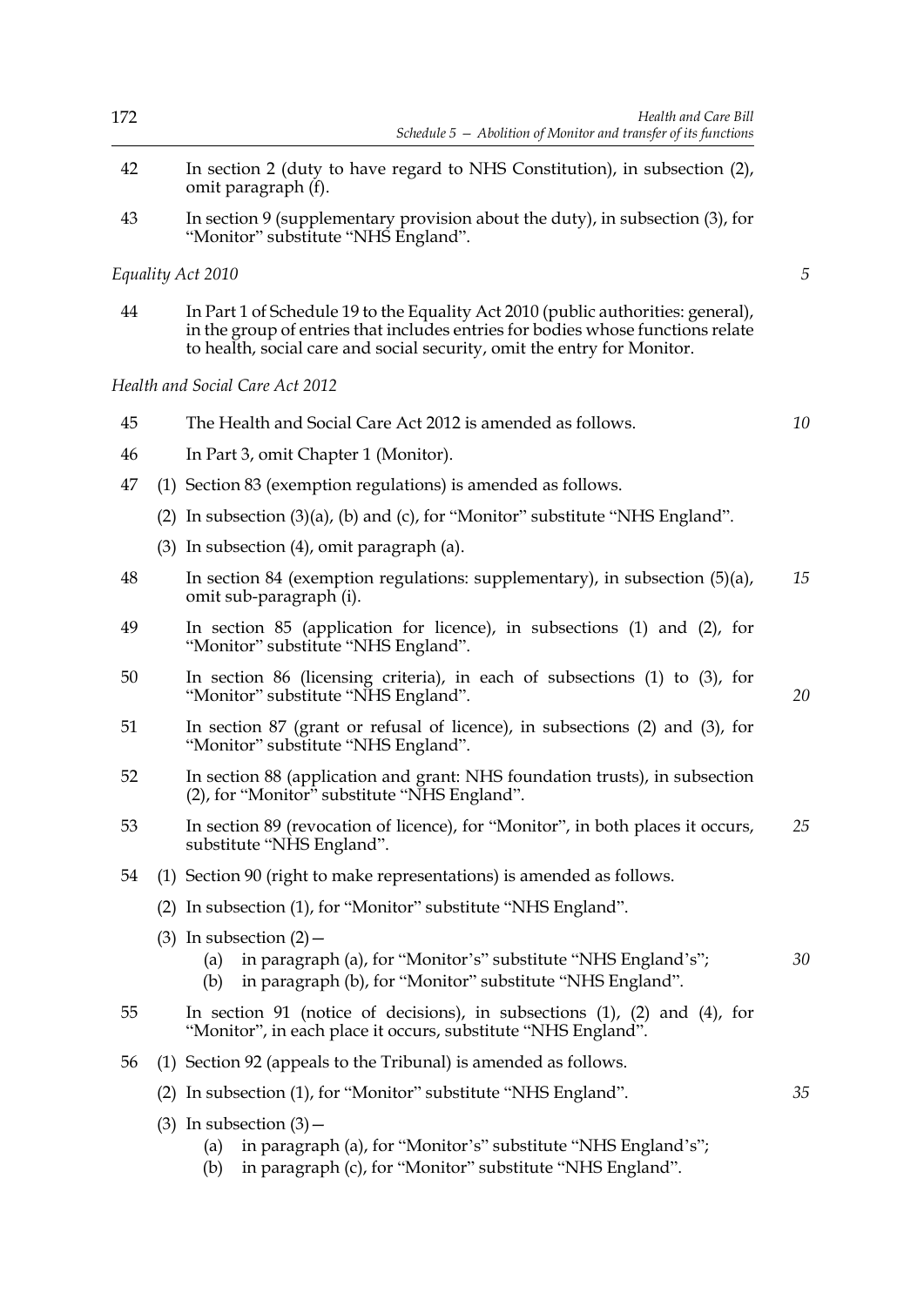42 In section 2 (duty to have regard to NHS Constitution), in subsection (2), omit paragraph (f).

43 In section 9 (supplementary provision about the duty), in subsection (3), for "Monitor" substitute "NHS England".

*Equality Act 2010*

44 In Part 1 of Schedule 19 to the Equality Act 2010 (public authorities: general), in the group of entries that includes entries for bodies whose functions relate to health, social care and social security, omit the entry for Monitor.

*Health and Social Care Act 2012*

45 The Health and Social Care Act 2012 is amended as follows.

46 In Part 3, omit Chapter 1 (Monitor).

47 (1) Section 83 (exemption regulations) is amended as follows.

(2) In subsection (3)(a), (b) and (c), for "Monitor" substitute "NHS England".

(3) In subsection (4), omit paragraph (a).

48 In section 84 (exemption regulations: supplementary), in subsection (5)(a), omit sub-paragraph (i).

49 In section 85 (application for licence), in subsections (1) and (2), for "Monitor" substitute "NHS England".

50 In section 86 (licensing criteria), in each of subsections (1) to (3), for "Monitor" substitute "NHS England".

51 In section 87 (grant or refusal of licence), in subsections (2) and (3), for "Monitor" substitute "NHS England".

52 In section 88 (application and grant: NHS foundation trusts), in subsection (2), for "Monitor" substitute "NHS England".

53 In section 89 (revocation of licence), for "Monitor", in both places it occurs, substitute "NHS England".

54 (1) Section 90 (right to make representations) is amended as follows.

(2) In subsection (1), for "Monitor" substitute "NHS England".

(3) In subsection (2)—

(a) in paragraph (a), for "Monitor's" substitute "NHS England's";

(b) in paragraph (b), for "Monitor" substitute "NHS England".

55 In section 91 (notice of decisions), in subsections (1), (2) and (4), for "Monitor", in each place it occurs, substitute "NHS England".

56 (1) Section 92 (appeals to the Tribunal) is amended as follows.

(2) In subsection (1), for "Monitor" substitute "NHS England".

(3) In subsection (3)—

(a) in paragraph (a), for "Monitor's" substitute "NHS England's";

(b) in paragraph (c), for "Monitor" substitute "NHS England".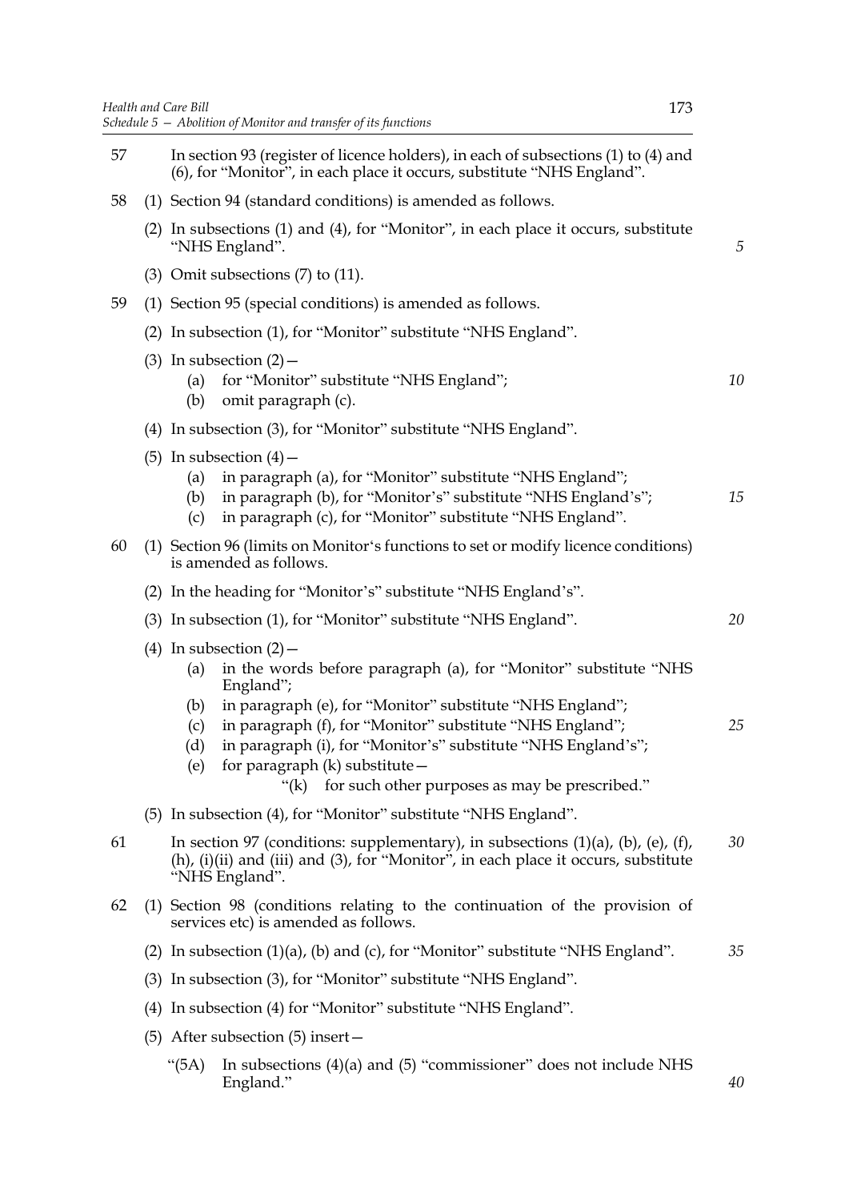57 In section 93 (register of licence holders), in each of subsections (1) to (4) and (6), for "Monitor", in each place it occurs, substitute "NHS England".

58 (1) Section 94 (standard conditions) is amended as follows.

(2) In subsections (1) and (4), for "Monitor", in each place it occurs, substitute "NHS England".

(3) Omit subsections (7) to (11).

59 (1) Section 95 (special conditions) is amended as follows.

(2) In subsection (1), for "Monitor" substitute "NHS England".

(3) In subsection (2)—

(a) for "Monitor" substitute "NHS England";

(b) omit paragraph (c).

(4) In subsection (3), for "Monitor" substitute "NHS England".

(5) In subsection (4)—

(a) in paragraph (a), for "Monitor" substitute "NHS England";

(b) in paragraph (b), for "Monitor's" substitute "NHS England's";

(c) in paragraph (c), for "Monitor" substitute "NHS England".

60 (1) Section 96 (limits on Monitor's functions to set or modify licence conditions) is amended as follows.

(2) In the heading for "Monitor's" substitute "NHS England's".

(3) In subsection (1), for "Monitor" substitute "NHS England".

(4) In subsection (2)—

(a) in the words before paragraph (a), for "Monitor" substitute "NHS England";

(b) in paragraph (e), for "Monitor" substitute "NHS England";

(c) in paragraph (f), for "Monitor" substitute "NHS England";

(d) in paragraph (i), for "Monitor's" substitute "NHS England's";

(e) for paragraph (k) substitute—

"(k) for such other purposes as may be prescribed."

(5) In subsection (4), for "Monitor" substitute "NHS England".

61 In section 97 (conditions: supplementary), in subsections (1)(a), (b), (e), (f), (h), (i)(ii) and (iii) and (3), for "Monitor", in each place it occurs, substitute "NHS England".

62 (1) Section 98 (conditions relating to the continuation of the provision of services etc) is amended as follows.

(2) In subsection (1)(a), (b) and (c), for "Monitor" substitute "NHS England".

(3) In subsection (3), for "Monitor" substitute "NHS England".

(4) In subsection (4) for "Monitor" substitute "NHS England".

(5) After subsection (5) insert—

"(5A) In subsections (4)(a) and (5) "commissioner" does not include NHS England."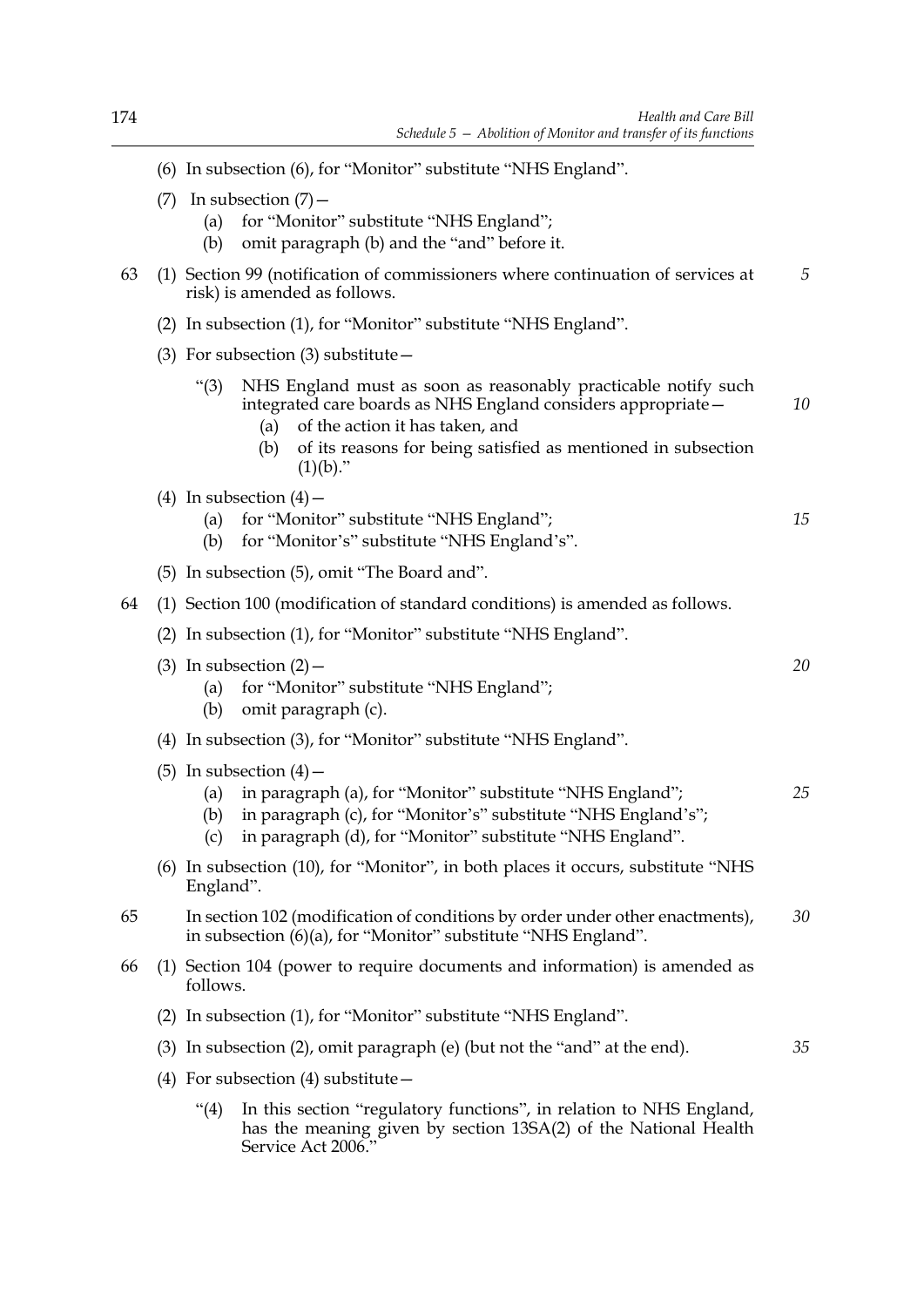(6) In subsection (6), for "Monitor" substitute "NHS England".

(7) In subsection (7)—

(a) for "Monitor" substitute "NHS England";

(b) omit paragraph (b) and the "and" before it.

63 (1) Section 99 (notification of commissioners where continuation of services at risk) is amended as follows.

(2) In subsection (1), for "Monitor" substitute "NHS England".

(3) For subsection (3) substitute—

"(3) NHS England must as soon as reasonably practicable notify such integrated care boards as NHS England considers appropriate—

(a) of the action it has taken, and

(b) of its reasons for being satisfied as mentioned in subsection (1)(b)."

(4) In subsection (4)—

(a) for "Monitor" substitute "NHS England";

(b) for "Monitor's" substitute "NHS England's".

(5) In subsection (5), omit "The Board and".

64 (1) Section 100 (modification of standard conditions) is amended as follows.

(2) In subsection (1), for "Monitor" substitute "NHS England".

(3) In subsection (2)—

(a) for "Monitor" substitute "NHS England";

(b) omit paragraph (c).

(4) In subsection (3), for "Monitor" substitute "NHS England".

(5) In subsection (4)—

(a) in paragraph (a), for "Monitor" substitute "NHS England";

(b) in paragraph (c), for "Monitor's" substitute "NHS England's";

(c) in paragraph (d), for "Monitor" substitute "NHS England".

(6) In subsection (10), for "Monitor", in both places it occurs, substitute "NHS England".

65 In section 102 (modification of conditions by order under other enactments), in subsection (6)(a), for "Monitor" substitute "NHS England".

66 (1) Section 104 (power to require documents and information) is amended as follows.

(2) In subsection (1), for "Monitor" substitute "NHS England".

(3) In subsection (2), omit paragraph (e) (but not the "and" at the end).

(4) For subsection (4) substitute—

"(4) In this section "regulatory functions", in relation to NHS England, has the meaning given by section 13SA(2) of the National Health Service Act 2006."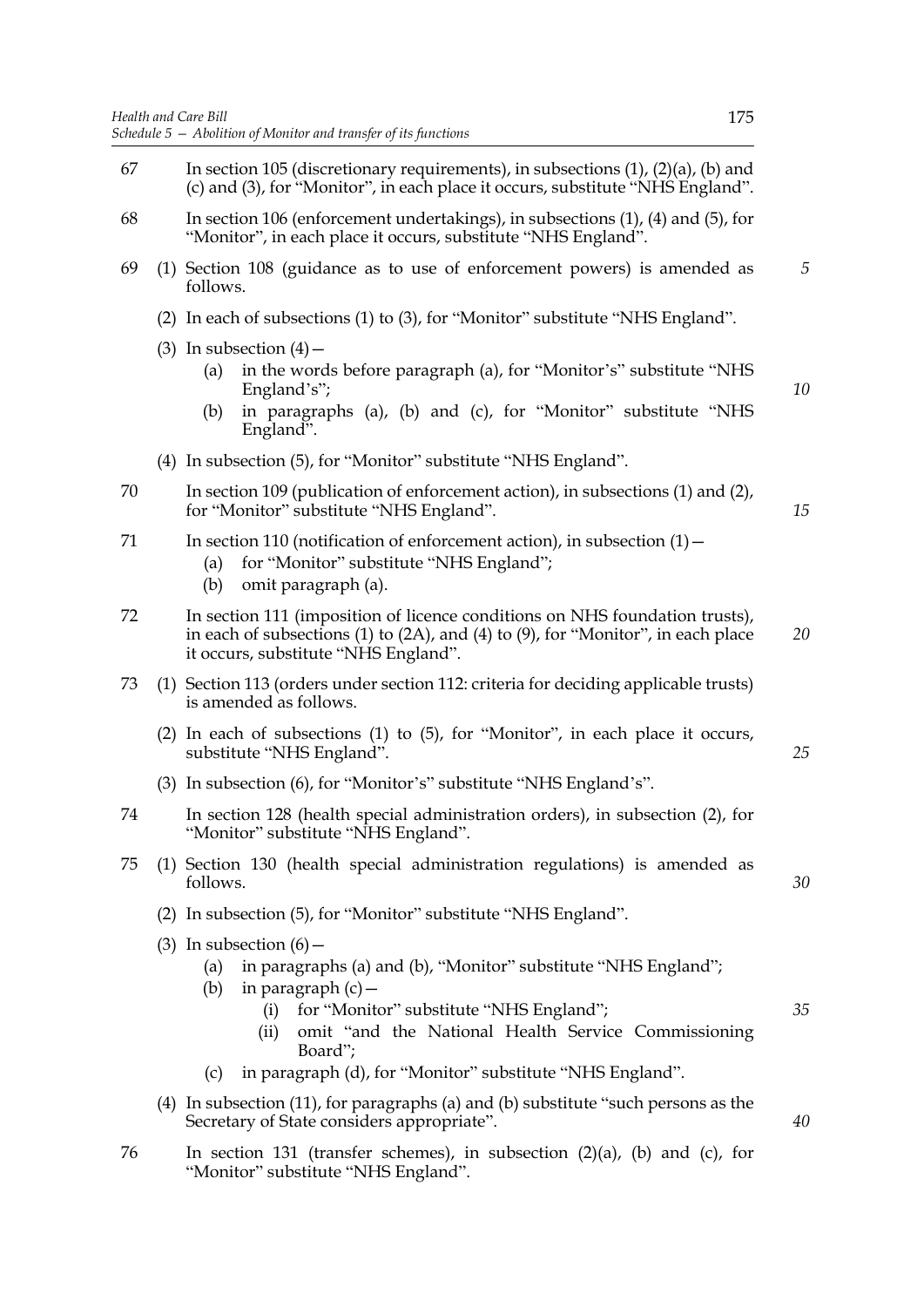67 In section 105 (discretionary requirements), in subsections (1), (2)(a), (b) and (c) and (3), for "Monitor", in each place it occurs, substitute "NHS England".

68 In section 106 (enforcement undertakings), in subsections (1), (4) and (5), for "Monitor", in each place it occurs, substitute "NHS England".

69 (1) Section 108 (guidance as to use of enforcement powers) is amended as follows.

(2) In each of subsections (1) to (3), for "Monitor" substitute "NHS England".

(3) In subsection (4)—

- (a) in the words before paragraph (a), for "Monitor's" substitute "NHS England's";
- (b) in paragraphs (a), (b) and (c), for "Monitor" substitute "NHS England".

(4) In subsection (5), for "Monitor" substitute "NHS England".

70 In section 109 (publication of enforcement action), in subsections (1) and (2), for "Monitor" substitute "NHS England".

71 In section 110 (notification of enforcement action), in subsection (1)—

- (a) for "Monitor" substitute "NHS England";
- (b) omit paragraph (a).

72 In section 111 (imposition of licence conditions on NHS foundation trusts), in each of subsections (1) to (2A), and (4) to (9), for "Monitor", in each place it occurs, substitute "NHS England".

73 (1) Section 113 (orders under section 112: criteria for deciding applicable trusts) is amended as follows.

(2) In each of subsections (1) to (5), for "Monitor", in each place it occurs, substitute "NHS England".

(3) In subsection (6), for "Monitor's" substitute "NHS England's".

74 In section 128 (health special administration orders), in subsection (2), for "Monitor" substitute "NHS England".

75 (1) Section 130 (health special administration regulations) is amended as follows.

(2) In subsection (5), for "Monitor" substitute "NHS England".

(3) In subsection (6)—

- (a) in paragraphs (a) and (b), "Monitor" substitute "NHS England";
- (b) in paragraph (c)—
  - (i) for "Monitor" substitute "NHS England";
  - (ii) omit "and the National Health Service Commissioning Board";
- (c) in paragraph (d), for "Monitor" substitute "NHS England".

(4) In subsection (11), for paragraphs (a) and (b) substitute "such persons as the Secretary of State considers appropriate".

76 In section 131 (transfer schemes), in subsection (2)(a), (b) and (c), for "Monitor" substitute "NHS England".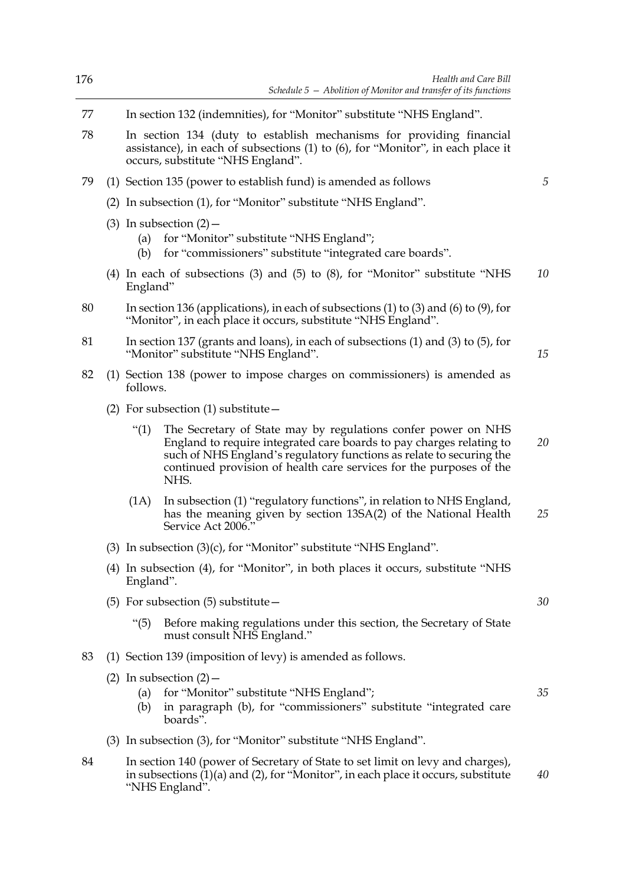77 In section 132 (indemnities), for "Monitor" substitute "NHS England".

78 In section 134 (duty to establish mechanisms for providing financial assistance), in each of subsections (1) to (6), for "Monitor", in each place it occurs, substitute "NHS England".

79 (1) Section 135 (power to establish fund) is amended as follows

(2) In subsection (1), for "Monitor" substitute "NHS England".

(3) In subsection (2)—

(a) for "Monitor" substitute "NHS England";

(b) for "commissioners" substitute "integrated care boards".

(4) In each of subsections (3) and (5) to (8), for "Monitor" substitute "NHS England"

80 In section 136 (applications), in each of subsections (1) to (3) and (6) to (9), for "Monitor", in each place it occurs, substitute "NHS England".

81 In section 137 (grants and loans), in each of subsections (1) and (3) to (5), for "Monitor" substitute "NHS England".

82 (1) Section 138 (power to impose charges on commissioners) is amended as follows.

(2) For subsection (1) substitute—

"(1) The Secretary of State may by regulations confer power on NHS England to require integrated care boards to pay charges relating to such of NHS England's regulatory functions as relate to securing the continued provision of health care services for the purposes of the NHS.

(1A) In subsection (1) "regulatory functions", in relation to NHS England, has the meaning given by section 13SA(2) of the National Health Service Act 2006."

(3) In subsection (3)(c), for "Monitor" substitute "NHS England".

(4) In subsection (4), for "Monitor", in both places it occurs, substitute "NHS England".

(5) For subsection (5) substitute—

"(5) Before making regulations under this section, the Secretary of State must consult NHS England."

83 (1) Section 139 (imposition of levy) is amended as follows.

(2) In subsection (2)—

(a) for "Monitor" substitute "NHS England";

(b) in paragraph (b), for "commissioners" substitute "integrated care boards".

(3) In subsection (3), for "Monitor" substitute "NHS England".

84 In section 140 (power of Secretary of State to set limit on levy and charges), in subsections (1)(a) and (2), for "Monitor", in each place it occurs, substitute "NHS England".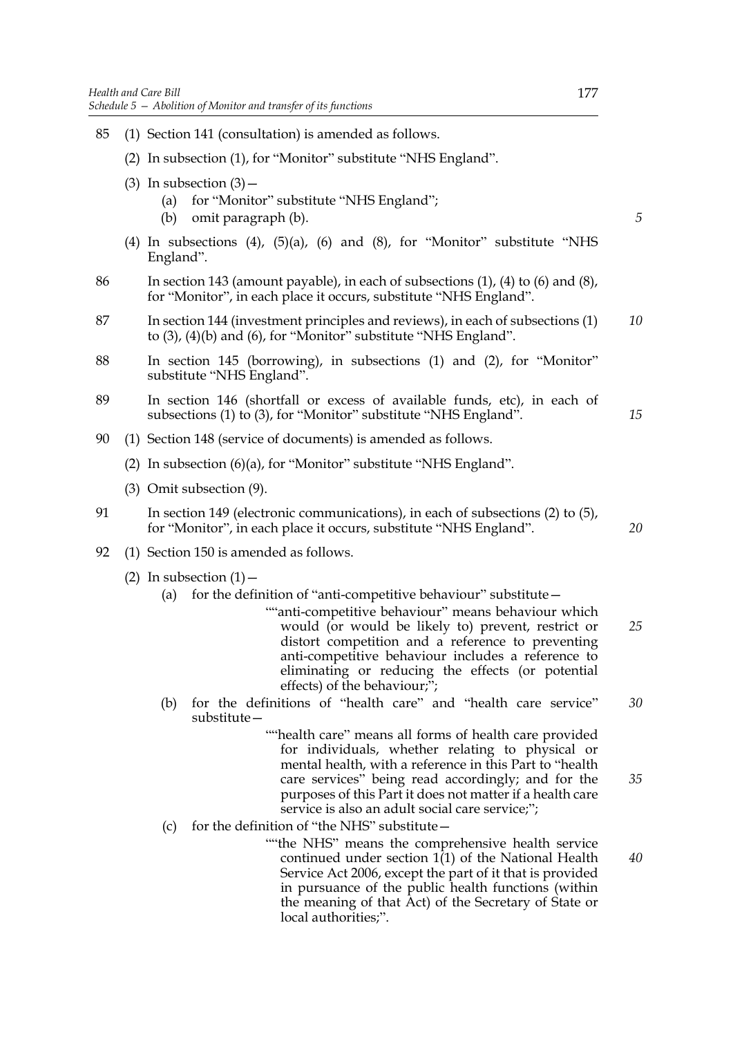85 (1) Section 141 (consultation) is amended as follows.

(2) In subsection (1), for "Monitor" substitute "NHS England".

(3) In subsection (3)—

(a) for "Monitor" substitute "NHS England";

(b) omit paragraph (b).

(4) In subsections (4), (5)(a), (6) and (8), for "Monitor" substitute "NHS England".

86 In section 143 (amount payable), in each of subsections (1), (4) to (6) and (8), for "Monitor", in each place it occurs, substitute "NHS England".

87 In section 144 (investment principles and reviews), in each of subsections (1) to (3), (4)(b) and (6), for "Monitor" substitute "NHS England".

88 In section 145 (borrowing), in subsections (1) and (2), for "Monitor" substitute "NHS England".

89 In section 146 (shortfall or excess of available funds, etc), in each of subsections (1) to (3), for "Monitor" substitute "NHS England".

90 (1) Section 148 (service of documents) is amended as follows.

(2) In subsection (6)(a), for "Monitor" substitute "NHS England".

(3) Omit subsection (9).

91 In section 149 (electronic communications), in each of subsections (2) to (5), for "Monitor", in each place it occurs, substitute "NHS England".

92 (1) Section 150 is amended as follows.

(2) In subsection (1)—

(a) for the definition of "anti-competitive behaviour" substitute—

""anti-competitive behaviour" means behaviour which would (or would be likely to) prevent, restrict or distort competition and a reference to preventing anti-competitive behaviour includes a reference to eliminating or reducing the effects (or potential effects) of the behaviour;";

(b) for the definitions of "health care" and "health care service" substitute—

""health care" means all forms of health care provided for individuals, whether relating to physical or mental health, with a reference in this Part to "health care services" being read accordingly; and for the purposes of this Part it does not matter if a health care service is also an adult social care service;";

(c) for the definition of "the NHS" substitute—

""the NHS" means the comprehensive health service continued under section 1(1) of the National Health Service Act 2006, except the part of it that is provided in pursuance of the public health functions (within the meaning of that Act) of the Secretary of State or local authorities;".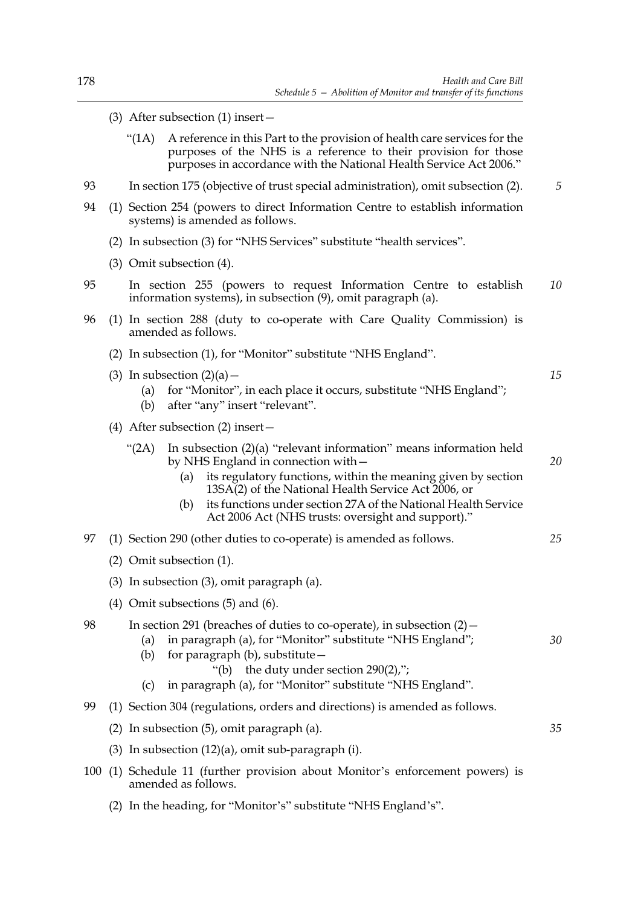(3) After subsection (1) insert—

"(1A) A reference in this Part to the provision of health care services for the purposes of the NHS is a reference to their provision for those purposes in accordance with the National Health Service Act 2006."

93 In section 175 (objective of trust special administration), omit subsection (2).

94 (1) Section 254 (powers to direct Information Centre to establish information systems) is amended as follows.

(2) In subsection (3) for "NHS Services" substitute "health services".

(3) Omit subsection (4).

95 In section 255 (powers to request Information Centre to establish information systems), in subsection (9), omit paragraph (a).

96 (1) In section 288 (duty to co-operate with Care Quality Commission) is amended as follows.

(2) In subsection (1), for "Monitor" substitute "NHS England".

(3) In subsection (2)(a)—

(a) for "Monitor", in each place it occurs, substitute "NHS England";

(b) after "any" insert "relevant".

(4) After subsection (2) insert—

"(2A) In subsection (2)(a) "relevant information" means information held by NHS England in connection with—

(a) its regulatory functions, within the meaning given by section 13SA(2) of the National Health Service Act 2006, or

(b) its functions under section 27A of the National Health Service Act 2006 Act (NHS trusts: oversight and support)."

97 (1) Section 290 (other duties to co-operate) is amended as follows.

(2) Omit subsection (1).

(3) In subsection (3), omit paragraph (a).

(4) Omit subsections (5) and (6).

98 In section 291 (breaches of duties to co-operate), in subsection (2)—

(a) in paragraph (a), for "Monitor" substitute "NHS England";

(b) for paragraph (b), substitute—

"(b) the duty under section 290(2),";

(c) in paragraph (a), for "Monitor" substitute "NHS England".

99 (1) Section 304 (regulations, orders and directions) is amended as follows.

(2) In subsection (5), omit paragraph (a).

(3) In subsection (12)(a), omit sub-paragraph (i).

100 (1) Schedule 11 (further provision about Monitor's enforcement powers) is amended as follows.

(2) In the heading, for "Monitor's" substitute "NHS England's".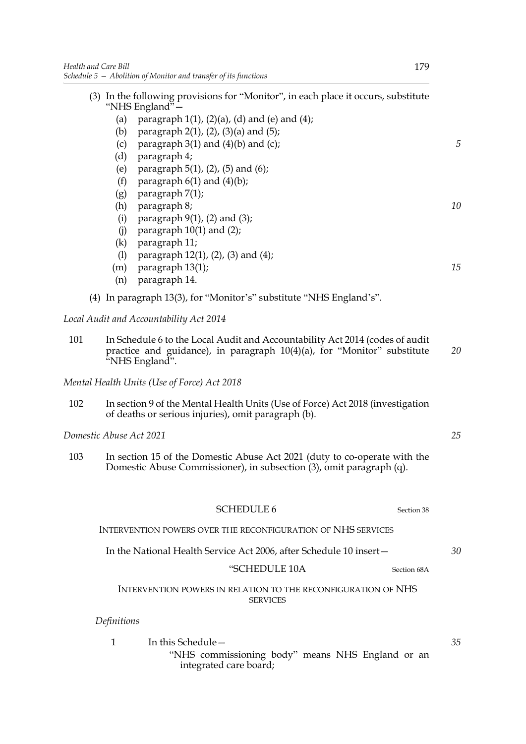(3) In the following provisions for "Monitor", in each place it occurs, substitute "NHS England"—

- (a) paragraph 1(1), (2)(a), (d) and (e) and (4);
- (b) paragraph 2(1), (2), (3)(a) and (5);
- (c) paragraph 3(1) and (4)(b) and (c);
- (d) paragraph 4;
- (e) paragraph 5(1), (2), (5) and (6);
- (f) paragraph 6(1) and (4)(b);
- (g) paragraph 7(1);
- (h) paragraph 8;
- (i) paragraph 9(1), (2) and (3);
- (j) paragraph 10(1) and (2);
- (k) paragraph 11;
- (l) paragraph 12(1), (2), (3) and (4);
- (m) paragraph 13(1);
- (n) paragraph 14.

(4) In paragraph 13(3), for "Monitor's" substitute "NHS England's".

*Local Audit and Accountability Act 2014*

101 In Schedule 6 to the Local Audit and Accountability Act 2014 (codes of audit practice and guidance), in paragraph 10(4)(a), for "Monitor" substitute "NHS England".

*Mental Health Units (Use of Force) Act 2018*

102 In section 9 of the Mental Health Units (Use of Force) Act 2018 (investigation of deaths or serious injuries), omit paragraph (b).

*Domestic Abuse Act 2021*

103 In section 15 of the Domestic Abuse Act 2021 (duty to co-operate with the Domestic Abuse Commissioner), in subsection (3), omit paragraph (q).

## SCHEDULE 6

Section 38

INTERVENTION POWERS OVER THE RECONFIGURATION OF NHS SERVICES

In the National Health Service Act 2006, after Schedule 10 insert—

"SCHEDULE 10A

Section 68A

INTERVENTION POWERS IN RELATION TO THE RECONFIGURATION OF NHS SERVICES

*Definitions*

1 In this Schedule—

"NHS commissioning body" means NHS England or an integrated care board;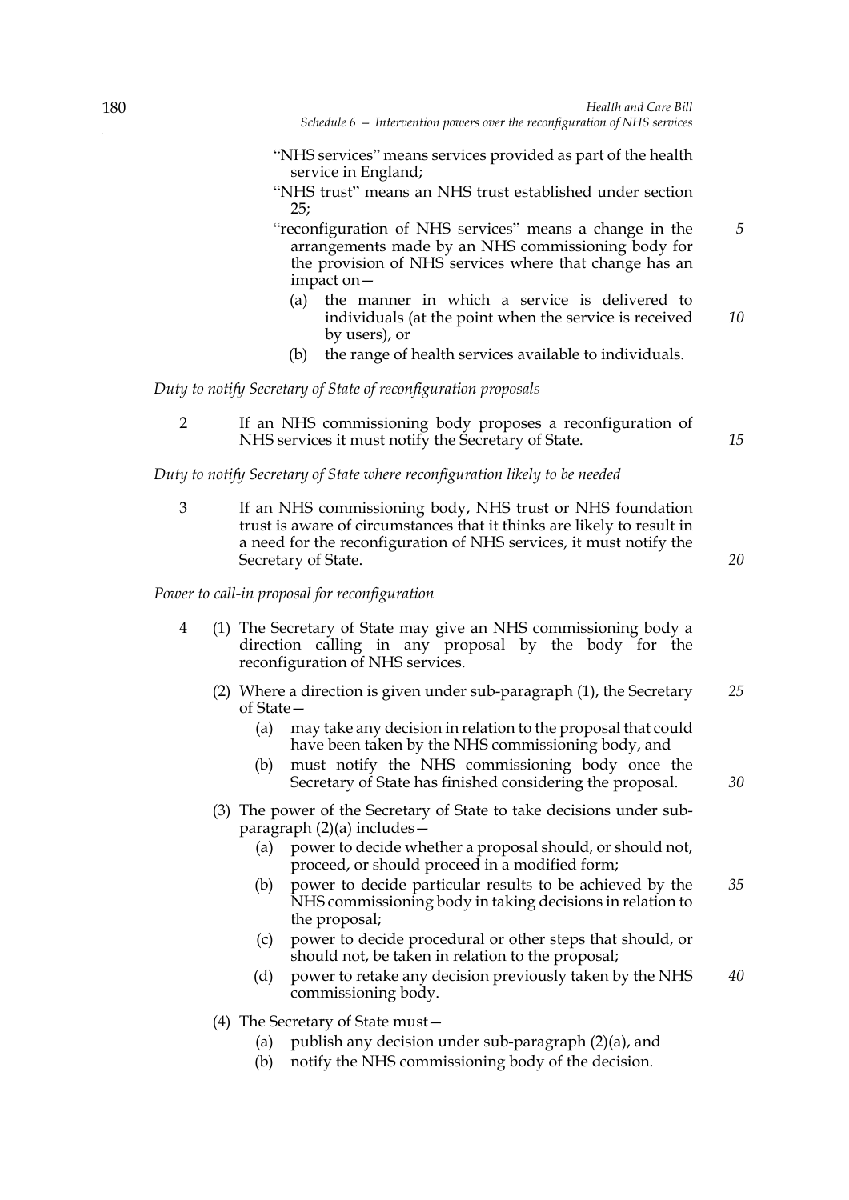"NHS services" means services provided as part of the health service in England;

"NHS trust" means an NHS trust established under section 25;

"reconfiguration of NHS services" means a change in the arrangements made by an NHS commissioning body for the provision of NHS services where that change has an impact on—

(a) the manner in which a service is delivered to individuals (at the point when the service is received by users), or

(b) the range of health services available to individuals.

*Duty to notify Secretary of State of reconfiguration proposals*

2 If an NHS commissioning body proposes a reconfiguration of NHS services it must notify the Secretary of State.

*Duty to notify Secretary of State where reconfiguration likely to be needed*

3 If an NHS commissioning body, NHS trust or NHS foundation trust is aware of circumstances that it thinks are likely to result in a need for the reconfiguration of NHS services, it must notify the Secretary of State.

*Power to call-in proposal for reconfiguration*

4 (1) The Secretary of State may give an NHS commissioning body a direction calling in any proposal by the body for the reconfiguration of NHS services.

(2) Where a direction is given under sub-paragraph (1), the Secretary of State—

(a) may take any decision in relation to the proposal that could have been taken by the NHS commissioning body, and

(b) must notify the NHS commissioning body once the Secretary of State has finished considering the proposal.

(3) The power of the Secretary of State to take decisions under sub-paragraph (2)(a) includes—

(a) power to decide whether a proposal should, or should not, proceed, or should proceed in a modified form;

(b) power to decide particular results to be achieved by the NHS commissioning body in taking decisions in relation to the proposal;

(c) power to decide procedural or other steps that should, or should not, be taken in relation to the proposal;

(d) power to retake any decision previously taken by the NHS commissioning body.

(4) The Secretary of State must—

(a) publish any decision under sub-paragraph (2)(a), and

(b) notify the NHS commissioning body of the decision.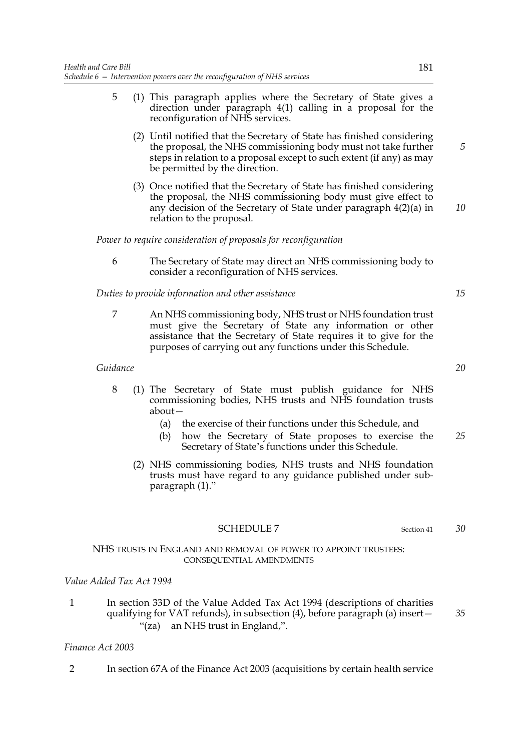5 (1) This paragraph applies where the Secretary of State gives a direction under paragraph 4(1) calling in a proposal for the reconfiguration of NHS services.

(2) Until notified that the Secretary of State has finished considering the proposal, the NHS commissioning body must not take further steps in relation to a proposal except to such extent (if any) as may be permitted by the direction.

(3) Once notified that the Secretary of State has finished considering the proposal, the NHS commissioning body must give effect to any decision of the Secretary of State under paragraph 4(2)(a) in relation to the proposal.

*Power to require consideration of proposals for reconfiguration*

6 The Secretary of State may direct an NHS commissioning body to consider a reconfiguration of NHS services.

*Duties to provide information and other assistance*

7 An NHS commissioning body, NHS trust or NHS foundation trust must give the Secretary of State any information or other assistance that the Secretary of State requires it to give for the purposes of carrying out any functions under this Schedule.

*Guidance*

8 (1) The Secretary of State must publish guidance for NHS commissioning bodies, NHS trusts and NHS foundation trusts about—

(a) the exercise of their functions under this Schedule, and

(b) how the Secretary of State proposes to exercise the Secretary of State's functions under this Schedule.

(2) NHS commissioning bodies, NHS trusts and NHS foundation trusts must have regard to any guidance published under sub-paragraph (1)."

## SCHEDULE 7

Section 41

NHS TRUSTS IN ENGLAND AND REMOVAL OF POWER TO APPOINT TRUSTEES: CONSEQUENTIAL AMENDMENTS

*Value Added Tax Act 1994*

1 In section 33D of the Value Added Tax Act 1994 (descriptions of charities qualifying for VAT refunds), in subsection (4), before paragraph (a) insert—

"(za) an NHS trust in England,".

*Finance Act 2003*

2 In section 67A of the Finance Act 2003 (acquisitions by certain health service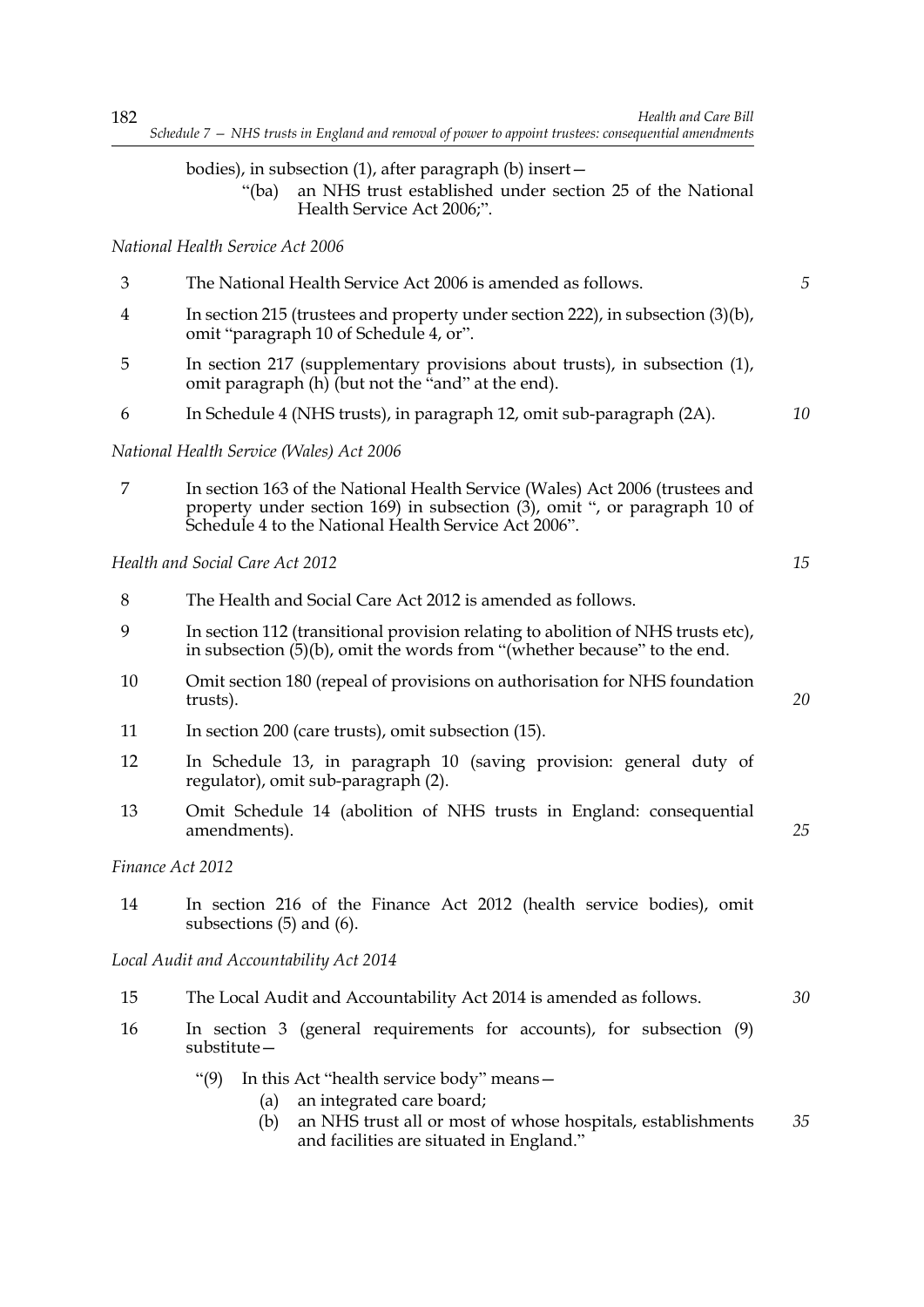bodies), in subsection (1), after paragraph (b) insert—

> "(ba) an NHS trust established under section 25 of the National Health Service Act 2006;".

*National Health Service Act 2006*

3 The National Health Service Act 2006 is amended as follows.

4 In section 215 (trustees and property under section 222), in subsection (3)(b), omit "paragraph 10 of Schedule 4, or".

5 In section 217 (supplementary provisions about trusts), in subsection (1), omit paragraph (h) (but not the "and" at the end).

6 In Schedule 4 (NHS trusts), in paragraph 12, omit sub-paragraph (2A).

*National Health Service (Wales) Act 2006*

7 In section 163 of the National Health Service (Wales) Act 2006 (trustees and property under section 169) in subsection (3), omit ", or paragraph 10 of Schedule 4 to the National Health Service Act 2006".

*Health and Social Care Act 2012*

8 The Health and Social Care Act 2012 is amended as follows.

9 In section 112 (transitional provision relating to abolition of NHS trusts etc), in subsection (5)(b), omit the words from "(whether because" to the end.

10 Omit section 180 (repeal of provisions on authorisation for NHS foundation trusts).

11 In section 200 (care trusts), omit subsection (15).

12 In Schedule 13, in paragraph 10 (saving provision: general duty of regulator), omit sub-paragraph (2).

13 Omit Schedule 14 (abolition of NHS trusts in England: consequential amendments).

*Finance Act 2012*

14 In section 216 of the Finance Act 2012 (health service bodies), omit subsections (5) and (6).

*Local Audit and Accountability Act 2014*

15 The Local Audit and Accountability Act 2014 is amended as follows.

16 In section 3 (general requirements for accounts), for subsection (9) substitute—

> "(9) In this Act "health service body" means—
>
> (a) an integrated care board;
>
> (b) an NHS trust all or most of whose hospitals, establishments and facilities are situated in England."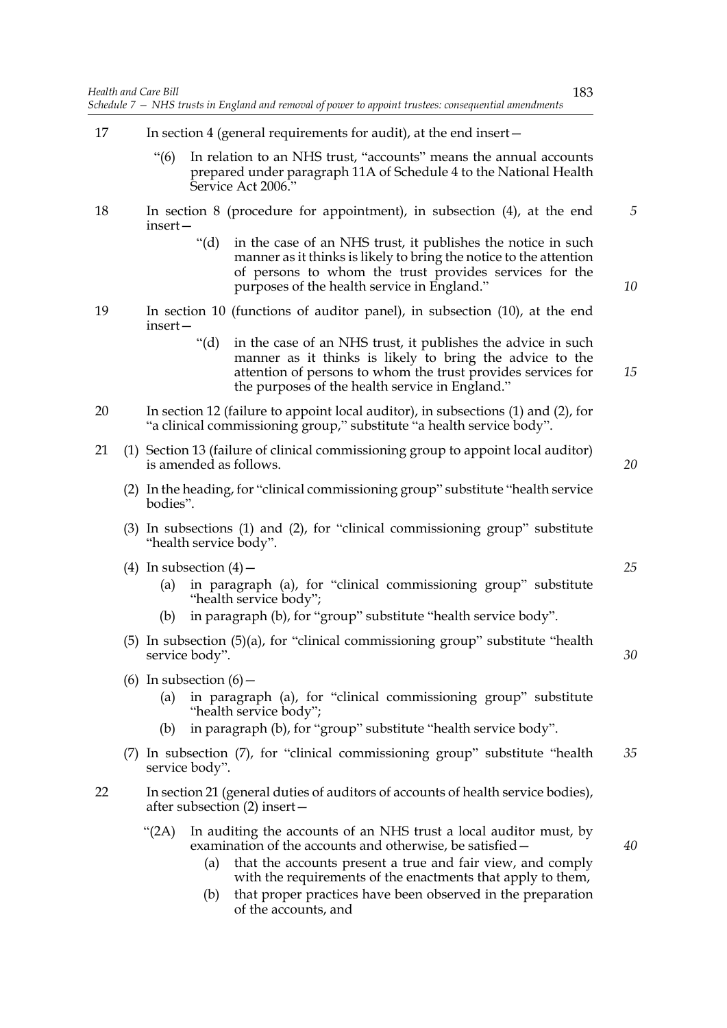17 In section 4 (general requirements for audit), at the end insert—

> "(6) In relation to an NHS trust, "accounts" means the annual accounts prepared under paragraph 11A of Schedule 4 to the National Health Service Act 2006."

18 In section 8 (procedure for appointment), in subsection (4), at the end insert—

> "(d) in the case of an NHS trust, it publishes the notice in such manner as it thinks is likely to bring the notice to the attention of persons to whom the trust provides services for the purposes of the health service in England."

19 In section 10 (functions of auditor panel), in subsection (10), at the end insert—

> "(d) in the case of an NHS trust, it publishes the advice in such manner as it thinks is likely to bring the advice to the attention of persons to whom the trust provides services for the purposes of the health service in England."

20 In section 12 (failure to appoint local auditor), in subsections (1) and (2), for "a clinical commissioning group," substitute "a health service body".

21 (1) Section 13 (failure of clinical commissioning group to appoint local auditor) is amended as follows.

(2) In the heading, for "clinical commissioning group" substitute "health service bodies".

(3) In subsections (1) and (2), for "clinical commissioning group" substitute "health service body".

(4) In subsection (4)—

(a) in paragraph (a), for "clinical commissioning group" substitute "health service body";

(b) in paragraph (b), for "group" substitute "health service body".

(5) In subsection (5)(a), for "clinical commissioning group" substitute "health service body".

(6) In subsection (6)—

(a) in paragraph (a), for "clinical commissioning group" substitute "health service body";

(b) in paragraph (b), for "group" substitute "health service body".

(7) In subsection (7), for "clinical commissioning group" substitute "health service body".

22 In section 21 (general duties of auditors of accounts of health service bodies), after subsection (2) insert—

> "(2A) In auditing the accounts of an NHS trust a local auditor must, by examination of the accounts and otherwise, be satisfied—
>
> (a) that the accounts present a true and fair view, and comply with the requirements of the enactments that apply to them,
>
> (b) that proper practices have been observed in the preparation of the accounts, and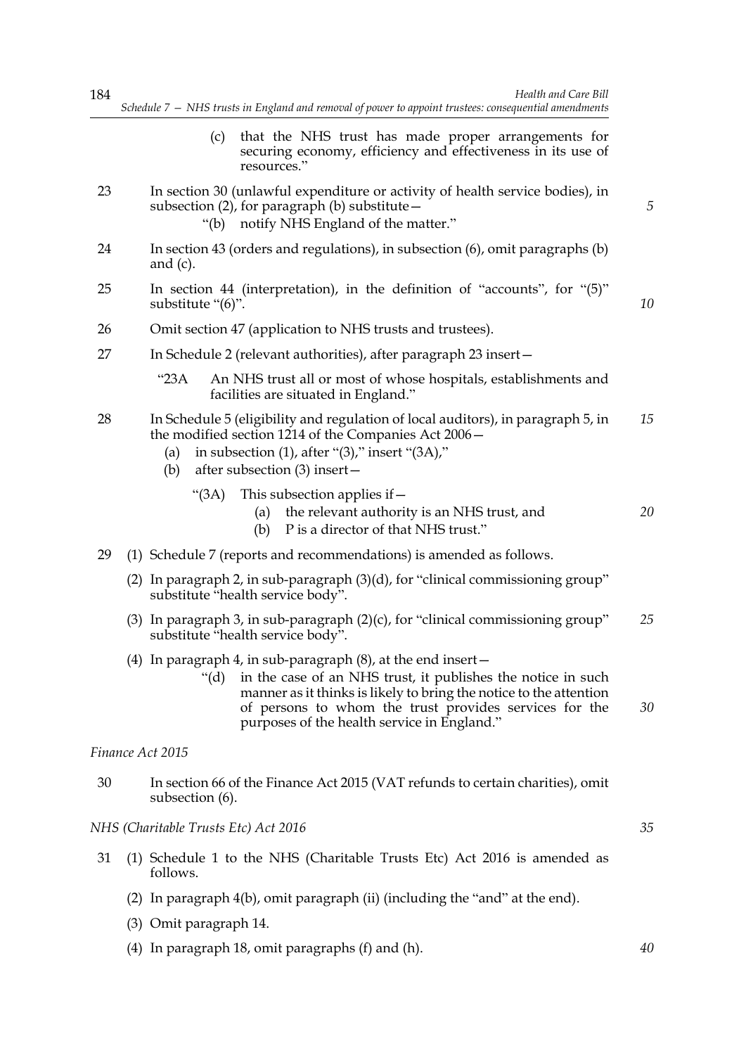(c) that the NHS trust has made proper arrangements for securing economy, efficiency and effectiveness in its use of resources."

23 In section 30 (unlawful expenditure or activity of health service bodies), in subsection (2), for paragraph (b) substitute—

"(b) notify NHS England of the matter."

24 In section 43 (orders and regulations), in subsection (6), omit paragraphs (b) and (c).

25 In section 44 (interpretation), in the definition of "accounts", for "(5)" substitute "(6)".

26 Omit section 47 (application to NHS trusts and trustees).

27 In Schedule 2 (relevant authorities), after paragraph 23 insert—

"23A An NHS trust all or most of whose hospitals, establishments and facilities are situated in England."

28 In Schedule 5 (eligibility and regulation of local auditors), in paragraph 5, in the modified section 1214 of the Companies Act 2006—

(a) in subsection (1), after "(3)," insert "(3A),"

(b) after subsection (3) insert—

"(3A) This subsection applies if—

(a) the relevant authority is an NHS trust, and

(b) P is a director of that NHS trust."

29 (1) Schedule 7 (reports and recommendations) is amended as follows.

(2) In paragraph 2, in sub-paragraph (3)(d), for "clinical commissioning group" substitute "health service body".

(3) In paragraph 3, in sub-paragraph (2)(c), for "clinical commissioning group" substitute "health service body".

(4) In paragraph 4, in sub-paragraph (8), at the end insert—

"(d) in the case of an NHS trust, it publishes the notice in such manner as it thinks is likely to bring the notice to the attention of persons to whom the trust provides services for the purposes of the health service in England."

*Finance Act 2015*

30 In section 66 of the Finance Act 2015 (VAT refunds to certain charities), omit subsection (6).

*NHS (Charitable Trusts Etc) Act 2016*

31 (1) Schedule 1 to the NHS (Charitable Trusts Etc) Act 2016 is amended as follows.

(2) In paragraph 4(b), omit paragraph (ii) (including the "and" at the end).

(3) Omit paragraph 14.

(4) In paragraph 18, omit paragraphs (f) and (h).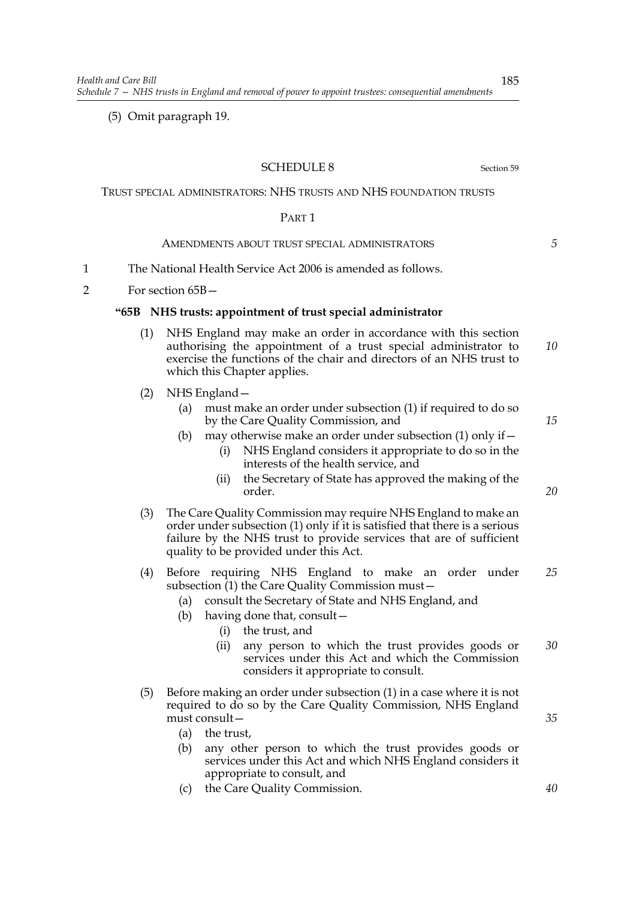(5) Omit paragraph 19.

## SCHEDULE 8

Section 59

TRUST SPECIAL ADMINISTRATORS: NHS TRUSTS AND NHS FOUNDATION TRUSTS

### PART 1

AMENDMENTS ABOUT TRUST SPECIAL ADMINISTRATORS

1 The National Health Service Act 2006 is amended as follows.

2 For section 65B—

**"65B NHS trusts: appointment of trust special administrator**

(1) NHS England may make an order in accordance with this section authorising the appointment of a trust special administrator to exercise the functions of the chair and directors of an NHS trust to which this Chapter applies.

(2) NHS England—

(a) must make an order under subsection (1) if required to do so by the Care Quality Commission, and

(b) may otherwise make an order under subsection (1) only if—

(i) NHS England considers it appropriate to do so in the interests of the health service, and

(ii) the Secretary of State has approved the making of the order.

(3) The Care Quality Commission may require NHS England to make an order under subsection (1) only if it is satisfied that there is a serious failure by the NHS trust to provide services that are of sufficient quality to be provided under this Act.

(4) Before requiring NHS England to make an order under subsection (1) the Care Quality Commission must—

(a) consult the Secretary of State and NHS England, and

(b) having done that, consult—

(i) the trust, and

(ii) any person to which the trust provides goods or services under this Act and which the Commission considers it appropriate to consult.

(5) Before making an order under subsection (1) in a case where it is not required to do so by the Care Quality Commission, NHS England must consult—

(a) the trust,

(b) any other person to which the trust provides goods or services under this Act and which NHS England considers it appropriate to consult, and

(c) the Care Quality Commission.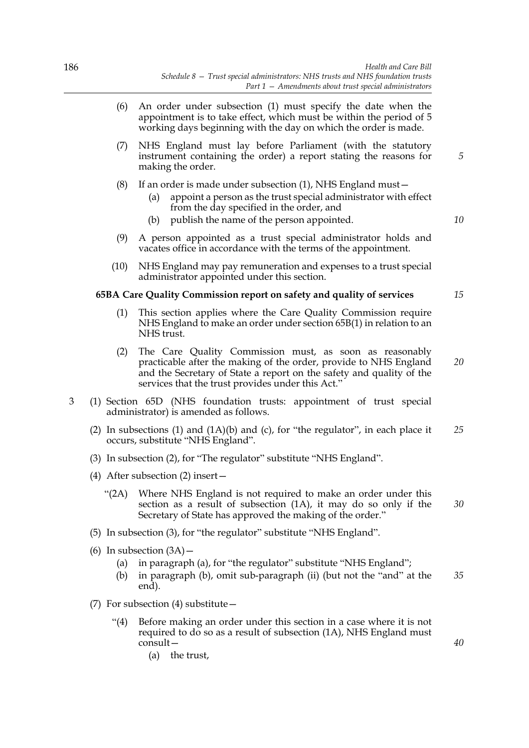(6) An order under subsection (1) must specify the date when the appointment is to take effect, which must be within the period of 5 working days beginning with the day on which the order is made.

(7) NHS England must lay before Parliament (with the statutory instrument containing the order) a report stating the reasons for making the order.

(8) If an order is made under subsection (1), NHS England must—

   (a) appoint a person as the trust special administrator with effect from the day specified in the order, and

   (b) publish the name of the person appointed.

(9) A person appointed as a trust special administrator holds and vacates office in accordance with the terms of the appointment.

(10) NHS England may pay remuneration and expenses to a trust special administrator appointed under this section.

**65BA Care Quality Commission report on safety and quality of services**

(1) This section applies where the Care Quality Commission require NHS England to make an order under section 65B(1) in relation to an NHS trust.

(2) The Care Quality Commission must, as soon as reasonably practicable after the making of the order, provide to NHS England and the Secretary of State a report on the safety and quality of the services that the trust provides under this Act."

3 (1) Section 65D (NHS foundation trusts: appointment of trust special administrator) is amended as follows.

(2) In subsections (1) and (1A)(b) and (c), for "the regulator", in each place it occurs, substitute "NHS England".

(3) In subsection (2), for "The regulator" substitute "NHS England".

(4) After subsection (2) insert—

"(2A) Where NHS England is not required to make an order under this section as a result of subsection (1A), it may do so only if the Secretary of State has approved the making of the order."

(5) In subsection (3), for "the regulator" substitute "NHS England".

(6) In subsection (3A)—

   (a) in paragraph (a), for "the regulator" substitute "NHS England";

   (b) in paragraph (b), omit sub-paragraph (ii) (but not the "and" at the end).

(7) For subsection (4) substitute—

"(4) Before making an order under this section in a case where it is not required to do so as a result of subsection (1A), NHS England must consult—

   (a) the trust,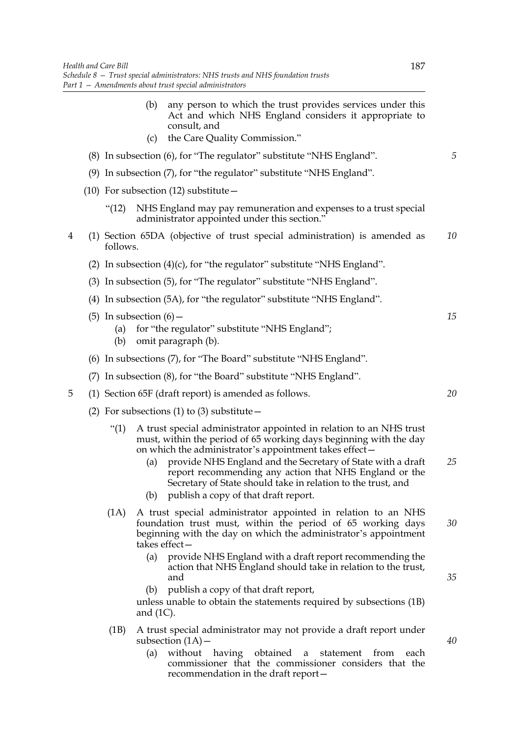(b) any person to which the trust provides services under this Act and which NHS England considers it appropriate to consult, and

(c) the Care Quality Commission."

(8) In subsection (6), for "The regulator" substitute "NHS England".

(9) In subsection (7), for "the regulator" substitute "NHS England".

(10) For subsection (12) substitute—

"(12) NHS England may pay remuneration and expenses to a trust special administrator appointed under this section."

4 (1) Section 65DA (objective of trust special administration) is amended as follows.

(2) In subsection (4)(c), for "the regulator" substitute "NHS England".

(3) In subsection (5), for "The regulator" substitute "NHS England".

(4) In subsection (5A), for "the regulator" substitute "NHS England".

(5) In subsection (6)—

(a) for "the regulator" substitute "NHS England";

(b) omit paragraph (b).

(6) In subsections (7), for "The Board" substitute "NHS England".

(7) In subsection (8), for "the Board" substitute "NHS England".

5 (1) Section 65F (draft report) is amended as follows.

(2) For subsections (1) to (3) substitute—

"(1) A trust special administrator appointed in relation to an NHS trust must, within the period of 65 working days beginning with the day on which the administrator's appointment takes effect—

(a) provide NHS England and the Secretary of State with a draft report recommending any action that NHS England or the Secretary of State should take in relation to the trust, and

(b) publish a copy of that draft report.

(1A) A trust special administrator appointed in relation to an NHS foundation trust must, within the period of 65 working days beginning with the day on which the administrator's appointment takes effect—

(a) provide NHS England with a draft report recommending the action that NHS England should take in relation to the trust, and

(b) publish a copy of that draft report,

unless unable to obtain the statements required by subsections (1B) and (1C).

(1B) A trust special administrator may not provide a draft report under subsection (1A)—

(a) without having obtained a statement from each commissioner that the commissioner considers that the recommendation in the draft report—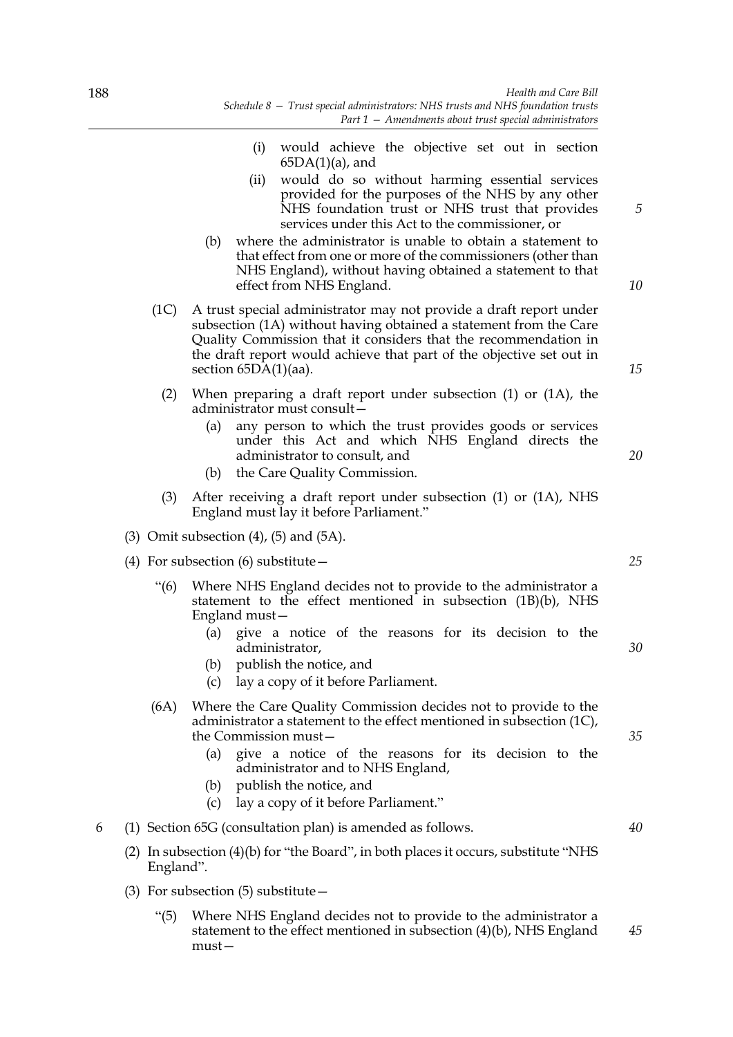(i) would achieve the objective set out in section 65DA(1)(a), and

(ii) would do so without harming essential services provided for the purposes of the NHS by any other NHS foundation trust or NHS trust that provides services under this Act to the commissioner, or

(b) where the administrator is unable to obtain a statement to that effect from one or more of the commissioners (other than NHS England), without having obtained a statement to that effect from NHS England.

(1C) A trust special administrator may not provide a draft report under subsection (1A) without having obtained a statement from the Care Quality Commission that it considers that the recommendation in the draft report would achieve that part of the objective set out in section 65DA(1)(aa).

(2) When preparing a draft report under subsection (1) or (1A), the administrator must consult—

(a) any person to which the trust provides goods or services under this Act and which NHS England directs the administrator to consult, and

(b) the Care Quality Commission.

(3) After receiving a draft report under subsection (1) or (1A), NHS England must lay it before Parliament."

(3) Omit subsection (4), (5) and (5A).

(4) For subsection (6) substitute—

"(6) Where NHS England decides not to provide to the administrator a statement to the effect mentioned in subsection (1B)(b), NHS England must—

(a) give a notice of the reasons for its decision to the administrator,

(b) publish the notice, and

(c) lay a copy of it before Parliament.

(6A) Where the Care Quality Commission decides not to provide to the administrator a statement to the effect mentioned in subsection (1C), the Commission must—

(a) give a notice of the reasons for its decision to the administrator and to NHS England,

(b) publish the notice, and

(c) lay a copy of it before Parliament."

6 (1) Section 65G (consultation plan) is amended as follows.

(2) In subsection (4)(b) for "the Board", in both places it occurs, substitute "NHS England".

(3) For subsection (5) substitute—

"(5) Where NHS England decides not to provide to the administrator a statement to the effect mentioned in subsection (4)(b), NHS England must—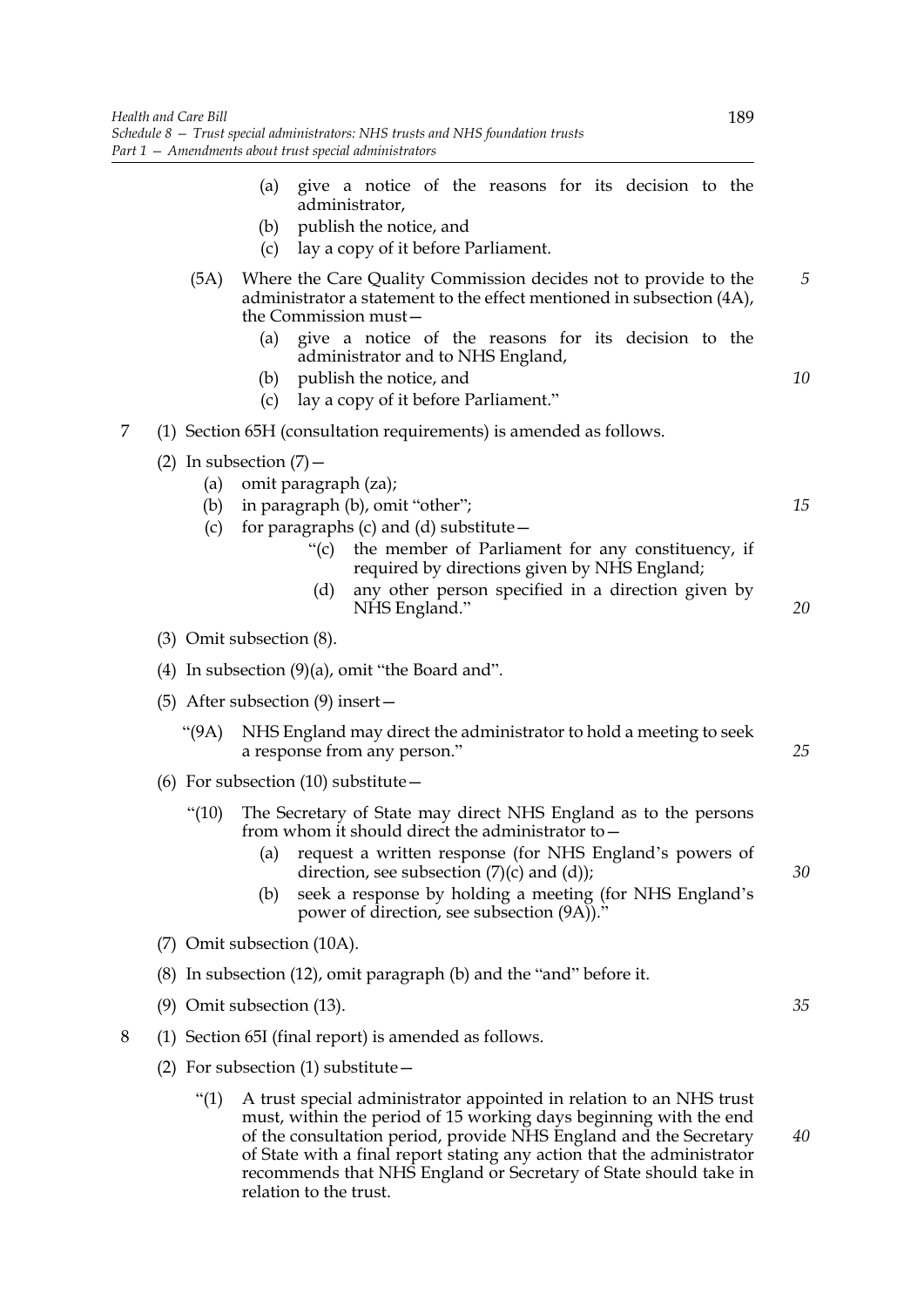(a) give a notice of the reasons for its decision to the administrator,

(b) publish the notice, and

(c) lay a copy of it before Parliament.

(5A) Where the Care Quality Commission decides not to provide to the administrator a statement to the effect mentioned in subsection (4A), the Commission must—

(a) give a notice of the reasons for its decision to the administrator and to NHS England,

(b) publish the notice, and

(c) lay a copy of it before Parliament."

7 (1) Section 65H (consultation requirements) is amended as follows.

(2) In subsection (7)—

(a) omit paragraph (za);

(b) in paragraph (b), omit "other";

(c) for paragraphs (c) and (d) substitute—

"(c) the member of Parliament for any constituency, if required by directions given by NHS England;

(d) any other person specified in a direction given by NHS England."

(3) Omit subsection (8).

(4) In subsection (9)(a), omit "the Board and".

(5) After subsection (9) insert—

"(9A) NHS England may direct the administrator to hold a meeting to seek a response from any person."

(6) For subsection (10) substitute—

"(10) The Secretary of State may direct NHS England as to the persons from whom it should direct the administrator to—

(a) request a written response (for NHS England's powers of direction, see subsection (7)(c) and (d));

(b) seek a response by holding a meeting (for NHS England's power of direction, see subsection (9A))."

(7) Omit subsection (10A).

(8) In subsection (12), omit paragraph (b) and the "and" before it.

(9) Omit subsection (13).

8 (1) Section 65I (final report) is amended as follows.

(2) For subsection (1) substitute—

"(1) A trust special administrator appointed in relation to an NHS trust must, within the period of 15 working days beginning with the end of the consultation period, provide NHS England and the Secretary of State with a final report stating any action that the administrator recommends that NHS England or Secretary of State should take in relation to the trust.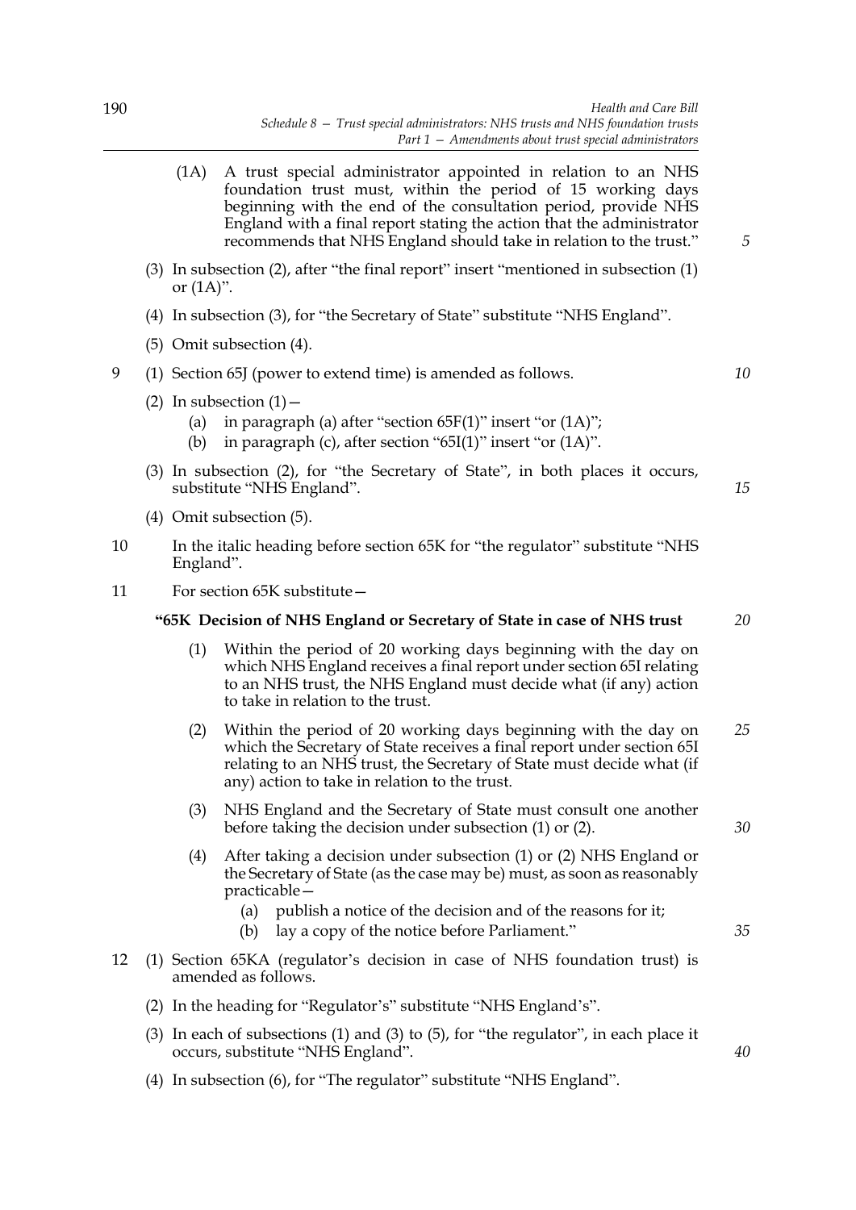(1A) A trust special administrator appointed in relation to an NHS foundation trust must, within the period of 15 working days beginning with the end of the consultation period, provide NHS England with a final report stating the action that the administrator recommends that NHS England should take in relation to the trust."

(3) In subsection (2), after "the final report" insert "mentioned in subsection (1) or (1A)".

(4) In subsection (3), for "the Secretary of State" substitute "NHS England".

(5) Omit subsection (4).

9 (1) Section 65J (power to extend time) is amended as follows.

(2) In subsection (1)—

(a) in paragraph (a) after "section 65F(1)" insert "or (1A)";

(b) in paragraph (c), after section "65I(1)" insert "or (1A)".

(3) In subsection (2), for "the Secretary of State", in both places it occurs, substitute "NHS England".

(4) Omit subsection (5).

10 In the italic heading before section 65K for "the regulator" substitute "NHS England".

11 For section 65K substitute—

**"65K Decision of NHS England or Secretary of State in case of NHS trust**

(1) Within the period of 20 working days beginning with the day on which NHS England receives a final report under section 65I relating to an NHS trust, the NHS England must decide what (if any) action to take in relation to the trust.

(2) Within the period of 20 working days beginning with the day on which the Secretary of State receives a final report under section 65I relating to an NHS trust, the Secretary of State must decide what (if any) action to take in relation to the trust.

(3) NHS England and the Secretary of State must consult one another before taking the decision under subsection (1) or (2).

(4) After taking a decision under subsection (1) or (2) NHS England or the Secretary of State (as the case may be) must, as soon as reasonably practicable—

(a) publish a notice of the decision and of the reasons for it;

(b) lay a copy of the notice before Parliament."

12 (1) Section 65KA (regulator's decision in case of NHS foundation trust) is amended as follows.

(2) In the heading for "Regulator's" substitute "NHS England's".

(3) In each of subsections (1) and (3) to (5), for "the regulator", in each place it occurs, substitute "NHS England".

(4) In subsection (6), for "The regulator" substitute "NHS England".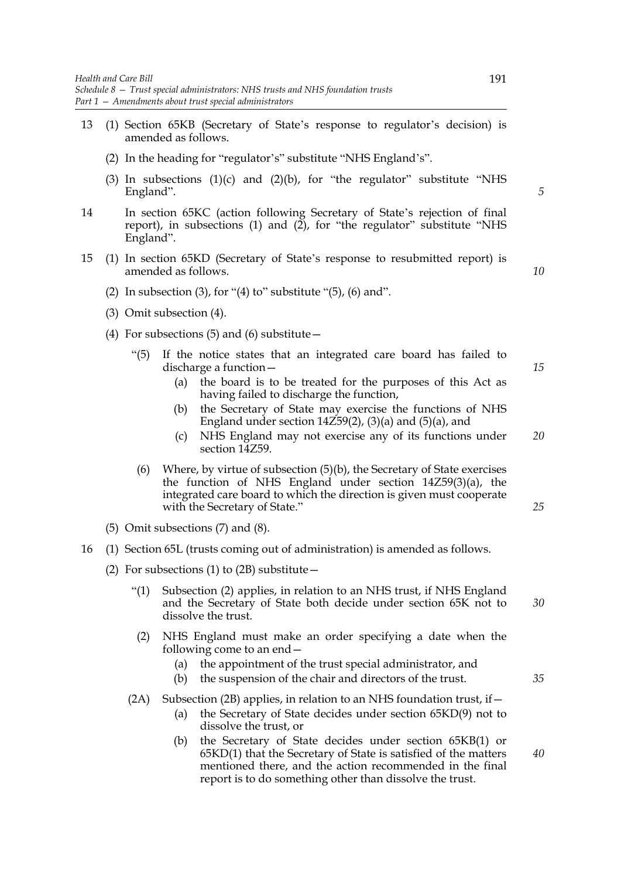13 (1) Section 65KB (Secretary of State's response to regulator's decision) is amended as follows.

(2) In the heading for "regulator's" substitute "NHS England's".

(3) In subsections (1)(c) and (2)(b), for "the regulator" substitute "NHS England".

14 In section 65KC (action following Secretary of State's rejection of final report), in subsections (1) and (2), for "the regulator" substitute "NHS England".

15 (1) In section 65KD (Secretary of State's response to resubmitted report) is amended as follows.

(2) In subsection (3), for "(4) to" substitute "(5), (6) and".

(3) Omit subsection (4).

(4) For subsections (5) and (6) substitute—

"(5) If the notice states that an integrated care board has failed to discharge a function—

(a) the board is to be treated for the purposes of this Act as having failed to discharge the function,

(b) the Secretary of State may exercise the functions of NHS England under section 14Z59(2), (3)(a) and (5)(a), and

(c) NHS England may not exercise any of its functions under section 14Z59.

(6) Where, by virtue of subsection (5)(b), the Secretary of State exercises the function of NHS England under section 14Z59(3)(a), the integrated care board to which the direction is given must cooperate with the Secretary of State."

(5) Omit subsections (7) and (8).

16 (1) Section 65L (trusts coming out of administration) is amended as follows.

(2) For subsections (1) to (2B) substitute—

"(1) Subsection (2) applies, in relation to an NHS trust, if NHS England and the Secretary of State both decide under section 65K not to dissolve the trust.

(2) NHS England must make an order specifying a date when the following come to an end—

(a) the appointment of the trust special administrator, and

(b) the suspension of the chair and directors of the trust.

(2A) Subsection (2B) applies, in relation to an NHS foundation trust, if—

(a) the Secretary of State decides under section 65KD(9) not to dissolve the trust, or

(b) the Secretary of State decides under section 65KB(1) or 65KD(1) that the Secretary of State is satisfied of the matters mentioned there, and the action recommended in the final report is to do something other than dissolve the trust.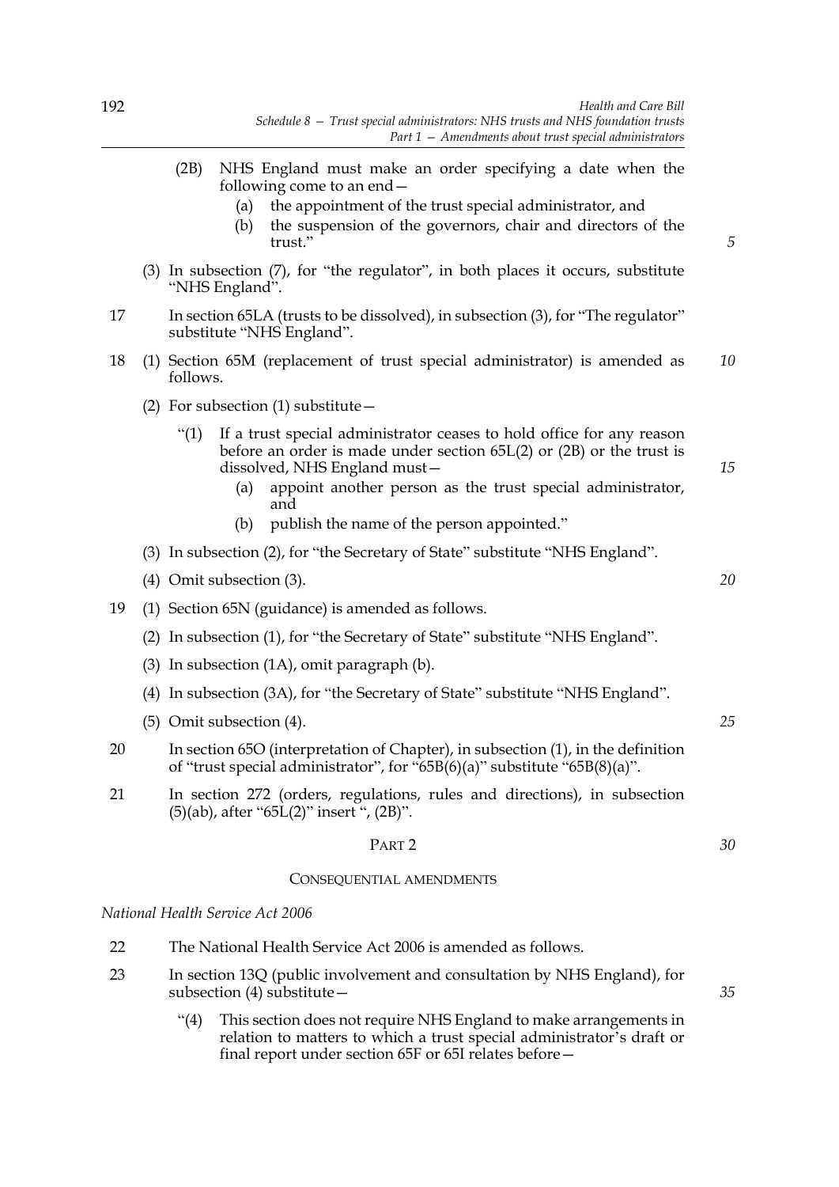(2B) NHS England must make an order specifying a date when the following come to an end—

(a) the appointment of the trust special administrator, and

(b) the suspension of the governors, chair and directors of the trust."

(3) In subsection (7), for "the regulator", in both places it occurs, substitute "NHS England".

17 In section 65LA (trusts to be dissolved), in subsection (3), for "The regulator" substitute "NHS England".

18 (1) Section 65M (replacement of trust special administrator) is amended as follows.

(2) For subsection (1) substitute—

"(1) If a trust special administrator ceases to hold office for any reason before an order is made under section 65L(2) or (2B) or the trust is dissolved, NHS England must—

(a) appoint another person as the trust special administrator, and

(b) publish the name of the person appointed."

(3) In subsection (2), for "the Secretary of State" substitute "NHS England".

(4) Omit subsection (3).

19 (1) Section 65N (guidance) is amended as follows.

(2) In subsection (1), for "the Secretary of State" substitute "NHS England".

(3) In subsection (1A), omit paragraph (b).

(4) In subsection (3A), for "the Secretary of State" substitute "NHS England".

(5) Omit subsection (4).

20 In section 65O (interpretation of Chapter), in subsection (1), in the definition of "trust special administrator", for "65B(6)(a)" substitute "65B(8)(a)".

21 In section 272 (orders, regulations, rules and directions), in subsection (5)(ab), after "65L(2)" insert ", (2B)".

## PART 2

## CONSEQUENTIAL AMENDMENTS

*National Health Service Act 2006*

22 The National Health Service Act 2006 is amended as follows.

23 In section 13Q (public involvement and consultation by NHS England), for subsection (4) substitute—

"(4) This section does not require NHS England to make arrangements in relation to matters to which a trust special administrator's draft or final report under section 65F or 65I relates before—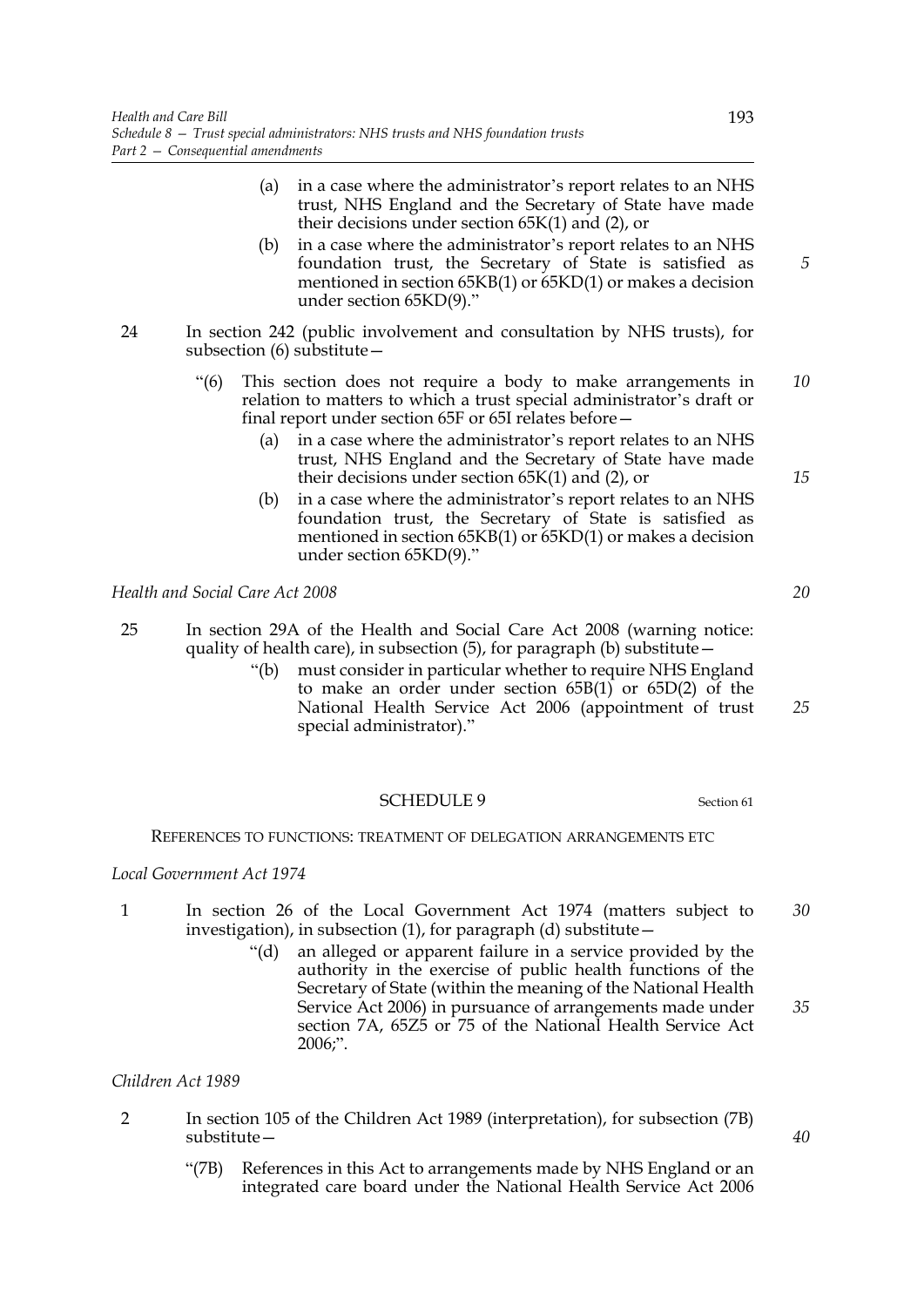(a) in a case where the administrator's report relates to an NHS trust, NHS England and the Secretary of State have made their decisions under section 65K(1) and (2), or

(b) in a case where the administrator's report relates to an NHS foundation trust, the Secretary of State is satisfied as mentioned in section 65KB(1) or 65KD(1) or makes a decision under section 65KD(9)."

24 In section 242 (public involvement and consultation by NHS trusts), for subsection (6) substitute—

"(6) This section does not require a body to make arrangements in relation to matters to which a trust special administrator's draft or final report under section 65F or 65I relates before—

(a) in a case where the administrator's report relates to an NHS trust, NHS England and the Secretary of State have made their decisions under section 65K(1) and (2), or

(b) in a case where the administrator's report relates to an NHS foundation trust, the Secretary of State is satisfied as mentioned in section 65KB(1) or 65KD(1) or makes a decision under section 65KD(9)."

*Health and Social Care Act 2008*

25 In section 29A of the Health and Social Care Act 2008 (warning notice: quality of health care), in subsection (5), for paragraph (b) substitute—

"(b) must consider in particular whether to require NHS England to make an order under section 65B(1) or 65D(2) of the National Health Service Act 2006 (appointment of trust special administrator)."

## SCHEDULE 9

Section 61

REFERENCES TO FUNCTIONS: TREATMENT OF DELEGATION ARRANGEMENTS ETC

*Local Government Act 1974*

1 In section 26 of the Local Government Act 1974 (matters subject to investigation), in subsection (1), for paragraph (d) substitute—

"(d) an alleged or apparent failure in a service provided by the authority in the exercise of public health functions of the Secretary of State (within the meaning of the National Health Service Act 2006) in pursuance of arrangements made under section 7A, 65Z5 or 75 of the National Health Service Act 2006;".

*Children Act 1989*

2 In section 105 of the Children Act 1989 (interpretation), for subsection (7B) substitute—

"(7B) References in this Act to arrangements made by NHS England or an integrated care board under the National Health Service Act 2006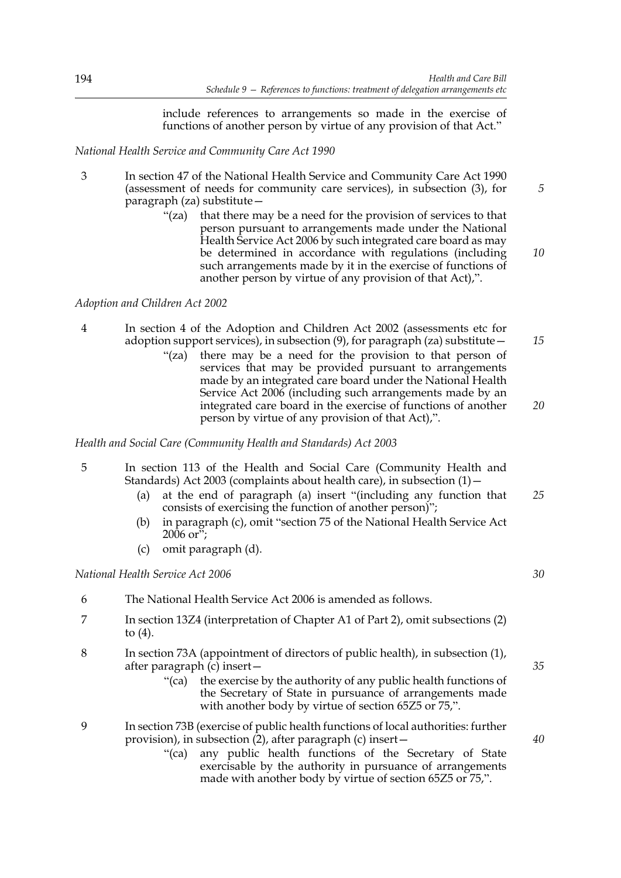include references to arrangements so made in the exercise of functions of another person by virtue of any provision of that Act."

*National Health Service and Community Care Act 1990*

3 In section 47 of the National Health Service and Community Care Act 1990 (assessment of needs for community care services), in subsection (3), for paragraph (za) substitute—

"(za) that there may be a need for the provision of services to that person pursuant to arrangements made under the National Health Service Act 2006 by such integrated care board as may be determined in accordance with regulations (including such arrangements made by it in the exercise of functions of another person by virtue of any provision of that Act),".

*Adoption and Children Act 2002*

4 In section 4 of the Adoption and Children Act 2002 (assessments etc for adoption support services), in subsection (9), for paragraph (za) substitute—

"(za) there may be a need for the provision to that person of services that may be provided pursuant to arrangements made by an integrated care board under the National Health Service Act 2006 (including such arrangements made by an integrated care board in the exercise of functions of another person by virtue of any provision of that Act),".

*Health and Social Care (Community Health and Standards) Act 2003*

5 In section 113 of the Health and Social Care (Community Health and Standards) Act 2003 (complaints about health care), in subsection (1)—

(a) at the end of paragraph (a) insert "(including any function that consists of exercising the function of another person)";

(b) in paragraph (c), omit "section 75 of the National Health Service Act 2006 or";

(c) omit paragraph (d).

*National Health Service Act 2006*

6 The National Health Service Act 2006 is amended as follows.

7 In section 13Z4 (interpretation of Chapter A1 of Part 2), omit subsections (2) to (4).

8 In section 73A (appointment of directors of public health), in subsection (1), after paragraph (c) insert—

"(ca) the exercise by the authority of any public health functions of the Secretary of State in pursuance of arrangements made with another body by virtue of section 65Z5 or 75,".

9 In section 73B (exercise of public health functions of local authorities: further provision), in subsection (2), after paragraph (c) insert—

"(ca) any public health functions of the Secretary of State exercisable by the authority in pursuance of arrangements made with another body by virtue of section 65Z5 or 75,".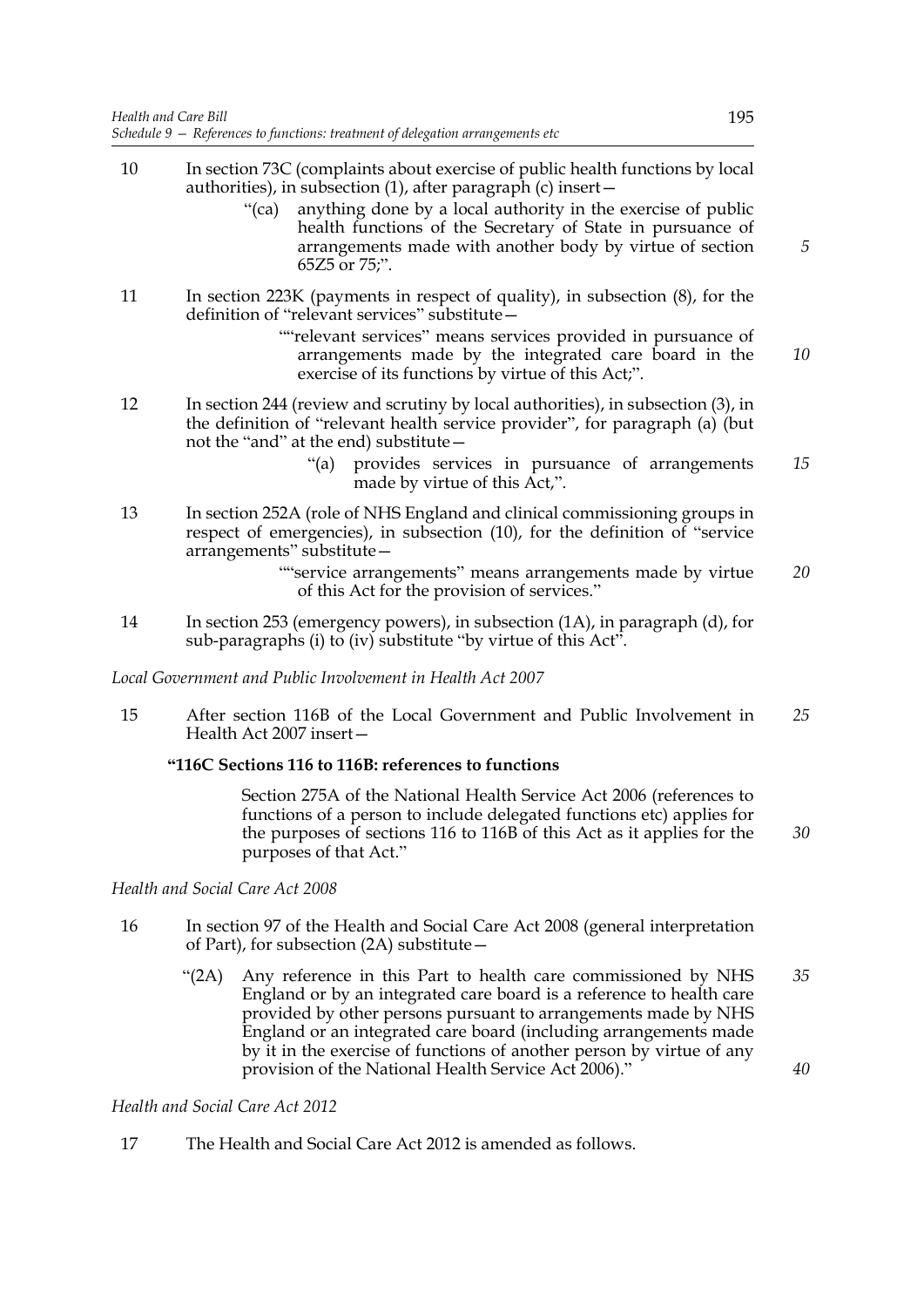10 In section 73C (complaints about exercise of public health functions by local authorities), in subsection (1), after paragraph (c) insert—

> "(ca) anything done by a local authority in the exercise of public health functions of the Secretary of State in pursuance of arrangements made with another body by virtue of section 65Z5 or 75;".

11 In section 223K (payments in respect of quality), in subsection (8), for the definition of "relevant services" substitute—

> ""relevant services" means services provided in pursuance of arrangements made by the integrated care board in the exercise of its functions by virtue of this Act;".

12 In section 244 (review and scrutiny by local authorities), in subsection (3), in the definition of "relevant health service provider", for paragraph (a) (but not the "and" at the end) substitute—

> "(a) provides services in pursuance of arrangements made by virtue of this Act,".

13 In section 252A (role of NHS England and clinical commissioning groups in respect of emergencies), in subsection (10), for the definition of "service arrangements" substitute—

> ""service arrangements" means arrangements made by virtue of this Act for the provision of services."

14 In section 253 (emergency powers), in subsection (1A), in paragraph (d), for sub-paragraphs (i) to (iv) substitute "by virtue of this Act".

*Local Government and Public Involvement in Health Act 2007*

15 After section 116B of the Local Government and Public Involvement in Health Act 2007 insert—

> **"116C Sections 116 to 116B: references to functions**
>
> Section 275A of the National Health Service Act 2006 (references to functions of a person to include delegated functions etc) applies for the purposes of sections 116 to 116B of this Act as it applies for the purposes of that Act."

*Health and Social Care Act 2008*

16 In section 97 of the Health and Social Care Act 2008 (general interpretation of Part), for subsection (2A) substitute—

> "(2A) Any reference in this Part to health care commissioned by NHS England or by an integrated care board is a reference to health care provided by other persons pursuant to arrangements made by NHS England or an integrated care board (including arrangements made by it in the exercise of functions of another person by virtue of any provision of the National Health Service Act 2006)."

*Health and Social Care Act 2012*

17 The Health and Social Care Act 2012 is amended as follows.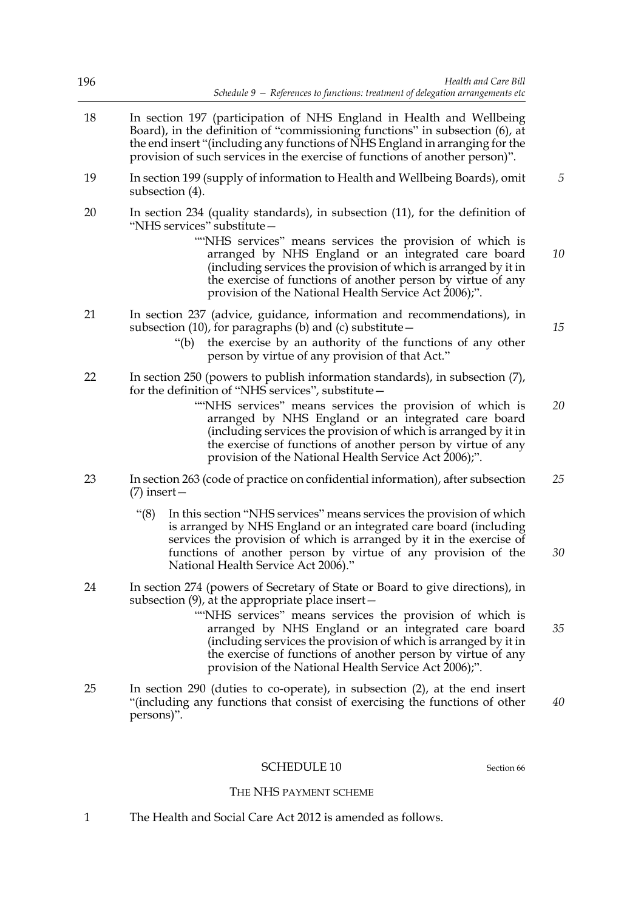18 In section 197 (participation of NHS England in Health and Wellbeing Board), in the definition of "commissioning functions" in subsection (6), at the end insert "(including any functions of NHS England in arranging for the provision of such services in the exercise of functions of another person)".

19 In section 199 (supply of information to Health and Wellbeing Boards), omit subsection (4).

20 In section 234 (quality standards), in subsection (11), for the definition of "NHS services" substitute—

> ""NHS services" means services the provision of which is arranged by NHS England or an integrated care board (including services the provision of which is arranged by it in the exercise of functions of another person by virtue of any provision of the National Health Service Act 2006);".

21 In section 237 (advice, guidance, information and recommendations), in subsection (10), for paragraphs (b) and (c) substitute—

> "(b) the exercise by an authority of the functions of any other person by virtue of any provision of that Act."

22 In section 250 (powers to publish information standards), in subsection (7), for the definition of "NHS services", substitute—

> ""NHS services" means services the provision of which is arranged by NHS England or an integrated care board (including services the provision of which is arranged by it in the exercise of functions of another person by virtue of any provision of the National Health Service Act 2006);".

23 In section 263 (code of practice on confidential information), after subsection (7) insert—

> "(8) In this section "NHS services" means services the provision of which is arranged by NHS England or an integrated care board (including services the provision of which is arranged by it in the exercise of functions of another person by virtue of any provision of the National Health Service Act 2006)."

24 In section 274 (powers of Secretary of State or Board to give directions), in subsection (9), at the appropriate place insert—

> ""NHS services" means services the provision of which is arranged by NHS England or an integrated care board (including services the provision of which is arranged by it in the exercise of functions of another person by virtue of any provision of the National Health Service Act 2006);".

25 In section 290 (duties to co-operate), in subsection (2), at the end insert "(including any functions that consist of exercising the functions of other persons)".

## SCHEDULE 10

Section 66

### THE NHS PAYMENT SCHEME

1 The Health and Social Care Act 2012 is amended as follows.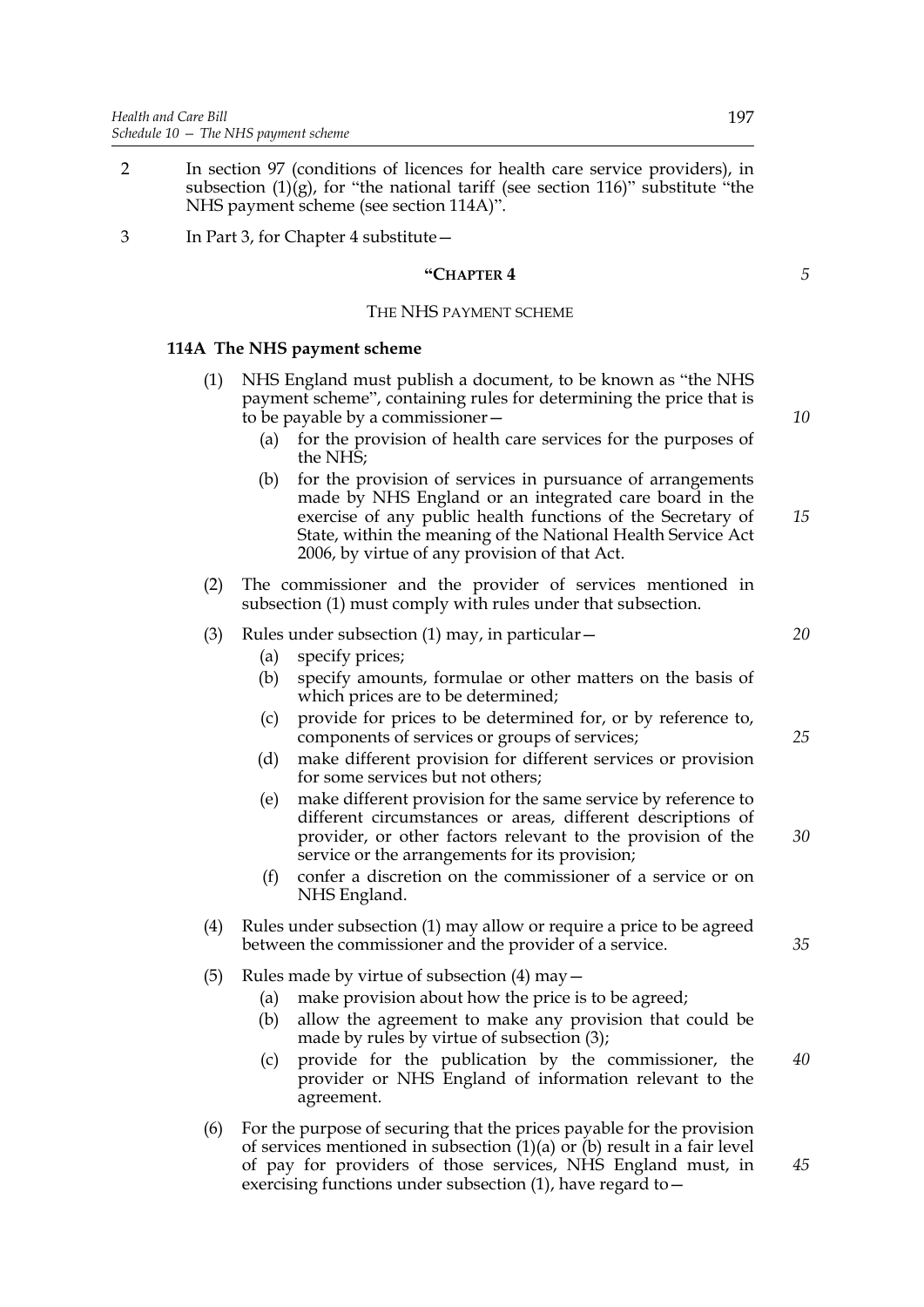2 In section 97 (conditions of licences for health care service providers), in subsection (1)(g), for "the national tariff (see section 116)" substitute "the NHS payment scheme (see section 114A)".

3 In Part 3, for Chapter 4 substitute—

## "CHAPTER 4

### THE NHS PAYMENT SCHEME

#### 114A The NHS payment scheme

(1) NHS England must publish a document, to be known as "the NHS payment scheme", containing rules for determining the price that is to be payable by a commissioner—

(a) for the provision of health care services for the purposes of the NHS;

(b) for the provision of services in pursuance of arrangements made by NHS England or an integrated care board in the exercise of any public health functions of the Secretary of State, within the meaning of the National Health Service Act 2006, by virtue of any provision of that Act.

(2) The commissioner and the provider of services mentioned in subsection (1) must comply with rules under that subsection.

(3) Rules under subsection (1) may, in particular—

(a) specify prices;

(b) specify amounts, formulae or other matters on the basis of which prices are to be determined;

(c) provide for prices to be determined for, or by reference to, components of services or groups of services;

(d) make different provision for different services or provision for some services but not others;

(e) make different provision for the same service by reference to different circumstances or areas, different descriptions of provider, or other factors relevant to the provision of the service or the arrangements for its provision;

(f) confer a discretion on the commissioner of a service or on NHS England.

(4) Rules under subsection (1) may allow or require a price to be agreed between the commissioner and the provider of a service.

(5) Rules made by virtue of subsection (4) may—

(a) make provision about how the price is to be agreed;

(b) allow the agreement to make any provision that could be made by rules by virtue of subsection (3);

(c) provide for the publication by the commissioner, the provider or NHS England of information relevant to the agreement.

(6) For the purpose of securing that the prices payable for the provision of services mentioned in subsection (1)(a) or (b) result in a fair level of pay for providers of those services, NHS England must, in exercising functions under subsection (1), have regard to—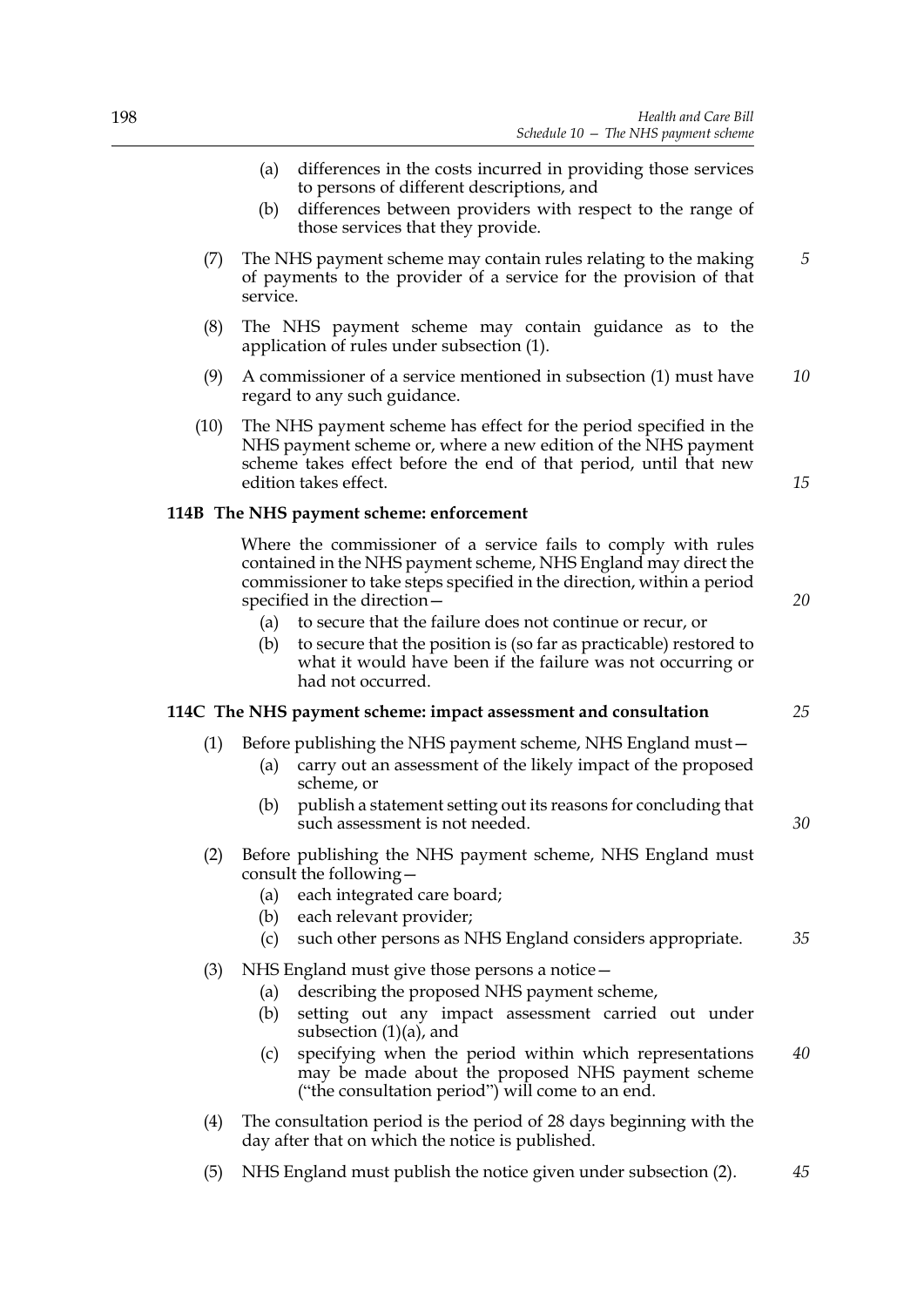(a) differences in the costs incurred in providing those services to persons of different descriptions, and

(b) differences between providers with respect to the range of those services that they provide.

(7) The NHS payment scheme may contain rules relating to the making of payments to the provider of a service for the provision of that service.

(8) The NHS payment scheme may contain guidance as to the application of rules under subsection (1).

(9) A commissioner of a service mentioned in subsection (1) must have regard to any such guidance.

(10) The NHS payment scheme has effect for the period specified in the NHS payment scheme or, where a new edition of the NHS payment scheme takes effect before the end of that period, until that new edition takes effect.

**114B The NHS payment scheme: enforcement**

Where the commissioner of a service fails to comply with rules contained in the NHS payment scheme, NHS England may direct the commissioner to take steps specified in the direction, within a period specified in the direction—

(a) to secure that the failure does not continue or recur, or

(b) to secure that the position is (so far as practicable) restored to what it would have been if the failure was not occurring or had not occurred.

**114C The NHS payment scheme: impact assessment and consultation**

(1) Before publishing the NHS payment scheme, NHS England must—

(a) carry out an assessment of the likely impact of the proposed scheme, or

(b) publish a statement setting out its reasons for concluding that such assessment is not needed.

(2) Before publishing the NHS payment scheme, NHS England must consult the following—

(a) each integrated care board;

(b) each relevant provider;

(c) such other persons as NHS England considers appropriate.

(3) NHS England must give those persons a notice—

(a) describing the proposed NHS payment scheme,

(b) setting out any impact assessment carried out under subsection (1)(a), and

(c) specifying when the period within which representations may be made about the proposed NHS payment scheme ("the consultation period") will come to an end.

(4) The consultation period is the period of 28 days beginning with the day after that on which the notice is published.

(5) NHS England must publish the notice given under subsection (2).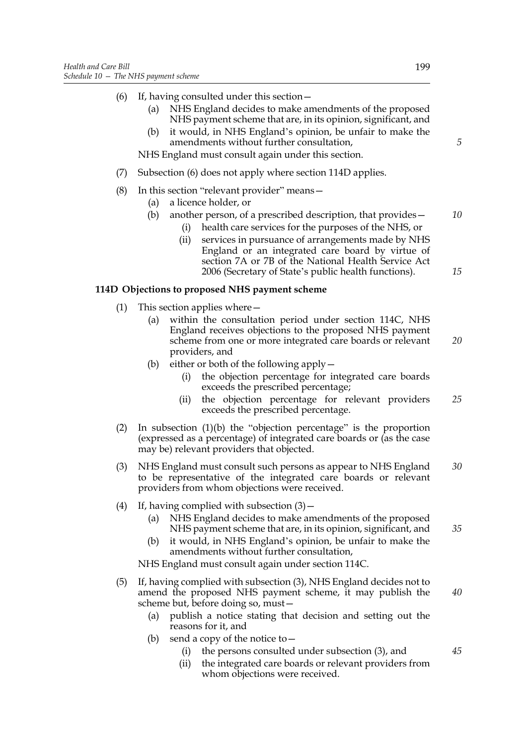(6) If, having consulted under this section—

  (a) NHS England decides to make amendments of the proposed NHS payment scheme that are, in its opinion, significant, and

  (b) it would, in NHS England's opinion, be unfair to make the amendments without further consultation,

NHS England must consult again under this section.

(7) Subsection (6) does not apply where section 114D applies.

(8) In this section "relevant provider" means—

  (a) a licence holder, or

  (b) another person, of a prescribed description, that provides—

    (i) health care services for the purposes of the NHS, or

    (ii) services in pursuance of arrangements made by NHS England or an integrated care board by virtue of section 7A or 7B of the National Health Service Act 2006 (Secretary of State's public health functions).

**114D Objections to proposed NHS payment scheme**

(1) This section applies where—

  (a) within the consultation period under section 114C, NHS England receives objections to the proposed NHS payment scheme from one or more integrated care boards or relevant providers, and

  (b) either or both of the following apply—

    (i) the objection percentage for integrated care boards exceeds the prescribed percentage;

    (ii) the objection percentage for relevant providers exceeds the prescribed percentage.

(2) In subsection (1)(b) the "objection percentage" is the proportion (expressed as a percentage) of integrated care boards or (as the case may be) relevant providers that objected.

(3) NHS England must consult such persons as appear to NHS England to be representative of the integrated care boards or relevant providers from whom objections were received.

(4) If, having complied with subsection (3)—

  (a) NHS England decides to make amendments of the proposed NHS payment scheme that are, in its opinion, significant, and

  (b) it would, in NHS England's opinion, be unfair to make the amendments without further consultation,

NHS England must consult again under section 114C.

(5) If, having complied with subsection (3), NHS England decides not to amend the proposed NHS payment scheme, it may publish the scheme but, before doing so, must—

  (a) publish a notice stating that decision and setting out the reasons for it, and

  (b) send a copy of the notice to—

    (i) the persons consulted under subsection (3), and

    (ii) the integrated care boards or relevant providers from whom objections were received.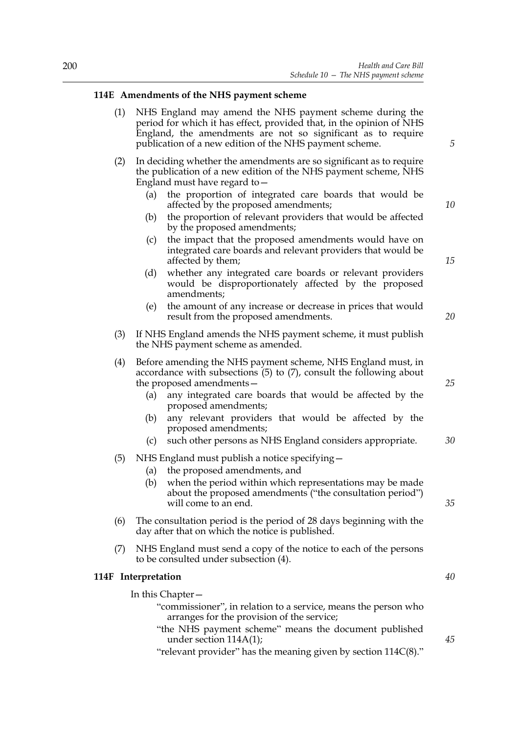### 114E Amendments of the NHS payment scheme

(1) NHS England may amend the NHS payment scheme during the period for which it has effect, provided that, in the opinion of NHS England, the amendments are not so significant as to require publication of a new edition of the NHS payment scheme.

(2) In deciding whether the amendments are so significant as to require the publication of a new edition of the NHS payment scheme, NHS England must have regard to—

  (a) the proportion of integrated care boards that would be affected by the proposed amendments;

  (b) the proportion of relevant providers that would be affected by the proposed amendments;

  (c) the impact that the proposed amendments would have on integrated care boards and relevant providers that would be affected by them;

  (d) whether any integrated care boards or relevant providers would be disproportionately affected by the proposed amendments;

  (e) the amount of any increase or decrease in prices that would result from the proposed amendments.

(3) If NHS England amends the NHS payment scheme, it must publish the NHS payment scheme as amended.

(4) Before amending the NHS payment scheme, NHS England must, in accordance with subsections (5) to (7), consult the following about the proposed amendments—

  (a) any integrated care boards that would be affected by the proposed amendments;

  (b) any relevant providers that would be affected by the proposed amendments;

  (c) such other persons as NHS England considers appropriate.

(5) NHS England must publish a notice specifying—

  (a) the proposed amendments, and

  (b) when the period within which representations may be made about the proposed amendments ("the consultation period") will come to an end.

(6) The consultation period is the period of 28 days beginning with the day after that on which the notice is published.

(7) NHS England must send a copy of the notice to each of the persons to be consulted under subsection (4).

### 114F Interpretation

In this Chapter—

"commissioner", in relation to a service, means the person who arranges for the provision of the service;

"the NHS payment scheme" means the document published under section 114A(1);

"relevant provider" has the meaning given by section 114C(8)."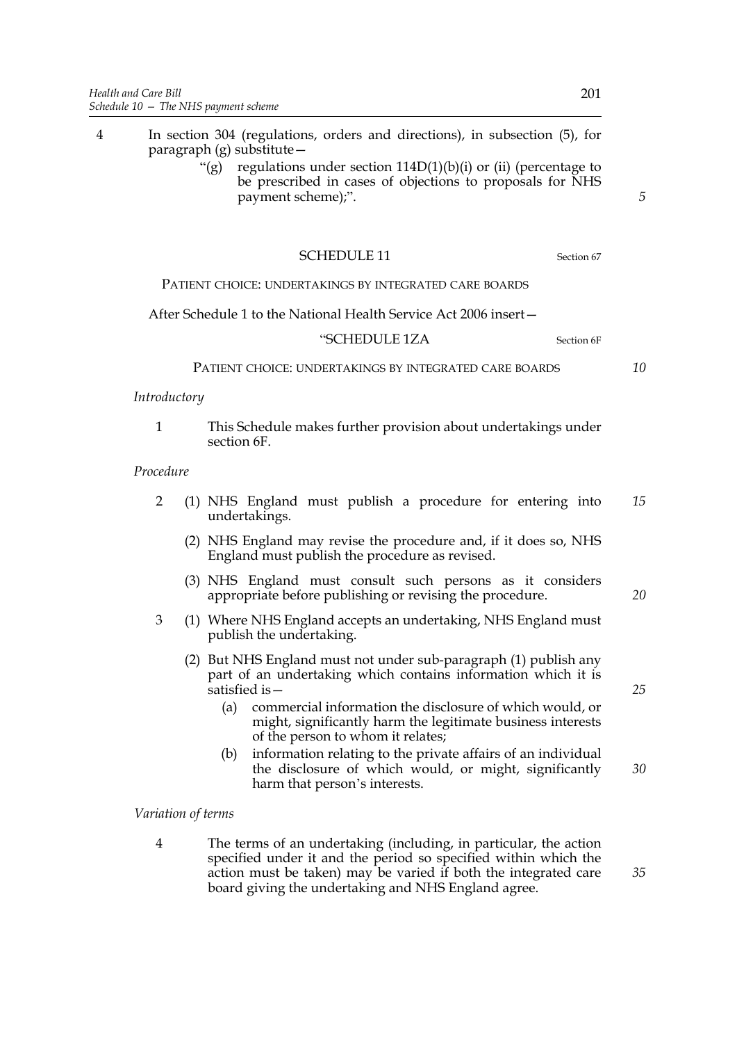4 In section 304 (regulations, orders and directions), in subsection (5), for paragraph (g) substitute—

> "(g) regulations under section 114D(1)(b)(i) or (ii) (percentage to be prescribed in cases of objections to proposals for NHS payment scheme);".

## SCHEDULE 11

Section 67

PATIENT CHOICE: UNDERTAKINGS BY INTEGRATED CARE BOARDS

After Schedule 1 to the National Health Service Act 2006 insert—

### "SCHEDULE 1ZA

Section 6F

PATIENT CHOICE: UNDERTAKINGS BY INTEGRATED CARE BOARDS

*Introductory*

1 This Schedule makes further provision about undertakings under section 6F.

*Procedure*

2 (1) NHS England must publish a procedure for entering into undertakings.

(2) NHS England may revise the procedure and, if it does so, NHS England must publish the procedure as revised.

(3) NHS England must consult such persons as it considers appropriate before publishing or revising the procedure.

3 (1) Where NHS England accepts an undertaking, NHS England must publish the undertaking.

(2) But NHS England must not under sub-paragraph (1) publish any part of an undertaking which contains information which it is satisfied is—

(a) commercial information the disclosure of which would, or might, significantly harm the legitimate business interests of the person to whom it relates;

(b) information relating to the private affairs of an individual the disclosure of which would, or might, significantly harm that person's interests.

*Variation of terms*

4 The terms of an undertaking (including, in particular, the action specified under it and the period so specified within which the action must be taken) may be varied if both the integrated care board giving the undertaking and NHS England agree.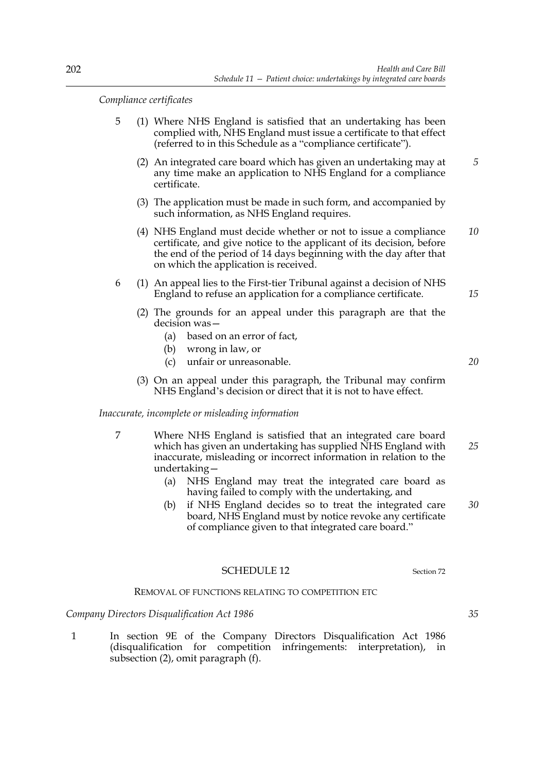*Compliance certificates*

5 (1) Where NHS England is satisfied that an undertaking has been complied with, NHS England must issue a certificate to that effect (referred to in this Schedule as a "compliance certificate").

(2) An integrated care board which has given an undertaking may at any time make an application to NHS England for a compliance certificate.

(3) The application must be made in such form, and accompanied by such information, as NHS England requires.

(4) NHS England must decide whether or not to issue a compliance certificate, and give notice to the applicant of its decision, before the end of the period of 14 days beginning with the day after that on which the application is received.

6 (1) An appeal lies to the First-tier Tribunal against a decision of NHS England to refuse an application for a compliance certificate.

(2) The grounds for an appeal under this paragraph are that the decision was—

(a) based on an error of fact,

(b) wrong in law, or

(c) unfair or unreasonable.

(3) On an appeal under this paragraph, the Tribunal may confirm NHS England's decision or direct that it is not to have effect.

*Inaccurate, incomplete or misleading information*

7 Where NHS England is satisfied that an integrated care board which has given an undertaking has supplied NHS England with inaccurate, misleading or incorrect information in relation to the undertaking—

(a) NHS England may treat the integrated care board as having failed to comply with the undertaking, and

(b) if NHS England decides so to treat the integrated care board, NHS England must by notice revoke any certificate of compliance given to that integrated care board."

## SCHEDULE 12

Section 72

REMOVAL OF FUNCTIONS RELATING TO COMPETITION ETC

*Company Directors Disqualification Act 1986*

1 In section 9E of the Company Directors Disqualification Act 1986 (disqualification for competition infringements: interpretation), in subsection (2), omit paragraph (f).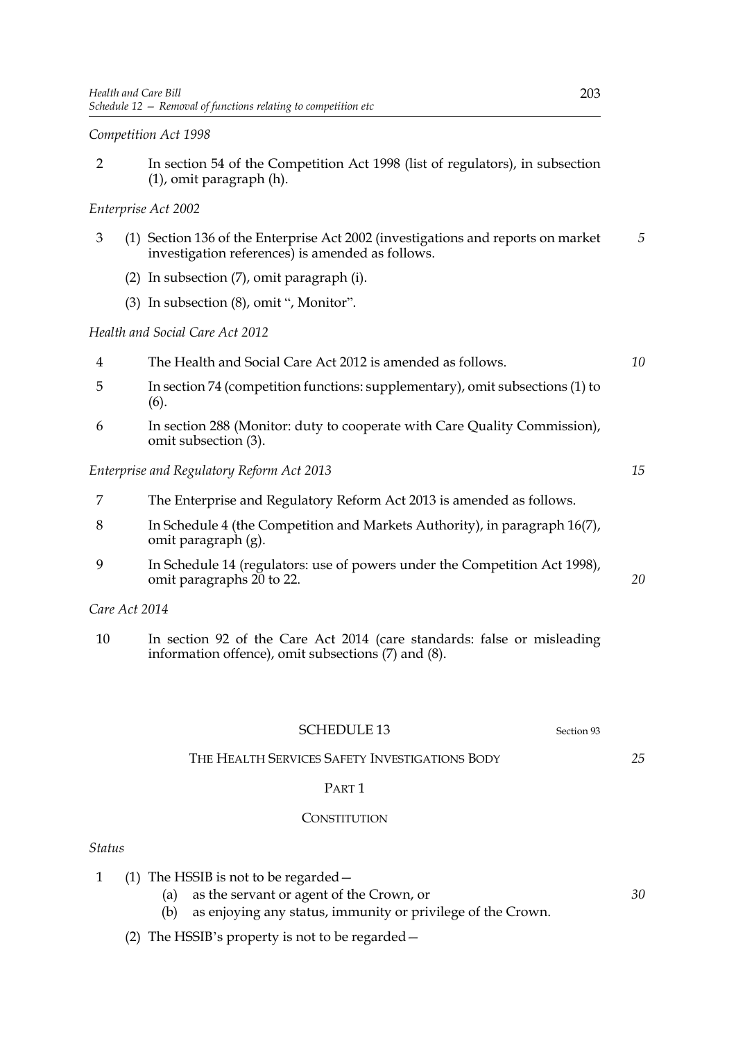*Competition Act 1998*

2 In section 54 of the Competition Act 1998 (list of regulators), in subsection (1), omit paragraph (h).

*Enterprise Act 2002*

3 (1) Section 136 of the Enterprise Act 2002 (investigations and reports on market investigation references) is amended as follows.

(2) In subsection (7), omit paragraph (i).

(3) In subsection (8), omit ", Monitor".

*Health and Social Care Act 2012*

4 The Health and Social Care Act 2012 is amended as follows.

5 In section 74 (competition functions: supplementary), omit subsections (1) to (6).

6 In section 288 (Monitor: duty to cooperate with Care Quality Commission), omit subsection (3).

*Enterprise and Regulatory Reform Act 2013*

7 The Enterprise and Regulatory Reform Act 2013 is amended as follows.

8 In Schedule 4 (the Competition and Markets Authority), in paragraph 16(7), omit paragraph (g).

9 In Schedule 14 (regulators: use of powers under the Competition Act 1998), omit paragraphs 20 to 22.

*Care Act 2014*

10 In section 92 of the Care Act 2014 (care standards: false or misleading information offence), omit subsections (7) and (8).

## SCHEDULE 13

Section 93

## THE HEALTH SERVICES SAFETY INVESTIGATIONS BODY

### PART 1

### CONSTITUTION

*Status*

1 (1) The HSSIB is not to be regarded—
  (a) as the servant or agent of the Crown, or
  (b) as enjoying any status, immunity or privilege of the Crown.

(2) The HSSIB's property is not to be regarded—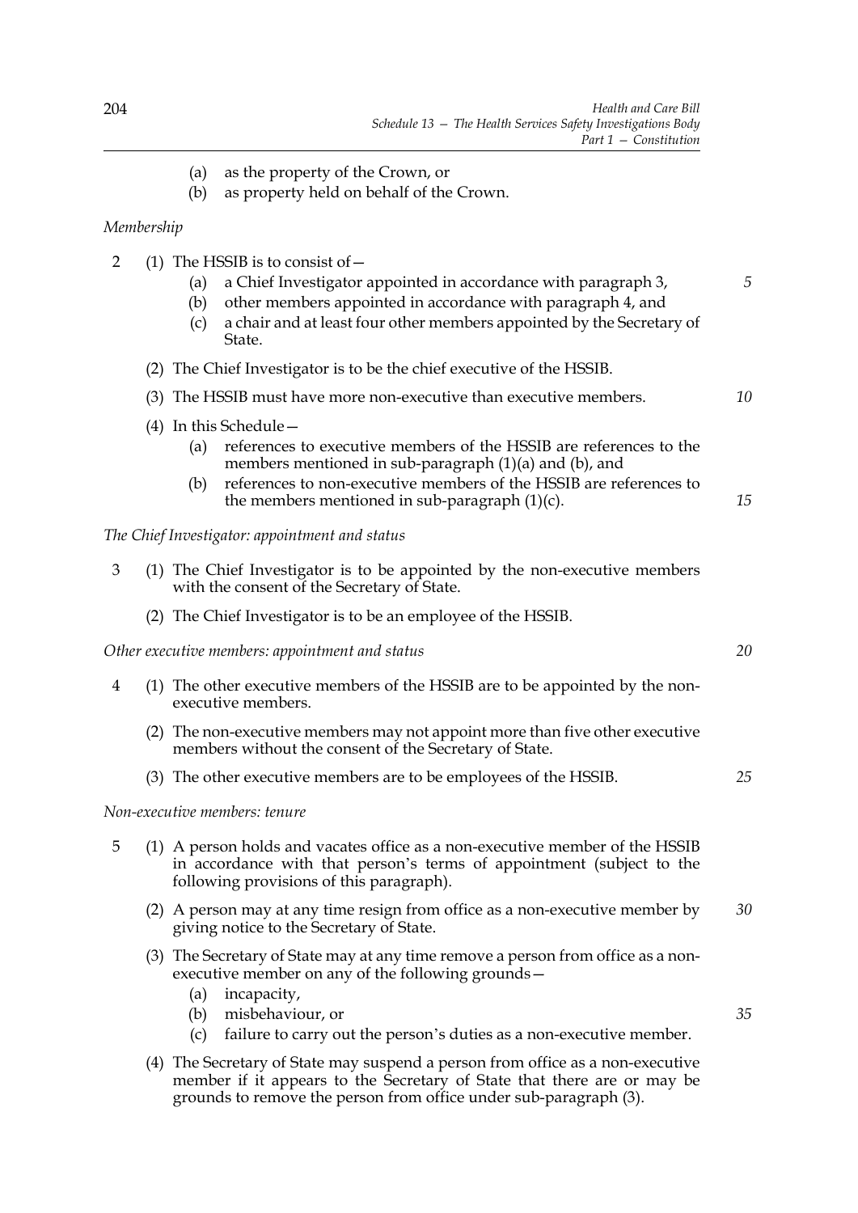(a) as the property of the Crown, or

(b) as property held on behalf of the Crown.

*Membership*

2 (1) The HSSIB is to consist of—

(a) a Chief Investigator appointed in accordance with paragraph 3,

(b) other members appointed in accordance with paragraph 4, and

(c) a chair and at least four other members appointed by the Secretary of State.

(2) The Chief Investigator is to be the chief executive of the HSSIB.

(3) The HSSIB must have more non-executive than executive members.

(4) In this Schedule—

(a) references to executive members of the HSSIB are references to the members mentioned in sub-paragraph (1)(a) and (b), and

(b) references to non-executive members of the HSSIB are references to the members mentioned in sub-paragraph (1)(c).

*The Chief Investigator: appointment and status*

3 (1) The Chief Investigator is to be appointed by the non-executive members with the consent of the Secretary of State.

(2) The Chief Investigator is to be an employee of the HSSIB.

*Other executive members: appointment and status*

4 (1) The other executive members of the HSSIB are to be appointed by the non-executive members.

(2) The non-executive members may not appoint more than five other executive members without the consent of the Secretary of State.

(3) The other executive members are to be employees of the HSSIB.

*Non-executive members: tenure*

5 (1) A person holds and vacates office as a non-executive member of the HSSIB in accordance with that person's terms of appointment (subject to the following provisions of this paragraph).

(2) A person may at any time resign from office as a non-executive member by giving notice to the Secretary of State.

(3) The Secretary of State may at any time remove a person from office as a non-executive member on any of the following grounds—

(a) incapacity,

(b) misbehaviour, or

(c) failure to carry out the person's duties as a non-executive member.

(4) The Secretary of State may suspend a person from office as a non-executive member if it appears to the Secretary of State that there are or may be grounds to remove the person from office under sub-paragraph (3).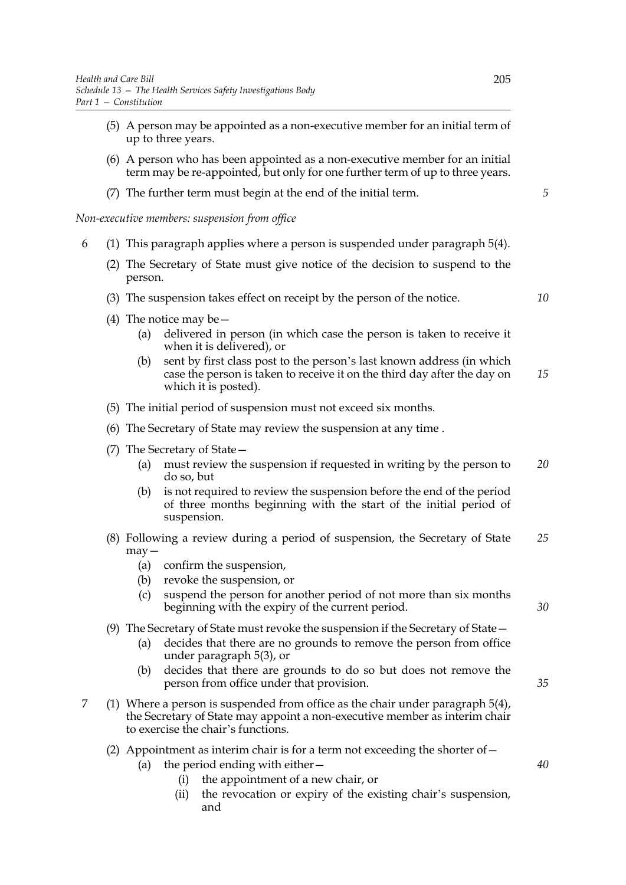(5) A person may be appointed as a non-executive member for an initial term of up to three years.

(6) A person who has been appointed as a non-executive member for an initial term may be re-appointed, but only for one further term of up to three years.

(7) The further term must begin at the end of the initial term.

*Non-executive members: suspension from office*

6 (1) This paragraph applies where a person is suspended under paragraph 5(4).

(2) The Secretary of State must give notice of the decision to suspend to the person.

(3) The suspension takes effect on receipt by the person of the notice.

(4) The notice may be—

- (a) delivered in person (in which case the person is taken to receive it when it is delivered), or
- (b) sent by first class post to the person's last known address (in which case the person is taken to receive it on the third day after the day on which it is posted).

(5) The initial period of suspension must not exceed six months.

(6) The Secretary of State may review the suspension at any time .

(7) The Secretary of State—

- (a) must review the suspension if requested in writing by the person to do so, but
- (b) is not required to review the suspension before the end of the period of three months beginning with the start of the initial period of suspension.

(8) Following a review during a period of suspension, the Secretary of State may—

- (a) confirm the suspension,
- (b) revoke the suspension, or
- (c) suspend the person for another period of not more than six months beginning with the expiry of the current period.

(9) The Secretary of State must revoke the suspension if the Secretary of State—

- (a) decides that there are no grounds to remove the person from office under paragraph 5(3), or
- (b) decides that there are grounds to do so but does not remove the person from office under that provision.

7 (1) Where a person is suspended from office as the chair under paragraph 5(4), the Secretary of State may appoint a non-executive member as interim chair to exercise the chair's functions.

(2) Appointment as interim chair is for a term not exceeding the shorter of—

- (a) the period ending with either—
  - (i) the appointment of a new chair, or
  - (ii) the revocation or expiry of the existing chair's suspension, and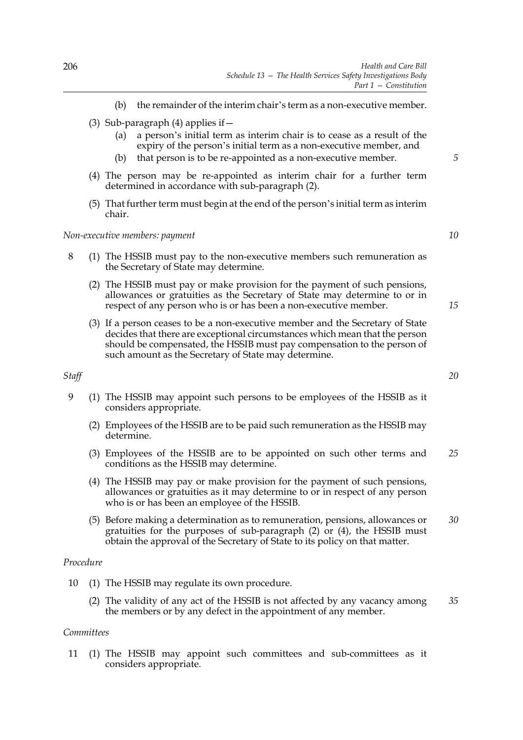(b) the remainder of the interim chair's term as a non-executive member.

(3) Sub-paragraph (4) applies if—

(a) a person's initial term as interim chair is to cease as a result of the expiry of the person's initial term as a non-executive member, and

(b) that person is to be re-appointed as a non-executive member.

(4) The person may be re-appointed as interim chair for a further term determined in accordance with sub-paragraph (2).

(5) That further term must begin at the end of the person's initial term as interim chair.

*Non-executive members: payment*

8 (1) The HSSIB must pay to the non-executive members such remuneration as the Secretary of State may determine.

(2) The HSSIB must pay or make provision for the payment of such pensions, allowances or gratuities as the Secretary of State may determine to or in respect of any person who is or has been a non-executive member.

(3) If a person ceases to be a non-executive member and the Secretary of State decides that there are exceptional circumstances which mean that the person should be compensated, the HSSIB must pay compensation to the person of such amount as the Secretary of State may determine.

*Staff*

9 (1) The HSSIB may appoint such persons to be employees of the HSSIB as it considers appropriate.

(2) Employees of the HSSIB are to be paid such remuneration as the HSSIB may determine.

(3) Employees of the HSSIB are to be appointed on such other terms and conditions as the HSSIB may determine.

(4) The HSSIB may pay or make provision for the payment of such pensions, allowances or gratuities as it may determine to or in respect of any person who is or has been an employee of the HSSIB.

(5) Before making a determination as to remuneration, pensions, allowances or gratuities for the purposes of sub-paragraph (2) or (4), the HSSIB must obtain the approval of the Secretary of State to its policy on that matter.

*Procedure*

10 (1) The HSSIB may regulate its own procedure.

(2) The validity of any act of the HSSIB is not affected by any vacancy among the members or by any defect in the appointment of any member.

*Committees*

11 (1) The HSSIB may appoint such committees and sub-committees as it considers appropriate.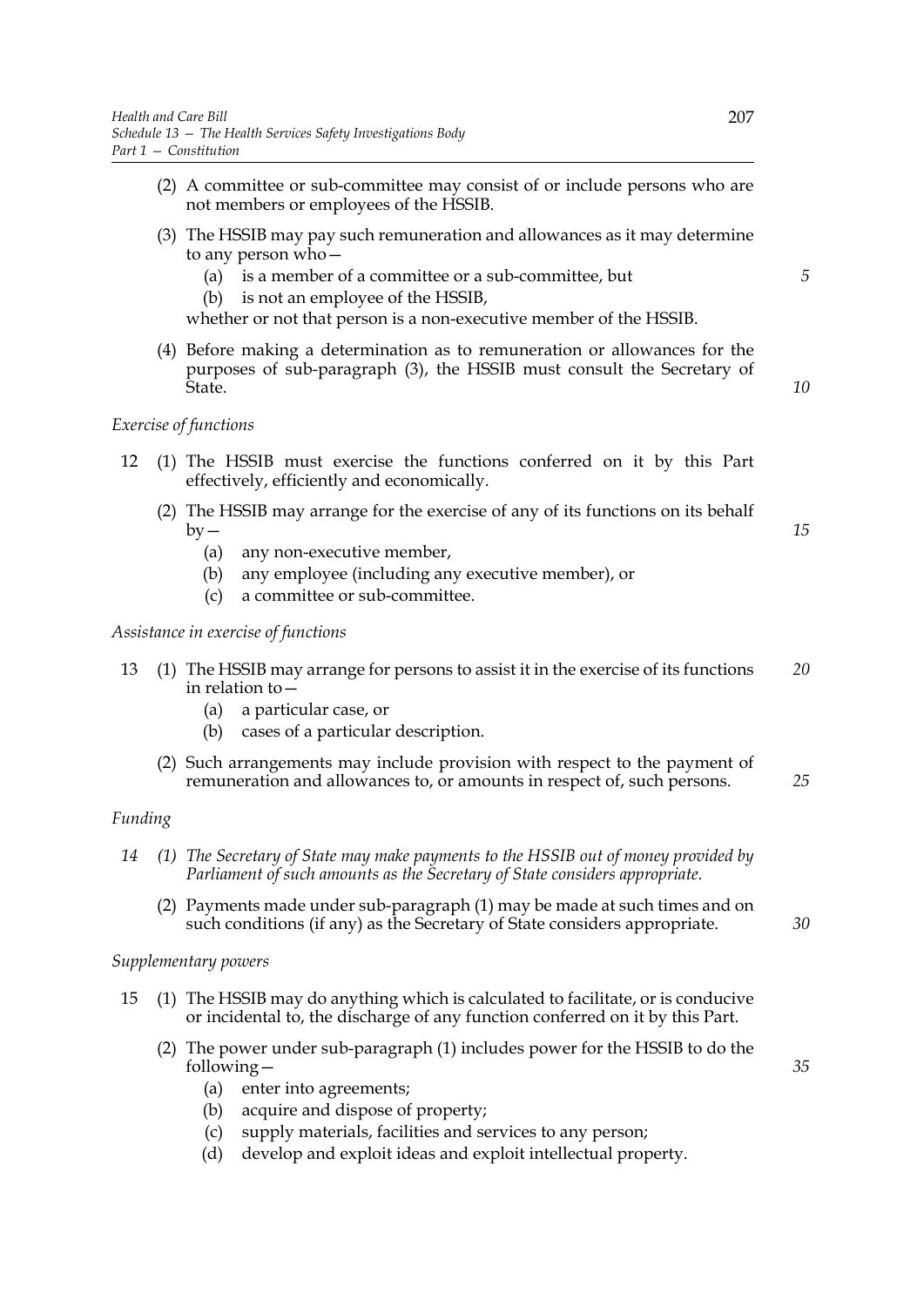(2) A committee or sub-committee may consist of or include persons who are not members or employees of the HSSIB.

(3) The HSSIB may pay such remuneration and allowances as it may determine to any person who—

   (a) is a member of a committee or a sub-committee, but

   (b) is not an employee of the HSSIB,

whether or not that person is a non-executive member of the HSSIB.

(4) Before making a determination as to remuneration or allowances for the purposes of sub-paragraph (3), the HSSIB must consult the Secretary of State.

*Exercise of functions*

12 (1) The HSSIB must exercise the functions conferred on it by this Part effectively, efficiently and economically.

(2) The HSSIB may arrange for the exercise of any of its functions on its behalf by—

   (a) any non-executive member,

   (b) any employee (including any executive member), or

   (c) a committee or sub-committee.

*Assistance in exercise of functions*

13 (1) The HSSIB may arrange for persons to assist it in the exercise of its functions in relation to—

   (a) a particular case, or

   (b) cases of a particular description.

(2) Such arrangements may include provision with respect to the payment of remuneration and allowances to, or amounts in respect of, such persons.

*Funding*

*14 (1) The Secretary of State may make payments to the HSSIB out of money provided by Parliament of such amounts as the Secretary of State considers appropriate.*

(2) Payments made under sub-paragraph (1) may be made at such times and on such conditions (if any) as the Secretary of State considers appropriate.

*Supplementary powers*

15 (1) The HSSIB may do anything which is calculated to facilitate, or is conducive or incidental to, the discharge of any function conferred on it by this Part.

(2) The power under sub-paragraph (1) includes power for the HSSIB to do the following—

   (a) enter into agreements;

   (b) acquire and dispose of property;

   (c) supply materials, facilities and services to any person;

   (d) develop and exploit ideas and exploit intellectual property.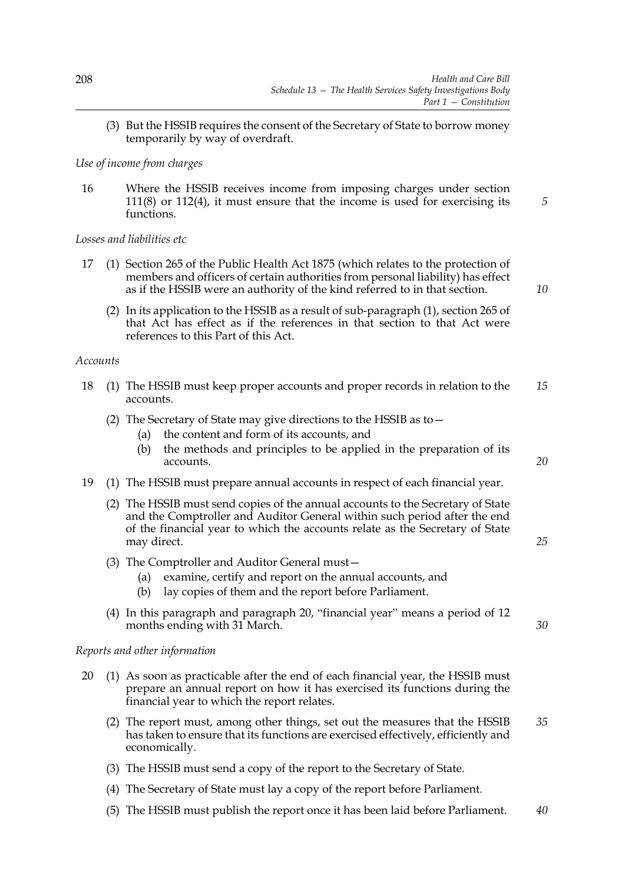(3) But the HSSIB requires the consent of the Secretary of State to borrow money temporarily by way of overdraft.

*Use of income from charges*

16 Where the HSSIB receives income from imposing charges under section 111(8) or 112(4), it must ensure that the income is used for exercising its functions.

*Losses and liabilities etc*

17 (1) Section 265 of the Public Health Act 1875 (which relates to the protection of members and officers of certain authorities from personal liability) has effect as if the HSSIB were an authority of the kind referred to in that section.

(2) In its application to the HSSIB as a result of sub-paragraph (1), section 265 of that Act has effect as if the references in that section to that Act were references to this Part of this Act.

*Accounts*

18 (1) The HSSIB must keep proper accounts and proper records in relation to the accounts.

(2) The Secretary of State may give directions to the HSSIB as to—

(a) the content and form of its accounts, and

(b) the methods and principles to be applied in the preparation of its accounts.

19 (1) The HSSIB must prepare annual accounts in respect of each financial year.

(2) The HSSIB must send copies of the annual accounts to the Secretary of State and the Comptroller and Auditor General within such period after the end of the financial year to which the accounts relate as the Secretary of State may direct.

(3) The Comptroller and Auditor General must—

(a) examine, certify and report on the annual accounts, and

(b) lay copies of them and the report before Parliament.

(4) In this paragraph and paragraph 20, "financial year" means a period of 12 months ending with 31 March.

*Reports and other information*

20 (1) As soon as practicable after the end of each financial year, the HSSIB must prepare an annual report on how it has exercised its functions during the financial year to which the report relates.

(2) The report must, among other things, set out the measures that the HSSIB has taken to ensure that its functions are exercised effectively, efficiently and economically.

(3) The HSSIB must send a copy of the report to the Secretary of State.

(4) The Secretary of State must lay a copy of the report before Parliament.

(5) The HSSIB must publish the report once it has been laid before Parliament.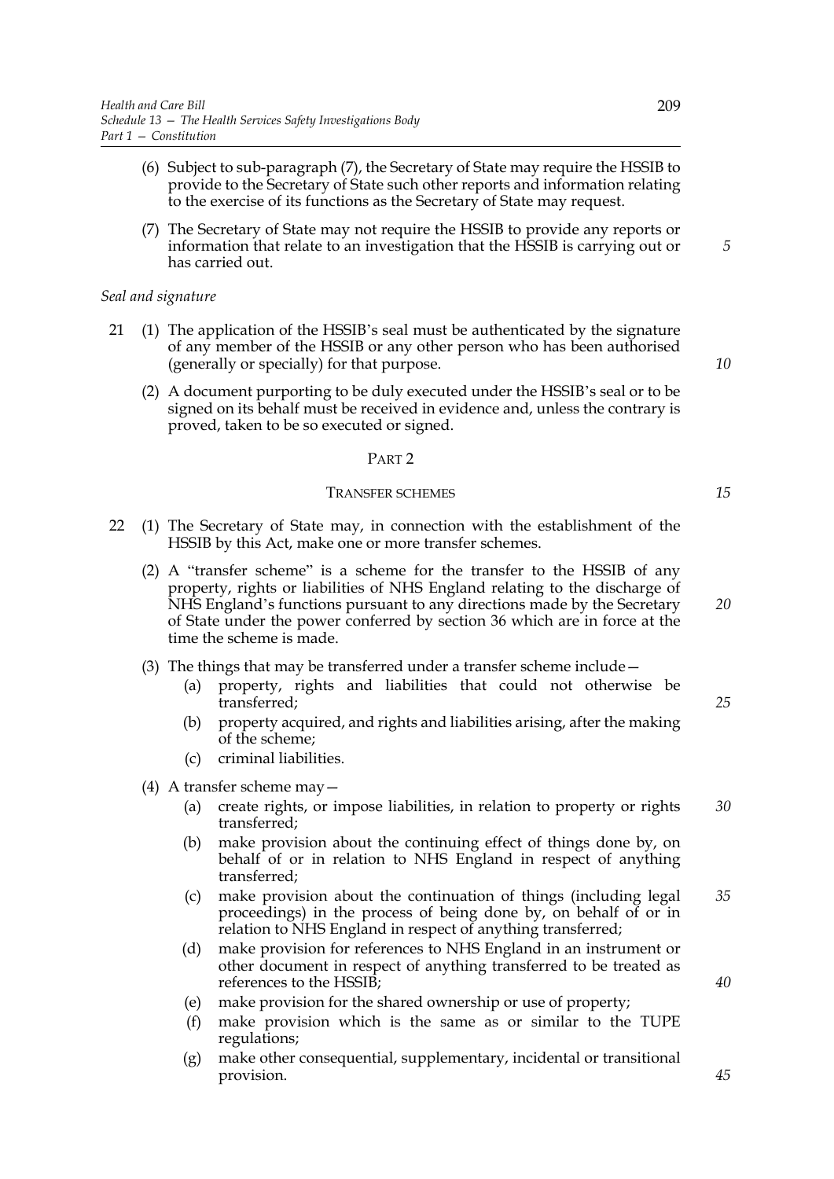(6) Subject to sub-paragraph (7), the Secretary of State may require the HSSIB to provide to the Secretary of State such other reports and information relating to the exercise of its functions as the Secretary of State may request.

(7) The Secretary of State may not require the HSSIB to provide any reports or information that relate to an investigation that the HSSIB is carrying out or has carried out.

*Seal and signature*

21 (1) The application of the HSSIB's seal must be authenticated by the signature of any member of the HSSIB or any other person who has been authorised (generally or specially) for that purpose.

(2) A document purporting to be duly executed under the HSSIB's seal or to be signed on its behalf must be received in evidence and, unless the contrary is proved, taken to be so executed or signed.

## PART 2

### TRANSFER SCHEMES

22 (1) The Secretary of State may, in connection with the establishment of the HSSIB by this Act, make one or more transfer schemes.

(2) A "transfer scheme" is a scheme for the transfer to the HSSIB of any property, rights or liabilities of NHS England relating to the discharge of NHS England's functions pursuant to any directions made by the Secretary of State under the power conferred by section 36 which are in force at the time the scheme is made.

(3) The things that may be transferred under a transfer scheme include—

(a) property, rights and liabilities that could not otherwise be transferred;

(b) property acquired, and rights and liabilities arising, after the making of the scheme;

(c) criminal liabilities.

(4) A transfer scheme may—

(a) create rights, or impose liabilities, in relation to property or rights transferred;

(b) make provision about the continuing effect of things done by, on behalf of or in relation to NHS England in respect of anything transferred;

(c) make provision about the continuation of things (including legal proceedings) in the process of being done by, on behalf of or in relation to NHS England in respect of anything transferred;

(d) make provision for references to NHS England in an instrument or other document in respect of anything transferred to be treated as references to the HSSIB;

(e) make provision for the shared ownership or use of property;

(f) make provision which is the same as or similar to the TUPE regulations;

(g) make other consequential, supplementary, incidental or transitional provision.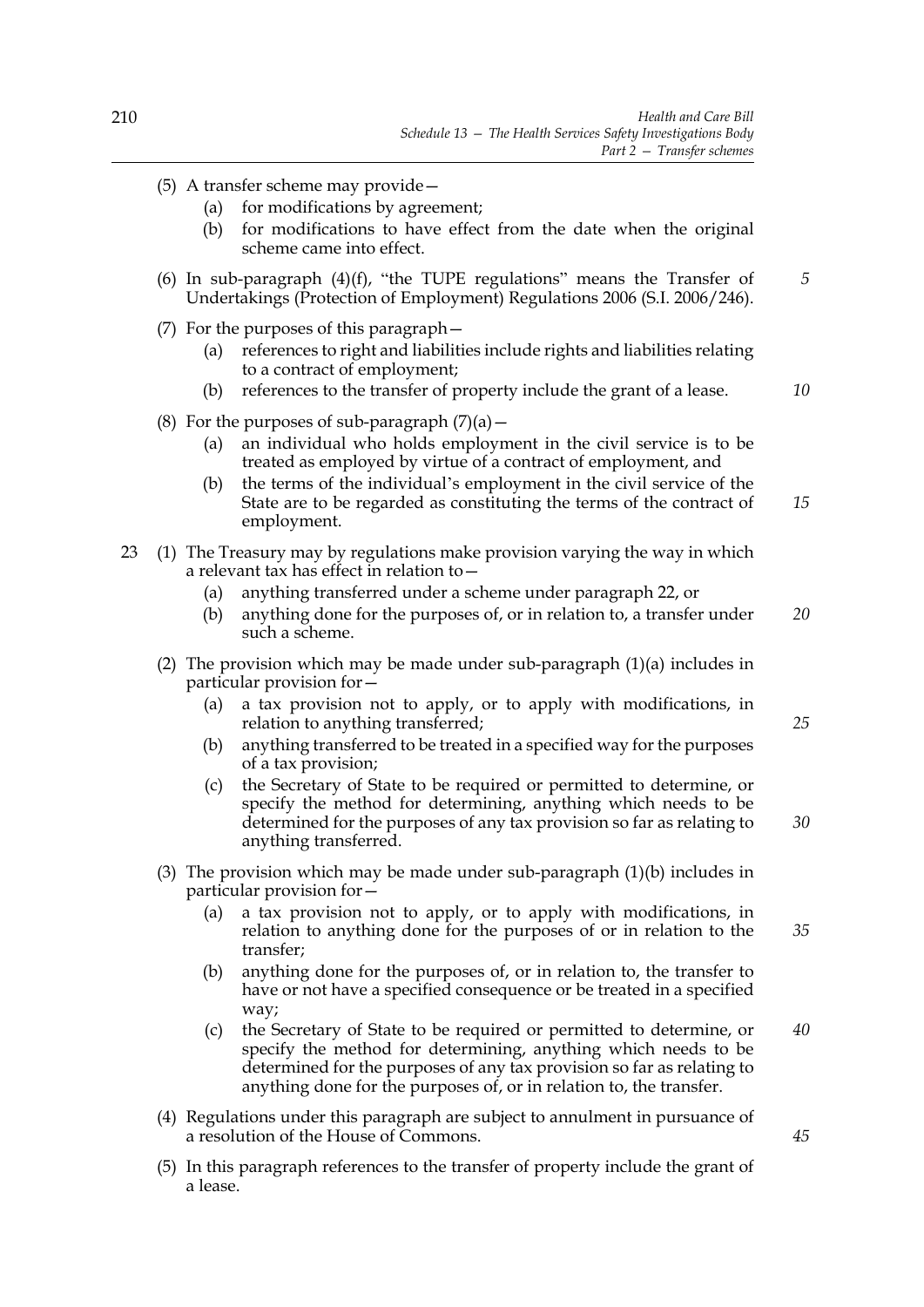(5) A transfer scheme may provide—

  (a) for modifications by agreement;

  (b) for modifications to have effect from the date when the original scheme came into effect.

(6) In sub-paragraph (4)(f), "the TUPE regulations" means the Transfer of Undertakings (Protection of Employment) Regulations 2006 (S.I. 2006/246).

(7) For the purposes of this paragraph—

  (a) references to right and liabilities include rights and liabilities relating to a contract of employment;

  (b) references to the transfer of property include the grant of a lease.

(8) For the purposes of sub-paragraph (7)(a)—

  (a) an individual who holds employment in the civil service is to be treated as employed by virtue of a contract of employment, and

  (b) the terms of the individual's employment in the civil service of the State are to be regarded as constituting the terms of the contract of employment.

23 (1) The Treasury may by regulations make provision varying the way in which a relevant tax has effect in relation to—

  (a) anything transferred under a scheme under paragraph 22, or

  (b) anything done for the purposes of, or in relation to, a transfer under such a scheme.

(2) The provision which may be made under sub-paragraph (1)(a) includes in particular provision for—

  (a) a tax provision not to apply, or to apply with modifications, in relation to anything transferred;

  (b) anything transferred to be treated in a specified way for the purposes of a tax provision;

  (c) the Secretary of State to be required or permitted to determine, or specify the method for determining, anything which needs to be determined for the purposes of any tax provision so far as relating to anything transferred.

(3) The provision which may be made under sub-paragraph (1)(b) includes in particular provision for—

  (a) a tax provision not to apply, or to apply with modifications, in relation to anything done for the purposes of or in relation to the transfer;

  (b) anything done for the purposes of, or in relation to, the transfer to have or not have a specified consequence or be treated in a specified way;

  (c) the Secretary of State to be required or permitted to determine, or specify the method for determining, anything which needs to be determined for the purposes of any tax provision so far as relating to anything done for the purposes of, or in relation to, the transfer.

(4) Regulations under this paragraph are subject to annulment in pursuance of a resolution of the House of Commons.

(5) In this paragraph references to the transfer of property include the grant of a lease.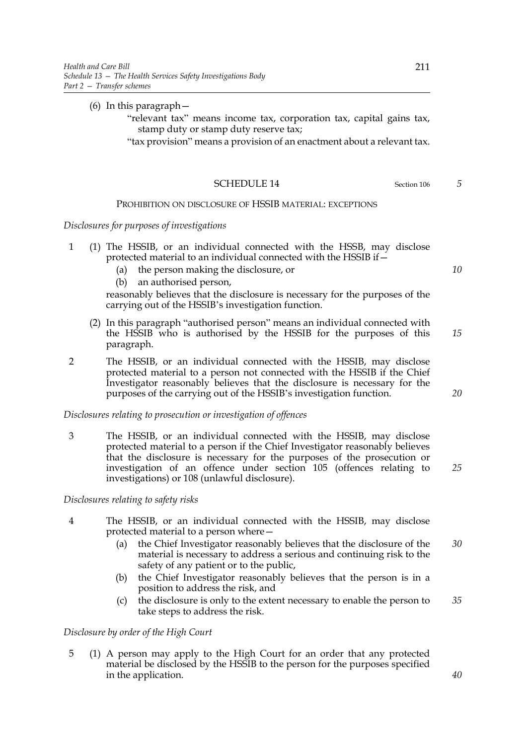(6) In this paragraph—

"relevant tax" means income tax, corporation tax, capital gains tax, stamp duty or stamp duty reserve tax;

"tax provision" means a provision of an enactment about a relevant tax.

## SCHEDULE 14

Section 106

### PROHIBITION ON DISCLOSURE OF HSSIB MATERIAL: EXCEPTIONS

*Disclosures for purposes of investigations*

1 (1) The HSSIB, or an individual connected with the HSSB, may disclose protected material to an individual connected with the HSSIB if—

(a) the person making the disclosure, or

(b) an authorised person,

reasonably believes that the disclosure is necessary for the purposes of the carrying out of the HSSIB's investigation function.

(2) In this paragraph "authorised person" means an individual connected with the HSSIB who is authorised by the HSSIB for the purposes of this paragraph.

2 The HSSIB, or an individual connected with the HSSIB, may disclose protected material to a person not connected with the HSSIB if the Chief Investigator reasonably believes that the disclosure is necessary for the purposes of the carrying out of the HSSIB's investigation function.

*Disclosures relating to prosecution or investigation of offences*

3 The HSSIB, or an individual connected with the HSSIB, may disclose protected material to a person if the Chief Investigator reasonably believes that the disclosure is necessary for the purposes of the prosecution or investigation of an offence under section 105 (offences relating to investigations) or 108 (unlawful disclosure).

*Disclosures relating to safety risks*

4 The HSSIB, or an individual connected with the HSSIB, may disclose protected material to a person where—

(a) the Chief Investigator reasonably believes that the disclosure of the material is necessary to address a serious and continuing risk to the safety of any patient or to the public,

(b) the Chief Investigator reasonably believes that the person is in a position to address the risk, and

(c) the disclosure is only to the extent necessary to enable the person to take steps to address the risk.

*Disclosure by order of the High Court*

5 (1) A person may apply to the High Court for an order that any protected material be disclosed by the HSSIB to the person for the purposes specified in the application.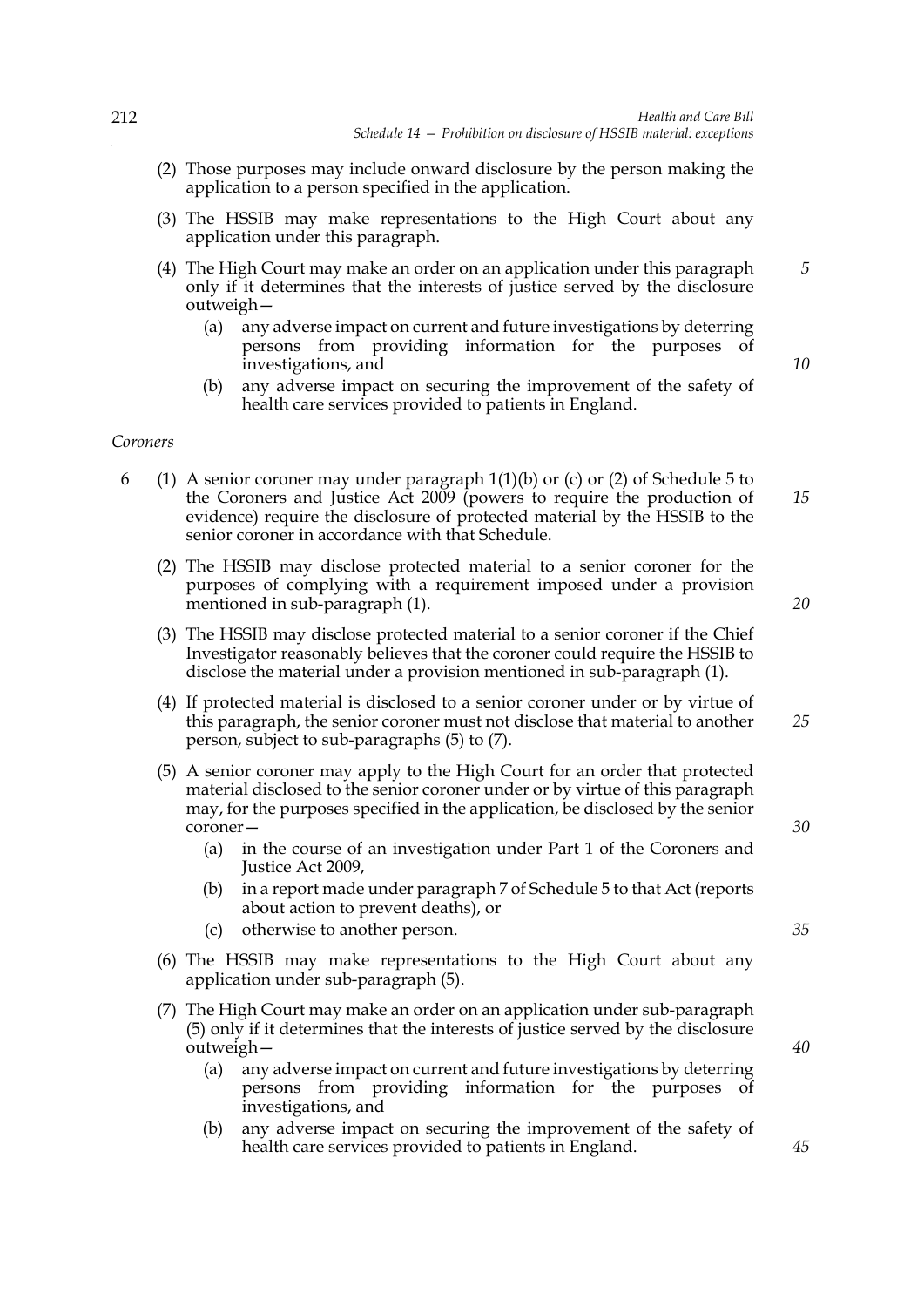(2) Those purposes may include onward disclosure by the person making the application to a person specified in the application.

(3) The HSSIB may make representations to the High Court about any application under this paragraph.

(4) The High Court may make an order on an application under this paragraph only if it determines that the interests of justice served by the disclosure outweigh—

(a) any adverse impact on current and future investigations by deterring persons from providing information for the purposes of investigations, and

(b) any adverse impact on securing the improvement of the safety of health care services provided to patients in England.

*Coroners*

6 (1) A senior coroner may under paragraph 1(1)(b) or (c) or (2) of Schedule 5 to the Coroners and Justice Act 2009 (powers to require the production of evidence) require the disclosure of protected material by the HSSIB to the senior coroner in accordance with that Schedule.

(2) The HSSIB may disclose protected material to a senior coroner for the purposes of complying with a requirement imposed under a provision mentioned in sub-paragraph (1).

(3) The HSSIB may disclose protected material to a senior coroner if the Chief Investigator reasonably believes that the coroner could require the HSSIB to disclose the material under a provision mentioned in sub-paragraph (1).

(4) If protected material is disclosed to a senior coroner under or by virtue of this paragraph, the senior coroner must not disclose that material to another person, subject to sub-paragraphs (5) to (7).

(5) A senior coroner may apply to the High Court for an order that protected material disclosed to the senior coroner under or by virtue of this paragraph may, for the purposes specified in the application, be disclosed by the senior coroner—

(a) in the course of an investigation under Part 1 of the Coroners and Justice Act 2009,

(b) in a report made under paragraph 7 of Schedule 5 to that Act (reports about action to prevent deaths), or

(c) otherwise to another person.

(6) The HSSIB may make representations to the High Court about any application under sub-paragraph (5).

(7) The High Court may make an order on an application under sub-paragraph (5) only if it determines that the interests of justice served by the disclosure outweigh—

(a) any adverse impact on current and future investigations by deterring persons from providing information for the purposes of investigations, and

(b) any adverse impact on securing the improvement of the safety of health care services provided to patients in England.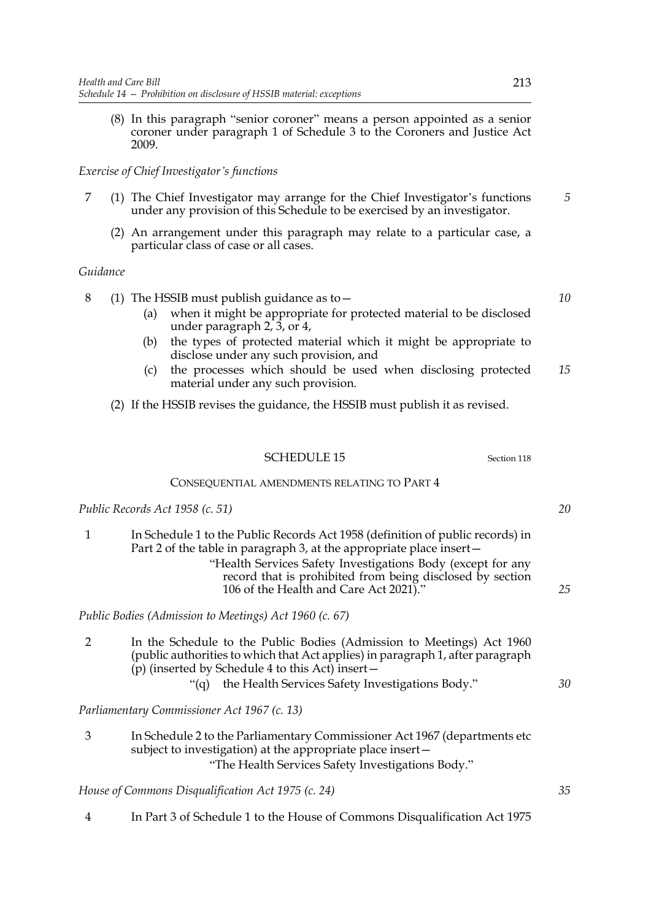(8) In this paragraph "senior coroner" means a person appointed as a senior coroner under paragraph 1 of Schedule 3 to the Coroners and Justice Act 2009.

*Exercise of Chief Investigator's functions*

7 (1) The Chief Investigator may arrange for the Chief Investigator's functions under any provision of this Schedule to be exercised by an investigator.

(2) An arrangement under this paragraph may relate to a particular case, a particular class of case or all cases.

*Guidance*

8 (1) The HSSIB must publish guidance as to—

(a) when it might be appropriate for protected material to be disclosed under paragraph 2, 3, or 4,

(b) the types of protected material which it might be appropriate to disclose under any such provision, and

(c) the processes which should be used when disclosing protected material under any such provision.

(2) If the HSSIB revises the guidance, the HSSIB must publish it as revised.

## SCHEDULE 15

Section 118

### CONSEQUENTIAL AMENDMENTS RELATING TO PART 4

*Public Records Act 1958 (c. 51)*

1 In Schedule 1 to the Public Records Act 1958 (definition of public records) in Part 2 of the table in paragraph 3, at the appropriate place insert—

"Health Services Safety Investigations Body (except for any record that is prohibited from being disclosed by section 106 of the Health and Care Act 2021)."

*Public Bodies (Admission to Meetings) Act 1960 (c. 67)*

2 In the Schedule to the Public Bodies (Admission to Meetings) Act 1960 (public authorities to which that Act applies) in paragraph 1, after paragraph (p) (inserted by Schedule 4 to this Act) insert—

"(q) the Health Services Safety Investigations Body."

*Parliamentary Commissioner Act 1967 (c. 13)*

3 In Schedule 2 to the Parliamentary Commissioner Act 1967 (departments etc subject to investigation) at the appropriate place insert—

"The Health Services Safety Investigations Body."

*House of Commons Disqualification Act 1975 (c. 24)*

4 In Part 3 of Schedule 1 to the House of Commons Disqualification Act 1975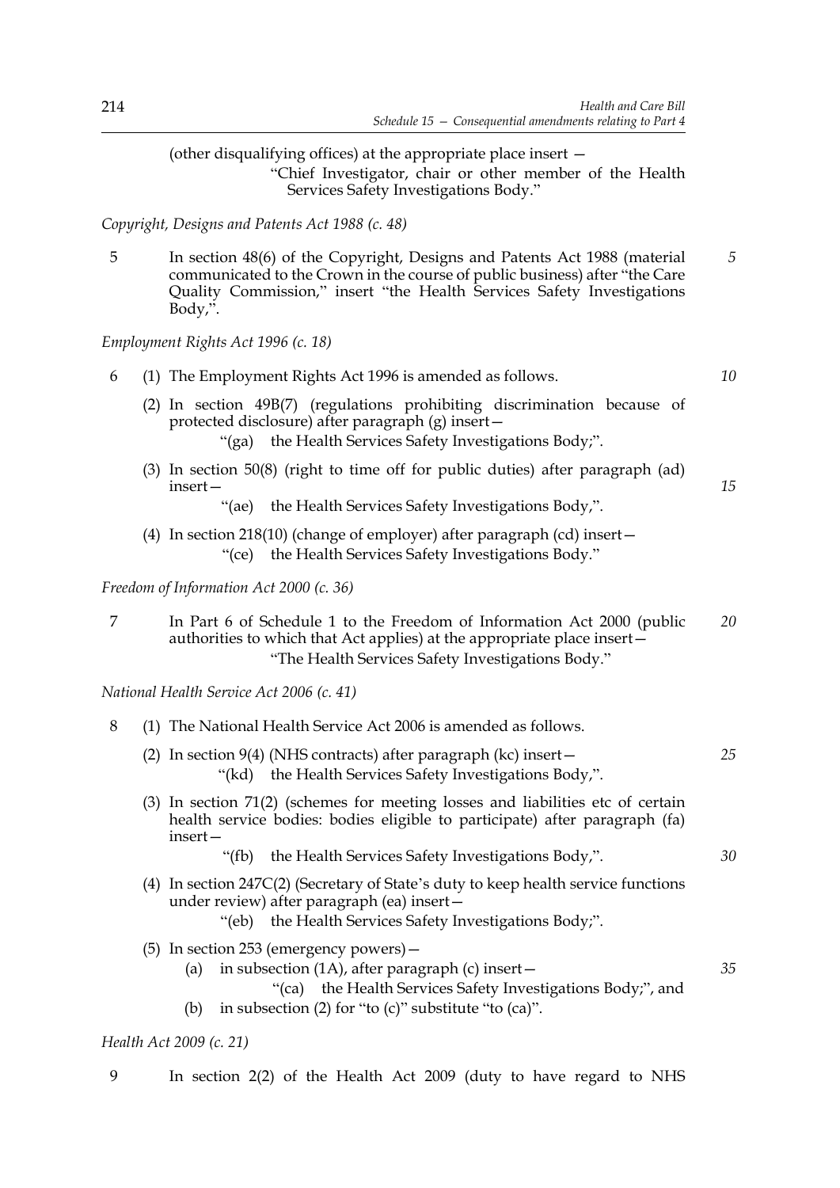(other disqualifying offices) at the appropriate place insert —

> "Chief Investigator, chair or other member of the Health Services Safety Investigations Body."

*Copyright, Designs and Patents Act 1988 (c. 48)*

5 In section 48(6) of the Copyright, Designs and Patents Act 1988 (material communicated to the Crown in the course of public business) after "the Care Quality Commission," insert "the Health Services Safety Investigations Body,".

*Employment Rights Act 1996 (c. 18)*

6 (1) The Employment Rights Act 1996 is amended as follows.

(2) In section 49B(7) (regulations prohibiting discrimination because of protected disclosure) after paragraph (g) insert—

> "(ga) the Health Services Safety Investigations Body;".

(3) In section 50(8) (right to time off for public duties) after paragraph (ad) insert—

> "(ae) the Health Services Safety Investigations Body,".

(4) In section 218(10) (change of employer) after paragraph (cd) insert—

> "(ce) the Health Services Safety Investigations Body."

*Freedom of Information Act 2000 (c. 36)*

7 In Part 6 of Schedule 1 to the Freedom of Information Act 2000 (public authorities to which that Act applies) at the appropriate place insert—

> "The Health Services Safety Investigations Body."

*National Health Service Act 2006 (c. 41)*

8 (1) The National Health Service Act 2006 is amended as follows.

(2) In section 9(4) (NHS contracts) after paragraph (kc) insert—

> "(kd) the Health Services Safety Investigations Body,".

(3) In section 71(2) (schemes for meeting losses and liabilities etc of certain health service bodies: bodies eligible to participate) after paragraph (fa) insert—

> "(fb) the Health Services Safety Investigations Body,".

(4) In section 247C(2) (Secretary of State's duty to keep health service functions under review) after paragraph (ea) insert—

> "(eb) the Health Services Safety Investigations Body;".

(5) In section 253 (emergency powers)—

(a) in subsection (1A), after paragraph (c) insert—

> "(ca) the Health Services Safety Investigations Body;", and

(b) in subsection (2) for "to (c)" substitute "to (ca)".

*Health Act 2009 (c. 21)*

9 In section 2(2) of the Health Act 2009 (duty to have regard to NHS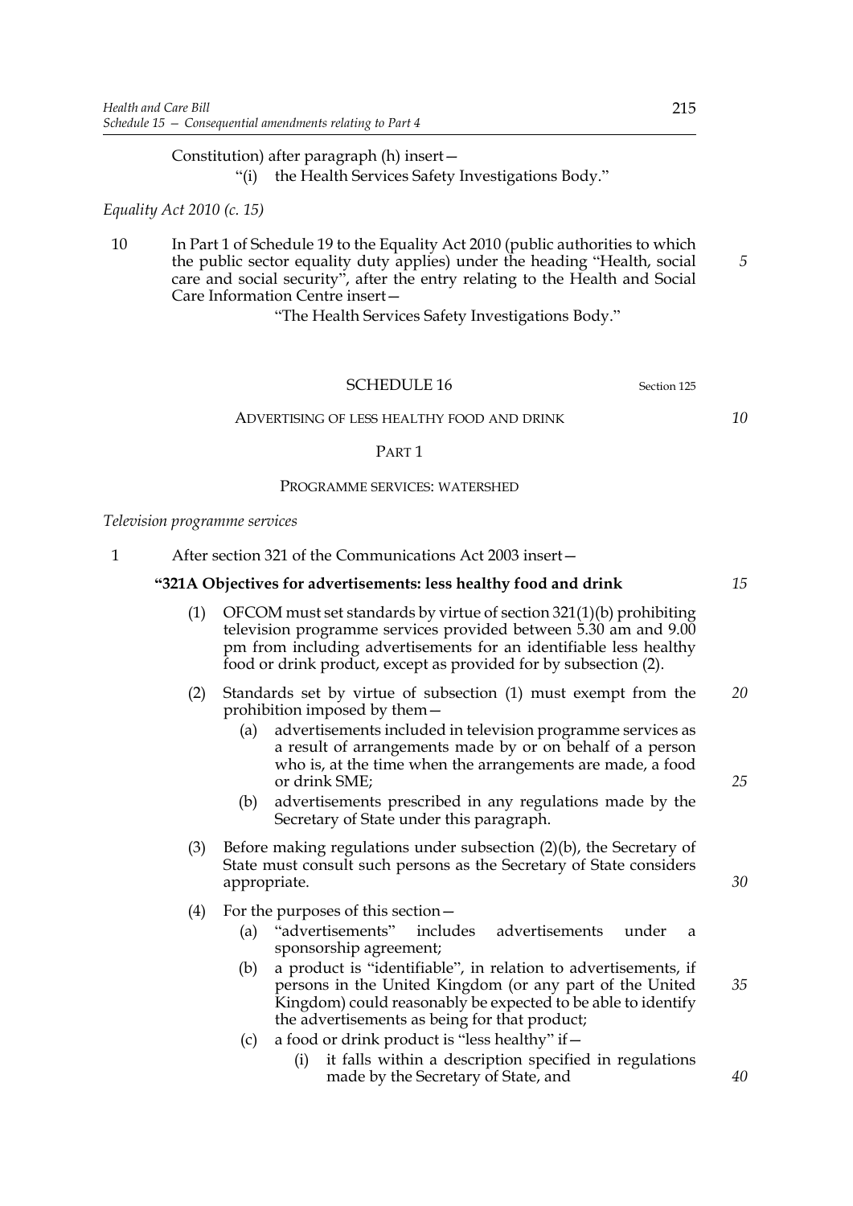Constitution) after paragraph (h) insert—

"(i) the Health Services Safety Investigations Body."

*Equality Act 2010 (c. 15)*

10 In Part 1 of Schedule 19 to the Equality Act 2010 (public authorities to which the public sector equality duty applies) under the heading "Health, social care and social security", after the entry relating to the Health and Social Care Information Centre insert—

"The Health Services Safety Investigations Body."

## SCHEDULE 16

Section 125

ADVERTISING OF LESS HEALTHY FOOD AND DRINK

### PART 1

PROGRAMME SERVICES: WATERSHED

*Television programme services*

1 After section 321 of the Communications Act 2003 insert—

**"321A Objectives for advertisements: less healthy food and drink**

(1) OFCOM must set standards by virtue of section 321(1)(b) prohibiting television programme services provided between 5.30 am and 9.00 pm from including advertisements for an identifiable less healthy food or drink product, except as provided for by subsection (2).

(2) Standards set by virtue of subsection (1) must exempt from the prohibition imposed by them—

(a) advertisements included in television programme services as a result of arrangements made by or on behalf of a person who is, at the time when the arrangements are made, a food or drink SME;

(b) advertisements prescribed in any regulations made by the Secretary of State under this paragraph.

(3) Before making regulations under subsection (2)(b), the Secretary of State must consult such persons as the Secretary of State considers appropriate.

(4) For the purposes of this section—

(a) "advertisements" includes advertisements under a sponsorship agreement;

(b) a product is "identifiable", in relation to advertisements, if persons in the United Kingdom (or any part of the United Kingdom) could reasonably be expected to be able to identify the advertisements as being for that product;

(c) a food or drink product is "less healthy" if—

(i) it falls within a description specified in regulations made by the Secretary of State, and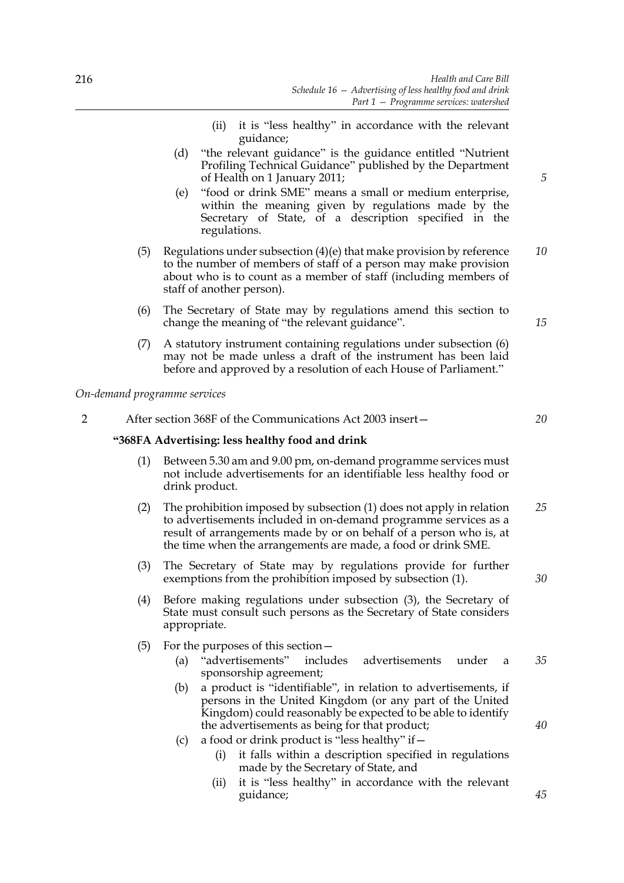(ii) it is "less healthy" in accordance with the relevant guidance;

(d) "the relevant guidance" is the guidance entitled "Nutrient Profiling Technical Guidance" published by the Department of Health on 1 January 2011;

(e) "food or drink SME" means a small or medium enterprise, within the meaning given by regulations made by the Secretary of State, of a description specified in the regulations.

(5) Regulations under subsection (4)(e) that make provision by reference to the number of members of staff of a person may make provision about who is to count as a member of staff (including members of staff of another person).

(6) The Secretary of State may by regulations amend this section to change the meaning of "the relevant guidance".

(7) A statutory instrument containing regulations under subsection (6) may not be made unless a draft of the instrument has been laid before and approved by a resolution of each House of Parliament."

*On-demand programme services*

2 After section 368F of the Communications Act 2003 insert—

**"368FA Advertising: less healthy food and drink**

(1) Between 5.30 am and 9.00 pm, on-demand programme services must not include advertisements for an identifiable less healthy food or drink product.

(2) The prohibition imposed by subsection (1) does not apply in relation to advertisements included in on-demand programme services as a result of arrangements made by or on behalf of a person who is, at the time when the arrangements are made, a food or drink SME.

(3) The Secretary of State may by regulations provide for further exemptions from the prohibition imposed by subsection (1).

(4) Before making regulations under subsection (3), the Secretary of State must consult such persons as the Secretary of State considers appropriate.

(5) For the purposes of this section—

(a) "advertisements" includes advertisements under a sponsorship agreement;

(b) a product is "identifiable", in relation to advertisements, if persons in the United Kingdom (or any part of the United Kingdom) could reasonably be expected to be able to identify the advertisements as being for that product;

(c) a food or drink product is "less healthy" if—

(i) it falls within a description specified in regulations made by the Secretary of State, and

(ii) it is "less healthy" in accordance with the relevant guidance;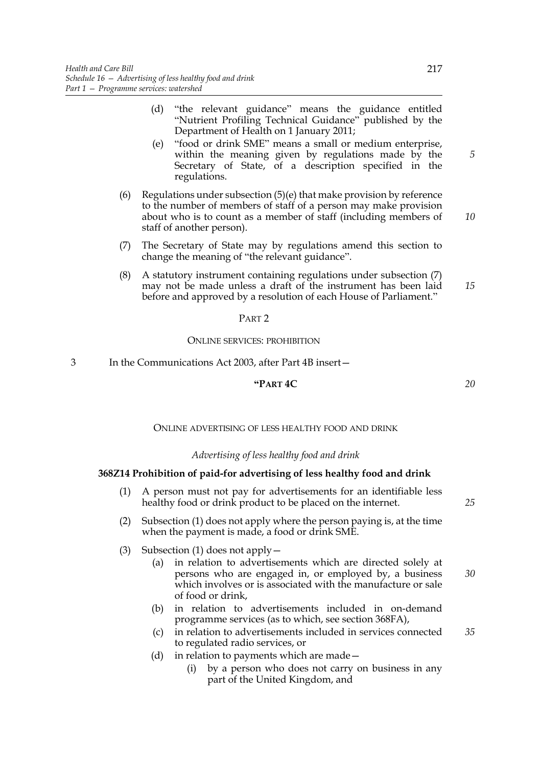(d) "the relevant guidance" means the guidance entitled "Nutrient Profiling Technical Guidance" published by the Department of Health on 1 January 2011;

(e) "food or drink SME" means a small or medium enterprise, within the meaning given by regulations made by the Secretary of State, of a description specified in the regulations.

(6) Regulations under subsection (5)(e) that make provision by reference to the number of members of staff of a person may make provision about who is to count as a member of staff (including members of staff of another person).

(7) The Secretary of State may by regulations amend this section to change the meaning of "the relevant guidance".

(8) A statutory instrument containing regulations under subsection (7) may not be made unless a draft of the instrument has been laid before and approved by a resolution of each House of Parliament."

## PART 2

### ONLINE SERVICES: PROHIBITION

3 In the Communications Act 2003, after Part 4B insert—

## "PART 4C

### ONLINE ADVERTISING OF LESS HEALTHY FOOD AND DRINK

*Advertising of less healthy food and drink*

**368Z14 Prohibition of paid-for advertising of less healthy food and drink**

(1) A person must not pay for advertisements for an identifiable less healthy food or drink product to be placed on the internet.

(2) Subsection (1) does not apply where the person paying is, at the time when the payment is made, a food or drink SME.

(3) Subsection (1) does not apply—

(a) in relation to advertisements which are directed solely at persons who are engaged in, or employed by, a business which involves or is associated with the manufacture or sale of food or drink,

(b) in relation to advertisements included in on-demand programme services (as to which, see section 368FA),

(c) in relation to advertisements included in services connected to regulated radio services, or

(d) in relation to payments which are made—

(i) by a person who does not carry on business in any part of the United Kingdom, and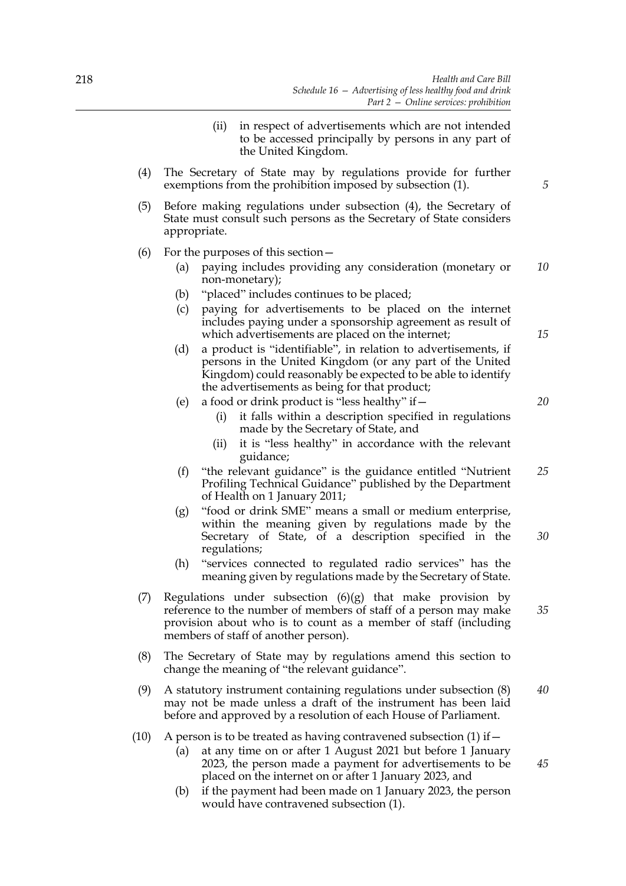(ii) in respect of advertisements which are not intended to be accessed principally by persons in any part of the United Kingdom.

(4) The Secretary of State may by regulations provide for further exemptions from the prohibition imposed by subsection (1).

(5) Before making regulations under subsection (4), the Secretary of State must consult such persons as the Secretary of State considers appropriate.

(6) For the purposes of this section—

(a) paying includes providing any consideration (monetary or non-monetary);

(b) "placed" includes continues to be placed;

(c) paying for advertisements to be placed on the internet includes paying under a sponsorship agreement as result of which advertisements are placed on the internet;

(d) a product is "identifiable", in relation to advertisements, if persons in the United Kingdom (or any part of the United Kingdom) could reasonably be expected to be able to identify the advertisements as being for that product;

(e) a food or drink product is "less healthy" if—

(i) it falls within a description specified in regulations made by the Secretary of State, and

(ii) it is "less healthy" in accordance with the relevant guidance;

(f) "the relevant guidance" is the guidance entitled "Nutrient Profiling Technical Guidance" published by the Department of Health on 1 January 2011;

(g) "food or drink SME" means a small or medium enterprise, within the meaning given by regulations made by the Secretary of State, of a description specified in the regulations;

(h) "services connected to regulated radio services" has the meaning given by regulations made by the Secretary of State.

(7) Regulations under subsection (6)(g) that make provision by reference to the number of members of staff of a person may make provision about who is to count as a member of staff (including members of staff of another person).

(8) The Secretary of State may by regulations amend this section to change the meaning of "the relevant guidance".

(9) A statutory instrument containing regulations under subsection (8) may not be made unless a draft of the instrument has been laid before and approved by a resolution of each House of Parliament.

(10) A person is to be treated as having contravened subsection (1) if—

(a) at any time on or after 1 August 2021 but before 1 January 2023, the person made a payment for advertisements to be placed on the internet on or after 1 January 2023, and

(b) if the payment had been made on 1 January 2023, the person would have contravened subsection (1).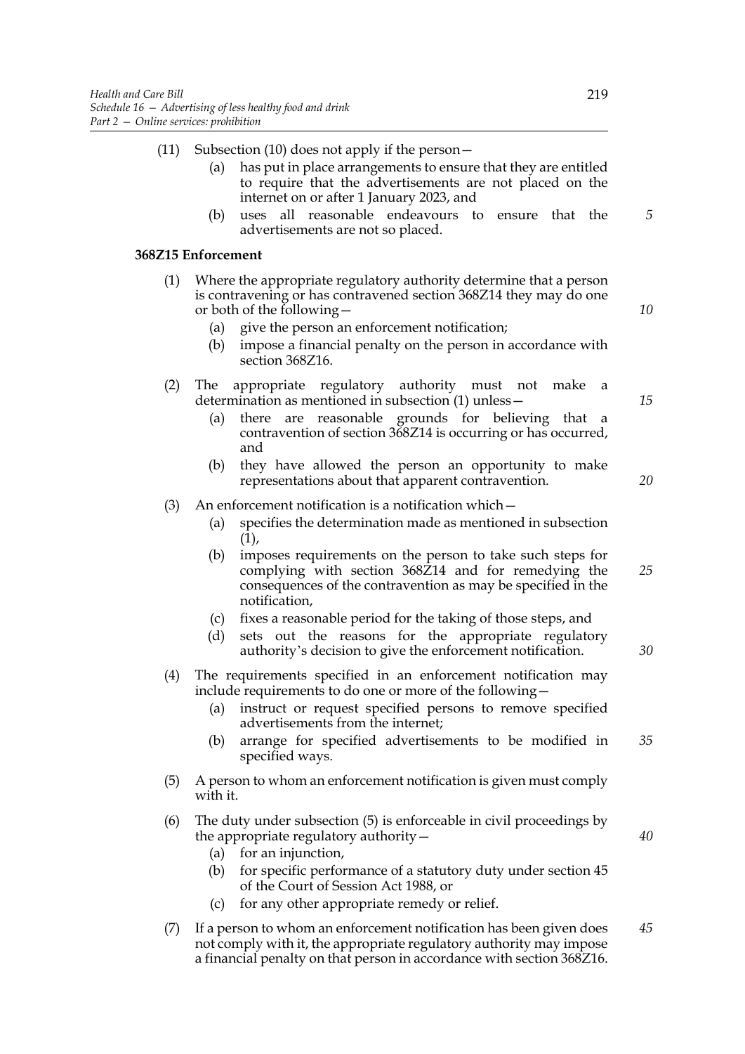(11) Subsection (10) does not apply if the person—

(a) has put in place arrangements to ensure that they are entitled to require that the advertisements are not placed on the internet on or after 1 January 2023, and

(b) uses all reasonable endeavours to ensure that the advertisements are not so placed.

**368Z15 Enforcement**

(1) Where the appropriate regulatory authority determine that a person is contravening or has contravened section 368Z14 they may do one or both of the following—

(a) give the person an enforcement notification;

(b) impose a financial penalty on the person in accordance with section 368Z16.

(2) The appropriate regulatory authority must not make a determination as mentioned in subsection (1) unless—

(a) there are reasonable grounds for believing that a contravention of section 368Z14 is occurring or has occurred, and

(b) they have allowed the person an opportunity to make representations about that apparent contravention.

(3) An enforcement notification is a notification which—

(a) specifies the determination made as mentioned in subsection (1),

(b) imposes requirements on the person to take such steps for complying with section 368Z14 and for remedying the consequences of the contravention as may be specified in the notification,

(c) fixes a reasonable period for the taking of those steps, and

(d) sets out the reasons for the appropriate regulatory authority's decision to give the enforcement notification.

(4) The requirements specified in an enforcement notification may include requirements to do one or more of the following—

(a) instruct or request specified persons to remove specified advertisements from the internet;

(b) arrange for specified advertisements to be modified in specified ways.

(5) A person to whom an enforcement notification is given must comply with it.

(6) The duty under subsection (5) is enforceable in civil proceedings by the appropriate regulatory authority—

(a) for an injunction,

(b) for specific performance of a statutory duty under section 45 of the Court of Session Act 1988, or

(c) for any other appropriate remedy or relief.

(7) If a person to whom an enforcement notification has been given does not comply with it, the appropriate regulatory authority may impose a financial penalty on that person in accordance with section 368Z16.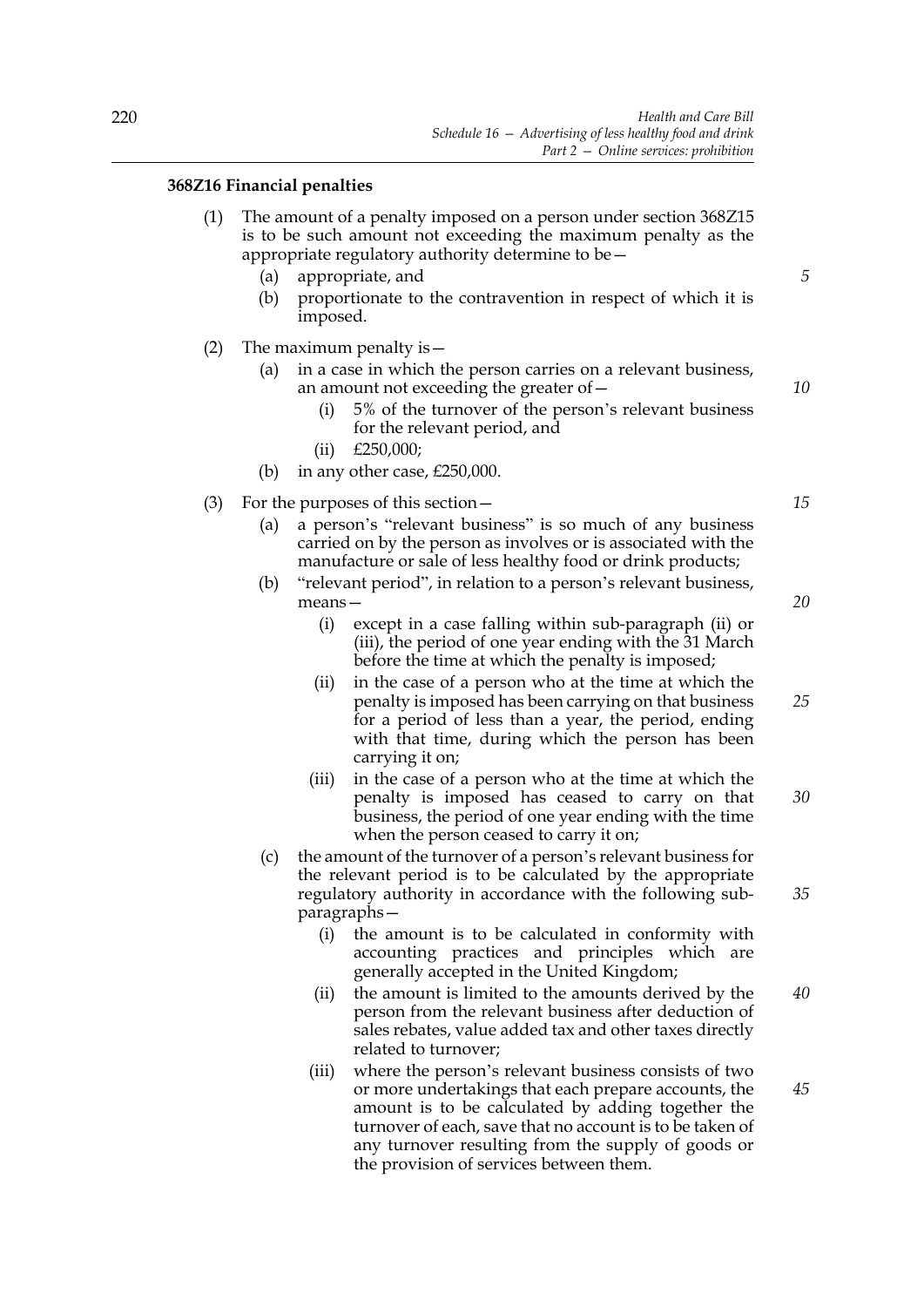**368Z16 Financial penalties**

(1) The amount of a penalty imposed on a person under section 368Z15 is to be such amount not exceeding the maximum penalty as the appropriate regulatory authority determine to be—

- (a) appropriate, and
- (b) proportionate to the contravention in respect of which it is imposed.

(2) The maximum penalty is—

- (a) in a case in which the person carries on a relevant business, an amount not exceeding the greater of—
  - (i) 5% of the turnover of the person's relevant business for the relevant period, and
  - (ii) £250,000;
- (b) in any other case, £250,000.

(3) For the purposes of this section—

- (a) a person's "relevant business" is so much of any business carried on by the person as involves or is associated with the manufacture or sale of less healthy food or drink products;
- (b) "relevant period", in relation to a person's relevant business, means—
  - (i) except in a case falling within sub-paragraph (ii) or (iii), the period of one year ending with the 31 March before the time at which the penalty is imposed;
  - (ii) in the case of a person who at the time at which the penalty is imposed has been carrying on that business for a period of less than a year, the period, ending with that time, during which the person has been carrying it on;
  - (iii) in the case of a person who at the time at which the penalty is imposed has ceased to carry on that business, the period of one year ending with the time when the person ceased to carry it on;
- (c) the amount of the turnover of a person's relevant business for the relevant period is to be calculated by the appropriate regulatory authority in accordance with the following sub-paragraphs—
  - (i) the amount is to be calculated in conformity with accounting practices and principles which are generally accepted in the United Kingdom;
  - (ii) the amount is limited to the amounts derived by the person from the relevant business after deduction of sales rebates, value added tax and other taxes directly related to turnover;
  - (iii) where the person's relevant business consists of two or more undertakings that each prepare accounts, the amount is to be calculated by adding together the turnover of each, save that no account is to be taken of any turnover resulting from the supply of goods or the provision of services between them.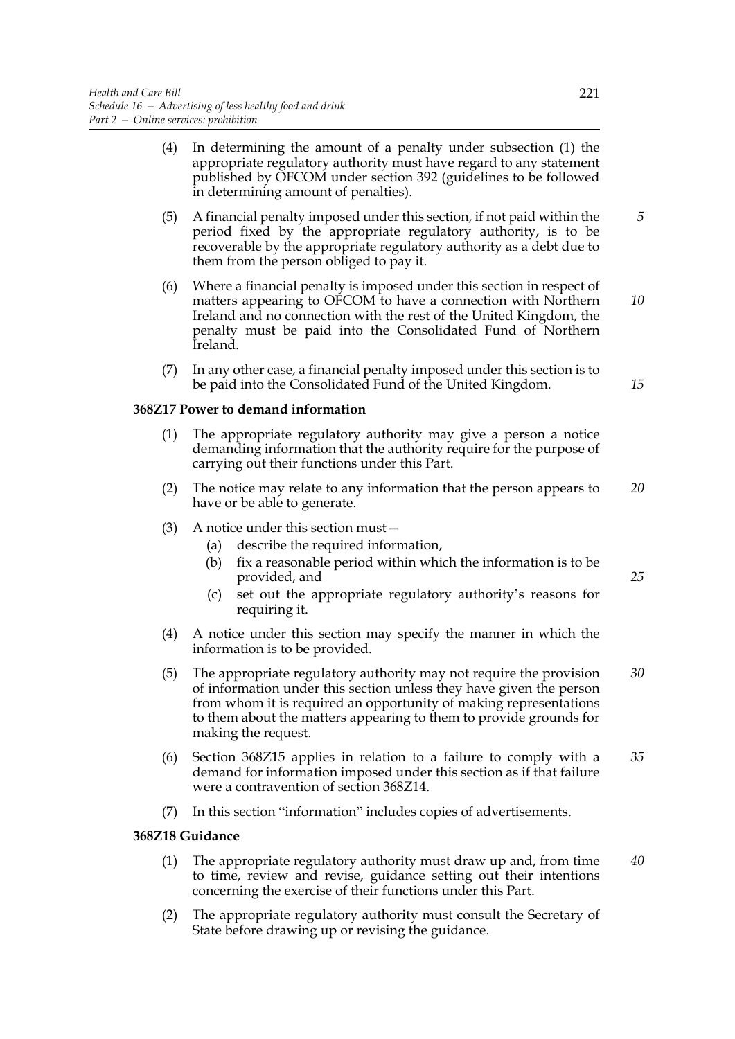(4) In determining the amount of a penalty under subsection (1) the appropriate regulatory authority must have regard to any statement published by OFCOM under section 392 (guidelines to be followed in determining amount of penalties).

(5) A financial penalty imposed under this section, if not paid within the period fixed by the appropriate regulatory authority, is to be recoverable by the appropriate regulatory authority as a debt due to them from the person obliged to pay it.

(6) Where a financial penalty is imposed under this section in respect of matters appearing to OFCOM to have a connection with Northern Ireland and no connection with the rest of the United Kingdom, the penalty must be paid into the Consolidated Fund of Northern Ireland.

(7) In any other case, a financial penalty imposed under this section is to be paid into the Consolidated Fund of the United Kingdom.

**368Z17 Power to demand information**

(1) The appropriate regulatory authority may give a person a notice demanding information that the authority require for the purpose of carrying out their functions under this Part.

(2) The notice may relate to any information that the person appears to have or be able to generate.

(3) A notice under this section must—
   (a) describe the required information,
   (b) fix a reasonable period within which the information is to be provided, and
   (c) set out the appropriate regulatory authority's reasons for requiring it.

(4) A notice under this section may specify the manner in which the information is to be provided.

(5) The appropriate regulatory authority may not require the provision of information under this section unless they have given the person from whom it is required an opportunity of making representations to them about the matters appearing to them to provide grounds for making the request.

(6) Section 368Z15 applies in relation to a failure to comply with a demand for information imposed under this section as if that failure were a contravention of section 368Z14.

(7) In this section "information" includes copies of advertisements.

**368Z18 Guidance**

(1) The appropriate regulatory authority must draw up and, from time to time, review and revise, guidance setting out their intentions concerning the exercise of their functions under this Part.

(2) The appropriate regulatory authority must consult the Secretary of State before drawing up or revising the guidance.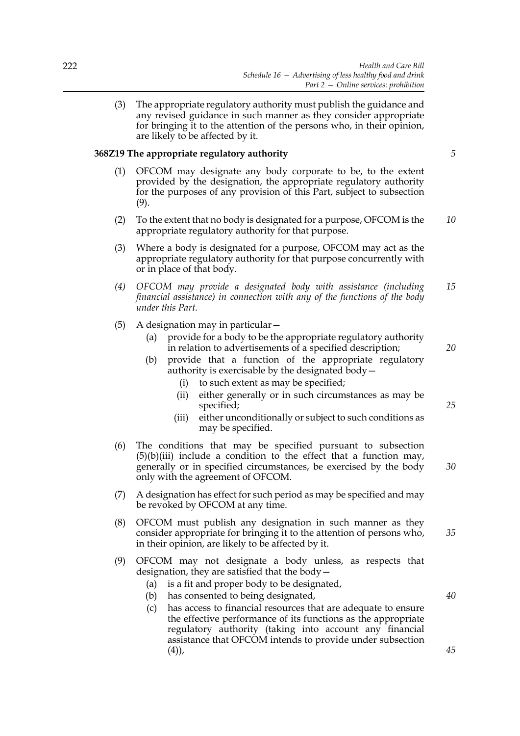(3) The appropriate regulatory authority must publish the guidance and any revised guidance in such manner as they consider appropriate for bringing it to the attention of the persons who, in their opinion, are likely to be affected by it.

**368Z19 The appropriate regulatory authority**

(1) OFCOM may designate any body corporate to be, to the extent provided by the designation, the appropriate regulatory authority for the purposes of any provision of this Part, subject to subsection (9).

(2) To the extent that no body is designated for a purpose, OFCOM is the appropriate regulatory authority for that purpose.

(3) Where a body is designated for a purpose, OFCOM may act as the appropriate regulatory authority for that purpose concurrently with or in place of that body.

*(4) OFCOM may provide a designated body with assistance (including financial assistance) in connection with any of the functions of the body under this Part.*

(5) A designation may in particular—

- (a) provide for a body to be the appropriate regulatory authority in relation to advertisements of a specified description;
- (b) provide that a function of the appropriate regulatory authority is exercisable by the designated body—
  - (i) to such extent as may be specified;
  - (ii) either generally or in such circumstances as may be specified;
  - (iii) either unconditionally or subject to such conditions as may be specified.

(6) The conditions that may be specified pursuant to subsection (5)(b)(iii) include a condition to the effect that a function may, generally or in specified circumstances, be exercised by the body only with the agreement of OFCOM.

(7) A designation has effect for such period as may be specified and may be revoked by OFCOM at any time.

(8) OFCOM must publish any designation in such manner as they consider appropriate for bringing it to the attention of persons who, in their opinion, are likely to be affected by it.

(9) OFCOM may not designate a body unless, as respects that designation, they are satisfied that the body—

- (a) is a fit and proper body to be designated,
- (b) has consented to being designated,
- (c) has access to financial resources that are adequate to ensure the effective performance of its functions as the appropriate regulatory authority (taking into account any financial assistance that OFCOM intends to provide under subsection (4)),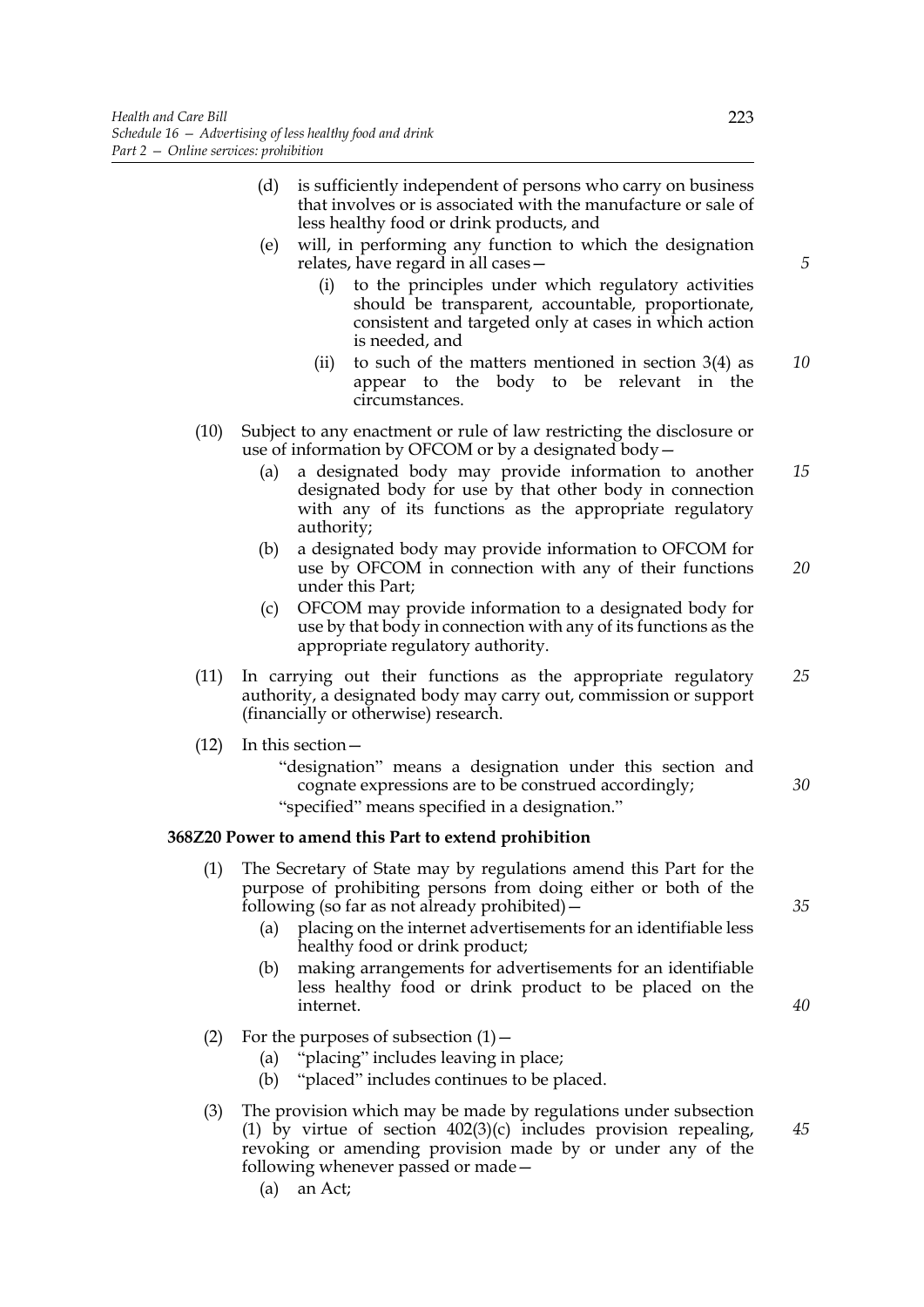(d) is sufficiently independent of persons who carry on business that involves or is associated with the manufacture or sale of less healthy food or drink products, and

(e) will, in performing any function to which the designation relates, have regard in all cases—

(i) to the principles under which regulatory activities should be transparent, accountable, proportionate, consistent and targeted only at cases in which action is needed, and

(ii) to such of the matters mentioned in section 3(4) as appear to the body to be relevant in the circumstances.

(10) Subject to any enactment or rule of law restricting the disclosure or use of information by OFCOM or by a designated body—

(a) a designated body may provide information to another designated body for use by that other body in connection with any of its functions as the appropriate regulatory authority;

(b) a designated body may provide information to OFCOM for use by OFCOM in connection with any of their functions under this Part;

(c) OFCOM may provide information to a designated body for use by that body in connection with any of its functions as the appropriate regulatory authority.

(11) In carrying out their functions as the appropriate regulatory authority, a designated body may carry out, commission or support (financially or otherwise) research.

(12) In this section—

"designation" means a designation under this section and cognate expressions are to be construed accordingly;

"specified" means specified in a designation."

**368Z20 Power to amend this Part to extend prohibition**

(1) The Secretary of State may by regulations amend this Part for the purpose of prohibiting persons from doing either or both of the following (so far as not already prohibited)—

(a) placing on the internet advertisements for an identifiable less healthy food or drink product;

(b) making arrangements for advertisements for an identifiable less healthy food or drink product to be placed on the internet.

(2) For the purposes of subsection (1)—

(a) "placing" includes leaving in place;

(b) "placed" includes continues to be placed.

(3) The provision which may be made by regulations under subsection (1) by virtue of section 402(3)(c) includes provision repealing, revoking or amending provision made by or under any of the following whenever passed or made—

(a) an Act;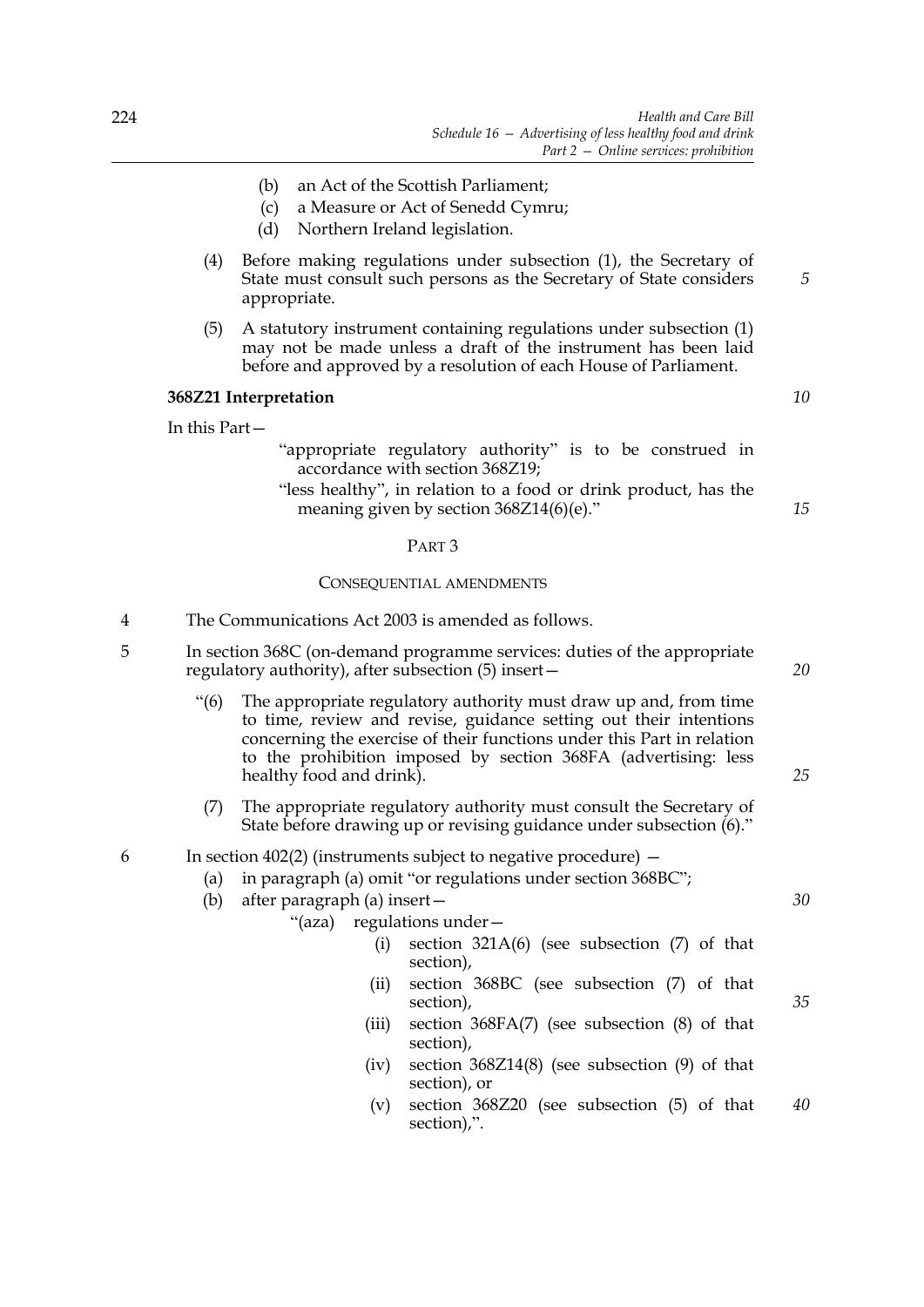(b) an Act of the Scottish Parliament;

(c) a Measure or Act of Senedd Cymru;

(d) Northern Ireland legislation.

(4) Before making regulations under subsection (1), the Secretary of State must consult such persons as the Secretary of State considers appropriate.

(5) A statutory instrument containing regulations under subsection (1) may not be made unless a draft of the instrument has been laid before and approved by a resolution of each House of Parliament.

**368Z21 Interpretation**

In this Part—

"appropriate regulatory authority" is to be construed in accordance with section 368Z19;

"less healthy", in relation to a food or drink product, has the meaning given by section 368Z14(6)(e)."

## PART 3

### CONSEQUENTIAL AMENDMENTS

4 The Communications Act 2003 is amended as follows.

5 In section 368C (on-demand programme services: duties of the appropriate regulatory authority), after subsection (5) insert—

"(6) The appropriate regulatory authority must draw up and, from time to time, review and revise, guidance setting out their intentions concerning the exercise of their functions under this Part in relation to the prohibition imposed by section 368FA (advertising: less healthy food and drink).

(7) The appropriate regulatory authority must consult the Secretary of State before drawing up or revising guidance under subsection (6)."

6 In section 402(2) (instruments subject to negative procedure) —

(a) in paragraph (a) omit "or regulations under section 368BC";

(b) after paragraph (a) insert—

"(aza) regulations under—

(i) section 321A(6) (see subsection (7) of that section),

(ii) section 368BC (see subsection (7) of that section),

(iii) section 368FA(7) (see subsection (8) of that section),

(iv) section 368Z14(8) (see subsection (9) of that section), or

(v) section 368Z20 (see subsection (5) of that section),".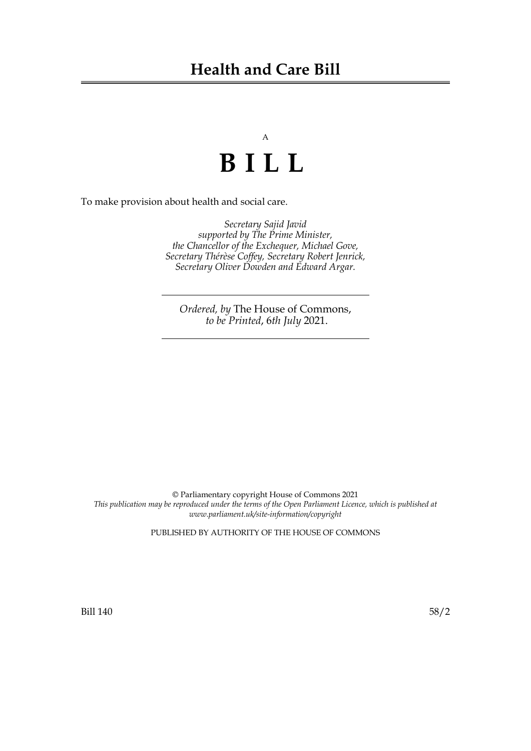# Health and Care Bill

A

# B I L L

To make provision about health and social care.

*Secretary Sajid Javid*
*supported by The Prime Minister,*
*the Chancellor of the Exchequer, Michael Gove,*
*Secretary Thérèse Coffey, Secretary Robert Jenrick,*
*Secretary Oliver Dowden and Edward Argar.*

*Ordered, by* The House of Commons,
*to be Printed*, 6*th July* 2021.

© Parliamentary copyright House of Commons 2021
*This publication may be reproduced under the terms of the Open Parliament Licence, which is published at www.parliament.uk/site-information/copyright*

PUBLISHED BY AUTHORITY OF THE HOUSE OF COMMONS

Bill 140 58/2